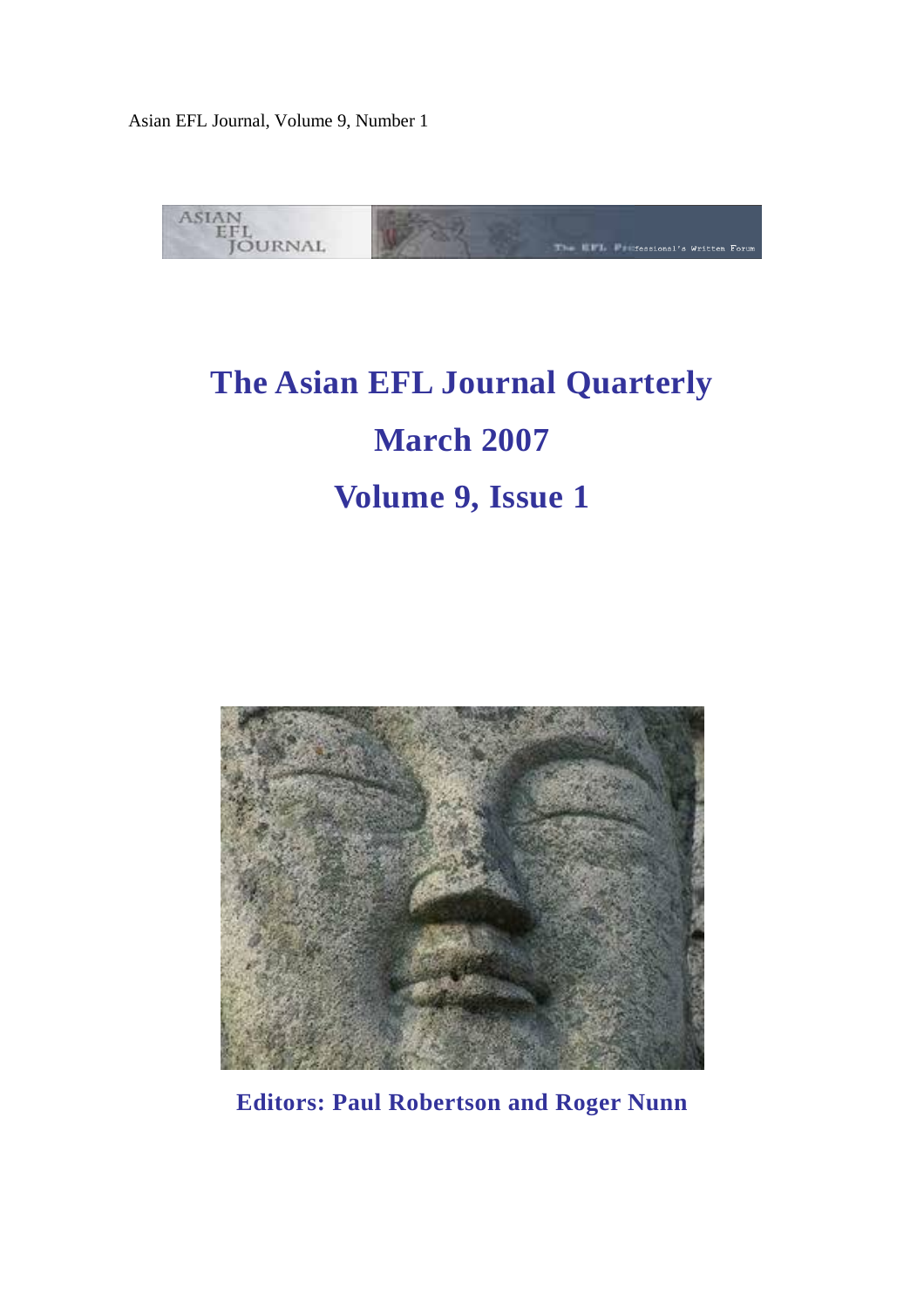Asian EFL Journal, Volume 9, Number 1

# The Asian EFL Journal Quarterly

## March 2007

## Volume 9, Issue 1

**Editors: Paul Robertson and Roger Nunn**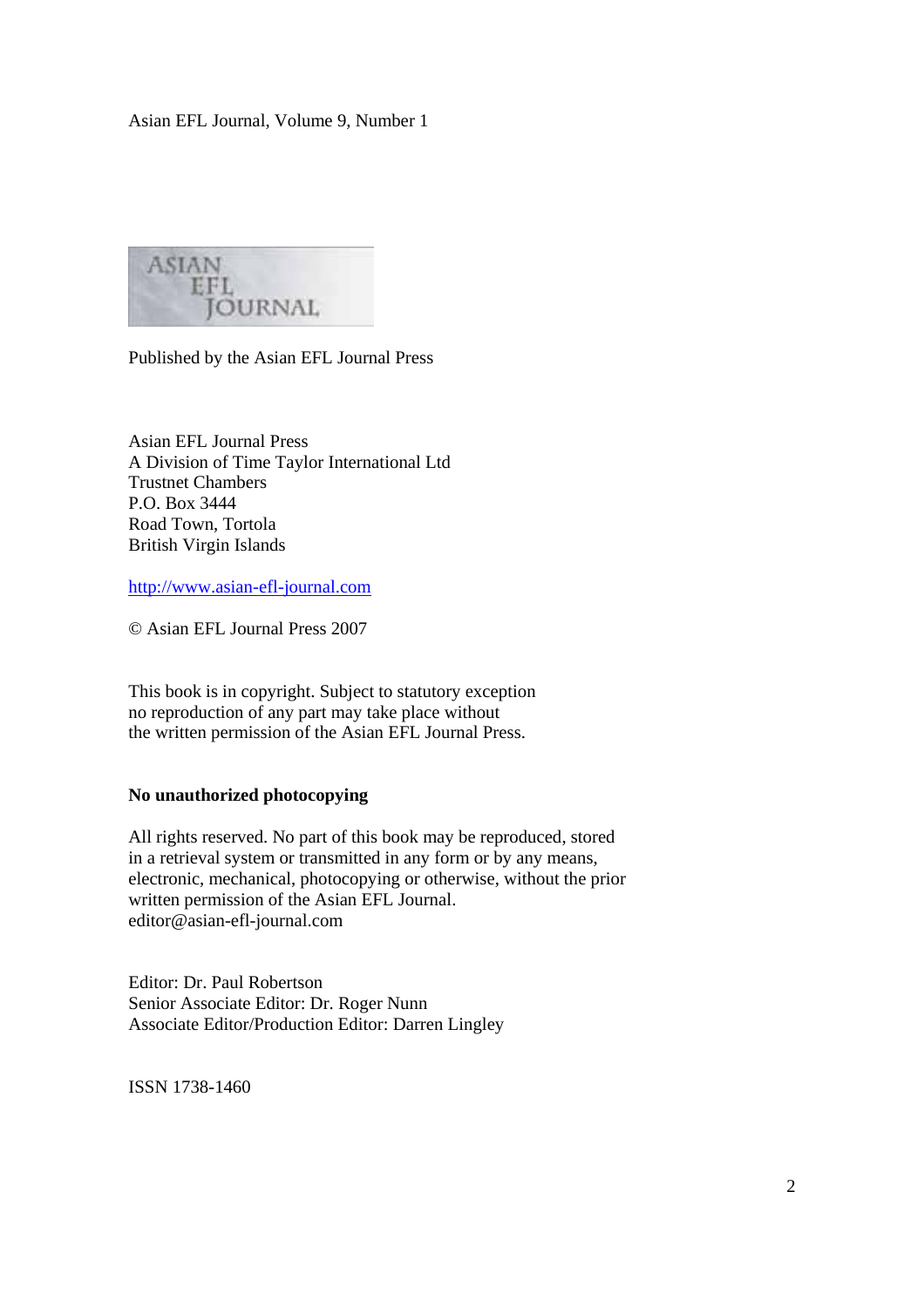Asian EFL Journal, Volume 9, Number 1

Published by the Asian EFL Journal Press

Asian EFL Journal Press  
A Division of Time Taylor International Ltd  
Trustnet Chambers  
P.O. Box 3444  
Road Town, Tortola  
British Virgin Islands

http://www.asian-efl-journal.com

© Asian EFL Journal Press 2007

This book is in copyright. Subject to statutory exception  
no reproduction of any part may take place without  
the written permission of the Asian EFL Journal Press.

**No unauthorized photocopying**

All rights reserved. No part of this book may be reproduced, stored in a retrieval system or transmitted in any form or by any means, electronic, mechanical, photocopying or otherwise, without the prior written permission of the Asian EFL Journal.  
editor@asian-efl-journal.com

Editor: Dr. Paul Robertson  
Senior Associate Editor: Dr. Roger Nunn  
Associate Editor/Production Editor: Darren Lingley

ISSN 1738-1460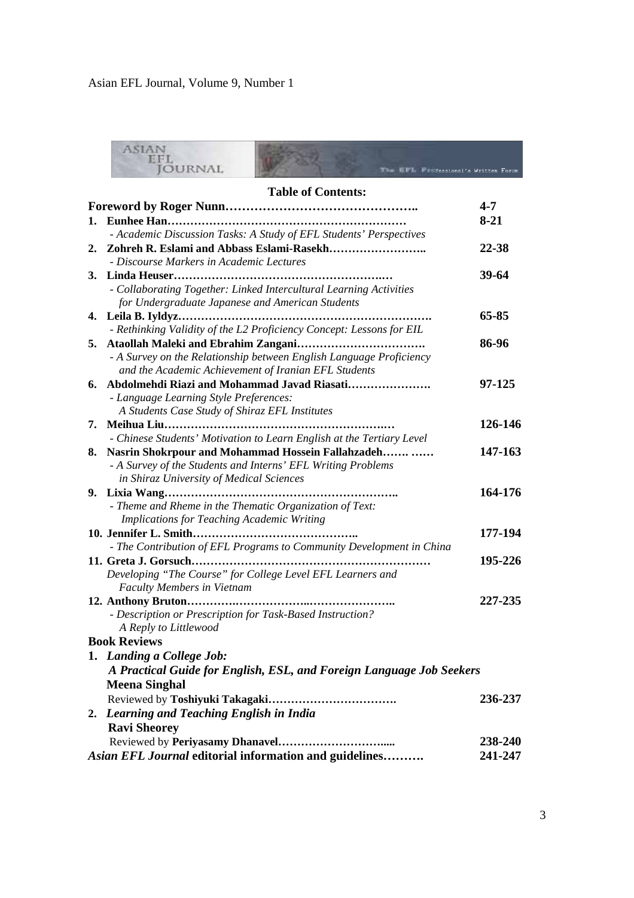## Table of Contents:

| | |
|---|---|
| **Foreword by Roger Nunn……………………………………..** | **4-7** |
| **1. Eunhee Han……………………………………………………** | **8-21** |
| *- Academic Discussion Tasks: A Study of EFL Students' Perspectives* | |
| **2. Zohreh R. Eslami and Abbass Eslami-Rasekh……………………..** | **22-38** |
| *- Discourse Markers in Academic Lectures* | |
| **3. Linda Heuser……………………………………………….…** | **39-64** |
| *- Collaborating Together: Linked Intercultural Learning Activities for Undergraduate Japanese and American Students* | |
| **4. Leila B. Iyldyz……………………………………………………….** | **65-85** |
| *- Rethinking Validity of the L2 Proficiency Concept: Lessons for EIL* | |
| **5. Ataollah Maleki and Ebrahim Zangani…………………………….** | **86-96** |
| *- A Survey on the Relationship between English Language Proficiency and the Academic Achievement of Iranian EFL Students* | |
| **6. Abdolmehdi Riazi and Mohammad Javad Riasati………………….** | **97-125** |
| *- Language Learning Style Preferences: A Students Case Study of Shiraz EFL Institutes* | |
| **7. Meihua Liu………………………………………………….…** | **126-146** |
| *- Chinese Students' Motivation to Learn English at the Tertiary Level* | |
| **8. Nasrin Shokrpour and Mohammad Hossein Fallahzadeh……. ……** | **147-163** |
| *- A Survey of the Students and Interns' EFL Writing Problems in Shiraz University of Medical Sciences* | |
| **9. Lixia Wang……………………………………………………..** | **164-176** |
| *- Theme and Rheme in the Thematic Organization of Text: Implications for Teaching Academic Writing* | |
| **10. Jennifer L. Smith……………………………………..** | **177-194** |
| *- The Contribution of EFL Programs to Community Development in China* | |
| **11. Greta J. Gorsuch………………………………………………………** | **195-226** |
| *Developing "The Course" for College Level EFL Learners and Faculty Members in Vietnam* | |
| **12. Anthony Bruton………….………………...…………………..** | **227-235** |
| *- Description or Prescription for Task-Based Instruction? A Reply to Littlewood* | |
| **Book Reviews** | |
| **1. *Landing a College Job: A Practical Guide for English, ESL, and Foreign Language Job Seekers*** | |
| **Meena Singhal** | |
| Reviewed by **Toshiyuki Takagaki…………………………….** | **236-237** |
| **2. *Learning and Teaching English in India*** | |
| **Ravi Sheorey** | |
| Reviewed by **Periyasamy Dhanavel……………………….....** | **238-240** |
| ***Asian EFL Journal* editorial information and guidelines……….** | **241-247** |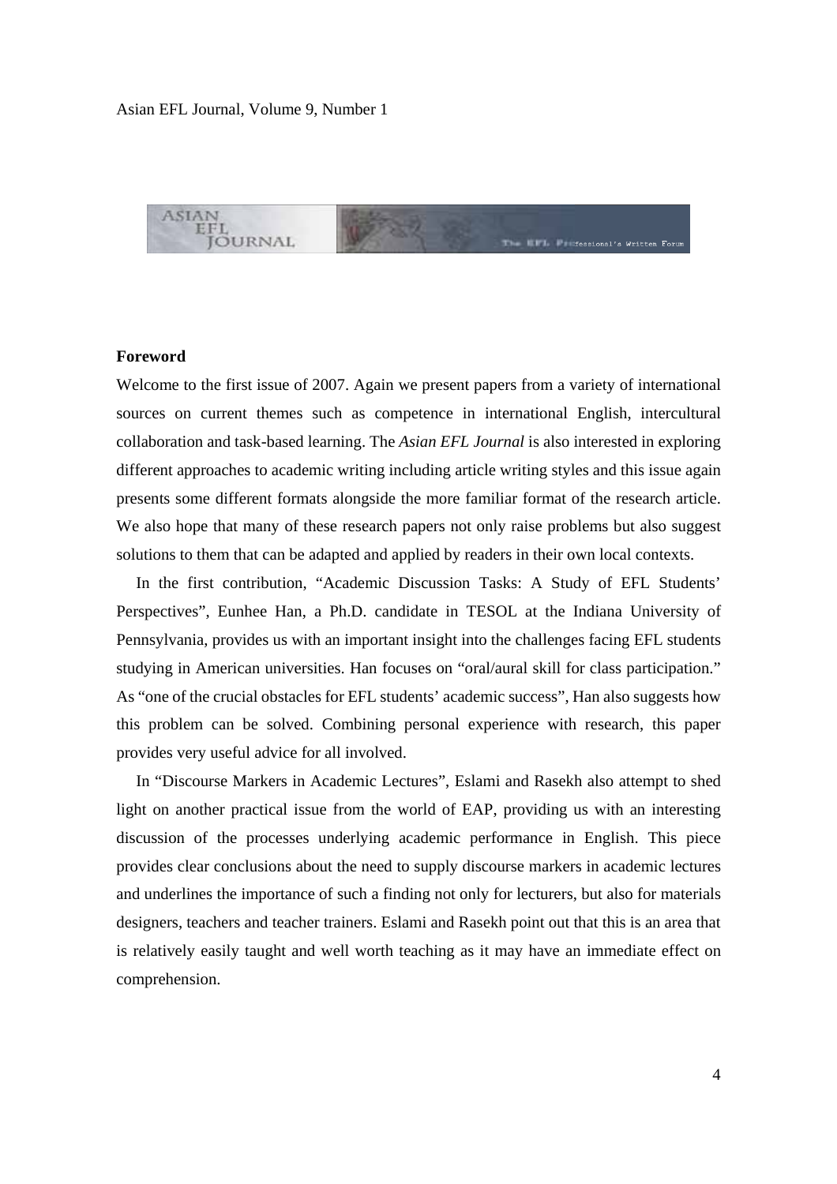## Foreword

Welcome to the first issue of 2007. Again we present papers from a variety of international sources on current themes such as competence in international English, intercultural collaboration and task-based learning. The *Asian EFL Journal* is also interested in exploring different approaches to academic writing including article writing styles and this issue again presents some different formats alongside the more familiar format of the research article. We also hope that many of these research papers not only raise problems but also suggest solutions to them that can be adapted and applied by readers in their own local contexts.

In the first contribution, "Academic Discussion Tasks: A Study of EFL Students' Perspectives", Eunhee Han, a Ph.D. candidate in TESOL at the Indiana University of Pennsylvania, provides us with an important insight into the challenges facing EFL students studying in American universities. Han focuses on "oral/aural skill for class participation." As "one of the crucial obstacles for EFL students' academic success", Han also suggests how this problem can be solved. Combining personal experience with research, this paper provides very useful advice for all involved.

In "Discourse Markers in Academic Lectures", Eslami and Rasekh also attempt to shed light on another practical issue from the world of EAP, providing us with an interesting discussion of the processes underlying academic performance in English. This piece provides clear conclusions about the need to supply discourse markers in academic lectures and underlines the importance of such a finding not only for lecturers, but also for materials designers, teachers and teacher trainers. Eslami and Rasekh point out that this is an area that is relatively easily taught and well worth teaching as it may have an immediate effect on comprehension.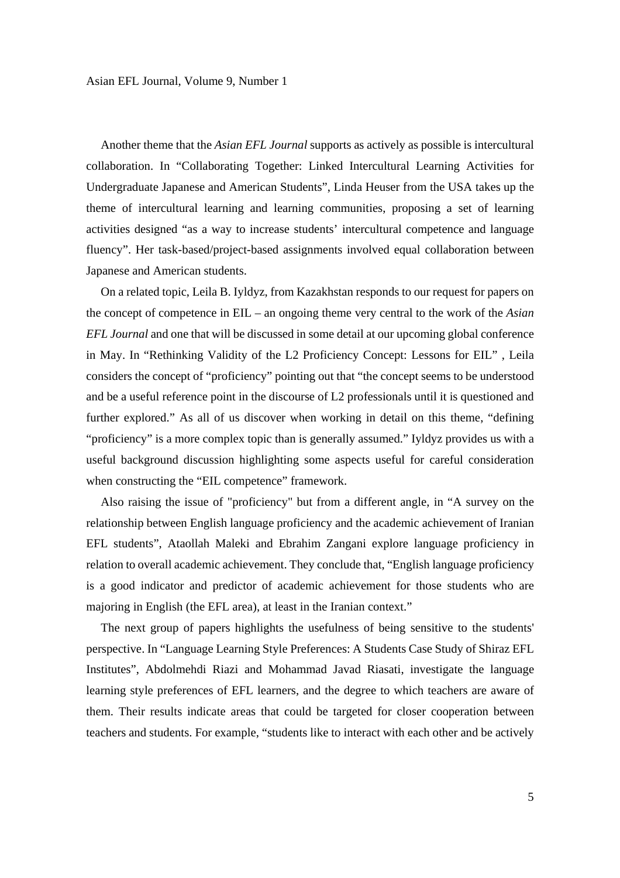Another theme that the *Asian EFL Journal* supports as actively as possible is intercultural collaboration. In "Collaborating Together: Linked Intercultural Learning Activities for Undergraduate Japanese and American Students", Linda Heuser from the USA takes up the theme of intercultural learning and learning communities, proposing a set of learning activities designed "as a way to increase students' intercultural competence and language fluency". Her task-based/project-based assignments involved equal collaboration between Japanese and American students.

On a related topic, Leila B. Iyldyz, from Kazakhstan responds to our request for papers on the concept of competence in EIL – an ongoing theme very central to the work of the *Asian EFL Journal* and one that will be discussed in some detail at our upcoming global conference in May. In "Rethinking Validity of the L2 Proficiency Concept: Lessons for EIL" , Leila considers the concept of "proficiency" pointing out that "the concept seems to be understood and be a useful reference point in the discourse of L2 professionals until it is questioned and further explored." As all of us discover when working in detail on this theme, "defining "proficiency" is a more complex topic than is generally assumed." Iyldyz provides us with a useful background discussion highlighting some aspects useful for careful consideration when constructing the "EIL competence" framework.

Also raising the issue of "proficiency" but from a different angle, in "A survey on the relationship between English language proficiency and the academic achievement of Iranian EFL students", Ataollah Maleki and Ebrahim Zangani explore language proficiency in relation to overall academic achievement. They conclude that, "English language proficiency is a good indicator and predictor of academic achievement for those students who are majoring in English (the EFL area), at least in the Iranian context."

The next group of papers highlights the usefulness of being sensitive to the students' perspective. In "Language Learning Style Preferences: A Students Case Study of Shiraz EFL Institutes", Abdolmehdi Riazi and Mohammad Javad Riasati, investigate the language learning style preferences of EFL learners, and the degree to which teachers are aware of them. Their results indicate areas that could be targeted for closer cooperation between teachers and students. For example, "students like to interact with each other and be actively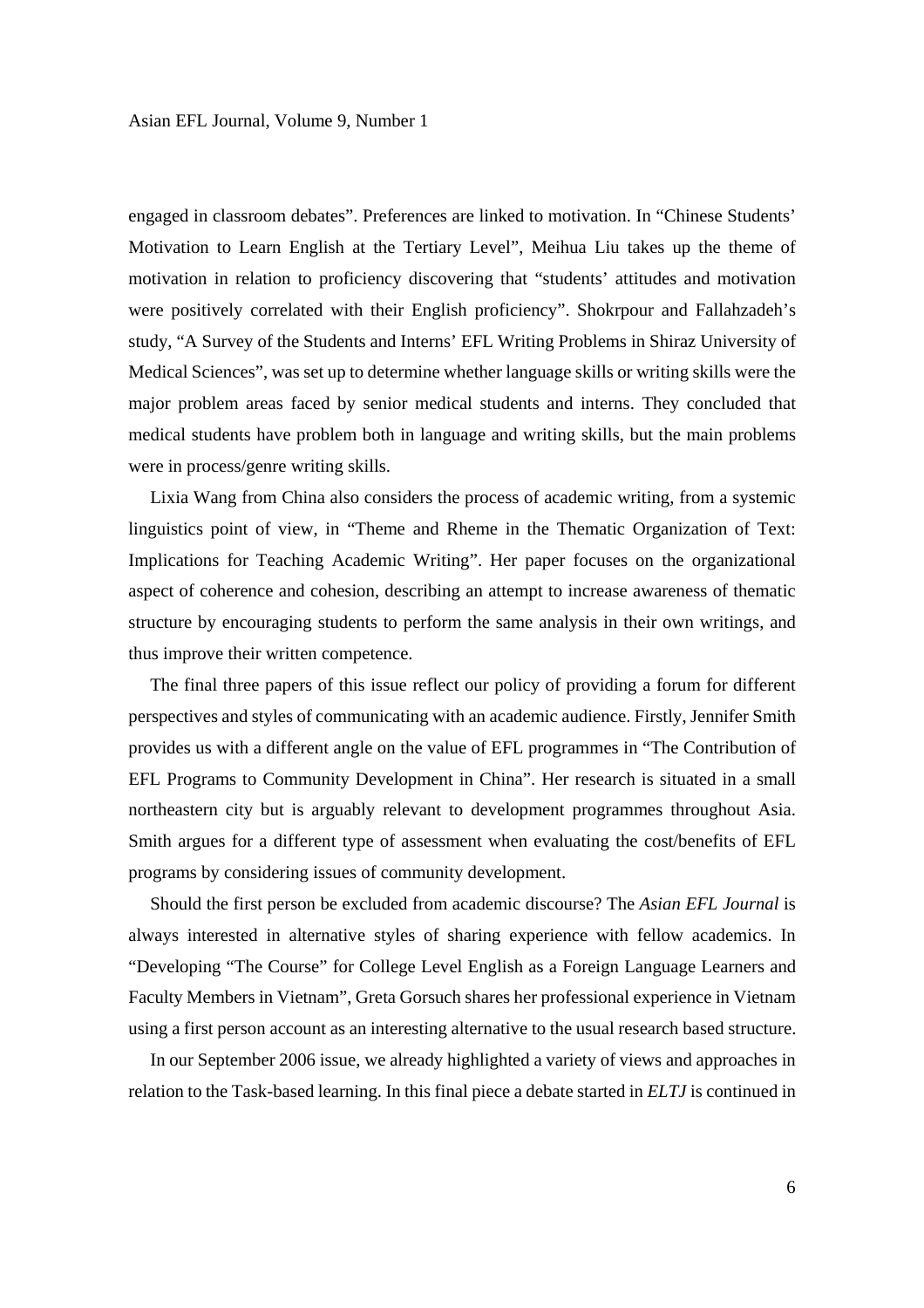engaged in classroom debates". Preferences are linked to motivation. In "Chinese Students' Motivation to Learn English at the Tertiary Level", Meihua Liu takes up the theme of motivation in relation to proficiency discovering that "students' attitudes and motivation were positively correlated with their English proficiency". Shokrpour and Fallahzadeh's study, "A Survey of the Students and Interns' EFL Writing Problems in Shiraz University of Medical Sciences", was set up to determine whether language skills or writing skills were the major problem areas faced by senior medical students and interns. They concluded that medical students have problem both in language and writing skills, but the main problems were in process/genre writing skills.

Lixia Wang from China also considers the process of academic writing, from a systemic linguistics point of view, in "Theme and Rheme in the Thematic Organization of Text: Implications for Teaching Academic Writing". Her paper focuses on the organizational aspect of coherence and cohesion, describing an attempt to increase awareness of thematic structure by encouraging students to perform the same analysis in their own writings, and thus improve their written competence.

The final three papers of this issue reflect our policy of providing a forum for different perspectives and styles of communicating with an academic audience. Firstly, Jennifer Smith provides us with a different angle on the value of EFL programmes in "The Contribution of EFL Programs to Community Development in China". Her research is situated in a small northeastern city but is arguably relevant to development programmes throughout Asia. Smith argues for a different type of assessment when evaluating the cost/benefits of EFL programs by considering issues of community development.

Should the first person be excluded from academic discourse? The *Asian EFL Journal* is always interested in alternative styles of sharing experience with fellow academics. In "Developing "The Course" for College Level English as a Foreign Language Learners and Faculty Members in Vietnam", Greta Gorsuch shares her professional experience in Vietnam using a first person account as an interesting alternative to the usual research based structure.

In our September 2006 issue, we already highlighted a variety of views and approaches in relation to the Task-based learning. In this final piece a debate started in *ELTJ* is continued in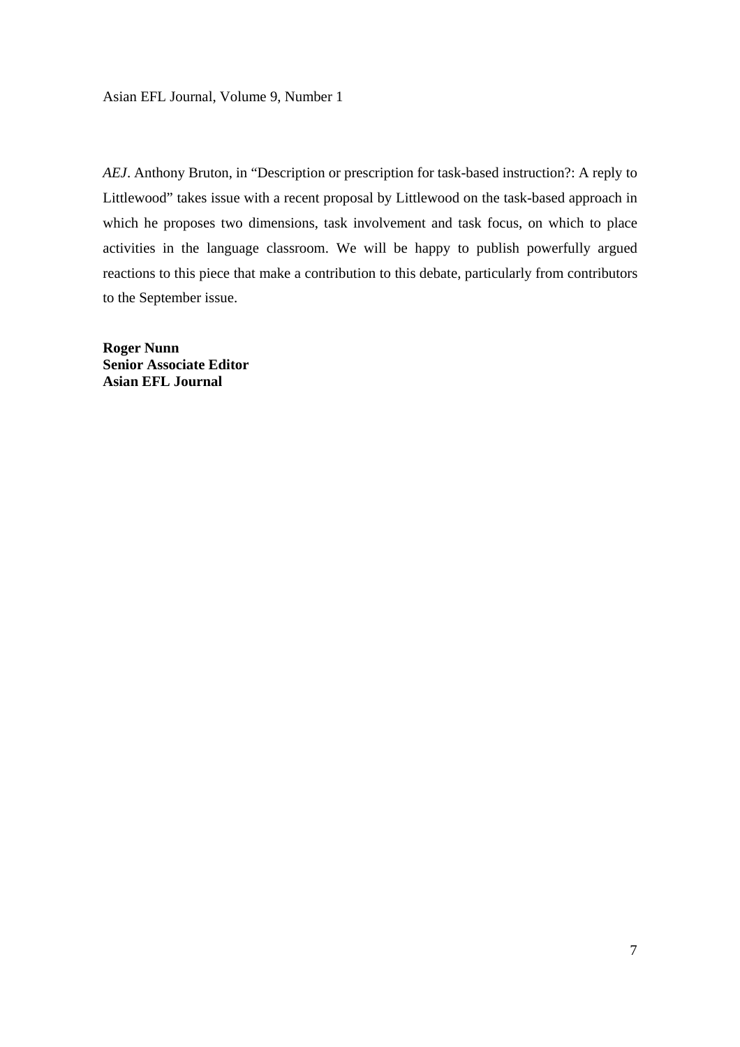*AEJ*. Anthony Bruton, in "Description or prescription for task-based instruction?: A reply to Littlewood" takes issue with a recent proposal by Littlewood on the task-based approach in which he proposes two dimensions, task involvement and task focus, on which to place activities in the language classroom. We will be happy to publish powerfully argued reactions to this piece that make a contribution to this debate, particularly from contributors to the September issue.

**Roger Nunn**
**Senior Associate Editor**
**Asian EFL Journal**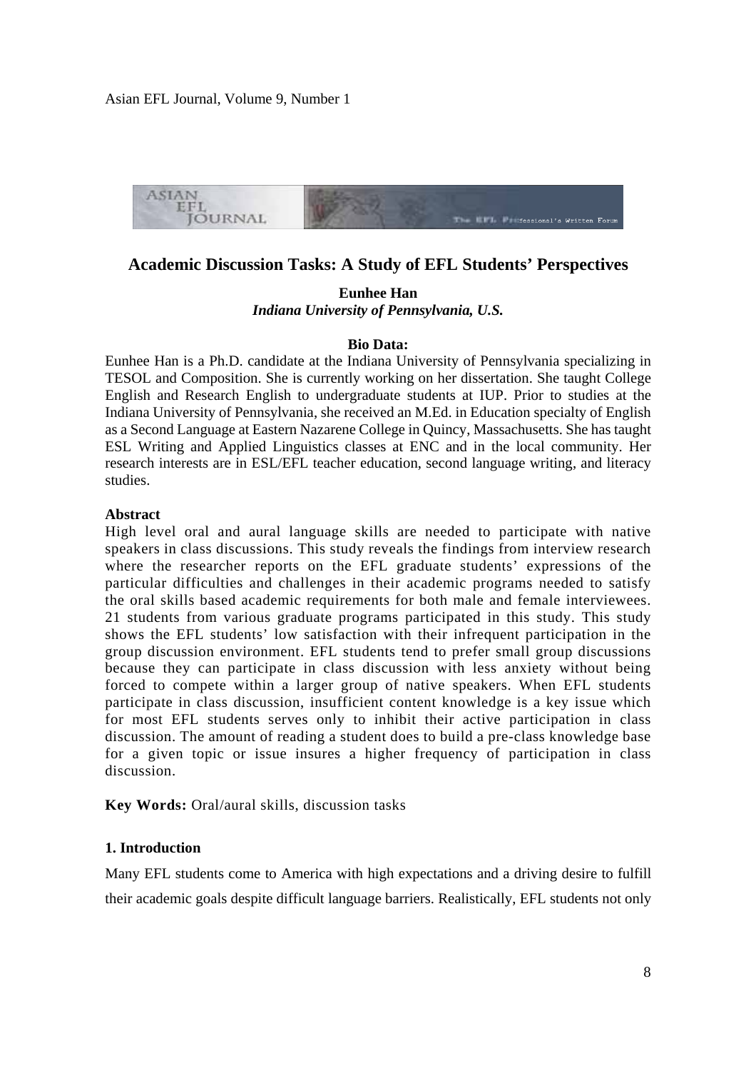# Academic Discussion Tasks: A Study of EFL Students' Perspectives

**Eunhee Han**
***Indiana University of Pennsylvania, U.S.***

**Bio Data:**

Eunhee Han is a Ph.D. candidate at the Indiana University of Pennsylvania specializing in TESOL and Composition. She is currently working on her dissertation. She taught College English and Research English to undergraduate students at IUP. Prior to studies at the Indiana University of Pennsylvania, she received an M.Ed. in Education specialty of English as a Second Language at Eastern Nazarene College in Quincy, Massachusetts. She has taught ESL Writing and Applied Linguistics classes at ENC and in the local community. Her research interests are in ESL/EFL teacher education, second language writing, and literacy studies.

**Abstract**

High level oral and aural language skills are needed to participate with native speakers in class discussions. This study reveals the findings from interview research where the researcher reports on the EFL graduate students' expressions of the particular difficulties and challenges in their academic programs needed to satisfy the oral skills based academic requirements for both male and female interviewees. 21 students from various graduate programs participated in this study. This study shows the EFL students' low satisfaction with their infrequent participation in the group discussion environment. EFL students tend to prefer small group discussions because they can participate in class discussion with less anxiety without being forced to compete within a larger group of native speakers. When EFL students participate in class discussion, insufficient content knowledge is a key issue which for most EFL students serves only to inhibit their active participation in class discussion. The amount of reading a student does to build a pre-class knowledge base for a given topic or issue insures a higher frequency of participation in class discussion.

**Key Words:** Oral/aural skills, discussion tasks

## 1. Introduction

Many EFL students come to America with high expectations and a driving desire to fulfill their academic goals despite difficult language barriers. Realistically, EFL students not only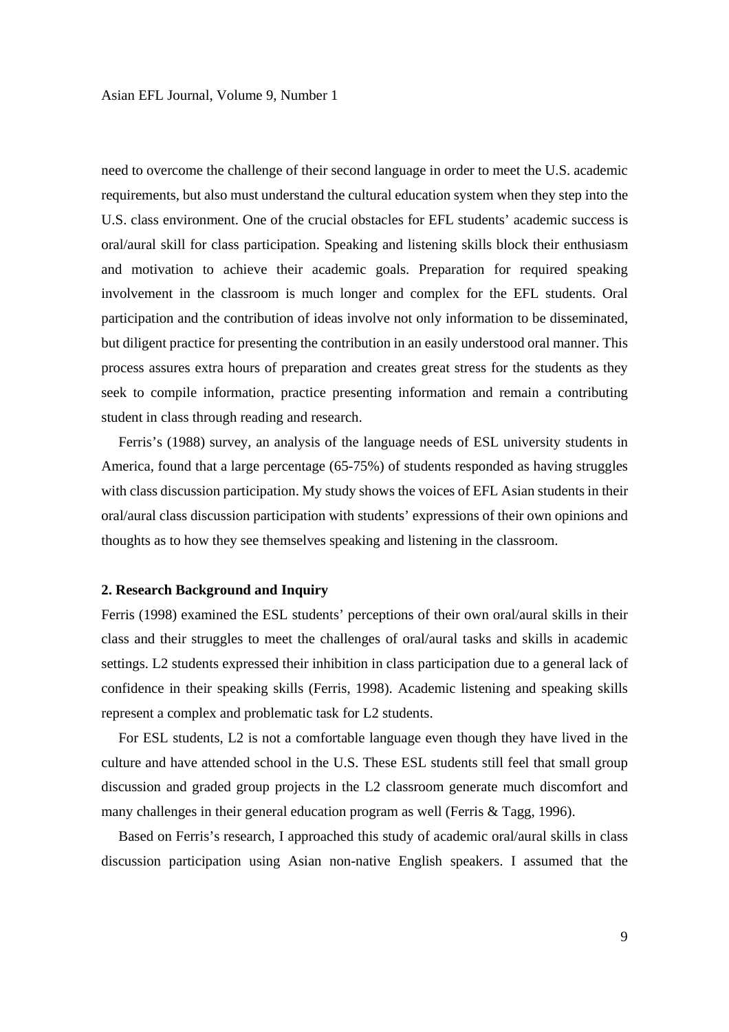need to overcome the challenge of their second language in order to meet the U.S. academic requirements, but also must understand the cultural education system when they step into the U.S. class environment. One of the crucial obstacles for EFL students' academic success is oral/aural skill for class participation. Speaking and listening skills block their enthusiasm and motivation to achieve their academic goals. Preparation for required speaking involvement in the classroom is much longer and complex for the EFL students. Oral participation and the contribution of ideas involve not only information to be disseminated, but diligent practice for presenting the contribution in an easily understood oral manner. This process assures extra hours of preparation and creates great stress for the students as they seek to compile information, practice presenting information and remain a contributing student in class through reading and research.

Ferris's (1988) survey, an analysis of the language needs of ESL university students in America, found that a large percentage (65-75%) of students responded as having struggles with class discussion participation. My study shows the voices of EFL Asian students in their oral/aural class discussion participation with students' expressions of their own opinions and thoughts as to how they see themselves speaking and listening in the classroom.

## 2. Research Background and Inquiry

Ferris (1998) examined the ESL students' perceptions of their own oral/aural skills in their class and their struggles to meet the challenges of oral/aural tasks and skills in academic settings. L2 students expressed their inhibition in class participation due to a general lack of confidence in their speaking skills (Ferris, 1998). Academic listening and speaking skills represent a complex and problematic task for L2 students.

For ESL students, L2 is not a comfortable language even though they have lived in the culture and have attended school in the U.S. These ESL students still feel that small group discussion and graded group projects in the L2 classroom generate much discomfort and many challenges in their general education program as well (Ferris & Tagg, 1996).

Based on Ferris's research, I approached this study of academic oral/aural skills in class discussion participation using Asian non-native English speakers. I assumed that the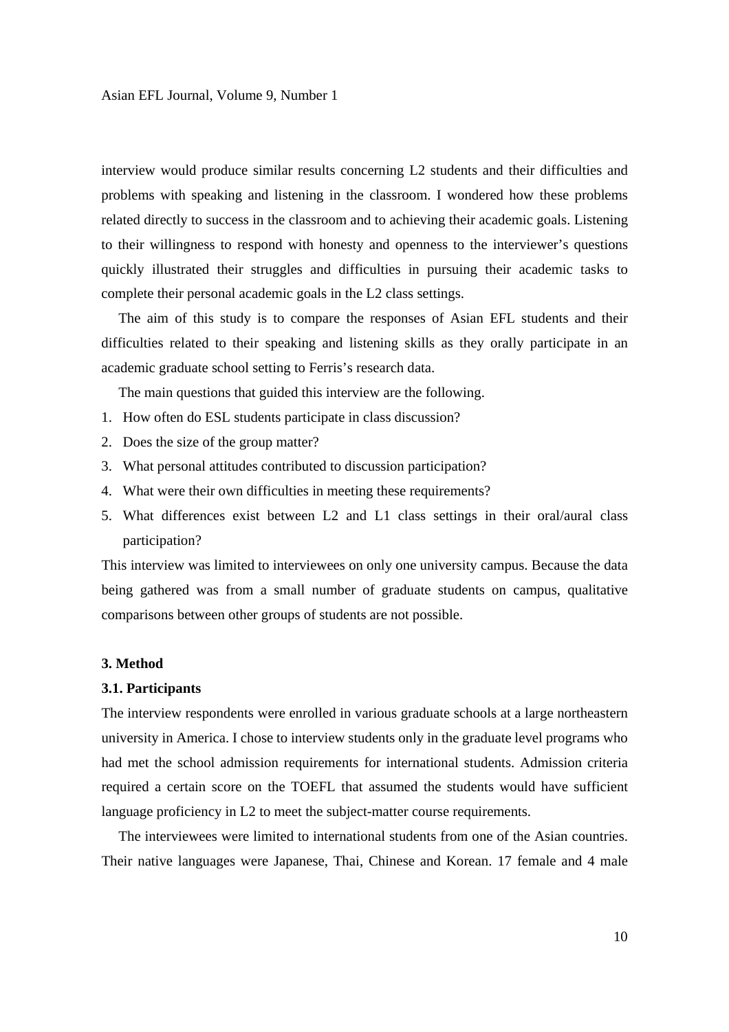interview would produce similar results concerning L2 students and their difficulties and problems with speaking and listening in the classroom. I wondered how these problems related directly to success in the classroom and to achieving their academic goals. Listening to their willingness to respond with honesty and openness to the interviewer's questions quickly illustrated their struggles and difficulties in pursuing their academic tasks to complete their personal academic goals in the L2 class settings.

The aim of this study is to compare the responses of Asian EFL students and their difficulties related to their speaking and listening skills as they orally participate in an academic graduate school setting to Ferris's research data.

The main questions that guided this interview are the following.

1. How often do ESL students participate in class discussion?
2. Does the size of the group matter?
3. What personal attitudes contributed to discussion participation?
4. What were their own difficulties in meeting these requirements?
5. What differences exist between L2 and L1 class settings in their oral/aural class participation?

This interview was limited to interviewees on only one university campus. Because the data being gathered was from a small number of graduate students on campus, qualitative comparisons between other groups of students are not possible.

## 3. Method

### 3.1. Participants

The interview respondents were enrolled in various graduate schools at a large northeastern university in America. I chose to interview students only in the graduate level programs who had met the school admission requirements for international students. Admission criteria required a certain score on the TOEFL that assumed the students would have sufficient language proficiency in L2 to meet the subject-matter course requirements.

The interviewees were limited to international students from one of the Asian countries. Their native languages were Japanese, Thai, Chinese and Korean. 17 female and 4 male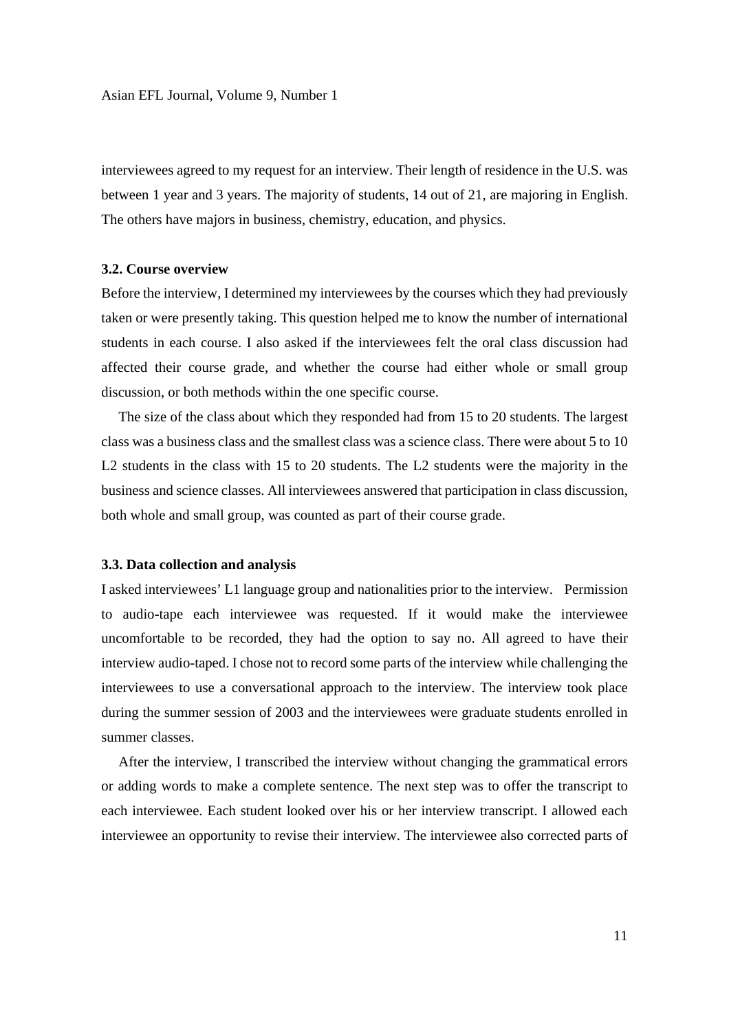interviewees agreed to my request for an interview. Their length of residence in the U.S. was between 1 year and 3 years. The majority of students, 14 out of 21, are majoring in English. The others have majors in business, chemistry, education, and physics.

### 3.2. Course overview

Before the interview, I determined my interviewees by the courses which they had previously taken or were presently taking. This question helped me to know the number of international students in each course. I also asked if the interviewees felt the oral class discussion had affected their course grade, and whether the course had either whole or small group discussion, or both methods within the one specific course.

The size of the class about which they responded had from 15 to 20 students. The largest class was a business class and the smallest class was a science class. There were about 5 to 10 L2 students in the class with 15 to 20 students. The L2 students were the majority in the business and science classes. All interviewees answered that participation in class discussion, both whole and small group, was counted as part of their course grade.

### 3.3. Data collection and analysis

I asked interviewees' L1 language group and nationalities prior to the interview. Permission to audio-tape each interviewee was requested. If it would make the interviewee uncomfortable to be recorded, they had the option to say no. All agreed to have their interview audio-taped. I chose not to record some parts of the interview while challenging the interviewees to use a conversational approach to the interview. The interview took place during the summer session of 2003 and the interviewees were graduate students enrolled in summer classes.

After the interview, I transcribed the interview without changing the grammatical errors or adding words to make a complete sentence. The next step was to offer the transcript to each interviewee. Each student looked over his or her interview transcript. I allowed each interviewee an opportunity to revise their interview. The interviewee also corrected parts of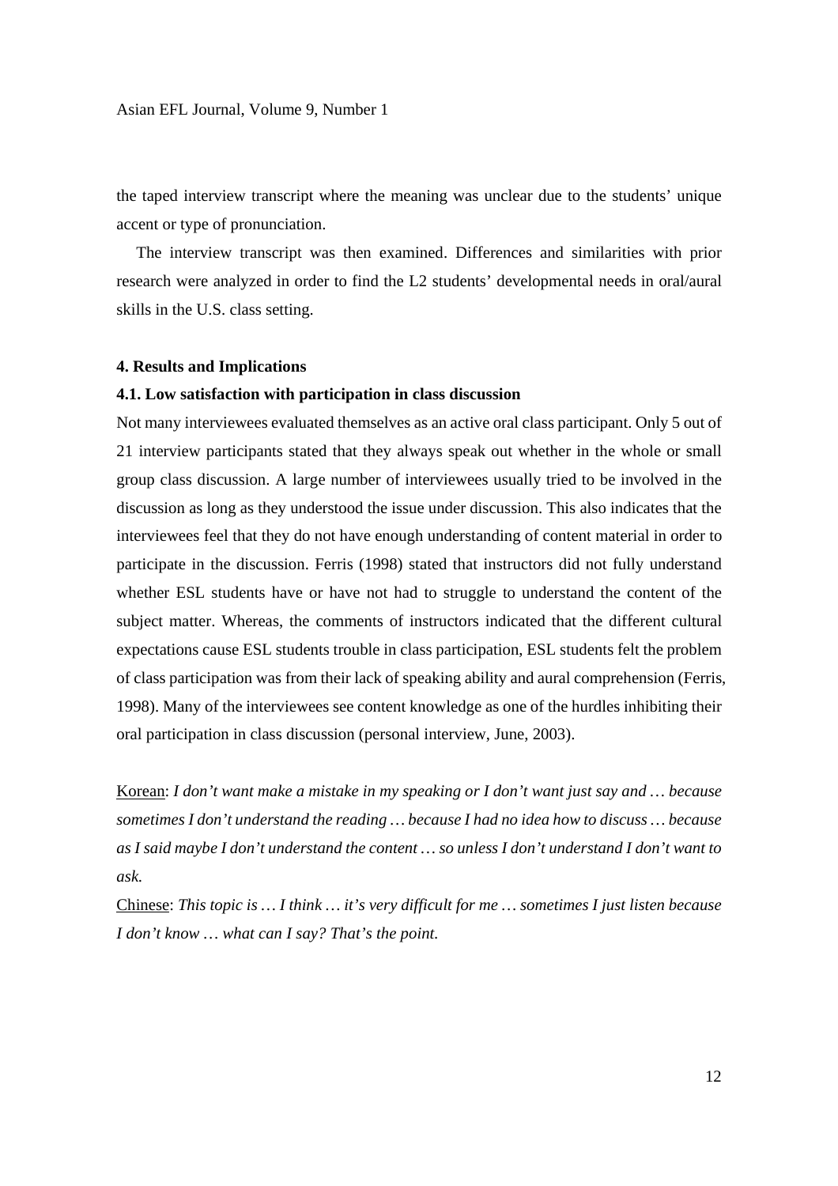the taped interview transcript where the meaning was unclear due to the students' unique accent or type of pronunciation.

The interview transcript was then examined. Differences and similarities with prior research were analyzed in order to find the L2 students' developmental needs in oral/aural skills in the U.S. class setting.

## 4. Results and Implications

### 4.1. Low satisfaction with participation in class discussion

Not many interviewees evaluated themselves as an active oral class participant. Only 5 out of 21 interview participants stated that they always speak out whether in the whole or small group class discussion. A large number of interviewees usually tried to be involved in the discussion as long as they understood the issue under discussion. This also indicates that the interviewees feel that they do not have enough understanding of content material in order to participate in the discussion. Ferris (1998) stated that instructors did not fully understand whether ESL students have or have not had to struggle to understand the content of the subject matter. Whereas, the comments of instructors indicated that the different cultural expectations cause ESL students trouble in class participation, ESL students felt the problem of class participation was from their lack of speaking ability and aural comprehension (Ferris, 1998). Many of the interviewees see content knowledge as one of the hurdles inhibiting their oral participation in class discussion (personal interview, June, 2003).

<u>Korean</u>: *I don't want make a mistake in my speaking or I don't want just say and … because sometimes I don't understand the reading … because I had no idea how to discuss … because as I said maybe I don't understand the content … so unless I don't understand I don't want to ask.*

<u>Chinese</u>: *This topic is … I think … it's very difficult for me … sometimes I just listen because I don't know … what can I say? That's the point.*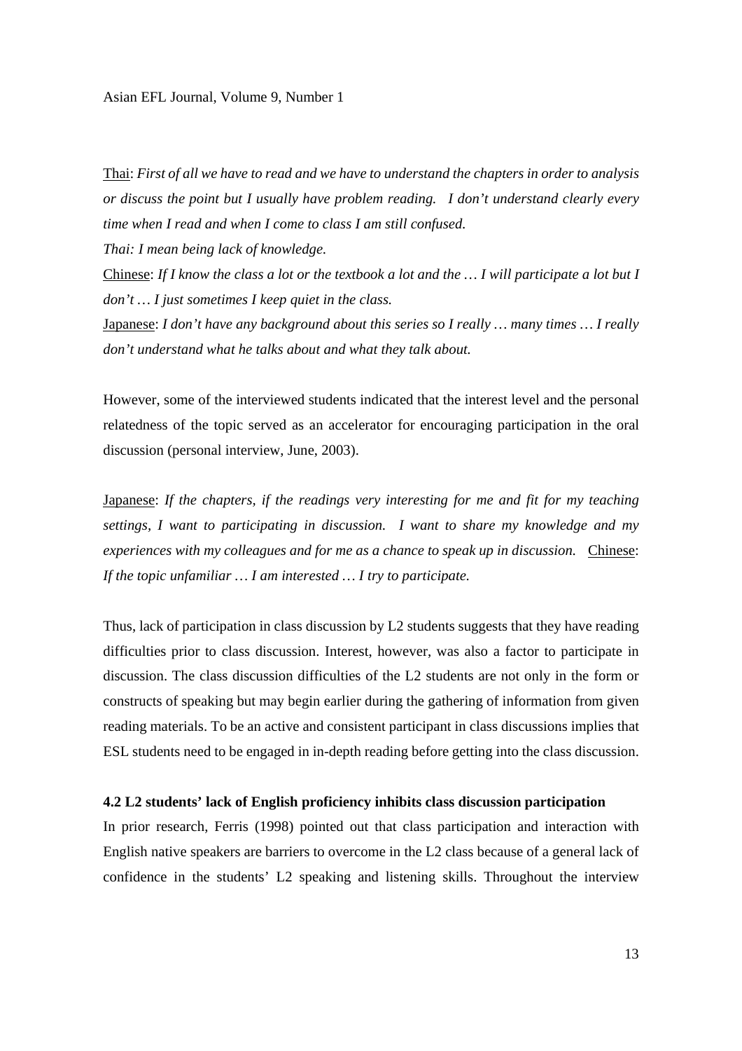<u>Thai</u>: *First of all we have to read and we have to understand the chapters in order to analysis or discuss the point but I usually have problem reading. I don't understand clearly every time when I read and when I come to class I am still confused.*

*Thai: I mean being lack of knowledge.*

<u>Chinese</u>: *If I know the class a lot or the textbook a lot and the … I will participate a lot but I don't … I just sometimes I keep quiet in the class.*

<u>Japanese</u>: *I don't have any background about this series so I really … many times … I really don't understand what he talks about and what they talk about.*

However, some of the interviewed students indicated that the interest level and the personal relatedness of the topic served as an accelerator for encouraging participation in the oral discussion (personal interview, June, 2003).

<u>Japanese</u>: *If the chapters, if the readings very interesting for me and fit for my teaching settings, I want to participating in discussion. I want to share my knowledge and my experiences with my colleagues and for me as a chance to speak up in discussion.* <u>Chinese</u>: *If the topic unfamiliar … I am interested … I try to participate.*

Thus, lack of participation in class discussion by L2 students suggests that they have reading difficulties prior to class discussion. Interest, however, was also a factor to participate in discussion. The class discussion difficulties of the L2 students are not only in the form or constructs of speaking but may begin earlier during the gathering of information from given reading materials. To be an active and consistent participant in class discussions implies that ESL students need to be engaged in in-depth reading before getting into the class discussion.

### 4.2 L2 students' lack of English proficiency inhibits class discussion participation

In prior research, Ferris (1998) pointed out that class participation and interaction with English native speakers are barriers to overcome in the L2 class because of a general lack of confidence in the students' L2 speaking and listening skills. Throughout the interview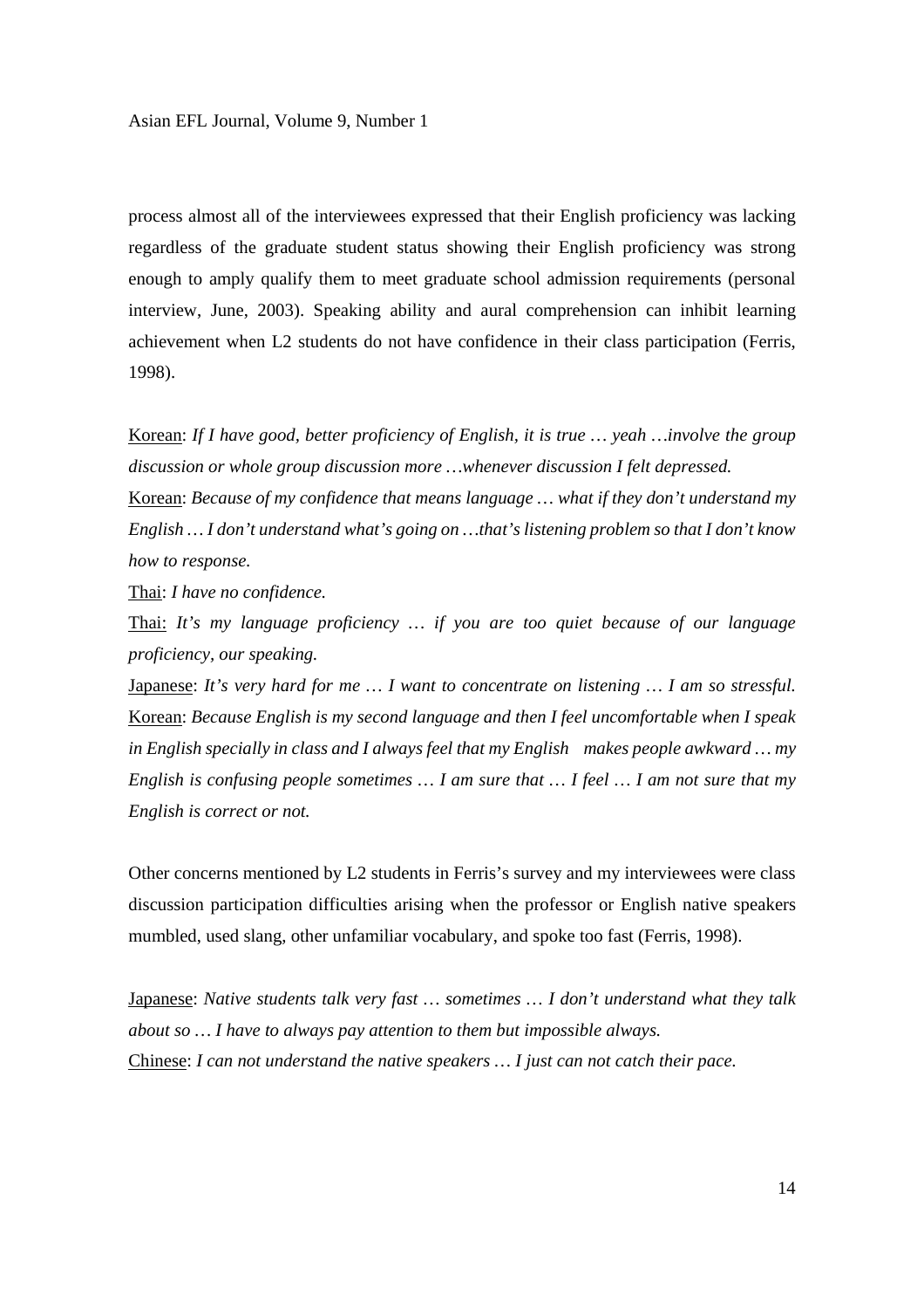process almost all of the interviewees expressed that their English proficiency was lacking regardless of the graduate student status showing their English proficiency was strong enough to amply qualify them to meet graduate school admission requirements (personal interview, June, 2003). Speaking ability and aural comprehension can inhibit learning achievement when L2 students do not have confidence in their class participation (Ferris, 1998).

<u>Korean</u>: *If I have good, better proficiency of English, it is true … yeah …involve the group discussion or whole group discussion more …whenever discussion I felt depressed.*

<u>Korean</u>: *Because of my confidence that means language … what if they don't understand my English … I don't understand what's going on …that's listening problem so that I don't know how to response.*

<u>Thai</u>: *I have no confidence.*

<u>Thai:</u> *It's my language proficiency … if you are too quiet because of our language proficiency, our speaking.*

<u>Japanese</u>: *It's very hard for me … I want to concentrate on listening … I am so stressful.*

<u>Korean</u>: *Because English is my second language and then I feel uncomfortable when I speak in English specially in class and I always feel that my English makes people awkward … my English is confusing people sometimes … I am sure that … I feel … I am not sure that my English is correct or not.*

Other concerns mentioned by L2 students in Ferris's survey and my interviewees were class discussion participation difficulties arising when the professor or English native speakers mumbled, used slang, other unfamiliar vocabulary, and spoke too fast (Ferris, 1998).

<u>Japanese</u>: *Native students talk very fast … sometimes … I don't understand what they talk about so … I have to always pay attention to them but impossible always.*

<u>Chinese</u>: *I can not understand the native speakers … I just can not catch their pace.*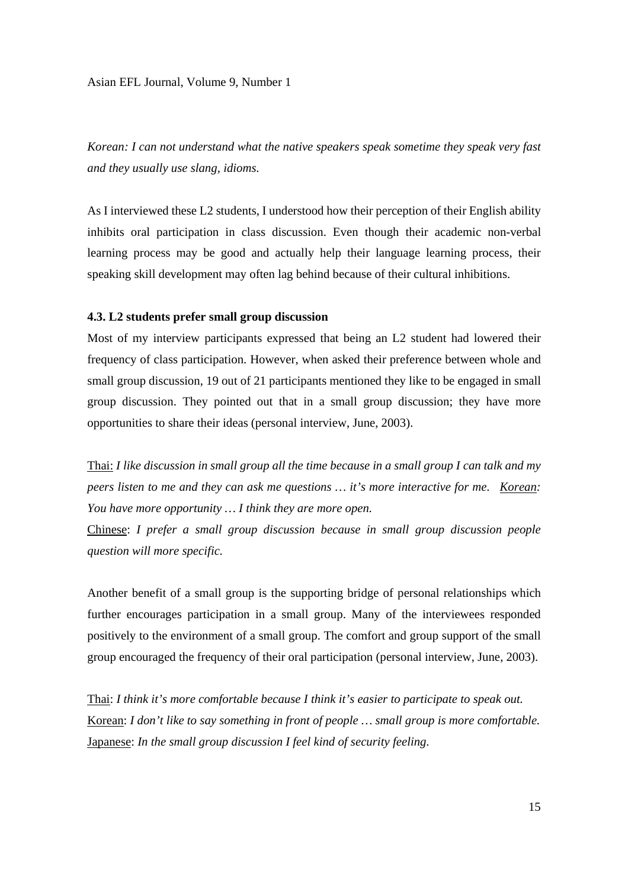*Korean: I can not understand what the native speakers speak sometime they speak very fast and they usually use slang, idioms.*

As I interviewed these L2 students, I understood how their perception of their English ability inhibits oral participation in class discussion. Even though their academic non-verbal learning process may be good and actually help their language learning process, their speaking skill development may often lag behind because of their cultural inhibitions.

### 4.3. L2 students prefer small group discussion

Most of my interview participants expressed that being an L2 student had lowered their frequency of class participation. However, when asked their preference between whole and small group discussion, 19 out of 21 participants mentioned they like to be engaged in small group discussion. They pointed out that in a small group discussion; they have more opportunities to share their ideas (personal interview, June, 2003).

<u>Thai:</u> *I like discussion in small group all the time because in a small group I can talk and my peers listen to me and they can ask me questions … it's more interactive for me.* <u>*Korean:*</u> *You have more opportunity … I think they are more open.*

<u>Chinese</u>: *I prefer a small group discussion because in small group discussion people question will more specific.*

Another benefit of a small group is the supporting bridge of personal relationships which further encourages participation in a small group. Many of the interviewees responded positively to the environment of a small group. The comfort and group support of the small group encouraged the frequency of their oral participation (personal interview, June, 2003).

<u>Thai</u>: *I think it's more comfortable because I think it's easier to participate to speak out.*
<u>Korean</u>: *I don't like to say something in front of people … small group is more comfortable.*
<u>Japanese</u>: *In the small group discussion I feel kind of security feeling.*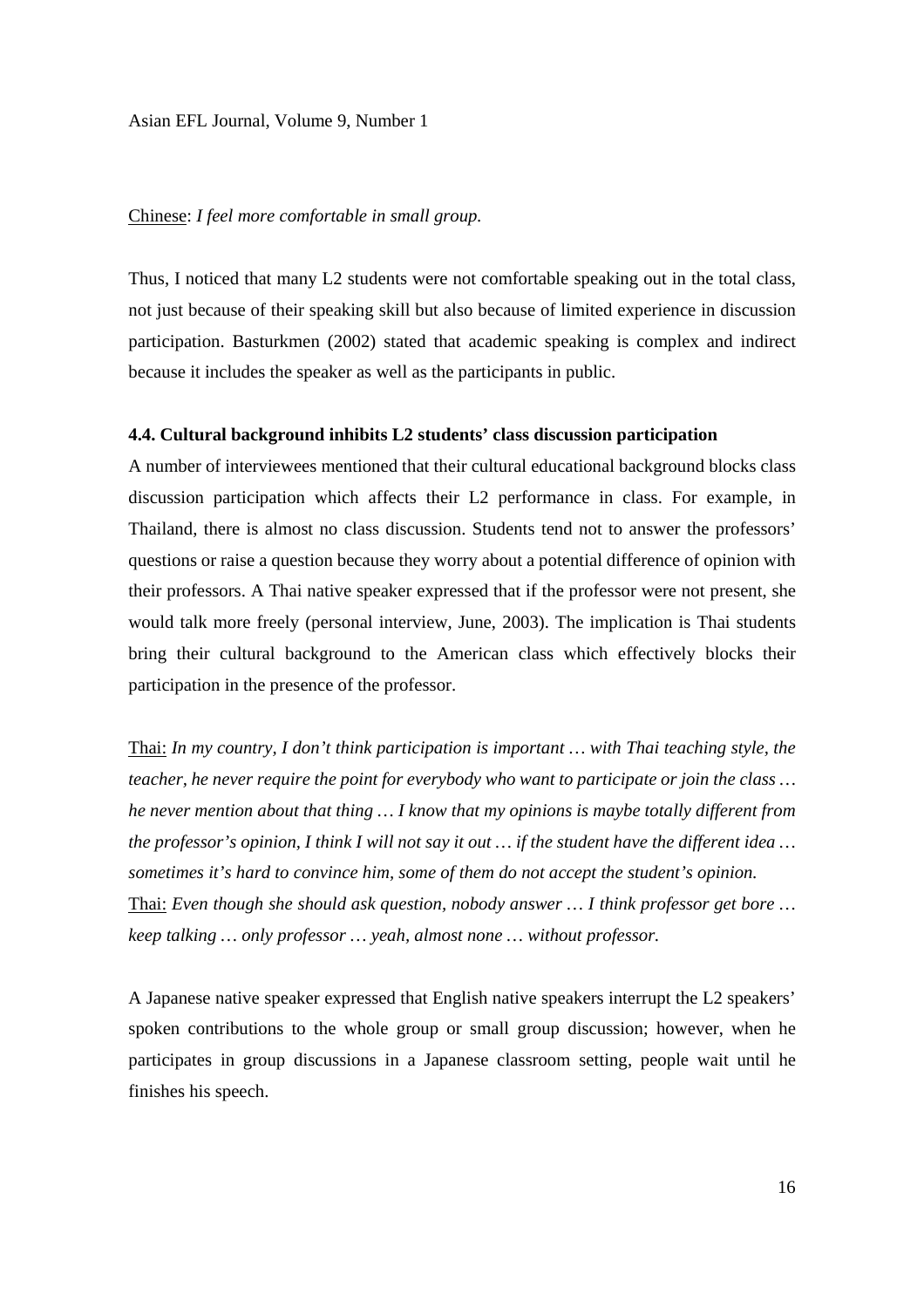Chinese: *I feel more comfortable in small group.*

Thus, I noticed that many L2 students were not comfortable speaking out in the total class, not just because of their speaking skill but also because of limited experience in discussion participation. Basturkmen (2002) stated that academic speaking is complex and indirect because it includes the speaker as well as the participants in public.

**4.4. Cultural background inhibits L2 students' class discussion participation**

A number of interviewees mentioned that their cultural educational background blocks class discussion participation which affects their L2 performance in class. For example, in Thailand, there is almost no class discussion. Students tend not to answer the professors' questions or raise a question because they worry about a potential difference of opinion with their professors. A Thai native speaker expressed that if the professor were not present, she would talk more freely (personal interview, June, 2003). The implication is Thai students bring their cultural background to the American class which effectively blocks their participation in the presence of the professor.

Thai: *In my country, I don't think participation is important … with Thai teaching style, the teacher, he never require the point for everybody who want to participate or join the class … he never mention about that thing … I know that my opinions is maybe totally different from the professor's opinion, I think I will not say it out … if the student have the different idea … sometimes it's hard to convince him, some of them do not accept the student's opinion.*

Thai: *Even though she should ask question, nobody answer … I think professor get bore … keep talking … only professor … yeah, almost none … without professor.*

A Japanese native speaker expressed that English native speakers interrupt the L2 speakers' spoken contributions to the whole group or small group discussion; however, when he participates in group discussions in a Japanese classroom setting, people wait until he finishes his speech.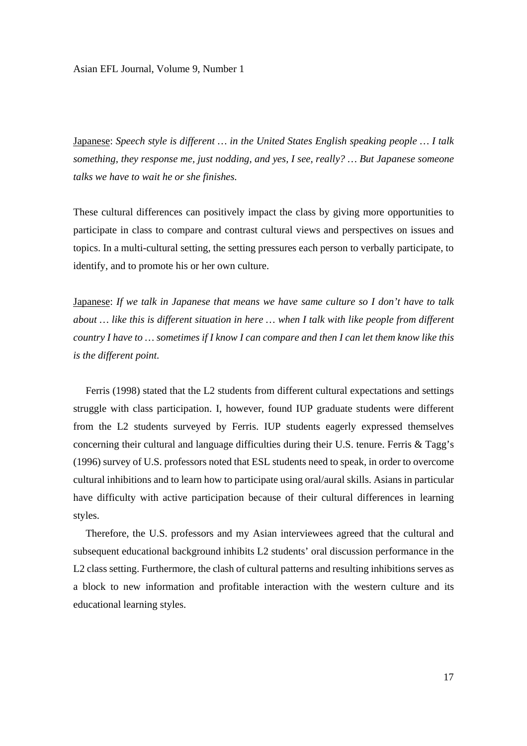<u>Japanese</u>: *Speech style is different … in the United States English speaking people … I talk something, they response me, just nodding, and yes, I see, really? … But Japanese someone talks we have to wait he or she finishes.*

These cultural differences can positively impact the class by giving more opportunities to participate in class to compare and contrast cultural views and perspectives on issues and topics. In a multi-cultural setting, the setting pressures each person to verbally participate, to identify, and to promote his or her own culture.

<u>Japanese</u>: *If we talk in Japanese that means we have same culture so I don't have to talk about … like this is different situation in here … when I talk with like people from different country I have to … sometimes if I know I can compare and then I can let them know like this is the different point.*

Ferris (1998) stated that the L2 students from different cultural expectations and settings struggle with class participation. I, however, found IUP graduate students were different from the L2 students surveyed by Ferris. IUP students eagerly expressed themselves concerning their cultural and language difficulties during their U.S. tenure. Ferris & Tagg's (1996) survey of U.S. professors noted that ESL students need to speak, in order to overcome cultural inhibitions and to learn how to participate using oral/aural skills. Asians in particular have difficulty with active participation because of their cultural differences in learning styles.

Therefore, the U.S. professors and my Asian interviewees agreed that the cultural and subsequent educational background inhibits L2 students' oral discussion performance in the L2 class setting. Furthermore, the clash of cultural patterns and resulting inhibitions serves as a block to new information and profitable interaction with the western culture and its educational learning styles.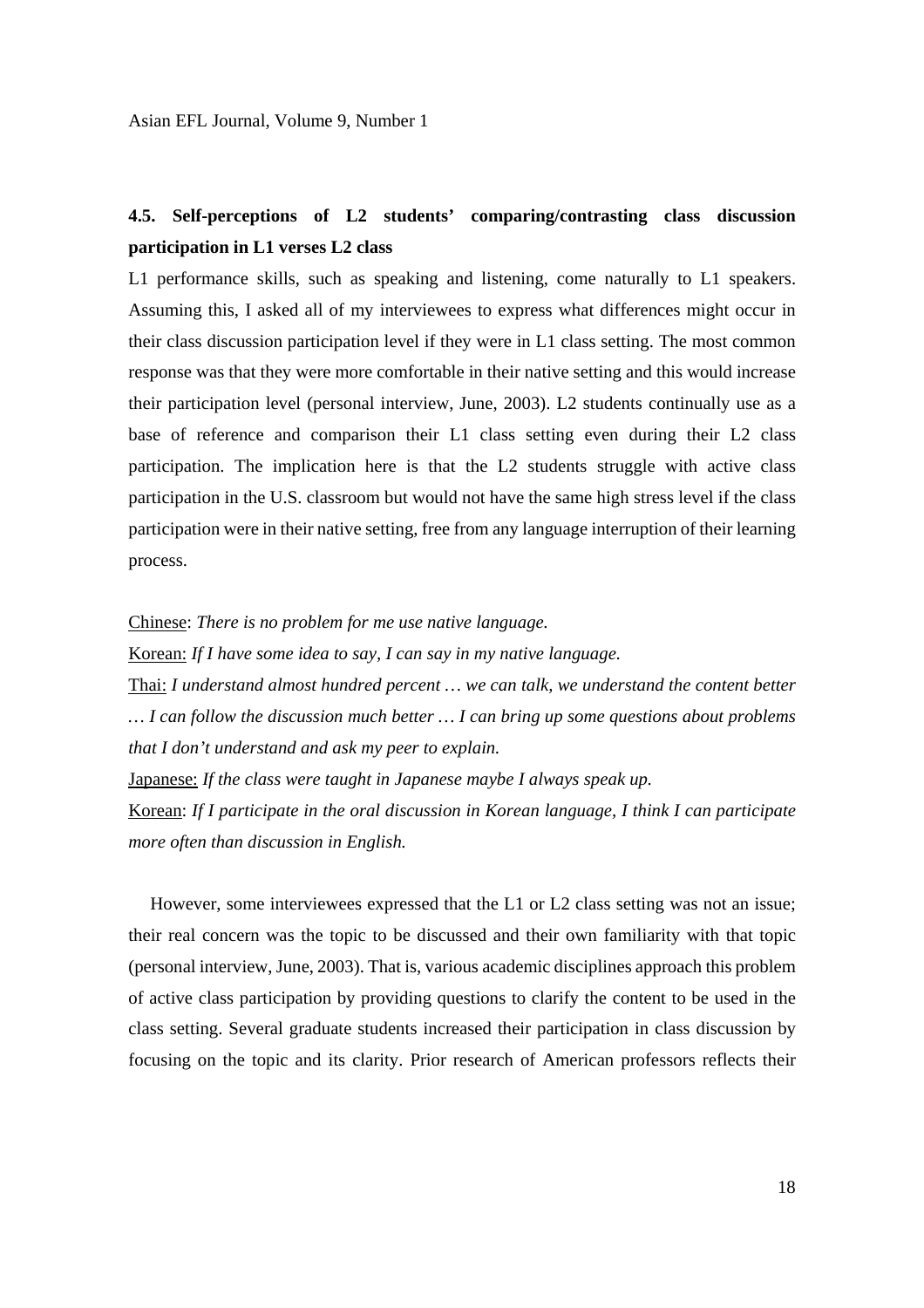### 4.5. Self-perceptions of L2 students' comparing/contrasting class discussion participation in L1 verses L2 class

L1 performance skills, such as speaking and listening, come naturally to L1 speakers. Assuming this, I asked all of my interviewees to express what differences might occur in their class discussion participation level if they were in L1 class setting. The most common response was that they were more comfortable in their native setting and this would increase their participation level (personal interview, June, 2003). L2 students continually use as a base of reference and comparison their L1 class setting even during their L2 class participation. The implication here is that the L2 students struggle with active class participation in the U.S. classroom but would not have the same high stress level if the class participation were in their native setting, free from any language interruption of their learning process.

<u>Chinese</u>: *There is no problem for me use native language.*

<u>Korean:</u> *If I have some idea to say, I can say in my native language.*

<u>Thai:</u> *I understand almost hundred percent … we can talk, we understand the content better … I can follow the discussion much better … I can bring up some questions about problems that I don't understand and ask my peer to explain.*

<u>Japanese:</u> *If the class were taught in Japanese maybe I always speak up.*

<u>Korean</u>: *If I participate in the oral discussion in Korean language, I think I can participate more often than discussion in English.*

However, some interviewees expressed that the L1 or L2 class setting was not an issue; their real concern was the topic to be discussed and their own familiarity with that topic (personal interview, June, 2003). That is, various academic disciplines approach this problem of active class participation by providing questions to clarify the content to be used in the class setting. Several graduate students increased their participation in class discussion by focusing on the topic and its clarity. Prior research of American professors reflects their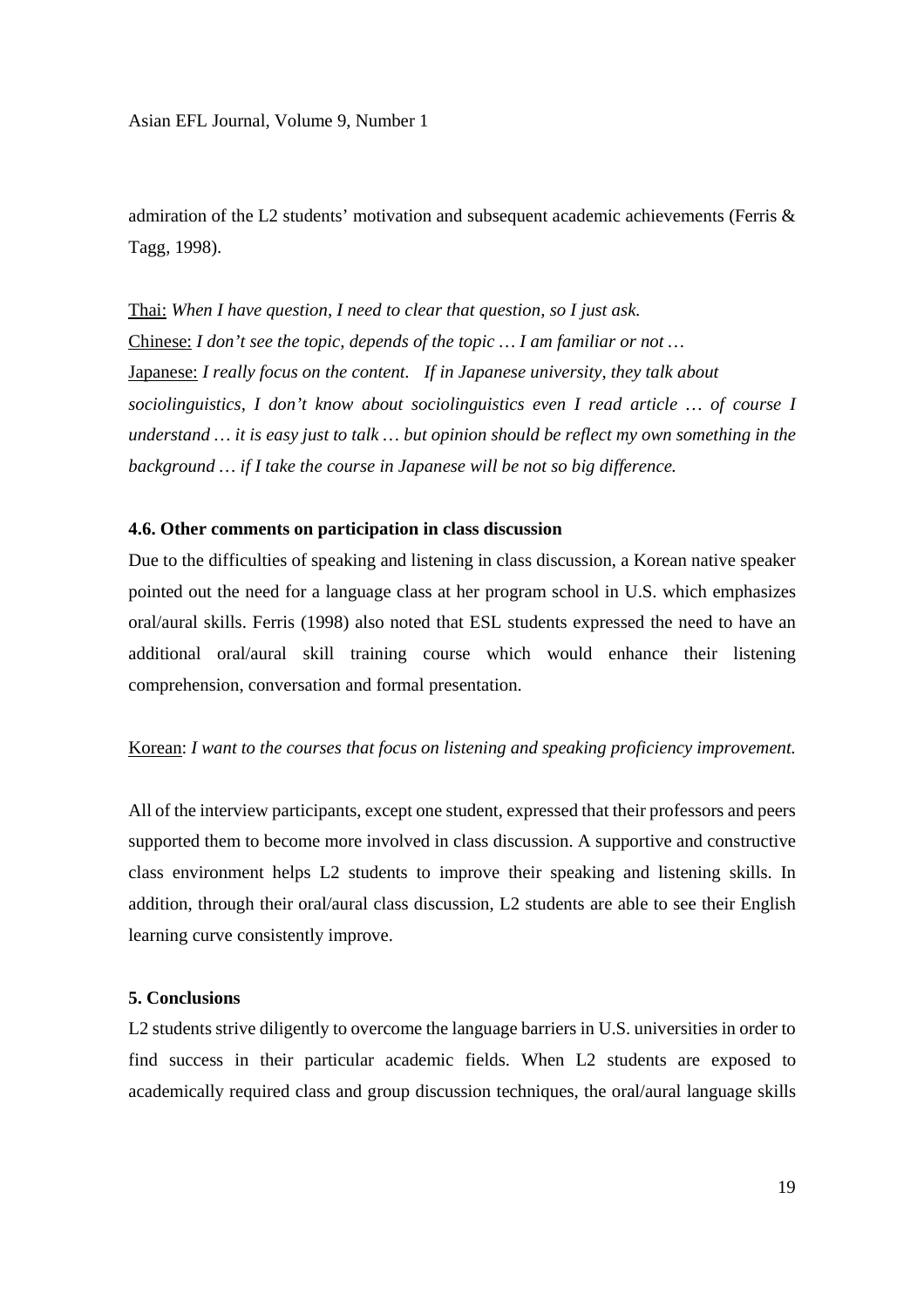admiration of the L2 students' motivation and subsequent academic achievements (Ferris & Tagg, 1998).

Thai: *When I have question, I need to clear that question, so I just ask.*
Chinese: *I don't see the topic, depends of the topic … I am familiar or not …*
Japanese: *I really focus on the content. If in Japanese university, they talk about sociolinguistics, I don't know about sociolinguistics even I read article … of course I understand … it is easy just to talk … but opinion should be reflect my own something in the background … if I take the course in Japanese will be not so big difference.*

### 4.6. Other comments on participation in class discussion

Due to the difficulties of speaking and listening in class discussion, a Korean native speaker pointed out the need for a language class at her program school in U.S. which emphasizes oral/aural skills. Ferris (1998) also noted that ESL students expressed the need to have an additional oral/aural skill training course which would enhance their listening comprehension, conversation and formal presentation.

Korean: *I want to the courses that focus on listening and speaking proficiency improvement.*

All of the interview participants, except one student, expressed that their professors and peers supported them to become more involved in class discussion. A supportive and constructive class environment helps L2 students to improve their speaking and listening skills. In addition, through their oral/aural class discussion, L2 students are able to see their English learning curve consistently improve.

## 5. Conclusions

L2 students strive diligently to overcome the language barriers in U.S. universities in order to find success in their particular academic fields. When L2 students are exposed to academically required class and group discussion techniques, the oral/aural language skills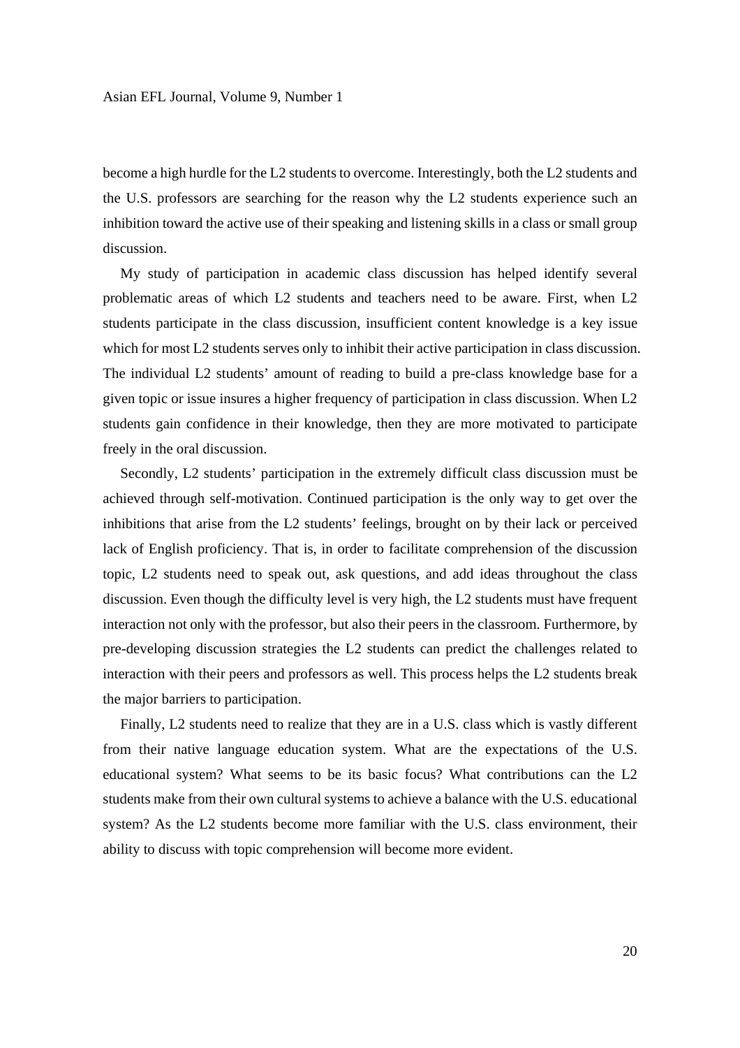become a high hurdle for the L2 students to overcome. Interestingly, both the L2 students and the U.S. professors are searching for the reason why the L2 students experience such an inhibition toward the active use of their speaking and listening skills in a class or small group discussion.

My study of participation in academic class discussion has helped identify several problematic areas of which L2 students and teachers need to be aware. First, when L2 students participate in the class discussion, insufficient content knowledge is a key issue which for most L2 students serves only to inhibit their active participation in class discussion. The individual L2 students' amount of reading to build a pre-class knowledge base for a given topic or issue insures a higher frequency of participation in class discussion. When L2 students gain confidence in their knowledge, then they are more motivated to participate freely in the oral discussion.

Secondly, L2 students' participation in the extremely difficult class discussion must be achieved through self-motivation. Continued participation is the only way to get over the inhibitions that arise from the L2 students' feelings, brought on by their lack or perceived lack of English proficiency. That is, in order to facilitate comprehension of the discussion topic, L2 students need to speak out, ask questions, and add ideas throughout the class discussion. Even though the difficulty level is very high, the L2 students must have frequent interaction not only with the professor, but also their peers in the classroom. Furthermore, by pre-developing discussion strategies the L2 students can predict the challenges related to interaction with their peers and professors as well. This process helps the L2 students break the major barriers to participation.

Finally, L2 students need to realize that they are in a U.S. class which is vastly different from their native language education system. What are the expectations of the U.S. educational system? What seems to be its basic focus? What contributions can the L2 students make from their own cultural systems to achieve a balance with the U.S. educational system? As the L2 students become more familiar with the U.S. class environment, their ability to discuss with topic comprehension will become more evident.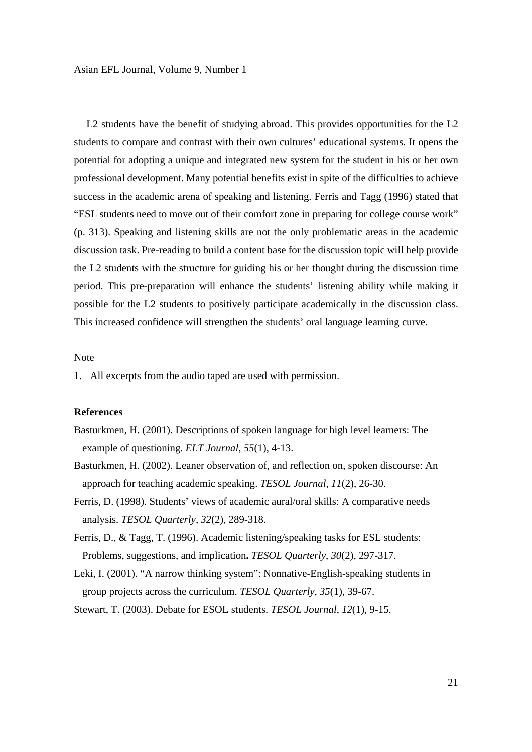L2 students have the benefit of studying abroad. This provides opportunities for the L2 students to compare and contrast with their own cultures' educational systems. It opens the potential for adopting a unique and integrated new system for the student in his or her own professional development. Many potential benefits exist in spite of the difficulties to achieve success in the academic arena of speaking and listening. Ferris and Tagg (1996) stated that "ESL students need to move out of their comfort zone in preparing for college course work" (p. 313). Speaking and listening skills are not the only problematic areas in the academic discussion task. Pre-reading to build a content base for the discussion topic will help provide the L2 students with the structure for guiding his or her thought during the discussion time period. This pre-preparation will enhance the students' listening ability while making it possible for the L2 students to positively participate academically in the discussion class. This increased confidence will strengthen the students' oral language learning curve.

Note

1. All excerpts from the audio taped are used with permission.

**References**

Basturkmen, H. (2001). Descriptions of spoken language for high level learners: The example of questioning. *ELT Journal, 55*(1), 4-13.

Basturkmen, H. (2002). Leaner observation of, and reflection on, spoken discourse: An approach for teaching academic speaking. *TESOL Journal, 11*(2), 26-30.

Ferris, D. (1998). Students' views of academic aural/oral skills: A comparative needs analysis. *TESOL Quarterly, 32*(2), 289-318.

Ferris, D., & Tagg, T. (1996). Academic listening/speaking tasks for ESL students: Problems, suggestions, and implication**.** *TESOL Quarterly*, *30*(2), 297-317.

Leki, I. (2001). "A narrow thinking system": Nonnative-English-speaking students in group projects across the curriculum. *TESOL Quarterly*, *35*(1), 39-67.

Stewart, T. (2003). Debate for ESOL students. *TESOL Journal*, *12*(1), 9-15.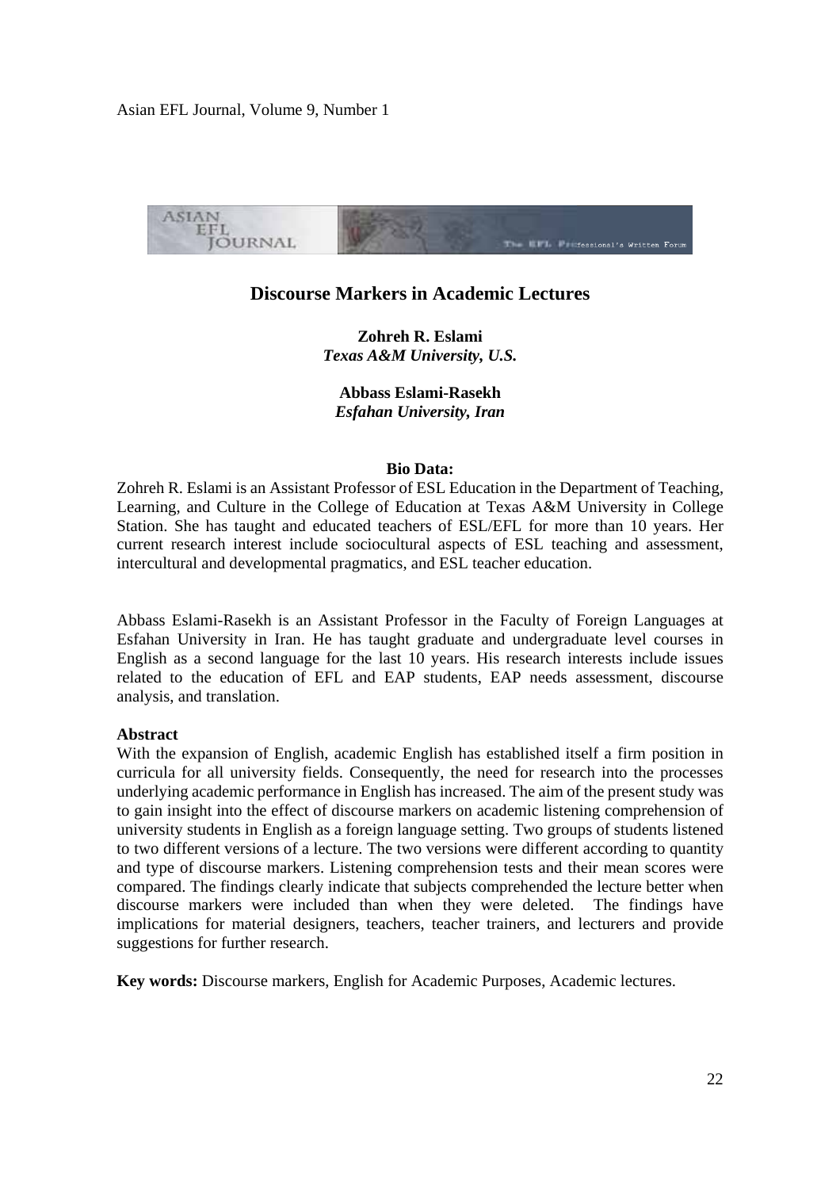# Discourse Markers in Academic Lectures

**Zohreh R. Eslami**
***Texas A&M University, U.S.***

**Abbass Eslami-Rasekh**
***Esfahan University, Iran***

**Bio Data:**

Zohreh R. Eslami is an Assistant Professor of ESL Education in the Department of Teaching, Learning, and Culture in the College of Education at Texas A&M University in College Station. She has taught and educated teachers of ESL/EFL for more than 10 years. Her current research interest include sociocultural aspects of ESL teaching and assessment, intercultural and developmental pragmatics, and ESL teacher education.

Abbass Eslami-Rasekh is an Assistant Professor in the Faculty of Foreign Languages at Esfahan University in Iran. He has taught graduate and undergraduate level courses in English as a second language for the last 10 years. His research interests include issues related to the education of EFL and EAP students, EAP needs assessment, discourse analysis, and translation.

**Abstract**

With the expansion of English, academic English has established itself a firm position in curricula for all university fields. Consequently, the need for research into the processes underlying academic performance in English has increased. The aim of the present study was to gain insight into the effect of discourse markers on academic listening comprehension of university students in English as a foreign language setting. Two groups of students listened to two different versions of a lecture. The two versions were different according to quantity and type of discourse markers. Listening comprehension tests and their mean scores were compared. The findings clearly indicate that subjects comprehended the lecture better when discourse markers were included than when they were deleted. The findings have implications for material designers, teachers, teacher trainers, and lecturers and provide suggestions for further research.

**Key words:** Discourse markers, English for Academic Purposes, Academic lectures.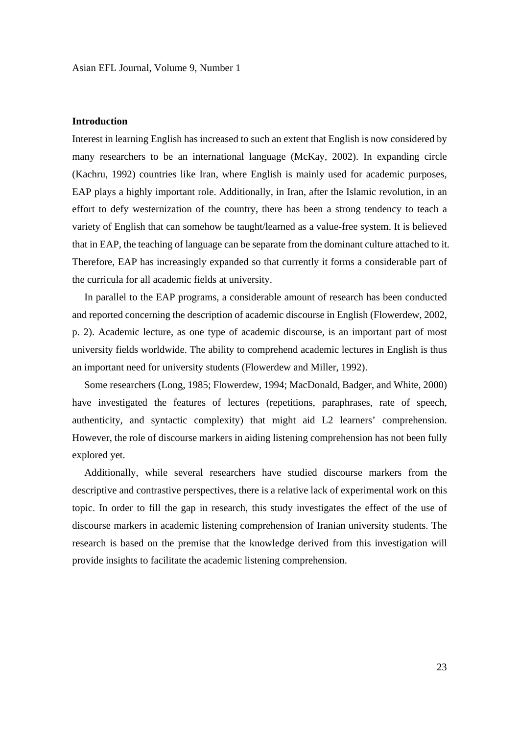## Introduction

Interest in learning English has increased to such an extent that English is now considered by many researchers to be an international language (McKay, 2002). In expanding circle (Kachru, 1992) countries like Iran, where English is mainly used for academic purposes, EAP plays a highly important role. Additionally, in Iran, after the Islamic revolution, in an effort to defy westernization of the country, there has been a strong tendency to teach a variety of English that can somehow be taught/learned as a value-free system. It is believed that in EAP, the teaching of language can be separate from the dominant culture attached to it. Therefore, EAP has increasingly expanded so that currently it forms a considerable part of the curricula for all academic fields at university.

In parallel to the EAP programs, a considerable amount of research has been conducted and reported concerning the description of academic discourse in English (Flowerdew, 2002, p. 2). Academic lecture, as one type of academic discourse, is an important part of most university fields worldwide. The ability to comprehend academic lectures in English is thus an important need for university students (Flowerdew and Miller, 1992).

Some researchers (Long, 1985; Flowerdew, 1994; MacDonald, Badger, and White, 2000) have investigated the features of lectures (repetitions, paraphrases, rate of speech, authenticity, and syntactic complexity) that might aid L2 learners' comprehension. However, the role of discourse markers in aiding listening comprehension has not been fully explored yet.

Additionally, while several researchers have studied discourse markers from the descriptive and contrastive perspectives, there is a relative lack of experimental work on this topic. In order to fill the gap in research, this study investigates the effect of the use of discourse markers in academic listening comprehension of Iranian university students. The research is based on the premise that the knowledge derived from this investigation will provide insights to facilitate the academic listening comprehension.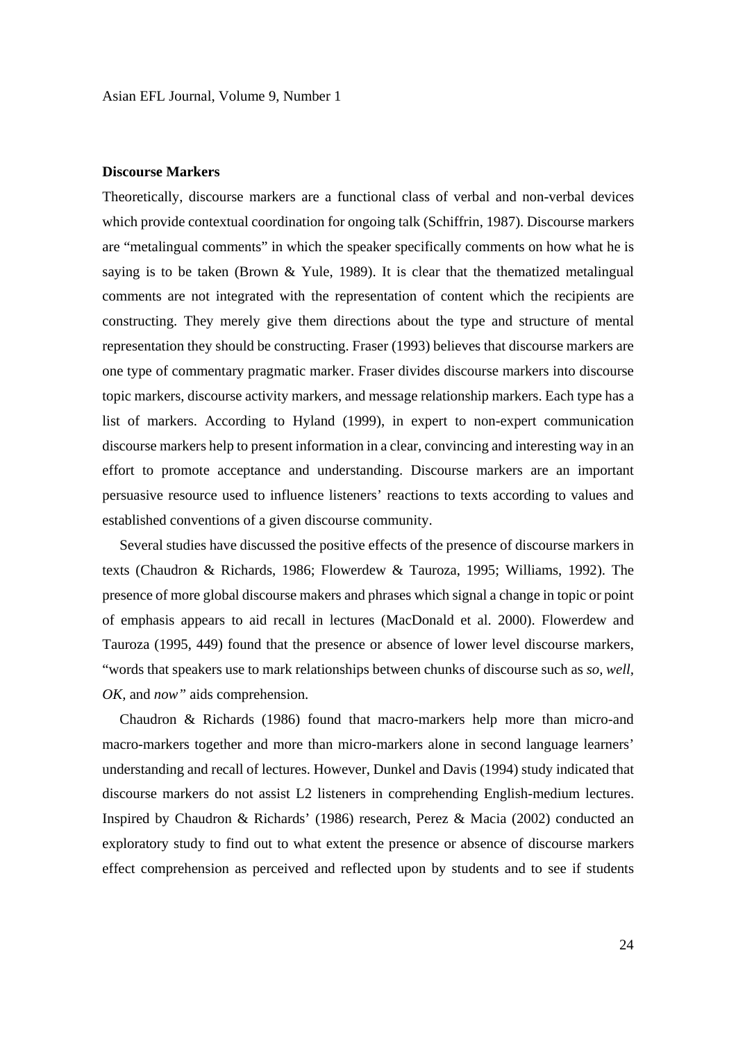**Discourse Markers**

Theoretically, discourse markers are a functional class of verbal and non-verbal devices which provide contextual coordination for ongoing talk (Schiffrin, 1987). Discourse markers are "metalingual comments" in which the speaker specifically comments on how what he is saying is to be taken (Brown & Yule, 1989). It is clear that the thematized metalingual comments are not integrated with the representation of content which the recipients are constructing. They merely give them directions about the type and structure of mental representation they should be constructing. Fraser (1993) believes that discourse markers are one type of commentary pragmatic marker. Fraser divides discourse markers into discourse topic markers, discourse activity markers, and message relationship markers. Each type has a list of markers. According to Hyland (1999), in expert to non-expert communication discourse markers help to present information in a clear, convincing and interesting way in an effort to promote acceptance and understanding. Discourse markers are an important persuasive resource used to influence listeners' reactions to texts according to values and established conventions of a given discourse community.

Several studies have discussed the positive effects of the presence of discourse markers in texts (Chaudron & Richards, 1986; Flowerdew & Tauroza, 1995; Williams, 1992). The presence of more global discourse makers and phrases which signal a change in topic or point of emphasis appears to aid recall in lectures (MacDonald et al. 2000). Flowerdew and Tauroza (1995, 449) found that the presence or absence of lower level discourse markers, "words that speakers use to mark relationships between chunks of discourse such as *so, well, OK,* and *now"* aids comprehension.

Chaudron & Richards (1986) found that macro-markers help more than micro-and macro-markers together and more than micro-markers alone in second language learners' understanding and recall of lectures. However, Dunkel and Davis (1994) study indicated that discourse markers do not assist L2 listeners in comprehending English-medium lectures. Inspired by Chaudron & Richards' (1986) research, Perez & Macia (2002) conducted an exploratory study to find out to what extent the presence or absence of discourse markers effect comprehension as perceived and reflected upon by students and to see if students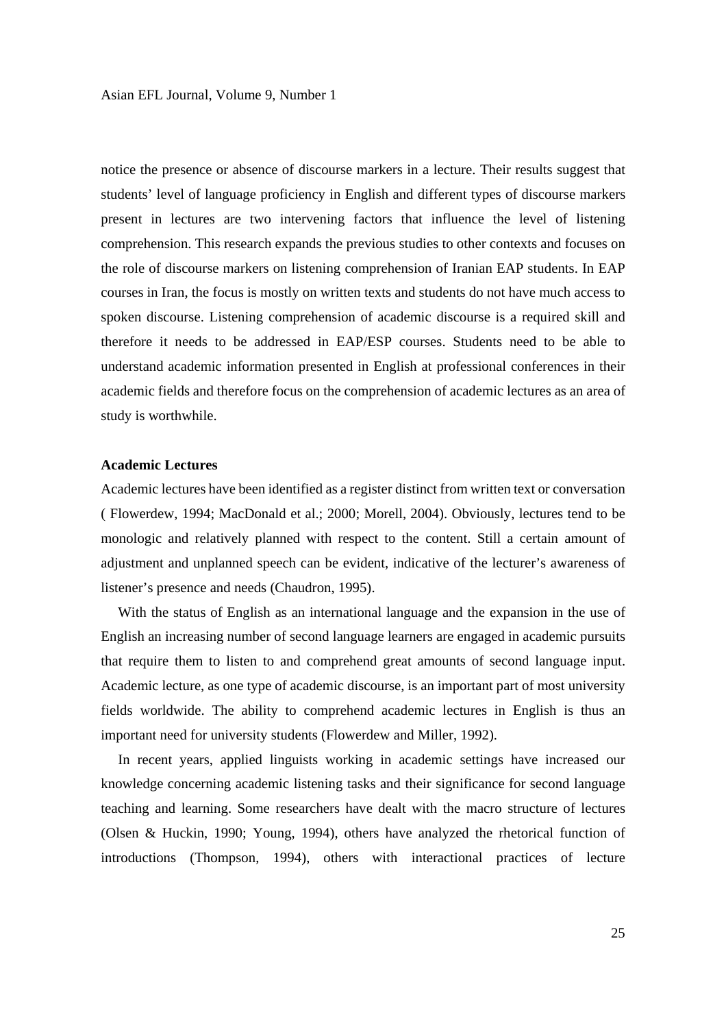notice the presence or absence of discourse markers in a lecture. Their results suggest that students' level of language proficiency in English and different types of discourse markers present in lectures are two intervening factors that influence the level of listening comprehension. This research expands the previous studies to other contexts and focuses on the role of discourse markers on listening comprehension of Iranian EAP students. In EAP courses in Iran, the focus is mostly on written texts and students do not have much access to spoken discourse. Listening comprehension of academic discourse is a required skill and therefore it needs to be addressed in EAP/ESP courses. Students need to be able to understand academic information presented in English at professional conferences in their academic fields and therefore focus on the comprehension of academic lectures as an area of study is worthwhile.

**Academic Lectures**

Academic lectures have been identified as a register distinct from written text or conversation ( Flowerdew, 1994; MacDonald et al.; 2000; Morell, 2004). Obviously, lectures tend to be monologic and relatively planned with respect to the content. Still a certain amount of adjustment and unplanned speech can be evident, indicative of the lecturer's awareness of listener's presence and needs (Chaudron, 1995).

With the status of English as an international language and the expansion in the use of English an increasing number of second language learners are engaged in academic pursuits that require them to listen to and comprehend great amounts of second language input. Academic lecture, as one type of academic discourse, is an important part of most university fields worldwide. The ability to comprehend academic lectures in English is thus an important need for university students (Flowerdew and Miller, 1992).

In recent years, applied linguists working in academic settings have increased our knowledge concerning academic listening tasks and their significance for second language teaching and learning. Some researchers have dealt with the macro structure of lectures (Olsen & Huckin, 1990; Young, 1994), others have analyzed the rhetorical function of introductions (Thompson, 1994), others with interactional practices of lecture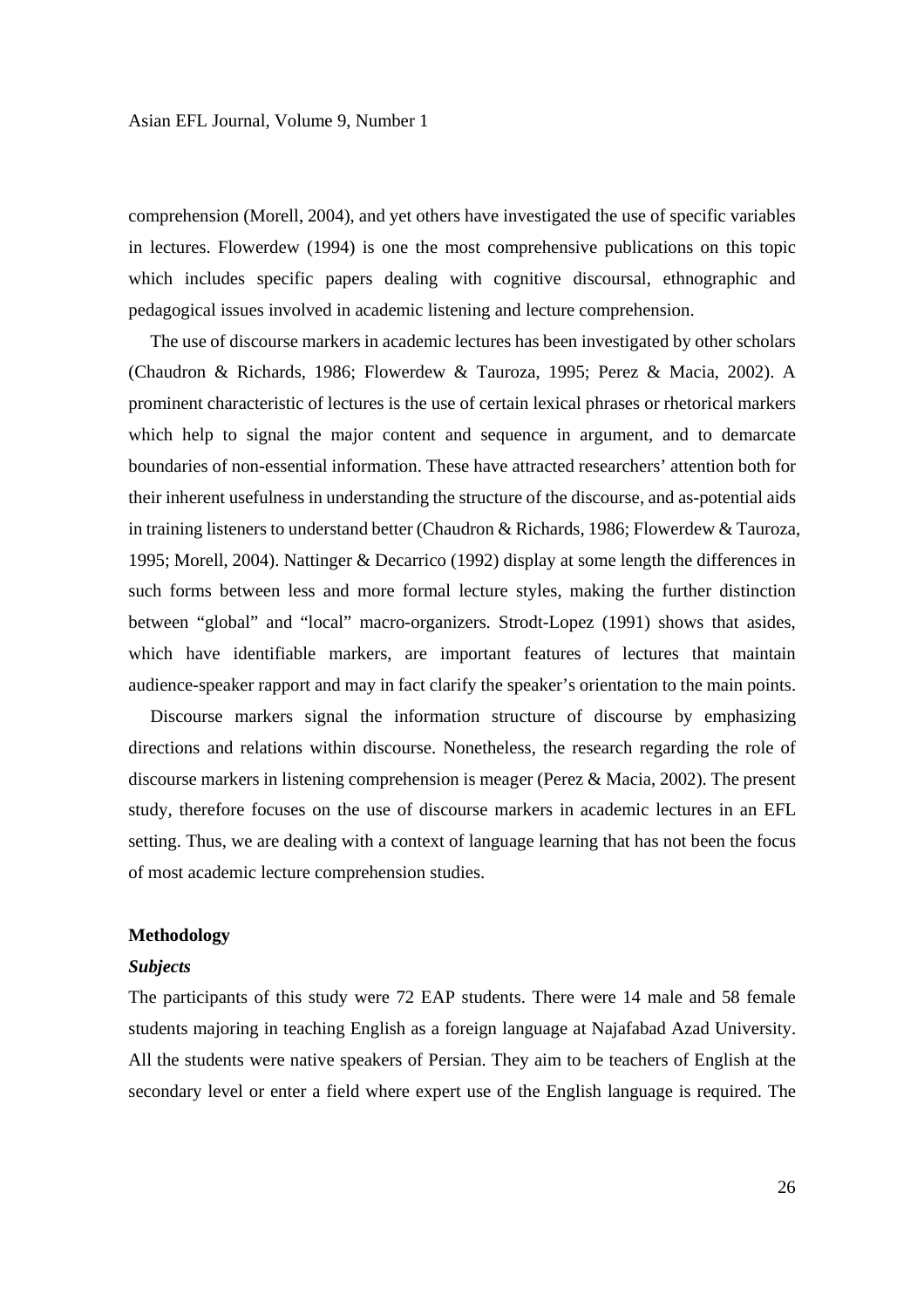comprehension (Morell, 2004), and yet others have investigated the use of specific variables in lectures. Flowerdew (1994) is one the most comprehensive publications on this topic which includes specific papers dealing with cognitive discoursal, ethnographic and pedagogical issues involved in academic listening and lecture comprehension.

The use of discourse markers in academic lectures has been investigated by other scholars (Chaudron & Richards, 1986; Flowerdew & Tauroza, 1995; Perez & Macia, 2002). A prominent characteristic of lectures is the use of certain lexical phrases or rhetorical markers which help to signal the major content and sequence in argument, and to demarcate boundaries of non-essential information. These have attracted researchers' attention both for their inherent usefulness in understanding the structure of the discourse, and as-potential aids in training listeners to understand better (Chaudron & Richards, 1986; Flowerdew & Tauroza, 1995; Morell, 2004). Nattinger & Decarrico (1992) display at some length the differences in such forms between less and more formal lecture styles, making the further distinction between "global" and "local" macro-organizers. Strodt-Lopez (1991) shows that asides, which have identifiable markers, are important features of lectures that maintain audience-speaker rapport and may in fact clarify the speaker's orientation to the main points.

Discourse markers signal the information structure of discourse by emphasizing directions and relations within discourse. Nonetheless, the research regarding the role of discourse markers in listening comprehension is meager (Perez & Macia, 2002). The present study, therefore focuses on the use of discourse markers in academic lectures in an EFL setting. Thus, we are dealing with a context of language learning that has not been the focus of most academic lecture comprehension studies.

## Methodology

### *Subjects*

The participants of this study were 72 EAP students. There were 14 male and 58 female students majoring in teaching English as a foreign language at Najafabad Azad University. All the students were native speakers of Persian. They aim to be teachers of English at the secondary level or enter a field where expert use of the English language is required. The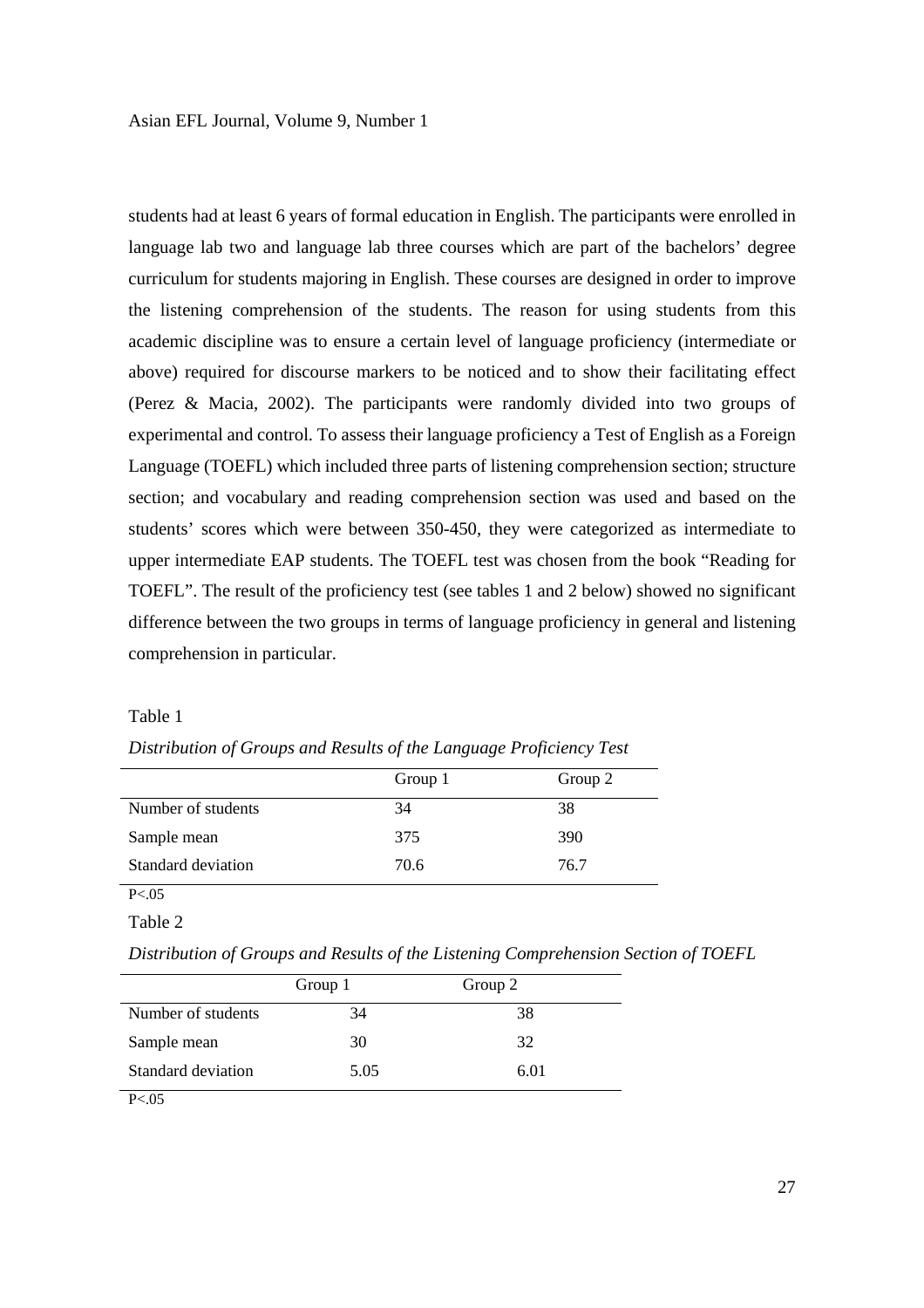students had at least 6 years of formal education in English. The participants were enrolled in language lab two and language lab three courses which are part of the bachelors' degree curriculum for students majoring in English. These courses are designed in order to improve the listening comprehension of the students. The reason for using students from this academic discipline was to ensure a certain level of language proficiency (intermediate or above) required for discourse markers to be noticed and to show their facilitating effect (Perez & Macia, 2002). The participants were randomly divided into two groups of experimental and control. To assess their language proficiency a Test of English as a Foreign Language (TOEFL) which included three parts of listening comprehension section; structure section; and vocabulary and reading comprehension section was used and based on the students' scores which were between 350-450, they were categorized as intermediate to upper intermediate EAP students. The TOEFL test was chosen from the book "Reading for TOEFL". The result of the proficiency test (see tables 1 and 2 below) showed no significant difference between the two groups in terms of language proficiency in general and listening comprehension in particular.

Table 1

*Distribution of Groups and Results of the Language Proficiency Test*

| | Group 1 | Group 2 |
|---|---|---|
| Number of students | 34 | 38 |
| Sample mean | 375 | 390 |
| Standard deviation | 70.6 | 76.7 |

$P<.05$

Table 2

*Distribution of Groups and Results of the Listening Comprehension Section of TOEFL*

| | Group 1 | Group 2 |
|---|---|---|
| Number of students | 34 | 38 |
| Sample mean | 30 | 32 |
| Standard deviation | 5.05 | 6.01 |

$P<.05$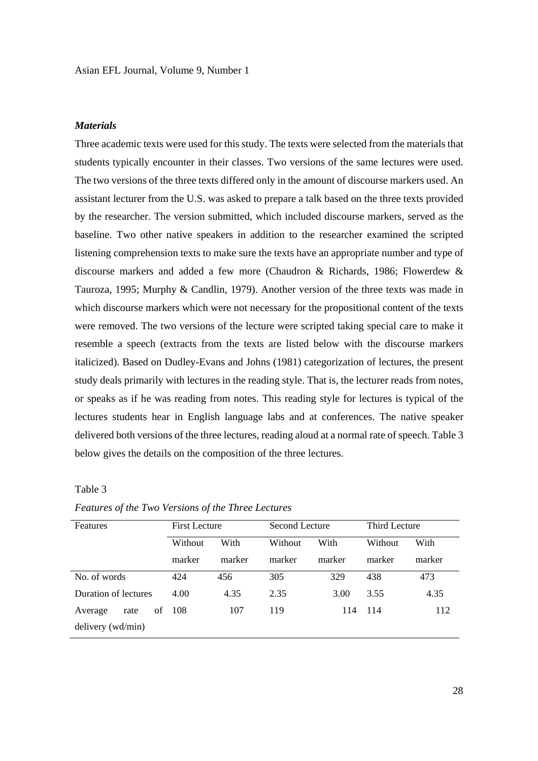### *Materials*

Three academic texts were used for this study. The texts were selected from the materials that students typically encounter in their classes. Two versions of the same lectures were used. The two versions of the three texts differed only in the amount of discourse markers used. An assistant lecturer from the U.S. was asked to prepare a talk based on the three texts provided by the researcher. The version submitted, which included discourse markers, served as the baseline. Two other native speakers in addition to the researcher examined the scripted listening comprehension texts to make sure the texts have an appropriate number and type of discourse markers and added a few more (Chaudron & Richards, 1986; Flowerdew & Tauroza, 1995; Murphy & Candlin, 1979). Another version of the three texts was made in which discourse markers which were not necessary for the propositional content of the texts were removed. The two versions of the lecture were scripted taking special care to make it resemble a speech (extracts from the texts are listed below with the discourse markers italicized). Based on Dudley-Evans and Johns (1981) categorization of lectures, the present study deals primarily with lectures in the reading style. That is, the lecturer reads from notes, or speaks as if he was reading from notes. This reading style for lectures is typical of the lectures students hear in English language labs and at conferences. The native speaker delivered both versions of the three lectures, reading aloud at a normal rate of speech. Table 3 below gives the details on the composition of the three lectures.

Table 3

*Features of the Two Versions of the Three Lectures*

| Features | First Lecture | | Second Lecture | | Third Lecture | |
|---|---|---|---|---|---|---|
| | Without marker | With marker | Without marker | With marker | Without marker | With marker |
| No. of words | 424 | 456 | 305 | 329 | 438 | 473 |
| Duration of lectures | 4.00 | 4.35 | 2.35 | 3.00 | 3.55 | 4.35 |
| Average rate of delivery (wd/min) | 108 | 107 | 119 | 114 | 114 | 112 |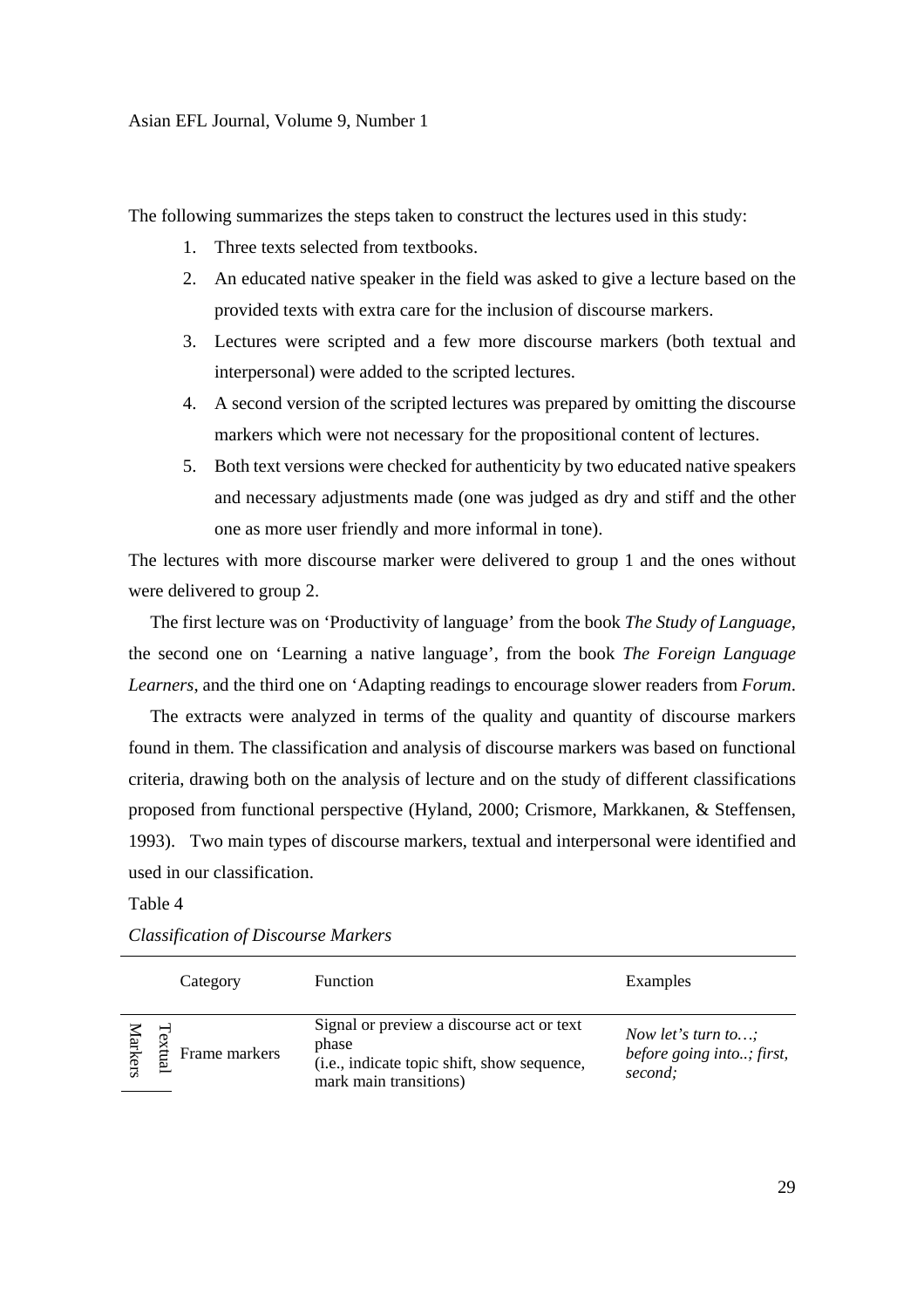The following summarizes the steps taken to construct the lectures used in this study:

1. Three texts selected from textbooks.
2. An educated native speaker in the field was asked to give a lecture based on the provided texts with extra care for the inclusion of discourse markers.
3. Lectures were scripted and a few more discourse markers (both textual and interpersonal) were added to the scripted lectures.
4. A second version of the scripted lectures was prepared by omitting the discourse markers which were not necessary for the propositional content of lectures.
5. Both text versions were checked for authenticity by two educated native speakers and necessary adjustments made (one was judged as dry and stiff and the other one as more user friendly and more informal in tone).

The lectures with more discourse marker were delivered to group 1 and the ones without were delivered to group 2.

The first lecture was on 'Productivity of language' from the book *The Study of Language*, the second one on 'Learning a native language', from the book *The Foreign Language Learners*, and the third one on 'Adapting readings to encourage slower readers from *Forum*.

The extracts were analyzed in terms of the quality and quantity of discourse markers found in them. The classification and analysis of discourse markers was based on functional criteria, drawing both on the analysis of lecture and on the study of different classifications proposed from functional perspective (Hyland, 2000; Crismore, Markkanen, & Steffensen, 1993). Two main types of discourse markers, textual and interpersonal were identified and used in our classification.

Table 4

*Classification of Discourse Markers*

| | Category | Function | Examples |
|---|---|---|---|
| Textual Markers | Frame markers | Signal or preview a discourse act or text phase (i.e., indicate topic shift, show sequence, mark main transitions) | *Now let's turn to…; before going into..; first, second;* |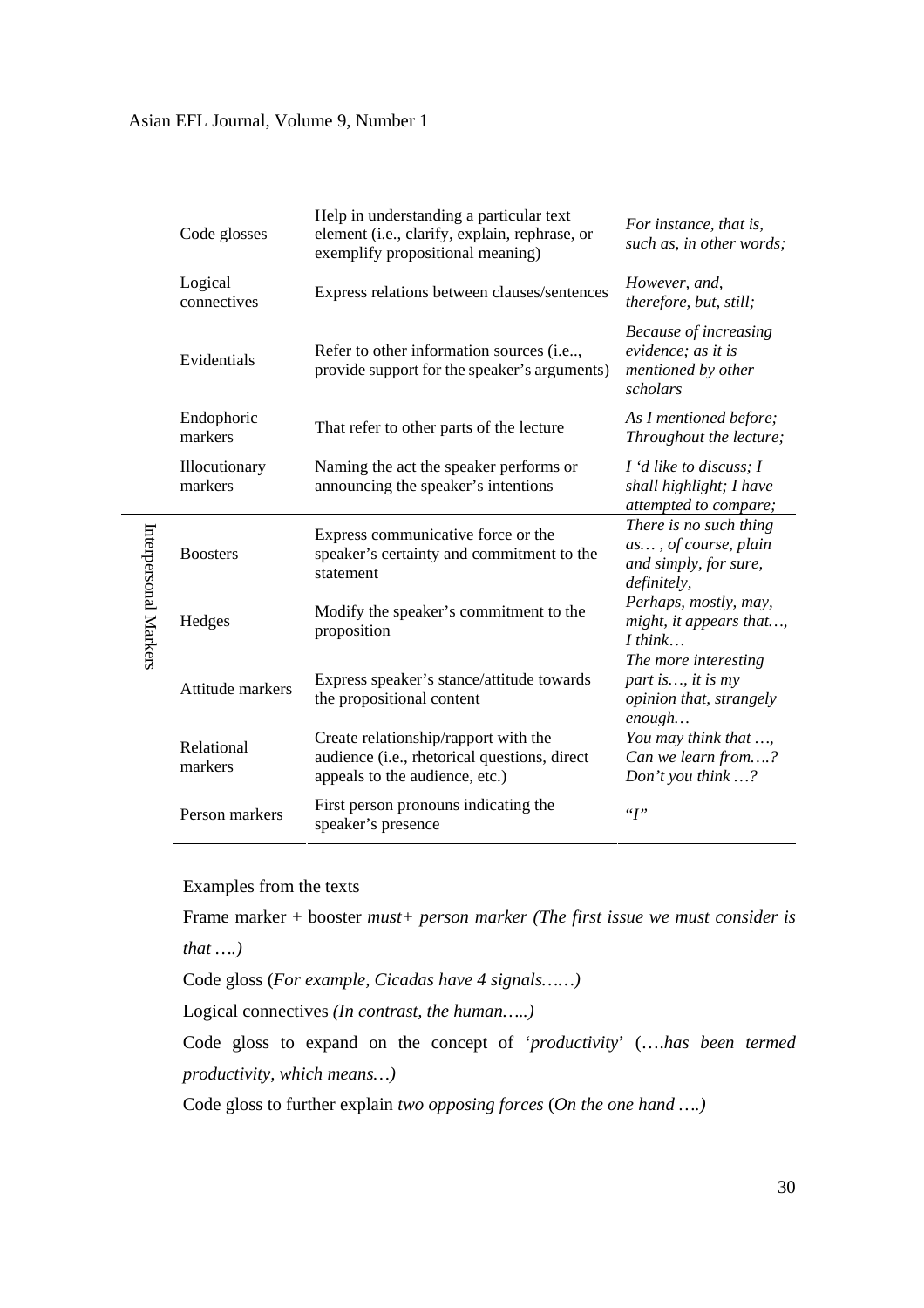| | Category | Function | Examples |
|---|---|---|---|
| | Code glosses | Help in understanding a particular text element (i.e., clarify, explain, rephrase, or exemplify propositional meaning) | *For instance, that is, such as, in other words;* |
| | Logical connectives | Express relations between clauses/sentences | *However, and, therefore, but, still;* |
| | Evidentials | Refer to other information sources (i.e.., provide support for the speaker's arguments) | *Because of increasing evidence; as it is mentioned by other scholars* |
| | Endophoric markers | That refer to other parts of the lecture | *As I mentioned before; Throughout the lecture;* |
| | Illocutionary markers | Naming the act the speaker performs or announcing the speaker's intentions | *I 'd like to discuss; I shall highlight; I have attempted to compare;* |
| Interpersonal Markers | Boosters | Express communicative force or the speaker's certainty and commitment to the statement | *There is no such thing as… , of course, plain and simply, for sure, definitely,* |
| | Hedges | Modify the speaker's commitment to the proposition | *Perhaps, mostly, may, might, it appears that…, I think…* |
| | Attitude markers | Express speaker's stance/attitude towards the propositional content | *The more interesting part is…, it is my opinion that, strangely enough…* |
| | Relational markers | Create relationship/rapport with the audience (i.e., rhetorical questions, direct appeals to the audience, etc.) | *You may think that …, Can we learn from….? Don't you think …?* |
| | Person markers | First person pronouns indicating the speaker's presence | "*I*" |

Examples from the texts

Frame marker + booster *must+ person marker (The first issue we must consider is that ….)*

Code gloss (*For example, Cicadas have 4 signals……)*

Logical connectives *(In contrast, the human…..)*

Code gloss to expand on the concept of '*productivity*' (*….has been termed productivity, which means…)*

Code gloss to further explain *two opposing forces* (*On the one hand ….)*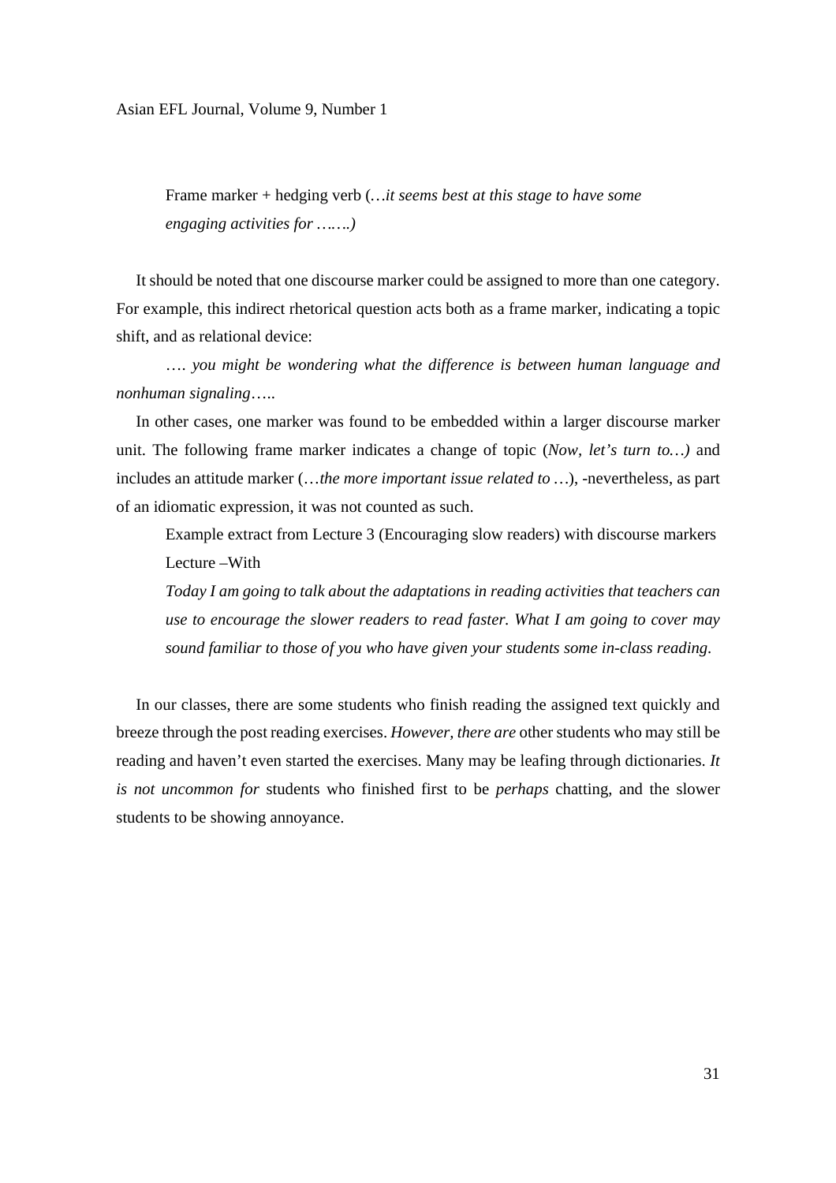Frame marker + hedging verb (*…it seems best at this stage to have some engaging activities for …….)*

It should be noted that one discourse marker could be assigned to more than one category. For example, this indirect rhetorical question acts both as a frame marker, indicating a topic shift, and as relational device:

*…. you might be wondering what the difference is between human language and nonhuman signaling…..*

In other cases, one marker was found to be embedded within a larger discourse marker unit. The following frame marker indicates a change of topic (*Now, let's turn to…)* and includes an attitude marker (…*the more important issue related to* …), -nevertheless, as part of an idiomatic expression, it was not counted as such.

Example extract from Lecture 3 (Encouraging slow readers) with discourse markers Lecture –With

*Today I am going to talk about the adaptations in reading activities that teachers can use to encourage the slower readers to read faster. What I am going to cover may sound familiar to those of you who have given your students some in-class reading.*

In our classes, there are some students who finish reading the assigned text quickly and breeze through the post reading exercises. *However, there are* other students who may still be reading and haven't even started the exercises. Many may be leafing through dictionaries. *It is not uncommon for* students who finished first to be *perhaps* chatting, and the slower students to be showing annoyance.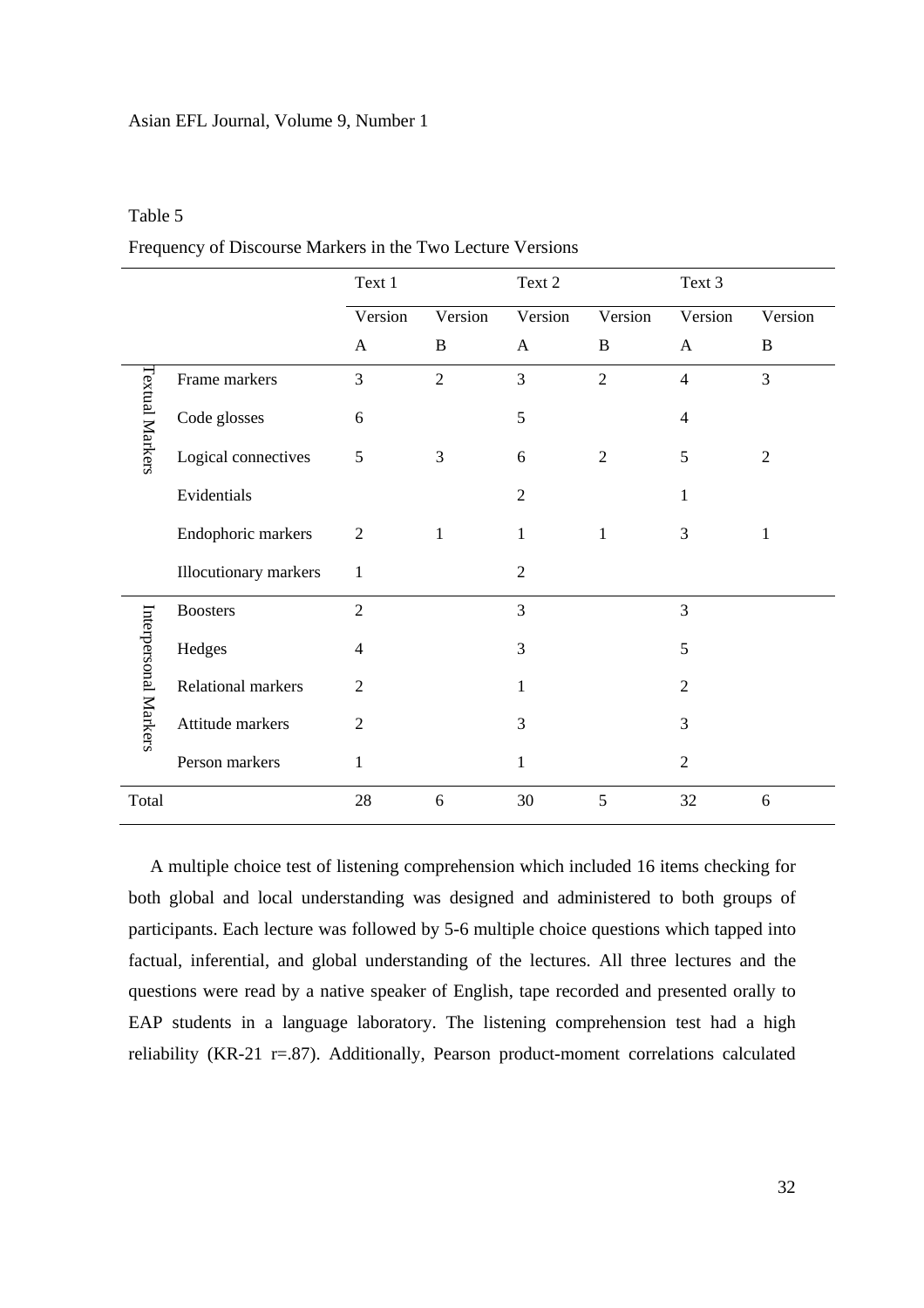Table 5

Frequency of Discourse Markers in the Two Lecture Versions

| | | Text 1 | | Text 2 | | Text 3 | |
|---|---|---|---|---|---|---|---|
| | | Version A | Version B | Version A | Version B | Version A | Version B |
| Textual Markers | Frame markers | 3 | 2 | 3 | 2 | 4 | 3 |
| | Code glosses | 6 | | 5 | | 4 | |
| | Logical connectives | 5 | 3 | 6 | 2 | 5 | 2 |
| | Evidentials | | | 2 | | 1 | |
| | Endophoric markers | 2 | 1 | 1 | 1 | 3 | 1 |
| | Illocutionary markers | 1 | | 2 | | | |
| Interpersonal Markers | Boosters | 2 | | 3 | | 3 | |
| | Hedges | 4 | | 3 | | 5 | |
| | Relational markers | 2 | | 1 | | 2 | |
| | Attitude markers | 2 | | 3 | | 3 | |
| | Person markers | 1 | | 1 | | 2 | |
| Total | | 28 | 6 | 30 | 5 | 32 | 6 |

A multiple choice test of listening comprehension which included 16 items checking for both global and local understanding was designed and administered to both groups of participants. Each lecture was followed by 5-6 multiple choice questions which tapped into factual, inferential, and global understanding of the lectures. All three lectures and the questions were read by a native speaker of English, tape recorded and presented orally to EAP students in a language laboratory. The listening comprehension test had a high reliability (KR-21 r=.87). Additionally, Pearson product-moment correlations calculated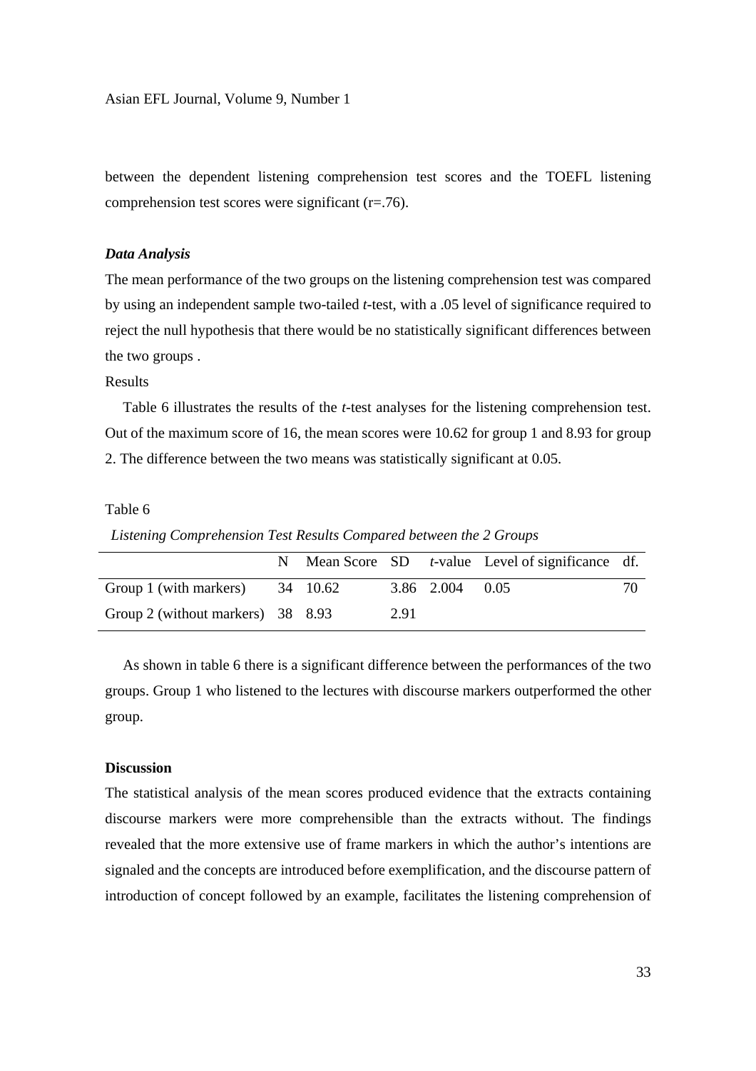between the dependent listening comprehension test scores and the TOEFL listening comprehension test scores were significant (r=.76).

***Data Analysis***

The mean performance of the two groups on the listening comprehension test was compared by using an independent sample two-tailed *t*-test, with a .05 level of significance required to reject the null hypothesis that there would be no statistically significant differences between the two groups .

Results

Table 6 illustrates the results of the *t*-test analyses for the listening comprehension test. Out of the maximum score of 16, the mean scores were 10.62 for group 1 and 8.93 for group 2. The difference between the two means was statistically significant at 0.05.

Table 6

*Listening Comprehension Test Results Compared between the 2 Groups*

| | N | Mean Score | SD | *t*-value | Level of significance | df. |
|---|---|---|---|---|---|---|
| Group 1 (with markers) | 34 | 10.62 | 3.86 | 2.004 | 0.05 | 70 |
| Group 2 (without markers) | 38 | 8.93 | 2.91 | | | |

As shown in table 6 there is a significant difference between the performances of the two groups. Group 1 who listened to the lectures with discourse markers outperformed the other group.

**Discussion**

The statistical analysis of the mean scores produced evidence that the extracts containing discourse markers were more comprehensible than the extracts without. The findings revealed that the more extensive use of frame markers in which the author's intentions are signaled and the concepts are introduced before exemplification, and the discourse pattern of introduction of concept followed by an example, facilitates the listening comprehension of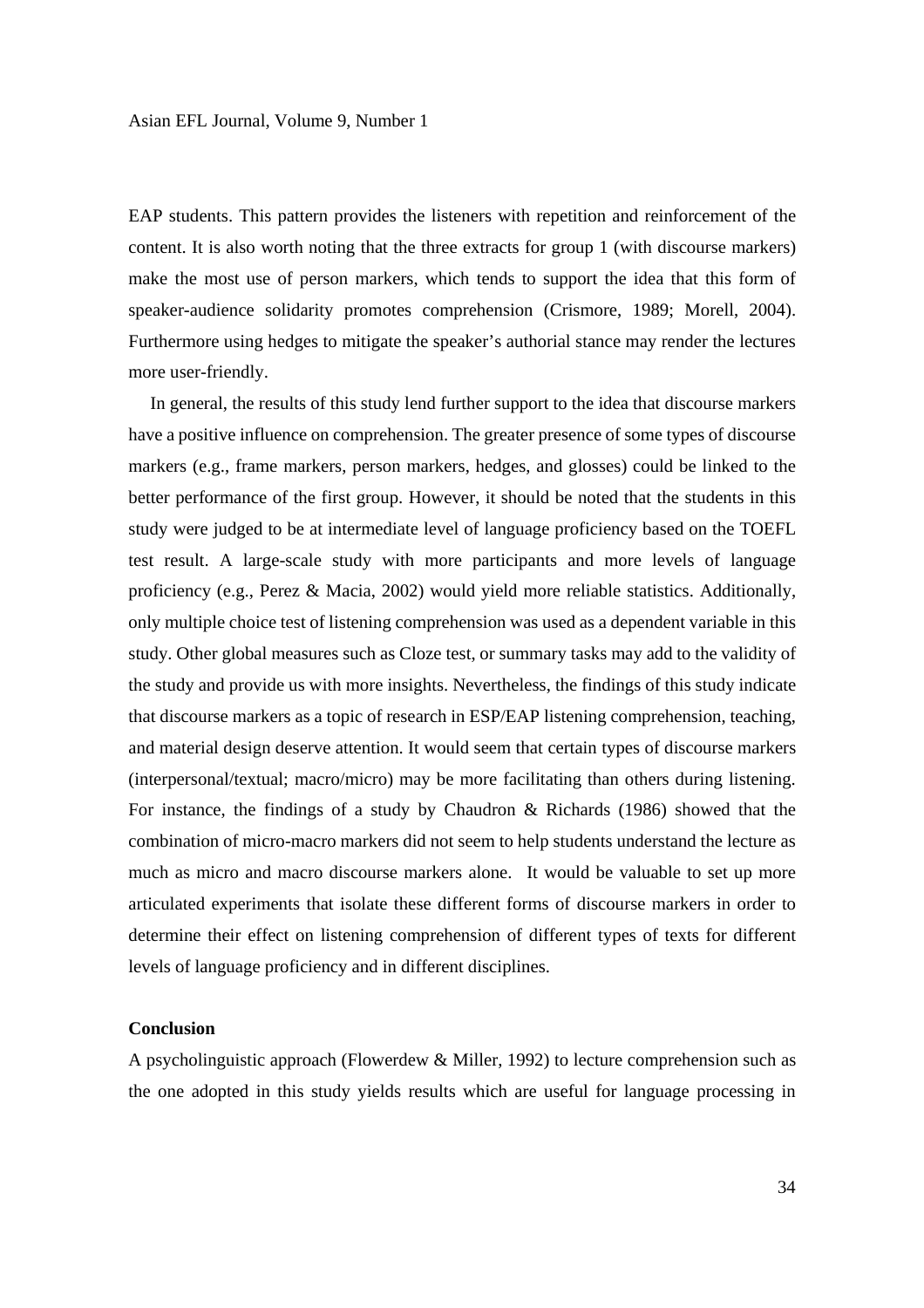EAP students. This pattern provides the listeners with repetition and reinforcement of the content. It is also worth noting that the three extracts for group 1 (with discourse markers) make the most use of person markers, which tends to support the idea that this form of speaker-audience solidarity promotes comprehension (Crismore, 1989; Morell, 2004). Furthermore using hedges to mitigate the speaker's authorial stance may render the lectures more user-friendly.

In general, the results of this study lend further support to the idea that discourse markers have a positive influence on comprehension. The greater presence of some types of discourse markers (e.g., frame markers, person markers, hedges, and glosses) could be linked to the better performance of the first group. However, it should be noted that the students in this study were judged to be at intermediate level of language proficiency based on the TOEFL test result. A large-scale study with more participants and more levels of language proficiency (e.g., Perez & Macia, 2002) would yield more reliable statistics. Additionally, only multiple choice test of listening comprehension was used as a dependent variable in this study. Other global measures such as Cloze test, or summary tasks may add to the validity of the study and provide us with more insights. Nevertheless, the findings of this study indicate that discourse markers as a topic of research in ESP/EAP listening comprehension, teaching, and material design deserve attention. It would seem that certain types of discourse markers (interpersonal/textual; macro/micro) may be more facilitating than others during listening. For instance, the findings of a study by Chaudron & Richards (1986) showed that the combination of micro-macro markers did not seem to help students understand the lecture as much as micro and macro discourse markers alone. It would be valuable to set up more articulated experiments that isolate these different forms of discourse markers in order to determine their effect on listening comprehension of different types of texts for different levels of language proficiency and in different disciplines.

**Conclusion**

A psycholinguistic approach (Flowerdew & Miller, 1992) to lecture comprehension such as the one adopted in this study yields results which are useful for language processing in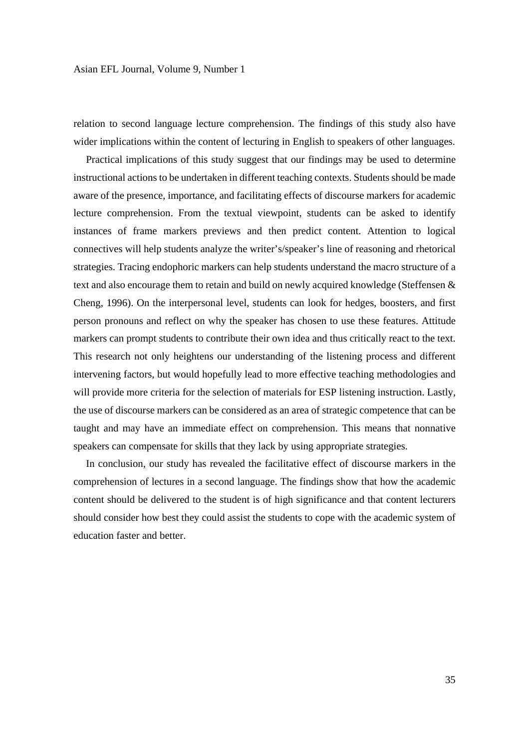relation to second language lecture comprehension. The findings of this study also have wider implications within the content of lecturing in English to speakers of other languages.

Practical implications of this study suggest that our findings may be used to determine instructional actions to be undertaken in different teaching contexts. Students should be made aware of the presence, importance, and facilitating effects of discourse markers for academic lecture comprehension. From the textual viewpoint, students can be asked to identify instances of frame markers previews and then predict content. Attention to logical connectives will help students analyze the writer's/speaker's line of reasoning and rhetorical strategies. Tracing endophoric markers can help students understand the macro structure of a text and also encourage them to retain and build on newly acquired knowledge (Steffensen & Cheng, 1996). On the interpersonal level, students can look for hedges, boosters, and first person pronouns and reflect on why the speaker has chosen to use these features. Attitude markers can prompt students to contribute their own idea and thus critically react to the text. This research not only heightens our understanding of the listening process and different intervening factors, but would hopefully lead to more effective teaching methodologies and will provide more criteria for the selection of materials for ESP listening instruction. Lastly, the use of discourse markers can be considered as an area of strategic competence that can be taught and may have an immediate effect on comprehension. This means that nonnative speakers can compensate for skills that they lack by using appropriate strategies.

In conclusion, our study has revealed the facilitative effect of discourse markers in the comprehension of lectures in a second language. The findings show that how the academic content should be delivered to the student is of high significance and that content lecturers should consider how best they could assist the students to cope with the academic system of education faster and better.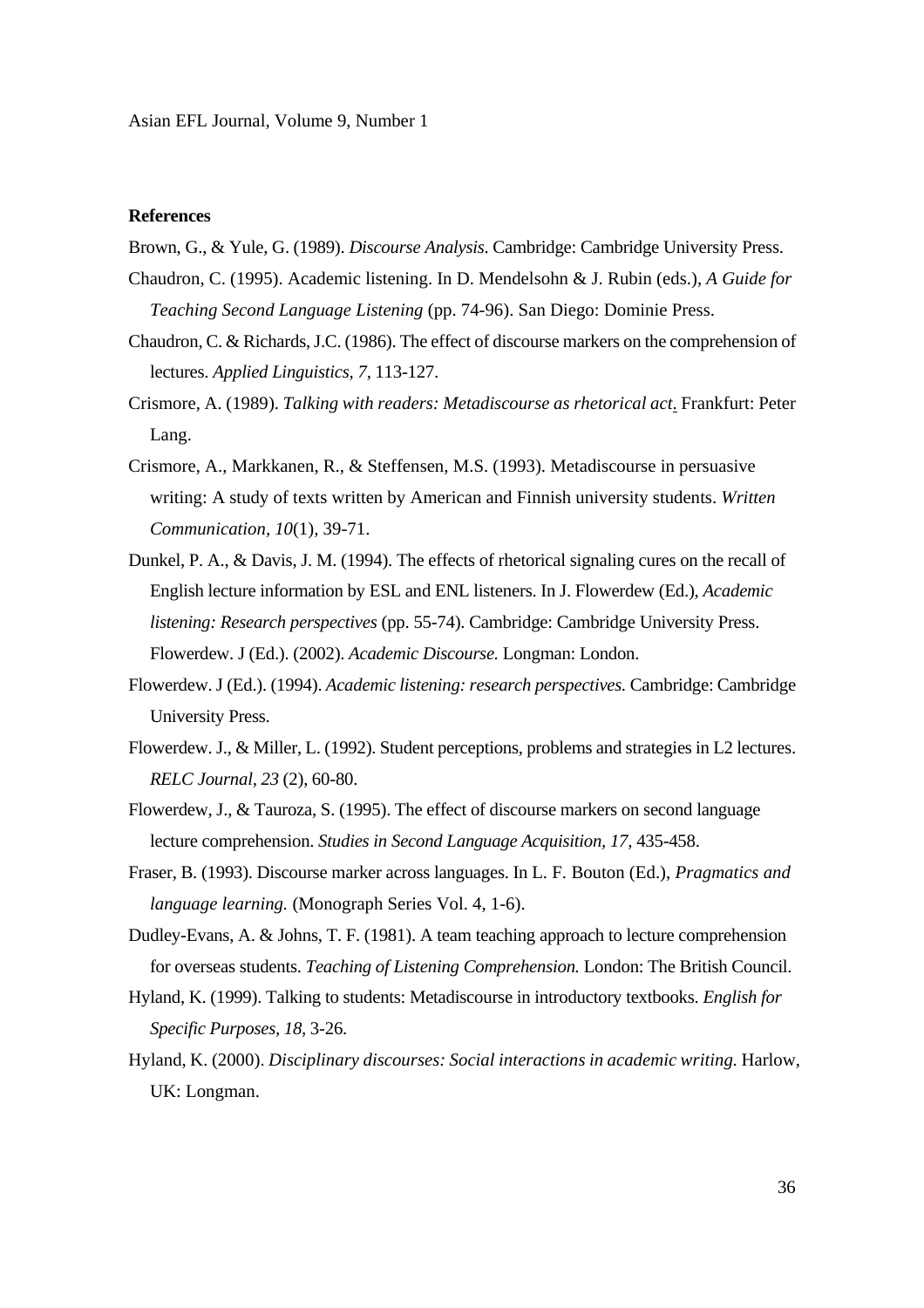**References**

Brown, G., & Yule, G. (1989). *Discourse Analysis*. Cambridge: Cambridge University Press.

Chaudron, C. (1995). Academic listening. In D. Mendelsohn & J. Rubin (eds.), *A Guide for Teaching Second Language Listening* (pp. 74-96). San Diego: Dominie Press.

Chaudron, C. & Richards, J.C. (1986). The effect of discourse markers on the comprehension of lectures. *Applied Linguistics, 7,* 113-127.

Crismore, A. (1989). *Talking with readers: Metadiscourse as rhetorical act*. Frankfurt: Peter Lang.

Crismore, A., Markkanen, R., & Steffensen, M.S. (1993). Metadiscourse in persuasive writing: A study of texts written by American and Finnish university students. *Written Communication, 10*(1), 39-71.

Dunkel, P. A., & Davis, J. M. (1994). The effects of rhetorical signaling cures on the recall of English lecture information by ESL and ENL listeners. In J. Flowerdew (Ed.), *Academic listening: Research perspectives* (pp. 55-74). Cambridge: Cambridge University Press. Flowerdew. J (Ed.). (2002). *Academic Discourse.* Longman: London.

Flowerdew. J (Ed.). (1994). *Academic listening: research perspectives.* Cambridge: Cambridge University Press.

Flowerdew. J., & Miller, L. (1992). Student perceptions, problems and strategies in L2 lectures. *RELC Journal, 23* (2), 60-80.

Flowerdew, J., & Tauroza, S. (1995). The effect of discourse markers on second language lecture comprehension. *Studies in Second Language Acquisition, 17,* 435-458.

Fraser, B. (1993). Discourse marker across languages. In L. F. Bouton (Ed.), *Pragmatics and language learning.* (Monograph Series Vol. 4, 1-6).

Dudley-Evans, A. & Johns, T. F. (1981). A team teaching approach to lecture comprehension for overseas students. *Teaching of Listening Comprehension.* London: The British Council.

Hyland, K. (1999). Talking to students: Metadiscourse in introductory textbooks. *English for Specific Purposes, 18,* 3-26.

Hyland, K. (2000). *Disciplinary discourses: Social interactions in academic writing*. Harlow, UK: Longman.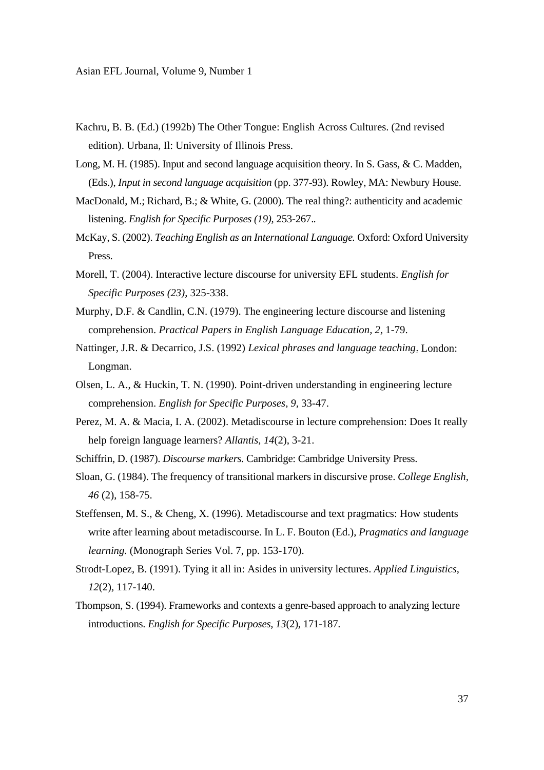Kachru, B. B. (Ed.) (1992b) The Other Tongue: English Across Cultures. (2nd revised edition). Urbana, Il: University of Illinois Press.

Long, M. H. (1985). Input and second language acquisition theory. In S. Gass, & C. Madden, (Eds.), *Input in second language acquisition* (pp. 377-93). Rowley, MA: Newbury House.

MacDonald, M.; Richard, B.; & White, G. (2000). The real thing?: authenticity and academic listening. *English for Specific Purposes (19)*, 253-267..

McKay, S. (2002). *Teaching English as an International Language.* Oxford: Oxford University Press.

Morell, T. (2004). Interactive lecture discourse for university EFL students. *English for Specific Purposes (23)*, 325-338.

Murphy, D.F. & Candlin, C.N. (1979). The engineering lecture discourse and listening comprehension. *Practical Papers in English Language Education, 2,* 1-79.

Nattinger, J.R. & Decarrico, J.S. (1992) *Lexical phrases and language teaching*. London: Longman.

Olsen, L. A., & Huckin, T. N. (1990). Point-driven understanding in engineering lecture comprehension. *English for Specific Purposes, 9,* 33-47.

Perez, M. A. & Macia, I. A. (2002). Metadiscourse in lecture comprehension: Does It really help foreign language learners? *Allantis, 14*(2), 3-21.

Schiffrin, D. (1987). *Discourse markers.* Cambridge: Cambridge University Press.

Sloan, G. (1984). The frequency of transitional markers in discursive prose. *College English, 46* (2), 158-75.

Steffensen, M. S., & Cheng, X. (1996). Metadiscourse and text pragmatics: How students write after learning about metadiscourse. In L. F. Bouton (Ed.), *Pragmatics and language learning.* (Monograph Series Vol. 7, pp. 153-170).

Strodt-Lopez, B. (1991). Tying it all in: Asides in university lectures. *Applied Linguistics, 12*(2), 117-140.

Thompson, S. (1994). Frameworks and contexts a genre-based approach to analyzing lecture introductions. *English for Specific Purposes, 13*(2), 171-187.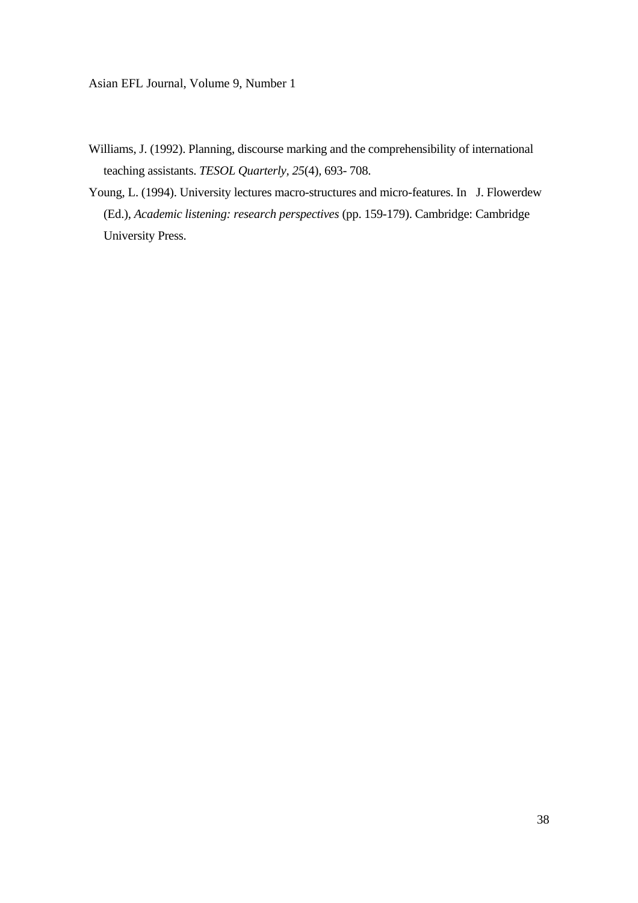Williams, J. (1992). Planning, discourse marking and the comprehensibility of international teaching assistants. *TESOL Quarterly*, *25*(4), 693- 708.

Young, L. (1994). University lectures macro-structures and micro-features. In J. Flowerdew (Ed.), *Academic listening: research perspectives* (pp. 159-179). Cambridge: Cambridge University Press.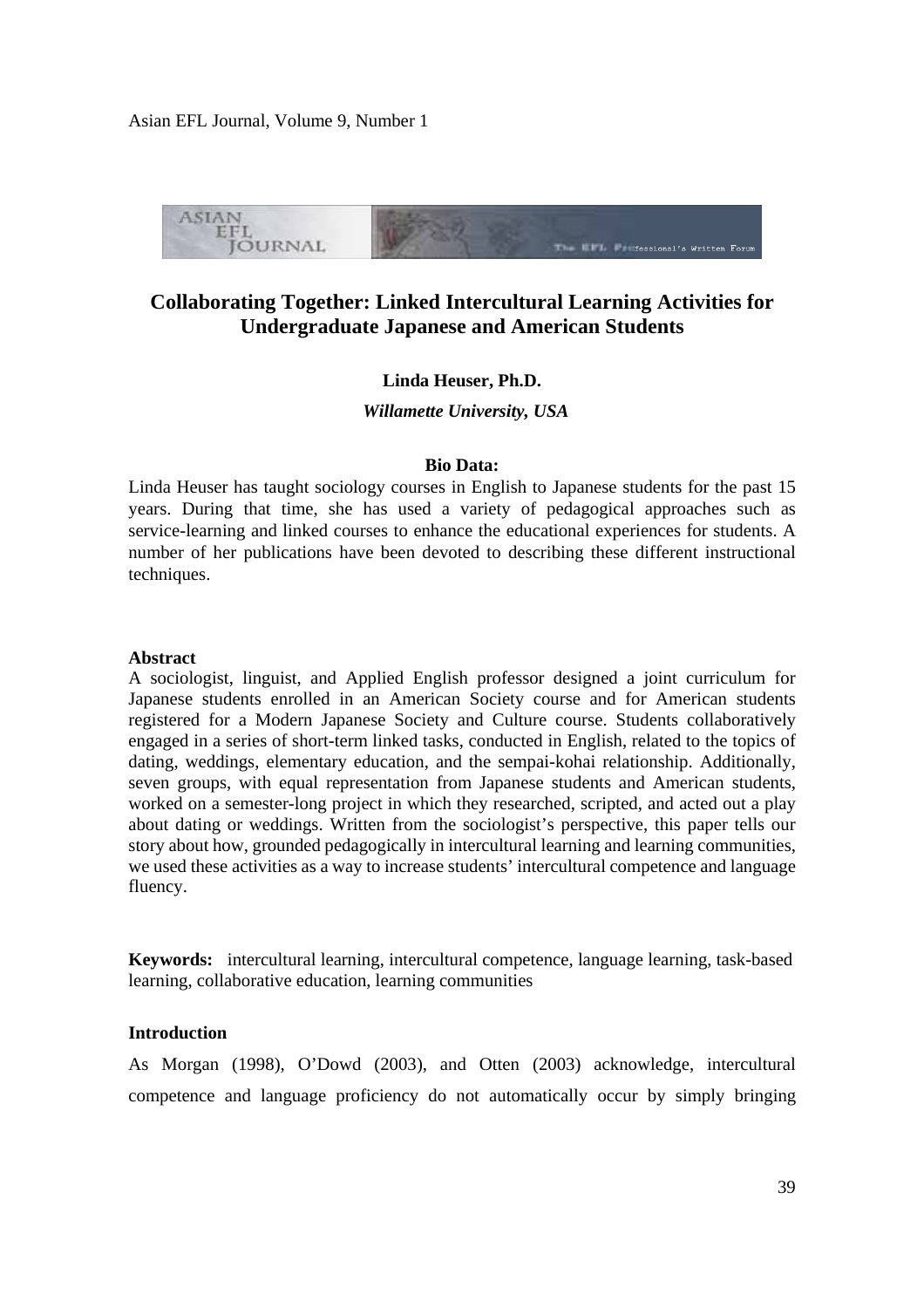# Collaborating Together: Linked Intercultural Learning Activities for Undergraduate Japanese and American Students

**Linda Heuser, Ph.D.**

***Willamette University, USA***

**Bio Data:**

Linda Heuser has taught sociology courses in English to Japanese students for the past 15 years. During that time, she has used a variety of pedagogical approaches such as service-learning and linked courses to enhance the educational experiences for students. A number of her publications have been devoted to describing these different instructional techniques.

**Abstract**

A sociologist, linguist, and Applied English professor designed a joint curriculum for Japanese students enrolled in an American Society course and for American students registered for a Modern Japanese Society and Culture course. Students collaboratively engaged in a series of short-term linked tasks, conducted in English, related to the topics of dating, weddings, elementary education, and the sempai-kohai relationship. Additionally, seven groups, with equal representation from Japanese students and American students, worked on a semester-long project in which they researched, scripted, and acted out a play about dating or weddings. Written from the sociologist's perspective, this paper tells our story about how, grounded pedagogically in intercultural learning and learning communities, we used these activities as a way to increase students' intercultural competence and language fluency.

**Keywords:** intercultural learning, intercultural competence, language learning, task-based learning, collaborative education, learning communities

**Introduction**

As Morgan (1998), O'Dowd (2003), and Otten (2003) acknowledge, intercultural competence and language proficiency do not automatically occur by simply bringing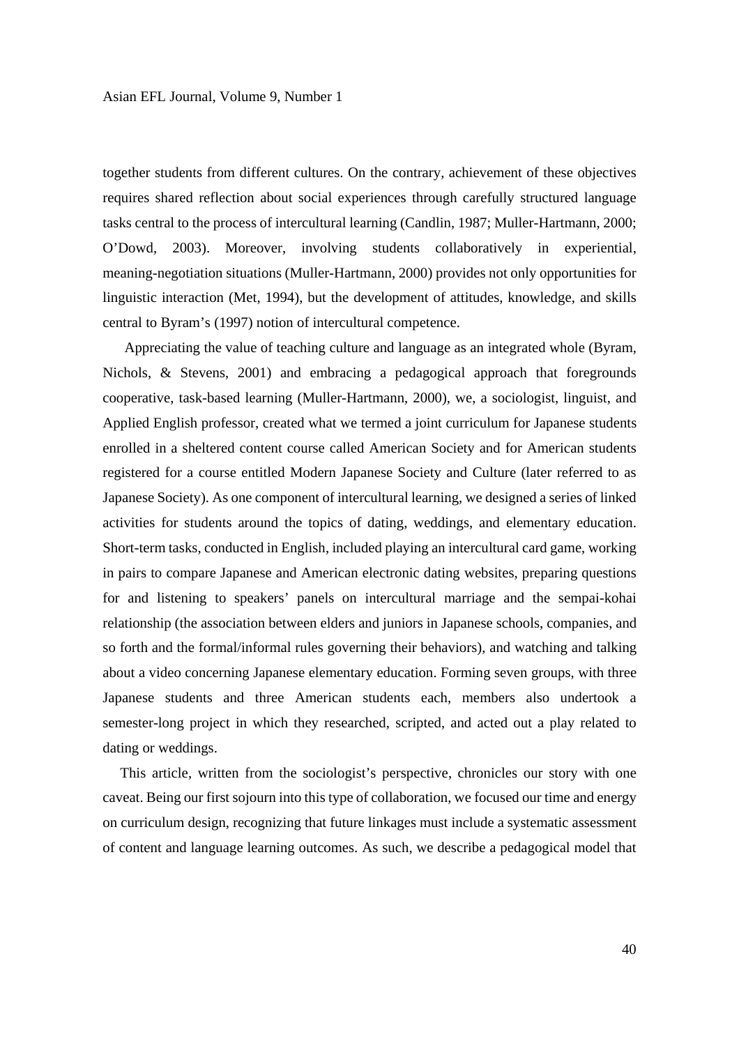together students from different cultures. On the contrary, achievement of these objectives requires shared reflection about social experiences through carefully structured language tasks central to the process of intercultural learning (Candlin, 1987; Muller-Hartmann, 2000; O'Dowd, 2003). Moreover, involving students collaboratively in experiential, meaning-negotiation situations (Muller-Hartmann, 2000) provides not only opportunities for linguistic interaction (Met, 1994), but the development of attitudes, knowledge, and skills central to Byram's (1997) notion of intercultural competence.

Appreciating the value of teaching culture and language as an integrated whole (Byram, Nichols, & Stevens, 2001) and embracing a pedagogical approach that foregrounds cooperative, task-based learning (Muller-Hartmann, 2000), we, a sociologist, linguist, and Applied English professor, created what we termed a joint curriculum for Japanese students enrolled in a sheltered content course called American Society and for American students registered for a course entitled Modern Japanese Society and Culture (later referred to as Japanese Society). As one component of intercultural learning, we designed a series of linked activities for students around the topics of dating, weddings, and elementary education. Short-term tasks, conducted in English, included playing an intercultural card game, working in pairs to compare Japanese and American electronic dating websites, preparing questions for and listening to speakers' panels on intercultural marriage and the sempai-kohai relationship (the association between elders and juniors in Japanese schools, companies, and so forth and the formal/informal rules governing their behaviors), and watching and talking about a video concerning Japanese elementary education. Forming seven groups, with three Japanese students and three American students each, members also undertook a semester-long project in which they researched, scripted, and acted out a play related to dating or weddings.

This article, written from the sociologist's perspective, chronicles our story with one caveat. Being our first sojourn into this type of collaboration, we focused our time and energy on curriculum design, recognizing that future linkages must include a systematic assessment of content and language learning outcomes. As such, we describe a pedagogical model that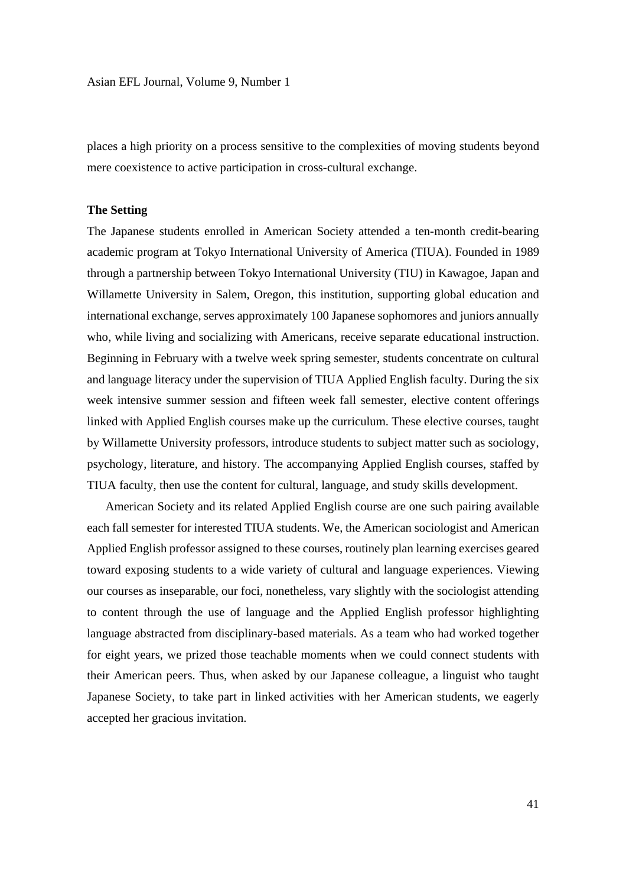places a high priority on a process sensitive to the complexities of moving students beyond mere coexistence to active participation in cross-cultural exchange.

**The Setting**

The Japanese students enrolled in American Society attended a ten-month credit-bearing academic program at Tokyo International University of America (TIUA). Founded in 1989 through a partnership between Tokyo International University (TIU) in Kawagoe, Japan and Willamette University in Salem, Oregon, this institution, supporting global education and international exchange, serves approximately 100 Japanese sophomores and juniors annually who, while living and socializing with Americans, receive separate educational instruction. Beginning in February with a twelve week spring semester, students concentrate on cultural and language literacy under the supervision of TIUA Applied English faculty. During the six week intensive summer session and fifteen week fall semester, elective content offerings linked with Applied English courses make up the curriculum. These elective courses, taught by Willamette University professors, introduce students to subject matter such as sociology, psychology, literature, and history. The accompanying Applied English courses, staffed by TIUA faculty, then use the content for cultural, language, and study skills development.

American Society and its related Applied English course are one such pairing available each fall semester for interested TIUA students. We, the American sociologist and American Applied English professor assigned to these courses, routinely plan learning exercises geared toward exposing students to a wide variety of cultural and language experiences. Viewing our courses as inseparable, our foci, nonetheless, vary slightly with the sociologist attending to content through the use of language and the Applied English professor highlighting language abstracted from disciplinary-based materials. As a team who had worked together for eight years, we prized those teachable moments when we could connect students with their American peers. Thus, when asked by our Japanese colleague, a linguist who taught Japanese Society, to take part in linked activities with her American students, we eagerly accepted her gracious invitation.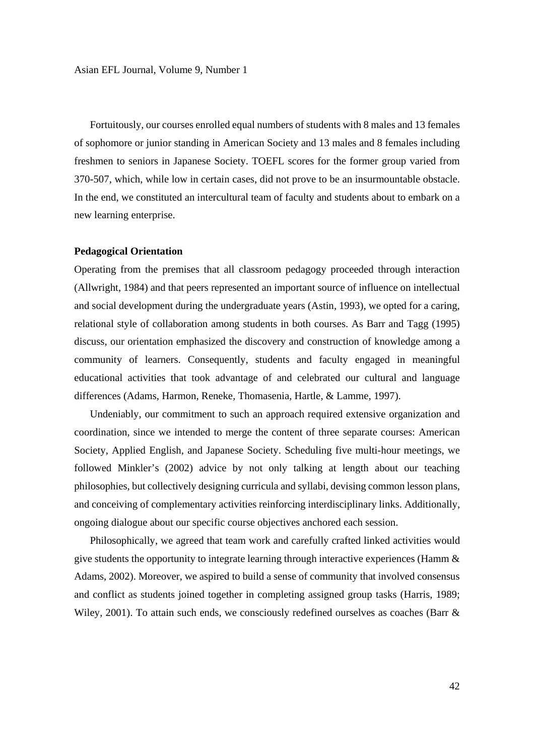Fortuitously, our courses enrolled equal numbers of students with 8 males and 13 females of sophomore or junior standing in American Society and 13 males and 8 females including freshmen to seniors in Japanese Society. TOEFL scores for the former group varied from 370-507, which, while low in certain cases, did not prove to be an insurmountable obstacle. In the end, we constituted an intercultural team of faculty and students about to embark on a new learning enterprise.

**Pedagogical Orientation**

Operating from the premises that all classroom pedagogy proceeded through interaction (Allwright, 1984) and that peers represented an important source of influence on intellectual and social development during the undergraduate years (Astin, 1993), we opted for a caring, relational style of collaboration among students in both courses. As Barr and Tagg (1995) discuss, our orientation emphasized the discovery and construction of knowledge among a community of learners. Consequently, students and faculty engaged in meaningful educational activities that took advantage of and celebrated our cultural and language differences (Adams, Harmon, Reneke, Thomasenia, Hartle, & Lamme, 1997).

Undeniably, our commitment to such an approach required extensive organization and coordination, since we intended to merge the content of three separate courses: American Society, Applied English, and Japanese Society. Scheduling five multi-hour meetings, we followed Minkler's (2002) advice by not only talking at length about our teaching philosophies, but collectively designing curricula and syllabi, devising common lesson plans, and conceiving of complementary activities reinforcing interdisciplinary links. Additionally, ongoing dialogue about our specific course objectives anchored each session.

Philosophically, we agreed that team work and carefully crafted linked activities would give students the opportunity to integrate learning through interactive experiences (Hamm & Adams, 2002). Moreover, we aspired to build a sense of community that involved consensus and conflict as students joined together in completing assigned group tasks (Harris, 1989; Wiley, 2001). To attain such ends, we consciously redefined ourselves as coaches (Barr &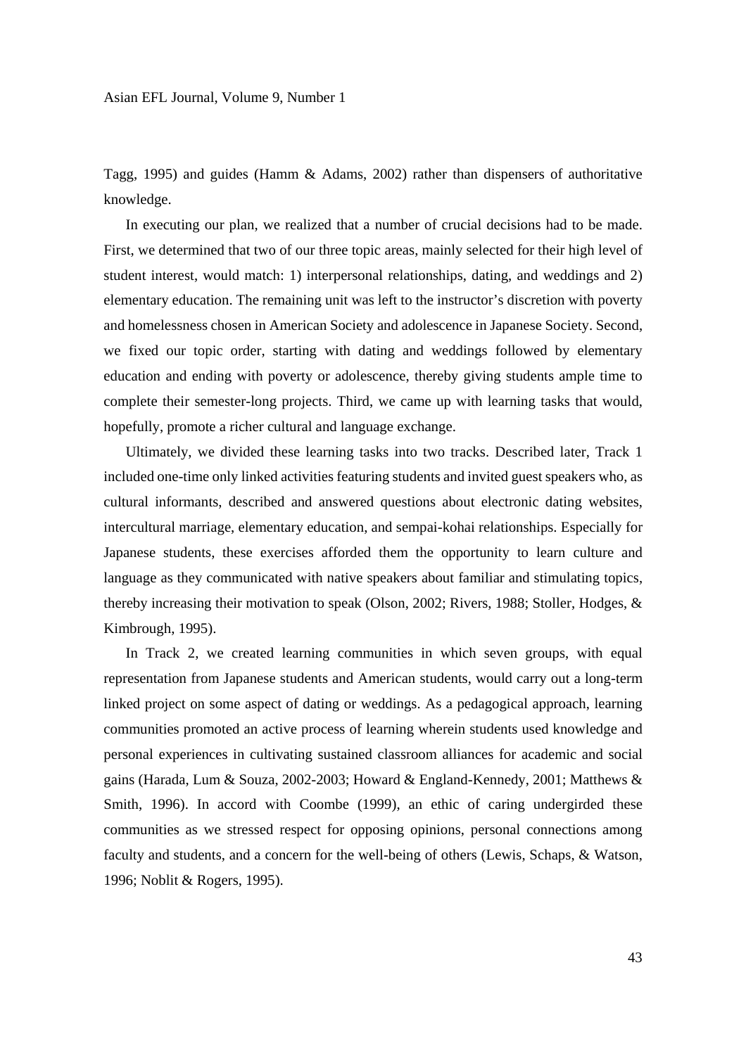Tagg, 1995) and guides (Hamm & Adams, 2002) rather than dispensers of authoritative knowledge.

In executing our plan, we realized that a number of crucial decisions had to be made. First, we determined that two of our three topic areas, mainly selected for their high level of student interest, would match: 1) interpersonal relationships, dating, and weddings and 2) elementary education. The remaining unit was left to the instructor's discretion with poverty and homelessness chosen in American Society and adolescence in Japanese Society. Second, we fixed our topic order, starting with dating and weddings followed by elementary education and ending with poverty or adolescence, thereby giving students ample time to complete their semester-long projects. Third, we came up with learning tasks that would, hopefully, promote a richer cultural and language exchange.

Ultimately, we divided these learning tasks into two tracks. Described later, Track 1 included one-time only linked activities featuring students and invited guest speakers who, as cultural informants, described and answered questions about electronic dating websites, intercultural marriage, elementary education, and sempai-kohai relationships. Especially for Japanese students, these exercises afforded them the opportunity to learn culture and language as they communicated with native speakers about familiar and stimulating topics, thereby increasing their motivation to speak (Olson, 2002; Rivers, 1988; Stoller, Hodges, & Kimbrough, 1995).

In Track 2, we created learning communities in which seven groups, with equal representation from Japanese students and American students, would carry out a long-term linked project on some aspect of dating or weddings. As a pedagogical approach, learning communities promoted an active process of learning wherein students used knowledge and personal experiences in cultivating sustained classroom alliances for academic and social gains (Harada, Lum & Souza, 2002-2003; Howard & England-Kennedy, 2001; Matthews & Smith, 1996). In accord with Coombe (1999), an ethic of caring undergirded these communities as we stressed respect for opposing opinions, personal connections among faculty and students, and a concern for the well-being of others (Lewis, Schaps, & Watson, 1996; Noblit & Rogers, 1995).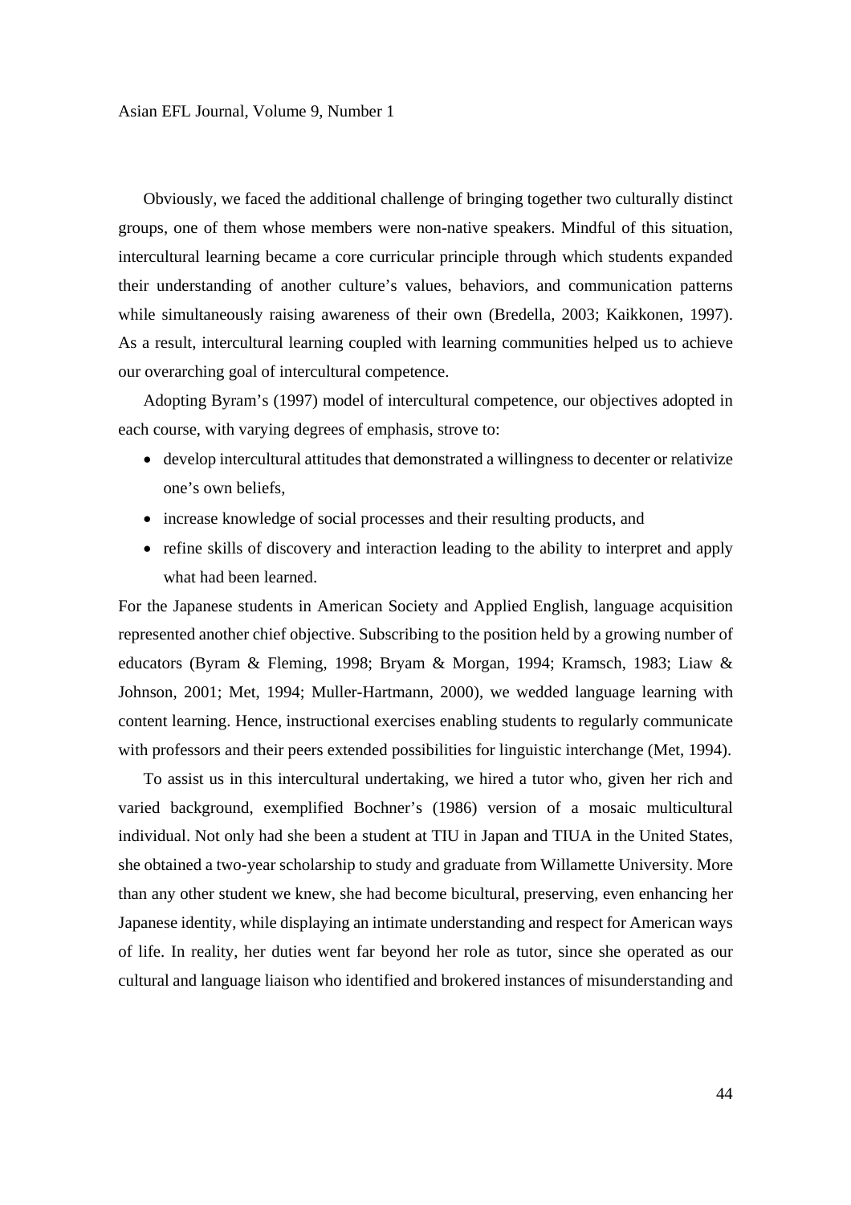Obviously, we faced the additional challenge of bringing together two culturally distinct groups, one of them whose members were non-native speakers. Mindful of this situation, intercultural learning became a core curricular principle through which students expanded their understanding of another culture's values, behaviors, and communication patterns while simultaneously raising awareness of their own (Bredella, 2003; Kaikkonen, 1997). As a result, intercultural learning coupled with learning communities helped us to achieve our overarching goal of intercultural competence.

Adopting Byram's (1997) model of intercultural competence, our objectives adopted in each course, with varying degrees of emphasis, strove to:

- develop intercultural attitudes that demonstrated a willingness to decenter or relativize one's own beliefs,
- increase knowledge of social processes and their resulting products, and
- refine skills of discovery and interaction leading to the ability to interpret and apply what had been learned.

For the Japanese students in American Society and Applied English, language acquisition represented another chief objective. Subscribing to the position held by a growing number of educators (Byram & Fleming, 1998; Bryam & Morgan, 1994; Kramsch, 1983; Liaw & Johnson, 2001; Met, 1994; Muller-Hartmann, 2000), we wedded language learning with content learning. Hence, instructional exercises enabling students to regularly communicate with professors and their peers extended possibilities for linguistic interchange (Met, 1994).

To assist us in this intercultural undertaking, we hired a tutor who, given her rich and varied background, exemplified Bochner's (1986) version of a mosaic multicultural individual. Not only had she been a student at TIU in Japan and TIUA in the United States, she obtained a two-year scholarship to study and graduate from Willamette University. More than any other student we knew, she had become bicultural, preserving, even enhancing her Japanese identity, while displaying an intimate understanding and respect for American ways of life. In reality, her duties went far beyond her role as tutor, since she operated as our cultural and language liaison who identified and brokered instances of misunderstanding and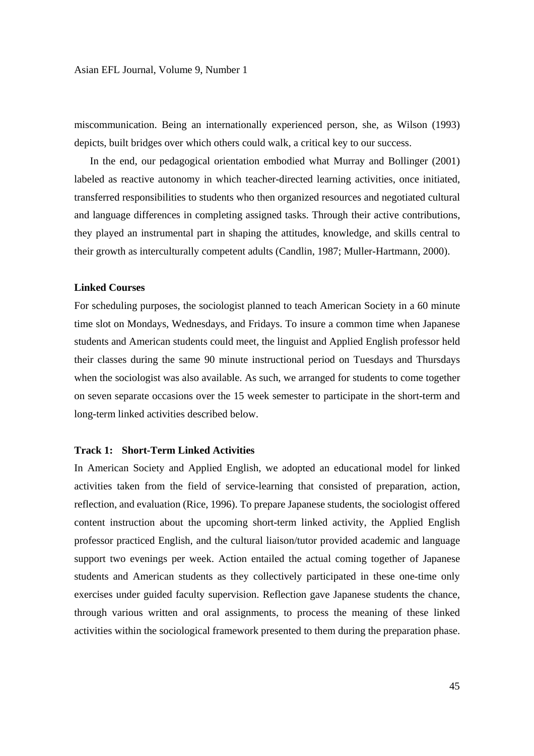miscommunication. Being an internationally experienced person, she, as Wilson (1993) depicts, built bridges over which others could walk, a critical key to our success.

In the end, our pedagogical orientation embodied what Murray and Bollinger (2001) labeled as reactive autonomy in which teacher-directed learning activities, once initiated, transferred responsibilities to students who then organized resources and negotiated cultural and language differences in completing assigned tasks. Through their active contributions, they played an instrumental part in shaping the attitudes, knowledge, and skills central to their growth as interculturally competent adults (Candlin, 1987; Muller-Hartmann, 2000).

### Linked Courses

For scheduling purposes, the sociologist planned to teach American Society in a 60 minute time slot on Mondays, Wednesdays, and Fridays. To insure a common time when Japanese students and American students could meet, the linguist and Applied English professor held their classes during the same 90 minute instructional period on Tuesdays and Thursdays when the sociologist was also available. As such, we arranged for students to come together on seven separate occasions over the 15 week semester to participate in the short-term and long-term linked activities described below.

### Track 1: Short-Term Linked Activities

In American Society and Applied English, we adopted an educational model for linked activities taken from the field of service-learning that consisted of preparation, action, reflection, and evaluation (Rice, 1996). To prepare Japanese students, the sociologist offered content instruction about the upcoming short-term linked activity, the Applied English professor practiced English, and the cultural liaison/tutor provided academic and language support two evenings per week. Action entailed the actual coming together of Japanese students and American students as they collectively participated in these one-time only exercises under guided faculty supervision. Reflection gave Japanese students the chance, through various written and oral assignments, to process the meaning of these linked activities within the sociological framework presented to them during the preparation phase.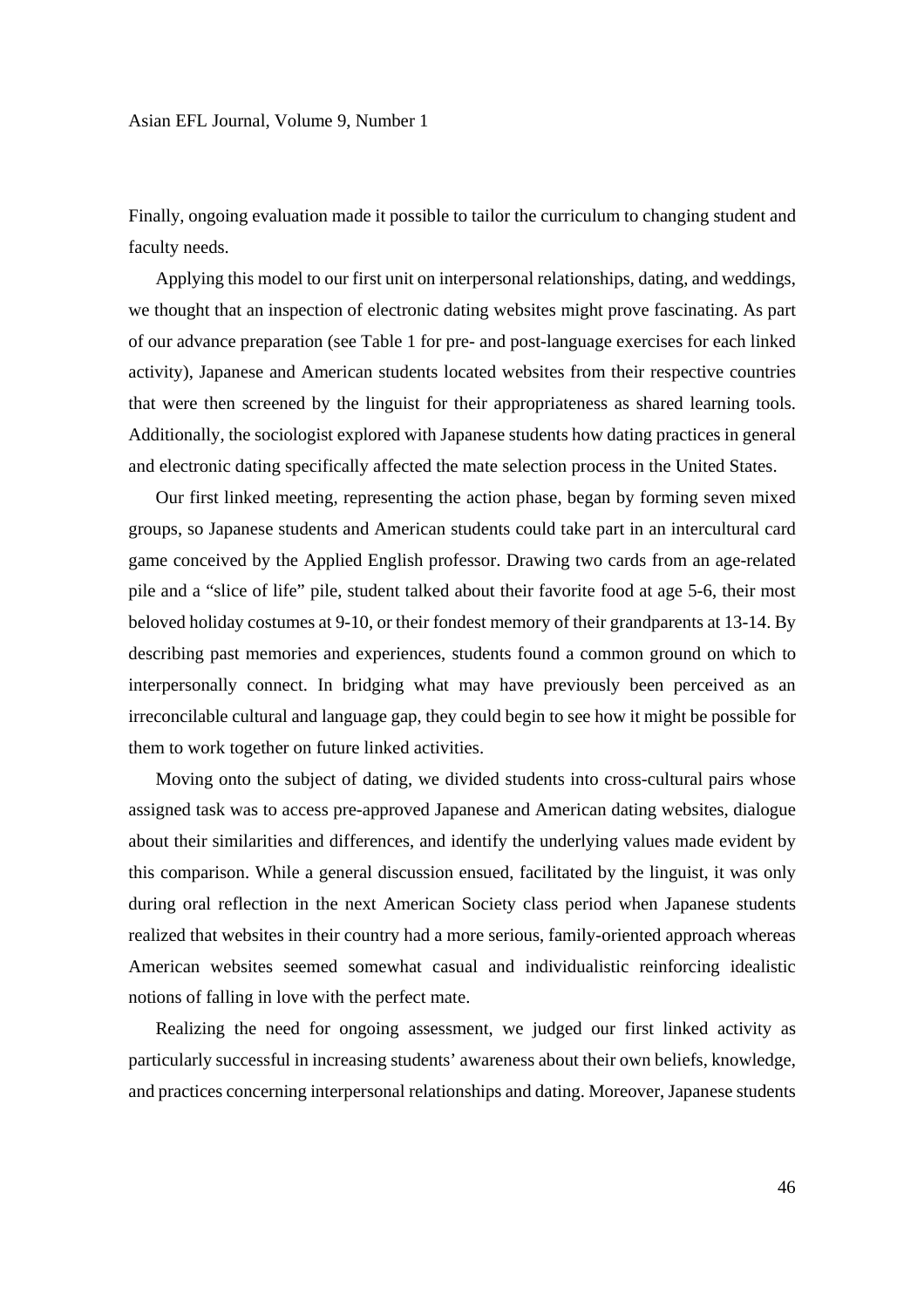Finally, ongoing evaluation made it possible to tailor the curriculum to changing student and faculty needs.

Applying this model to our first unit on interpersonal relationships, dating, and weddings, we thought that an inspection of electronic dating websites might prove fascinating. As part of our advance preparation (see Table 1 for pre- and post-language exercises for each linked activity), Japanese and American students located websites from their respective countries that were then screened by the linguist for their appropriateness as shared learning tools. Additionally, the sociologist explored with Japanese students how dating practices in general and electronic dating specifically affected the mate selection process in the United States.

Our first linked meeting, representing the action phase, began by forming seven mixed groups, so Japanese students and American students could take part in an intercultural card game conceived by the Applied English professor. Drawing two cards from an age-related pile and a "slice of life" pile, student talked about their favorite food at age 5-6, their most beloved holiday costumes at 9-10, or their fondest memory of their grandparents at 13-14. By describing past memories and experiences, students found a common ground on which to interpersonally connect. In bridging what may have previously been perceived as an irreconcilable cultural and language gap, they could begin to see how it might be possible for them to work together on future linked activities.

Moving onto the subject of dating, we divided students into cross-cultural pairs whose assigned task was to access pre-approved Japanese and American dating websites, dialogue about their similarities and differences, and identify the underlying values made evident by this comparison. While a general discussion ensued, facilitated by the linguist, it was only during oral reflection in the next American Society class period when Japanese students realized that websites in their country had a more serious, family-oriented approach whereas American websites seemed somewhat casual and individualistic reinforcing idealistic notions of falling in love with the perfect mate.

Realizing the need for ongoing assessment, we judged our first linked activity as particularly successful in increasing students' awareness about their own beliefs, knowledge, and practices concerning interpersonal relationships and dating. Moreover, Japanese students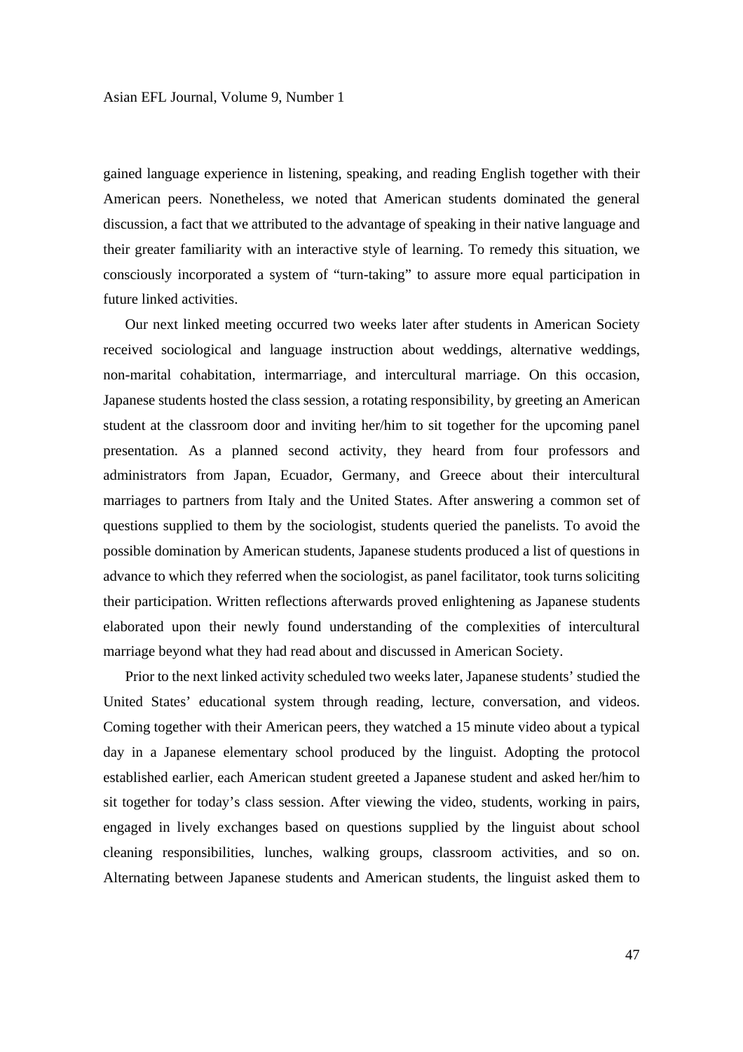gained language experience in listening, speaking, and reading English together with their American peers. Nonetheless, we noted that American students dominated the general discussion, a fact that we attributed to the advantage of speaking in their native language and their greater familiarity with an interactive style of learning. To remedy this situation, we consciously incorporated a system of "turn-taking" to assure more equal participation in future linked activities.

Our next linked meeting occurred two weeks later after students in American Society received sociological and language instruction about weddings, alternative weddings, non-marital cohabitation, intermarriage, and intercultural marriage. On this occasion, Japanese students hosted the class session, a rotating responsibility, by greeting an American student at the classroom door and inviting her/him to sit together for the upcoming panel presentation. As a planned second activity, they heard from four professors and administrators from Japan, Ecuador, Germany, and Greece about their intercultural marriages to partners from Italy and the United States. After answering a common set of questions supplied to them by the sociologist, students queried the panelists. To avoid the possible domination by American students, Japanese students produced a list of questions in advance to which they referred when the sociologist, as panel facilitator, took turns soliciting their participation. Written reflections afterwards proved enlightening as Japanese students elaborated upon their newly found understanding of the complexities of intercultural marriage beyond what they had read about and discussed in American Society.

Prior to the next linked activity scheduled two weeks later, Japanese students' studied the United States' educational system through reading, lecture, conversation, and videos. Coming together with their American peers, they watched a 15 minute video about a typical day in a Japanese elementary school produced by the linguist. Adopting the protocol established earlier, each American student greeted a Japanese student and asked her/him to sit together for today's class session. After viewing the video, students, working in pairs, engaged in lively exchanges based on questions supplied by the linguist about school cleaning responsibilities, lunches, walking groups, classroom activities, and so on. Alternating between Japanese students and American students, the linguist asked them to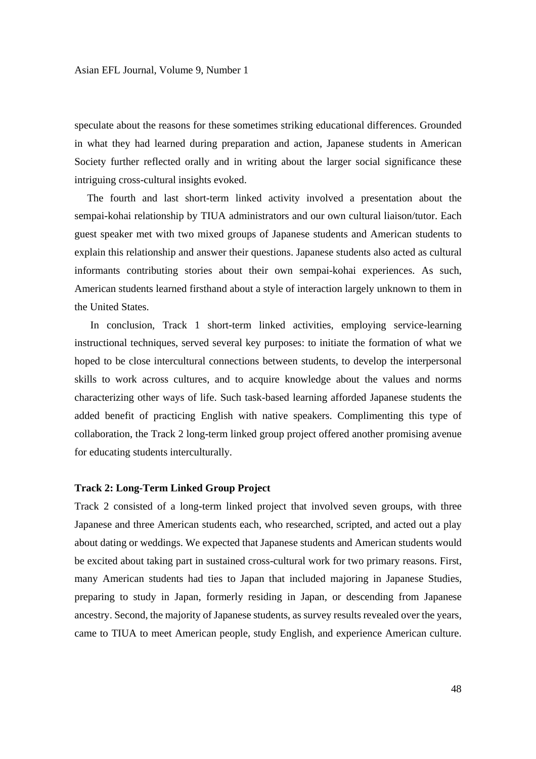speculate about the reasons for these sometimes striking educational differences. Grounded in what they had learned during preparation and action, Japanese students in American Society further reflected orally and in writing about the larger social significance these intriguing cross-cultural insights evoked.

The fourth and last short-term linked activity involved a presentation about the sempai-kohai relationship by TIUA administrators and our own cultural liaison/tutor. Each guest speaker met with two mixed groups of Japanese students and American students to explain this relationship and answer their questions. Japanese students also acted as cultural informants contributing stories about their own sempai-kohai experiences. As such, American students learned firsthand about a style of interaction largely unknown to them in the United States.

In conclusion, Track 1 short-term linked activities, employing service-learning instructional techniques, served several key purposes: to initiate the formation of what we hoped to be close intercultural connections between students, to develop the interpersonal skills to work across cultures, and to acquire knowledge about the values and norms characterizing other ways of life. Such task-based learning afforded Japanese students the added benefit of practicing English with native speakers. Complimenting this type of collaboration, the Track 2 long-term linked group project offered another promising avenue for educating students interculturally.

**Track 2: Long-Term Linked Group Project**

Track 2 consisted of a long-term linked project that involved seven groups, with three Japanese and three American students each, who researched, scripted, and acted out a play about dating or weddings. We expected that Japanese students and American students would be excited about taking part in sustained cross-cultural work for two primary reasons. First, many American students had ties to Japan that included majoring in Japanese Studies, preparing to study in Japan, formerly residing in Japan, or descending from Japanese ancestry. Second, the majority of Japanese students, as survey results revealed over the years, came to TIUA to meet American people, study English, and experience American culture.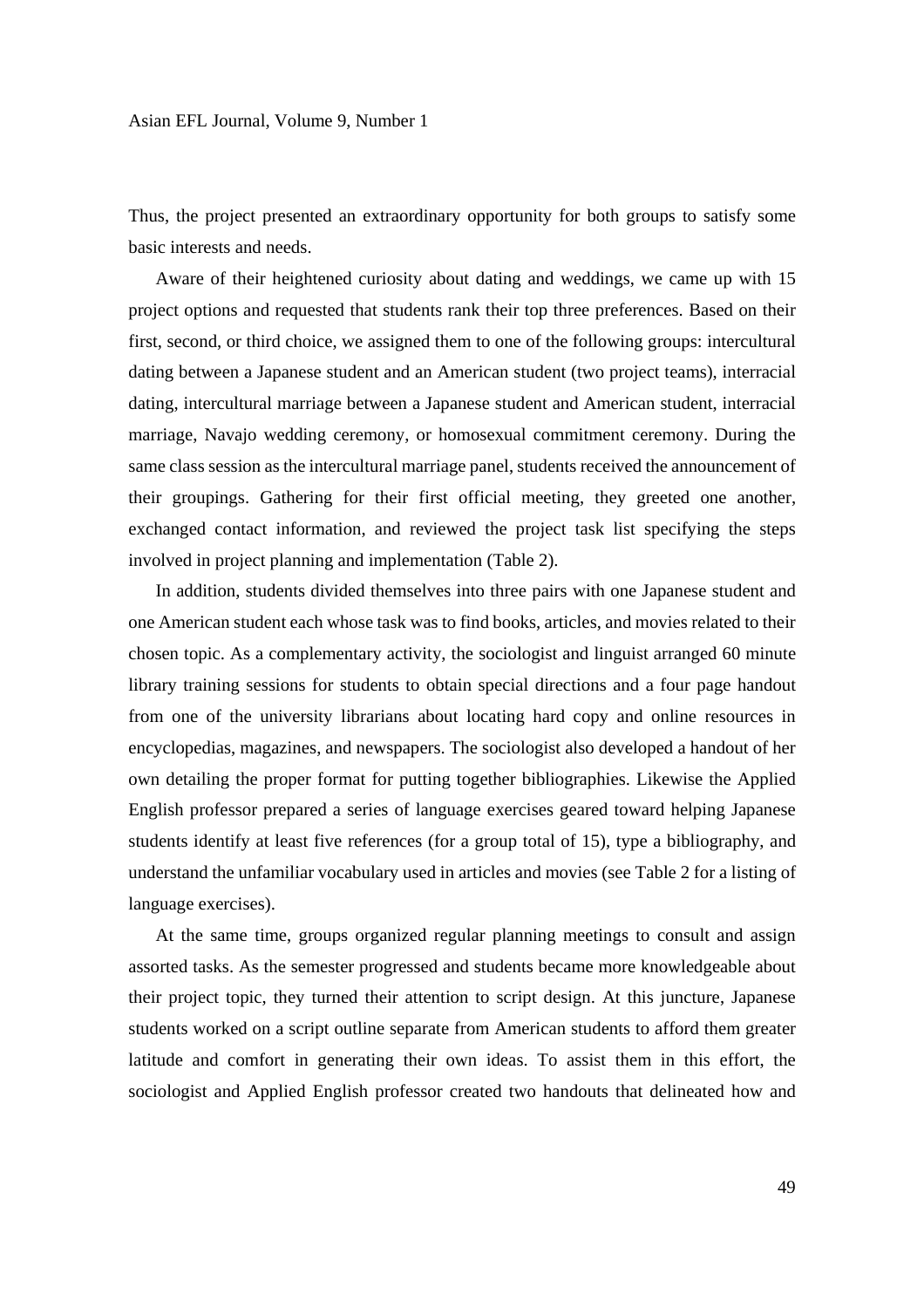Thus, the project presented an extraordinary opportunity for both groups to satisfy some basic interests and needs.

Aware of their heightened curiosity about dating and weddings, we came up with 15 project options and requested that students rank their top three preferences. Based on their first, second, or third choice, we assigned them to one of the following groups: intercultural dating between a Japanese student and an American student (two project teams), interracial dating, intercultural marriage between a Japanese student and American student, interracial marriage, Navajo wedding ceremony, or homosexual commitment ceremony. During the same class session as the intercultural marriage panel, students received the announcement of their groupings. Gathering for their first official meeting, they greeted one another, exchanged contact information, and reviewed the project task list specifying the steps involved in project planning and implementation (Table 2).

In addition, students divided themselves into three pairs with one Japanese student and one American student each whose task was to find books, articles, and movies related to their chosen topic. As a complementary activity, the sociologist and linguist arranged 60 minute library training sessions for students to obtain special directions and a four page handout from one of the university librarians about locating hard copy and online resources in encyclopedias, magazines, and newspapers. The sociologist also developed a handout of her own detailing the proper format for putting together bibliographies. Likewise the Applied English professor prepared a series of language exercises geared toward helping Japanese students identify at least five references (for a group total of 15), type a bibliography, and understand the unfamiliar vocabulary used in articles and movies (see Table 2 for a listing of language exercises).

At the same time, groups organized regular planning meetings to consult and assign assorted tasks. As the semester progressed and students became more knowledgeable about their project topic, they turned their attention to script design. At this juncture, Japanese students worked on a script outline separate from American students to afford them greater latitude and comfort in generating their own ideas. To assist them in this effort, the sociologist and Applied English professor created two handouts that delineated how and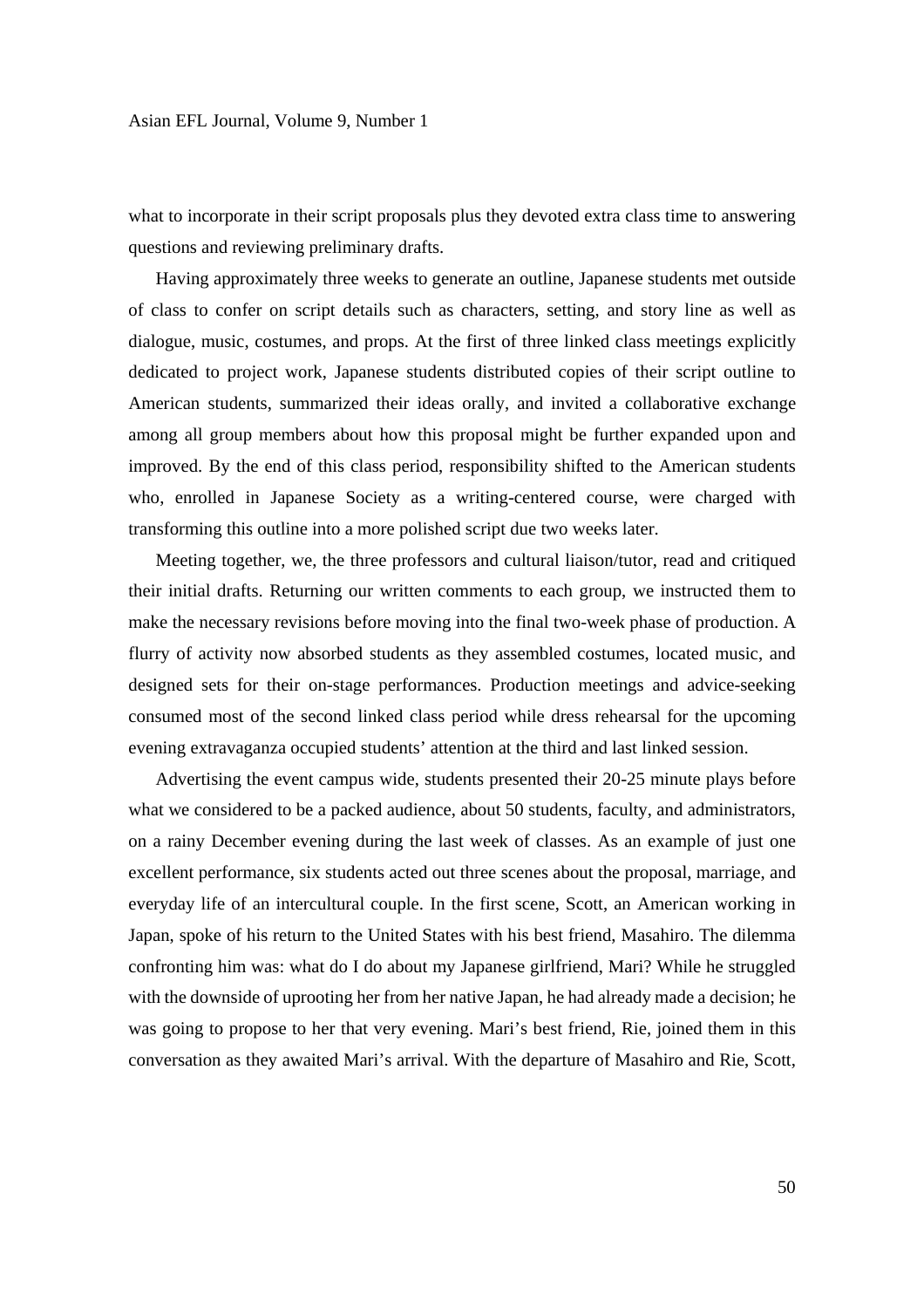what to incorporate in their script proposals plus they devoted extra class time to answering questions and reviewing preliminary drafts.

Having approximately three weeks to generate an outline, Japanese students met outside of class to confer on script details such as characters, setting, and story line as well as dialogue, music, costumes, and props. At the first of three linked class meetings explicitly dedicated to project work, Japanese students distributed copies of their script outline to American students, summarized their ideas orally, and invited a collaborative exchange among all group members about how this proposal might be further expanded upon and improved. By the end of this class period, responsibility shifted to the American students who, enrolled in Japanese Society as a writing-centered course, were charged with transforming this outline into a more polished script due two weeks later.

Meeting together, we, the three professors and cultural liaison/tutor, read and critiqued their initial drafts. Returning our written comments to each group, we instructed them to make the necessary revisions before moving into the final two-week phase of production. A flurry of activity now absorbed students as they assembled costumes, located music, and designed sets for their on-stage performances. Production meetings and advice-seeking consumed most of the second linked class period while dress rehearsal for the upcoming evening extravaganza occupied students' attention at the third and last linked session.

Advertising the event campus wide, students presented their 20-25 minute plays before what we considered to be a packed audience, about 50 students, faculty, and administrators, on a rainy December evening during the last week of classes. As an example of just one excellent performance, six students acted out three scenes about the proposal, marriage, and everyday life of an intercultural couple. In the first scene, Scott, an American working in Japan, spoke of his return to the United States with his best friend, Masahiro. The dilemma confronting him was: what do I do about my Japanese girlfriend, Mari? While he struggled with the downside of uprooting her from her native Japan, he had already made a decision; he was going to propose to her that very evening. Mari's best friend, Rie, joined them in this conversation as they awaited Mari's arrival. With the departure of Masahiro and Rie, Scott,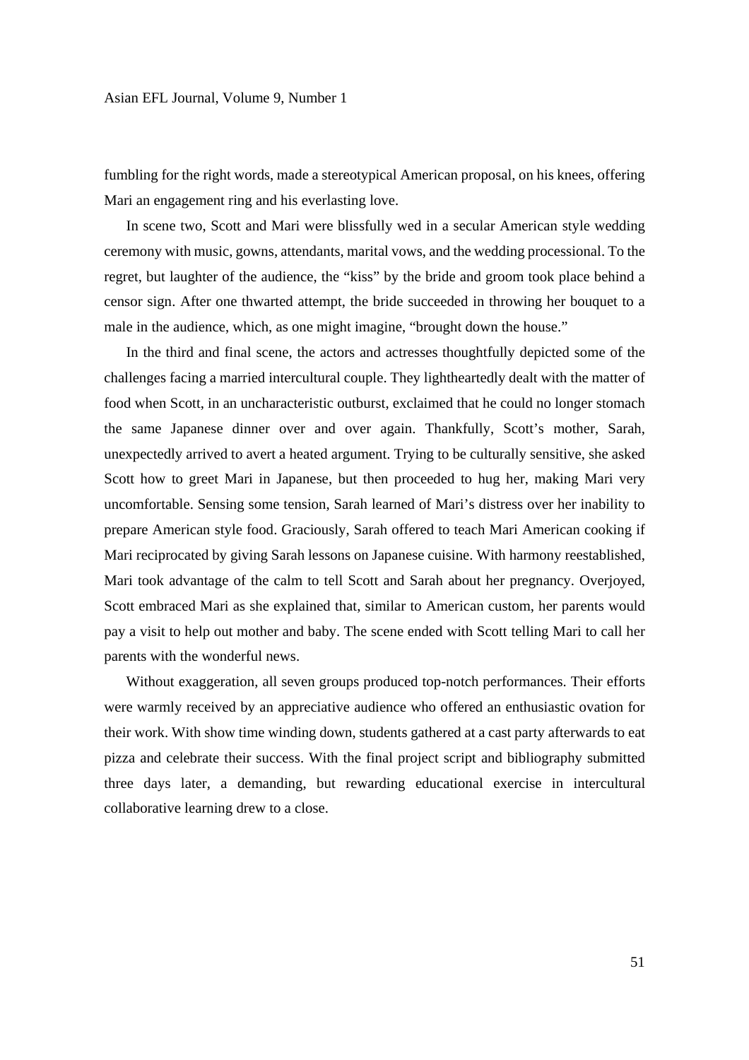fumbling for the right words, made a stereotypical American proposal, on his knees, offering Mari an engagement ring and his everlasting love.

In scene two, Scott and Mari were blissfully wed in a secular American style wedding ceremony with music, gowns, attendants, marital vows, and the wedding processional. To the regret, but laughter of the audience, the "kiss" by the bride and groom took place behind a censor sign. After one thwarted attempt, the bride succeeded in throwing her bouquet to a male in the audience, which, as one might imagine, "brought down the house."

In the third and final scene, the actors and actresses thoughtfully depicted some of the challenges facing a married intercultural couple. They lightheartedly dealt with the matter of food when Scott, in an uncharacteristic outburst, exclaimed that he could no longer stomach the same Japanese dinner over and over again. Thankfully, Scott's mother, Sarah, unexpectedly arrived to avert a heated argument. Trying to be culturally sensitive, she asked Scott how to greet Mari in Japanese, but then proceeded to hug her, making Mari very uncomfortable. Sensing some tension, Sarah learned of Mari's distress over her inability to prepare American style food. Graciously, Sarah offered to teach Mari American cooking if Mari reciprocated by giving Sarah lessons on Japanese cuisine. With harmony reestablished, Mari took advantage of the calm to tell Scott and Sarah about her pregnancy. Overjoyed, Scott embraced Mari as she explained that, similar to American custom, her parents would pay a visit to help out mother and baby. The scene ended with Scott telling Mari to call her parents with the wonderful news.

Without exaggeration, all seven groups produced top-notch performances. Their efforts were warmly received by an appreciative audience who offered an enthusiastic ovation for their work. With show time winding down, students gathered at a cast party afterwards to eat pizza and celebrate their success. With the final project script and bibliography submitted three days later, a demanding, but rewarding educational exercise in intercultural collaborative learning drew to a close.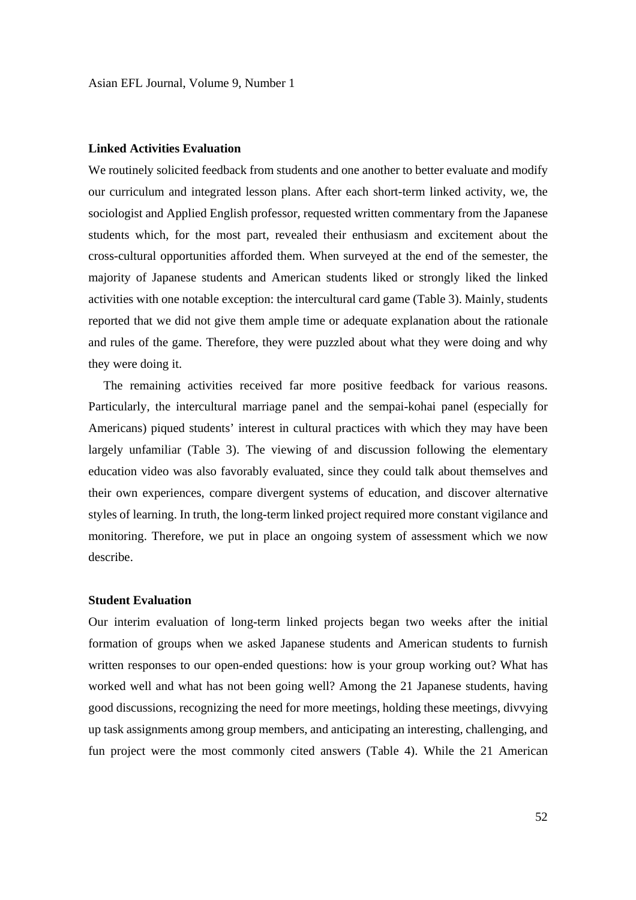**Linked Activities Evaluation**

We routinely solicited feedback from students and one another to better evaluate and modify our curriculum and integrated lesson plans. After each short-term linked activity, we, the sociologist and Applied English professor, requested written commentary from the Japanese students which, for the most part, revealed their enthusiasm and excitement about the cross-cultural opportunities afforded them. When surveyed at the end of the semester, the majority of Japanese students and American students liked or strongly liked the linked activities with one notable exception: the intercultural card game (Table 3). Mainly, students reported that we did not give them ample time or adequate explanation about the rationale and rules of the game. Therefore, they were puzzled about what they were doing and why they were doing it.

The remaining activities received far more positive feedback for various reasons. Particularly, the intercultural marriage panel and the sempai-kohai panel (especially for Americans) piqued students' interest in cultural practices with which they may have been largely unfamiliar (Table 3). The viewing of and discussion following the elementary education video was also favorably evaluated, since they could talk about themselves and their own experiences, compare divergent systems of education, and discover alternative styles of learning. In truth, the long-term linked project required more constant vigilance and monitoring. Therefore, we put in place an ongoing system of assessment which we now describe.

**Student Evaluation**

Our interim evaluation of long-term linked projects began two weeks after the initial formation of groups when we asked Japanese students and American students to furnish written responses to our open-ended questions: how is your group working out? What has worked well and what has not been going well? Among the 21 Japanese students, having good discussions, recognizing the need for more meetings, holding these meetings, divvying up task assignments among group members, and anticipating an interesting, challenging, and fun project were the most commonly cited answers (Table 4). While the 21 American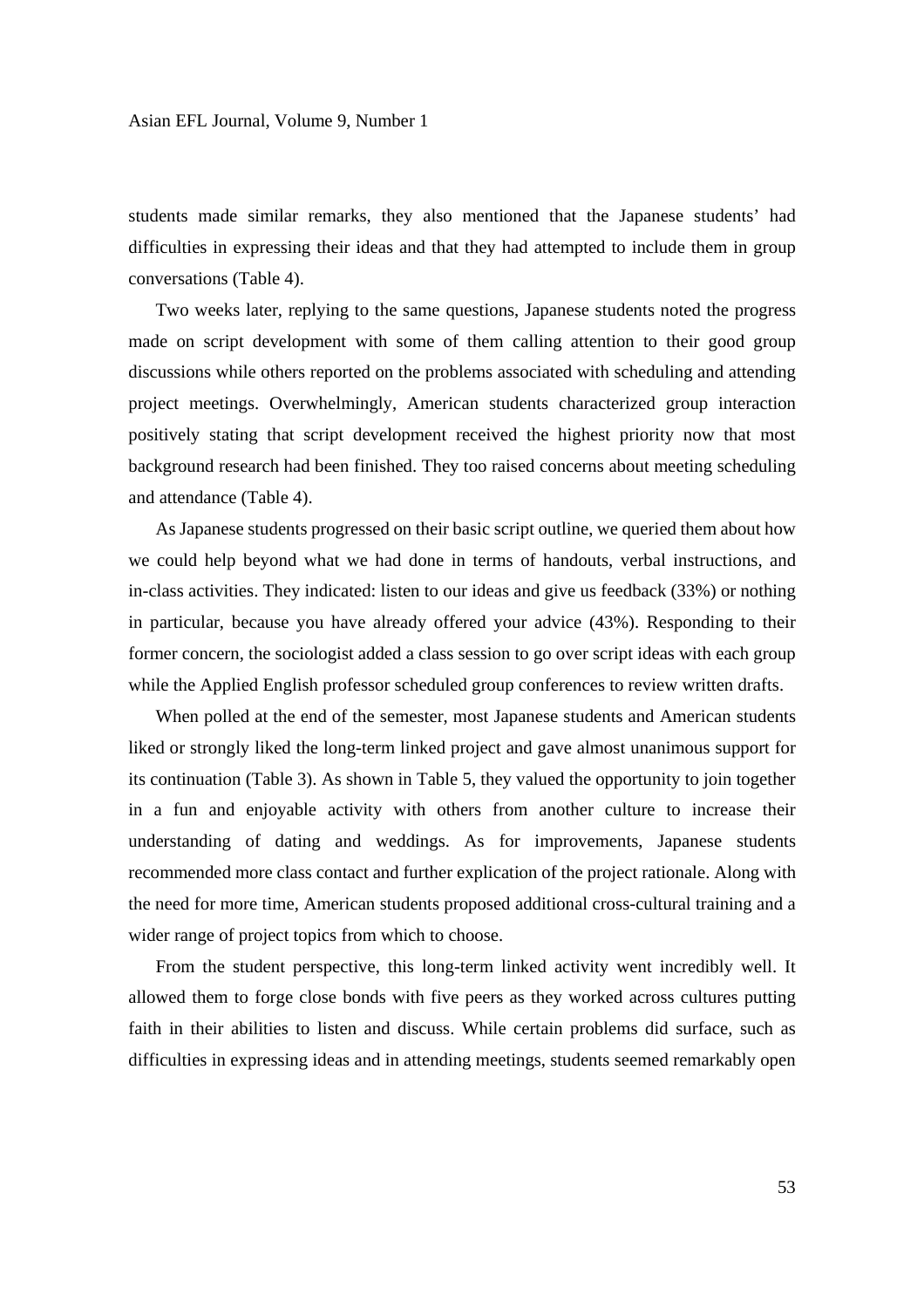students made similar remarks, they also mentioned that the Japanese students' had difficulties in expressing their ideas and that they had attempted to include them in group conversations (Table 4).

Two weeks later, replying to the same questions, Japanese students noted the progress made on script development with some of them calling attention to their good group discussions while others reported on the problems associated with scheduling and attending project meetings. Overwhelmingly, American students characterized group interaction positively stating that script development received the highest priority now that most background research had been finished. They too raised concerns about meeting scheduling and attendance (Table 4).

As Japanese students progressed on their basic script outline, we queried them about how we could help beyond what we had done in terms of handouts, verbal instructions, and in-class activities. They indicated: listen to our ideas and give us feedback (33%) or nothing in particular, because you have already offered your advice (43%). Responding to their former concern, the sociologist added a class session to go over script ideas with each group while the Applied English professor scheduled group conferences to review written drafts.

When polled at the end of the semester, most Japanese students and American students liked or strongly liked the long-term linked project and gave almost unanimous support for its continuation (Table 3). As shown in Table 5, they valued the opportunity to join together in a fun and enjoyable activity with others from another culture to increase their understanding of dating and weddings. As for improvements, Japanese students recommended more class contact and further explication of the project rationale. Along with the need for more time, American students proposed additional cross-cultural training and a wider range of project topics from which to choose.

From the student perspective, this long-term linked activity went incredibly well. It allowed them to forge close bonds with five peers as they worked across cultures putting faith in their abilities to listen and discuss. While certain problems did surface, such as difficulties in expressing ideas and in attending meetings, students seemed remarkably open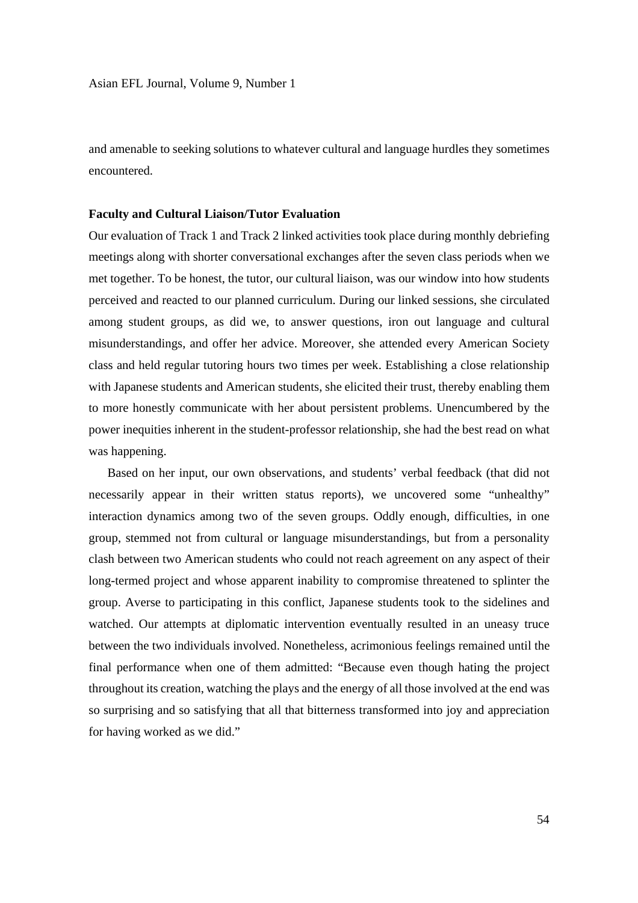and amenable to seeking solutions to whatever cultural and language hurdles they sometimes encountered.

**Faculty and Cultural Liaison/Tutor Evaluation**

Our evaluation of Track 1 and Track 2 linked activities took place during monthly debriefing meetings along with shorter conversational exchanges after the seven class periods when we met together. To be honest, the tutor, our cultural liaison, was our window into how students perceived and reacted to our planned curriculum. During our linked sessions, she circulated among student groups, as did we, to answer questions, iron out language and cultural misunderstandings, and offer her advice. Moreover, she attended every American Society class and held regular tutoring hours two times per week. Establishing a close relationship with Japanese students and American students, she elicited their trust, thereby enabling them to more honestly communicate with her about persistent problems. Unencumbered by the power inequities inherent in the student-professor relationship, she had the best read on what was happening.

Based on her input, our own observations, and students' verbal feedback (that did not necessarily appear in their written status reports), we uncovered some "unhealthy" interaction dynamics among two of the seven groups. Oddly enough, difficulties, in one group, stemmed not from cultural or language misunderstandings, but from a personality clash between two American students who could not reach agreement on any aspect of their long-termed project and whose apparent inability to compromise threatened to splinter the group. Averse to participating in this conflict, Japanese students took to the sidelines and watched. Our attempts at diplomatic intervention eventually resulted in an uneasy truce between the two individuals involved. Nonetheless, acrimonious feelings remained until the final performance when one of them admitted: "Because even though hating the project throughout its creation, watching the plays and the energy of all those involved at the end was so surprising and so satisfying that all that bitterness transformed into joy and appreciation for having worked as we did."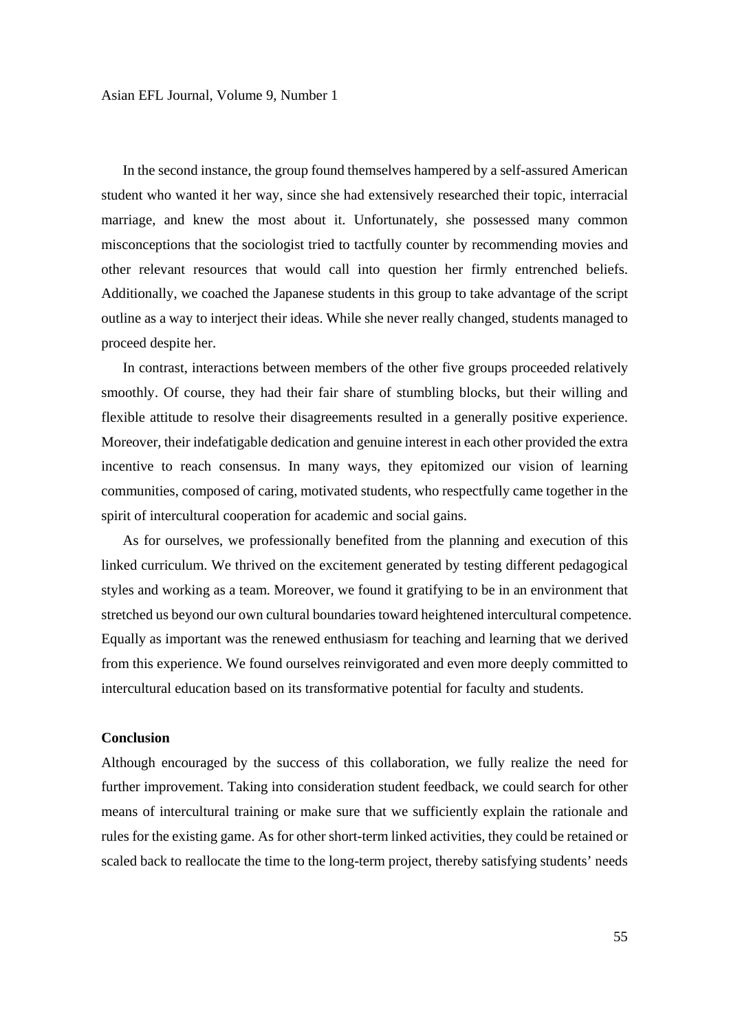In the second instance, the group found themselves hampered by a self-assured American student who wanted it her way, since she had extensively researched their topic, interracial marriage, and knew the most about it. Unfortunately, she possessed many common misconceptions that the sociologist tried to tactfully counter by recommending movies and other relevant resources that would call into question her firmly entrenched beliefs. Additionally, we coached the Japanese students in this group to take advantage of the script outline as a way to interject their ideas. While she never really changed, students managed to proceed despite her.

In contrast, interactions between members of the other five groups proceeded relatively smoothly. Of course, they had their fair share of stumbling blocks, but their willing and flexible attitude to resolve their disagreements resulted in a generally positive experience. Moreover, their indefatigable dedication and genuine interest in each other provided the extra incentive to reach consensus. In many ways, they epitomized our vision of learning communities, composed of caring, motivated students, who respectfully came together in the spirit of intercultural cooperation for academic and social gains.

As for ourselves, we professionally benefited from the planning and execution of this linked curriculum. We thrived on the excitement generated by testing different pedagogical styles and working as a team. Moreover, we found it gratifying to be in an environment that stretched us beyond our own cultural boundaries toward heightened intercultural competence. Equally as important was the renewed enthusiasm for teaching and learning that we derived from this experience. We found ourselves reinvigorated and even more deeply committed to intercultural education based on its transformative potential for faculty and students.

## Conclusion

Although encouraged by the success of this collaboration, we fully realize the need for further improvement. Taking into consideration student feedback, we could search for other means of intercultural training or make sure that we sufficiently explain the rationale and rules for the existing game. As for other short-term linked activities, they could be retained or scaled back to reallocate the time to the long-term project, thereby satisfying students' needs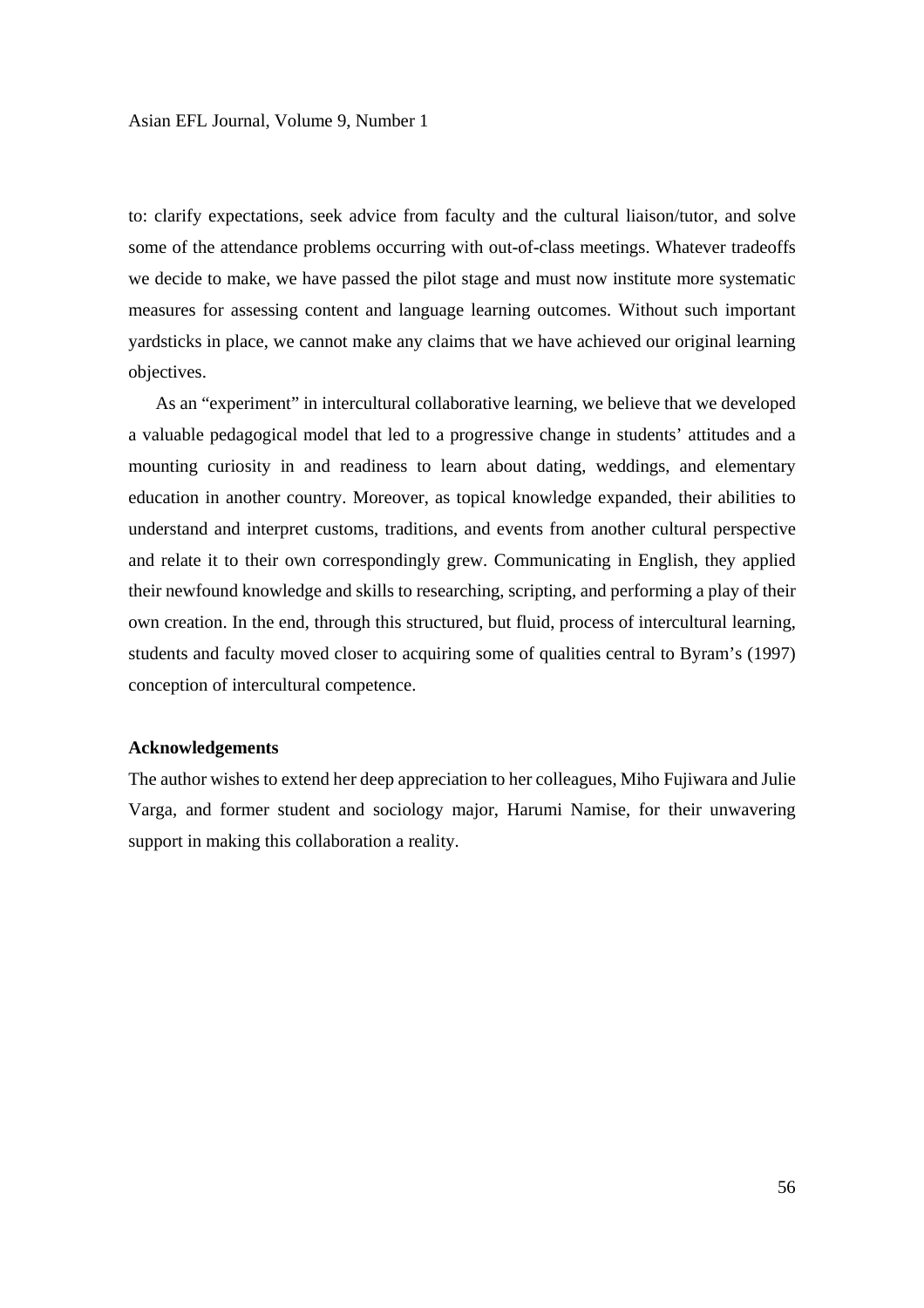to: clarify expectations, seek advice from faculty and the cultural liaison/tutor, and solve some of the attendance problems occurring with out-of-class meetings. Whatever tradeoffs we decide to make, we have passed the pilot stage and must now institute more systematic measures for assessing content and language learning outcomes. Without such important yardsticks in place, we cannot make any claims that we have achieved our original learning objectives.

As an "experiment" in intercultural collaborative learning, we believe that we developed a valuable pedagogical model that led to a progressive change in students' attitudes and a mounting curiosity in and readiness to learn about dating, weddings, and elementary education in another country. Moreover, as topical knowledge expanded, their abilities to understand and interpret customs, traditions, and events from another cultural perspective and relate it to their own correspondingly grew. Communicating in English, they applied their newfound knowledge and skills to researching, scripting, and performing a play of their own creation. In the end, through this structured, but fluid, process of intercultural learning, students and faculty moved closer to acquiring some of qualities central to Byram's (1997) conception of intercultural competence.

**Acknowledgements**

The author wishes to extend her deep appreciation to her colleagues, Miho Fujiwara and Julie Varga, and former student and sociology major, Harumi Namise, for their unwavering support in making this collaboration a reality.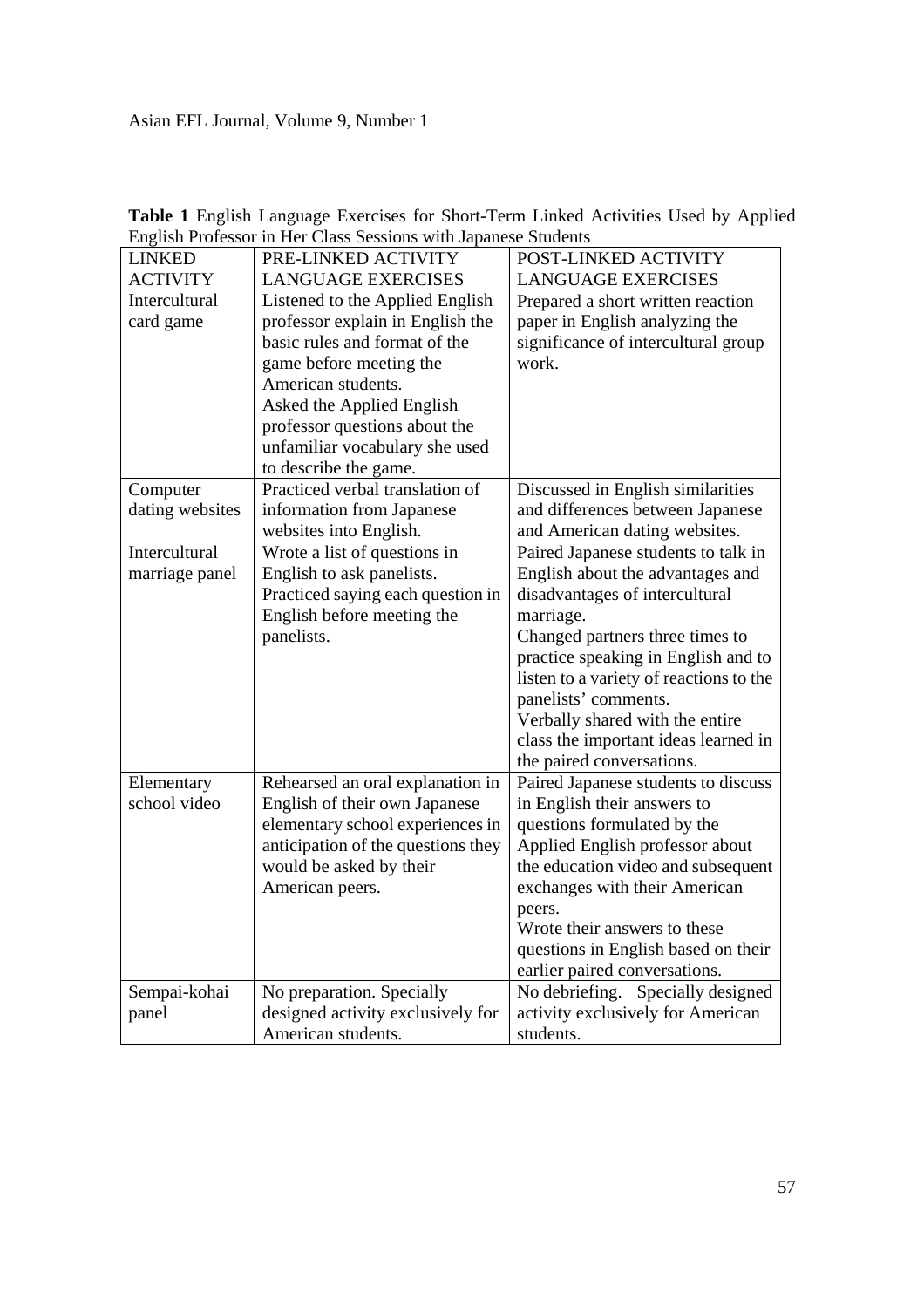**Table 1** English Language Exercises for Short-Term Linked Activities Used by Applied English Professor in Her Class Sessions with Japanese Students

| LINKED ACTIVITY | PRE-LINKED ACTIVITY LANGUAGE EXERCISES | POST-LINKED ACTIVITY LANGUAGE EXERCISES |
|---|---|---|
| Intercultural card game | Listened to the Applied English professor explain in English the basic rules and format of the game before meeting the American students. Asked the Applied English professor questions about the unfamiliar vocabulary she used to describe the game. | Prepared a short written reaction paper in English analyzing the significance of intercultural group work. |
| Computer dating websites | Practiced verbal translation of information from Japanese websites into English. | Discussed in English similarities and differences between Japanese and American dating websites. |
| Intercultural marriage panel | Wrote a list of questions in English to ask panelists. Practiced saying each question in English before meeting the panelists. | Paired Japanese students to talk in English about the advantages and disadvantages of intercultural marriage. Changed partners three times to practice speaking in English and to listen to a variety of reactions to the panelists' comments. Verbally shared with the entire class the important ideas learned in the paired conversations. |
| Elementary school video | Rehearsed an oral explanation in English of their own Japanese elementary school experiences in anticipation of the questions they would be asked by their American peers. | Paired Japanese students to discuss in English their answers to questions formulated by the Applied English professor about the education video and subsequent exchanges with their American peers. Wrote their answers to these questions in English based on their earlier paired conversations. |
| Sempai-kohai panel | No preparation. Specially designed activity exclusively for American students. | No debriefing. Specially designed activity exclusively for American students. |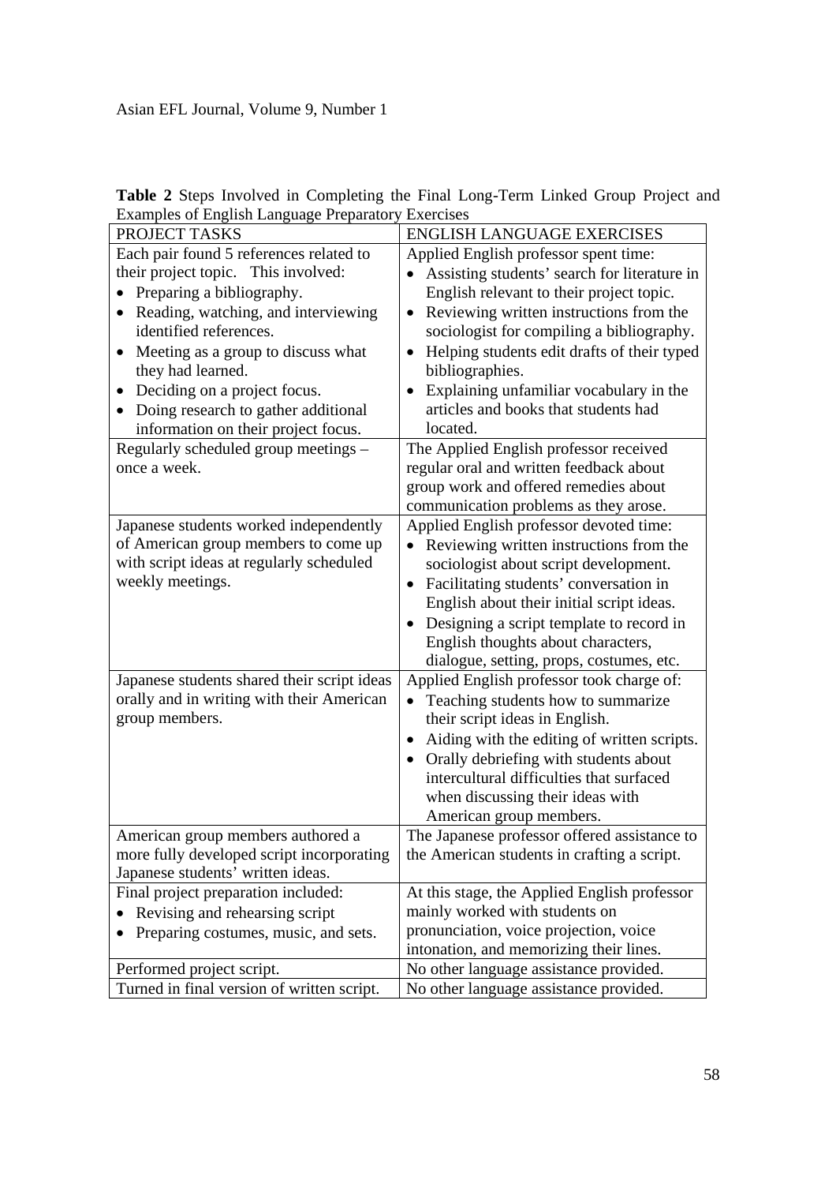**Table 2** Steps Involved in Completing the Final Long-Term Linked Group Project and Examples of English Language Preparatory Exercises

| PROJECT TASKS | ENGLISH LANGUAGE EXERCISES |
|---|---|
| Each pair found 5 references related to their project topic. This involved: <br>• Preparing a bibliography. <br>• Reading, watching, and interviewing identified references. <br>• Meeting as a group to discuss what they had learned. <br>• Deciding on a project focus. <br>• Doing research to gather additional information on their project focus. | Applied English professor spent time: <br>• Assisting students' search for literature in English relevant to their project topic. <br>• Reviewing written instructions from the sociologist for compiling a bibliography. <br>• Helping students edit drafts of their typed bibliographies. <br>• Explaining unfamiliar vocabulary in the articles and books that students had located. |
| Regularly scheduled group meetings – once a week. | The Applied English professor received regular oral and written feedback about group work and offered remedies about communication problems as they arose. |
| Japanese students worked independently of American group members to come up with script ideas at regularly scheduled weekly meetings. | Applied English professor devoted time: <br>• Reviewing written instructions from the sociologist about script development. <br>• Facilitating students' conversation in English about their initial script ideas. <br>• Designing a script template to record in English thoughts about characters, dialogue, setting, props, costumes, etc. |
| Japanese students shared their script ideas orally and in writing with their American group members. | Applied English professor took charge of: <br>• Teaching students how to summarize their script ideas in English. <br>• Aiding with the editing of written scripts. <br>• Orally debriefing with students about intercultural difficulties that surfaced when discussing their ideas with American group members. |
| American group members authored a more fully developed script incorporating Japanese students' written ideas. | The Japanese professor offered assistance to the American students in crafting a script. |
| Final project preparation included: <br>• Revising and rehearsing script <br>• Preparing costumes, music, and sets. | At this stage, the Applied English professor mainly worked with students on pronunciation, voice projection, voice intonation, and memorizing their lines. |
| Performed project script. | No other language assistance provided. |
| Turned in final version of written script. | No other language assistance provided. |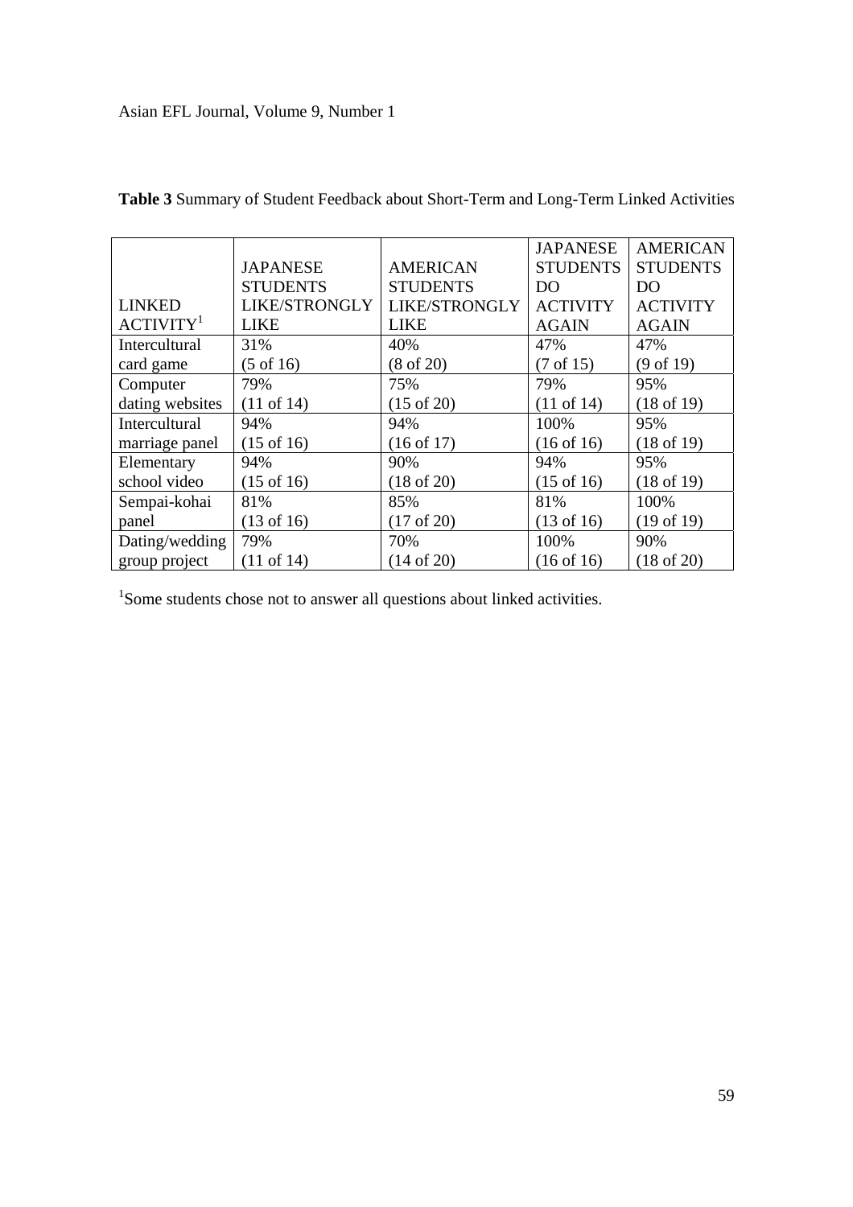**Table 3** Summary of Student Feedback about Short-Term and Long-Term Linked Activities

| LINKED ACTIVITY[1] | JAPANESE STUDENTS LIKE/STRONGLY LIKE | AMERICAN STUDENTS LIKE/STRONGLY LIKE | JAPANESE STUDENTS DO ACTIVITY AGAIN | AMERICAN STUDENTS DO ACTIVITY AGAIN |
|---|---|---|---|---|
| Intercultural card game | 31% (5 of 16) | 40% (8 of 20) | 47% (7 of 15) | 47% (9 of 19) |
| Computer dating websites | 79% (11 of 14) | 75% (15 of 20) | 79% (11 of 14) | 95% (18 of 19) |
| Intercultural marriage panel | 94% (15 of 16) | 94% (16 of 17) | 100% (16 of 16) | 95% (18 of 19) |
| Elementary school video | 94% (15 of 16) | 90% (18 of 20) | 94% (15 of 16) | 95% (18 of 19) |
| Sempai-kohai panel | 81% (13 of 16) | 85% (17 of 20) | 81% (13 of 16) | 100% (19 of 19) |
| Dating/wedding group project | 79% (11 of 14) | 70% (14 of 20) | 100% (16 of 16) | 90% (18 of 20) |

[1]Some students chose not to answer all questions about linked activities.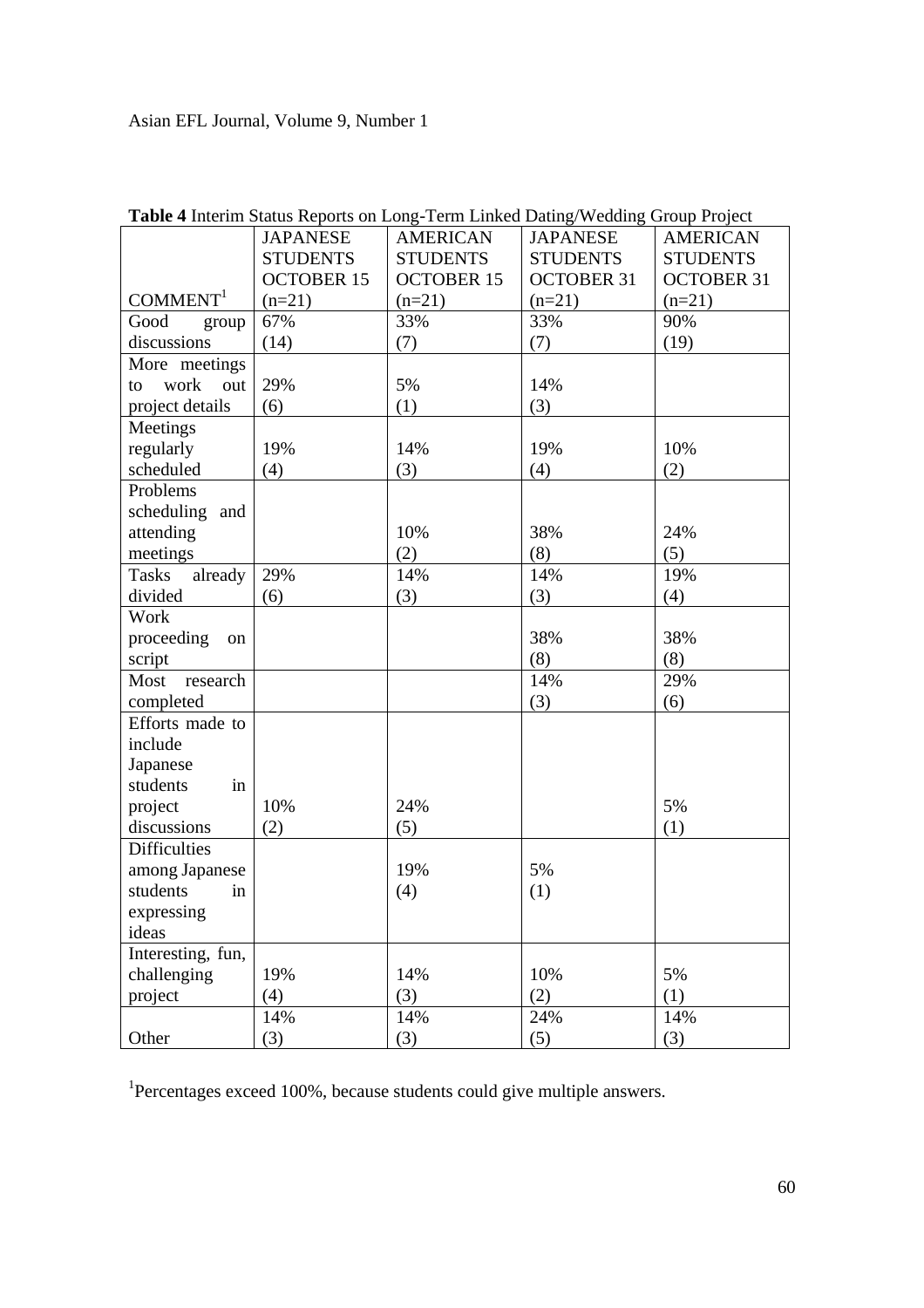**Table 4** Interim Status Reports on Long-Term Linked Dating/Wedding Group Project

| COMMENT[1] | JAPANESE STUDENTS OCTOBER 15 (n=21) | AMERICAN STUDENTS OCTOBER 15 (n=21) | JAPANESE STUDENTS OCTOBER 31 (n=21) | AMERICAN STUDENTS OCTOBER 31 (n=21) |
|---|---|---|---|---|
| Good group discussions | 67% (14) | 33% (7) | 33% (7) | 90% (19) |
| More meetings to work out project details | 29% (6) | 5% (1) | 14% (3) | |
| Meetings regularly scheduled | 19% (4) | 14% (3) | 19% (4) | 10% (2) |
| Problems scheduling and attending meetings | | 10% (2) | 38% (8) | 24% (5) |
| Tasks already divided | 29% (6) | 14% (3) | 14% (3) | 19% (4) |
| Work proceeding on script | | | 38% (8) | 38% (8) |
| Most research completed | | | 14% (3) | 29% (6) |
| Efforts made to include Japanese students in project discussions | 10% (2) | 24% (5) | | 5% (1) |
| Difficulties among Japanese students in expressing ideas | | 19% (4) | 5% (1) | |
| Interesting, fun, challenging project | 19% (4) | 14% (3) | 10% (2) | 5% (1) |
| Other | 14% (3) | 14% (3) | 24% (5) | 14% (3) |

[1]Percentages exceed 100%, because students could give multiple answers.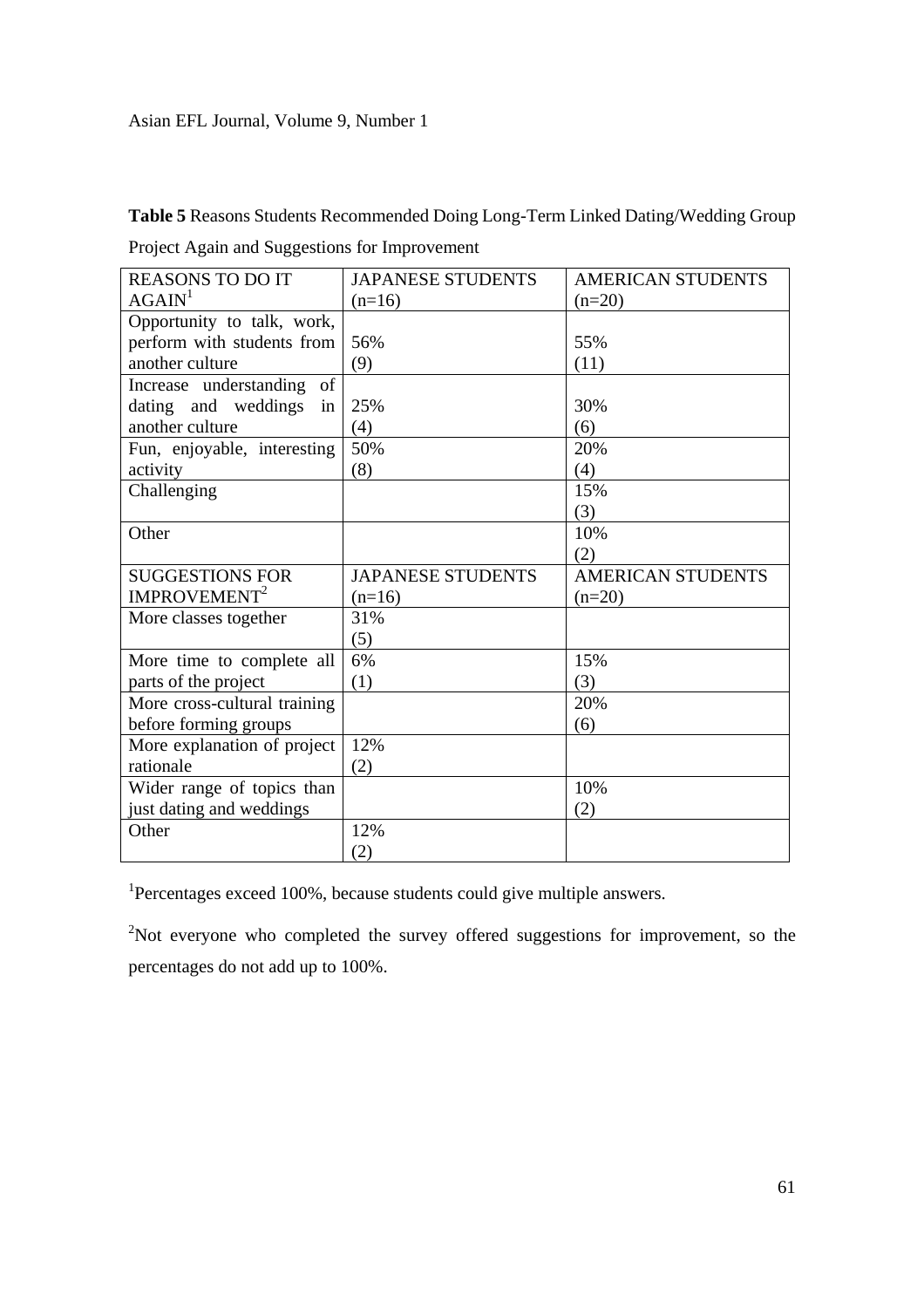**Table 5** Reasons Students Recommended Doing Long-Term Linked Dating/Wedding Group Project Again and Suggestions for Improvement

| REASONS TO DO IT AGAIN[1] | JAPANESE STUDENTS (n=16) | AMERICAN STUDENTS (n=20) |
|---|---|---|
| Opportunity to talk, work, perform with students from another culture | 56% (9) | 55% (11) |
| Increase understanding of dating and weddings in another culture | 25% (4) | 30% (6) |
| Fun, enjoyable, interesting activity | 50% (8) | 20% (4) |
| Challenging | | 15% (3) |
| Other | | 10% (2) |
| **SUGGESTIONS FOR IMPROVEMENT[2]** | **JAPANESE STUDENTS (n=16)** | **AMERICAN STUDENTS (n=20)** |
| More classes together | 31% (5) | |
| More time to complete all parts of the project | 6% (1) | 15% (3) |
| More cross-cultural training before forming groups | | 20% (6) |
| More explanation of project rationale | 12% (2) | |
| Wider range of topics than just dating and weddings | | 10% (2) |
| Other | 12% (2) | |

[1]Percentages exceed 100%, because students could give multiple answers.

[2]Not everyone who completed the survey offered suggestions for improvement, so the percentages do not add up to 100%.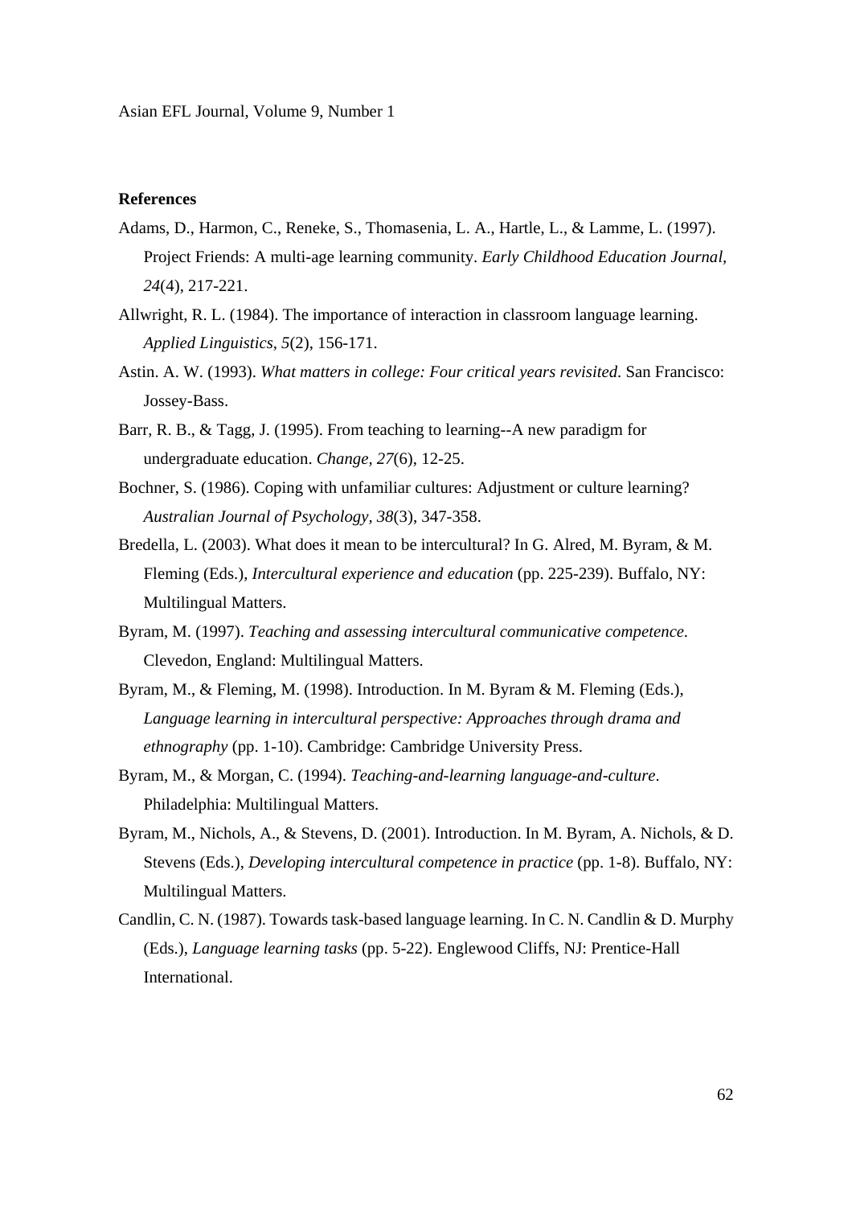**References**

Adams, D., Harmon, C., Reneke, S., Thomasenia, L. A., Hartle, L., & Lamme, L. (1997). Project Friends: A multi-age learning community. *Early Childhood Education Journal, 24*(4), 217-221.

Allwright, R. L. (1984). The importance of interaction in classroom language learning. *Applied Linguistics, 5*(2), 156-171.

Astin. A. W. (1993). *What matters in college: Four critical years revisited*. San Francisco: Jossey-Bass.

Barr, R. B., & Tagg, J. (1995). From teaching to learning--A new paradigm for undergraduate education. *Change, 27*(6), 12-25.

Bochner, S. (1986). Coping with unfamiliar cultures: Adjustment or culture learning? *Australian Journal of Psychology, 38*(3), 347-358.

Bredella, L. (2003). What does it mean to be intercultural? In G. Alred, M. Byram, & M. Fleming (Eds.), *Intercultural experience and education* (pp. 225-239). Buffalo, NY: Multilingual Matters.

Byram, M. (1997). *Teaching and assessing intercultural communicative competence*. Clevedon, England: Multilingual Matters.

Byram, M., & Fleming, M. (1998). Introduction. In M. Byram & M. Fleming (Eds.), *Language learning in intercultural perspective: Approaches through drama and ethnography* (pp. 1-10). Cambridge: Cambridge University Press.

Byram, M., & Morgan, C. (1994). *Teaching-and-learning language-and-culture*. Philadelphia: Multilingual Matters.

Byram, M., Nichols, A., & Stevens, D. (2001). Introduction. In M. Byram, A. Nichols, & D. Stevens (Eds.), *Developing intercultural competence in practice* (pp. 1-8). Buffalo, NY: Multilingual Matters.

Candlin, C. N. (1987). Towards task-based language learning. In C. N. Candlin & D. Murphy (Eds.), *Language learning tasks* (pp. 5-22). Englewood Cliffs, NJ: Prentice-Hall International.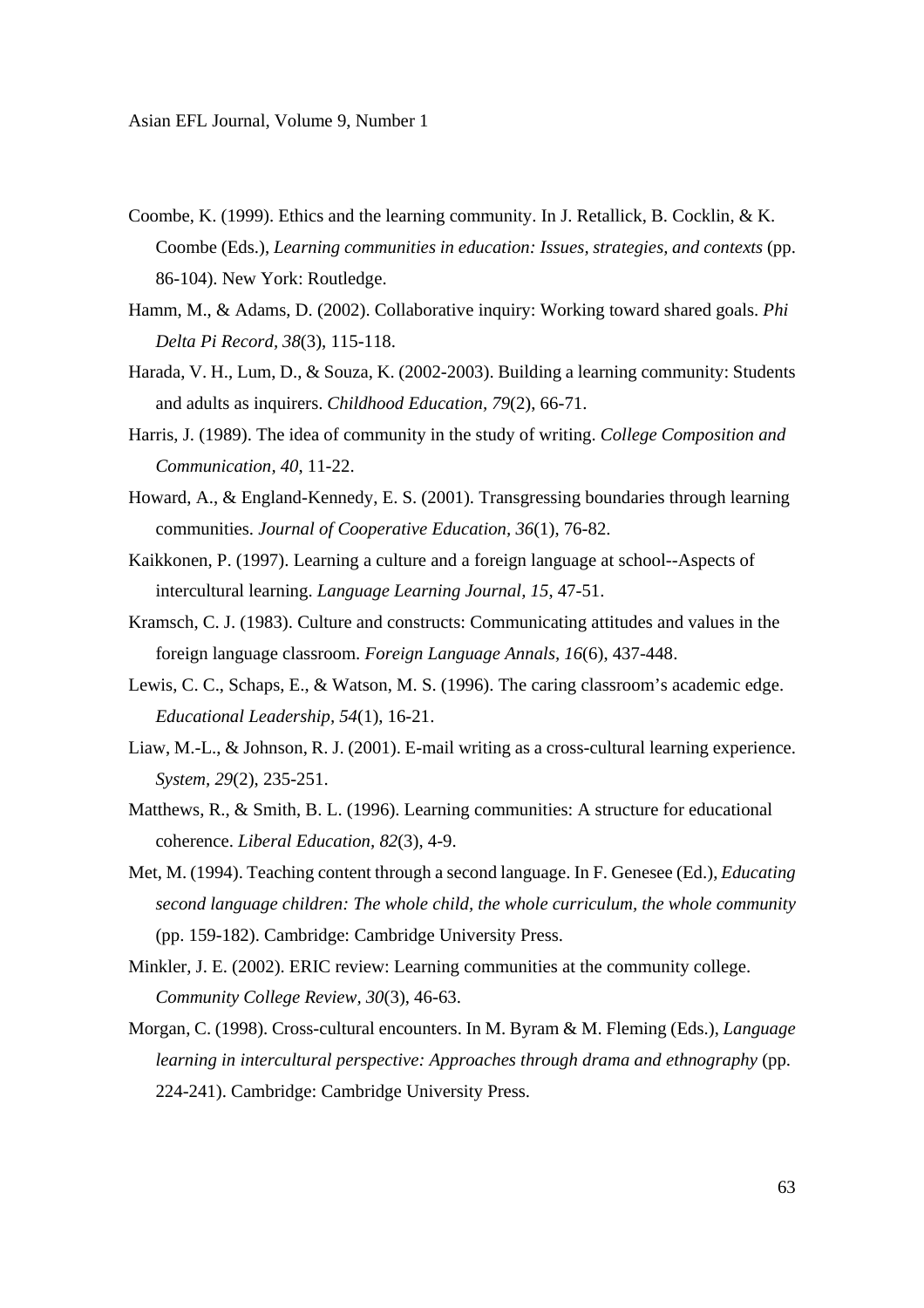Coombe, K. (1999). Ethics and the learning community. In J. Retallick, B. Cocklin, & K. Coombe (Eds.), *Learning communities in education: Issues, strategies, and contexts* (pp. 86-104). New York: Routledge.

Hamm, M., & Adams, D. (2002). Collaborative inquiry: Working toward shared goals. *Phi Delta Pi Record, 38*(3), 115-118.

Harada, V. H., Lum, D., & Souza, K. (2002-2003). Building a learning community: Students and adults as inquirers. *Childhood Education, 79*(2), 66-71.

Harris, J. (1989). The idea of community in the study of writing. *College Composition and Communication, 40*, 11-22.

Howard, A., & England-Kennedy, E. S. (2001). Transgressing boundaries through learning communities. *Journal of Cooperative Education, 36*(1), 76-82.

Kaikkonen, P. (1997). Learning a culture and a foreign language at school--Aspects of intercultural learning. *Language Learning Journal, 15*, 47-51.

Kramsch, C. J. (1983). Culture and constructs: Communicating attitudes and values in the foreign language classroom. *Foreign Language Annals, 16*(6), 437-448.

Lewis, C. C., Schaps, E., & Watson, M. S. (1996). The caring classroom's academic edge. *Educational Leadership, 54*(1), 16-21.

Liaw, M.-L., & Johnson, R. J. (2001). E-mail writing as a cross-cultural learning experience. *System, 29*(2), 235-251.

Matthews, R., & Smith, B. L. (1996). Learning communities: A structure for educational coherence. *Liberal Education, 82*(3), 4-9.

Met, M. (1994). Teaching content through a second language. In F. Genesee (Ed.), *Educating second language children: The whole child, the whole curriculum, the whole community* (pp. 159-182). Cambridge: Cambridge University Press.

Minkler, J. E. (2002). ERIC review: Learning communities at the community college. *Community College Review, 30*(3), 46-63.

Morgan, C. (1998). Cross-cultural encounters. In M. Byram & M. Fleming (Eds.), *Language learning in intercultural perspective: Approaches through drama and ethnography* (pp. 224-241). Cambridge: Cambridge University Press.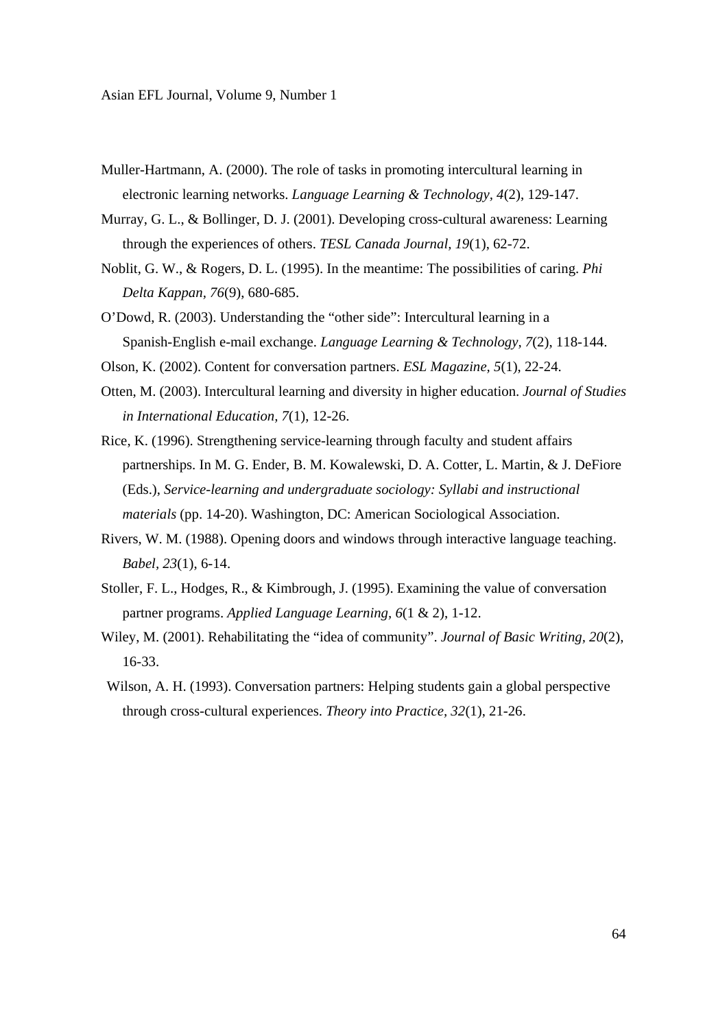Muller-Hartmann, A. (2000). The role of tasks in promoting intercultural learning in electronic learning networks. *Language Learning & Technology, 4*(2), 129-147.

Murray, G. L., & Bollinger, D. J. (2001). Developing cross-cultural awareness: Learning through the experiences of others. *TESL Canada Journal, 19*(1), 62-72.

Noblit, G. W., & Rogers, D. L. (1995). In the meantime: The possibilities of caring. *Phi Delta Kappan, 76*(9), 680-685.

O'Dowd, R. (2003). Understanding the "other side": Intercultural learning in a Spanish-English e-mail exchange. *Language Learning & Technology, 7*(2), 118-144.

Olson, K. (2002). Content for conversation partners. *ESL Magazine, 5*(1), 22-24.

Otten, M. (2003). Intercultural learning and diversity in higher education. *Journal of Studies in International Education, 7*(1), 12-26.

Rice, K. (1996). Strengthening service-learning through faculty and student affairs partnerships. In M. G. Ender, B. M. Kowalewski, D. A. Cotter, L. Martin, & J. DeFiore (Eds.), *Service-learning and undergraduate sociology: Syllabi and instructional materials* (pp. 14-20). Washington, DC: American Sociological Association.

Rivers, W. M. (1988). Opening doors and windows through interactive language teaching. *Babel, 23*(1), 6-14.

Stoller, F. L., Hodges, R., & Kimbrough, J. (1995). Examining the value of conversation partner programs. *Applied Language Learning, 6*(1 & 2), 1-12.

Wiley, M. (2001). Rehabilitating the "idea of community". *Journal of Basic Writing, 20*(2), 16-33.

Wilson, A. H. (1993). Conversation partners: Helping students gain a global perspective through cross-cultural experiences. *Theory into Practice, 32*(1), 21-26.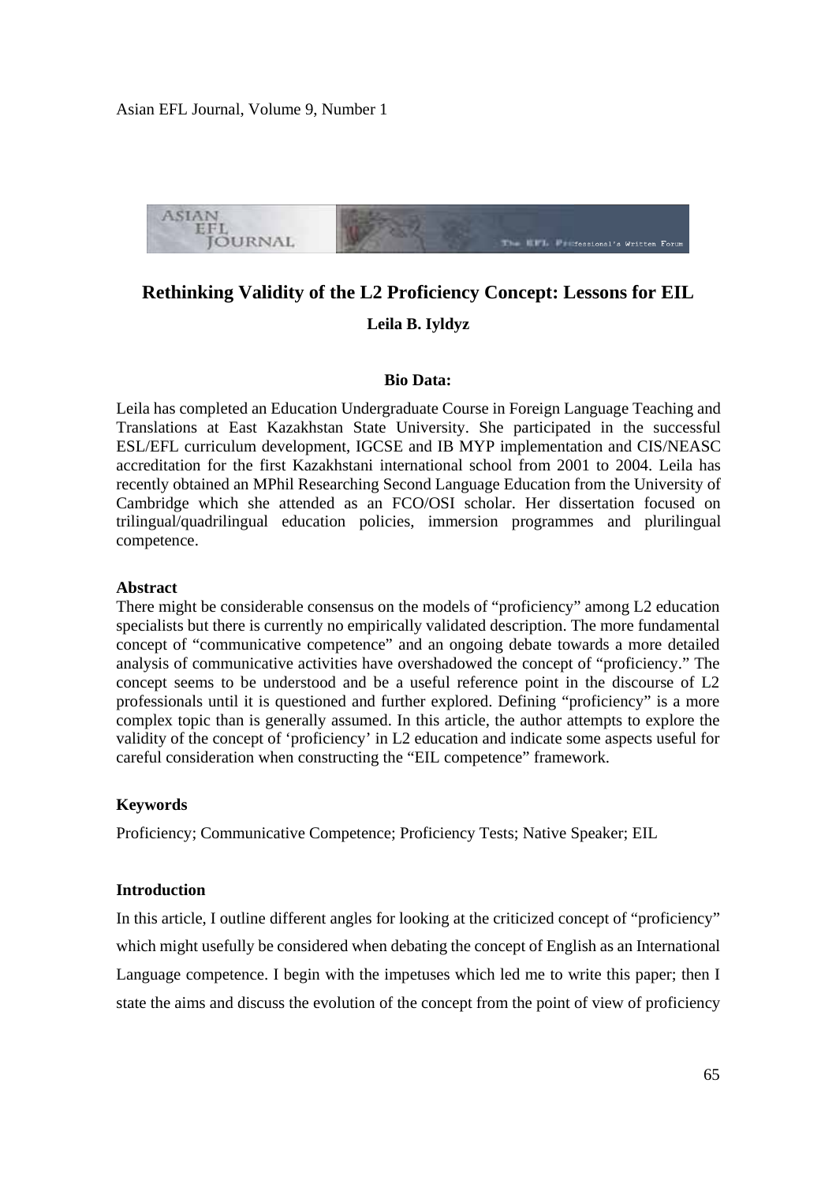# Rethinking Validity of the L2 Proficiency Concept: Lessons for EIL

**Leila B. Iyldyz**

**Bio Data:**

Leila has completed an Education Undergraduate Course in Foreign Language Teaching and Translations at East Kazakhstan State University. She participated in the successful ESL/EFL curriculum development, IGCSE and IB MYP implementation and CIS/NEASC accreditation for the first Kazakhstani international school from 2001 to 2004. Leila has recently obtained an MPhil Researching Second Language Education from the University of Cambridge which she attended as an FCO/OSI scholar. Her dissertation focused on trilingual/quadrilingual education policies, immersion programmes and plurilingual competence.

### Abstract

There might be considerable consensus on the models of "proficiency" among L2 education specialists but there is currently no empirically validated description. The more fundamental concept of "communicative competence" and an ongoing debate towards a more detailed analysis of communicative activities have overshadowed the concept of "proficiency." The concept seems to be understood and be a useful reference point in the discourse of L2 professionals until it is questioned and further explored. Defining "proficiency" is a more complex topic than is generally assumed. In this article, the author attempts to explore the validity of the concept of 'proficiency' in L2 education and indicate some aspects useful for careful consideration when constructing the "EIL competence" framework.

### Keywords

Proficiency; Communicative Competence; Proficiency Tests; Native Speaker; EIL

### Introduction

In this article, I outline different angles for looking at the criticized concept of "proficiency" which might usefully be considered when debating the concept of English as an International Language competence. I begin with the impetuses which led me to write this paper; then I state the aims and discuss the evolution of the concept from the point of view of proficiency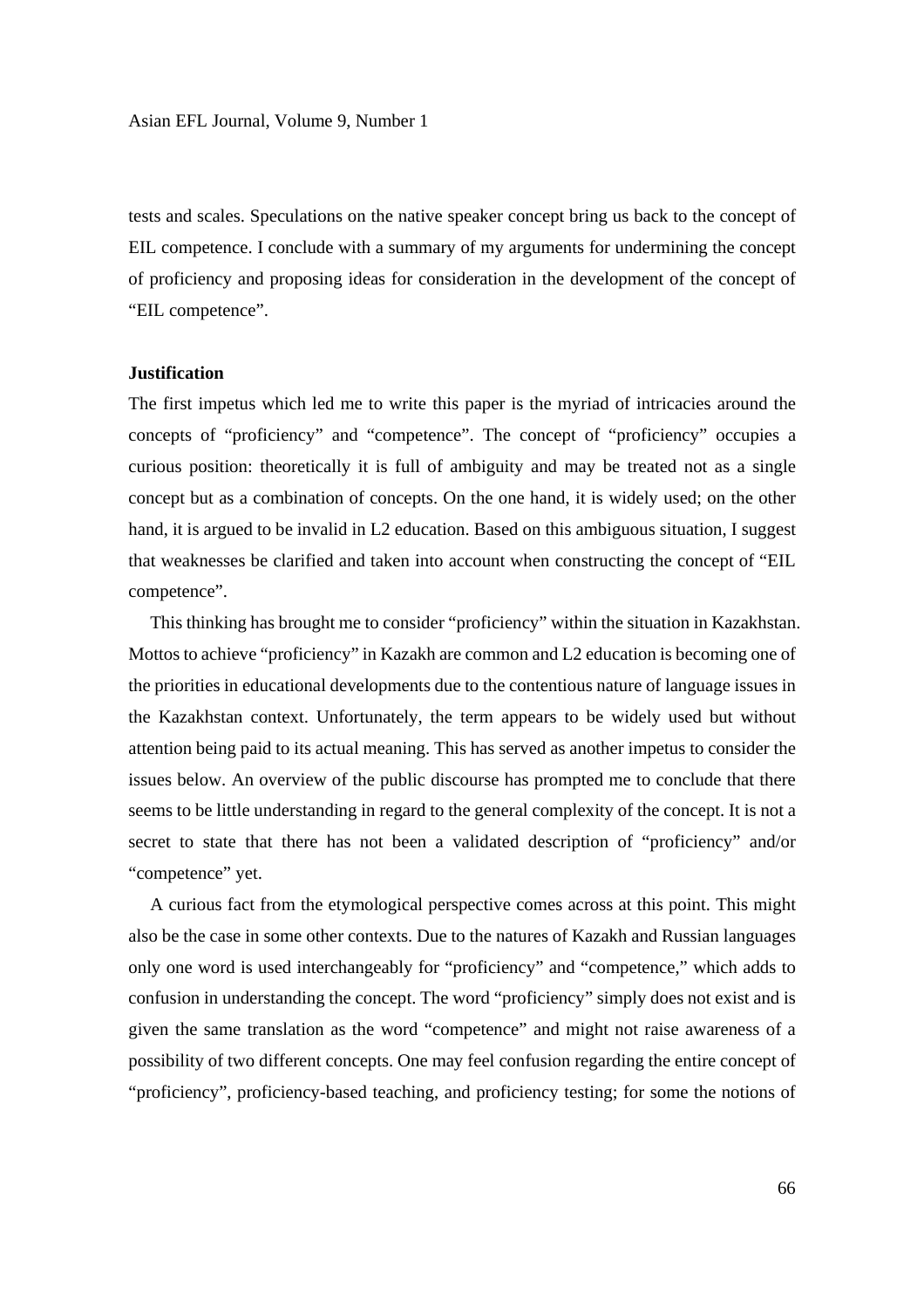tests and scales. Speculations on the native speaker concept bring us back to the concept of EIL competence. I conclude with a summary of my arguments for undermining the concept of proficiency and proposing ideas for consideration in the development of the concept of "EIL competence".

**Justification**

The first impetus which led me to write this paper is the myriad of intricacies around the concepts of "proficiency" and "competence". The concept of "proficiency" occupies a curious position: theoretically it is full of ambiguity and may be treated not as a single concept but as a combination of concepts. On the one hand, it is widely used; on the other hand, it is argued to be invalid in L2 education. Based on this ambiguous situation, I suggest that weaknesses be clarified and taken into account when constructing the concept of "EIL competence".

This thinking has brought me to consider "proficiency" within the situation in Kazakhstan. Mottos to achieve "proficiency" in Kazakh are common and L2 education is becoming one of the priorities in educational developments due to the contentious nature of language issues in the Kazakhstan context. Unfortunately, the term appears to be widely used but without attention being paid to its actual meaning. This has served as another impetus to consider the issues below. An overview of the public discourse has prompted me to conclude that there seems to be little understanding in regard to the general complexity of the concept. It is not a secret to state that there has not been a validated description of "proficiency" and/or "competence" yet.

A curious fact from the etymological perspective comes across at this point. This might also be the case in some other contexts. Due to the natures of Kazakh and Russian languages only one word is used interchangeably for "proficiency" and "competence," which adds to confusion in understanding the concept. The word "proficiency" simply does not exist and is given the same translation as the word "competence" and might not raise awareness of a possibility of two different concepts. One may feel confusion regarding the entire concept of "proficiency", proficiency-based teaching, and proficiency testing; for some the notions of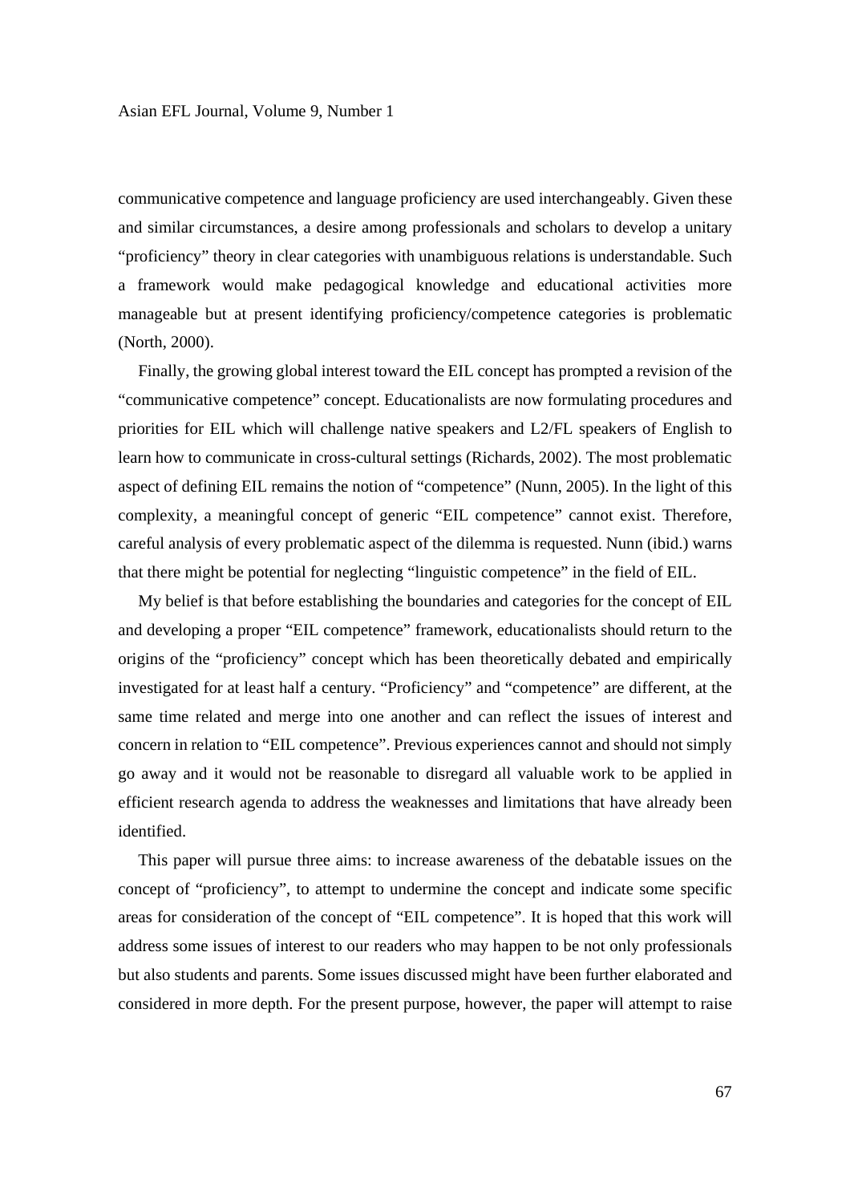communicative competence and language proficiency are used interchangeably. Given these and similar circumstances, a desire among professionals and scholars to develop a unitary "proficiency" theory in clear categories with unambiguous relations is understandable. Such a framework would make pedagogical knowledge and educational activities more manageable but at present identifying proficiency/competence categories is problematic (North, 2000).

Finally, the growing global interest toward the EIL concept has prompted a revision of the "communicative competence" concept. Educationalists are now formulating procedures and priorities for EIL which will challenge native speakers and L2/FL speakers of English to learn how to communicate in cross-cultural settings (Richards, 2002). The most problematic aspect of defining EIL remains the notion of "competence" (Nunn, 2005). In the light of this complexity, a meaningful concept of generic "EIL competence" cannot exist. Therefore, careful analysis of every problematic aspect of the dilemma is requested. Nunn (ibid.) warns that there might be potential for neglecting "linguistic competence" in the field of EIL.

My belief is that before establishing the boundaries and categories for the concept of EIL and developing a proper "EIL competence" framework, educationalists should return to the origins of the "proficiency" concept which has been theoretically debated and empirically investigated for at least half a century. "Proficiency" and "competence" are different, at the same time related and merge into one another and can reflect the issues of interest and concern in relation to "EIL competence". Previous experiences cannot and should not simply go away and it would not be reasonable to disregard all valuable work to be applied in efficient research agenda to address the weaknesses and limitations that have already been identified.

This paper will pursue three aims: to increase awareness of the debatable issues on the concept of "proficiency", to attempt to undermine the concept and indicate some specific areas for consideration of the concept of "EIL competence". It is hoped that this work will address some issues of interest to our readers who may happen to be not only professionals but also students and parents. Some issues discussed might have been further elaborated and considered in more depth. For the present purpose, however, the paper will attempt to raise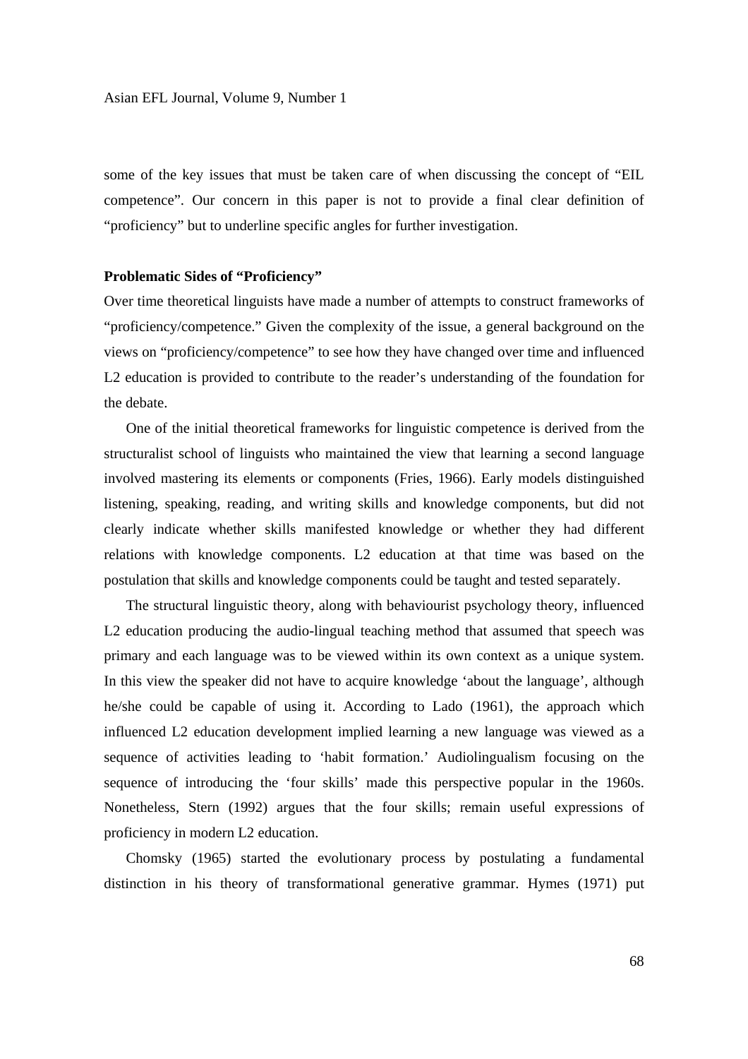some of the key issues that must be taken care of when discussing the concept of "EIL competence". Our concern in this paper is not to provide a final clear definition of "proficiency" but to underline specific angles for further investigation.

**Problematic Sides of "Proficiency"**

Over time theoretical linguists have made a number of attempts to construct frameworks of "proficiency/competence." Given the complexity of the issue, a general background on the views on "proficiency/competence" to see how they have changed over time and influenced L2 education is provided to contribute to the reader's understanding of the foundation for the debate.

One of the initial theoretical frameworks for linguistic competence is derived from the structuralist school of linguists who maintained the view that learning a second language involved mastering its elements or components (Fries, 1966). Early models distinguished listening, speaking, reading, and writing skills and knowledge components, but did not clearly indicate whether skills manifested knowledge or whether they had different relations with knowledge components. L2 education at that time was based on the postulation that skills and knowledge components could be taught and tested separately.

The structural linguistic theory, along with behaviourist psychology theory, influenced L2 education producing the audio-lingual teaching method that assumed that speech was primary and each language was to be viewed within its own context as a unique system. In this view the speaker did not have to acquire knowledge 'about the language', although he/she could be capable of using it. According to Lado (1961), the approach which influenced L2 education development implied learning a new language was viewed as a sequence of activities leading to 'habit formation.' Audiolingualism focusing on the sequence of introducing the 'four skills' made this perspective popular in the 1960s. Nonetheless, Stern (1992) argues that the four skills; remain useful expressions of proficiency in modern L2 education.

Chomsky (1965) started the evolutionary process by postulating a fundamental distinction in his theory of transformational generative grammar. Hymes (1971) put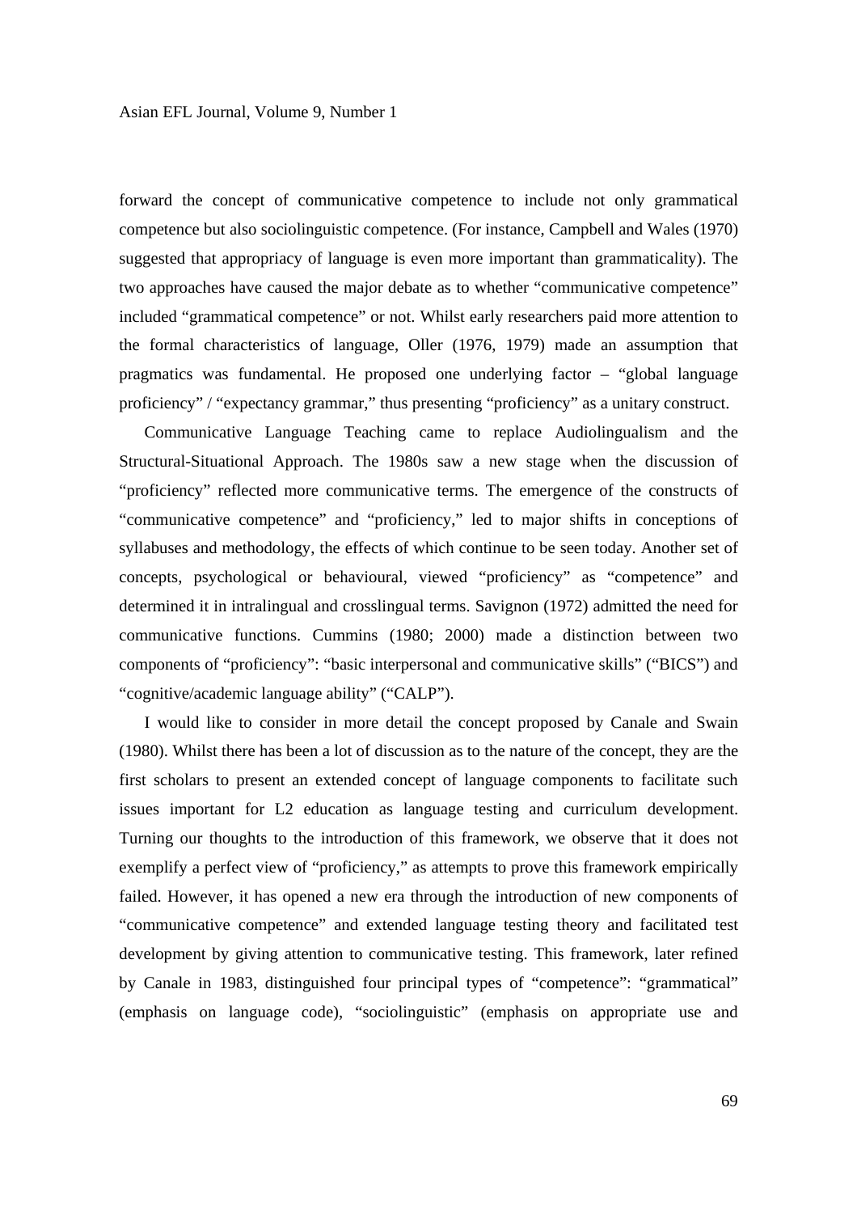forward the concept of communicative competence to include not only grammatical competence but also sociolinguistic competence. (For instance, Campbell and Wales (1970) suggested that appropriacy of language is even more important than grammaticality). The two approaches have caused the major debate as to whether "communicative competence" included "grammatical competence" or not. Whilst early researchers paid more attention to the formal characteristics of language, Oller (1976, 1979) made an assumption that pragmatics was fundamental. He proposed one underlying factor – "global language proficiency" / "expectancy grammar," thus presenting "proficiency" as a unitary construct.

Communicative Language Teaching came to replace Audiolingualism and the Structural-Situational Approach. The 1980s saw a new stage when the discussion of "proficiency" reflected more communicative terms. The emergence of the constructs of "communicative competence" and "proficiency," led to major shifts in conceptions of syllabuses and methodology, the effects of which continue to be seen today. Another set of concepts, psychological or behavioural, viewed "proficiency" as "competence" and determined it in intralingual and crosslingual terms. Savignon (1972) admitted the need for communicative functions. Cummins (1980; 2000) made a distinction between two components of "proficiency": "basic interpersonal and communicative skills" ("BICS") and "cognitive/academic language ability" ("CALP").

I would like to consider in more detail the concept proposed by Canale and Swain (1980). Whilst there has been a lot of discussion as to the nature of the concept, they are the first scholars to present an extended concept of language components to facilitate such issues important for L2 education as language testing and curriculum development. Turning our thoughts to the introduction of this framework, we observe that it does not exemplify a perfect view of "proficiency," as attempts to prove this framework empirically failed. However, it has opened a new era through the introduction of new components of "communicative competence" and extended language testing theory and facilitated test development by giving attention to communicative testing. This framework, later refined by Canale in 1983, distinguished four principal types of "competence": "grammatical" (emphasis on language code), "sociolinguistic" (emphasis on appropriate use and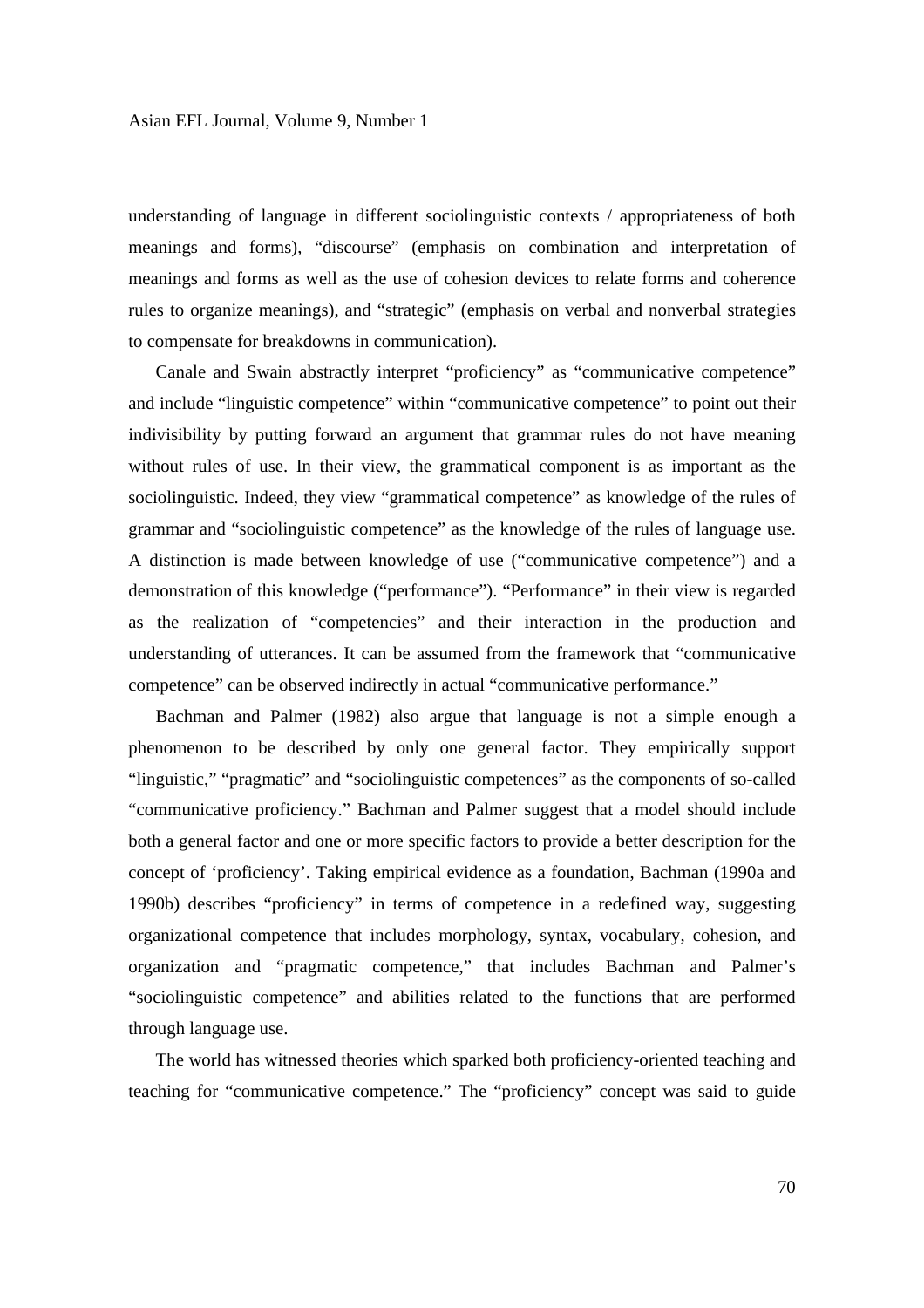understanding of language in different sociolinguistic contexts / appropriateness of both meanings and forms), "discourse" (emphasis on combination and interpretation of meanings and forms as well as the use of cohesion devices to relate forms and coherence rules to organize meanings), and "strategic" (emphasis on verbal and nonverbal strategies to compensate for breakdowns in communication).

Canale and Swain abstractly interpret "proficiency" as "communicative competence" and include "linguistic competence" within "communicative competence" to point out their indivisibility by putting forward an argument that grammar rules do not have meaning without rules of use. In their view, the grammatical component is as important as the sociolinguistic. Indeed, they view "grammatical competence" as knowledge of the rules of grammar and "sociolinguistic competence" as the knowledge of the rules of language use. A distinction is made between knowledge of use ("communicative competence") and a demonstration of this knowledge ("performance"). "Performance" in their view is regarded as the realization of "competencies" and their interaction in the production and understanding of utterances. It can be assumed from the framework that "communicative competence" can be observed indirectly in actual "communicative performance."

Bachman and Palmer (1982) also argue that language is not a simple enough a phenomenon to be described by only one general factor. They empirically support "linguistic," "pragmatic" and "sociolinguistic competences" as the components of so-called "communicative proficiency." Bachman and Palmer suggest that a model should include both a general factor and one or more specific factors to provide a better description for the concept of 'proficiency'. Taking empirical evidence as a foundation, Bachman (1990a and 1990b) describes "proficiency" in terms of competence in a redefined way, suggesting organizational competence that includes morphology, syntax, vocabulary, cohesion, and organization and "pragmatic competence," that includes Bachman and Palmer's "sociolinguistic competence" and abilities related to the functions that are performed through language use.

The world has witnessed theories which sparked both proficiency-oriented teaching and teaching for "communicative competence." The "proficiency" concept was said to guide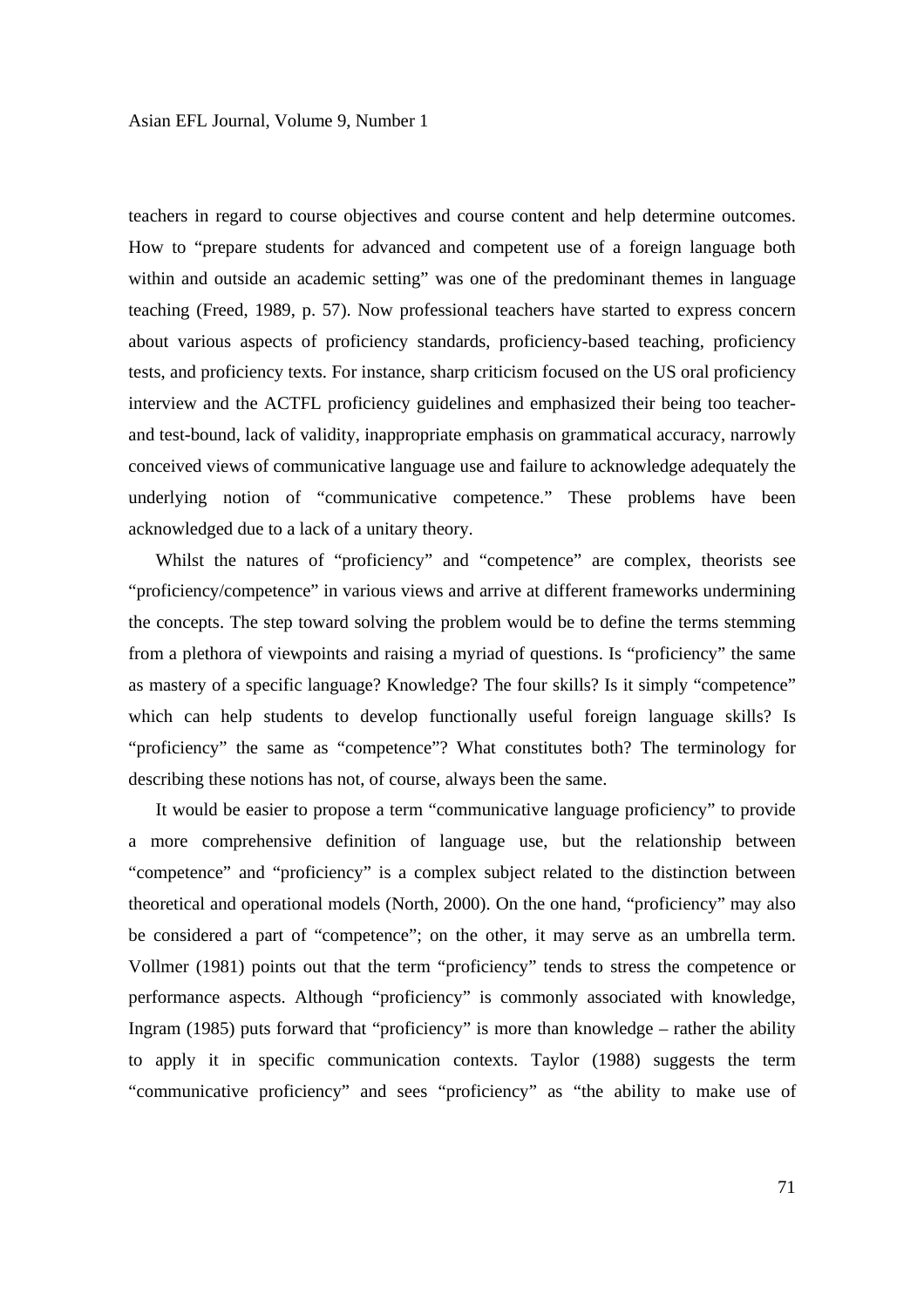teachers in regard to course objectives and course content and help determine outcomes. How to "prepare students for advanced and competent use of a foreign language both within and outside an academic setting" was one of the predominant themes in language teaching (Freed, 1989, p. 57). Now professional teachers have started to express concern about various aspects of proficiency standards, proficiency-based teaching, proficiency tests, and proficiency texts. For instance, sharp criticism focused on the US oral proficiency interview and the ACTFL proficiency guidelines and emphasized their being too teacher- and test-bound, lack of validity, inappropriate emphasis on grammatical accuracy, narrowly conceived views of communicative language use and failure to acknowledge adequately the underlying notion of "communicative competence." These problems have been acknowledged due to a lack of a unitary theory.

Whilst the natures of "proficiency" and "competence" are complex, theorists see "proficiency/competence" in various views and arrive at different frameworks undermining the concepts. The step toward solving the problem would be to define the terms stemming from a plethora of viewpoints and raising a myriad of questions. Is "proficiency" the same as mastery of a specific language? Knowledge? The four skills? Is it simply "competence" which can help students to develop functionally useful foreign language skills? Is "proficiency" the same as "competence"? What constitutes both? The terminology for describing these notions has not, of course, always been the same.

It would be easier to propose a term "communicative language proficiency" to provide a more comprehensive definition of language use, but the relationship between "competence" and "proficiency" is a complex subject related to the distinction between theoretical and operational models (North, 2000). On the one hand, "proficiency" may also be considered a part of "competence"; on the other, it may serve as an umbrella term. Vollmer (1981) points out that the term "proficiency" tends to stress the competence or performance aspects. Although "proficiency" is commonly associated with knowledge, Ingram (1985) puts forward that "proficiency" is more than knowledge – rather the ability to apply it in specific communication contexts. Taylor (1988) suggests the term "communicative proficiency" and sees "proficiency" as "the ability to make use of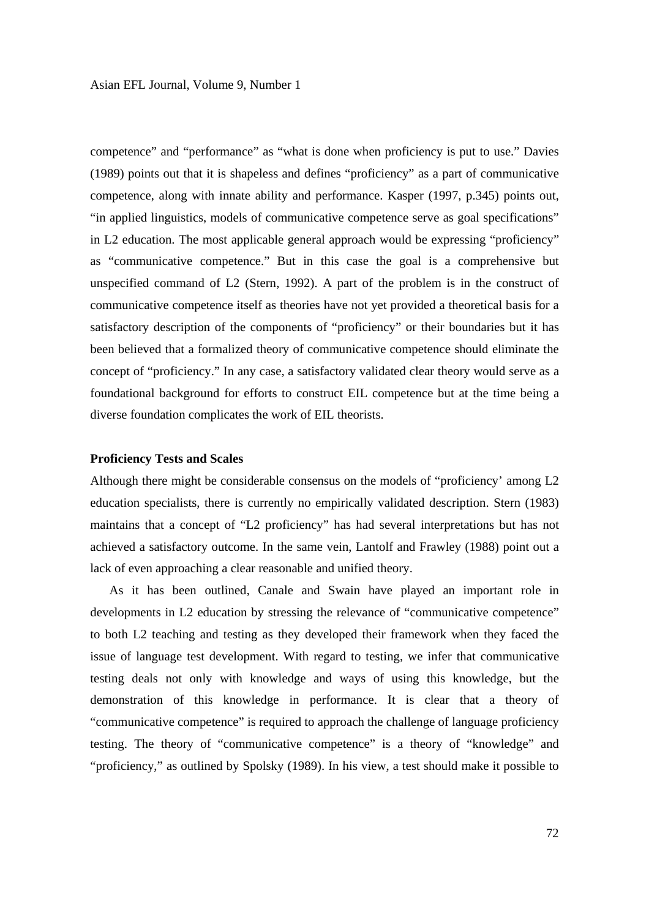competence" and "performance" as "what is done when proficiency is put to use." Davies (1989) points out that it is shapeless and defines "proficiency" as a part of communicative competence, along with innate ability and performance. Kasper (1997, p.345) points out, "in applied linguistics, models of communicative competence serve as goal specifications" in L2 education. The most applicable general approach would be expressing "proficiency" as "communicative competence." But in this case the goal is a comprehensive but unspecified command of L2 (Stern, 1992). A part of the problem is in the construct of communicative competence itself as theories have not yet provided a theoretical basis for a satisfactory description of the components of "proficiency" or their boundaries but it has been believed that a formalized theory of communicative competence should eliminate the concept of "proficiency." In any case, a satisfactory validated clear theory would serve as a foundational background for efforts to construct EIL competence but at the time being a diverse foundation complicates the work of EIL theorists.

**Proficiency Tests and Scales**

Although there might be considerable consensus on the models of "proficiency' among L2 education specialists, there is currently no empirically validated description. Stern (1983) maintains that a concept of "L2 proficiency" has had several interpretations but has not achieved a satisfactory outcome. In the same vein, Lantolf and Frawley (1988) point out a lack of even approaching a clear reasonable and unified theory.

As it has been outlined, Canale and Swain have played an important role in developments in L2 education by stressing the relevance of "communicative competence" to both L2 teaching and testing as they developed their framework when they faced the issue of language test development. With regard to testing, we infer that communicative testing deals not only with knowledge and ways of using this knowledge, but the demonstration of this knowledge in performance. It is clear that a theory of "communicative competence" is required to approach the challenge of language proficiency testing. The theory of "communicative competence" is a theory of "knowledge" and "proficiency," as outlined by Spolsky (1989). In his view, a test should make it possible to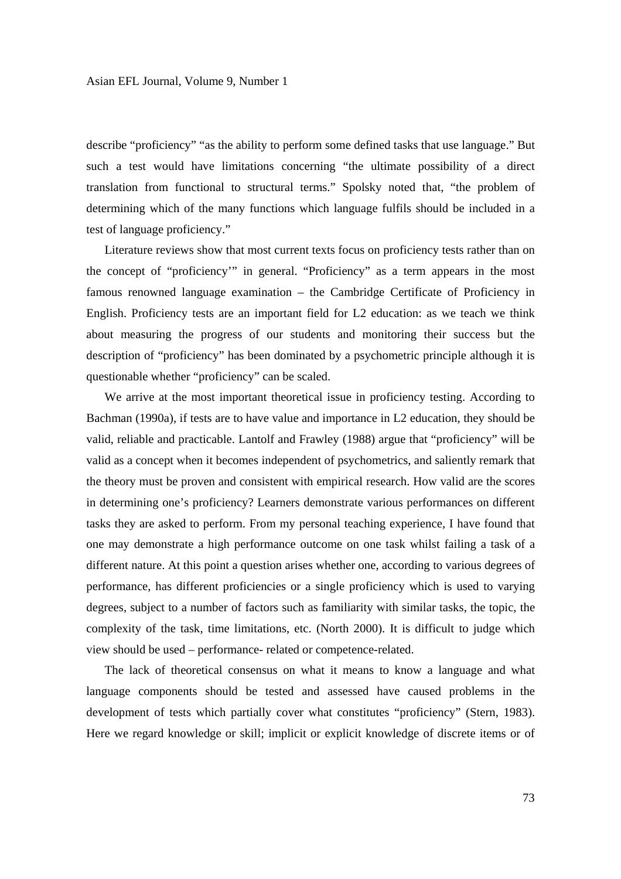describe "proficiency" "as the ability to perform some defined tasks that use language." But such a test would have limitations concerning "the ultimate possibility of a direct translation from functional to structural terms." Spolsky noted that, "the problem of determining which of the many functions which language fulfils should be included in a test of language proficiency."

Literature reviews show that most current texts focus on proficiency tests rather than on the concept of "proficiency'" in general. "Proficiency" as a term appears in the most famous renowned language examination – the Cambridge Certificate of Proficiency in English. Proficiency tests are an important field for L2 education: as we teach we think about measuring the progress of our students and monitoring their success but the description of "proficiency" has been dominated by a psychometric principle although it is questionable whether "proficiency" can be scaled.

We arrive at the most important theoretical issue in proficiency testing. According to Bachman (1990a), if tests are to have value and importance in L2 education, they should be valid, reliable and practicable. Lantolf and Frawley (1988) argue that "proficiency" will be valid as a concept when it becomes independent of psychometrics, and saliently remark that the theory must be proven and consistent with empirical research. How valid are the scores in determining one's proficiency? Learners demonstrate various performances on different tasks they are asked to perform. From my personal teaching experience, I have found that one may demonstrate a high performance outcome on one task whilst failing a task of a different nature. At this point a question arises whether one, according to various degrees of performance, has different proficiencies or a single proficiency which is used to varying degrees, subject to a number of factors such as familiarity with similar tasks, the topic, the complexity of the task, time limitations, etc. (North 2000). It is difficult to judge which view should be used – performance- related or competence-related.

The lack of theoretical consensus on what it means to know a language and what language components should be tested and assessed have caused problems in the development of tests which partially cover what constitutes "proficiency" (Stern, 1983). Here we regard knowledge or skill; implicit or explicit knowledge of discrete items or of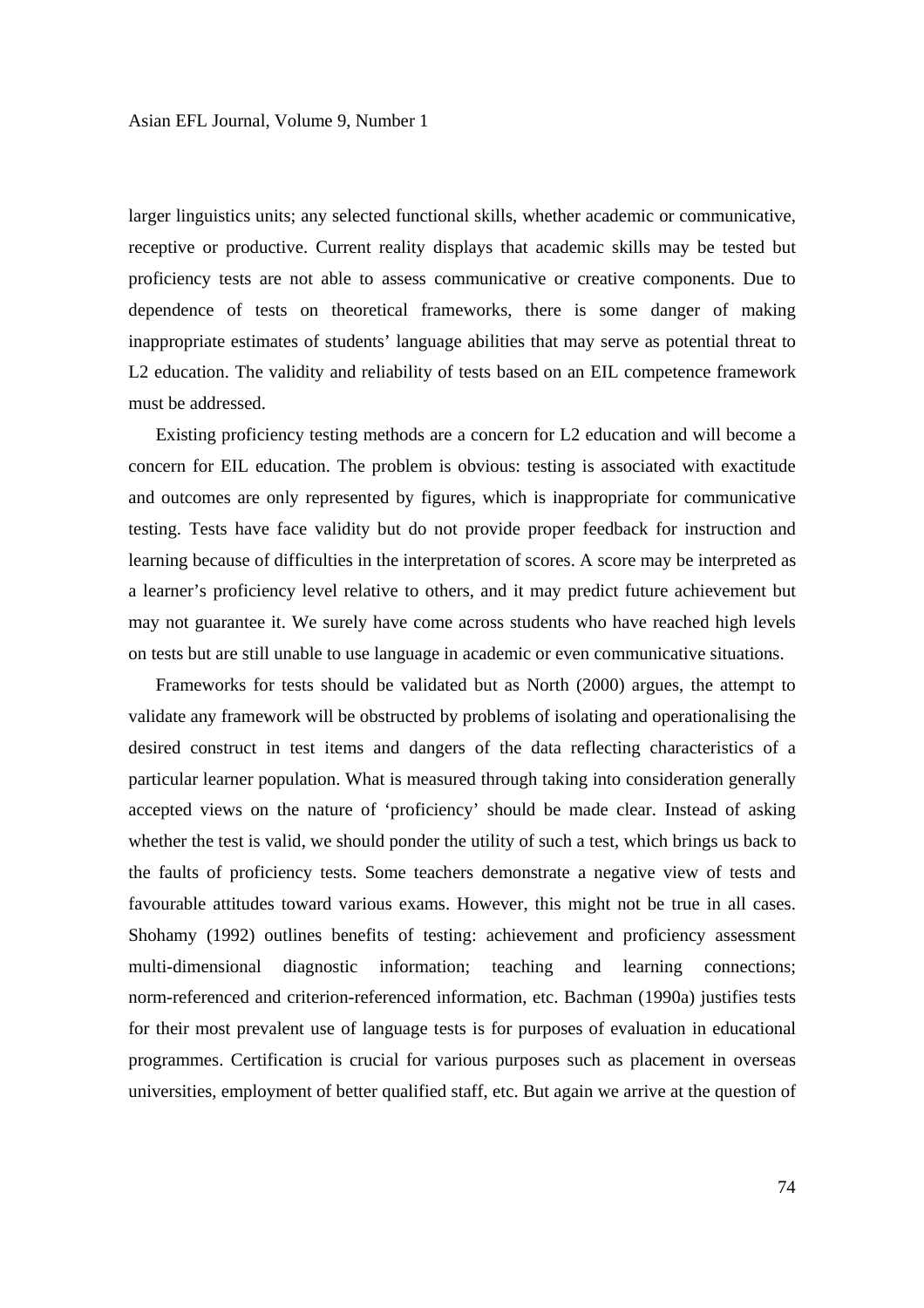larger linguistics units; any selected functional skills, whether academic or communicative, receptive or productive. Current reality displays that academic skills may be tested but proficiency tests are not able to assess communicative or creative components. Due to dependence of tests on theoretical frameworks, there is some danger of making inappropriate estimates of students' language abilities that may serve as potential threat to L2 education. The validity and reliability of tests based on an EIL competence framework must be addressed.

Existing proficiency testing methods are a concern for L2 education and will become a concern for EIL education. The problem is obvious: testing is associated with exactitude and outcomes are only represented by figures, which is inappropriate for communicative testing. Tests have face validity but do not provide proper feedback for instruction and learning because of difficulties in the interpretation of scores. A score may be interpreted as a learner's proficiency level relative to others, and it may predict future achievement but may not guarantee it. We surely have come across students who have reached high levels on tests but are still unable to use language in academic or even communicative situations.

Frameworks for tests should be validated but as North (2000) argues, the attempt to validate any framework will be obstructed by problems of isolating and operationalising the desired construct in test items and dangers of the data reflecting characteristics of a particular learner population. What is measured through taking into consideration generally accepted views on the nature of 'proficiency' should be made clear. Instead of asking whether the test is valid, we should ponder the utility of such a test, which brings us back to the faults of proficiency tests. Some teachers demonstrate a negative view of tests and favourable attitudes toward various exams. However, this might not be true in all cases. Shohamy (1992) outlines benefits of testing: achievement and proficiency assessment multi-dimensional diagnostic information; teaching and learning connections; norm-referenced and criterion-referenced information, etc. Bachman (1990a) justifies tests for their most prevalent use of language tests is for purposes of evaluation in educational programmes. Certification is crucial for various purposes such as placement in overseas universities, employment of better qualified staff, etc. But again we arrive at the question of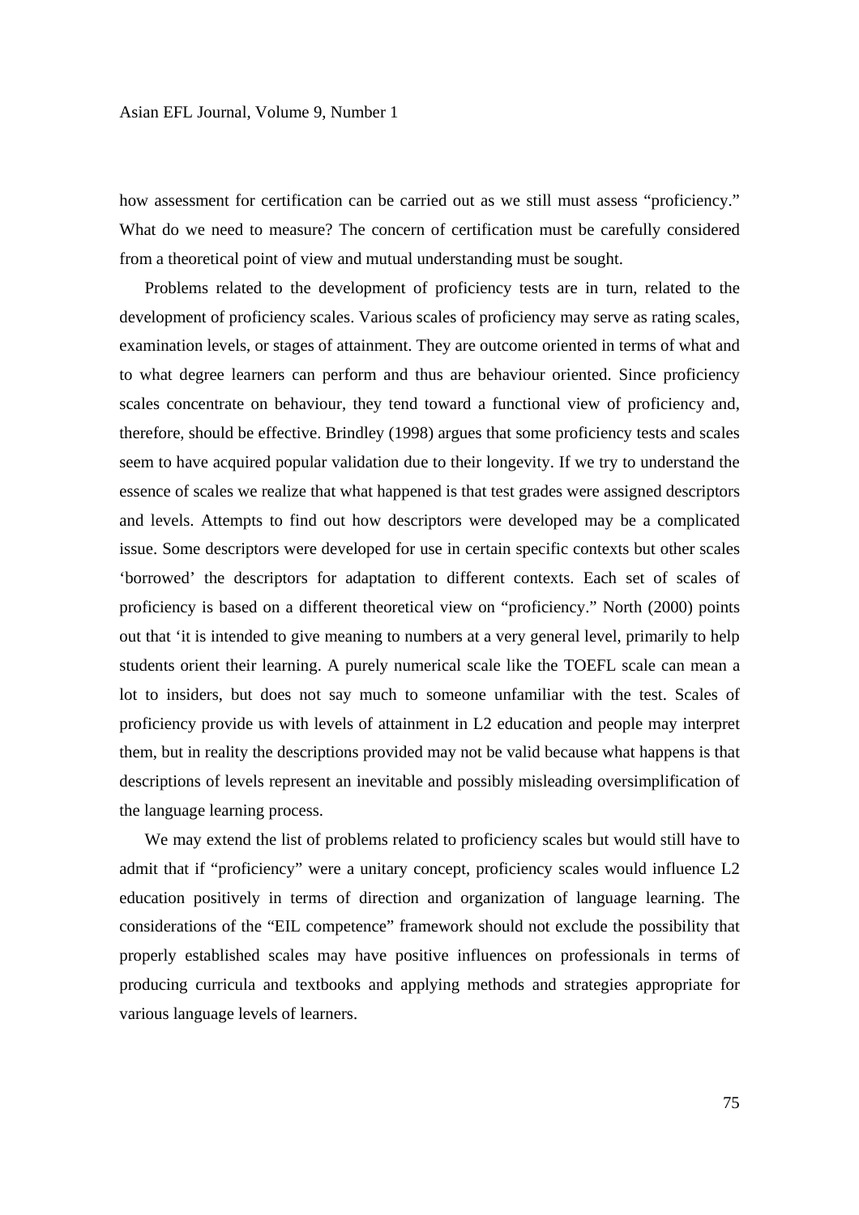how assessment for certification can be carried out as we still must assess "proficiency." What do we need to measure? The concern of certification must be carefully considered from a theoretical point of view and mutual understanding must be sought.

Problems related to the development of proficiency tests are in turn, related to the development of proficiency scales. Various scales of proficiency may serve as rating scales, examination levels, or stages of attainment. They are outcome oriented in terms of what and to what degree learners can perform and thus are behaviour oriented. Since proficiency scales concentrate on behaviour, they tend toward a functional view of proficiency and, therefore, should be effective. Brindley (1998) argues that some proficiency tests and scales seem to have acquired popular validation due to their longevity. If we try to understand the essence of scales we realize that what happened is that test grades were assigned descriptors and levels. Attempts to find out how descriptors were developed may be a complicated issue. Some descriptors were developed for use in certain specific contexts but other scales 'borrowed' the descriptors for adaptation to different contexts. Each set of scales of proficiency is based on a different theoretical view on "proficiency." North (2000) points out that 'it is intended to give meaning to numbers at a very general level, primarily to help students orient their learning. A purely numerical scale like the TOEFL scale can mean a lot to insiders, but does not say much to someone unfamiliar with the test. Scales of proficiency provide us with levels of attainment in L2 education and people may interpret them, but in reality the descriptions provided may not be valid because what happens is that descriptions of levels represent an inevitable and possibly misleading oversimplification of the language learning process.

We may extend the list of problems related to proficiency scales but would still have to admit that if "proficiency" were a unitary concept, proficiency scales would influence L2 education positively in terms of direction and organization of language learning. The considerations of the "EIL competence" framework should not exclude the possibility that properly established scales may have positive influences on professionals in terms of producing curricula and textbooks and applying methods and strategies appropriate for various language levels of learners.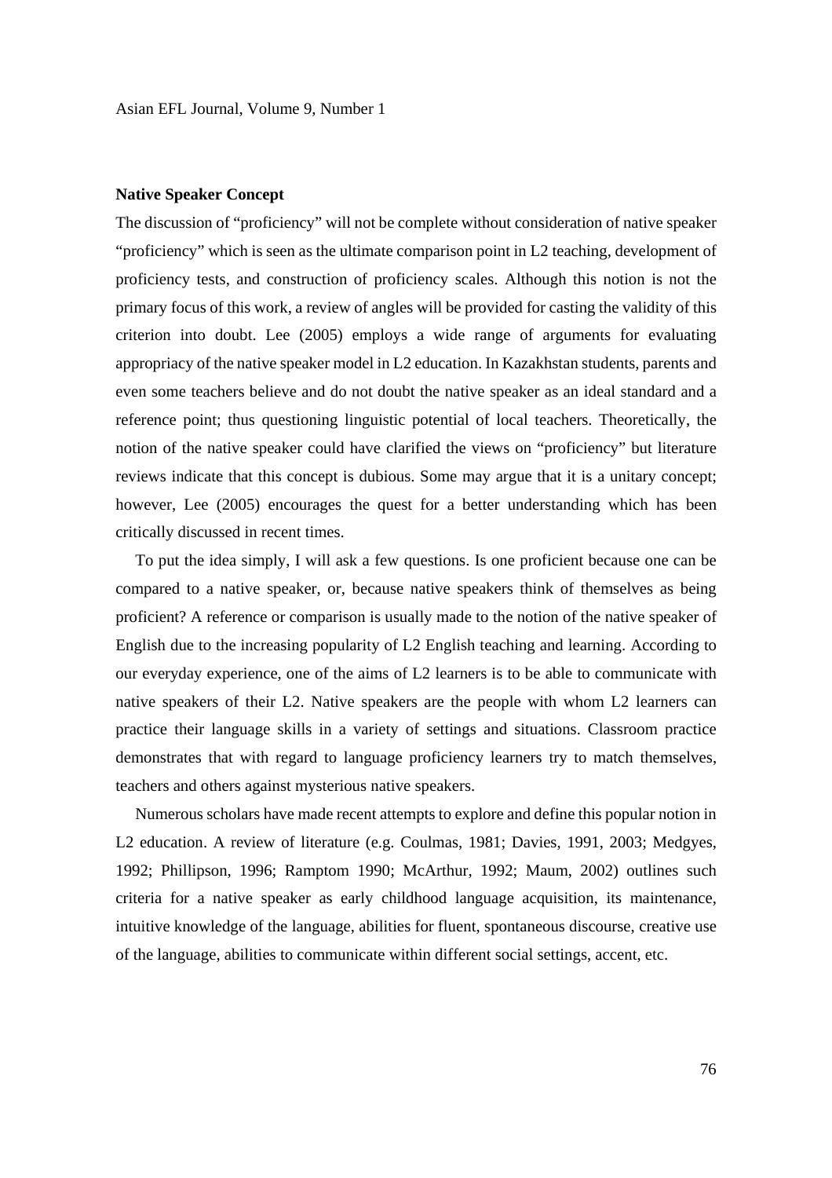**Native Speaker Concept**

The discussion of "proficiency" will not be complete without consideration of native speaker "proficiency" which is seen as the ultimate comparison point in L2 teaching, development of proficiency tests, and construction of proficiency scales. Although this notion is not the primary focus of this work, a review of angles will be provided for casting the validity of this criterion into doubt. Lee (2005) employs a wide range of arguments for evaluating appropriacy of the native speaker model in L2 education. In Kazakhstan students, parents and even some teachers believe and do not doubt the native speaker as an ideal standard and a reference point; thus questioning linguistic potential of local teachers. Theoretically, the notion of the native speaker could have clarified the views on "proficiency" but literature reviews indicate that this concept is dubious. Some may argue that it is a unitary concept; however, Lee (2005) encourages the quest for a better understanding which has been critically discussed in recent times.

To put the idea simply, I will ask a few questions. Is one proficient because one can be compared to a native speaker, or, because native speakers think of themselves as being proficient? A reference or comparison is usually made to the notion of the native speaker of English due to the increasing popularity of L2 English teaching and learning. According to our everyday experience, one of the aims of L2 learners is to be able to communicate with native speakers of their L2. Native speakers are the people with whom L2 learners can practice their language skills in a variety of settings and situations. Classroom practice demonstrates that with regard to language proficiency learners try to match themselves, teachers and others against mysterious native speakers.

Numerous scholars have made recent attempts to explore and define this popular notion in L2 education. A review of literature (e.g. Coulmas, 1981; Davies, 1991, 2003; Medgyes, 1992; Phillipson, 1996; Ramptom 1990; McArthur, 1992; Maum, 2002) outlines such criteria for a native speaker as early childhood language acquisition, its maintenance, intuitive knowledge of the language, abilities for fluent, spontaneous discourse, creative use of the language, abilities to communicate within different social settings, accent, etc.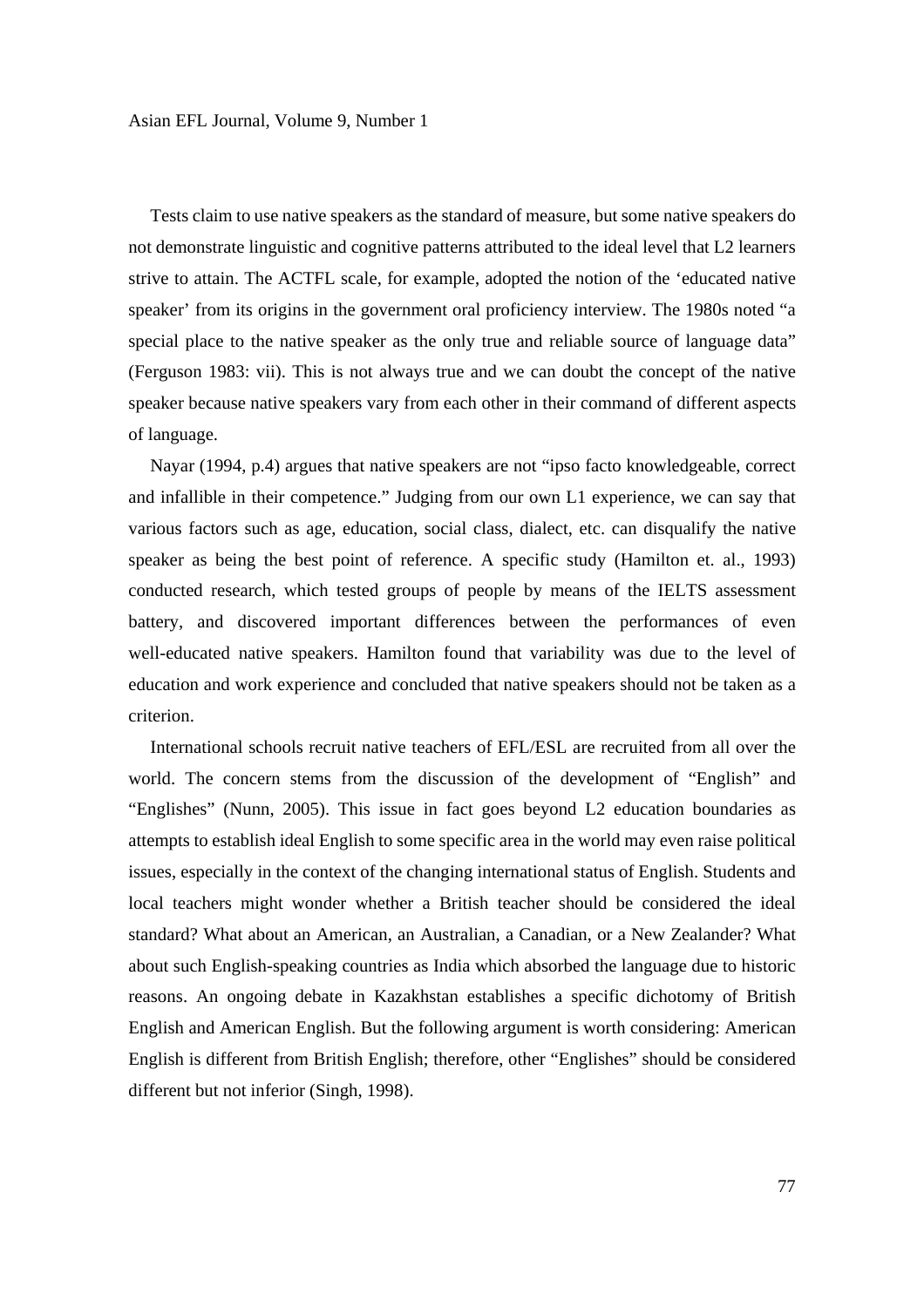Tests claim to use native speakers as the standard of measure, but some native speakers do not demonstrate linguistic and cognitive patterns attributed to the ideal level that L2 learners strive to attain. The ACTFL scale, for example, adopted the notion of the 'educated native speaker' from its origins in the government oral proficiency interview. The 1980s noted "a special place to the native speaker as the only true and reliable source of language data" (Ferguson 1983: vii). This is not always true and we can doubt the concept of the native speaker because native speakers vary from each other in their command of different aspects of language.

Nayar (1994, p.4) argues that native speakers are not "ipso facto knowledgeable, correct and infallible in their competence." Judging from our own L1 experience, we can say that various factors such as age, education, social class, dialect, etc. can disqualify the native speaker as being the best point of reference. A specific study (Hamilton et. al., 1993) conducted research, which tested groups of people by means of the IELTS assessment battery, and discovered important differences between the performances of even well-educated native speakers. Hamilton found that variability was due to the level of education and work experience and concluded that native speakers should not be taken as a criterion.

International schools recruit native teachers of EFL/ESL are recruited from all over the world. The concern stems from the discussion of the development of "English" and "Englishes" (Nunn, 2005). This issue in fact goes beyond L2 education boundaries as attempts to establish ideal English to some specific area in the world may even raise political issues, especially in the context of the changing international status of English. Students and local teachers might wonder whether a British teacher should be considered the ideal standard? What about an American, an Australian, a Canadian, or a New Zealander? What about such English-speaking countries as India which absorbed the language due to historic reasons. An ongoing debate in Kazakhstan establishes a specific dichotomy of British English and American English. But the following argument is worth considering: American English is different from British English; therefore, other "Englishes" should be considered different but not inferior (Singh, 1998).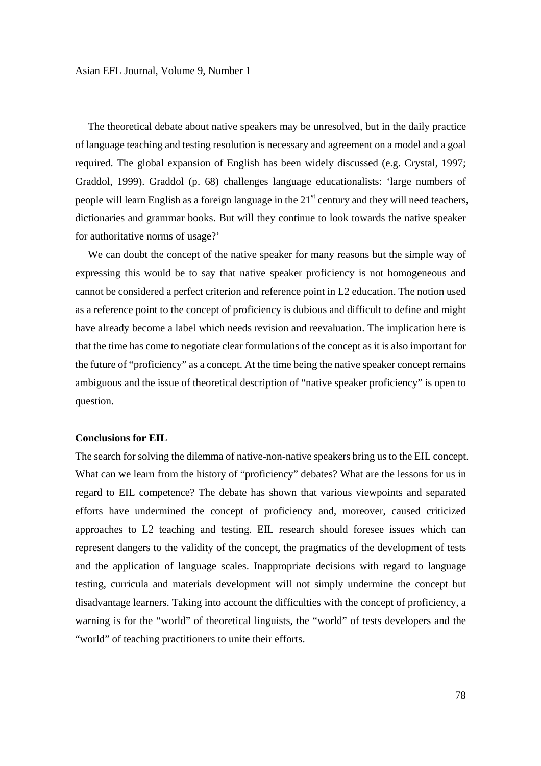The theoretical debate about native speakers may be unresolved, but in the daily practice of language teaching and testing resolution is necessary and agreement on a model and a goal required. The global expansion of English has been widely discussed (e.g. Crystal, 1997; Graddol, 1999). Graddol (p. 68) challenges language educationalists: 'large numbers of people will learn English as a foreign language in the 21st century and they will need teachers, dictionaries and grammar books. But will they continue to look towards the native speaker for authoritative norms of usage?'

We can doubt the concept of the native speaker for many reasons but the simple way of expressing this would be to say that native speaker proficiency is not homogeneous and cannot be considered a perfect criterion and reference point in L2 education. The notion used as a reference point to the concept of proficiency is dubious and difficult to define and might have already become a label which needs revision and reevaluation. The implication here is that the time has come to negotiate clear formulations of the concept as it is also important for the future of "proficiency" as a concept. At the time being the native speaker concept remains ambiguous and the issue of theoretical description of "native speaker proficiency" is open to question.

**Conclusions for EIL**

The search for solving the dilemma of native-non-native speakers bring us to the EIL concept. What can we learn from the history of "proficiency" debates? What are the lessons for us in regard to EIL competence? The debate has shown that various viewpoints and separated efforts have undermined the concept of proficiency and, moreover, caused criticized approaches to L2 teaching and testing. EIL research should foresee issues which can represent dangers to the validity of the concept, the pragmatics of the development of tests and the application of language scales. Inappropriate decisions with regard to language testing, curricula and materials development will not simply undermine the concept but disadvantage learners. Taking into account the difficulties with the concept of proficiency, a warning is for the "world" of theoretical linguists, the "world" of tests developers and the "world" of teaching practitioners to unite their efforts.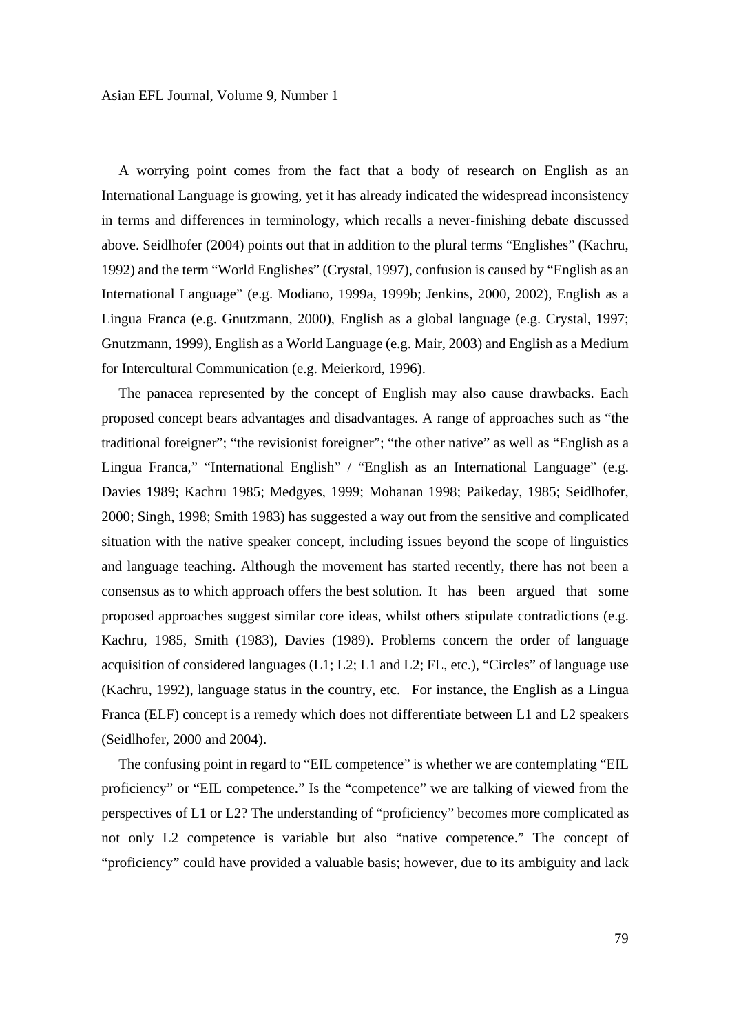A worrying point comes from the fact that a body of research on English as an International Language is growing, yet it has already indicated the widespread inconsistency in terms and differences in terminology, which recalls a never-finishing debate discussed above. Seidlhofer (2004) points out that in addition to the plural terms "Englishes" (Kachru, 1992) and the term "World Englishes" (Crystal, 1997), confusion is caused by "English as an International Language" (e.g. Modiano, 1999a, 1999b; Jenkins, 2000, 2002), English as a Lingua Franca (e.g. Gnutzmann, 2000), English as a global language (e.g. Crystal, 1997; Gnutzmann, 1999), English as a World Language (e.g. Mair, 2003) and English as a Medium for Intercultural Communication (e.g. Meierkord, 1996).

The panacea represented by the concept of English may also cause drawbacks. Each proposed concept bears advantages and disadvantages. A range of approaches such as "the traditional foreigner"; "the revisionist foreigner"; "the other native" as well as "English as a Lingua Franca," "International English" / "English as an International Language" (e.g. Davies 1989; Kachru 1985; Medgyes, 1999; Mohanan 1998; Paikeday, 1985; Seidlhofer, 2000; Singh, 1998; Smith 1983) has suggested a way out from the sensitive and complicated situation with the native speaker concept, including issues beyond the scope of linguistics and language teaching. Although the movement has started recently, there has not been a consensus as to which approach offers the best solution. It has been argued that some proposed approaches suggest similar core ideas, whilst others stipulate contradictions (e.g. Kachru, 1985, Smith (1983), Davies (1989). Problems concern the order of language acquisition of considered languages (L1; L2; L1 and L2; FL, etc.), "Circles" of language use (Kachru, 1992), language status in the country, etc. For instance, the English as a Lingua Franca (ELF) concept is a remedy which does not differentiate between L1 and L2 speakers (Seidlhofer, 2000 and 2004).

The confusing point in regard to "EIL competence" is whether we are contemplating "EIL proficiency" or "EIL competence." Is the "competence" we are talking of viewed from the perspectives of L1 or L2? The understanding of "proficiency" becomes more complicated as not only L2 competence is variable but also "native competence." The concept of "proficiency" could have provided a valuable basis; however, due to its ambiguity and lack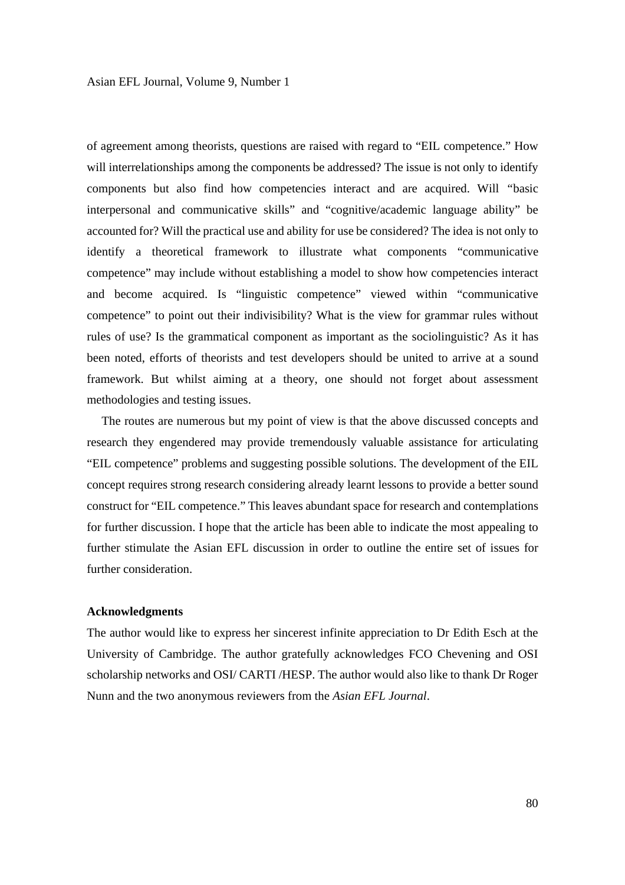of agreement among theorists, questions are raised with regard to "EIL competence." How will interrelationships among the components be addressed? The issue is not only to identify components but also find how competencies interact and are acquired. Will "basic interpersonal and communicative skills" and "cognitive/academic language ability" be accounted for? Will the practical use and ability for use be considered? The idea is not only to identify a theoretical framework to illustrate what components "communicative competence" may include without establishing a model to show how competencies interact and become acquired. Is "linguistic competence" viewed within "communicative competence" to point out their indivisibility? What is the view for grammar rules without rules of use? Is the grammatical component as important as the sociolinguistic? As it has been noted, efforts of theorists and test developers should be united to arrive at a sound framework. But whilst aiming at a theory, one should not forget about assessment methodologies and testing issues.

The routes are numerous but my point of view is that the above discussed concepts and research they engendered may provide tremendously valuable assistance for articulating "EIL competence" problems and suggesting possible solutions. The development of the EIL concept requires strong research considering already learnt lessons to provide a better sound construct for "EIL competence." This leaves abundant space for research and contemplations for further discussion. I hope that the article has been able to indicate the most appealing to further stimulate the Asian EFL discussion in order to outline the entire set of issues for further consideration.

### Acknowledgments

The author would like to express her sincerest infinite appreciation to Dr Edith Esch at the University of Cambridge. The author gratefully acknowledges FCO Chevening and OSI scholarship networks and OSI/ CARTI /HESP. The author would also like to thank Dr Roger Nunn and the two anonymous reviewers from the *Asian EFL Journal*.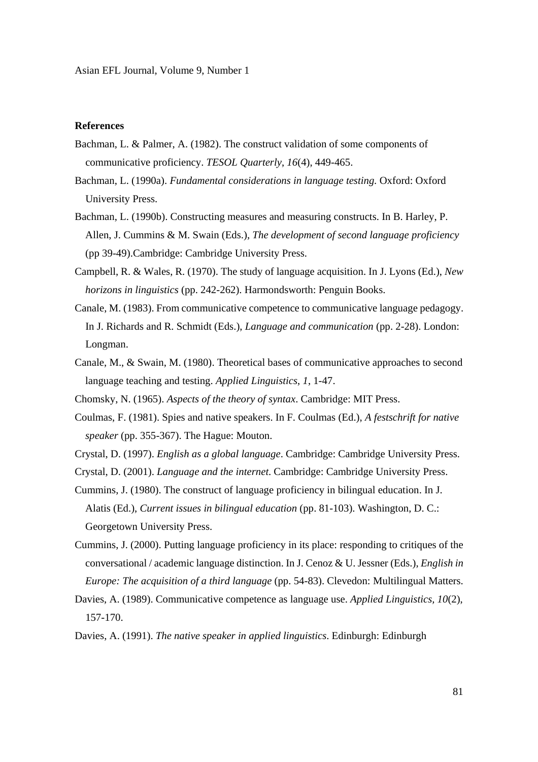**References**

Bachman, L. & Palmer, A. (1982). The construct validation of some components of communicative proficiency. *TESOL Quarterly*, *16*(4), 449-465.

Bachman, L. (1990a). *Fundamental considerations in language testing.* Oxford: Oxford University Press.

Bachman, L. (1990b). Constructing measures and measuring constructs. In B. Harley, P. Allen, J. Cummins & M. Swain (Eds.), *The development of second language proficiency* (pp 39-49).Cambridge: Cambridge University Press.

Campbell, R. & Wales, R. (1970). The study of language acquisition. In J. Lyons (Ed.), *New horizons in linguistics* (pp. 242-262). Harmondsworth: Penguin Books.

Canale, M. (1983). From communicative competence to communicative language pedagogy. In J. Richards and R. Schmidt (Eds.), *Language and communication* (pp. 2-28). London: Longman.

Canale, M., & Swain, M. (1980). Theoretical bases of communicative approaches to second language teaching and testing. *Applied Linguistics*, *1*, 1-47.

Chomsky, N. (1965). *Aspects of the theory of syntax*. Cambridge: MIT Press.

Coulmas, F. (1981). Spies and native speakers. In F. Coulmas (Ed.), *A festschrift for native speaker* (pp. 355-367). The Hague: Mouton.

Crystal, D. (1997). *English as a global language*. Cambridge: Cambridge University Press.

Crystal, D. (2001). *Language and the internet*. Cambridge: Cambridge University Press.

Cummins, J. (1980). The construct of language proficiency in bilingual education. In J. Alatis (Ed.), *Current issues in bilingual education* (pp. 81-103). Washington, D. C.: Georgetown University Press.

Cummins, J. (2000). Putting language proficiency in its place: responding to critiques of the conversational / academic language distinction. In J. Cenoz & U. Jessner (Eds.), *English in Europe: The acquisition of a third language* (pp. 54-83). Clevedon: Multilingual Matters.

Davies, A. (1989). Communicative competence as language use. *Applied Linguistics*, *10*(2), 157-170.

Davies, A. (1991). *The native speaker in applied linguistics*. Edinburgh: Edinburgh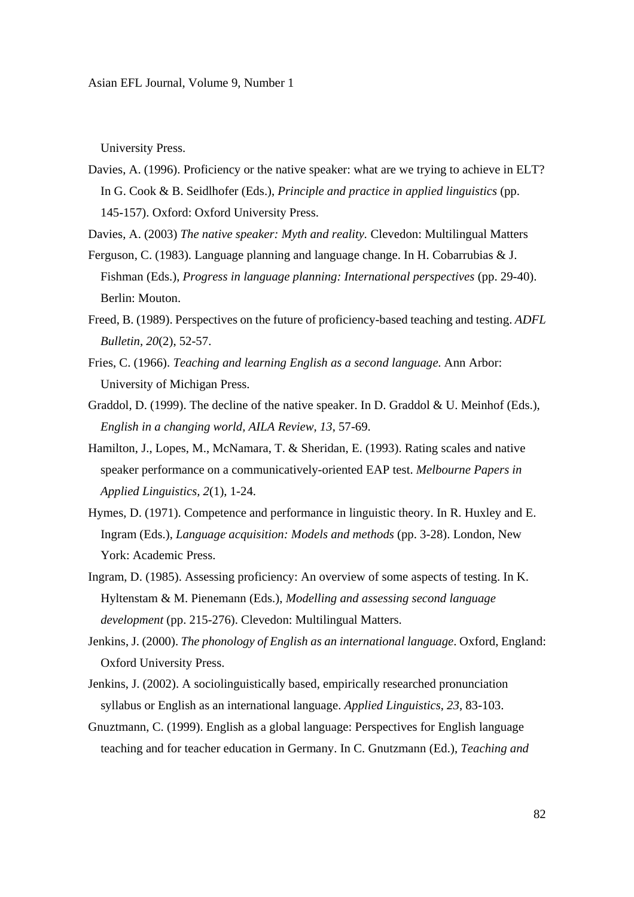University Press.

Davies, A. (1996). Proficiency or the native speaker: what are we trying to achieve in ELT? In G. Cook & B. Seidlhofer (Eds.), *Principle and practice in applied linguistics* (pp. 145-157). Oxford: Oxford University Press.

Davies, A. (2003) *The native speaker: Myth and reality.* Clevedon: Multilingual Matters

Ferguson, C. (1983). Language planning and language change. In H. Cobarrubias & J. Fishman (Eds.), *Progress in language planning: International perspectives* (pp. 29-40). Berlin: Mouton.

Freed, B. (1989). Perspectives on the future of proficiency-based teaching and testing. *ADFL Bulletin, 20*(2), 52-57.

Fries, C. (1966). *Teaching and learning English as a second language.* Ann Arbor: University of Michigan Press.

Graddol, D. (1999). The decline of the native speaker. In D. Graddol & U. Meinhof (Eds.), *English in a changing world, AILA Review, 13*, 57-69.

Hamilton, J., Lopes, M., McNamara, T. & Sheridan, E. (1993). Rating scales and native speaker performance on a communicatively-oriented EAP test. *Melbourne Papers in Applied Linguistics, 2*(1), 1-24.

Hymes, D. (1971). Competence and performance in linguistic theory. In R. Huxley and E. Ingram (Eds.), *Language acquisition: Models and methods* (pp. 3-28). London, New York: Academic Press.

Ingram, D. (1985). Assessing proficiency: An overview of some aspects of testing. In K. Hyltenstam & M. Pienemann (Eds.), *Modelling and assessing second language development* (pp. 215-276). Clevedon: Multilingual Matters.

Jenkins, J. (2000). *The phonology of English as an international language*. Oxford, England: Oxford University Press.

Jenkins, J. (2002). A sociolinguistically based, empirically researched pronunciation syllabus or English as an international language. *Applied Linguistics, 23,* 83-103.

Gnuztmann, C. (1999). English as a global language: Perspectives for English language teaching and for teacher education in Germany. In C. Gnutzmann (Ed.), *Teaching and*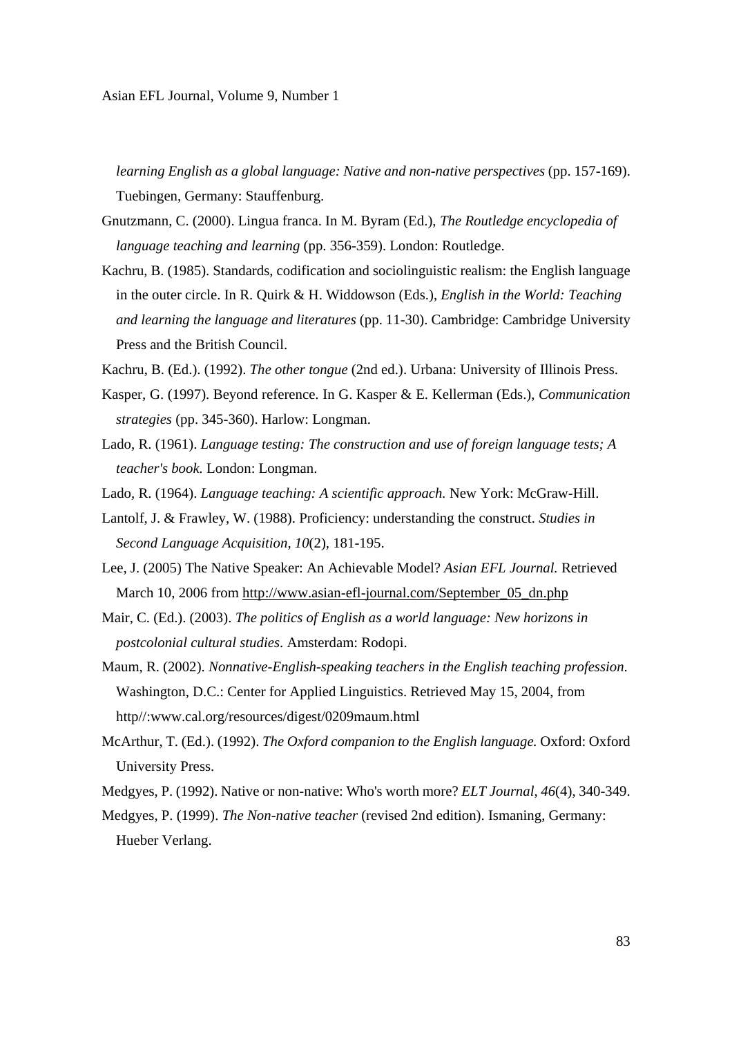*learning English as a global language: Native and non-native perspectives* (pp. 157-169). Tuebingen, Germany: Stauffenburg.

Gnutzmann, C. (2000). Lingua franca. In M. Byram (Ed.), *The Routledge encyclopedia of language teaching and learning* (pp. 356-359). London: Routledge.

Kachru, B. (1985). Standards, codification and sociolinguistic realism: the English language in the outer circle. In R. Quirk & H. Widdowson (Eds.), *English in the World: Teaching and learning the language and literatures* (pp. 11-30). Cambridge: Cambridge University Press and the British Council.

Kachru, B. (Ed.). (1992). *The other tongue* (2nd ed.). Urbana: University of Illinois Press.

Kasper, G. (1997). Beyond reference. In G. Kasper & E. Kellerman (Eds.), *Communication strategies* (pp. 345-360). Harlow: Longman.

Lado, R. (1961). *Language testing: The construction and use of foreign language tests; A teacher's book.* London: Longman.

Lado, R. (1964). *Language teaching: A scientific approach.* New York: McGraw-Hill.

Lantolf, J. & Frawley, W. (1988). Proficiency: understanding the construct. *Studies in Second Language Acquisition, 10*(2), 181-195.

Lee, J. (2005) The Native Speaker: An Achievable Model? *Asian EFL Journal.* Retrieved March 10, 2006 from http://www.asian-efl-journal.com/September_05_dn.php

Mair, C. (Ed.). (2003). *The politics of English as a world language: New horizons in postcolonial cultural studies.* Amsterdam: Rodopi.

Maum, R. (2002). *Nonnative-English-speaking teachers in the English teaching profession.* Washington, D.C.: Center for Applied Linguistics. Retrieved May 15, 2004, from http//:www.cal.org/resources/digest/0209maum.html

McArthur, T. (Ed.). (1992). *The Oxford companion to the English language.* Oxford: Oxford University Press.

Medgyes, P. (1992). Native or non-native: Who's worth more? *ELT Journal*, *46*(4), 340-349.

Medgyes, P. (1999). *The Non-native teacher* (revised 2nd edition). Ismaning, Germany: Hueber Verlang.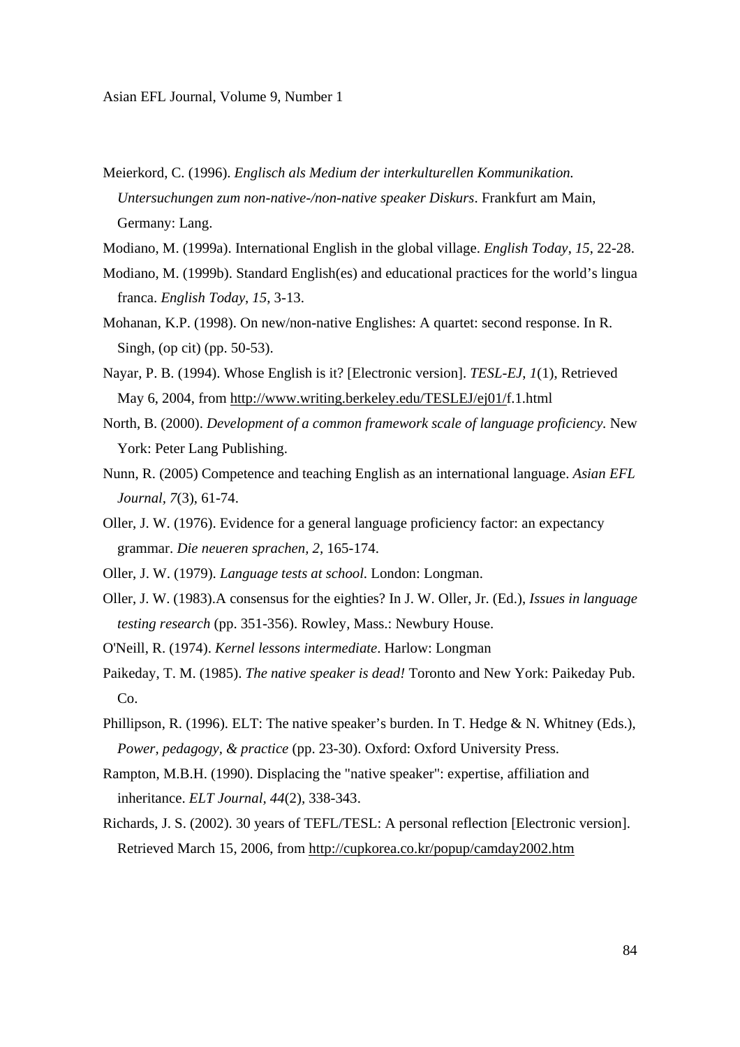Meierkord, C. (1996). *Englisch als Medium der interkulturellen Kommunikation. Untersuchungen zum non-native-/non-native speaker Diskurs*. Frankfurt am Main, Germany: Lang.

Modiano, M. (1999a). International English in the global village. *English Today*, *15*, 22-28.

Modiano, M. (1999b). Standard English(es) and educational practices for the world's lingua franca. *English Today*, *15*, 3-13.

Mohanan, K.P. (1998). On new/non-native Englishes: A quartet: second response. In R. Singh, (op cit) (pp. 50-53).

Nayar, P. B. (1994). Whose English is it? [Electronic version]. *TESL-EJ*, *1*(1), Retrieved May 6, 2004, from http://www.writing.berkeley.edu/TESLEJ/ej01/f.1.html

North, B. (2000). *Development of a common framework scale of language proficiency.* New York: Peter Lang Publishing.

Nunn, R. (2005) Competence and teaching English as an international language. *Asian EFL Journal, 7*(3), 61-74.

Oller, J. W. (1976). Evidence for a general language proficiency factor: an expectancy grammar. *Die neueren sprachen, 2*, 165-174.

Oller, J. W. (1979). *Language tests at school.* London: Longman.

Oller, J. W. (1983).A consensus for the eighties? In J. W. Oller, Jr. (Ed.), *Issues in language testing research* (pp. 351-356). Rowley, Mass.: Newbury House.

O'Neill, R. (1974). *Kernel lessons intermediate*. Harlow: Longman

Paikeday, T. M. (1985). *The native speaker is dead!* Toronto and New York: Paikeday Pub. Co.

Phillipson, R. (1996). ELT: The native speaker's burden. In T. Hedge & N. Whitney (Eds.), *Power, pedagogy, & practice* (pp. 23-30). Oxford: Oxford University Press.

Rampton, M.B.H. (1990). Displacing the "native speaker": expertise, affiliation and inheritance. *ELT Journal, 44*(2), 338-343.

Richards, J. S. (2002). 30 years of TEFL/TESL: A personal reflection [Electronic version]. Retrieved March 15, 2006, from http://cupkorea.co.kr/popup/camday2002.htm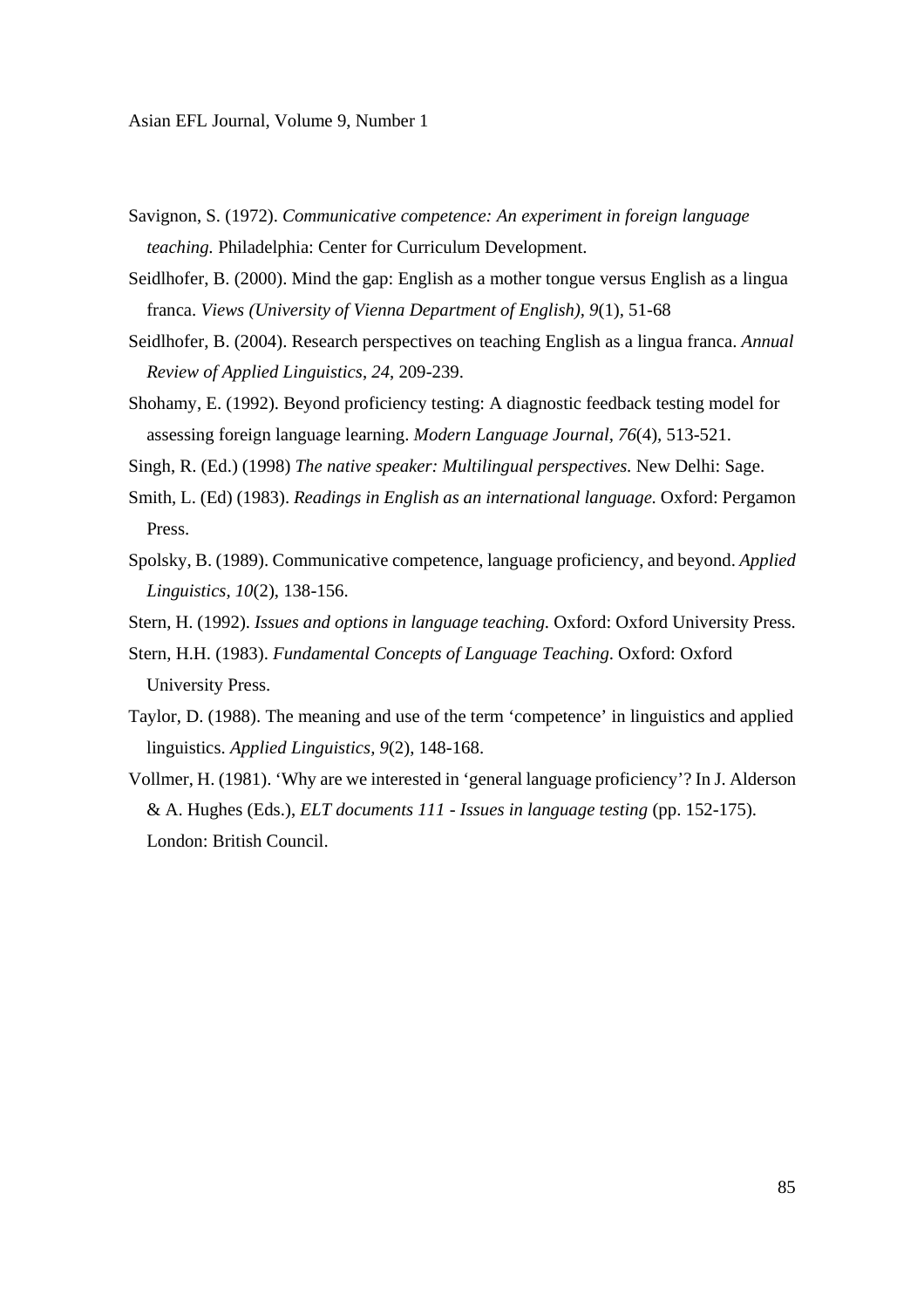Savignon, S. (1972). *Communicative competence: An experiment in foreign language teaching.* Philadelphia: Center for Curriculum Development.

Seidlhofer, B. (2000). Mind the gap: English as a mother tongue versus English as a lingua franca. *Views (University of Vienna Department of English), 9*(1), 51-68

Seidlhofer, B. (2004). Research perspectives on teaching English as a lingua franca. *Annual Review of Applied Linguistics*, *24*, 209-239.

Shohamy, E. (1992). Beyond proficiency testing: A diagnostic feedback testing model for assessing foreign language learning. *Modern Language Journal*, *76*(4), 513-521.

Singh, R. (Ed.) (1998) *The native speaker: Multilingual perspectives.* New Delhi: Sage.

Smith, L. (Ed) (1983). *Readings in English as an international language.* Oxford: Pergamon Press.

Spolsky, B. (1989). Communicative competence, language proficiency, and beyond. *Applied Linguistics*, *10*(2), 138-156.

Stern, H. (1992). *Issues and options in language teaching.* Oxford: Oxford University Press.

Stern, H.H. (1983). *Fundamental Concepts of Language Teaching*. Oxford: Oxford University Press.

Taylor, D. (1988). The meaning and use of the term 'competence' in linguistics and applied linguistics. *Applied Linguistics, 9*(2), 148-168.

Vollmer, H. (1981). 'Why are we interested in 'general language proficiency'? In J. Alderson & A. Hughes (Eds.), *ELT documents 111 - Issues in language testing* (pp. 152-175). London: British Council.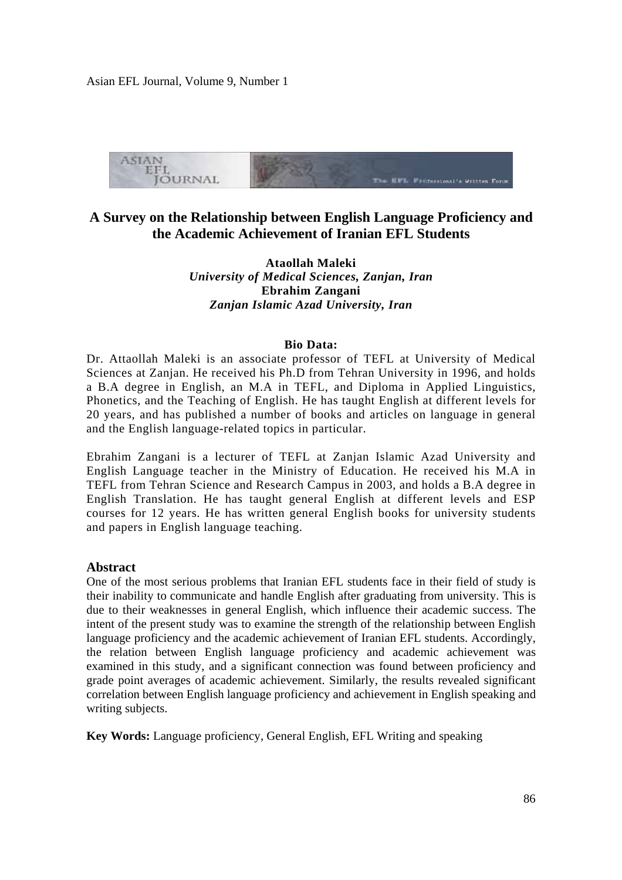# A Survey on the Relationship between English Language Proficiency and the Academic Achievement of Iranian EFL Students

**Ataollah Maleki**
*University of Medical Sciences, Zanjan, Iran*
**Ebrahim Zangani**
*Zanjan Islamic Azad University, Iran*

**Bio Data:**

Dr. Attaollah Maleki is an associate professor of TEFL at University of Medical Sciences at Zanjan. He received his Ph.D from Tehran University in 1996, and holds a B.A degree in English, an M.A in TEFL, and Diploma in Applied Linguistics, Phonetics, and the Teaching of English. He has taught English at different levels for 20 years, and has published a number of books and articles on language in general and the English language-related topics in particular.

Ebrahim Zangani is a lecturer of TEFL at Zanjan Islamic Azad University and English Language teacher in the Ministry of Education. He received his M.A in TEFL from Tehran Science and Research Campus in 2003, and holds a B.A degree in English Translation. He has taught general English at different levels and ESP courses for 12 years. He has written general English books for university students and papers in English language teaching.

## Abstract

One of the most serious problems that Iranian EFL students face in their field of study is their inability to communicate and handle English after graduating from university. This is due to their weaknesses in general English, which influence their academic success. The intent of the present study was to examine the strength of the relationship between English language proficiency and the academic achievement of Iranian EFL students. Accordingly, the relation between English language proficiency and academic achievement was examined in this study, and a significant connection was found between proficiency and grade point averages of academic achievement. Similarly, the results revealed significant correlation between English language proficiency and achievement in English speaking and writing subjects.

**Key Words:** Language proficiency, General English, EFL Writing and speaking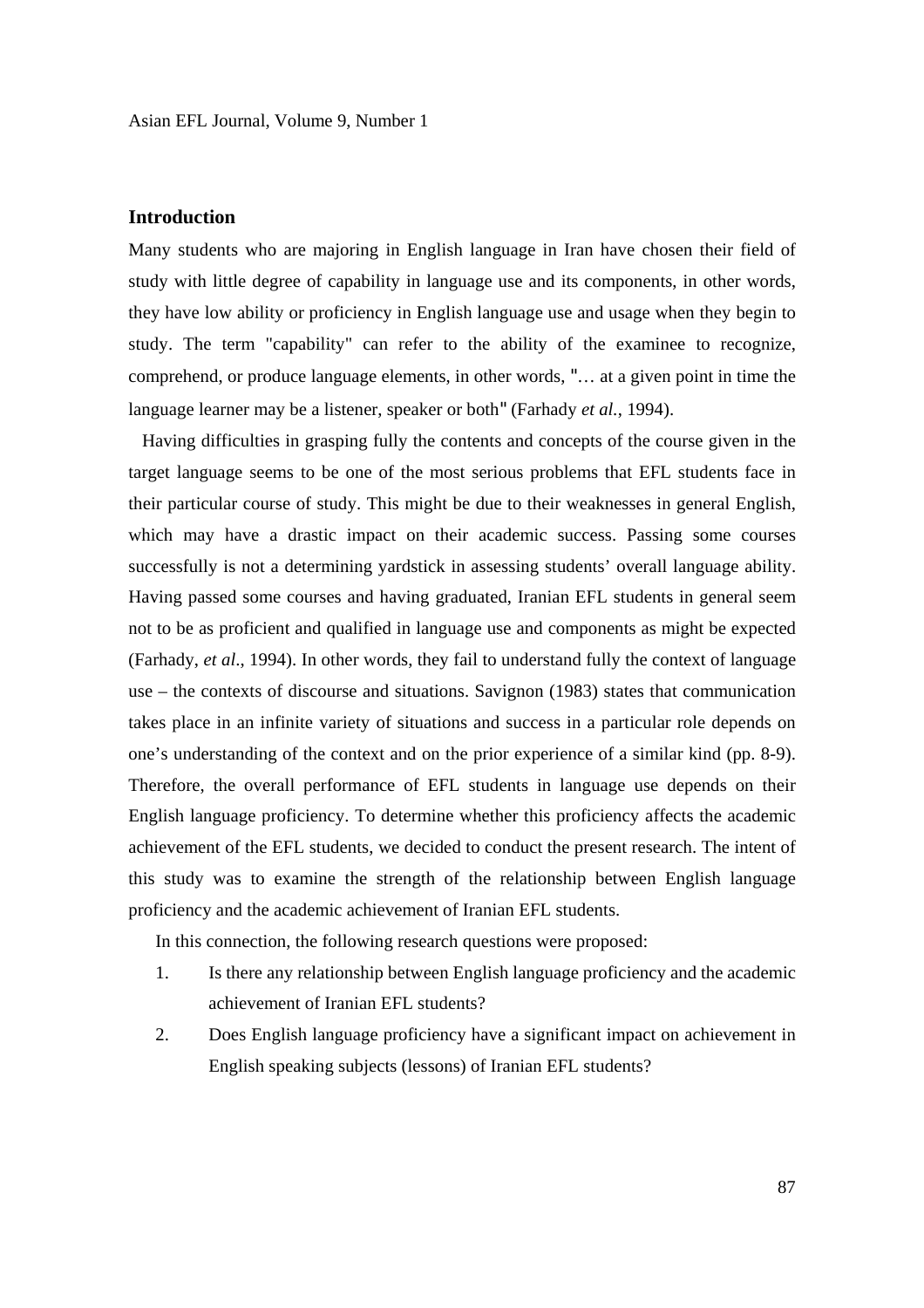## Introduction

Many students who are majoring in English language in Iran have chosen their field of study with little degree of capability in language use and its components, in other words, they have low ability or proficiency in English language use and usage when they begin to study. The term "capability" can refer to the ability of the examinee to recognize, comprehend, or produce language elements, in other words, "… at a given point in time the language learner may be a listener, speaker or both" (Farhady *et al.*, 1994).

Having difficulties in grasping fully the contents and concepts of the course given in the target language seems to be one of the most serious problems that EFL students face in their particular course of study. This might be due to their weaknesses in general English, which may have a drastic impact on their academic success. Passing some courses successfully is not a determining yardstick in assessing students' overall language ability. Having passed some courses and having graduated, Iranian EFL students in general seem not to be as proficient and qualified in language use and components as might be expected (Farhady, *et al*., 1994). In other words, they fail to understand fully the context of language use – the contexts of discourse and situations. Savignon (1983) states that communication takes place in an infinite variety of situations and success in a particular role depends on one's understanding of the context and on the prior experience of a similar kind (pp. 8-9). Therefore, the overall performance of EFL students in language use depends on their English language proficiency. To determine whether this proficiency affects the academic achievement of the EFL students, we decided to conduct the present research. The intent of this study was to examine the strength of the relationship between English language proficiency and the academic achievement of Iranian EFL students.

In this connection, the following research questions were proposed:

1. Is there any relationship between English language proficiency and the academic achievement of Iranian EFL students?
2. Does English language proficiency have a significant impact on achievement in English speaking subjects (lessons) of Iranian EFL students?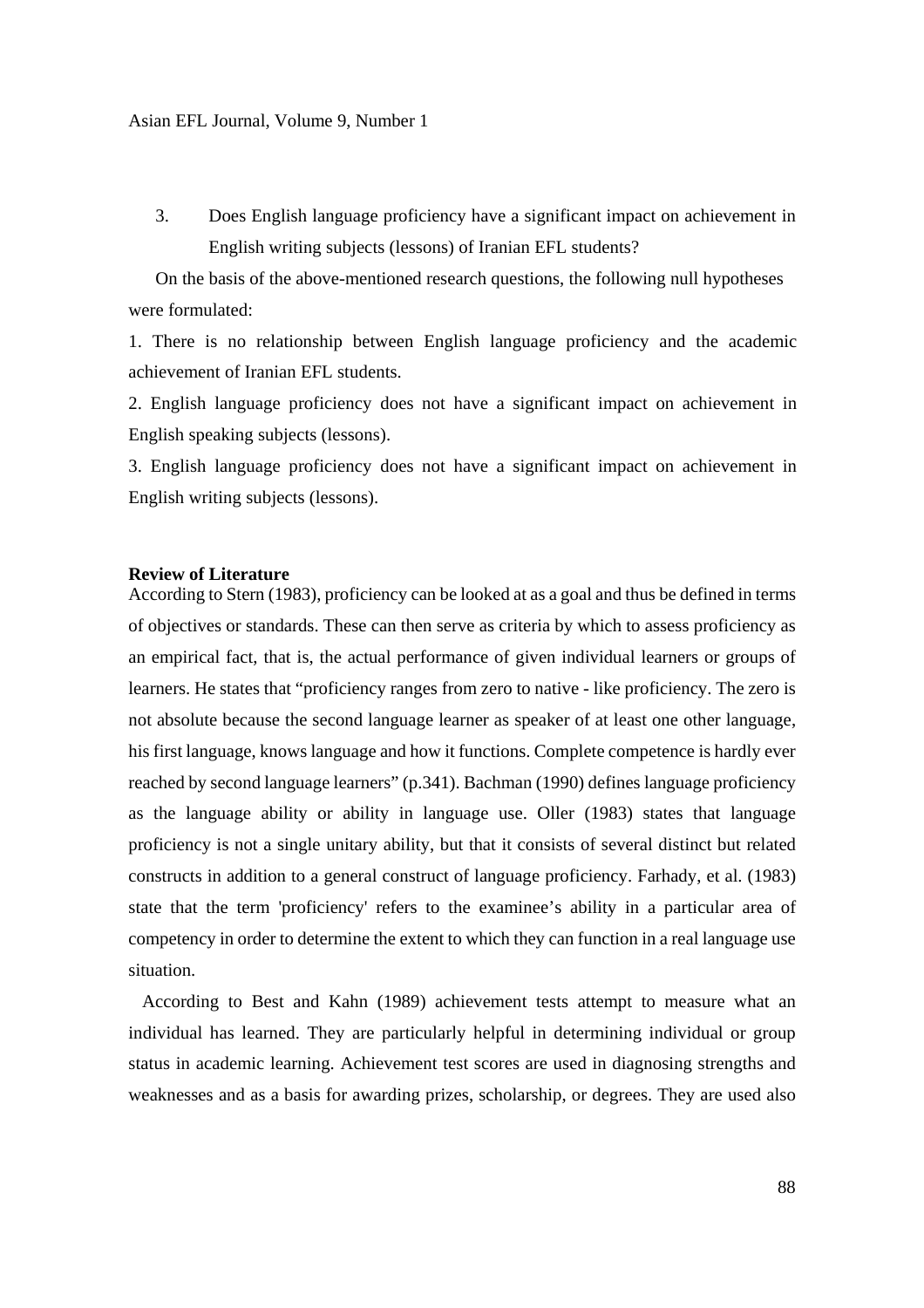3. Does English language proficiency have a significant impact on achievement in English writing subjects (lessons) of Iranian EFL students?

On the basis of the above-mentioned research questions, the following null hypotheses were formulated:

1. There is no relationship between English language proficiency and the academic achievement of Iranian EFL students.
2. English language proficiency does not have a significant impact on achievement in English speaking subjects (lessons).
3. English language proficiency does not have a significant impact on achievement in English writing subjects (lessons).

**Review of Literature**

According to Stern (1983), proficiency can be looked at as a goal and thus be defined in terms of objectives or standards. These can then serve as criteria by which to assess proficiency as an empirical fact, that is, the actual performance of given individual learners or groups of learners. He states that "proficiency ranges from zero to native - like proficiency. The zero is not absolute because the second language learner as speaker of at least one other language, his first language, knows language and how it functions. Complete competence is hardly ever reached by second language learners" (p.341). Bachman (1990) defines language proficiency as the language ability or ability in language use. Oller (1983) states that language proficiency is not a single unitary ability, but that it consists of several distinct but related constructs in addition to a general construct of language proficiency. Farhady, et al. (1983) state that the term 'proficiency' refers to the examinee's ability in a particular area of competency in order to determine the extent to which they can function in a real language use situation.

According to Best and Kahn (1989) achievement tests attempt to measure what an individual has learned. They are particularly helpful in determining individual or group status in academic learning. Achievement test scores are used in diagnosing strengths and weaknesses and as a basis for awarding prizes, scholarship, or degrees. They are used also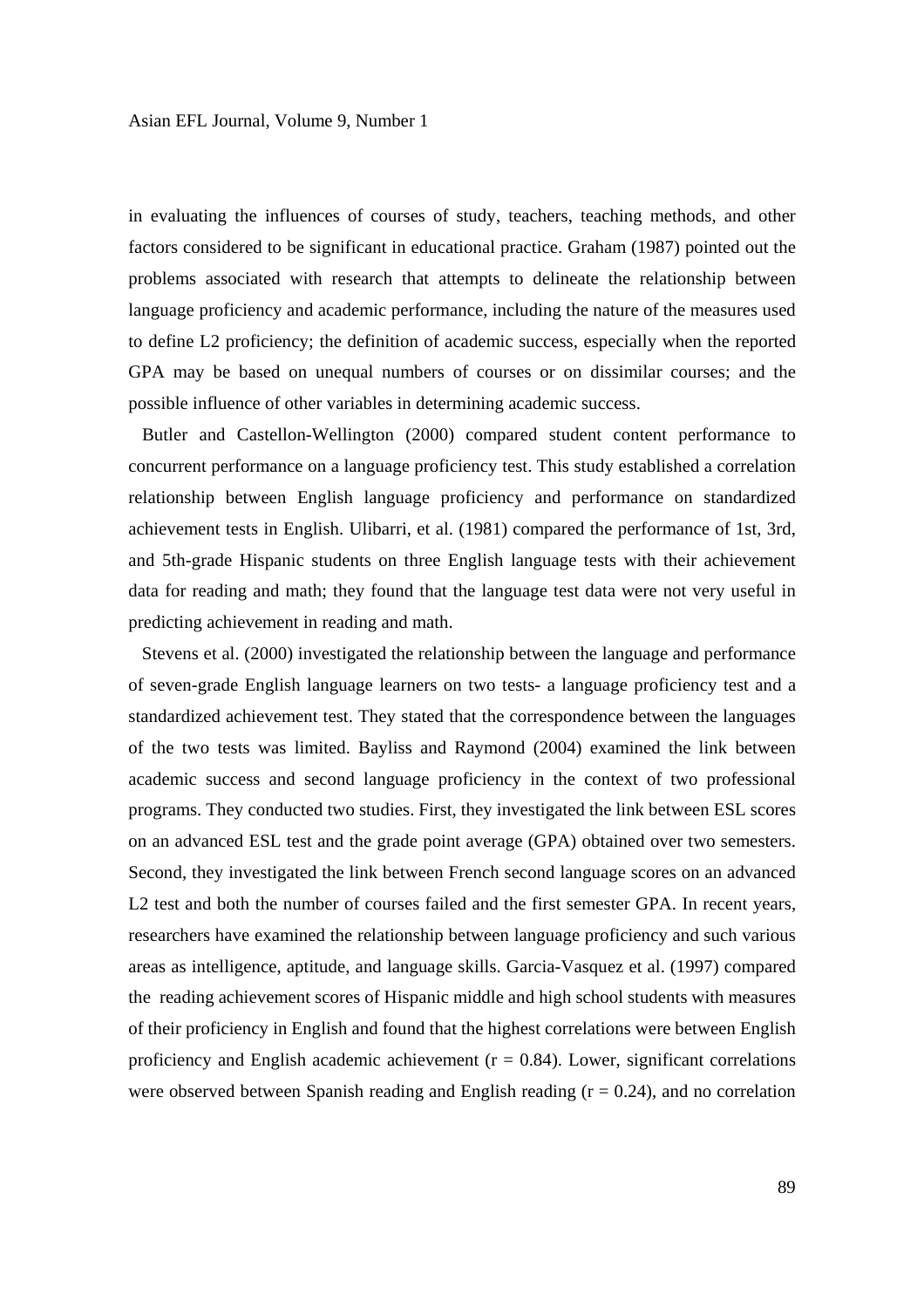in evaluating the influences of courses of study, teachers, teaching methods, and other factors considered to be significant in educational practice. Graham (1987) pointed out the problems associated with research that attempts to delineate the relationship between language proficiency and academic performance, including the nature of the measures used to define L2 proficiency; the definition of academic success, especially when the reported GPA may be based on unequal numbers of courses or on dissimilar courses; and the possible influence of other variables in determining academic success.

Butler and Castellon-Wellington (2000) compared student content performance to concurrent performance on a language proficiency test. This study established a correlation relationship between English language proficiency and performance on standardized achievement tests in English. Ulibarri, et al. (1981) compared the performance of 1st, 3rd, and 5th-grade Hispanic students on three English language tests with their achievement data for reading and math; they found that the language test data were not very useful in predicting achievement in reading and math.

Stevens et al. (2000) investigated the relationship between the language and performance of seven-grade English language learners on two tests- a language proficiency test and a standardized achievement test. They stated that the correspondence between the languages of the two tests was limited. Bayliss and Raymond (2004) examined the link between academic success and second language proficiency in the context of two professional programs. They conducted two studies. First, they investigated the link between ESL scores on an advanced ESL test and the grade point average (GPA) obtained over two semesters. Second, they investigated the link between French second language scores on an advanced L2 test and both the number of courses failed and the first semester GPA. In recent years, researchers have examined the relationship between language proficiency and such various areas as intelligence, aptitude, and language skills. Garcia-Vasquez et al. (1997) compared the reading achievement scores of Hispanic middle and high school students with measures of their proficiency in English and found that the highest correlations were between English proficiency and English academic achievement ($r = 0.84$). Lower, significant correlations were observed between Spanish reading and English reading ($r = 0.24$), and no correlation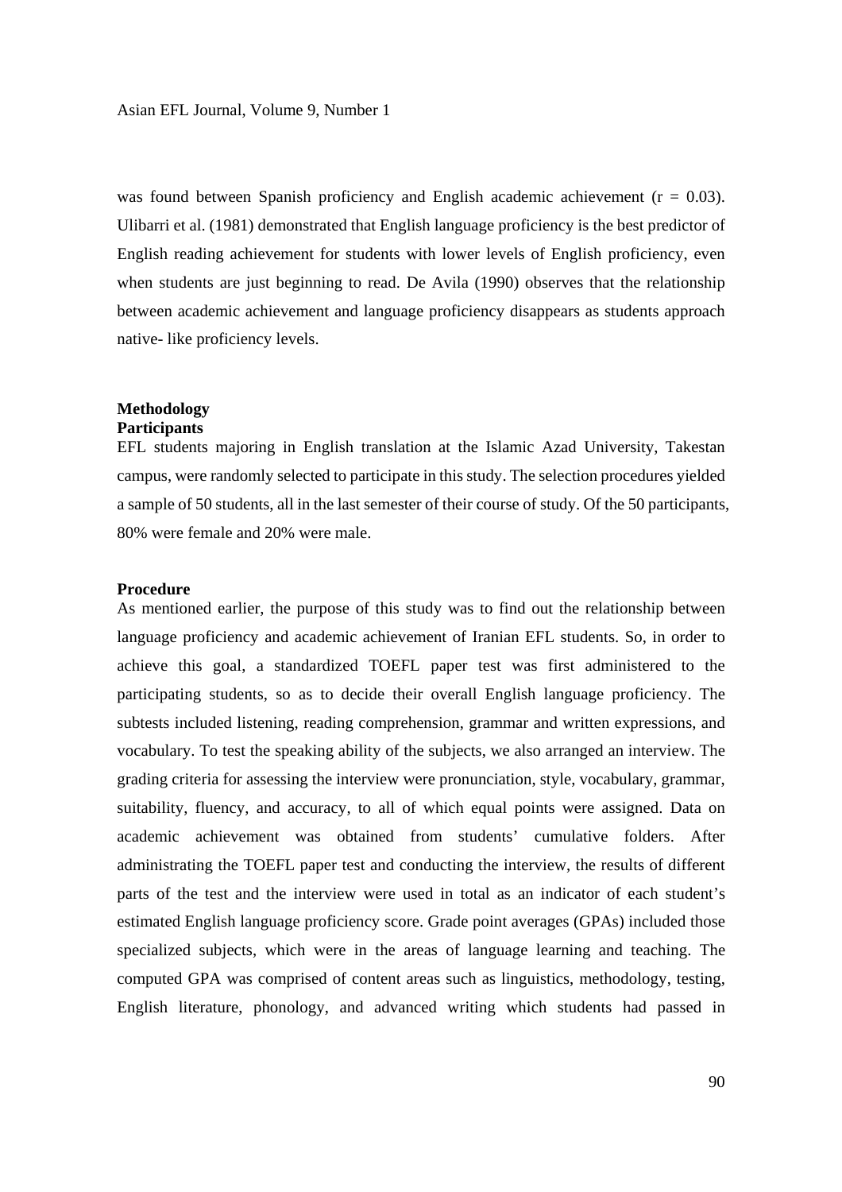was found between Spanish proficiency and English academic achievement ($r = 0.03$). Ulibarri et al. (1981) demonstrated that English language proficiency is the best predictor of English reading achievement for students with lower levels of English proficiency, even when students are just beginning to read. De Avila (1990) observes that the relationship between academic achievement and language proficiency disappears as students approach native- like proficiency levels.

## Methodology

### Participants

EFL students majoring in English translation at the Islamic Azad University, Takestan campus, were randomly selected to participate in this study. The selection procedures yielded a sample of 50 students, all in the last semester of their course of study. Of the 50 participants, 80% were female and 20% were male.

### Procedure

As mentioned earlier, the purpose of this study was to find out the relationship between language proficiency and academic achievement of Iranian EFL students. So, in order to achieve this goal, a standardized TOEFL paper test was first administered to the participating students, so as to decide their overall English language proficiency. The subtests included listening, reading comprehension, grammar and written expressions, and vocabulary. To test the speaking ability of the subjects, we also arranged an interview. The grading criteria for assessing the interview were pronunciation, style, vocabulary, grammar, suitability, fluency, and accuracy, to all of which equal points were assigned. Data on academic achievement was obtained from students' cumulative folders. After administrating the TOEFL paper test and conducting the interview, the results of different parts of the test and the interview were used in total as an indicator of each student's estimated English language proficiency score. Grade point averages (GPAs) included those specialized subjects, which were in the areas of language learning and teaching. The computed GPA was comprised of content areas such as linguistics, methodology, testing, English literature, phonology, and advanced writing which students had passed in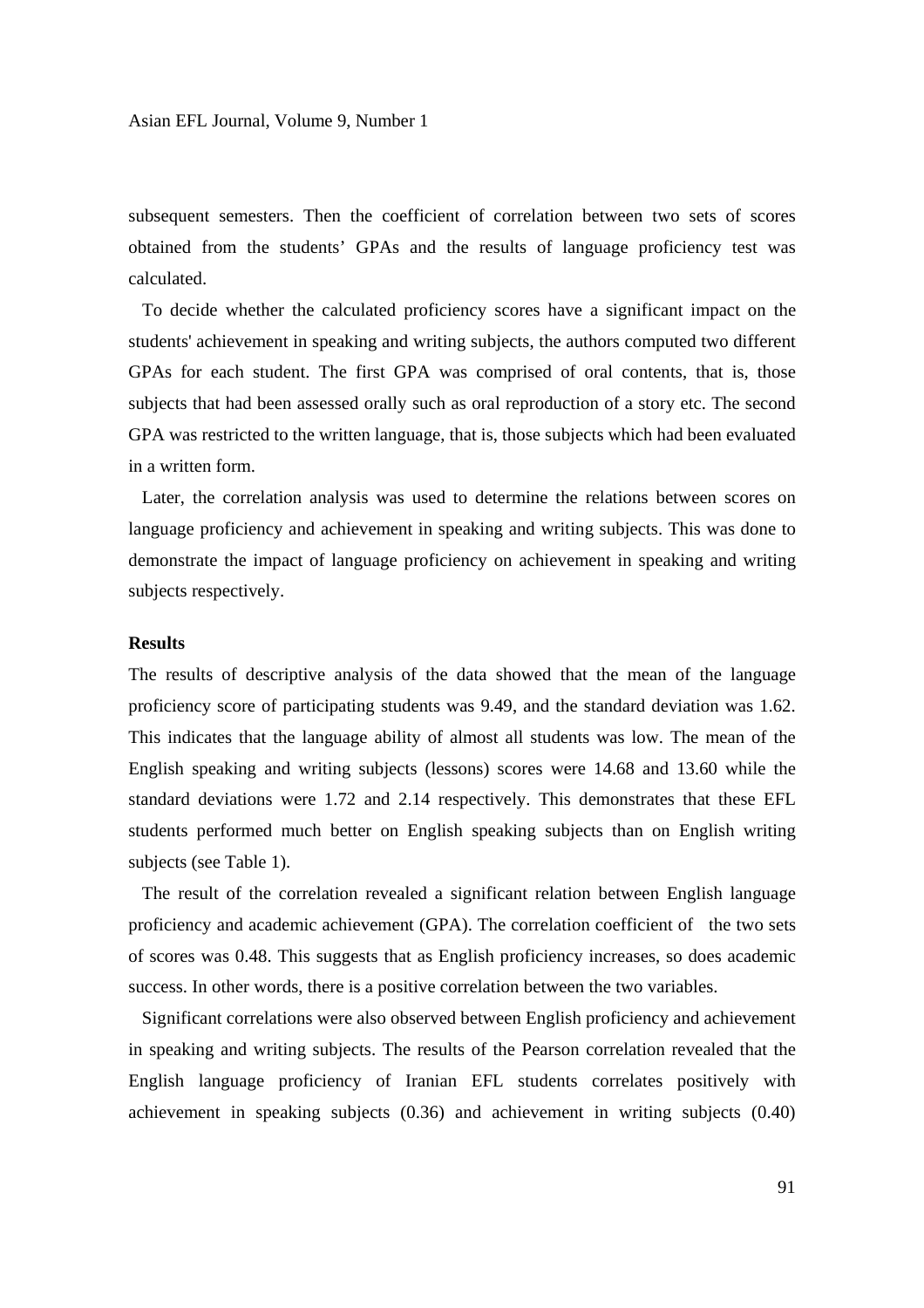subsequent semesters. Then the coefficient of correlation between two sets of scores obtained from the students' GPAs and the results of language proficiency test was calculated.

To decide whether the calculated proficiency scores have a significant impact on the students' achievement in speaking and writing subjects, the authors computed two different GPAs for each student. The first GPA was comprised of oral contents, that is, those subjects that had been assessed orally such as oral reproduction of a story etc. The second GPA was restricted to the written language, that is, those subjects which had been evaluated in a written form.

Later, the correlation analysis was used to determine the relations between scores on language proficiency and achievement in speaking and writing subjects. This was done to demonstrate the impact of language proficiency on achievement in speaking and writing subjects respectively.

**Results**

The results of descriptive analysis of the data showed that the mean of the language proficiency score of participating students was 9.49, and the standard deviation was 1.62. This indicates that the language ability of almost all students was low. The mean of the English speaking and writing subjects (lessons) scores were 14.68 and 13.60 while the standard deviations were 1.72 and 2.14 respectively. This demonstrates that these EFL students performed much better on English speaking subjects than on English writing subjects (see Table 1).

The result of the correlation revealed a significant relation between English language proficiency and academic achievement (GPA). The correlation coefficient of the two sets of scores was 0.48. This suggests that as English proficiency increases, so does academic success. In other words, there is a positive correlation between the two variables.

Significant correlations were also observed between English proficiency and achievement in speaking and writing subjects. The results of the Pearson correlation revealed that the English language proficiency of Iranian EFL students correlates positively with achievement in speaking subjects (0.36) and achievement in writing subjects (0.40)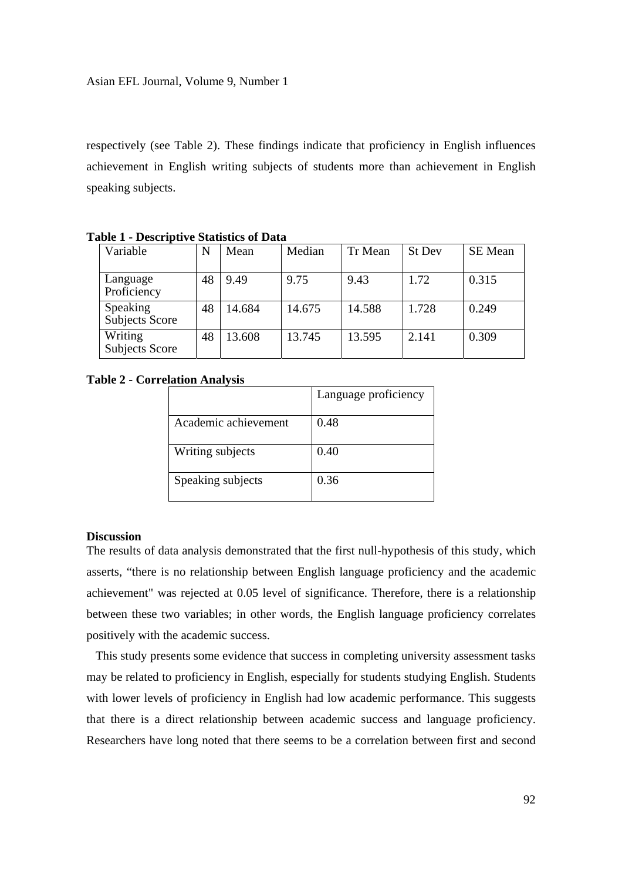respectively (see Table 2). These findings indicate that proficiency in English influences achievement in English writing subjects of students more than achievement in English speaking subjects.

**Table 1 - Descriptive Statistics of Data**

| Variable | N | Mean | Median | Tr Mean | St Dev | SE Mean |
|---|---|---|---|---|---|---|
| Language Proficiency | 48 | 9.49 | 9.75 | 9.43 | 1.72 | 0.315 |
| Speaking Subjects Score | 48 | 14.684 | 14.675 | 14.588 | 1.728 | 0.249 |
| Writing Subjects Score | 48 | 13.608 | 13.745 | 13.595 | 2.141 | 0.309 |

**Table 2 - Correlation Analysis**

| | Language proficiency |
|---|---|
| Academic achievement | 0.48 |
| Writing subjects | 0.40 |
| Speaking subjects | 0.36 |

**Discussion**

The results of data analysis demonstrated that the first null-hypothesis of this study, which asserts, "there is no relationship between English language proficiency and the academic achievement" was rejected at 0.05 level of significance. Therefore, there is a relationship between these two variables; in other words, the English language proficiency correlates positively with the academic success.

This study presents some evidence that success in completing university assessment tasks may be related to proficiency in English, especially for students studying English. Students with lower levels of proficiency in English had low academic performance. This suggests that there is a direct relationship between academic success and language proficiency. Researchers have long noted that there seems to be a correlation between first and second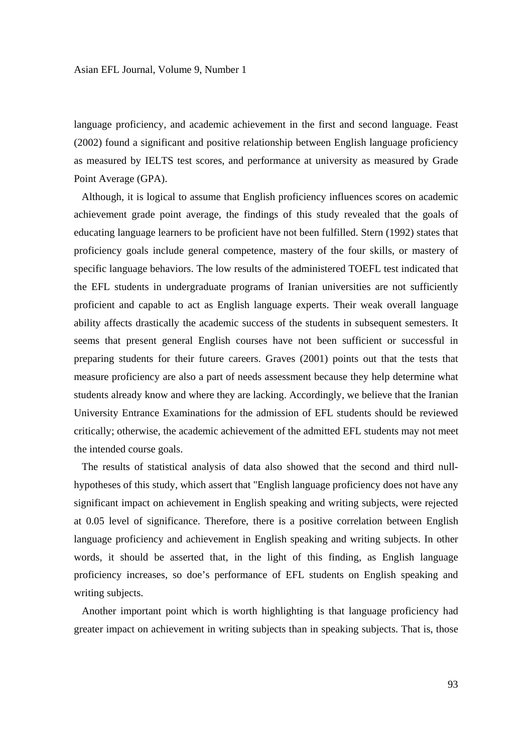language proficiency, and academic achievement in the first and second language. Feast (2002) found a significant and positive relationship between English language proficiency as measured by IELTS test scores, and performance at university as measured by Grade Point Average (GPA).

Although, it is logical to assume that English proficiency influences scores on academic achievement grade point average, the findings of this study revealed that the goals of educating language learners to be proficient have not been fulfilled. Stern (1992) states that proficiency goals include general competence, mastery of the four skills, or mastery of specific language behaviors. The low results of the administered TOEFL test indicated that the EFL students in undergraduate programs of Iranian universities are not sufficiently proficient and capable to act as English language experts. Their weak overall language ability affects drastically the academic success of the students in subsequent semesters. It seems that present general English courses have not been sufficient or successful in preparing students for their future careers. Graves (2001) points out that the tests that measure proficiency are also a part of needs assessment because they help determine what students already know and where they are lacking. Accordingly, we believe that the Iranian University Entrance Examinations for the admission of EFL students should be reviewed critically; otherwise, the academic achievement of the admitted EFL students may not meet the intended course goals.

The results of statistical analysis of data also showed that the second and third null-hypotheses of this study, which assert that "English language proficiency does not have any significant impact on achievement in English speaking and writing subjects, were rejected at 0.05 level of significance. Therefore, there is a positive correlation between English language proficiency and achievement in English speaking and writing subjects. In other words, it should be asserted that, in the light of this finding, as English language proficiency increases, so doe's performance of EFL students on English speaking and writing subjects.

Another important point which is worth highlighting is that language proficiency had greater impact on achievement in writing subjects than in speaking subjects. That is, those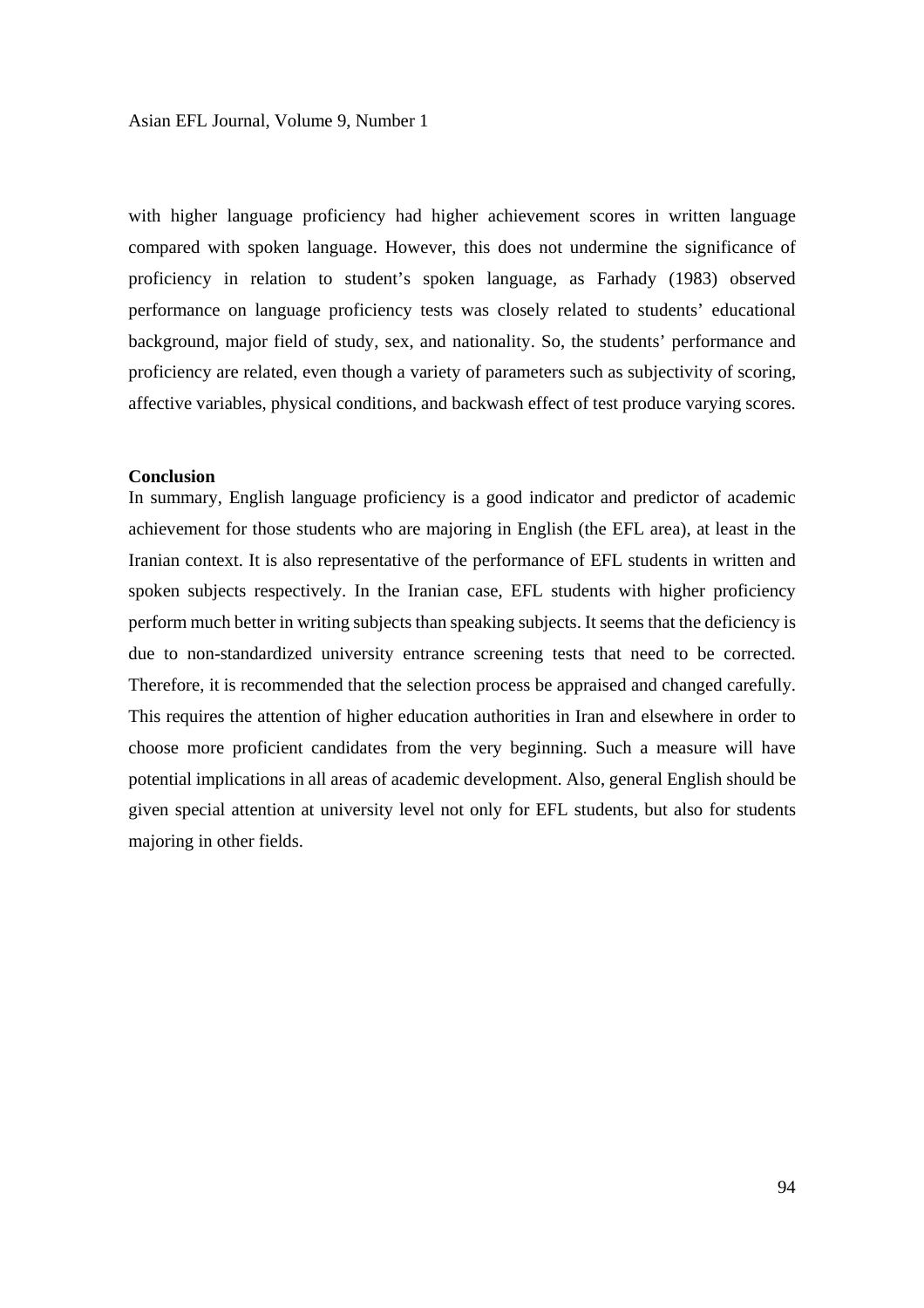with higher language proficiency had higher achievement scores in written language compared with spoken language. However, this does not undermine the significance of proficiency in relation to student's spoken language, as Farhady (1983) observed performance on language proficiency tests was closely related to students' educational background, major field of study, sex, and nationality. So, the students' performance and proficiency are related, even though a variety of parameters such as subjectivity of scoring, affective variables, physical conditions, and backwash effect of test produce varying scores.

## Conclusion

In summary, English language proficiency is a good indicator and predictor of academic achievement for those students who are majoring in English (the EFL area), at least in the Iranian context. It is also representative of the performance of EFL students in written and spoken subjects respectively. In the Iranian case, EFL students with higher proficiency perform much better in writing subjects than speaking subjects. It seems that the deficiency is due to non-standardized university entrance screening tests that need to be corrected. Therefore, it is recommended that the selection process be appraised and changed carefully. This requires the attention of higher education authorities in Iran and elsewhere in order to choose more proficient candidates from the very beginning. Such a measure will have potential implications in all areas of academic development. Also, general English should be given special attention at university level not only for EFL students, but also for students majoring in other fields.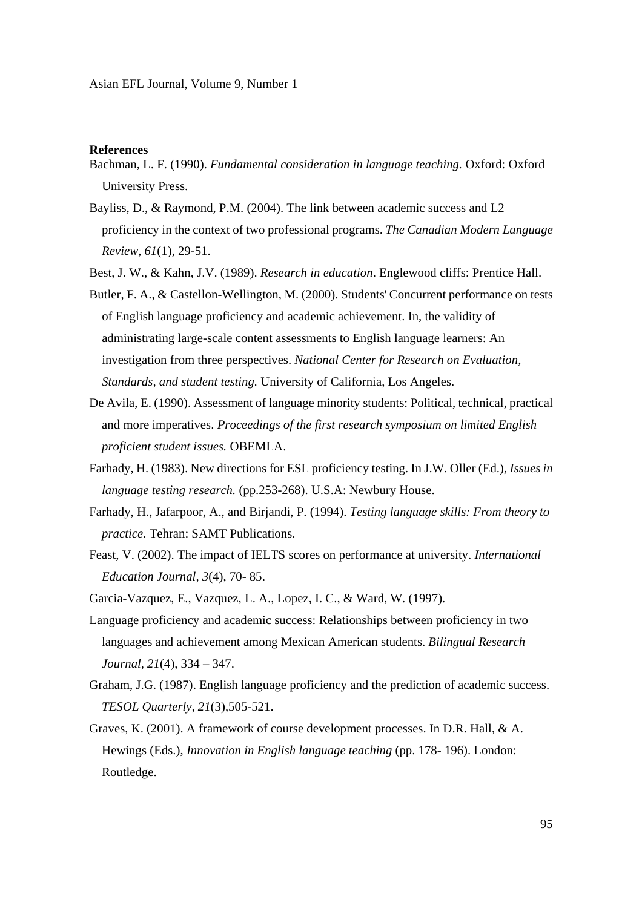**References**

Bachman, L. F. (1990). *Fundamental consideration in language teaching.* Oxford: Oxford University Press.

Bayliss, D., & Raymond, P.M. (2004). The link between academic success and L2 proficiency in the context of two professional programs. *The Canadian Modern Language Review, 61*(1), 29-51.

Best, J. W., & Kahn, J.V. (1989). *Research in education*. Englewood cliffs: Prentice Hall.

Butler, F. A., & Castellon-Wellington, M. (2000). Students' Concurrent performance on tests of English language proficiency and academic achievement. In, the validity of administrating large-scale content assessments to English language learners: An investigation from three perspectives. *National Center for Research on Evaluation, Standards, and student testing.* University of California, Los Angeles.

De Avila, E. (1990). Assessment of language minority students: Political, technical, practical and more imperatives. *Proceedings of the first research symposium on limited English proficient student issues.* OBEMLA.

Farhady, H. (1983). New directions for ESL proficiency testing. In J.W. Oller (Ed.), *Issues in language testing research.* (pp.253-268). U.S.A: Newbury House.

Farhady, H., Jafarpoor, A., and Birjandi, P. (1994). *Testing language skills: From theory to practice.* Tehran: SAMT Publications.

Feast, V. (2002). The impact of IELTS scores on performance at university. *International Education Journal, 3*(4), 70- 85.

Garcia-Vazquez, E., Vazquez, L. A., Lopez, I. C., & Ward, W. (1997).

Language proficiency and academic success: Relationships between proficiency in two languages and achievement among Mexican American students. *Bilingual Research Journal, 21*(4), 334 – 347.

Graham, J.G. (1987). English language proficiency and the prediction of academic success. *TESOL Quarterly, 21*(3),505-521.

Graves, K. (2001). A framework of course development processes. In D.R. Hall, & A. Hewings (Eds.), *Innovation in English language teaching* (pp. 178- 196). London: Routledge.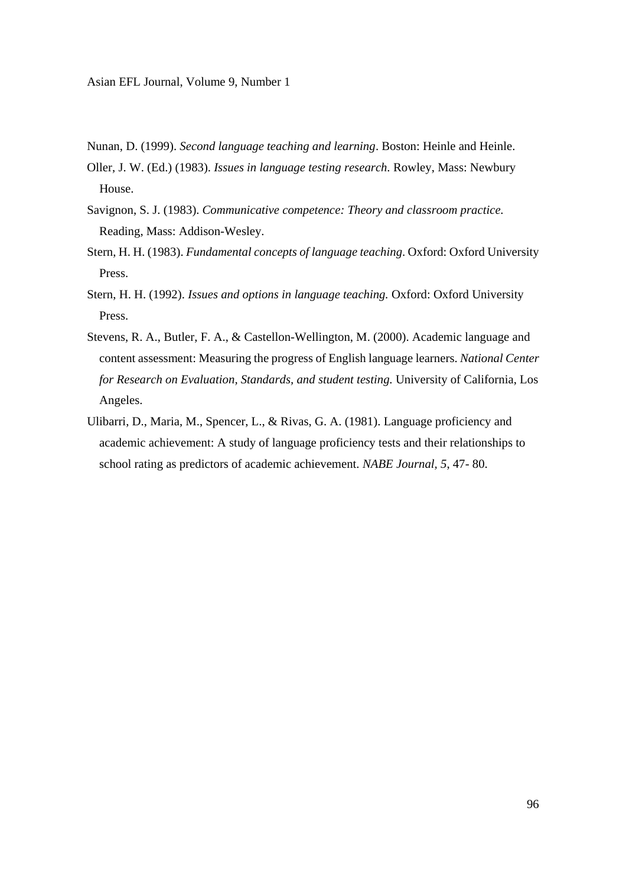Nunan, D. (1999). *Second language teaching and learning*. Boston: Heinle and Heinle.

Oller, J. W. (Ed.) (1983). *Issues in language testing research.* Rowley, Mass: Newbury House.

Savignon, S. J. (1983). *Communicative competence: Theory and classroom practice.* Reading, Mass: Addison-Wesley.

Stern, H. H. (1983). *Fundamental concepts of language teaching*. Oxford: Oxford University Press.

Stern, H. H. (1992). *Issues and options in language teaching.* Oxford: Oxford University Press.

Stevens, R. A., Butler, F. A., & Castellon-Wellington, M. (2000). Academic language and content assessment: Measuring the progress of English language learners. *National Center for Research on Evaluation, Standards, and student testing.* University of California, Los Angeles.

Ulibarri, D., Maria, M., Spencer, L., & Rivas, G. A. (1981). Language proficiency and academic achievement: A study of language proficiency tests and their relationships to school rating as predictors of academic achievement. *NABE Journal, 5*, 47- 80.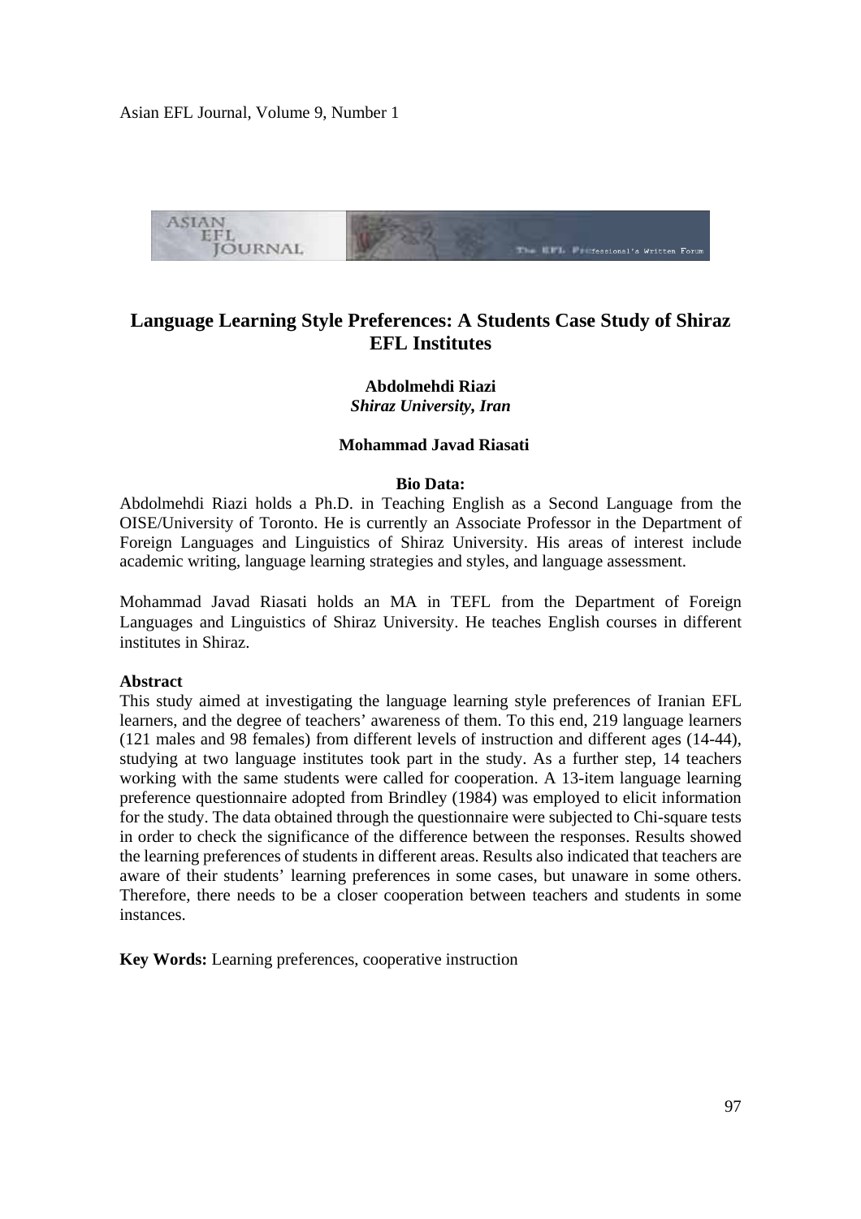# Language Learning Style Preferences: A Students Case Study of Shiraz EFL Institutes

**Abdolmehdi Riazi**
***Shiraz University, Iran***

**Mohammad Javad Riasati**

**Bio Data:**

Abdolmehdi Riazi holds a Ph.D. in Teaching English as a Second Language from the OISE/University of Toronto. He is currently an Associate Professor in the Department of Foreign Languages and Linguistics of Shiraz University. His areas of interest include academic writing, language learning strategies and styles, and language assessment.

Mohammad Javad Riasati holds an MA in TEFL from the Department of Foreign Languages and Linguistics of Shiraz University. He teaches English courses in different institutes in Shiraz.

**Abstract**

This study aimed at investigating the language learning style preferences of Iranian EFL learners, and the degree of teachers' awareness of them. To this end, 219 language learners (121 males and 98 females) from different levels of instruction and different ages (14-44), studying at two language institutes took part in the study. As a further step, 14 teachers working with the same students were called for cooperation. A 13-item language learning preference questionnaire adopted from Brindley (1984) was employed to elicit information for the study. The data obtained through the questionnaire were subjected to Chi-square tests in order to check the significance of the difference between the responses. Results showed the learning preferences of students in different areas. Results also indicated that teachers are aware of their students' learning preferences in some cases, but unaware in some others. Therefore, there needs to be a closer cooperation between teachers and students in some instances.

**Key Words:** Learning preferences, cooperative instruction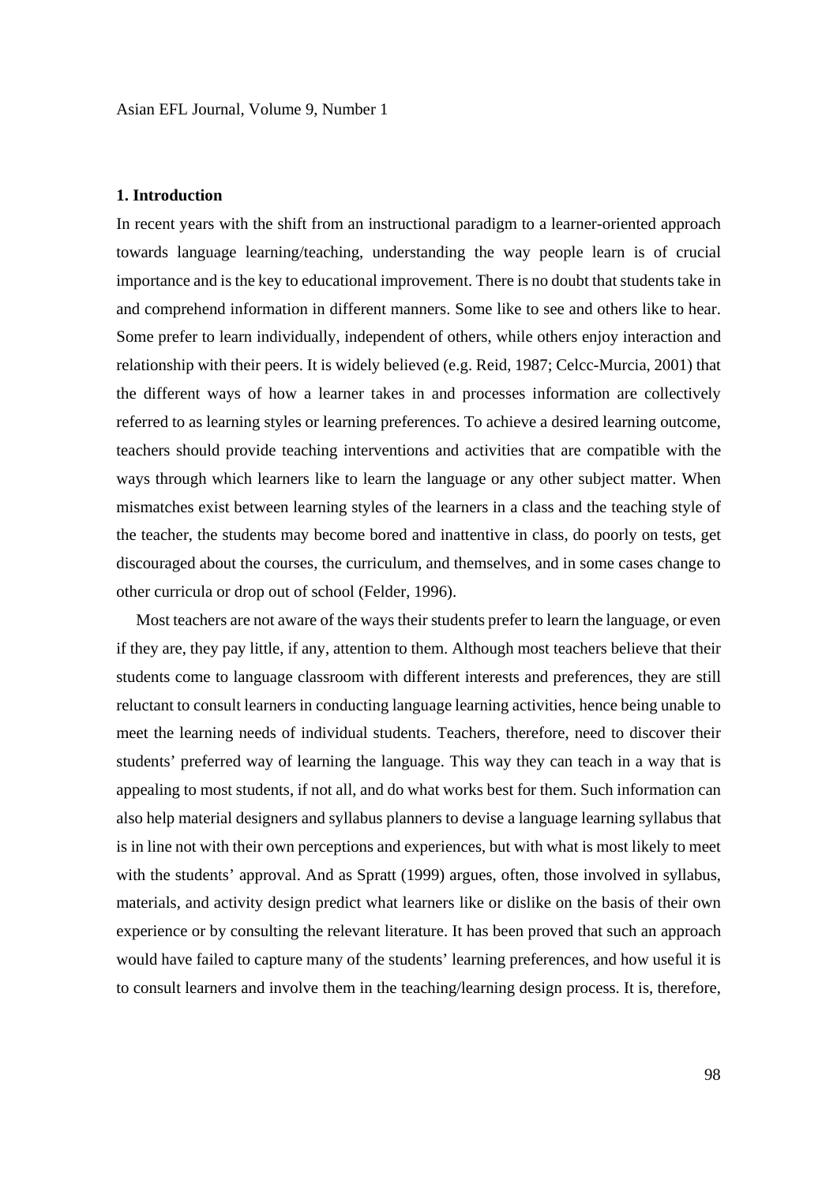## 1. Introduction

In recent years with the shift from an instructional paradigm to a learner-oriented approach towards language learning/teaching, understanding the way people learn is of crucial importance and is the key to educational improvement. There is no doubt that students take in and comprehend information in different manners. Some like to see and others like to hear. Some prefer to learn individually, independent of others, while others enjoy interaction and relationship with their peers. It is widely believed (e.g. Reid, 1987; Celcc-Murcia, 2001) that the different ways of how a learner takes in and processes information are collectively referred to as learning styles or learning preferences. To achieve a desired learning outcome, teachers should provide teaching interventions and activities that are compatible with the ways through which learners like to learn the language or any other subject matter. When mismatches exist between learning styles of the learners in a class and the teaching style of the teacher, the students may become bored and inattentive in class, do poorly on tests, get discouraged about the courses, the curriculum, and themselves, and in some cases change to other curricula or drop out of school (Felder, 1996).

Most teachers are not aware of the ways their students prefer to learn the language, or even if they are, they pay little, if any, attention to them. Although most teachers believe that their students come to language classroom with different interests and preferences, they are still reluctant to consult learners in conducting language learning activities, hence being unable to meet the learning needs of individual students. Teachers, therefore, need to discover their students' preferred way of learning the language. This way they can teach in a way that is appealing to most students, if not all, and do what works best for them. Such information can also help material designers and syllabus planners to devise a language learning syllabus that is in line not with their own perceptions and experiences, but with what is most likely to meet with the students' approval. And as Spratt (1999) argues, often, those involved in syllabus, materials, and activity design predict what learners like or dislike on the basis of their own experience or by consulting the relevant literature. It has been proved that such an approach would have failed to capture many of the students' learning preferences, and how useful it is to consult learners and involve them in the teaching/learning design process. It is, therefore,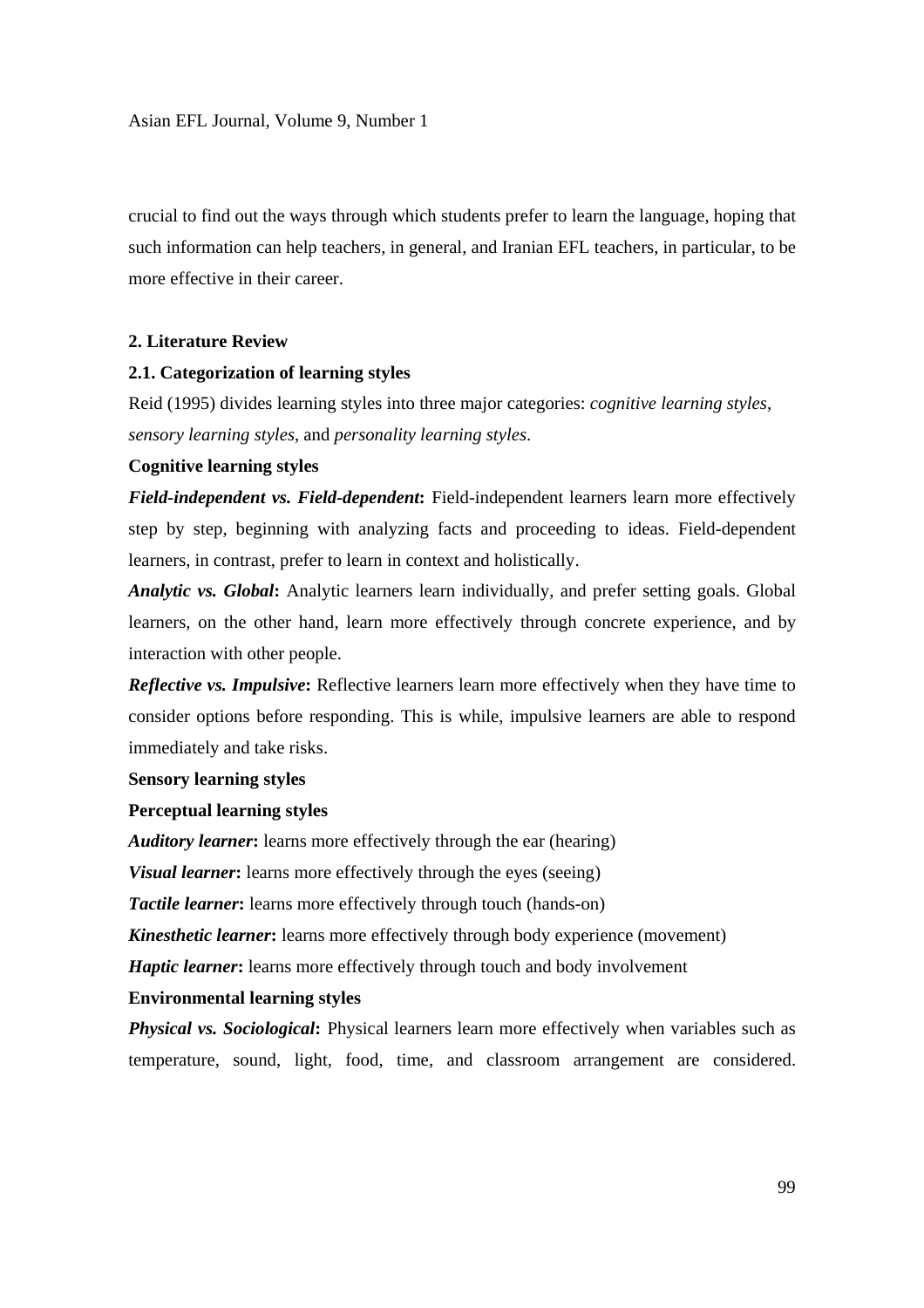crucial to find out the ways through which students prefer to learn the language, hoping that such information can help teachers, in general, and Iranian EFL teachers, in particular, to be more effective in their career.

## 2. Literature Review

### 2.1. Categorization of learning styles

Reid (1995) divides learning styles into three major categories: *cognitive learning styles*, *sensory learning styles*, and *personality learning styles*.

**Cognitive learning styles**

***Field-independent vs. Field-dependent*:** Field-independent learners learn more effectively step by step, beginning with analyzing facts and proceeding to ideas. Field-dependent learners, in contrast, prefer to learn in context and holistically.

***Analytic vs. Global*:** Analytic learners learn individually, and prefer setting goals. Global learners, on the other hand, learn more effectively through concrete experience, and by interaction with other people.

***Reflective vs. Impulsive*:** Reflective learners learn more effectively when they have time to consider options before responding. This is while, impulsive learners are able to respond immediately and take risks.

**Sensory learning styles**

**Perceptual learning styles**

***Auditory learner*:** learns more effectively through the ear (hearing)

***Visual learner*:** learns more effectively through the eyes (seeing)

***Tactile learner*:** learns more effectively through touch (hands-on)

***Kinesthetic learner*:** learns more effectively through body experience (movement)

***Haptic learner*:** learns more effectively through touch and body involvement

**Environmental learning styles**

***Physical vs. Sociological*:** Physical learners learn more effectively when variables such as temperature, sound, light, food, time, and classroom arrangement are considered.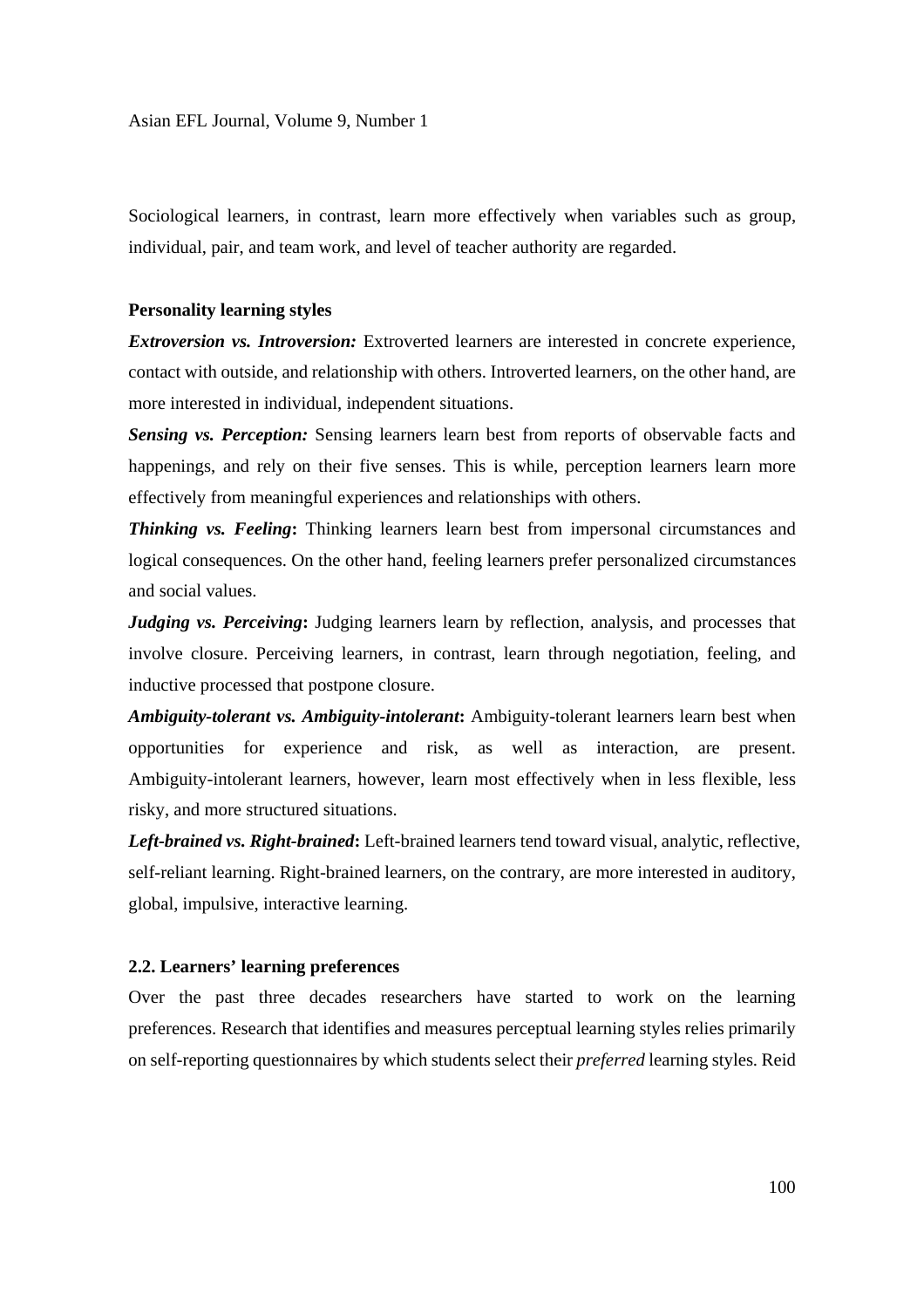Sociological learners, in contrast, learn more effectively when variables such as group, individual, pair, and team work, and level of teacher authority are regarded.

**Personality learning styles**

***Extroversion vs. Introversion:*** Extroverted learners are interested in concrete experience, contact with outside, and relationship with others. Introverted learners, on the other hand, are more interested in individual, independent situations.

***Sensing vs. Perception:*** Sensing learners learn best from reports of observable facts and happenings, and rely on their five senses. This is while, perception learners learn more effectively from meaningful experiences and relationships with others.

***Thinking vs. Feeling*****:** Thinking learners learn best from impersonal circumstances and logical consequences. On the other hand, feeling learners prefer personalized circumstances and social values.

***Judging vs. Perceiving*****:** Judging learners learn by reflection, analysis, and processes that involve closure. Perceiving learners, in contrast, learn through negotiation, feeling, and inductive processed that postpone closure.

***Ambiguity-tolerant vs. Ambiguity-intolerant*****:** Ambiguity-tolerant learners learn best when opportunities for experience and risk, as well as interaction, are present. Ambiguity-intolerant learners, however, learn most effectively when in less flexible, less risky, and more structured situations.

***Left-brained vs. Right-brained*****:** Left-brained learners tend toward visual, analytic, reflective, self-reliant learning. Right-brained learners, on the contrary, are more interested in auditory, global, impulsive, interactive learning.

### 2.2. Learners' learning preferences

Over the past three decades researchers have started to work on the learning preferences. Research that identifies and measures perceptual learning styles relies primarily on self-reporting questionnaires by which students select their *preferred* learning styles. Reid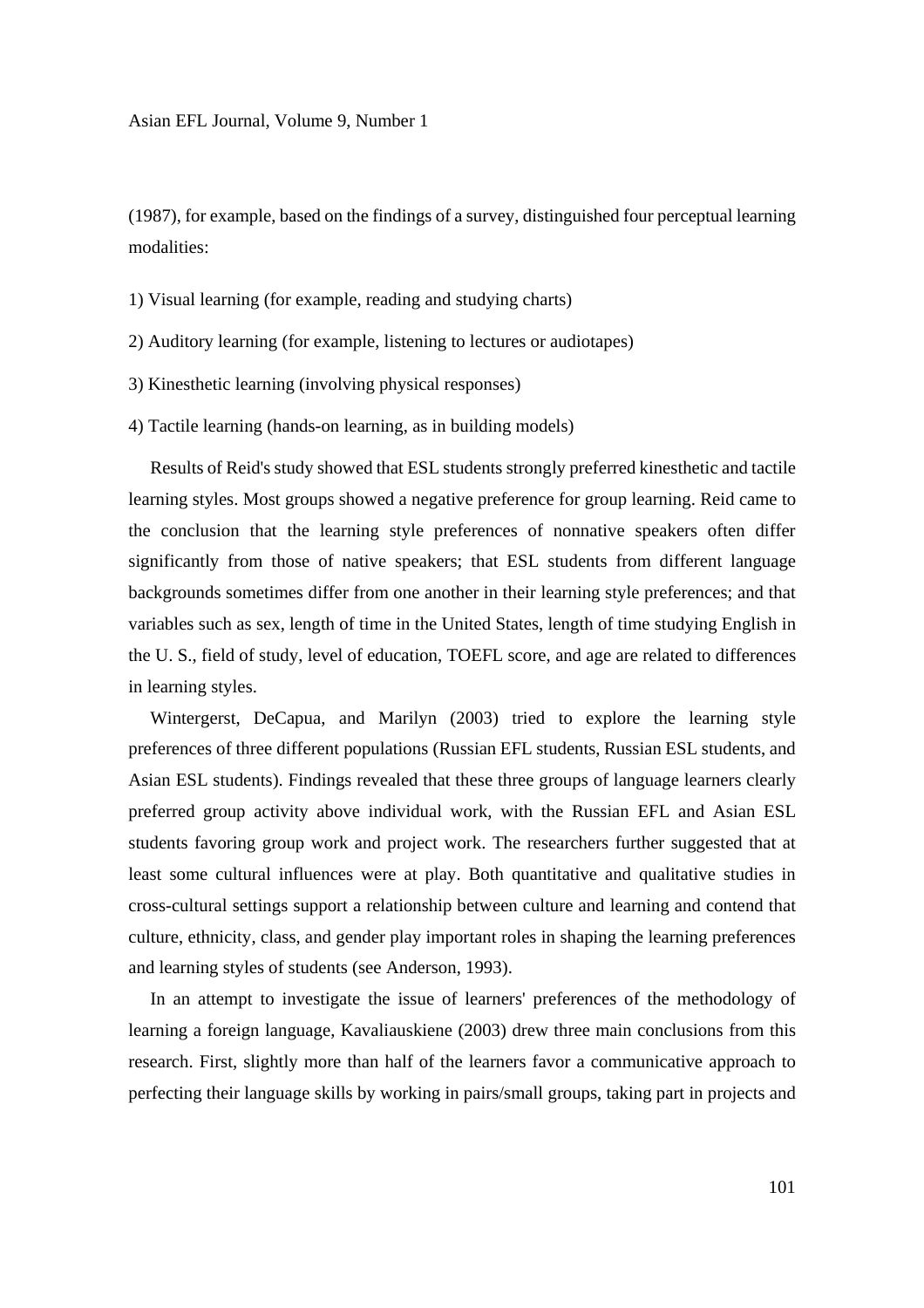(1987), for example, based on the findings of a survey, distinguished four perceptual learning modalities:

1) Visual learning (for example, reading and studying charts)

2) Auditory learning (for example, listening to lectures or audiotapes)

3) Kinesthetic learning (involving physical responses)

4) Tactile learning (hands-on learning, as in building models)

Results of Reid's study showed that ESL students strongly preferred kinesthetic and tactile learning styles. Most groups showed a negative preference for group learning. Reid came to the conclusion that the learning style preferences of nonnative speakers often differ significantly from those of native speakers; that ESL students from different language backgrounds sometimes differ from one another in their learning style preferences; and that variables such as sex, length of time in the United States, length of time studying English in the U. S., field of study, level of education, TOEFL score, and age are related to differences in learning styles.

Wintergerst, DeCapua, and Marilyn (2003) tried to explore the learning style preferences of three different populations (Russian EFL students, Russian ESL students, and Asian ESL students). Findings revealed that these three groups of language learners clearly preferred group activity above individual work, with the Russian EFL and Asian ESL students favoring group work and project work. The researchers further suggested that at least some cultural influences were at play. Both quantitative and qualitative studies in cross-cultural settings support a relationship between culture and learning and contend that culture, ethnicity, class, and gender play important roles in shaping the learning preferences and learning styles of students (see Anderson, 1993).

In an attempt to investigate the issue of learners' preferences of the methodology of learning a foreign language, Kavaliauskiene (2003) drew three main conclusions from this research. First, slightly more than half of the learners favor a communicative approach to perfecting their language skills by working in pairs/small groups, taking part in projects and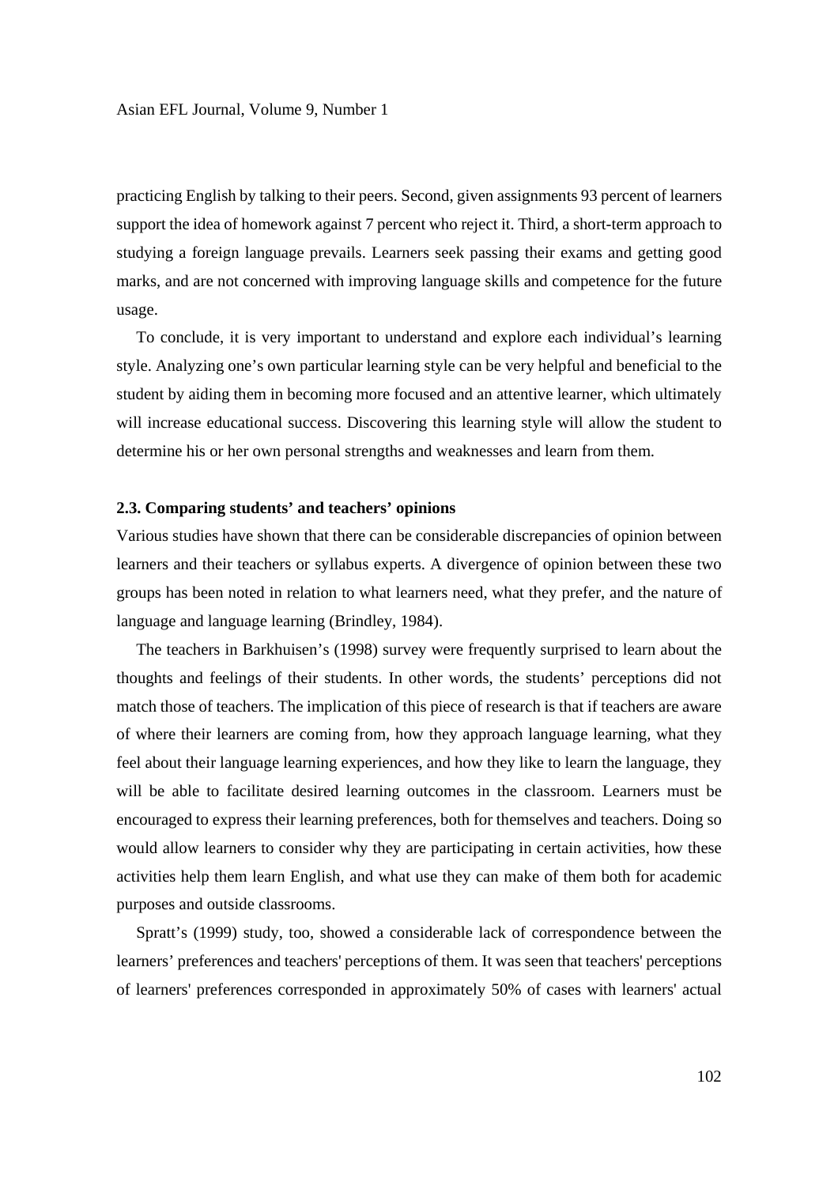practicing English by talking to their peers. Second, given assignments 93 percent of learners support the idea of homework against 7 percent who reject it. Third, a short-term approach to studying a foreign language prevails. Learners seek passing their exams and getting good marks, and are not concerned with improving language skills and competence for the future usage.

To conclude, it is very important to understand and explore each individual's learning style. Analyzing one's own particular learning style can be very helpful and beneficial to the student by aiding them in becoming more focused and an attentive learner, which ultimately will increase educational success. Discovering this learning style will allow the student to determine his or her own personal strengths and weaknesses and learn from them.

### 2.3. Comparing students' and teachers' opinions

Various studies have shown that there can be considerable discrepancies of opinion between learners and their teachers or syllabus experts. A divergence of opinion between these two groups has been noted in relation to what learners need, what they prefer, and the nature of language and language learning (Brindley, 1984).

The teachers in Barkhuisen's (1998) survey were frequently surprised to learn about the thoughts and feelings of their students. In other words, the students' perceptions did not match those of teachers. The implication of this piece of research is that if teachers are aware of where their learners are coming from, how they approach language learning, what they feel about their language learning experiences, and how they like to learn the language, they will be able to facilitate desired learning outcomes in the classroom. Learners must be encouraged to express their learning preferences, both for themselves and teachers. Doing so would allow learners to consider why they are participating in certain activities, how these activities help them learn English, and what use they can make of them both for academic purposes and outside classrooms.

Spratt's (1999) study, too, showed a considerable lack of correspondence between the learners' preferences and teachers' perceptions of them. It was seen that teachers' perceptions of learners' preferences corresponded in approximately 50% of cases with learners' actual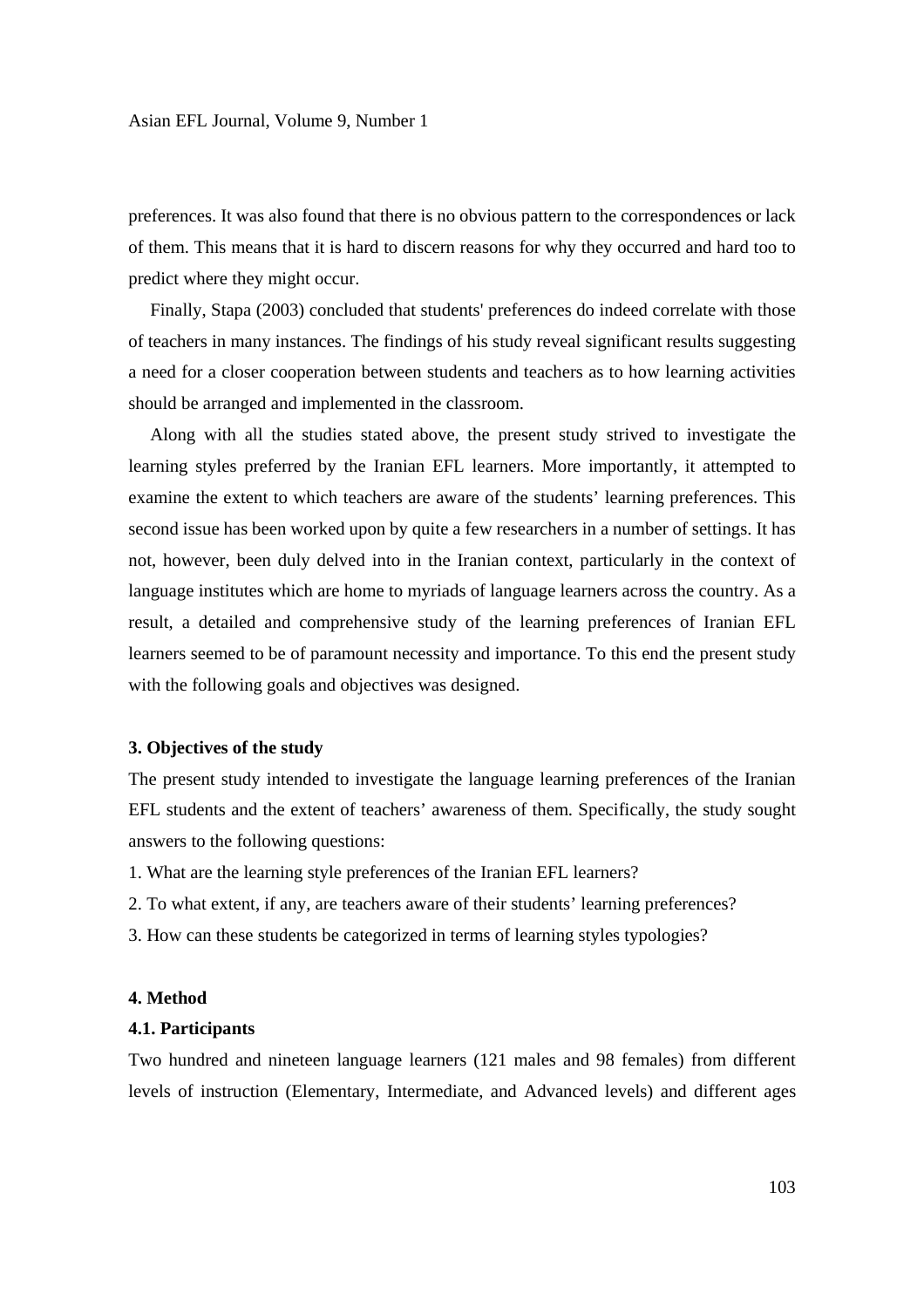preferences. It was also found that there is no obvious pattern to the correspondences or lack of them. This means that it is hard to discern reasons for why they occurred and hard too to predict where they might occur.

Finally, Stapa (2003) concluded that students' preferences do indeed correlate with those of teachers in many instances. The findings of his study reveal significant results suggesting a need for a closer cooperation between students and teachers as to how learning activities should be arranged and implemented in the classroom.

Along with all the studies stated above, the present study strived to investigate the learning styles preferred by the Iranian EFL learners. More importantly, it attempted to examine the extent to which teachers are aware of the students' learning preferences. This second issue has been worked upon by quite a few researchers in a number of settings. It has not, however, been duly delved into in the Iranian context, particularly in the context of language institutes which are home to myriads of language learners across the country. As a result, a detailed and comprehensive study of the learning preferences of Iranian EFL learners seemed to be of paramount necessity and importance. To this end the present study with the following goals and objectives was designed.

### 3. Objectives of the study

The present study intended to investigate the language learning preferences of the Iranian EFL students and the extent of teachers' awareness of them. Specifically, the study sought answers to the following questions:

1. What are the learning style preferences of the Iranian EFL learners?
2. To what extent, if any, are teachers aware of their students' learning preferences?
3. How can these students be categorized in terms of learning styles typologies?

### 4. Method

#### 4.1. Participants

Two hundred and nineteen language learners (121 males and 98 females) from different levels of instruction (Elementary, Intermediate, and Advanced levels) and different ages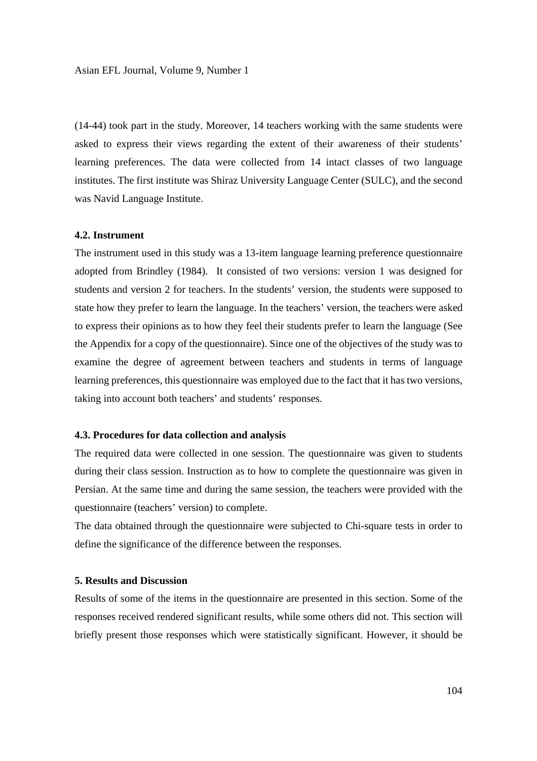(14-44) took part in the study. Moreover, 14 teachers working with the same students were asked to express their views regarding the extent of their awareness of their students' learning preferences. The data were collected from 14 intact classes of two language institutes. The first institute was Shiraz University Language Center (SULC), and the second was Navid Language Institute.

### 4.2. Instrument

The instrument used in this study was a 13-item language learning preference questionnaire adopted from Brindley (1984). It consisted of two versions: version 1 was designed for students and version 2 for teachers. In the students' version, the students were supposed to state how they prefer to learn the language. In the teachers' version, the teachers were asked to express their opinions as to how they feel their students prefer to learn the language (See the Appendix for a copy of the questionnaire). Since one of the objectives of the study was to examine the degree of agreement between teachers and students in terms of language learning preferences, this questionnaire was employed due to the fact that it has two versions, taking into account both teachers' and students' responses.

### 4.3. Procedures for data collection and analysis

The required data were collected in one session. The questionnaire was given to students during their class session. Instruction as to how to complete the questionnaire was given in Persian. At the same time and during the same session, the teachers were provided with the questionnaire (teachers' version) to complete.

The data obtained through the questionnaire were subjected to Chi-square tests in order to define the significance of the difference between the responses.

## 5. Results and Discussion

Results of some of the items in the questionnaire are presented in this section. Some of the responses received rendered significant results, while some others did not. This section will briefly present those responses which were statistically significant. However, it should be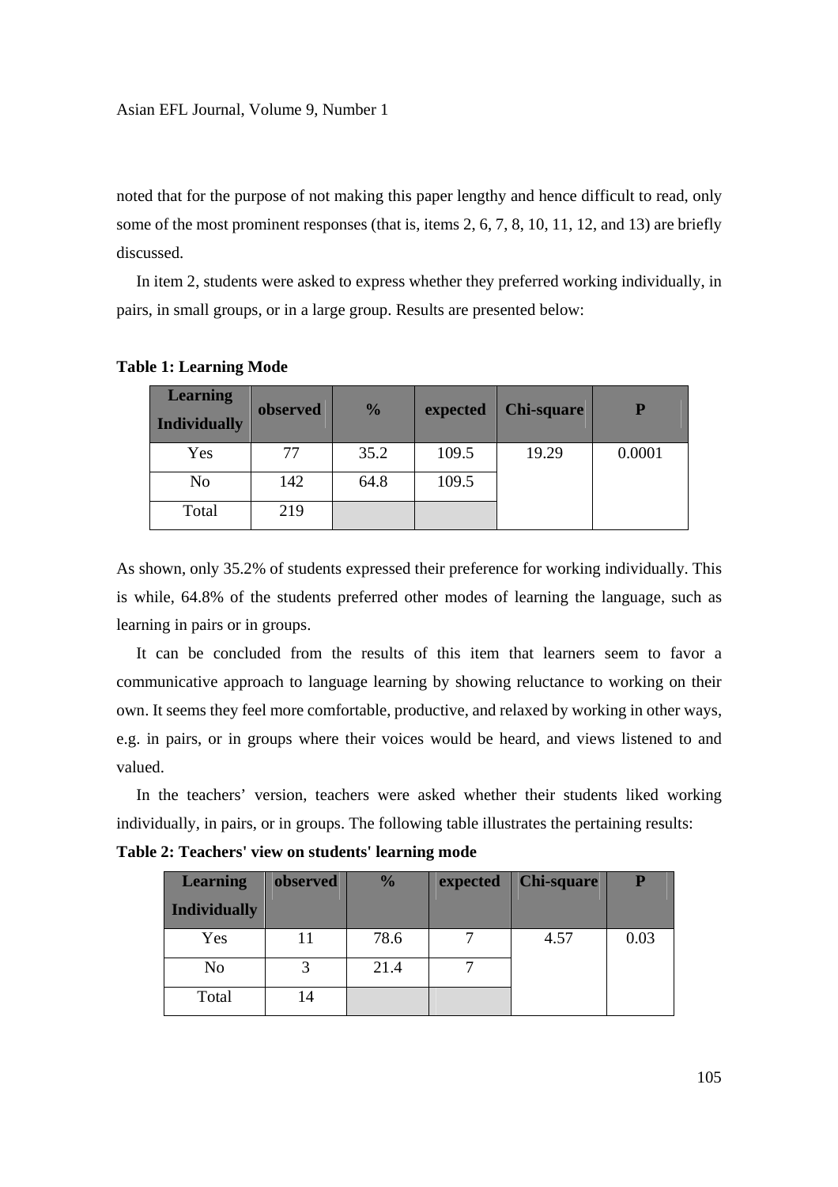noted that for the purpose of not making this paper lengthy and hence difficult to read, only some of the most prominent responses (that is, items 2, 6, 7, 8, 10, 11, 12, and 13) are briefly discussed.

In item 2, students were asked to express whether they preferred working individually, in pairs, in small groups, or in a large group. Results are presented below:

**Table 1: Learning Mode**

| Learning Individually | observed | % | expected | Chi-square | P |
|---|---|---|---|---|---|
| Yes | 77 | 35.2 | 109.5 | 19.29 | 0.0001 |
| No | 142 | 64.8 | 109.5 | | |
| Total | 219 | | | | |

As shown, only 35.2% of students expressed their preference for working individually. This is while, 64.8% of the students preferred other modes of learning the language, such as learning in pairs or in groups.

It can be concluded from the results of this item that learners seem to favor a communicative approach to language learning by showing reluctance to working on their own. It seems they feel more comfortable, productive, and relaxed by working in other ways, e.g. in pairs, or in groups where their voices would be heard, and views listened to and valued.

In the teachers' version, teachers were asked whether their students liked working individually, in pairs, or in groups. The following table illustrates the pertaining results:

**Table 2: Teachers' view on students' learning mode**

| Learning Individually | observed | % | expected | Chi-square | P |
|---|---|---|---|---|---|
| Yes | 11 | 78.6 | 7 | 4.57 | 0.03 |
| No | 3 | 21.4 | 7 | | |
| Total | 14 | | | | |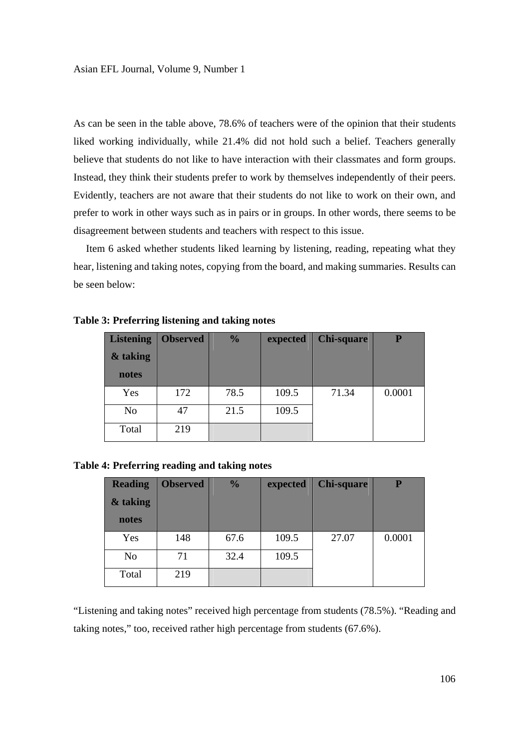As can be seen in the table above, 78.6% of teachers were of the opinion that their students liked working individually, while 21.4% did not hold such a belief. Teachers generally believe that students do not like to have interaction with their classmates and form groups. Instead, they think their students prefer to work by themselves independently of their peers. Evidently, teachers are not aware that their students do not like to work on their own, and prefer to work in other ways such as in pairs or in groups. In other words, there seems to be disagreement between students and teachers with respect to this issue.

Item 6 asked whether students liked learning by listening, reading, repeating what they hear, listening and taking notes, copying from the board, and making summaries. Results can be seen below:

**Table 3: Preferring listening and taking notes**

| Listening & taking notes | Observed | % | expected | Chi-square | P |
|---|---|---|---|---|---|
| Yes | 172 | 78.5 | 109.5 | 71.34 | 0.0001 |
| No | 47 | 21.5 | 109.5 | | |
| Total | 219 | | | | |

**Table 4: Preferring reading and taking notes**

| Reading & taking notes | Observed | % | expected | Chi-square | P |
|---|---|---|---|---|---|
| Yes | 148 | 67.6 | 109.5 | 27.07 | 0.0001 |
| No | 71 | 32.4 | 109.5 | | |
| Total | 219 | | | | |

"Listening and taking notes" received high percentage from students (78.5%). "Reading and taking notes," too, received rather high percentage from students (67.6%).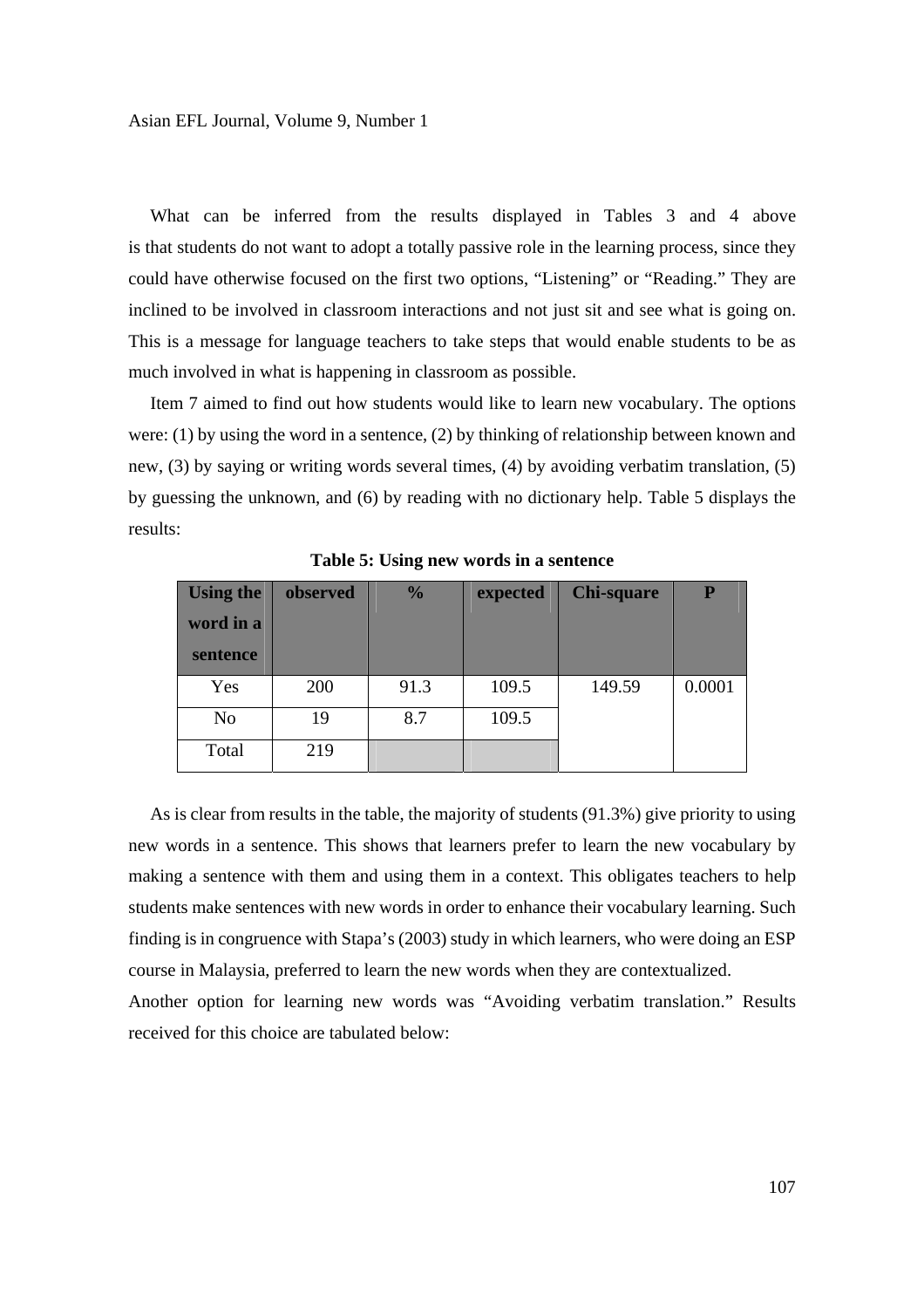What can be inferred from the results displayed in Tables 3 and 4 above is that students do not want to adopt a totally passive role in the learning process, since they could have otherwise focused on the first two options, "Listening" or "Reading." They are inclined to be involved in classroom interactions and not just sit and see what is going on. This is a message for language teachers to take steps that would enable students to be as much involved in what is happening in classroom as possible.

Item 7 aimed to find out how students would like to learn new vocabulary. The options were: (1) by using the word in a sentence, (2) by thinking of relationship between known and new, (3) by saying or writing words several times, (4) by avoiding verbatim translation, (5) by guessing the unknown, and (6) by reading with no dictionary help. Table 5 displays the results:

**Table 5: Using new words in a sentence**

| Using the word in a sentence | observed | % | expected | Chi-square | P |
|---|---|---|---|---|---|
| Yes | 200 | 91.3 | 109.5 | 149.59 | 0.0001 |
| No | 19 | 8.7 | 109.5 | | |
| Total | 219 | | | | |

As is clear from results in the table, the majority of students (91.3%) give priority to using new words in a sentence. This shows that learners prefer to learn the new vocabulary by making a sentence with them and using them in a context. This obligates teachers to help students make sentences with new words in order to enhance their vocabulary learning. Such finding is in congruence with Stapa's (2003) study in which learners, who were doing an ESP course in Malaysia, preferred to learn the new words when they are contextualized.

Another option for learning new words was "Avoiding verbatim translation." Results received for this choice are tabulated below: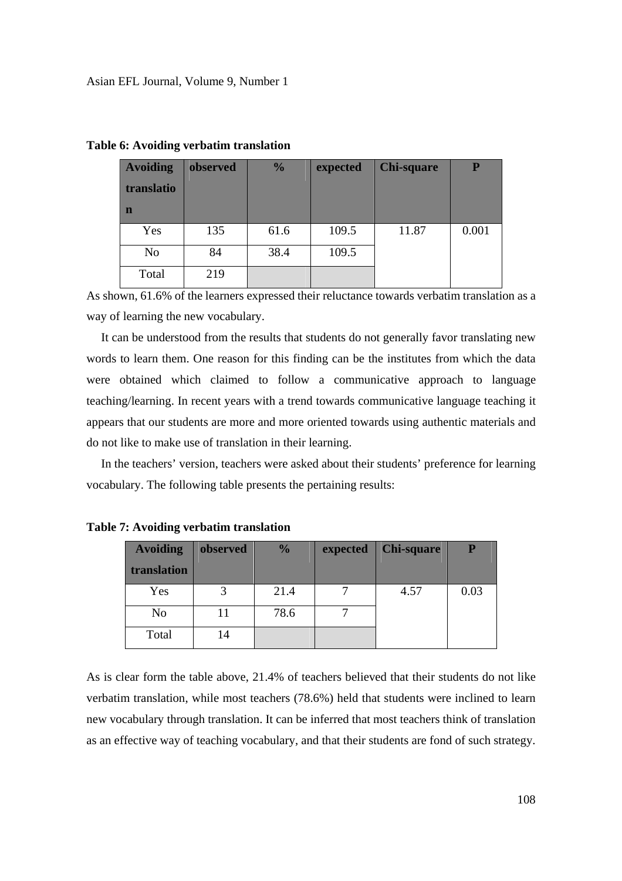**Table 6: Avoiding verbatim translation**

| Avoiding translation | observed | % | expected | Chi-square | P |
|---|---|---|---|---|---|
| Yes | 135 | 61.6 | 109.5 | 11.87 | 0.001 |
| No | 84 | 38.4 | 109.5 | | |
| Total | 219 | | | | |

As shown, 61.6% of the learners expressed their reluctance towards verbatim translation as a way of learning the new vocabulary.

It can be understood from the results that students do not generally favor translating new words to learn them. One reason for this finding can be the institutes from which the data were obtained which claimed to follow a communicative approach to language teaching/learning. In recent years with a trend towards communicative language teaching it appears that our students are more and more oriented towards using authentic materials and do not like to make use of translation in their learning.

In the teachers' version, teachers were asked about their students' preference for learning vocabulary. The following table presents the pertaining results:

**Table 7: Avoiding verbatim translation**

| Avoiding translation | observed | % | expected | Chi-square | P |
|---|---|---|---|---|---|
| Yes | 3 | 21.4 | 7 | 4.57 | 0.03 |
| No | 11 | 78.6 | 7 | | |
| Total | 14 | | | | |

As is clear form the table above, 21.4% of teachers believed that their students do not like verbatim translation, while most teachers (78.6%) held that students were inclined to learn new vocabulary through translation. It can be inferred that most teachers think of translation as an effective way of teaching vocabulary, and that their students are fond of such strategy.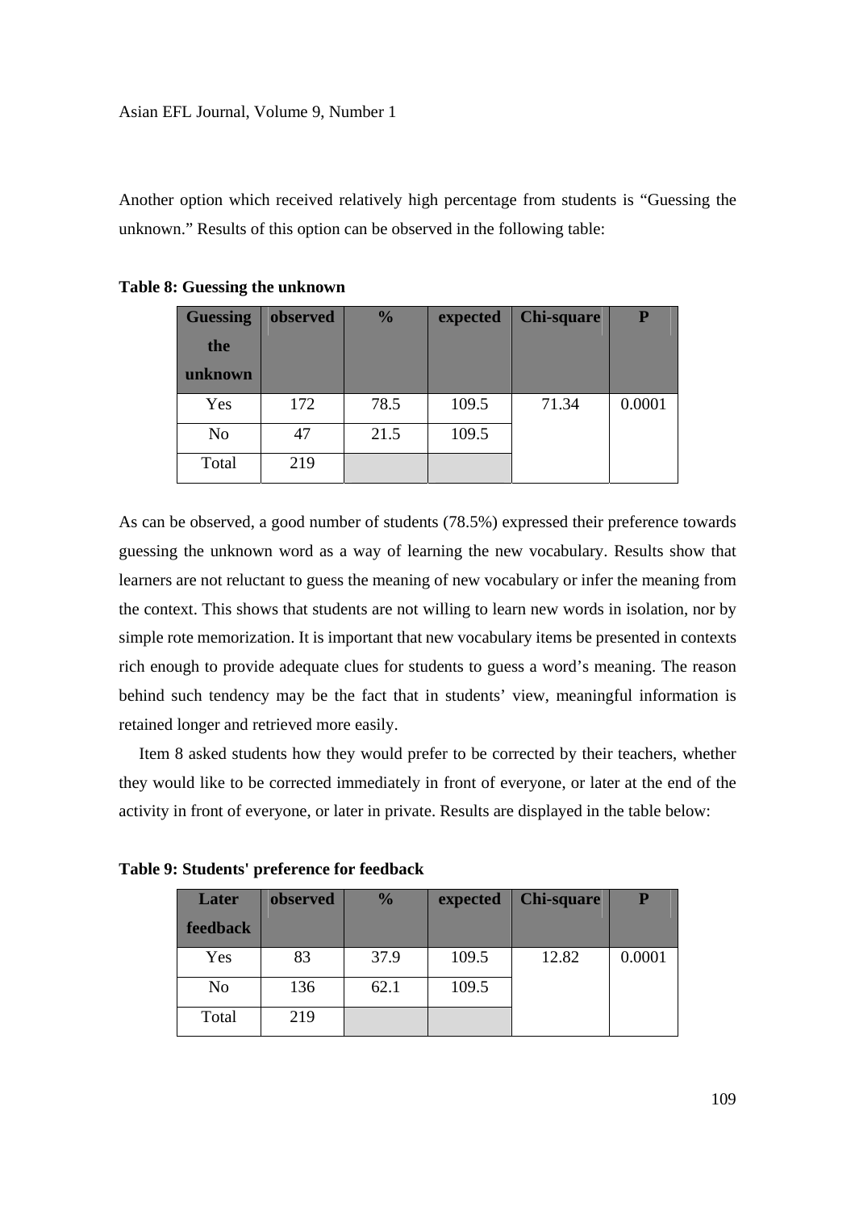Another option which received relatively high percentage from students is “Guessing the unknown.” Results of this option can be observed in the following table:

**Table 8: Guessing the unknown**

| Guessing the unknown | observed | % | expected | Chi-square | P |
|---|---|---|---|---|---|
| Yes | 172 | 78.5 | 109.5 | 71.34 | 0.0001 |
| No | 47 | 21.5 | 109.5 | | |
| Total | 219 | | | | |

As can be observed, a good number of students (78.5%) expressed their preference towards guessing the unknown word as a way of learning the new vocabulary. Results show that learners are not reluctant to guess the meaning of new vocabulary or infer the meaning from the context. This shows that students are not willing to learn new words in isolation, nor by simple rote memorization. It is important that new vocabulary items be presented in contexts rich enough to provide adequate clues for students to guess a word’s meaning. The reason behind such tendency may be the fact that in students’ view, meaningful information is retained longer and retrieved more easily.

Item 8 asked students how they would prefer to be corrected by their teachers, whether they would like to be corrected immediately in front of everyone, or later at the end of the activity in front of everyone, or later in private. Results are displayed in the table below:

**Table 9: Students' preference for feedback**

| Later feedback | observed | % | expected | Chi-square | P |
|---|---|---|---|---|---|
| Yes | 83 | 37.9 | 109.5 | 12.82 | 0.0001 |
| No | 136 | 62.1 | 109.5 | | |
| Total | 219 | | | | |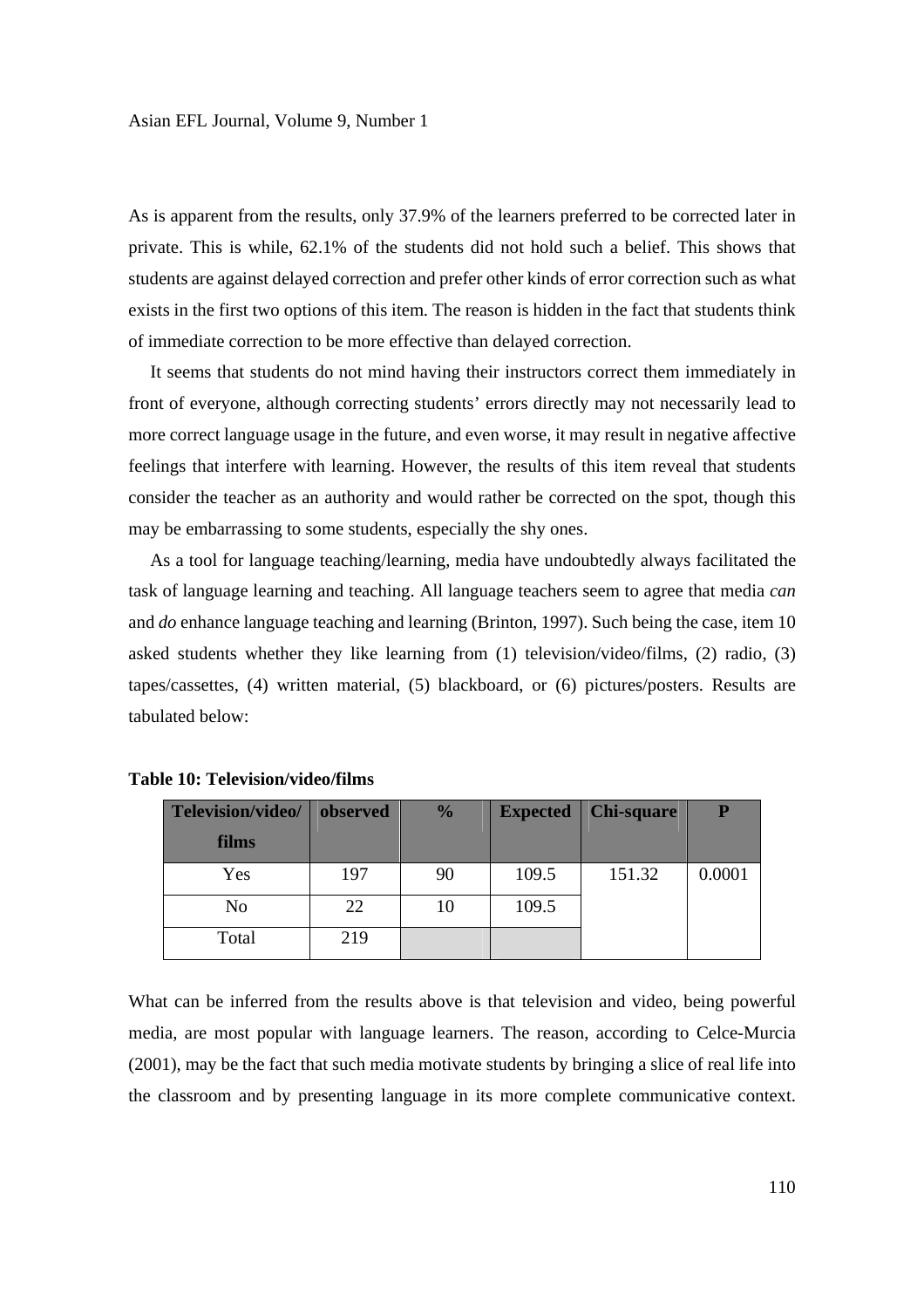As is apparent from the results, only 37.9% of the learners preferred to be corrected later in private. This is while, 62.1% of the students did not hold such a belief. This shows that students are against delayed correction and prefer other kinds of error correction such as what exists in the first two options of this item. The reason is hidden in the fact that students think of immediate correction to be more effective than delayed correction.

It seems that students do not mind having their instructors correct them immediately in front of everyone, although correcting students' errors directly may not necessarily lead to more correct language usage in the future, and even worse, it may result in negative affective feelings that interfere with learning. However, the results of this item reveal that students consider the teacher as an authority and would rather be corrected on the spot, though this may be embarrassing to some students, especially the shy ones.

As a tool for language teaching/learning, media have undoubtedly always facilitated the task of language learning and teaching. All language teachers seem to agree that media *can* and *do* enhance language teaching and learning (Brinton, 1997). Such being the case, item 10 asked students whether they like learning from (1) television/video/films, (2) radio, (3) tapes/cassettes, (4) written material, (5) blackboard, or (6) pictures/posters. Results are tabulated below:

**Table 10: Television/video/films**

| Television/video/ films | observed | % | Expected | Chi-square | P |
|---|---|---|---|---|---|
| Yes | 197 | 90 | 109.5 | 151.32 | 0.0001 |
| No | 22 | 10 | 109.5 | | |
| Total | 219 | | | | |

What can be inferred from the results above is that television and video, being powerful media, are most popular with language learners. The reason, according to Celce-Murcia (2001), may be the fact that such media motivate students by bringing a slice of real life into the classroom and by presenting language in its more complete communicative context.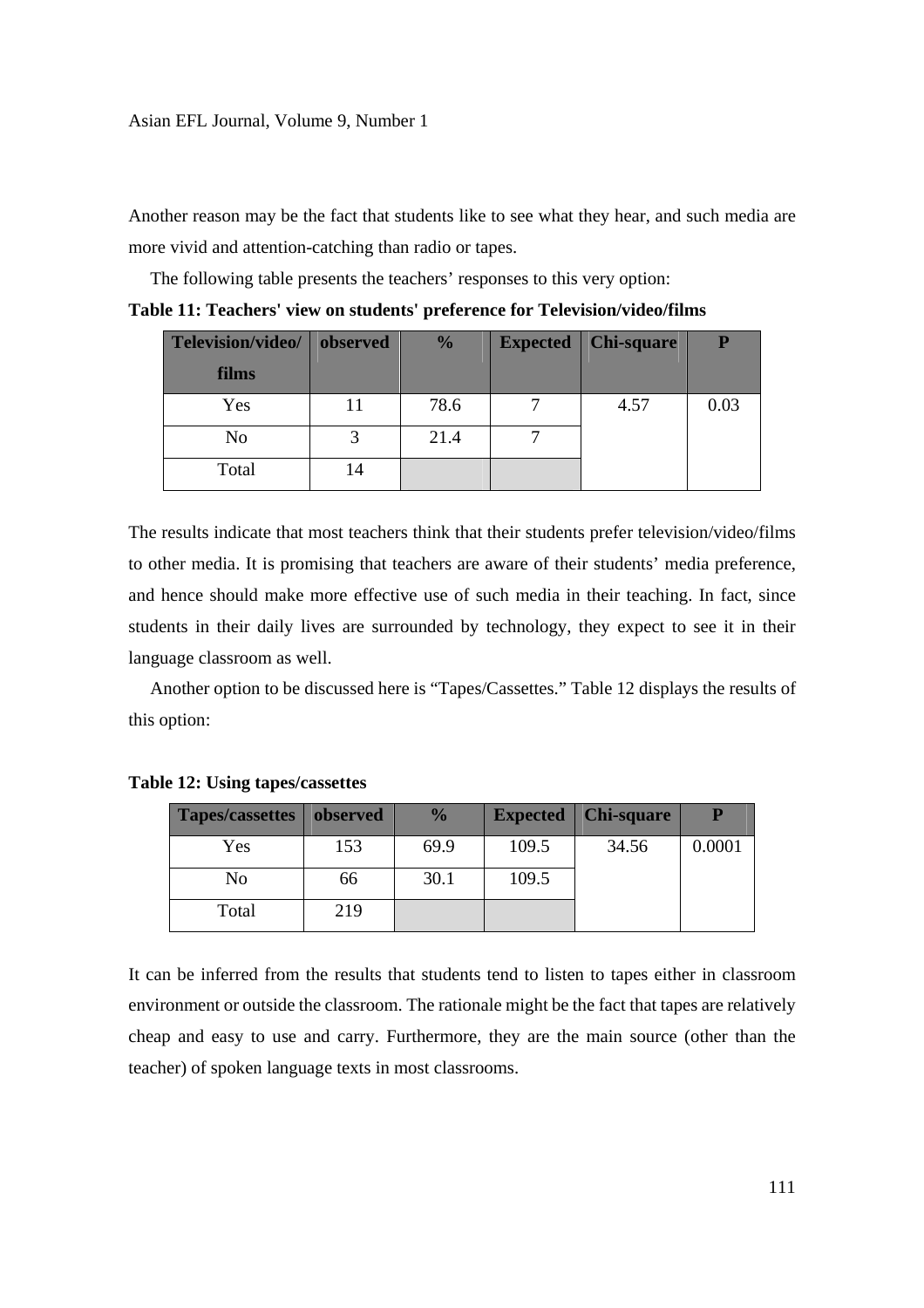Another reason may be the fact that students like to see what they hear, and such media are more vivid and attention-catching than radio or tapes.

The following table presents the teachers' responses to this very option:

**Table 11: Teachers' view on students' preference for Television/video/films**

| Television/video/films | observed | % | Expected | Chi-square | P |
|---|---|---|---|---|---|
| Yes | 11 | 78.6 | 7 | 4.57 | 0.03 |
| No | 3 | 21.4 | 7 | | |
| Total | 14 | | | | |

The results indicate that most teachers think that their students prefer television/video/films to other media. It is promising that teachers are aware of their students' media preference, and hence should make more effective use of such media in their teaching. In fact, since students in their daily lives are surrounded by technology, they expect to see it in their language classroom as well.

Another option to be discussed here is "Tapes/Cassettes." Table 12 displays the results of this option:

**Table 12: Using tapes/cassettes**

| Tapes/cassettes | observed | % | Expected | Chi-square | P |
|---|---|---|---|---|---|
| Yes | 153 | 69.9 | 109.5 | 34.56 | 0.0001 |
| No | 66 | 30.1 | 109.5 | | |
| Total | 219 | | | | |

It can be inferred from the results that students tend to listen to tapes either in classroom environment or outside the classroom. The rationale might be the fact that tapes are relatively cheap and easy to use and carry. Furthermore, they are the main source (other than the teacher) of spoken language texts in most classrooms.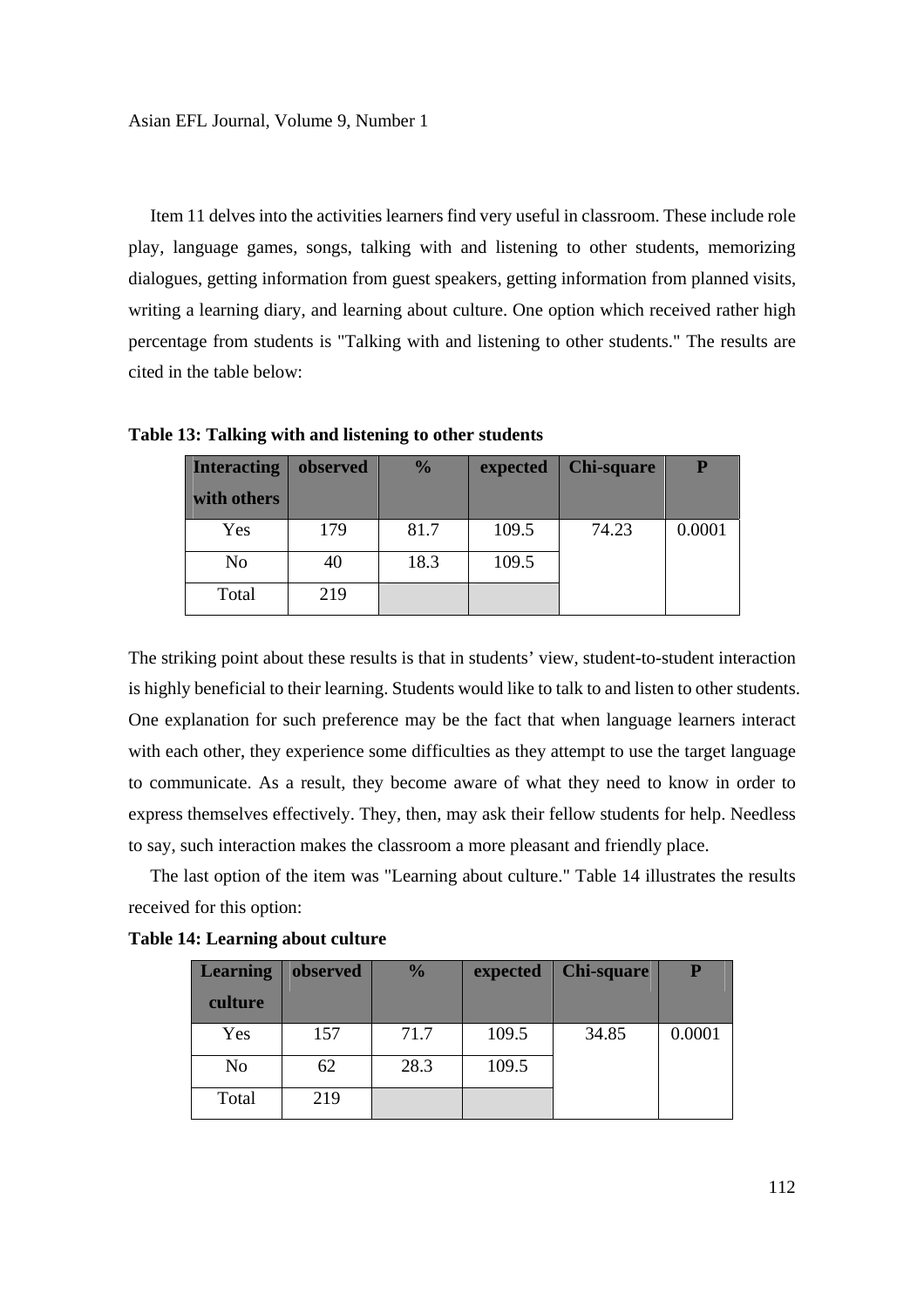Item 11 delves into the activities learners find very useful in classroom. These include role play, language games, songs, talking with and listening to other students, memorizing dialogues, getting information from guest speakers, getting information from planned visits, writing a learning diary, and learning about culture. One option which received rather high percentage from students is "Talking with and listening to other students." The results are cited in the table below:

**Table 13: Talking with and listening to other students**

| Interacting with others | observed | % | expected | Chi-square | P |
|---|---|---|---|---|---|
| Yes | 179 | 81.7 | 109.5 | 74.23 | 0.0001 |
| No | 40 | 18.3 | 109.5 | | |
| Total | 219 | | | | |

The striking point about these results is that in students' view, student-to-student interaction is highly beneficial to their learning. Students would like to talk to and listen to other students. One explanation for such preference may be the fact that when language learners interact with each other, they experience some difficulties as they attempt to use the target language to communicate. As a result, they become aware of what they need to know in order to express themselves effectively. They, then, may ask their fellow students for help. Needless to say, such interaction makes the classroom a more pleasant and friendly place.

The last option of the item was "Learning about culture." Table 14 illustrates the results received for this option:

**Table 14: Learning about culture**

| Learning culture | observed | % | expected | Chi-square | P |
|---|---|---|---|---|---|
| Yes | 157 | 71.7 | 109.5 | 34.85 | 0.0001 |
| No | 62 | 28.3 | 109.5 | | |
| Total | 219 | | | | |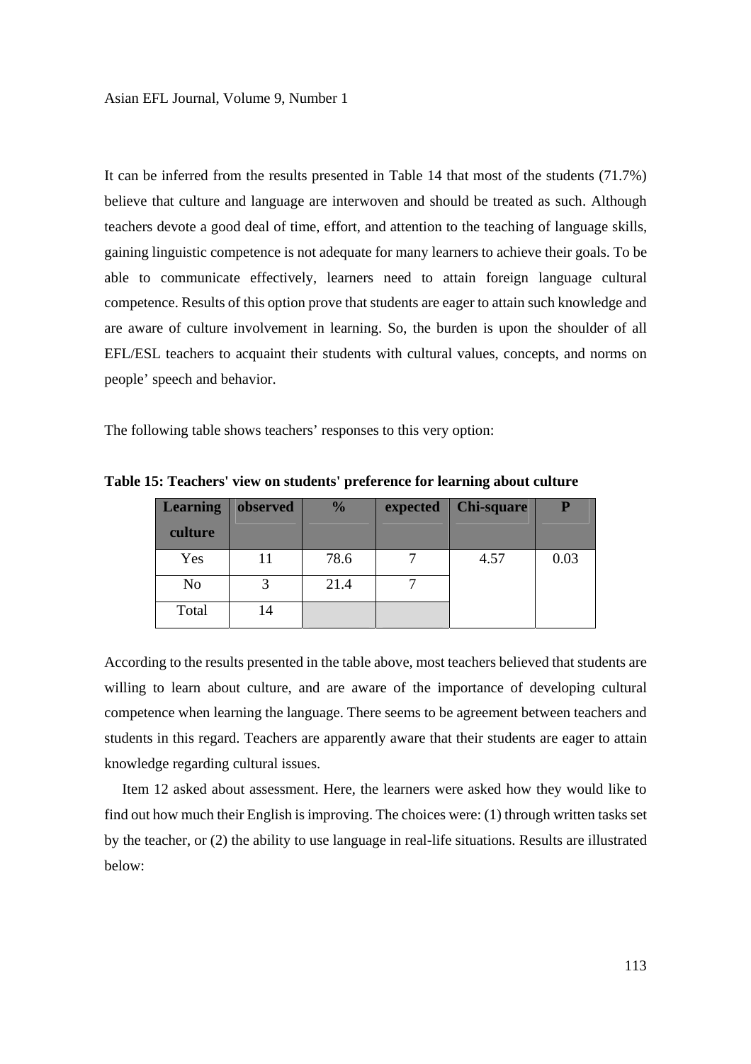It can be inferred from the results presented in Table 14 that most of the students (71.7%) believe that culture and language are interwoven and should be treated as such. Although teachers devote a good deal of time, effort, and attention to the teaching of language skills, gaining linguistic competence is not adequate for many learners to achieve their goals. To be able to communicate effectively, learners need to attain foreign language cultural competence. Results of this option prove that students are eager to attain such knowledge and are aware of culture involvement in learning. So, the burden is upon the shoulder of all EFL/ESL teachers to acquaint their students with cultural values, concepts, and norms on people' speech and behavior.

The following table shows teachers' responses to this very option:

**Table 15: Teachers' view on students' preference for learning about culture**

| Learning culture | observed | % | expected | Chi-square | P |
|---|---|---|---|---|---|
| Yes | 11 | 78.6 | 7 | 4.57 | 0.03 |
| No | 3 | 21.4 | 7 | | |
| Total | 14 | | | | |

According to the results presented in the table above, most teachers believed that students are willing to learn about culture, and are aware of the importance of developing cultural competence when learning the language. There seems to be agreement between teachers and students in this regard. Teachers are apparently aware that their students are eager to attain knowledge regarding cultural issues.

Item 12 asked about assessment. Here, the learners were asked how they would like to find out how much their English is improving. The choices were: (1) through written tasks set by the teacher, or (2) the ability to use language in real-life situations. Results are illustrated below: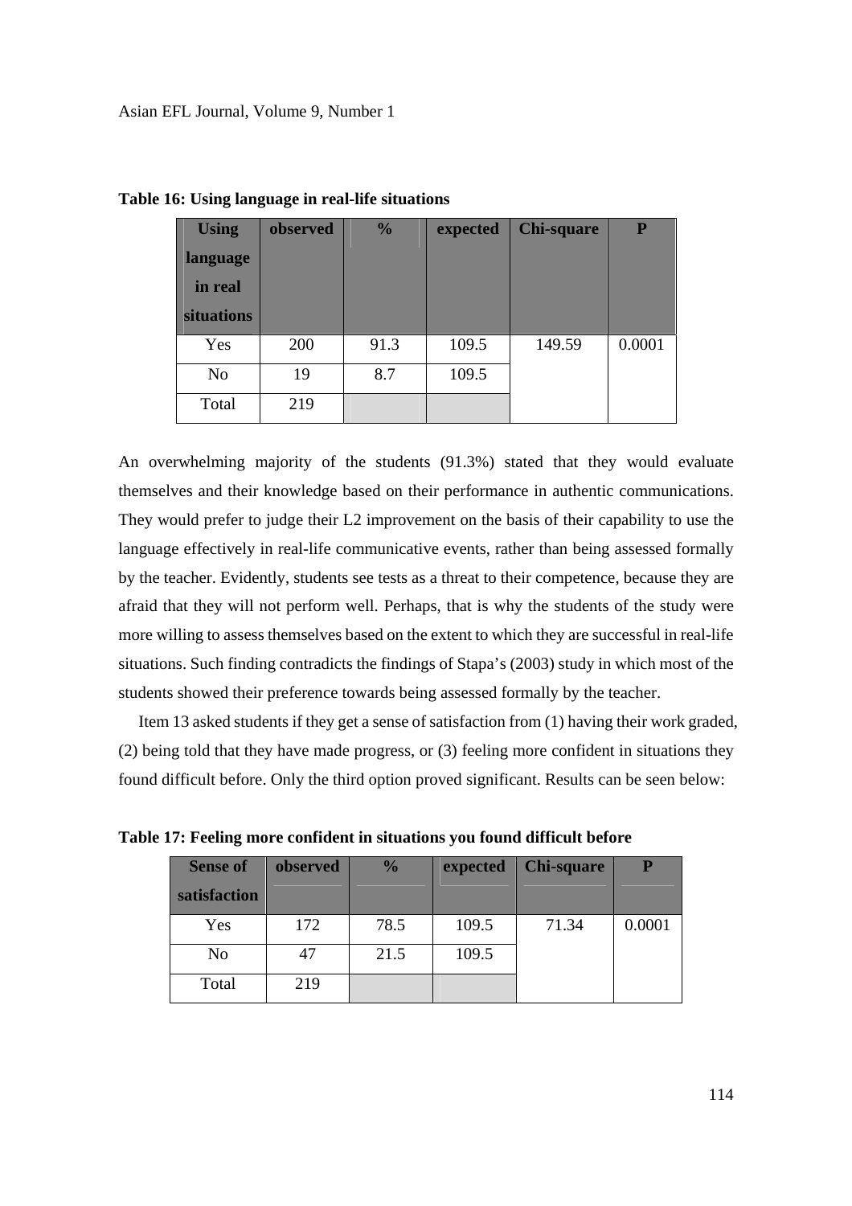**Table 16: Using language in real-life situations**

| Using language in real situations | observed | % | expected | Chi-square | P |
|---|---|---|---|---|---|
| Yes | 200 | 91.3 | 109.5 | 149.59 | 0.0001 |
| No | 19 | 8.7 | 109.5 | | |
| Total | 219 | | | | |

An overwhelming majority of the students (91.3%) stated that they would evaluate themselves and their knowledge based on their performance in authentic communications. They would prefer to judge their L2 improvement on the basis of their capability to use the language effectively in real-life communicative events, rather than being assessed formally by the teacher. Evidently, students see tests as a threat to their competence, because they are afraid that they will not perform well. Perhaps, that is why the students of the study were more willing to assess themselves based on the extent to which they are successful in real-life situations. Such finding contradicts the findings of Stapa's (2003) study in which most of the students showed their preference towards being assessed formally by the teacher.

Item 13 asked students if they get a sense of satisfaction from (1) having their work graded, (2) being told that they have made progress, or (3) feeling more confident in situations they found difficult before. Only the third option proved significant. Results can be seen below:

**Table 17: Feeling more confident in situations you found difficult before**

| Sense of satisfaction | observed | % | expected | Chi-square | P |
|---|---|---|---|---|---|
| Yes | 172 | 78.5 | 109.5 | 71.34 | 0.0001 |
| No | 47 | 21.5 | 109.5 | | |
| Total | 219 | | | | |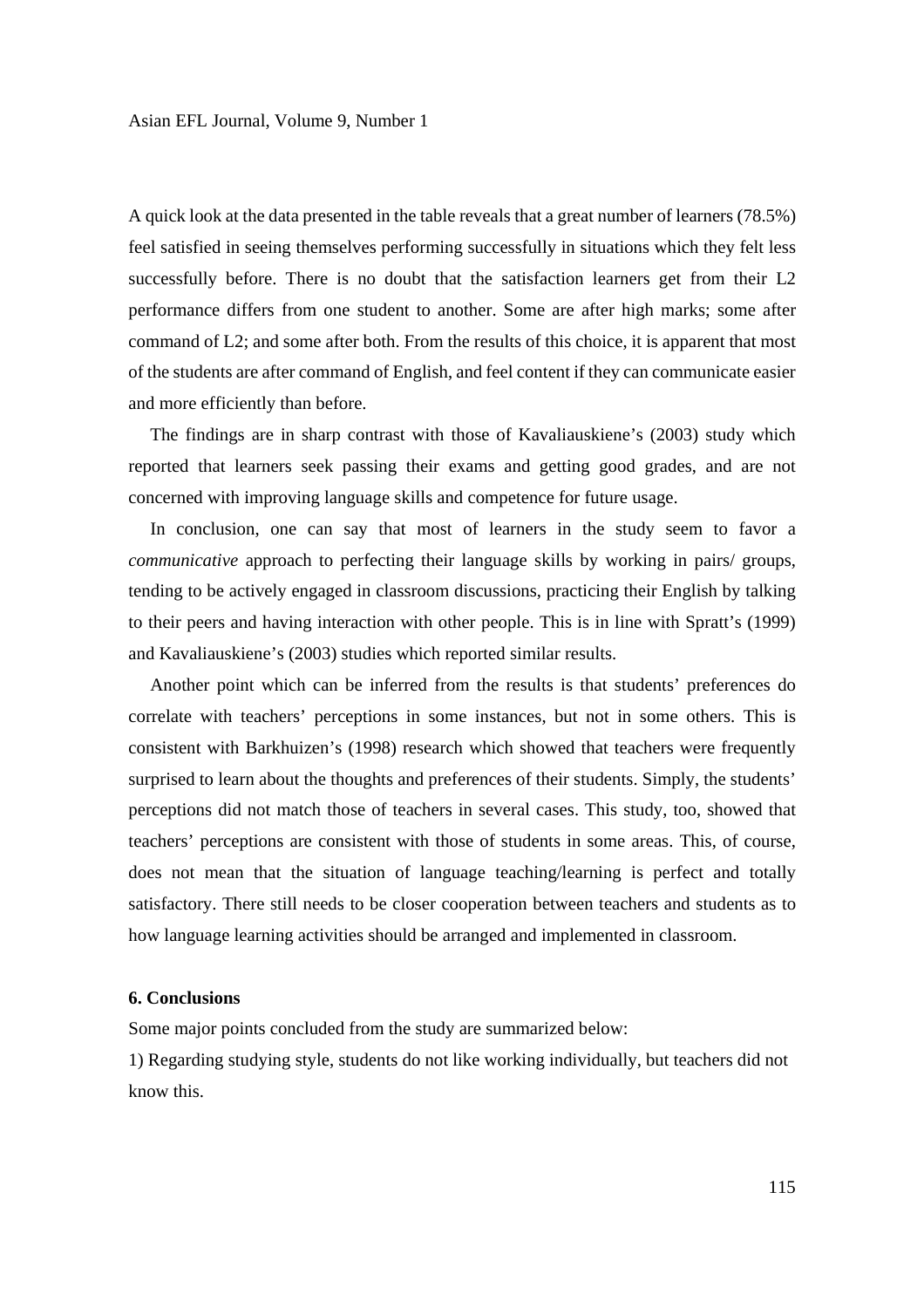A quick look at the data presented in the table reveals that a great number of learners (78.5%) feel satisfied in seeing themselves performing successfully in situations which they felt less successfully before. There is no doubt that the satisfaction learners get from their L2 performance differs from one student to another. Some are after high marks; some after command of L2; and some after both. From the results of this choice, it is apparent that most of the students are after command of English, and feel content if they can communicate easier and more efficiently than before.

The findings are in sharp contrast with those of Kavaliauskiene's (2003) study which reported that learners seek passing their exams and getting good grades, and are not concerned with improving language skills and competence for future usage.

In conclusion, one can say that most of learners in the study seem to favor a *communicative* approach to perfecting their language skills by working in pairs/ groups, tending to be actively engaged in classroom discussions, practicing their English by talking to their peers and having interaction with other people. This is in line with Spratt's (1999) and Kavaliauskiene's (2003) studies which reported similar results.

Another point which can be inferred from the results is that students' preferences do correlate with teachers' perceptions in some instances, but not in some others. This is consistent with Barkhuizen's (1998) research which showed that teachers were frequently surprised to learn about the thoughts and preferences of their students. Simply, the students' perceptions did not match those of teachers in several cases. This study, too, showed that teachers' perceptions are consistent with those of students in some areas. This, of course, does not mean that the situation of language teaching/learning is perfect and totally satisfactory. There still needs to be closer cooperation between teachers and students as to how language learning activities should be arranged and implemented in classroom.

## 6. Conclusions

Some major points concluded from the study are summarized below:

1) Regarding studying style, students do not like working individually, but teachers did not know this.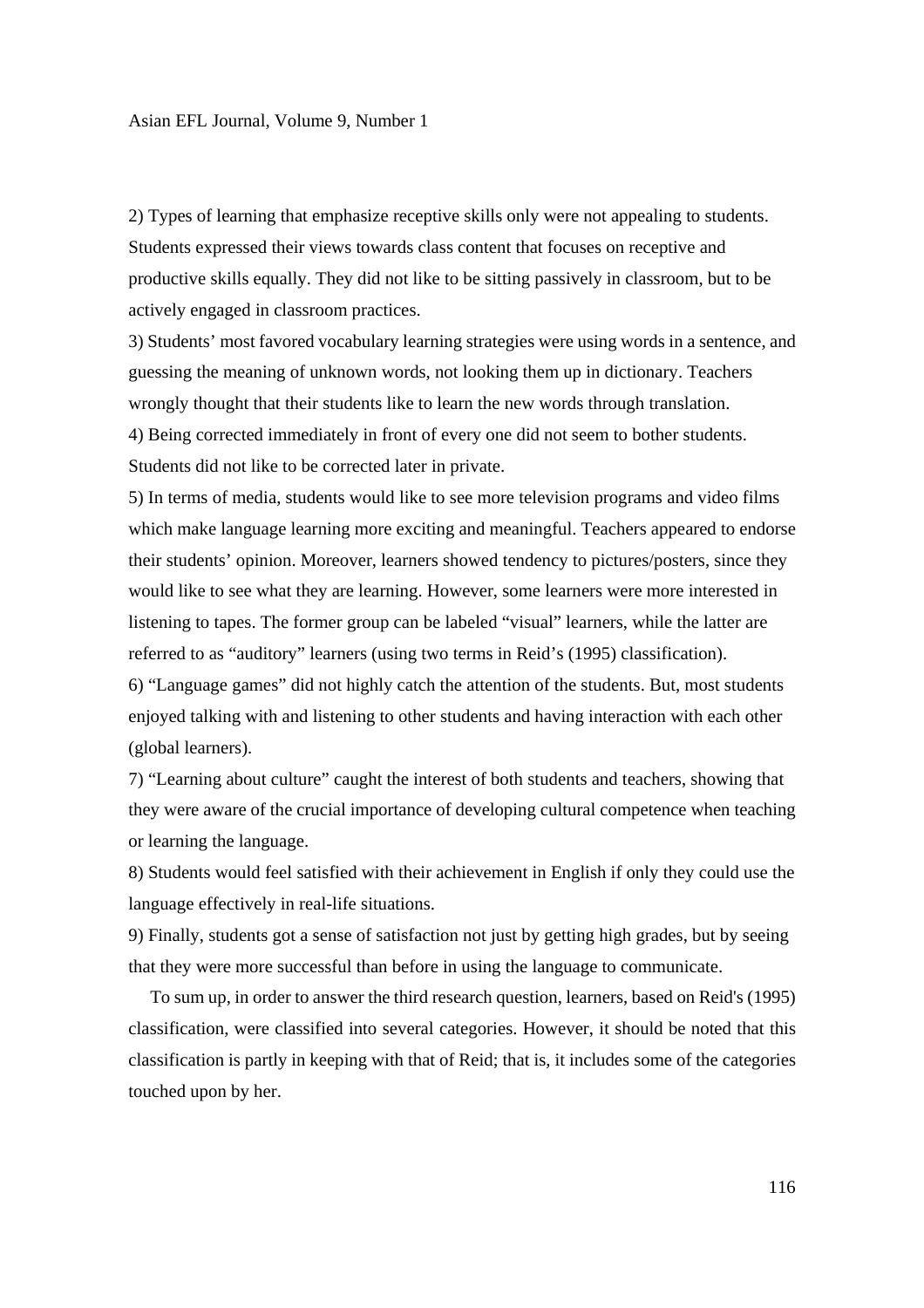2) Types of learning that emphasize receptive skills only were not appealing to students. Students expressed their views towards class content that focuses on receptive and productive skills equally. They did not like to be sitting passively in classroom, but to be actively engaged in classroom practices.

3) Students' most favored vocabulary learning strategies were using words in a sentence, and guessing the meaning of unknown words, not looking them up in dictionary. Teachers wrongly thought that their students like to learn the new words through translation.

4) Being corrected immediately in front of every one did not seem to bother students. Students did not like to be corrected later in private.

5) In terms of media, students would like to see more television programs and video films which make language learning more exciting and meaningful. Teachers appeared to endorse their students' opinion. Moreover, learners showed tendency to pictures/posters, since they would like to see what they are learning. However, some learners were more interested in listening to tapes. The former group can be labeled "visual" learners, while the latter are referred to as "auditory" learners (using two terms in Reid's (1995) classification).

6) "Language games" did not highly catch the attention of the students. But, most students enjoyed talking with and listening to other students and having interaction with each other (global learners).

7) "Learning about culture" caught the interest of both students and teachers, showing that they were aware of the crucial importance of developing cultural competence when teaching or learning the language.

8) Students would feel satisfied with their achievement in English if only they could use the language effectively in real-life situations.

9) Finally, students got a sense of satisfaction not just by getting high grades, but by seeing that they were more successful than before in using the language to communicate.

To sum up, in order to answer the third research question, learners, based on Reid's (1995) classification, were classified into several categories. However, it should be noted that this classification is partly in keeping with that of Reid; that is, it includes some of the categories touched upon by her.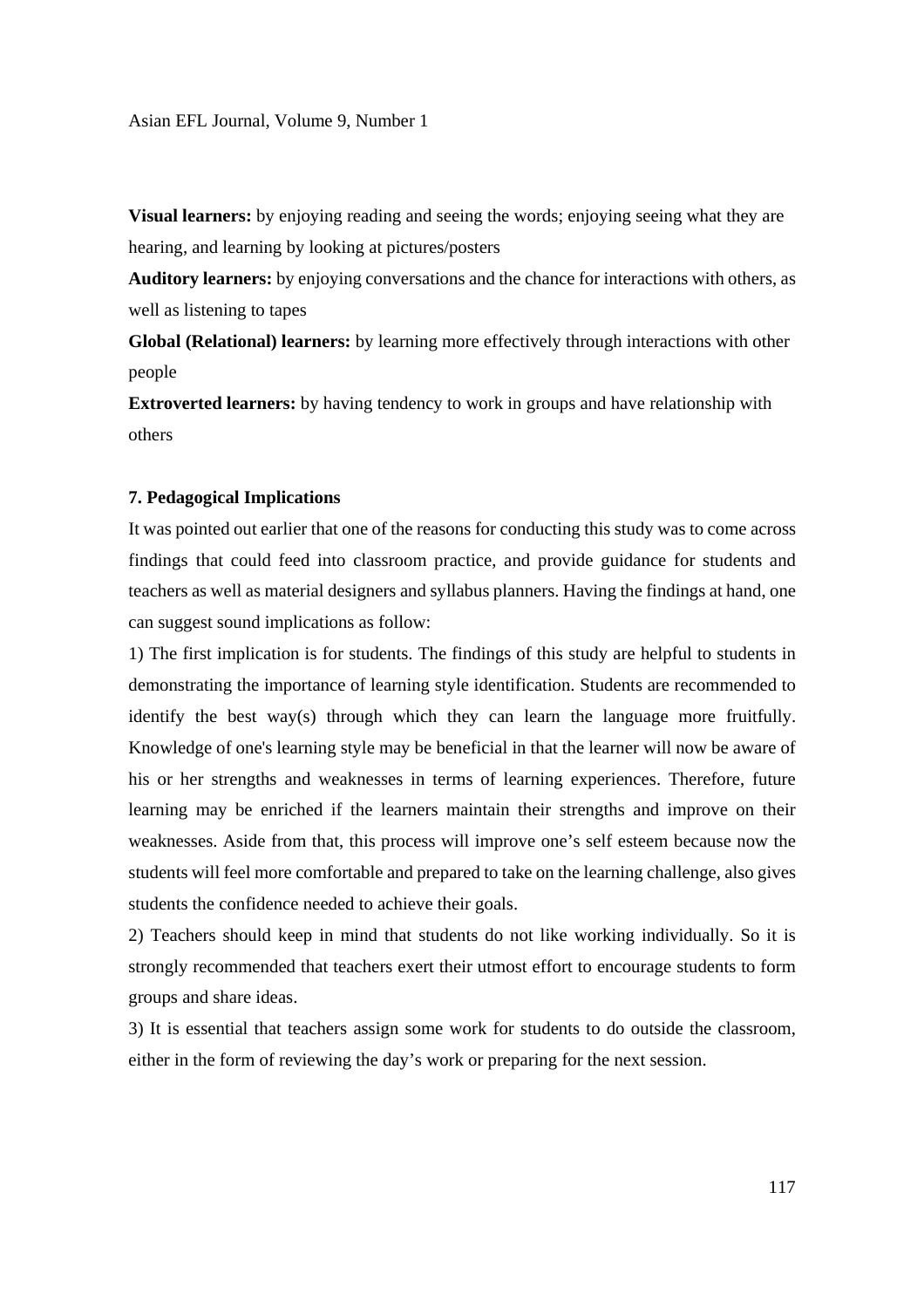**Visual learners:** by enjoying reading and seeing the words; enjoying seeing what they are hearing, and learning by looking at pictures/posters

**Auditory learners:** by enjoying conversations and the chance for interactions with others, as well as listening to tapes

**Global (Relational) learners:** by learning more effectively through interactions with other people

**Extroverted learners:** by having tendency to work in groups and have relationship with others

### 7. Pedagogical Implications

It was pointed out earlier that one of the reasons for conducting this study was to come across findings that could feed into classroom practice, and provide guidance for students and teachers as well as material designers and syllabus planners. Having the findings at hand, one can suggest sound implications as follow:

1) The first implication is for students. The findings of this study are helpful to students in demonstrating the importance of learning style identification. Students are recommended to identify the best way(s) through which they can learn the language more fruitfully. Knowledge of one's learning style may be beneficial in that the learner will now be aware of his or her strengths and weaknesses in terms of learning experiences. Therefore, future learning may be enriched if the learners maintain their strengths and improve on their weaknesses. Aside from that, this process will improve one’s self esteem because now the students will feel more comfortable and prepared to take on the learning challenge, also gives students the confidence needed to achieve their goals.

2) Teachers should keep in mind that students do not like working individually. So it is strongly recommended that teachers exert their utmost effort to encourage students to form groups and share ideas.

3) It is essential that teachers assign some work for students to do outside the classroom, either in the form of reviewing the day’s work or preparing for the next session.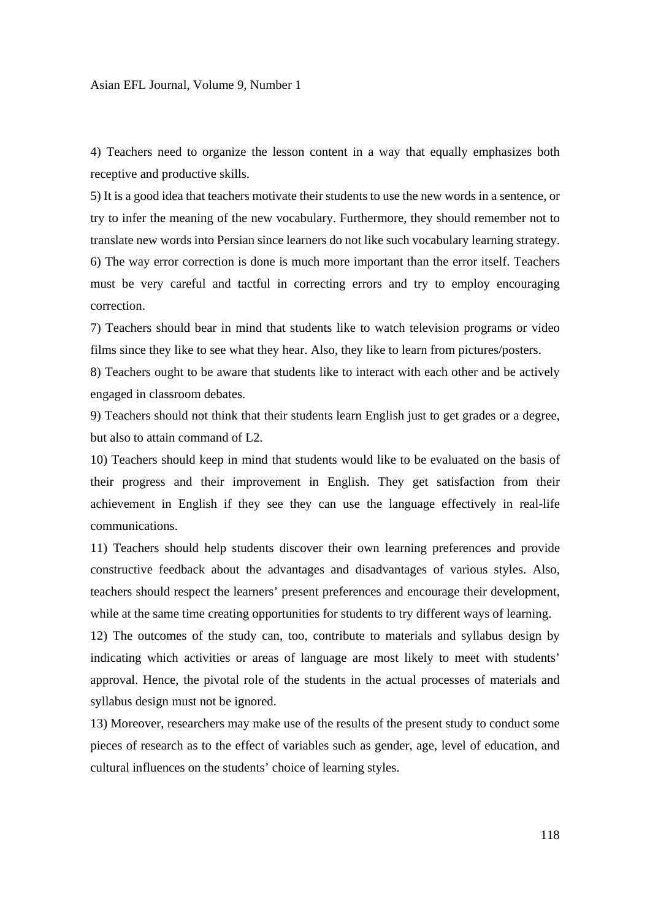4) Teachers need to organize the lesson content in a way that equally emphasizes both receptive and productive skills.

5) It is a good idea that teachers motivate their students to use the new words in a sentence, or try to infer the meaning of the new vocabulary. Furthermore, they should remember not to translate new words into Persian since learners do not like such vocabulary learning strategy.

6) The way error correction is done is much more important than the error itself. Teachers must be very careful and tactful in correcting errors and try to employ encouraging correction.

7) Teachers should bear in mind that students like to watch television programs or video films since they like to see what they hear. Also, they like to learn from pictures/posters.

8) Teachers ought to be aware that students like to interact with each other and be actively engaged in classroom debates.

9) Teachers should not think that their students learn English just to get grades or a degree, but also to attain command of L2.

10) Teachers should keep in mind that students would like to be evaluated on the basis of their progress and their improvement in English. They get satisfaction from their achievement in English if they see they can use the language effectively in real-life communications.

11) Teachers should help students discover their own learning preferences and provide constructive feedback about the advantages and disadvantages of various styles. Also, teachers should respect the learners' present preferences and encourage their development, while at the same time creating opportunities for students to try different ways of learning.

12) The outcomes of the study can, too, contribute to materials and syllabus design by indicating which activities or areas of language are most likely to meet with students' approval. Hence, the pivotal role of the students in the actual processes of materials and syllabus design must not be ignored.

13) Moreover, researchers may make use of the results of the present study to conduct some pieces of research as to the effect of variables such as gender, age, level of education, and cultural influences on the students' choice of learning styles.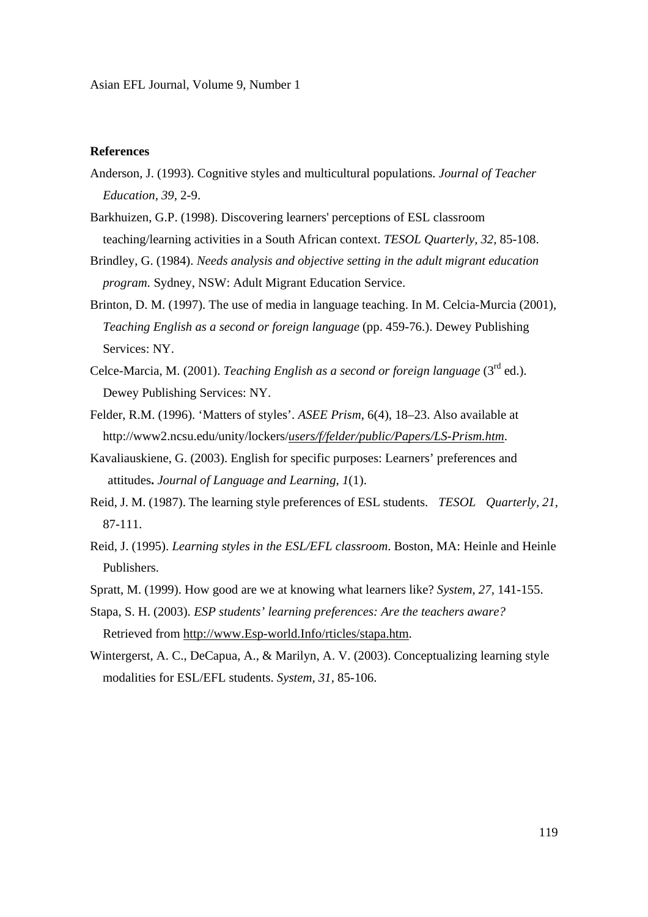**References**

Anderson, J. (1993). Cognitive styles and multicultural populations. *Journal of Teacher Education, 39*, 2-9.

Barkhuizen, G.P. (1998). Discovering learners' perceptions of ESL classroom teaching/learning activities in a South African context. *TESOL Quarterly, 32,* 85-108.

Brindley, G. (1984). *Needs analysis and objective setting in the adult migrant education program.* Sydney, NSW: Adult Migrant Education Service.

Brinton, D. M. (1997). The use of media in language teaching. In M. Celcia-Murcia (2001), *Teaching English as a second or foreign language* (pp. 459-76.). Dewey Publishing Services: NY.

Celce-Marcia, M. (2001). *Teaching English as a second or foreign language* (3rd ed.). Dewey Publishing Services: NY.

Felder, R.M. (1996). 'Matters of styles'. *ASEE Prism*, 6(4), 18–23. Also available at http://www2.ncsu.edu/unity/lockers/*users/f/felder/public/Papers/LS-Prism.htm*.

Kavaliauskiene, G. (2003). English for specific purposes: Learners' preferences and attitudes**.** *Journal of Language and Learning*, *1*(1).

Reid, J. M. (1987). The learning style preferences of ESL students. *TESOL Quarterly*, *21*, 87-111.

Reid, J. (1995). *Learning styles in the ESL/EFL classroom*. Boston, MA: Heinle and Heinle Publishers.

Spratt, M. (1999). How good are we at knowing what learners like? *System*, *27,* 141-155.

Stapa, S. H. (2003). *ESP students' learning preferences: Are the teachers aware?* Retrieved from http://www.Esp-world.Info/rticles/stapa.htm.

Wintergerst, A. C., DeCapua, A., & Marilyn, A. V. (2003). Conceptualizing learning style modalities for ESL/EFL students. *System, 31*, 85-106.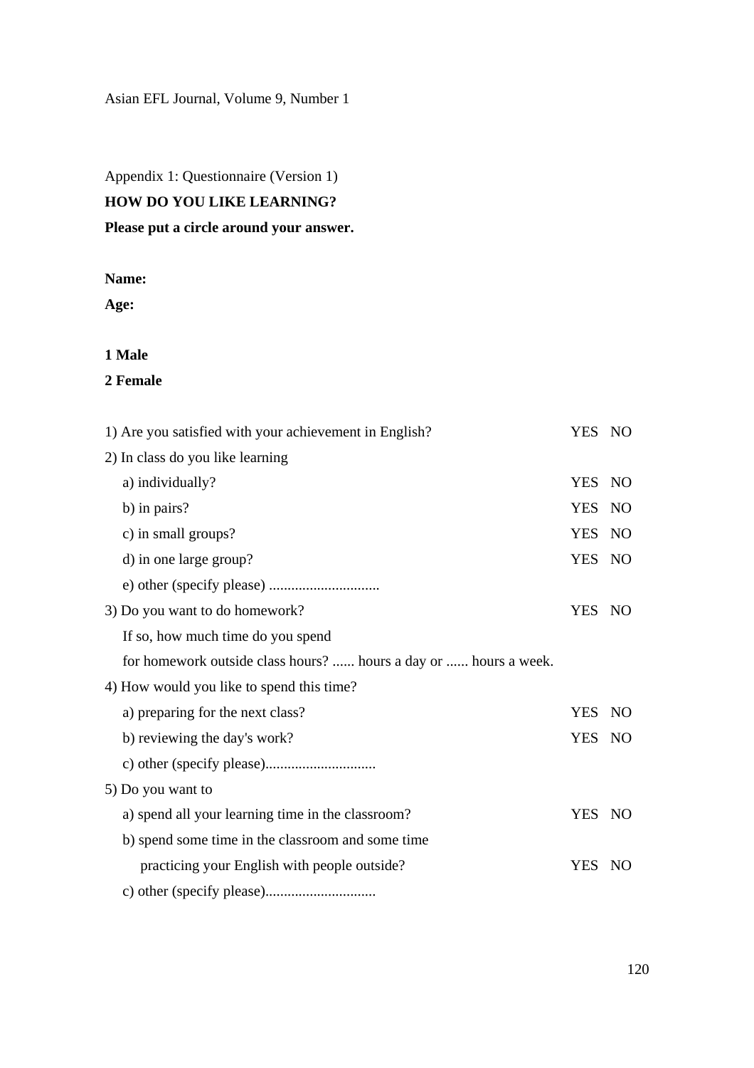Appendix 1: Questionnaire (Version 1)

**HOW DO YOU LIKE LEARNING?**

**Please put a circle around your answer.**

**Name:**

**Age:**

**1 Male**

**2 Female**

1) Are you satisfied with your achievement in English? YES NO

2) In class do you like learning

  a) individually? YES NO

  b) in pairs? YES NO

  c) in small groups? YES NO

  d) in one large group? YES NO

  e) other (specify please) ..............................

3) Do you want to do homework? YES NO

  If so, how much time do you spend

  for homework outside class hours? ...... hours a day or ...... hours a week.

4) How would you like to spend this time?

  a) preparing for the next class? YES NO

  b) reviewing the day's work? YES NO

  c) other (specify please)..............................

5) Do you want to

  a) spend all your learning time in the classroom? YES NO

  b) spend some time in the classroom and some time practicing your English with people outside? YES NO

  c) other (specify please)..............................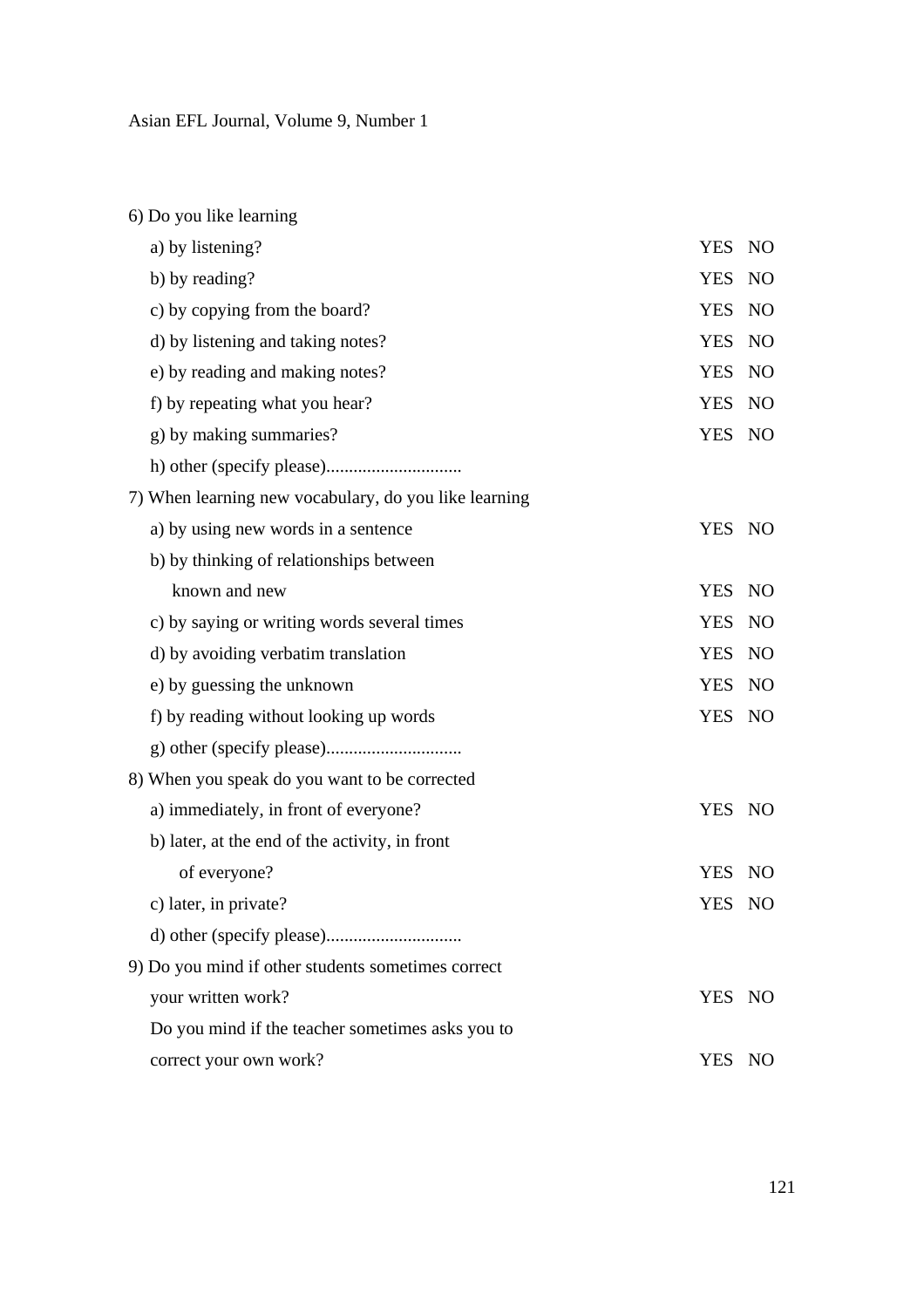6) Do you like learning

a) by listening? YES NO

b) by reading? YES NO

c) by copying from the board? YES NO

d) by listening and taking notes? YES NO

e) by reading and making notes? YES NO

f) by repeating what you hear? YES NO

g) by making summaries? YES NO

h) other (specify please).............................

7) When learning new vocabulary, do you like learning

a) by using new words in a sentence YES NO

b) by thinking of relationships between known and new YES NO

c) by saying or writing words several times YES NO

d) by avoiding verbatim translation YES NO

e) by guessing the unknown YES NO

f) by reading without looking up words YES NO

g) other (specify please).............................

8) When you speak do you want to be corrected

a) immediately, in front of everyone? YES NO

b) later, at the end of the activity, in front of everyone? YES NO

c) later, in private? YES NO

d) other (specify please).............................

9) Do you mind if other students sometimes correct your written work? YES NO

Do you mind if the teacher sometimes asks you to correct your own work? YES NO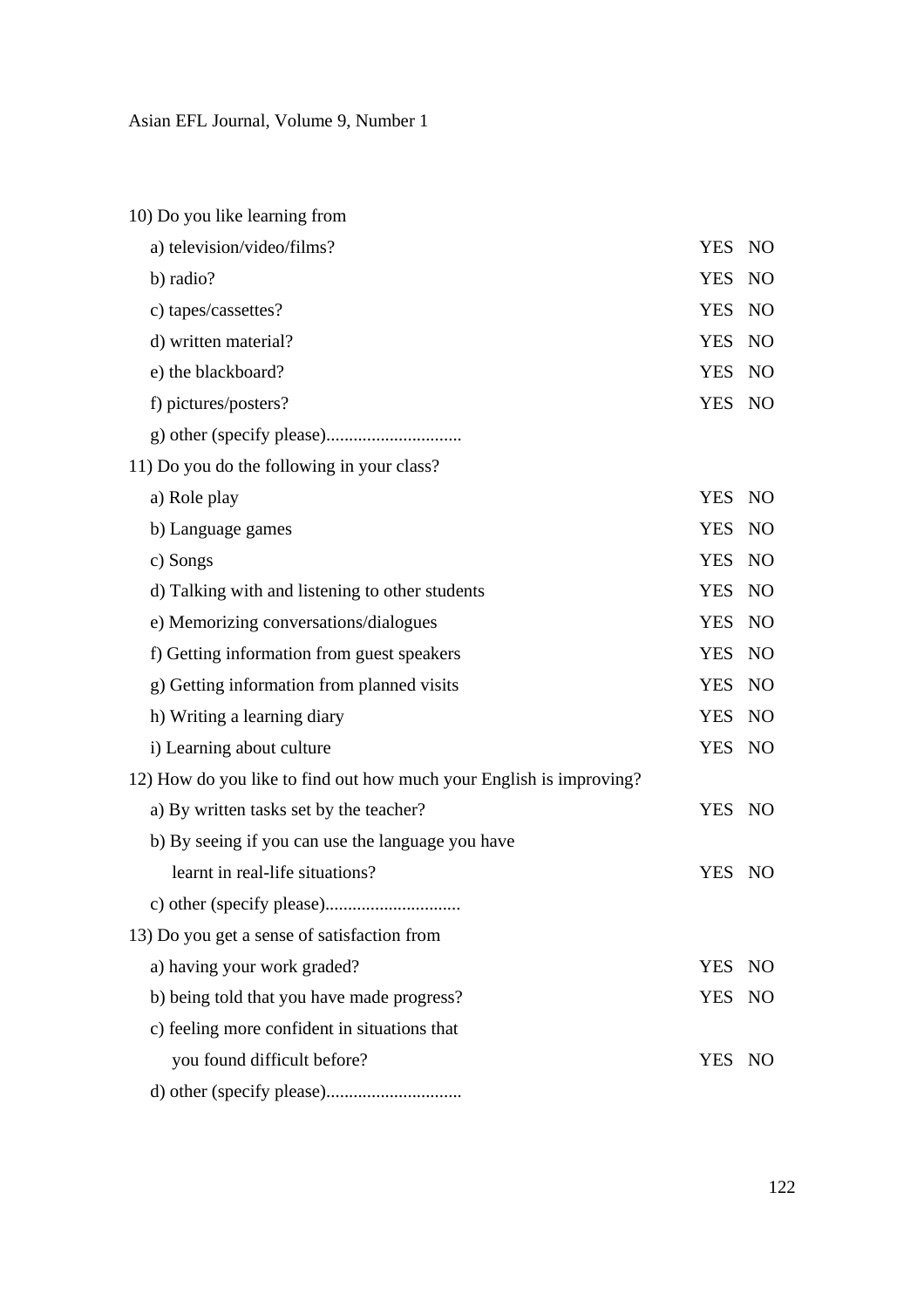10) Do you like learning from

a) television/video/films? YES NO

b) radio? YES NO

c) tapes/cassettes? YES NO

d) written material? YES NO

e) the blackboard? YES NO

f) pictures/posters? YES NO

g) other (specify please).............................

11) Do you do the following in your class?

a) Role play YES NO

b) Language games YES NO

c) Songs YES NO

d) Talking with and listening to other students YES NO

e) Memorizing conversations/dialogues YES NO

f) Getting information from guest speakers YES NO

g) Getting information from planned visits YES NO

h) Writing a learning diary YES NO

i) Learning about culture YES NO

12) How do you like to find out how much your English is improving?

a) By written tasks set by the teacher? YES NO

b) By seeing if you can use the language you have learnt in real-life situations? YES NO

c) other (specify please).............................

13) Do you get a sense of satisfaction from

a) having your work graded? YES NO

b) being told that you have made progress? YES NO

c) feeling more confident in situations that you found difficult before? YES NO

d) other (specify please).............................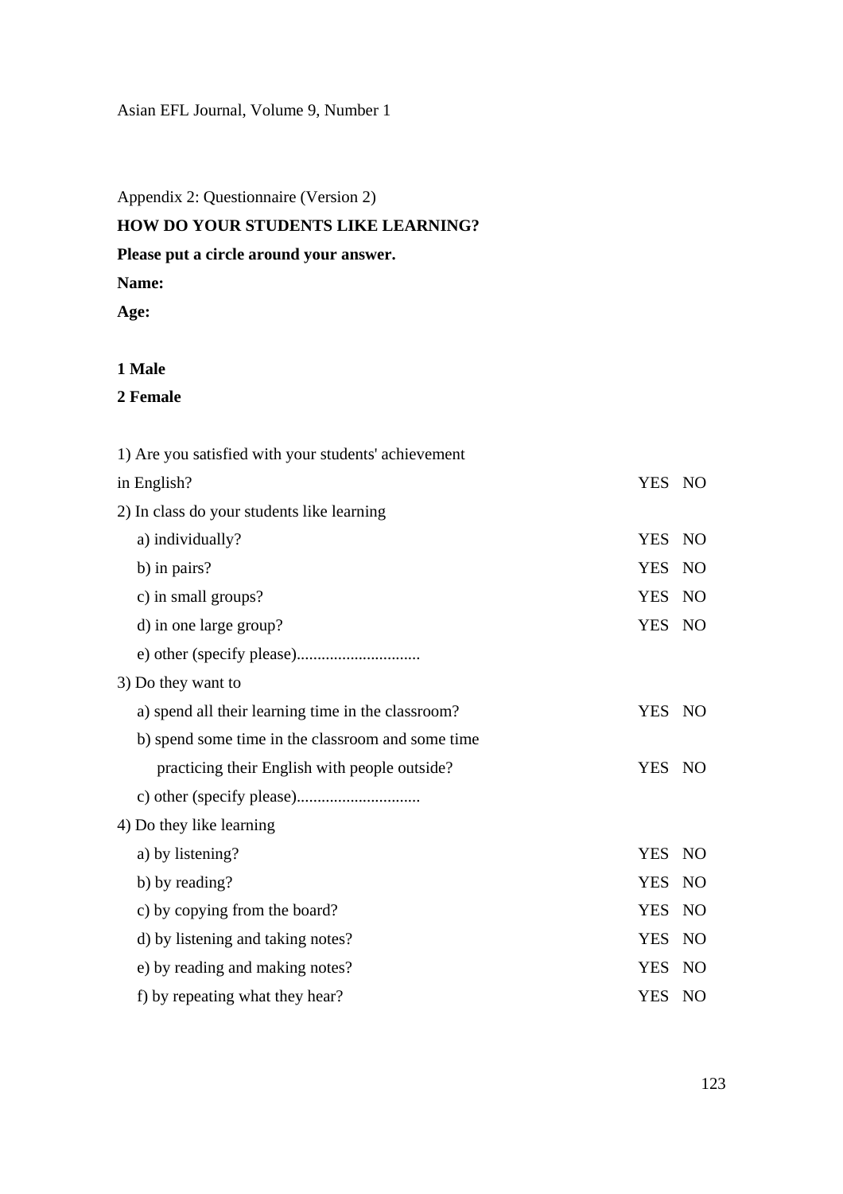Appendix 2: Questionnaire (Version 2)

**HOW DO YOUR STUDENTS LIKE LEARNING?**

**Please put a circle around your answer.**

**Name:**

**Age:**

**1 Male**

**2 Female**

1) Are you satisfied with your students' achievement in English? YES NO

2) In class do your students like learning

- a) individually? YES NO
- b) in pairs? YES NO
- c) in small groups? YES NO
- d) in one large group? YES NO
- e) other (specify please).............................

3) Do they want to

- a) spend all their learning time in the classroom? YES NO
- b) spend some time in the classroom and some time practicing their English with people outside? YES NO
- c) other (specify please).............................

4) Do they like learning

- a) by listening? YES NO
- b) by reading? YES NO
- c) by copying from the board? YES NO
- d) by listening and taking notes? YES NO
- e) by reading and making notes? YES NO
- f) by repeating what they hear? YES NO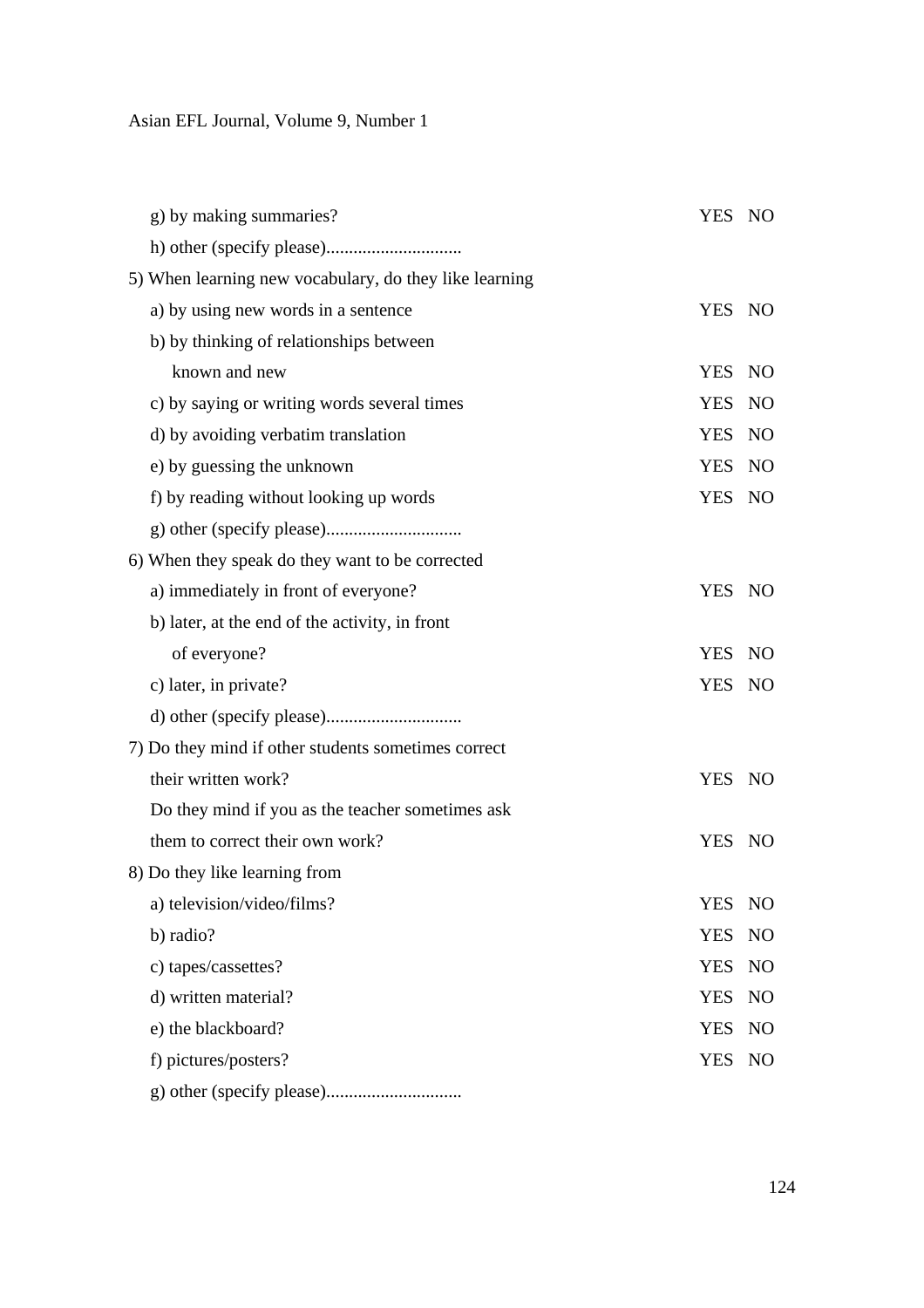g) by making summaries? YES NO

h) other (specify please).............................

5) When learning new vocabulary, do they like learning

a) by using new words in a sentence YES NO

b) by thinking of relationships between known and new YES NO

c) by saying or writing words several times YES NO

d) by avoiding verbatim translation YES NO

e) by guessing the unknown YES NO

f) by reading without looking up words YES NO

g) other (specify please).............................

6) When they speak do they want to be corrected

a) immediately in front of everyone? YES NO

b) later, at the end of the activity, in front of everyone? YES NO

c) later, in private? YES NO

d) other (specify please).............................

7) Do they mind if other students sometimes correct their written work? YES NO

Do they mind if you as the teacher sometimes ask them to correct their own work? YES NO

8) Do they like learning from

a) television/video/films? YES NO

b) radio? YES NO

c) tapes/cassettes? YES NO

d) written material? YES NO

e) the blackboard? YES NO

f) pictures/posters? YES NO

g) other (specify please).............................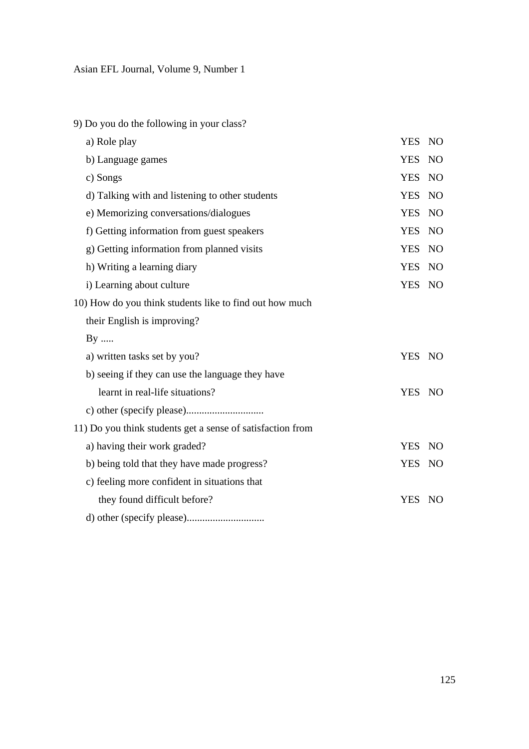9) Do you do the following in your class?

a) Role play YES NO

b) Language games YES NO

c) Songs YES NO

d) Talking with and listening to other students YES NO

e) Memorizing conversations/dialogues YES NO

f) Getting information from guest speakers YES NO

g) Getting information from planned visits YES NO

h) Writing a learning diary YES NO

i) Learning about culture YES NO

10) How do you think students like to find out how much their English is improving?

By .....

a) written tasks set by you? YES NO

b) seeing if they can use the language they have learnt in real-life situations? YES NO

c) other (specify please)..............................

11) Do you think students get a sense of satisfaction from

a) having their work graded? YES NO

b) being told that they have made progress? YES NO

c) feeling more confident in situations that they found difficult before? YES NO

d) other (specify please)..............................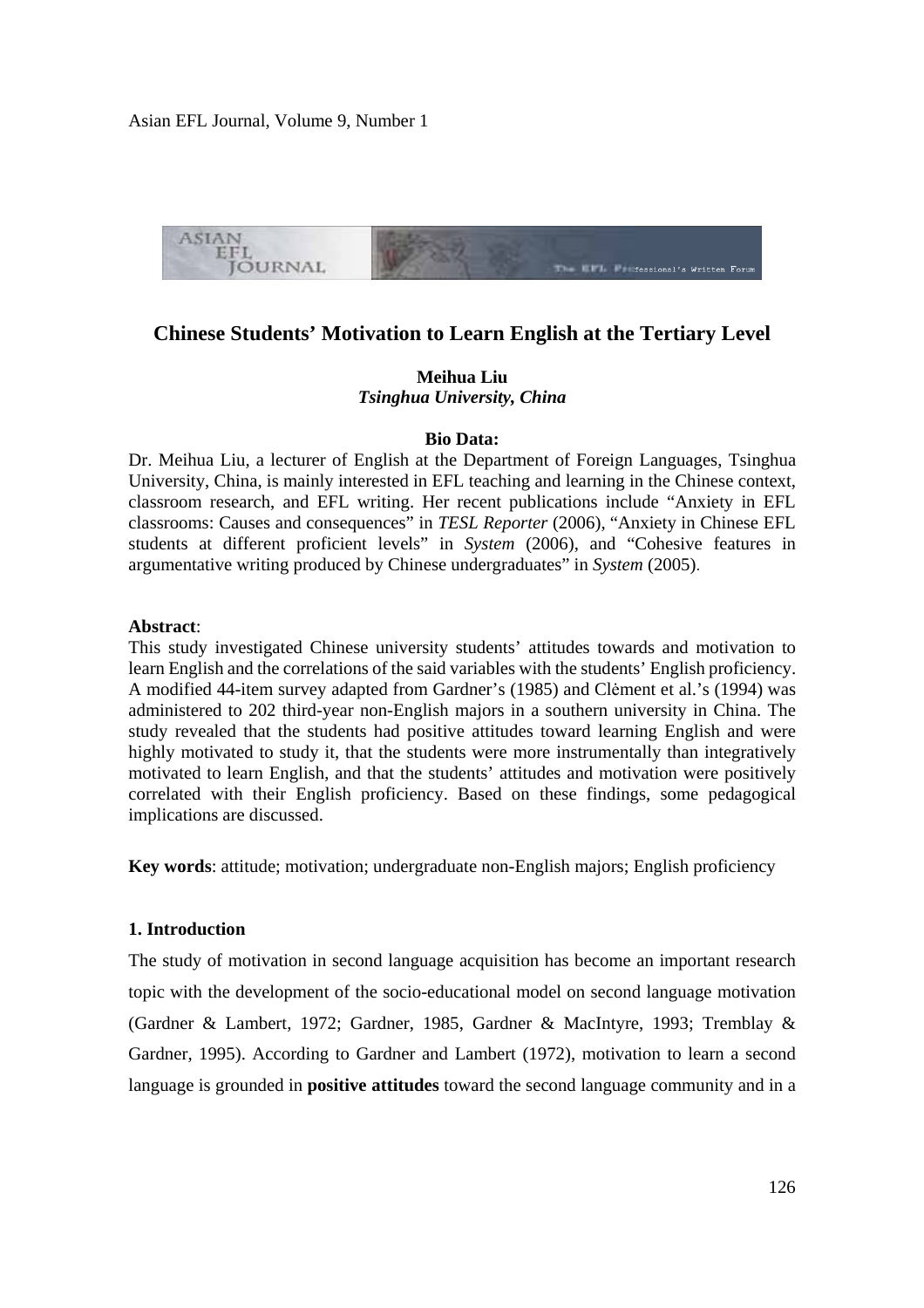# Chinese Students' Motivation to Learn English at the Tertiary Level

**Meihua Liu**
***Tsinghua University, China***

**Bio Data:**

Dr. Meihua Liu, a lecturer of English at the Department of Foreign Languages, Tsinghua University, China, is mainly interested in EFL teaching and learning in the Chinese context, classroom research, and EFL writing. Her recent publications include "Anxiety in EFL classrooms: Causes and consequences" in *TESL Reporter* (2006), "Anxiety in Chinese EFL students at different proficient levels" in *System* (2006), and "Cohesive features in argumentative writing produced by Chinese undergraduates" in *System* (2005).

**Abstract**:

This study investigated Chinese university students' attitudes towards and motivation to learn English and the correlations of the said variables with the students' English proficiency. A modified 44-item survey adapted from Gardner's (1985) and Clėment et al.'s (1994) was administered to 202 third-year non-English majors in a southern university in China. The study revealed that the students had positive attitudes toward learning English and were highly motivated to study it, that the students were more instrumentally than integratively motivated to learn English, and that the students' attitudes and motivation were positively correlated with their English proficiency. Based on these findings, some pedagogical implications are discussed.

**Key words**: attitude; motivation; undergraduate non-English majors; English proficiency

### 1. Introduction

The study of motivation in second language acquisition has become an important research topic with the development of the socio-educational model on second language motivation (Gardner & Lambert, 1972; Gardner, 1985, Gardner & MacIntyre, 1993; Tremblay & Gardner, 1995). According to Gardner and Lambert (1972), motivation to learn a second language is grounded in **positive attitudes** toward the second language community and in a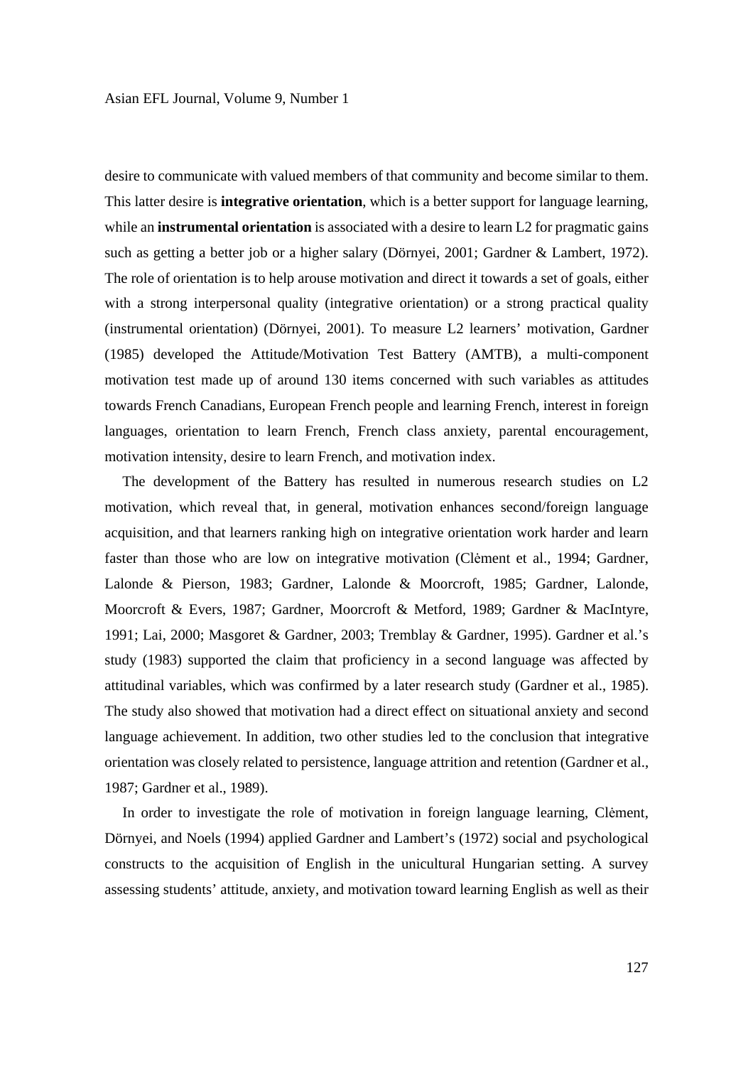desire to communicate with valued members of that community and become similar to them. This latter desire is **integrative orientation**, which is a better support for language learning, while an **instrumental orientation** is associated with a desire to learn L2 for pragmatic gains such as getting a better job or a higher salary (Dörnyei, 2001; Gardner & Lambert, 1972). The role of orientation is to help arouse motivation and direct it towards a set of goals, either with a strong interpersonal quality (integrative orientation) or a strong practical quality (instrumental orientation) (Dörnyei, 2001). To measure L2 learners' motivation, Gardner (1985) developed the Attitude/Motivation Test Battery (AMTB), a multi-component motivation test made up of around 130 items concerned with such variables as attitudes towards French Canadians, European French people and learning French, interest in foreign languages, orientation to learn French, French class anxiety, parental encouragement, motivation intensity, desire to learn French, and motivation index.

The development of the Battery has resulted in numerous research studies on L2 motivation, which reveal that, in general, motivation enhances second/foreign language acquisition, and that learners ranking high on integrative orientation work harder and learn faster than those who are low on integrative motivation (Clėment et al., 1994; Gardner, Lalonde & Pierson, 1983; Gardner, Lalonde & Moorcroft, 1985; Gardner, Lalonde, Moorcroft & Evers, 1987; Gardner, Moorcroft & Metford, 1989; Gardner & MacIntyre, 1991; Lai, 2000; Masgoret & Gardner, 2003; Tremblay & Gardner, 1995). Gardner et al.'s study (1983) supported the claim that proficiency in a second language was affected by attitudinal variables, which was confirmed by a later research study (Gardner et al., 1985). The study also showed that motivation had a direct effect on situational anxiety and second language achievement. In addition, two other studies led to the conclusion that integrative orientation was closely related to persistence, language attrition and retention (Gardner et al., 1987; Gardner et al., 1989).

In order to investigate the role of motivation in foreign language learning, Clėment, Dörnyei, and Noels (1994) applied Gardner and Lambert's (1972) social and psychological constructs to the acquisition of English in the unicultural Hungarian setting. A survey assessing students' attitude, anxiety, and motivation toward learning English as well as their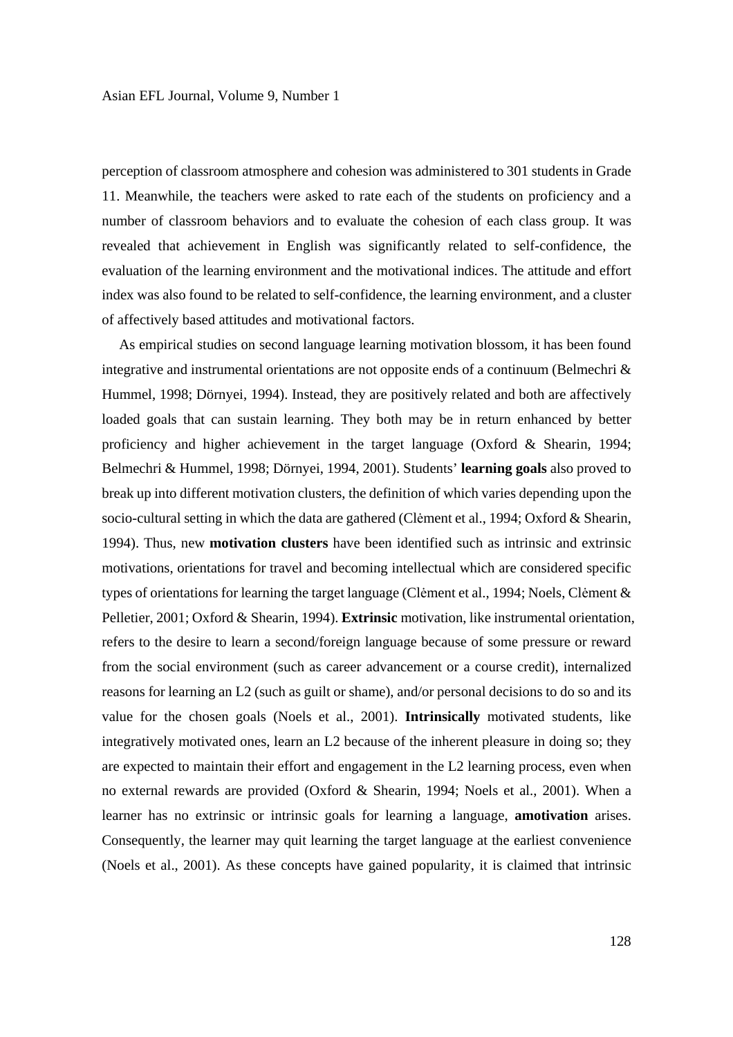perception of classroom atmosphere and cohesion was administered to 301 students in Grade 11. Meanwhile, the teachers were asked to rate each of the students on proficiency and a number of classroom behaviors and to evaluate the cohesion of each class group. It was revealed that achievement in English was significantly related to self-confidence, the evaluation of the learning environment and the motivational indices. The attitude and effort index was also found to be related to self-confidence, the learning environment, and a cluster of affectively based attitudes and motivational factors.

As empirical studies on second language learning motivation blossom, it has been found integrative and instrumental orientations are not opposite ends of a continuum (Belmechri & Hummel, 1998; Dörnyei, 1994). Instead, they are positively related and both are affectively loaded goals that can sustain learning. They both may be in return enhanced by better proficiency and higher achievement in the target language (Oxford & Shearin, 1994; Belmechri & Hummel, 1998; Dörnyei, 1994, 2001). Students' **learning goals** also proved to break up into different motivation clusters, the definition of which varies depending upon the socio-cultural setting in which the data are gathered (Clėment et al., 1994; Oxford & Shearin, 1994). Thus, new **motivation clusters** have been identified such as intrinsic and extrinsic motivations, orientations for travel and becoming intellectual which are considered specific types of orientations for learning the target language (Clėment et al., 1994; Noels, Clėment & Pelletier, 2001; Oxford & Shearin, 1994). **Extrinsic** motivation, like instrumental orientation, refers to the desire to learn a second/foreign language because of some pressure or reward from the social environment (such as career advancement or a course credit), internalized reasons for learning an L2 (such as guilt or shame), and/or personal decisions to do so and its value for the chosen goals (Noels et al., 2001). **Intrinsically** motivated students, like integratively motivated ones, learn an L2 because of the inherent pleasure in doing so; they are expected to maintain their effort and engagement in the L2 learning process, even when no external rewards are provided (Oxford & Shearin, 1994; Noels et al., 2001). When a learner has no extrinsic or intrinsic goals for learning a language, **amotivation** arises. Consequently, the learner may quit learning the target language at the earliest convenience (Noels et al., 2001). As these concepts have gained popularity, it is claimed that intrinsic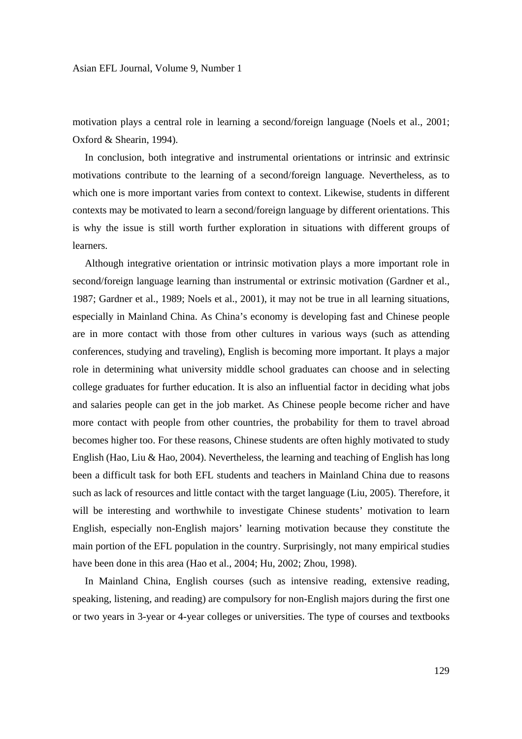motivation plays a central role in learning a second/foreign language (Noels et al., 2001; Oxford & Shearin, 1994).

In conclusion, both integrative and instrumental orientations or intrinsic and extrinsic motivations contribute to the learning of a second/foreign language. Nevertheless, as to which one is more important varies from context to context. Likewise, students in different contexts may be motivated to learn a second/foreign language by different orientations. This is why the issue is still worth further exploration in situations with different groups of learners.

Although integrative orientation or intrinsic motivation plays a more important role in second/foreign language learning than instrumental or extrinsic motivation (Gardner et al., 1987; Gardner et al., 1989; Noels et al., 2001), it may not be true in all learning situations, especially in Mainland China. As China's economy is developing fast and Chinese people are in more contact with those from other cultures in various ways (such as attending conferences, studying and traveling), English is becoming more important. It plays a major role in determining what university middle school graduates can choose and in selecting college graduates for further education. It is also an influential factor in deciding what jobs and salaries people can get in the job market. As Chinese people become richer and have more contact with people from other countries, the probability for them to travel abroad becomes higher too. For these reasons, Chinese students are often highly motivated to study English (Hao, Liu & Hao, 2004). Nevertheless, the learning and teaching of English has long been a difficult task for both EFL students and teachers in Mainland China due to reasons such as lack of resources and little contact with the target language (Liu, 2005). Therefore, it will be interesting and worthwhile to investigate Chinese students' motivation to learn English, especially non-English majors' learning motivation because they constitute the main portion of the EFL population in the country. Surprisingly, not many empirical studies have been done in this area (Hao et al., 2004; Hu, 2002; Zhou, 1998).

In Mainland China, English courses (such as intensive reading, extensive reading, speaking, listening, and reading) are compulsory for non-English majors during the first one or two years in 3-year or 4-year colleges or universities. The type of courses and textbooks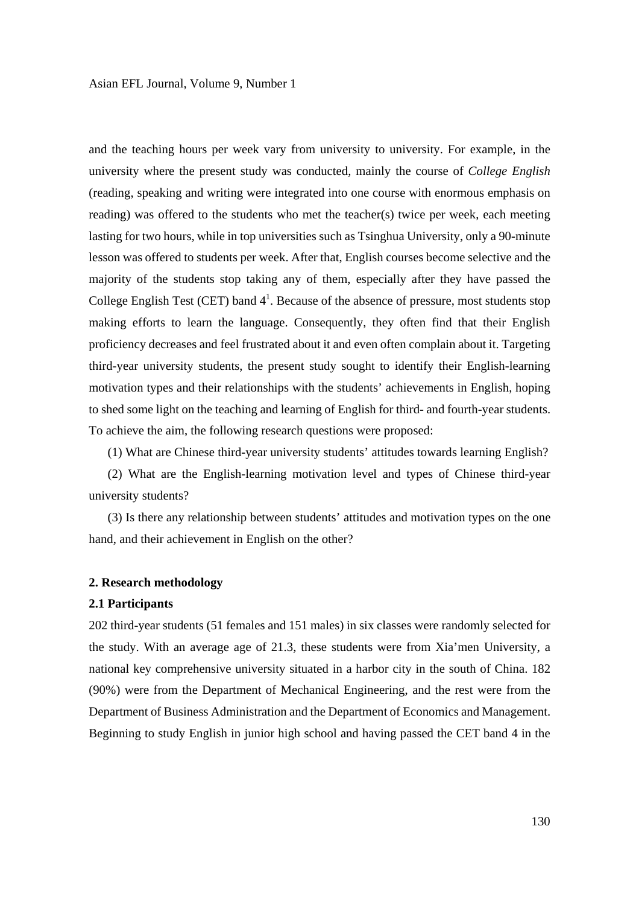and the teaching hours per week vary from university to university. For example, in the university where the present study was conducted, mainly the course of *College English* (reading, speaking and writing were integrated into one course with enormous emphasis on reading) was offered to the students who met the teacher(s) twice per week, each meeting lasting for two hours, while in top universities such as Tsinghua University, only a 90-minute lesson was offered to students per week. After that, English courses become selective and the majority of the students stop taking any of them, especially after they have passed the College English Test (CET) band 4[1]. Because of the absence of pressure, most students stop making efforts to learn the language. Consequently, they often find that their English proficiency decreases and feel frustrated about it and even often complain about it. Targeting third-year university students, the present study sought to identify their English-learning motivation types and their relationships with the students' achievements in English, hoping to shed some light on the teaching and learning of English for third- and fourth-year students. To achieve the aim, the following research questions were proposed:

(1) What are Chinese third-year university students' attitudes towards learning English?

(2) What are the English-learning motivation level and types of Chinese third-year university students?

(3) Is there any relationship between students' attitudes and motivation types on the one hand, and their achievement in English on the other?

## 2. Research methodology

### 2.1 Participants

202 third-year students (51 females and 151 males) in six classes were randomly selected for the study. With an average age of 21.3, these students were from Xia'men University, a national key comprehensive university situated in a harbor city in the south of China. 182 (90%) were from the Department of Mechanical Engineering, and the rest were from the Department of Business Administration and the Department of Economics and Management. Beginning to study English in junior high school and having passed the CET band 4 in the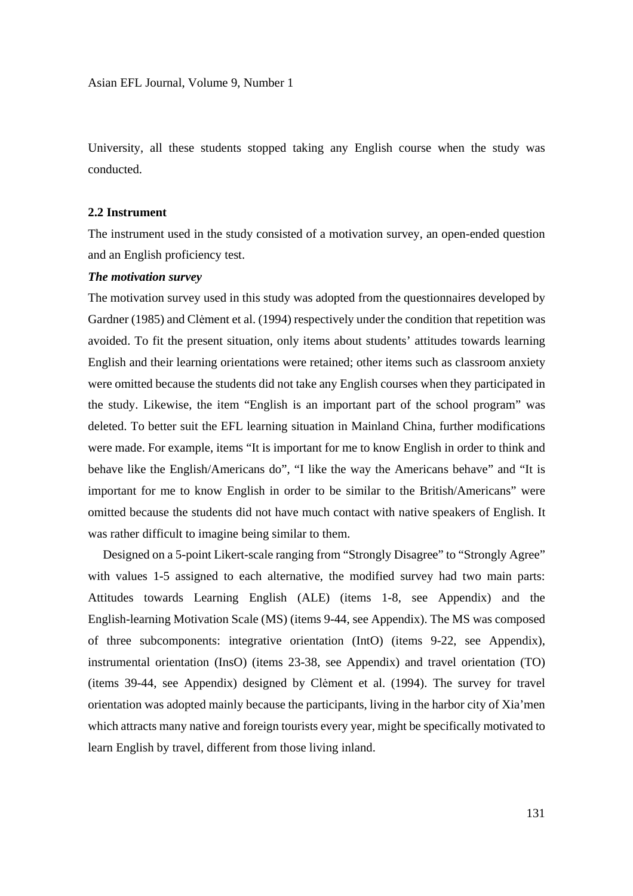University, all these students stopped taking any English course when the study was conducted.

### 2.2 Instrument

The instrument used in the study consisted of a motivation survey, an open-ended question and an English proficiency test.

***The motivation survey***

The motivation survey used in this study was adopted from the questionnaires developed by Gardner (1985) and Clėment et al. (1994) respectively under the condition that repetition was avoided. To fit the present situation, only items about students' attitudes towards learning English and their learning orientations were retained; other items such as classroom anxiety were omitted because the students did not take any English courses when they participated in the study. Likewise, the item "English is an important part of the school program" was deleted. To better suit the EFL learning situation in Mainland China, further modifications were made. For example, items "It is important for me to know English in order to think and behave like the English/Americans do", "I like the way the Americans behave" and "It is important for me to know English in order to be similar to the British/Americans" were omitted because the students did not have much contact with native speakers of English. It was rather difficult to imagine being similar to them.

Designed on a 5-point Likert-scale ranging from "Strongly Disagree" to "Strongly Agree" with values 1-5 assigned to each alternative, the modified survey had two main parts: Attitudes towards Learning English (ALE) (items 1-8, see Appendix) and the English-learning Motivation Scale (MS) (items 9-44, see Appendix). The MS was composed of three subcomponents: integrative orientation (IntO) (items 9-22, see Appendix), instrumental orientation (InsO) (items 23-38, see Appendix) and travel orientation (TO) (items 39-44, see Appendix) designed by Clėment et al. (1994). The survey for travel orientation was adopted mainly because the participants, living in the harbor city of Xia'men which attracts many native and foreign tourists every year, might be specifically motivated to learn English by travel, different from those living inland.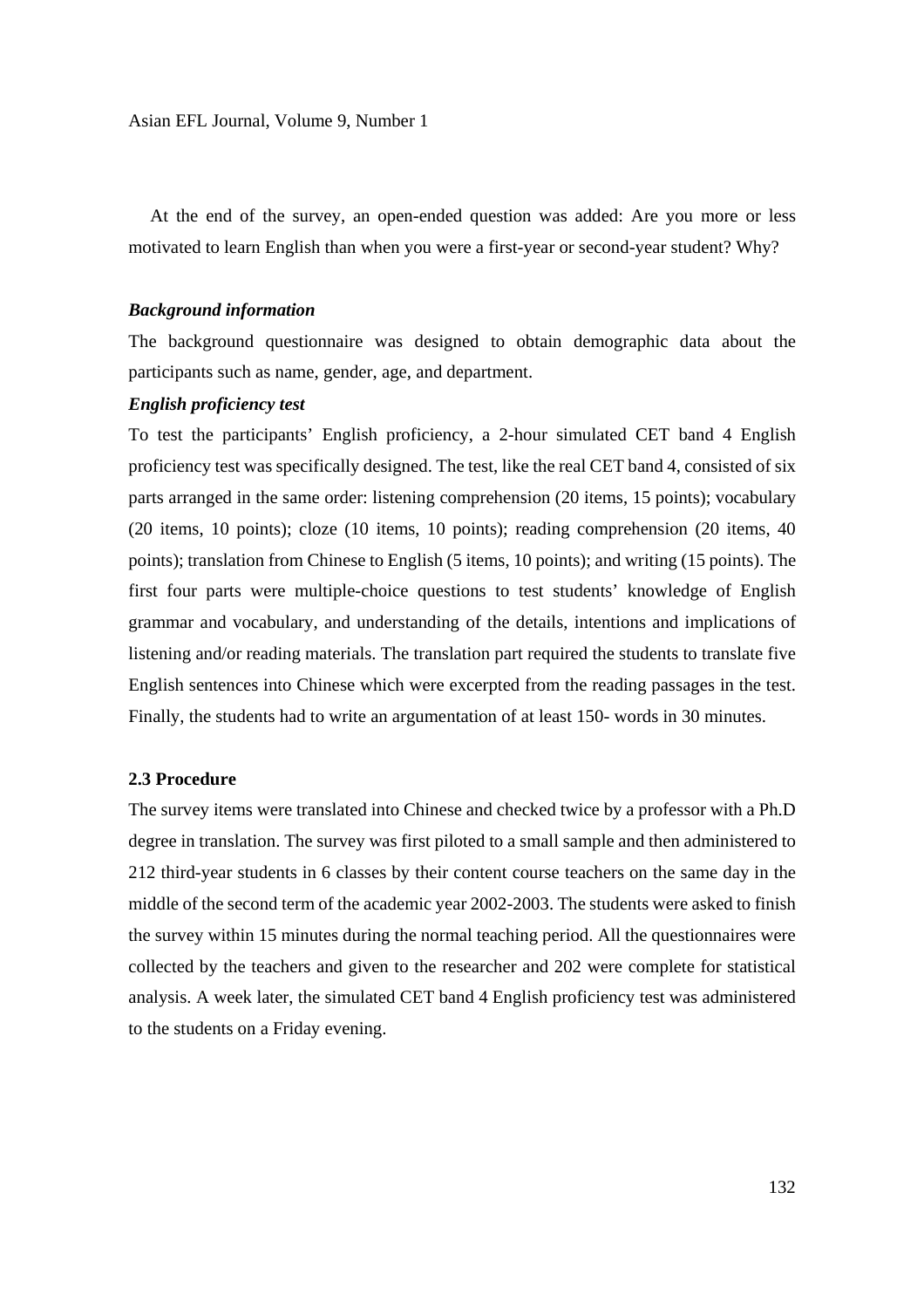At the end of the survey, an open-ended question was added: Are you more or less motivated to learn English than when you were a first-year or second-year student? Why?

***Background information***

The background questionnaire was designed to obtain demographic data about the participants such as name, gender, age, and department.

***English proficiency test***

To test the participants' English proficiency, a 2-hour simulated CET band 4 English proficiency test was specifically designed. The test, like the real CET band 4, consisted of six parts arranged in the same order: listening comprehension (20 items, 15 points); vocabulary (20 items, 10 points); cloze (10 items, 10 points); reading comprehension (20 items, 40 points); translation from Chinese to English (5 items, 10 points); and writing (15 points). The first four parts were multiple-choice questions to test students' knowledge of English grammar and vocabulary, and understanding of the details, intentions and implications of listening and/or reading materials. The translation part required the students to translate five English sentences into Chinese which were excerpted from the reading passages in the test. Finally, the students had to write an argumentation of at least 150- words in 30 minutes.

### 2.3 Procedure

The survey items were translated into Chinese and checked twice by a professor with a Ph.D degree in translation. The survey was first piloted to a small sample and then administered to 212 third-year students in 6 classes by their content course teachers on the same day in the middle of the second term of the academic year 2002-2003. The students were asked to finish the survey within 15 minutes during the normal teaching period. All the questionnaires were collected by the teachers and given to the researcher and 202 were complete for statistical analysis. A week later, the simulated CET band 4 English proficiency test was administered to the students on a Friday evening.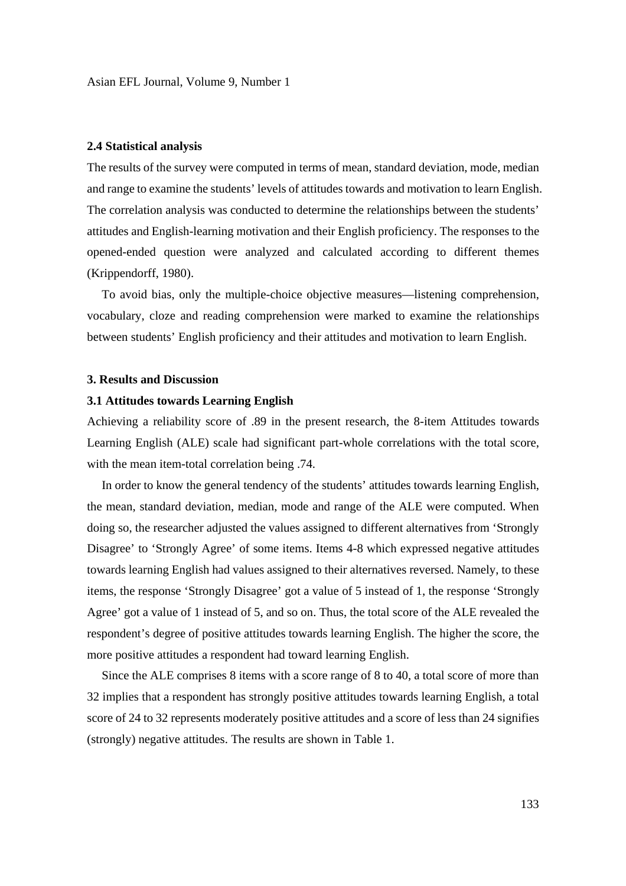### 2.4 Statistical analysis

The results of the survey were computed in terms of mean, standard deviation, mode, median and range to examine the students' levels of attitudes towards and motivation to learn English. The correlation analysis was conducted to determine the relationships between the students' attitudes and English-learning motivation and their English proficiency. The responses to the opened-ended question were analyzed and calculated according to different themes (Krippendorff, 1980).

To avoid bias, only the multiple-choice objective measures—listening comprehension, vocabulary, cloze and reading comprehension were marked to examine the relationships between students' English proficiency and their attitudes and motivation to learn English.

## 3. Results and Discussion

### 3.1 Attitudes towards Learning English

Achieving a reliability score of .89 in the present research, the 8-item Attitudes towards Learning English (ALE) scale had significant part-whole correlations with the total score, with the mean item-total correlation being .74.

In order to know the general tendency of the students' attitudes towards learning English, the mean, standard deviation, median, mode and range of the ALE were computed. When doing so, the researcher adjusted the values assigned to different alternatives from 'Strongly Disagree' to 'Strongly Agree' of some items. Items 4-8 which expressed negative attitudes towards learning English had values assigned to their alternatives reversed. Namely, to these items, the response 'Strongly Disagree' got a value of 5 instead of 1, the response 'Strongly Agree' got a value of 1 instead of 5, and so on. Thus, the total score of the ALE revealed the respondent's degree of positive attitudes towards learning English. The higher the score, the more positive attitudes a respondent had toward learning English.

Since the ALE comprises 8 items with a score range of 8 to 40, a total score of more than 32 implies that a respondent has strongly positive attitudes towards learning English, a total score of 24 to 32 represents moderately positive attitudes and a score of less than 24 signifies (strongly) negative attitudes. The results are shown in Table 1.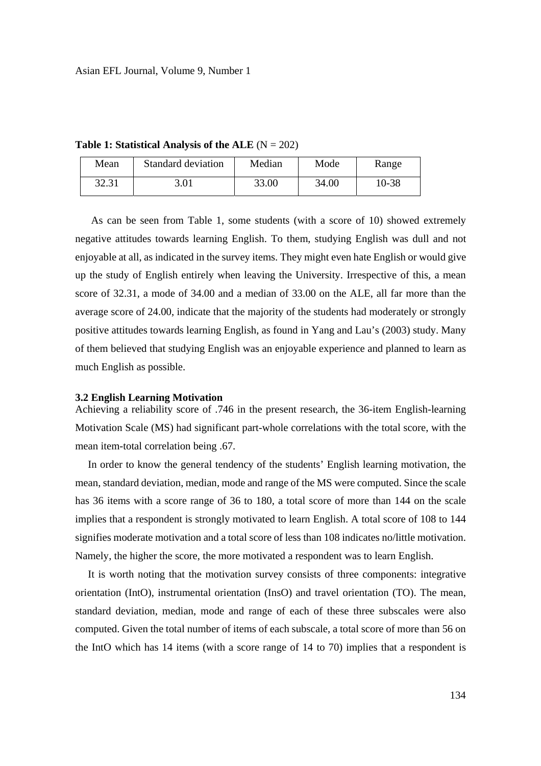**Table 1: Statistical Analysis of the ALE** (N = 202)

| Mean | Standard deviation | Median | Mode | Range |
|---|---|---|---|---|
| 32.31 | 3.01 | 33.00 | 34.00 | 10-38 |

As can be seen from Table 1, some students (with a score of 10) showed extremely negative attitudes towards learning English. To them, studying English was dull and not enjoyable at all, as indicated in the survey items. They might even hate English or would give up the study of English entirely when leaving the University. Irrespective of this, a mean score of 32.31, a mode of 34.00 and a median of 33.00 on the ALE, all far more than the average score of 24.00, indicate that the majority of the students had moderately or strongly positive attitudes towards learning English, as found in Yang and Lau's (2003) study. Many of them believed that studying English was an enjoyable experience and planned to learn as much English as possible.

### 3.2 English Learning Motivation

Achieving a reliability score of .746 in the present research, the 36-item English-learning Motivation Scale (MS) had significant part-whole correlations with the total score, with the mean item-total correlation being .67.

In order to know the general tendency of the students' English learning motivation, the mean, standard deviation, median, mode and range of the MS were computed. Since the scale has 36 items with a score range of 36 to 180, a total score of more than 144 on the scale implies that a respondent is strongly motivated to learn English. A total score of 108 to 144 signifies moderate motivation and a total score of less than 108 indicates no/little motivation. Namely, the higher the score, the more motivated a respondent was to learn English.

It is worth noting that the motivation survey consists of three components: integrative orientation (IntO), instrumental orientation (InsO) and travel orientation (TO). The mean, standard deviation, median, mode and range of each of these three subscales were also computed. Given the total number of items of each subscale, a total score of more than 56 on the IntO which has 14 items (with a score range of 14 to 70) implies that a respondent is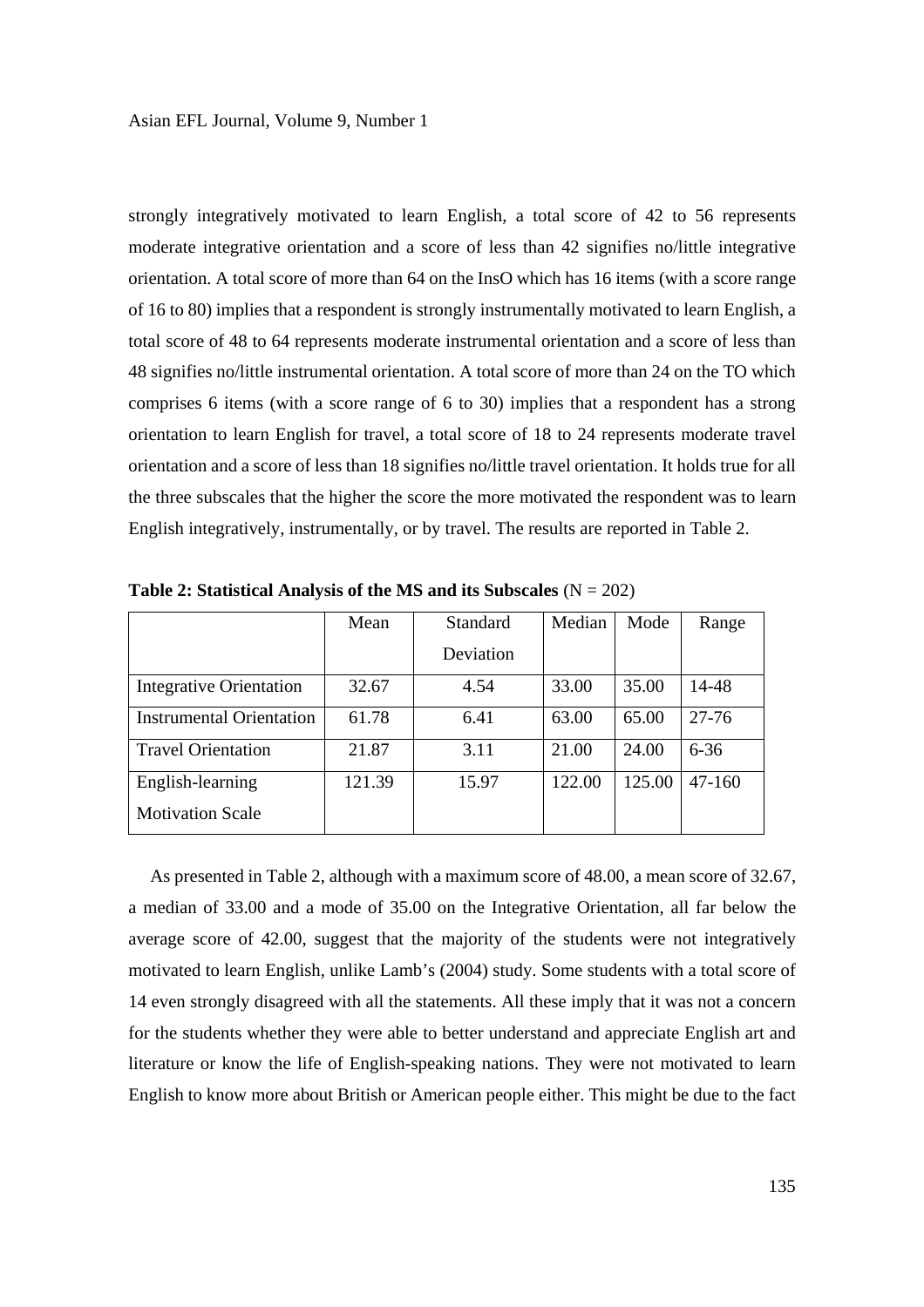strongly integratively motivated to learn English, a total score of 42 to 56 represents moderate integrative orientation and a score of less than 42 signifies no/little integrative orientation. A total score of more than 64 on the InsO which has 16 items (with a score range of 16 to 80) implies that a respondent is strongly instrumentally motivated to learn English, a total score of 48 to 64 represents moderate instrumental orientation and a score of less than 48 signifies no/little instrumental orientation. A total score of more than 24 on the TO which comprises 6 items (with a score range of 6 to 30) implies that a respondent has a strong orientation to learn English for travel, a total score of 18 to 24 represents moderate travel orientation and a score of less than 18 signifies no/little travel orientation. It holds true for all the three subscales that the higher the score the more motivated the respondent was to learn English integratively, instrumentally, or by travel. The results are reported in Table 2.

**Table 2: Statistical Analysis of the MS and its Subscales** (N = 202)

| | Mean | Standard Deviation | Median | Mode | Range |
|---|---|---|---|---|---|
| Integrative Orientation | 32.67 | 4.54 | 33.00 | 35.00 | 14-48 |
| Instrumental Orientation | 61.78 | 6.41 | 63.00 | 65.00 | 27-76 |
| Travel Orientation | 21.87 | 3.11 | 21.00 | 24.00 | 6-36 |
| English-learning Motivation Scale | 121.39 | 15.97 | 122.00 | 125.00 | 47-160 |

As presented in Table 2, although with a maximum score of 48.00, a mean score of 32.67, a median of 33.00 and a mode of 35.00 on the Integrative Orientation, all far below the average score of 42.00, suggest that the majority of the students were not integratively motivated to learn English, unlike Lamb's (2004) study. Some students with a total score of 14 even strongly disagreed with all the statements. All these imply that it was not a concern for the students whether they were able to better understand and appreciate English art and literature or know the life of English-speaking nations. They were not motivated to learn English to know more about British or American people either. This might be due to the fact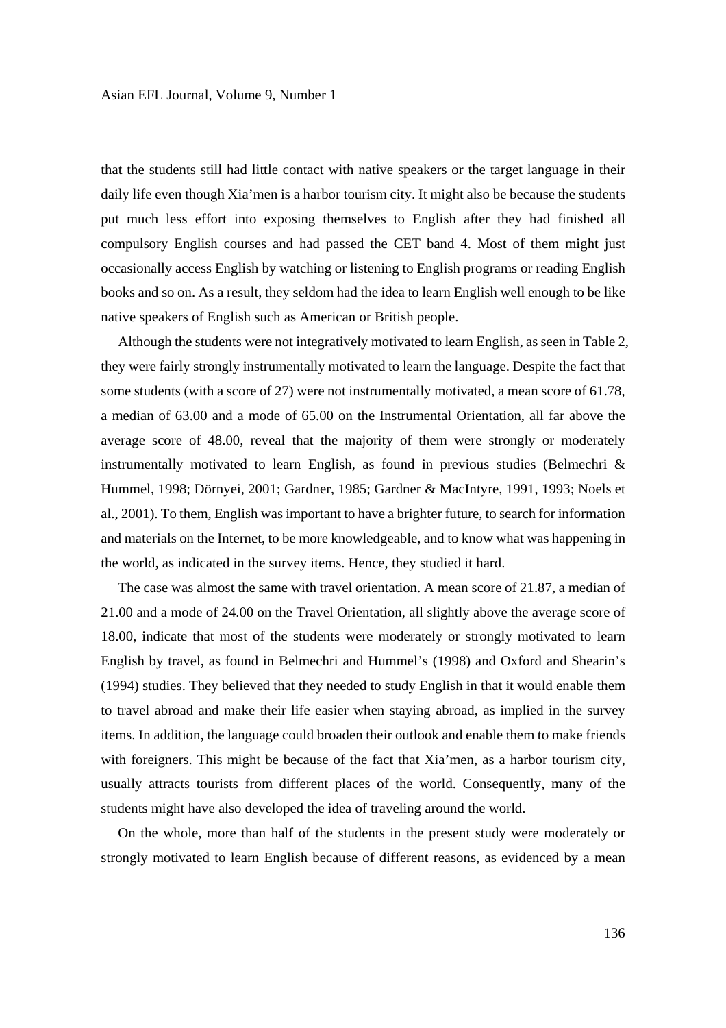that the students still had little contact with native speakers or the target language in their daily life even though Xia'men is a harbor tourism city. It might also be because the students put much less effort into exposing themselves to English after they had finished all compulsory English courses and had passed the CET band 4. Most of them might just occasionally access English by watching or listening to English programs or reading English books and so on. As a result, they seldom had the idea to learn English well enough to be like native speakers of English such as American or British people.

Although the students were not integratively motivated to learn English, as seen in Table 2, they were fairly strongly instrumentally motivated to learn the language. Despite the fact that some students (with a score of 27) were not instrumentally motivated, a mean score of 61.78, a median of 63.00 and a mode of 65.00 on the Instrumental Orientation, all far above the average score of 48.00, reveal that the majority of them were strongly or moderately instrumentally motivated to learn English, as found in previous studies (Belmechri & Hummel, 1998; Dörnyei, 2001; Gardner, 1985; Gardner & MacIntyre, 1991, 1993; Noels et al., 2001). To them, English was important to have a brighter future, to search for information and materials on the Internet, to be more knowledgeable, and to know what was happening in the world, as indicated in the survey items. Hence, they studied it hard.

The case was almost the same with travel orientation. A mean score of 21.87, a median of 21.00 and a mode of 24.00 on the Travel Orientation, all slightly above the average score of 18.00, indicate that most of the students were moderately or strongly motivated to learn English by travel, as found in Belmechri and Hummel's (1998) and Oxford and Shearin's (1994) studies. They believed that they needed to study English in that it would enable them to travel abroad and make their life easier when staying abroad, as implied in the survey items. In addition, the language could broaden their outlook and enable them to make friends with foreigners. This might be because of the fact that Xia'men, as a harbor tourism city, usually attracts tourists from different places of the world. Consequently, many of the students might have also developed the idea of traveling around the world.

On the whole, more than half of the students in the present study were moderately or strongly motivated to learn English because of different reasons, as evidenced by a mean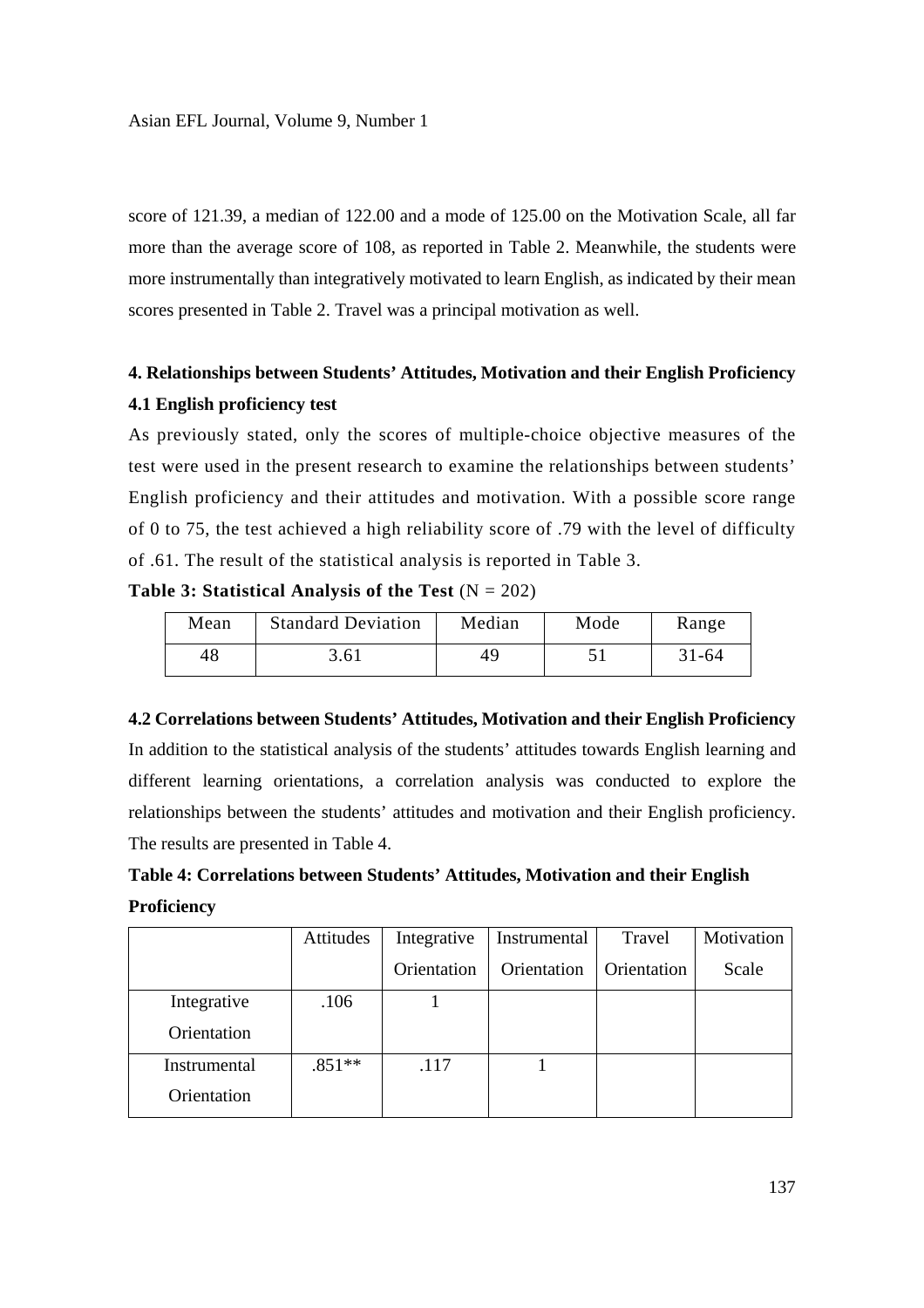score of 121.39, a median of 122.00 and a mode of 125.00 on the Motivation Scale, all far more than the average score of 108, as reported in Table 2. Meanwhile, the students were more instrumentally than integratively motivated to learn English, as indicated by their mean scores presented in Table 2. Travel was a principal motivation as well.

## 4. Relationships between Students' Attitudes, Motivation and their English Proficiency

### 4.1 English proficiency test

As previously stated, only the scores of multiple-choice objective measures of the test were used in the present research to examine the relationships between students' English proficiency and their attitudes and motivation. With a possible score range of 0 to 75, the test achieved a high reliability score of .79 with the level of difficulty of .61. The result of the statistical analysis is reported in Table 3.

**Table 3: Statistical Analysis of the Test** (N = 202)

| Mean | Standard Deviation | Median | Mode | Range |
|---|---|---|---|---|
| 48 | 3.61 | 49 | 51 | 31-64 |

### 4.2 Correlations between Students' Attitudes, Motivation and their English Proficiency

In addition to the statistical analysis of the students' attitudes towards English learning and different learning orientations, a correlation analysis was conducted to explore the relationships between the students' attitudes and motivation and their English proficiency. The results are presented in Table 4.

**Table 4: Correlations between Students' Attitudes, Motivation and their English Proficiency**

| | Attitudes | Integrative Orientation | Instrumental Orientation | Travel Orientation | Motivation Scale |
|---|---|---|---|---|---|
| Integrative Orientation | .106 | 1 | | | |
| Instrumental Orientation | .851** | .117 | 1 | | |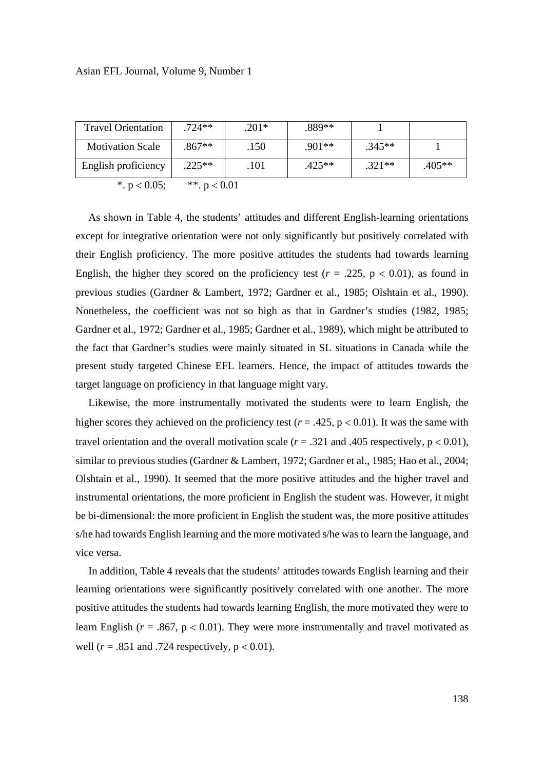| Travel Orientation | .724** | .201* | .889** | 1 | |
|---|---|---|---|---|---|
| Motivation Scale | .867** | .150 | .901** | .345** | 1 |
| English proficiency | .225** | .101 | .425** | .321** | .405** |

*. $p < 0.05$;  **. $p < 0.01$

As shown in Table 4, the students' attitudes and different English-learning orientations except for integrative orientation were not only significantly but positively correlated with their English proficiency. The more positive attitudes the students had towards learning English, the higher they scored on the proficiency test ($r$ = .225, $p < 0.01$), as found in previous studies (Gardner & Lambert, 1972; Gardner et al., 1985; Olshtain et al., 1990). Nonetheless, the coefficient was not so high as that in Gardner's studies (1982, 1985; Gardner et al., 1972; Gardner et al., 1985; Gardner et al., 1989), which might be attributed to the fact that Gardner's studies were mainly situated in SL situations in Canada while the present study targeted Chinese EFL learners. Hence, the impact of attitudes towards the target language on proficiency in that language might vary.

Likewise, the more instrumentally motivated the students were to learn English, the higher scores they achieved on the proficiency test ($r$ = .425, $p < 0.01$). It was the same with travel orientation and the overall motivation scale ($r$ = .321 and .405 respectively, $p < 0.01$), similar to previous studies (Gardner & Lambert, 1972; Gardner et al., 1985; Hao et al., 2004; Olshtain et al., 1990). It seemed that the more positive attitudes and the higher travel and instrumental orientations, the more proficient in English the student was. However, it might be bi-dimensional: the more proficient in English the student was, the more positive attitudes s/he had towards English learning and the more motivated s/he was to learn the language, and vice versa.

In addition, Table 4 reveals that the students' attitudes towards English learning and their learning orientations were significantly positively correlated with one another. The more positive attitudes the students had towards learning English, the more motivated they were to learn English ($r$ = .867, $p < 0.01$). They were more instrumentally and travel motivated as well ($r$ = .851 and .724 respectively, $p < 0.01$).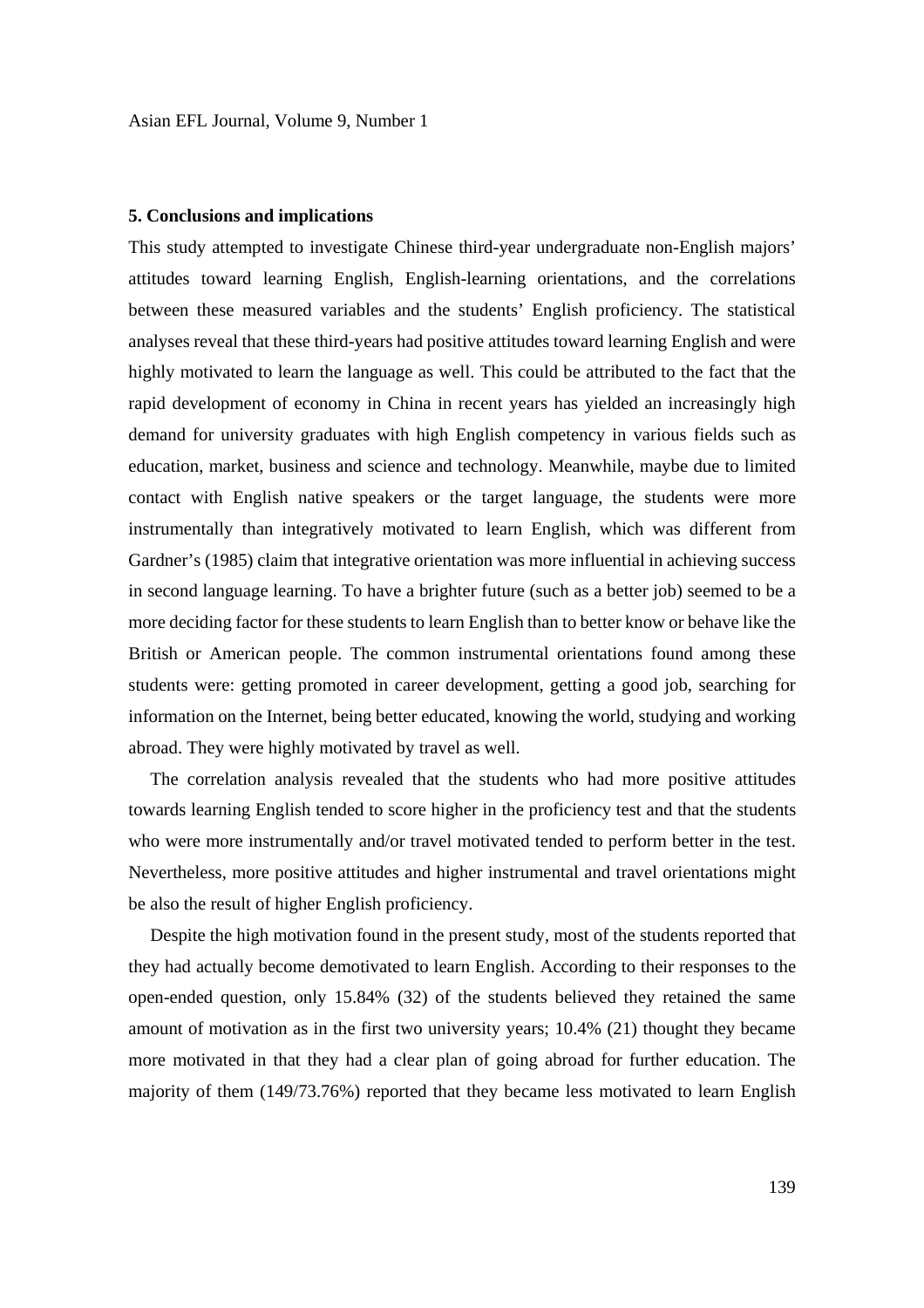## 5. Conclusions and implications

This study attempted to investigate Chinese third-year undergraduate non-English majors' attitudes toward learning English, English-learning orientations, and the correlations between these measured variables and the students' English proficiency. The statistical analyses reveal that these third-years had positive attitudes toward learning English and were highly motivated to learn the language as well. This could be attributed to the fact that the rapid development of economy in China in recent years has yielded an increasingly high demand for university graduates with high English competency in various fields such as education, market, business and science and technology. Meanwhile, maybe due to limited contact with English native speakers or the target language, the students were more instrumentally than integratively motivated to learn English, which was different from Gardner's (1985) claim that integrative orientation was more influential in achieving success in second language learning. To have a brighter future (such as a better job) seemed to be a more deciding factor for these students to learn English than to better know or behave like the British or American people. The common instrumental orientations found among these students were: getting promoted in career development, getting a good job, searching for information on the Internet, being better educated, knowing the world, studying and working abroad. They were highly motivated by travel as well.

The correlation analysis revealed that the students who had more positive attitudes towards learning English tended to score higher in the proficiency test and that the students who were more instrumentally and/or travel motivated tended to perform better in the test. Nevertheless, more positive attitudes and higher instrumental and travel orientations might be also the result of higher English proficiency.

Despite the high motivation found in the present study, most of the students reported that they had actually become demotivated to learn English. According to their responses to the open-ended question, only 15.84% (32) of the students believed they retained the same amount of motivation as in the first two university years; 10.4% (21) thought they became more motivated in that they had a clear plan of going abroad for further education. The majority of them (149/73.76%) reported that they became less motivated to learn English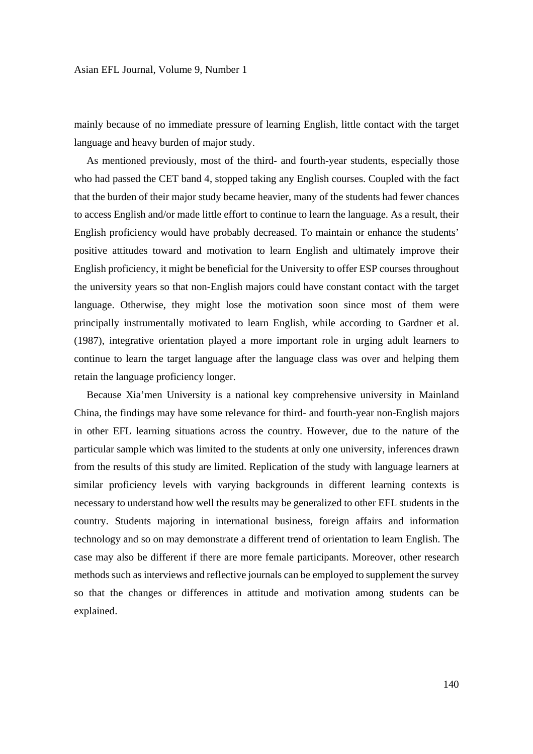mainly because of no immediate pressure of learning English, little contact with the target language and heavy burden of major study.

As mentioned previously, most of the third- and fourth-year students, especially those who had passed the CET band 4, stopped taking any English courses. Coupled with the fact that the burden of their major study became heavier, many of the students had fewer chances to access English and/or made little effort to continue to learn the language. As a result, their English proficiency would have probably decreased. To maintain or enhance the students' positive attitudes toward and motivation to learn English and ultimately improve their English proficiency, it might be beneficial for the University to offer ESP courses throughout the university years so that non-English majors could have constant contact with the target language. Otherwise, they might lose the motivation soon since most of them were principally instrumentally motivated to learn English, while according to Gardner et al. (1987), integrative orientation played a more important role in urging adult learners to continue to learn the target language after the language class was over and helping them retain the language proficiency longer.

Because Xia'men University is a national key comprehensive university in Mainland China, the findings may have some relevance for third- and fourth-year non-English majors in other EFL learning situations across the country. However, due to the nature of the particular sample which was limited to the students at only one university, inferences drawn from the results of this study are limited. Replication of the study with language learners at similar proficiency levels with varying backgrounds in different learning contexts is necessary to understand how well the results may be generalized to other EFL students in the country. Students majoring in international business, foreign affairs and information technology and so on may demonstrate a different trend of orientation to learn English. The case may also be different if there are more female participants. Moreover, other research methods such as interviews and reflective journals can be employed to supplement the survey so that the changes or differences in attitude and motivation among students can be explained.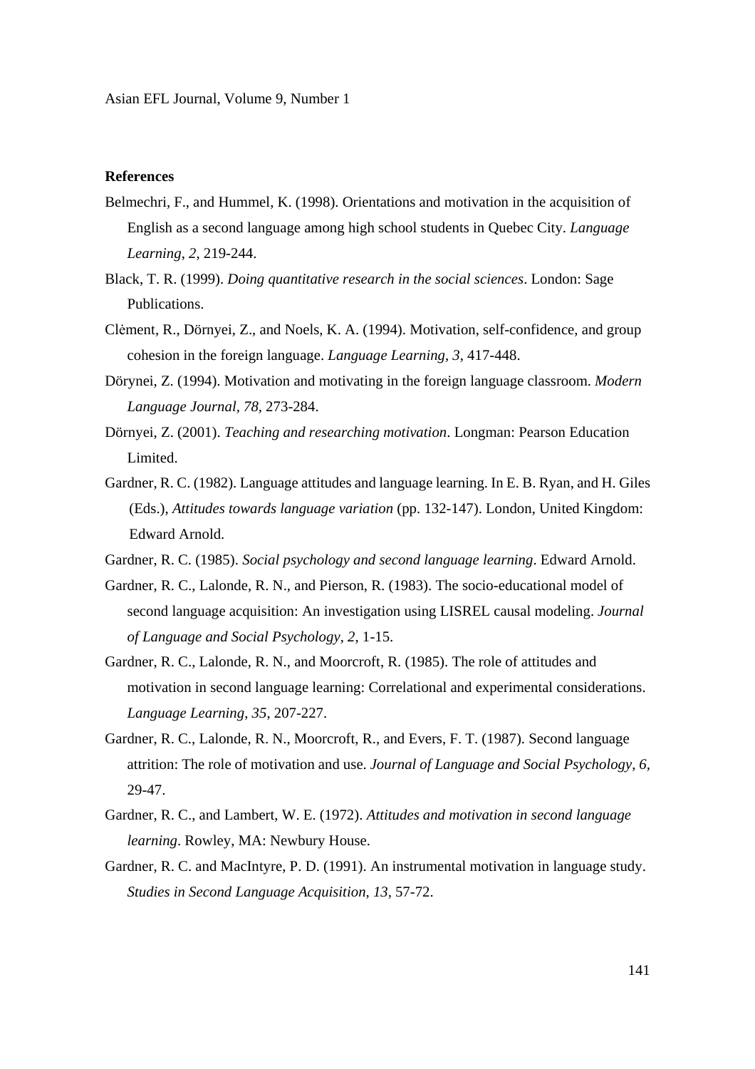**References**

Belmechri, F., and Hummel, K. (1998). Orientations and motivation in the acquisition of English as a second language among high school students in Quebec City. *Language Learning*, *2*, 219-244.

Black, T. R. (1999). *Doing quantitative research in the social sciences*. London: Sage Publications.

Clėment, R., Dörnyei, Z., and Noels, K. A. (1994). Motivation, self-confidence, and group cohesion in the foreign language. *Language Learning*, *3*, 417-448.

Dörynei, Z. (1994). Motivation and motivating in the foreign language classroom. *Modern Language Journal, 78*, 273-284.

Dörnyei, Z. (2001). *Teaching and researching motivation*. Longman: Pearson Education Limited.

Gardner, R. C. (1982). Language attitudes and language learning. In E. B. Ryan, and H. Giles (Eds.), *Attitudes towards language variation* (pp. 132-147). London, United Kingdom: Edward Arnold.

Gardner, R. C. (1985). *Social psychology and second language learning*. Edward Arnold.

Gardner, R. C., Lalonde, R. N., and Pierson, R. (1983). The socio-educational model of second language acquisition: An investigation using LISREL causal modeling. *Journal of Language and Social Psychology*, *2*, 1-15.

Gardner, R. C., Lalonde, R. N., and Moorcroft, R. (1985). The role of attitudes and motivation in second language learning: Correlational and experimental considerations. *Language Learning*, *35*, 207-227.

Gardner, R. C., Lalonde, R. N., Moorcroft, R., and Evers, F. T. (1987). Second language attrition: The role of motivation and use. *Journal of Language and Social Psychology*, *6*, 29-47.

Gardner, R. C., and Lambert, W. E. (1972). *Attitudes and motivation in second language learning*. Rowley, MA: Newbury House.

Gardner, R. C. and MacIntyre, P. D. (1991). An instrumental motivation in language study. *Studies in Second Language Acquisition, 13*, 57-72.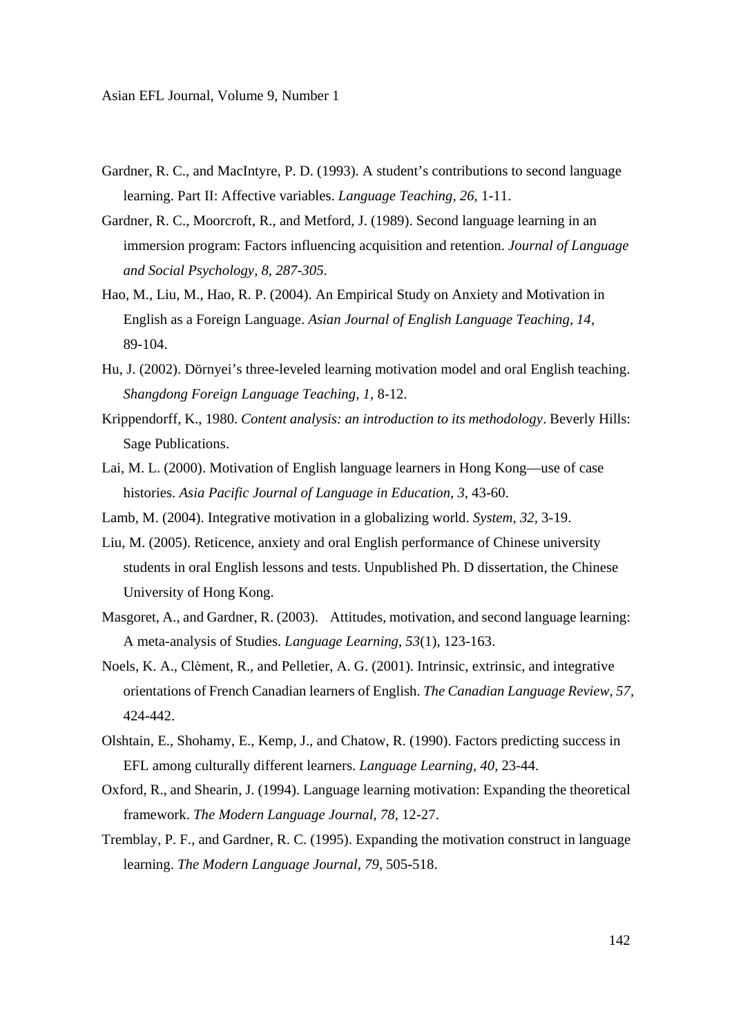Gardner, R. C., and MacIntyre, P. D. (1993). A student's contributions to second language learning. Part II: Affective variables. *Language Teaching, 26*, 1-11.

Gardner, R. C., Moorcroft, R., and Metford, J. (1989). Second language learning in an immersion program: Factors influencing acquisition and retention. *Journal of Language and Social Psychology, 8, 287-305*.

Hao, M., Liu, M., Hao, R. P. (2004). An Empirical Study on Anxiety and Motivation in English as a Foreign Language. *Asian Journal of English Language Teaching, 14*, 89-104.

Hu, J. (2002). Dörnyei's three-leveled learning motivation model and oral English teaching. *Shangdong Foreign Language Teaching, 1,* 8-12.

Krippendorff, K., 1980. *Content analysis: an introduction to its methodology*. Beverly Hills: Sage Publications.

Lai, M. L. (2000). Motivation of English language learners in Hong Kong—use of case histories. *Asia Pacific Journal of Language in Education, 3,* 43-60.

Lamb, M. (2004). Integrative motivation in a globalizing world. *System, 32,* 3-19.

Liu, M. (2005). Reticence, anxiety and oral English performance of Chinese university students in oral English lessons and tests. Unpublished Ph. D dissertation, the Chinese University of Hong Kong.

Masgoret, A., and Gardner, R. (2003). Attitudes, motivation, and second language learning: A meta-analysis of Studies. *Language Learning*, *53*(1), 123-163.

Noels, K. A., Clėment, R., and Pelletier, A. G. (2001). Intrinsic, extrinsic, and integrative orientations of French Canadian learners of English. *The Canadian Language Review, 57,* 424-442.

Olshtain, E., Shohamy, E., Kemp, J., and Chatow, R. (1990). Factors predicting success in EFL among culturally different learners. *Language Learning, 40,* 23-44.

Oxford, R., and Shearin, J. (1994). Language learning motivation: Expanding the theoretical framework. *The Modern Language Journal, 78,* 12-27.

Tremblay, P. F., and Gardner, R. C. (1995). Expanding the motivation construct in language learning. *The Modern Language Journal, 79,* 505-518.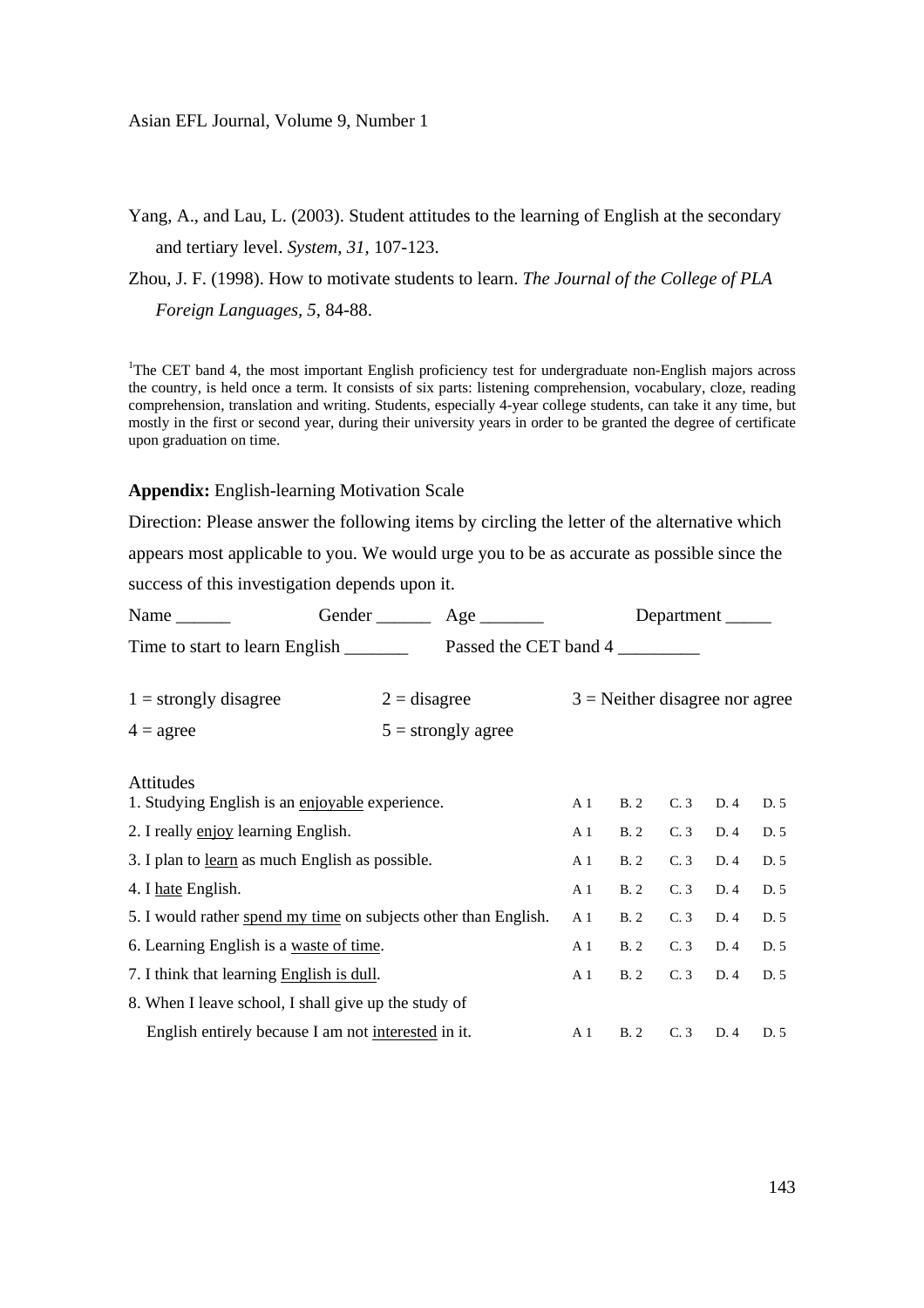Yang, A., and Lau, L. (2003). Student attitudes to the learning of English at the secondary and tertiary level. *System, 31*, 107-123.

Zhou, J. F. (1998). How to motivate students to learn. *The Journal of the College of PLA Foreign Languages, 5*, 84-88.

[1]The CET band 4, the most important English proficiency test for undergraduate non-English majors across the country, is held once a term. It consists of six parts: listening comprehension, vocabulary, cloze, reading comprehension, translation and writing. Students, especially 4-year college students, can take it any time, but mostly in the first or second year, during their university years in order to be granted the degree of certificate upon graduation on time.

**Appendix:** English-learning Motivation Scale

Direction: Please answer the following items by circling the letter of the alternative which appears most applicable to you. We would urge you to be as accurate as possible since the success of this investigation depends upon it.

Name ______ Gender ______ Age _______ Department _____

Time to start to learn English _______ Passed the CET band 4 _________

1 = strongly disagree 2 = disagree 3 = Neither disagree nor agree

4 = agree 5 = strongly agree

Attitudes

| | | | | | |
|---|---|---|---|---|---|
| 1. Studying English is an <u>enjoyable</u> experience. | A 1 | B. 2 | C. 3 | D. 4 | D. 5 |
| 2. I really <u>enjoy</u> learning English. | A 1 | B. 2 | C. 3 | D. 4 | D. 5 |
| 3. I plan to <u>learn</u> as much English as possible. | A 1 | B. 2 | C. 3 | D. 4 | D. 5 |
| 4. I <u>hate</u> English. | A 1 | B. 2 | C. 3 | D. 4 | D. 5 |
| 5. I would rather <u>spend my time</u> on subjects other than English. | A 1 | B. 2 | C. 3 | D. 4 | D. 5 |
| 6. Learning English is a <u>waste of time</u>. | A 1 | B. 2 | C. 3 | D. 4 | D. 5 |
| 7. I think that learning <u>English is dull</u>. | A 1 | B. 2 | C. 3 | D. 4 | D. 5 |
| 8. When I leave school, I shall give up the study of English entirely because I am not <u>interested</u> in it. | A 1 | B. 2 | C. 3 | D. 4 | D. 5 |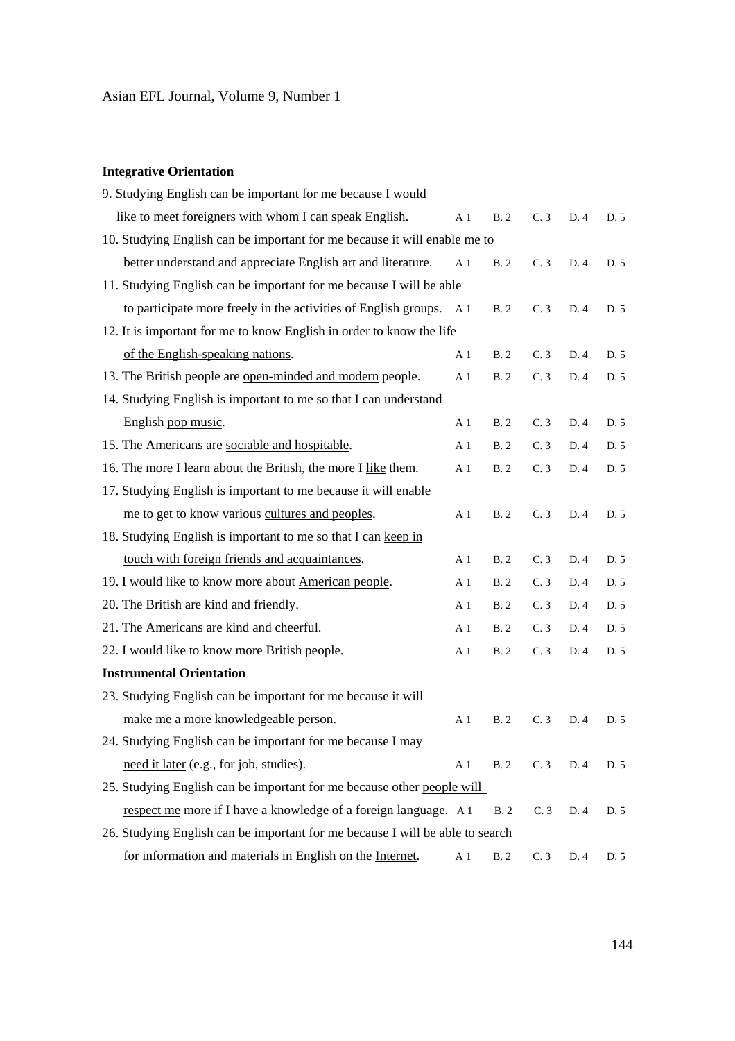**Integrative Orientation**

9. Studying English can be important for me because I would like to <u>meet foreigners</u> with whom I can speak English. A 1 B. 2 C. 3 D. 4 D. 5

10. Studying English can be important for me because it will enable me to better understand and appreciate <u>English art and literature</u>. A 1 B. 2 C. 3 D. 4 D. 5

11. Studying English can be important for me because I will be able to participate more freely in the <u>activities of English groups</u>. A 1 B. 2 C. 3 D. 4 D. 5

12. It is important for me to know English in order to know the <u>life of the English-speaking nations</u>. A 1 B. 2 C. 3 D. 4 D. 5

13. The British people are <u>open-minded and modern</u> people. A 1 B. 2 C. 3 D. 4 D. 5

14. Studying English is important to me so that I can understand English <u>pop music</u>. A 1 B. 2 C. 3 D. 4 D. 5

15. The Americans are <u>sociable and hospitable</u>. A 1 B. 2 C. 3 D. 4 D. 5

16. The more I learn about the British, the more I <u>like</u> them. A 1 B. 2 C. 3 D. 4 D. 5

17. Studying English is important to me because it will enable me to get to know various <u>cultures and peoples</u>. A 1 B. 2 C. 3 D. 4 D. 5

18. Studying English is important to me so that I can <u>keep in touch with foreign friends and acquaintances</u>. A 1 B. 2 C. 3 D. 4 D. 5

19. I would like to know more about <u>American people</u>. A 1 B. 2 C. 3 D. 4 D. 5

20. The British are <u>kind and friendly</u>. A 1 B. 2 C. 3 D. 4 D. 5

21. The Americans are <u>kind and cheerful</u>. A 1 B. 2 C. 3 D. 4 D. 5

22. I would like to know more <u>British people</u>. A 1 B. 2 C. 3 D. 4 D. 5

**Instrumental Orientation**

23. Studying English can be important for me because it will make me a more <u>knowledgeable person</u>. A 1 B. 2 C. 3 D. 4 D. 5

24. Studying English can be important for me because I may <u>need it later</u> (e.g., for job, studies). A 1 B. 2 C. 3 D. 4 D. 5

25. Studying English can be important for me because other <u>people will respect me</u> more if I have a knowledge of a foreign language. A 1 B. 2 C. 3 D. 4 D. 5

26. Studying English can be important for me because I will be able to search for information and materials in English on the <u>Internet</u>. A 1 B. 2 C. 3 D. 4 D. 5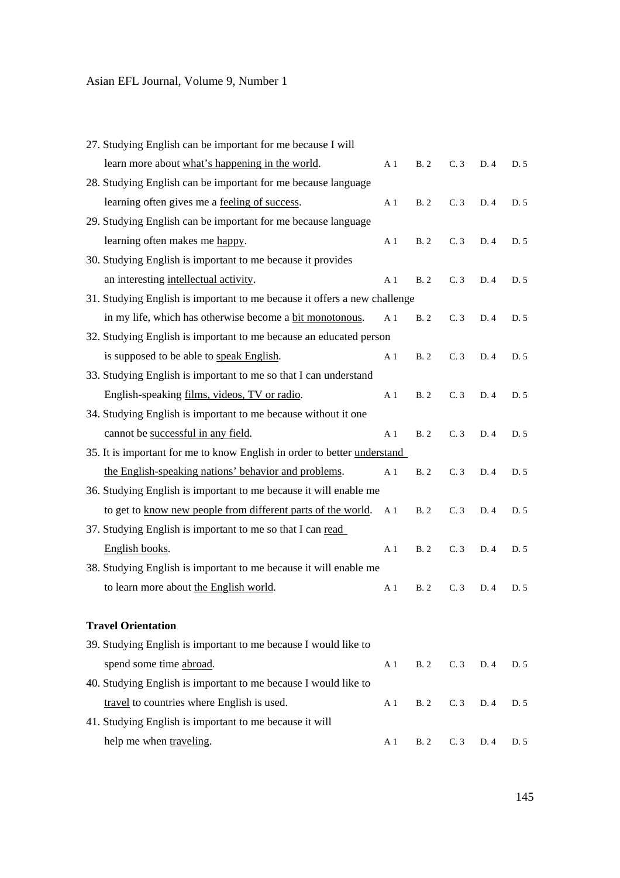27. Studying English can be important for me because I will learn more about <u>what's happening in the world</u>. A 1 B. 2 C. 3 D. 4 D. 5

28. Studying English can be important for me because language learning often gives me a <u>feeling of success</u>. A 1 B. 2 C. 3 D. 4 D. 5

29. Studying English can be important for me because language learning often makes me <u>happy</u>. A 1 B. 2 C. 3 D. 4 D. 5

30. Studying English is important to me because it provides an interesting <u>intellectual activity</u>. A 1 B. 2 C. 3 D. 4 D. 5

31. Studying English is important to me because it offers a new challenge in my life, which has otherwise become a <u>bit monotonous</u>. A 1 B. 2 C. 3 D. 4 D. 5

32. Studying English is important to me because an educated person is supposed to be able to <u>speak English</u>. A 1 B. 2 C. 3 D. 4 D. 5

33. Studying English is important to me so that I can understand English-speaking <u>films, videos, TV or radio</u>. A 1 B. 2 C. 3 D. 4 D. 5

34. Studying English is important to me because without it one cannot be <u>successful in any field</u>. A 1 B. 2 C. 3 D. 4 D. 5

35. It is important for me to know English in order to better <u>understand the English-speaking nations' behavior and problems</u>. A 1 B. 2 C. 3 D. 4 D. 5

36. Studying English is important to me because it will enable me to get to <u>know new people from different parts of the world</u>. A 1 B. 2 C. 3 D. 4 D. 5

37. Studying English is important to me so that I can <u>read English books</u>. A 1 B. 2 C. 3 D. 4 D. 5

38. Studying English is important to me because it will enable me to learn more about <u>the English world</u>. A 1 B. 2 C. 3 D. 4 D. 5

**Travel Orientation**

39. Studying English is important to me because I would like to spend some time <u>abroad</u>. A 1 B. 2 C. 3 D. 4 D. 5

40. Studying English is important to me because I would like to <u>travel</u> to countries where English is used. A 1 B. 2 C. 3 D. 4 D. 5

41. Studying English is important to me because it will help me when <u>traveling</u>. A 1 B. 2 C. 3 D. 4 D. 5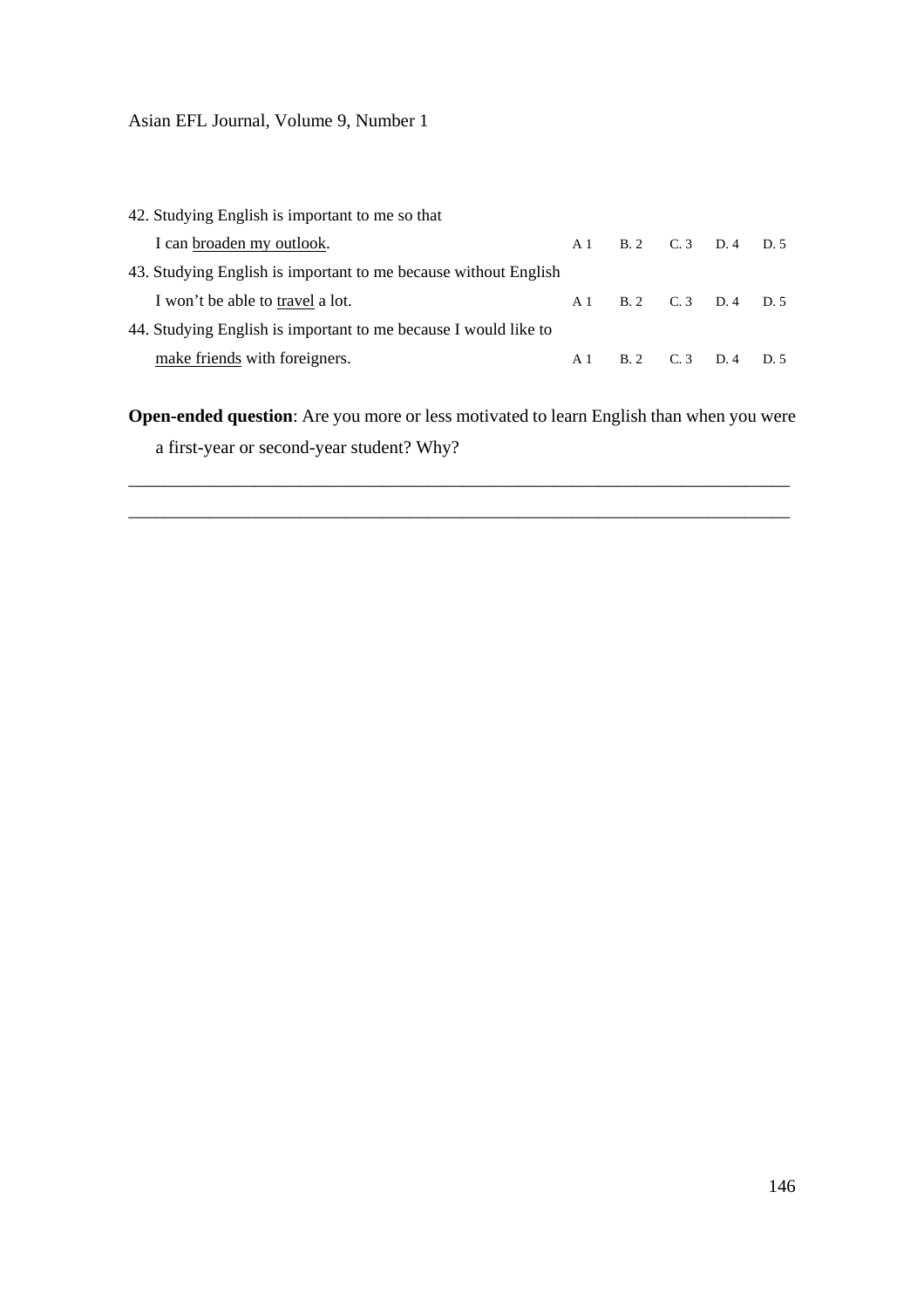42. Studying English is important to me so that
I can <u>broaden my outlook</u>. A 1 B. 2 C. 3 D. 4 D. 5

43. Studying English is important to me because without English
I won't be able to <u>travel</u> a lot. A 1 B. 2 C. 3 D. 4 D. 5

44. Studying English is important to me because I would like to
<u>make friends</u> with foreigners. A 1 B. 2 C. 3 D. 4 D. 5

**Open-ended question**: Are you more or less motivated to learn English than when you were a first-year or second-year student? Why?

_____________________________________________________________________________

_____________________________________________________________________________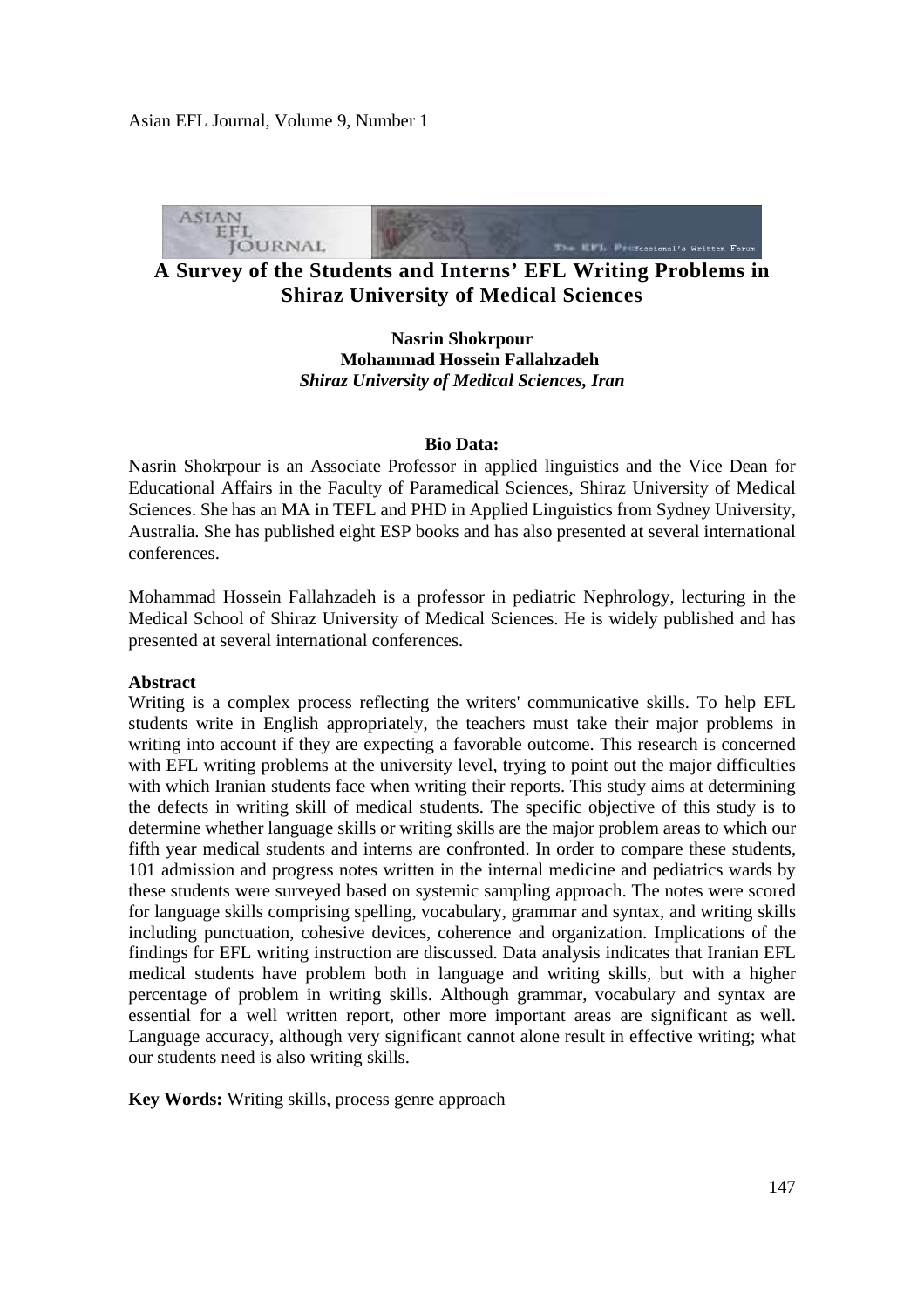# A Survey of the Students and Interns' EFL Writing Problems in Shiraz University of Medical Sciences

**Nasrin Shokrpour**
**Mohammad Hossein Fallahzadeh**
***Shiraz University of Medical Sciences, Iran***

**Bio Data:**

Nasrin Shokrpour is an Associate Professor in applied linguistics and the Vice Dean for Educational Affairs in the Faculty of Paramedical Sciences, Shiraz University of Medical Sciences. She has an MA in TEFL and PHD in Applied Linguistics from Sydney University, Australia. She has published eight ESP books and has also presented at several international conferences.

Mohammad Hossein Fallahzadeh is a professor in pediatric Nephrology, lecturing in the Medical School of Shiraz University of Medical Sciences. He is widely published and has presented at several international conferences.

**Abstract**

Writing is a complex process reflecting the writers' communicative skills. To help EFL students write in English appropriately, the teachers must take their major problems in writing into account if they are expecting a favorable outcome. This research is concerned with EFL writing problems at the university level, trying to point out the major difficulties with which Iranian students face when writing their reports. This study aims at determining the defects in writing skill of medical students. The specific objective of this study is to determine whether language skills or writing skills are the major problem areas to which our fifth year medical students and interns are confronted. In order to compare these students, 101 admission and progress notes written in the internal medicine and pediatrics wards by these students were surveyed based on systemic sampling approach. The notes were scored for language skills comprising spelling, vocabulary, grammar and syntax, and writing skills including punctuation, cohesive devices, coherence and organization. Implications of the findings for EFL writing instruction are discussed. Data analysis indicates that Iranian EFL medical students have problem both in language and writing skills, but with a higher percentage of problem in writing skills. Although grammar, vocabulary and syntax are essential for a well written report, other more important areas are significant as well. Language accuracy, although very significant cannot alone result in effective writing; what our students need is also writing skills.

**Key Words:** Writing skills, process genre approach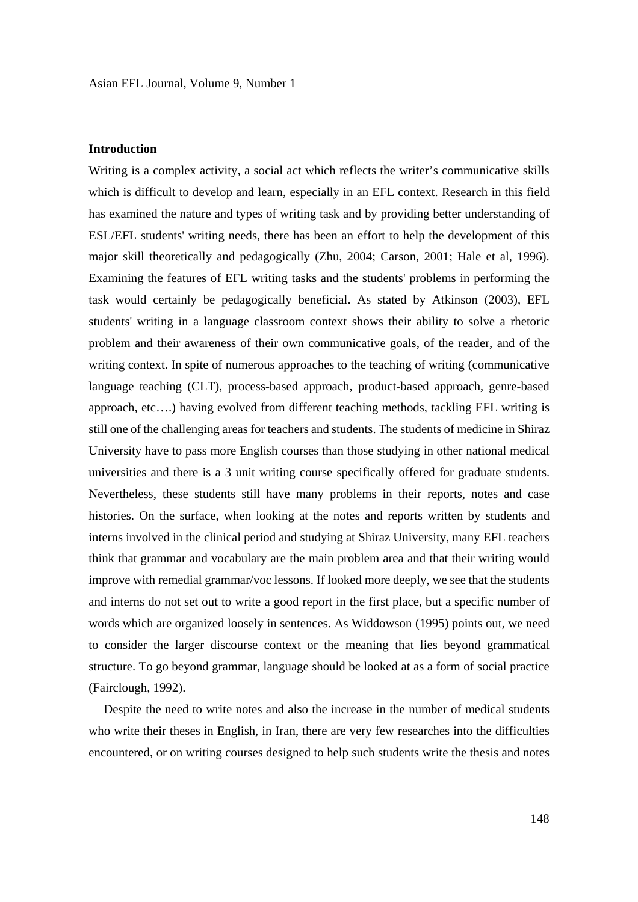## Introduction

Writing is a complex activity, a social act which reflects the writer's communicative skills which is difficult to develop and learn, especially in an EFL context. Research in this field has examined the nature and types of writing task and by providing better understanding of ESL/EFL students' writing needs, there has been an effort to help the development of this major skill theoretically and pedagogically (Zhu, 2004; Carson, 2001; Hale et al, 1996). Examining the features of EFL writing tasks and the students' problems in performing the task would certainly be pedagogically beneficial. As stated by Atkinson (2003), EFL students' writing in a language classroom context shows their ability to solve a rhetoric problem and their awareness of their own communicative goals, of the reader, and of the writing context. In spite of numerous approaches to the teaching of writing (communicative language teaching (CLT), process-based approach, product-based approach, genre-based approach, etc….) having evolved from different teaching methods, tackling EFL writing is still one of the challenging areas for teachers and students. The students of medicine in Shiraz University have to pass more English courses than those studying in other national medical universities and there is a 3 unit writing course specifically offered for graduate students. Nevertheless, these students still have many problems in their reports, notes and case histories. On the surface, when looking at the notes and reports written by students and interns involved in the clinical period and studying at Shiraz University, many EFL teachers think that grammar and vocabulary are the main problem area and that their writing would improve with remedial grammar/voc lessons. If looked more deeply, we see that the students and interns do not set out to write a good report in the first place, but a specific number of words which are organized loosely in sentences. As Widdowson (1995) points out, we need to consider the larger discourse context or the meaning that lies beyond grammatical structure. To go beyond grammar, language should be looked at as a form of social practice (Fairclough, 1992).

Despite the need to write notes and also the increase in the number of medical students who write their theses in English, in Iran, there are very few researches into the difficulties encountered, or on writing courses designed to help such students write the thesis and notes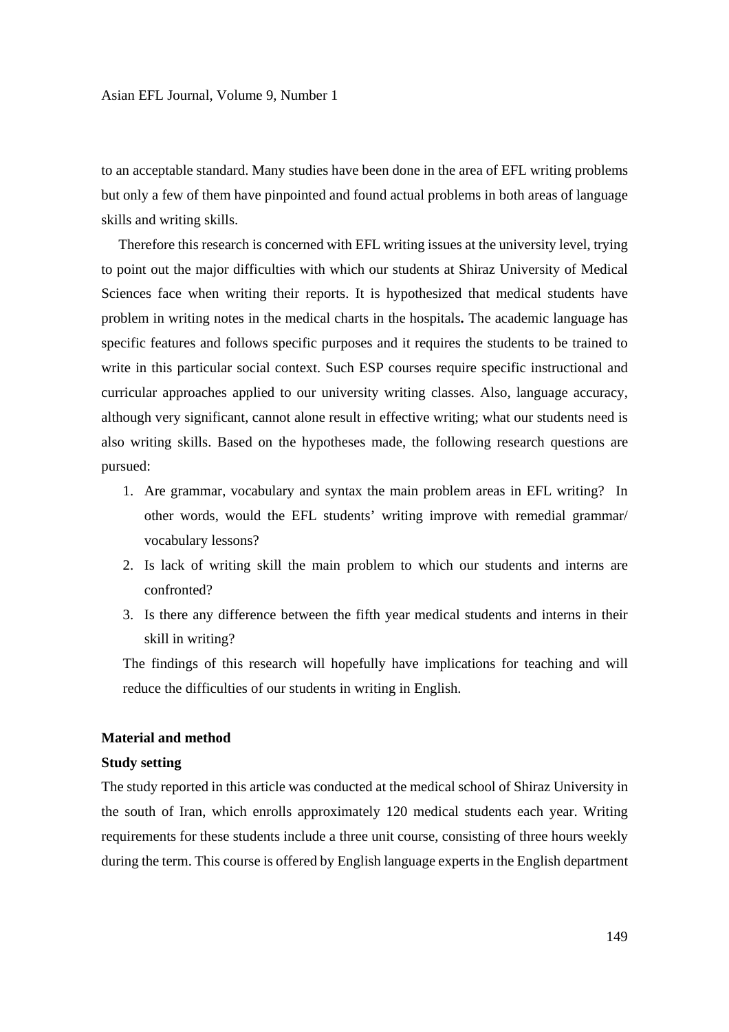to an acceptable standard. Many studies have been done in the area of EFL writing problems but only a few of them have pinpointed and found actual problems in both areas of language skills and writing skills.

Therefore this research is concerned with EFL writing issues at the university level, trying to point out the major difficulties with which our students at Shiraz University of Medical Sciences face when writing their reports. It is hypothesized that medical students have problem in writing notes in the medical charts in the hospitals**.** The academic language has specific features and follows specific purposes and it requires the students to be trained to write in this particular social context. Such ESP courses require specific instructional and curricular approaches applied to our university writing classes. Also, language accuracy, although very significant, cannot alone result in effective writing; what our students need is also writing skills. Based on the hypotheses made, the following research questions are pursued:

1. Are grammar, vocabulary and syntax the main problem areas in EFL writing? In other words, would the EFL students' writing improve with remedial grammar/ vocabulary lessons?
2. Is lack of writing skill the main problem to which our students and interns are confronted?
3. Is there any difference between the fifth year medical students and interns in their skill in writing?

The findings of this research will hopefully have implications for teaching and will reduce the difficulties of our students in writing in English.

## Material and method

### Study setting

The study reported in this article was conducted at the medical school of Shiraz University in the south of Iran, which enrolls approximately 120 medical students each year. Writing requirements for these students include a three unit course, consisting of three hours weekly during the term. This course is offered by English language experts in the English department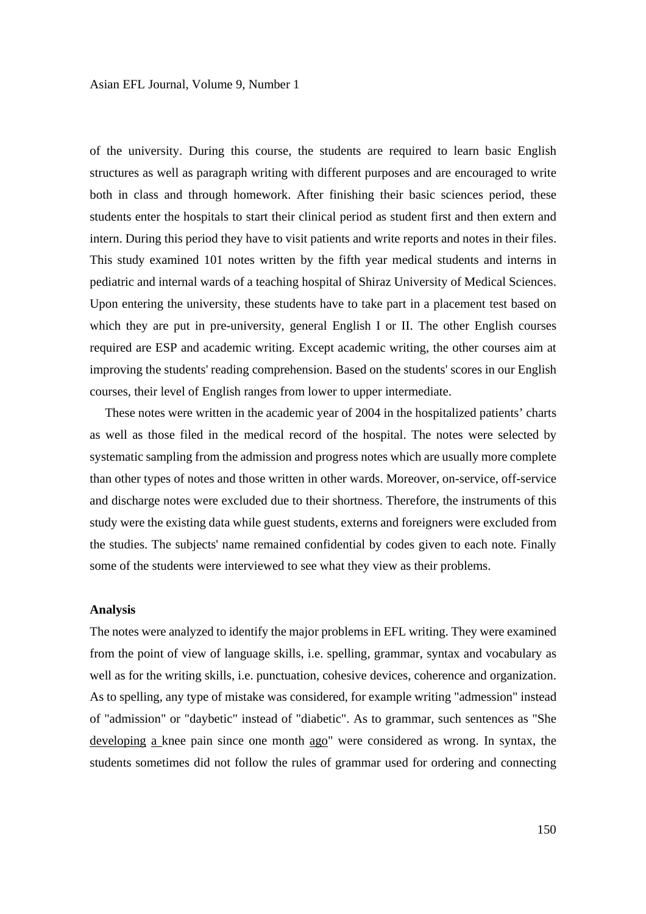of the university. During this course, the students are required to learn basic English structures as well as paragraph writing with different purposes and are encouraged to write both in class and through homework. After finishing their basic sciences period, these students enter the hospitals to start their clinical period as student first and then extern and intern. During this period they have to visit patients and write reports and notes in their files. This study examined 101 notes written by the fifth year medical students and interns in pediatric and internal wards of a teaching hospital of Shiraz University of Medical Sciences. Upon entering the university, these students have to take part in a placement test based on which they are put in pre-university, general English I or II. The other English courses required are ESP and academic writing. Except academic writing, the other courses aim at improving the students' reading comprehension. Based on the students' scores in our English courses, their level of English ranges from lower to upper intermediate.

These notes were written in the academic year of 2004 in the hospitalized patients' charts as well as those filed in the medical record of the hospital. The notes were selected by systematic sampling from the admission and progress notes which are usually more complete than other types of notes and those written in other wards. Moreover, on-service, off-service and discharge notes were excluded due to their shortness. Therefore, the instruments of this study were the existing data while guest students, externs and foreigners were excluded from the studies. The subjects' name remained confidential by codes given to each note. Finally some of the students were interviewed to see what they view as their problems.

**Analysis**

The notes were analyzed to identify the major problems in EFL writing. They were examined from the point of view of language skills, i.e. spelling, grammar, syntax and vocabulary as well as for the writing skills, i.e. punctuation, cohesive devices, coherence and organization. As to spelling, any type of mistake was considered, for example writing "admession" instead of "admission" or "daybetic" instead of "diabetic". As to grammar, such sentences as "She <u>developing</u> <u>a</u> knee pain since one month <u>ago</u>" were considered as wrong. In syntax, the students sometimes did not follow the rules of grammar used for ordering and connecting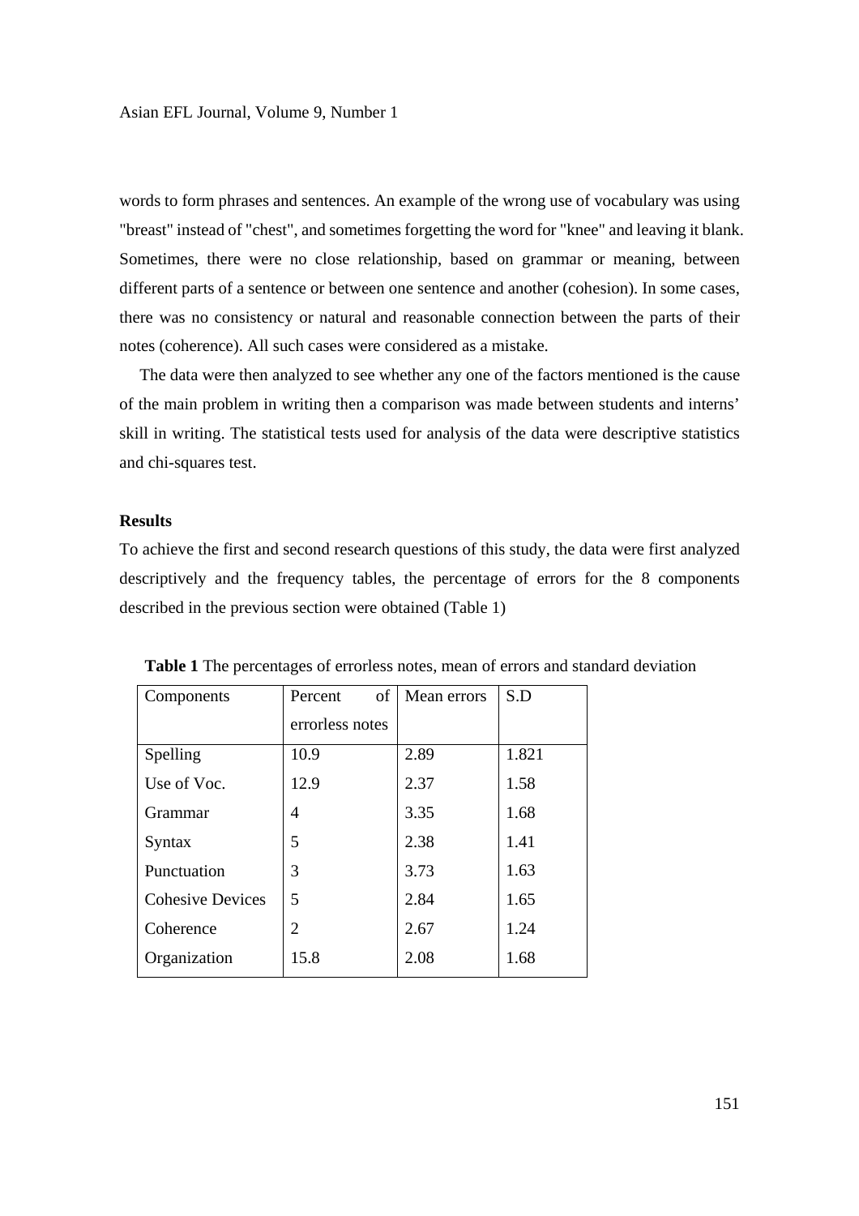words to form phrases and sentences. An example of the wrong use of vocabulary was using "breast" instead of "chest", and sometimes forgetting the word for "knee" and leaving it blank. Sometimes, there were no close relationship, based on grammar or meaning, between different parts of a sentence or between one sentence and another (cohesion). In some cases, there was no consistency or natural and reasonable connection between the parts of their notes (coherence). All such cases were considered as a mistake.

The data were then analyzed to see whether any one of the factors mentioned is the cause of the main problem in writing then a comparison was made between students and interns' skill in writing. The statistical tests used for analysis of the data were descriptive statistics and chi-squares test.

**Results**

To achieve the first and second research questions of this study, the data were first analyzed descriptively and the frequency tables, the percentage of errors for the 8 components described in the previous section were obtained (Table 1)

**Table 1** The percentages of errorless notes, mean of errors and standard deviation

| Components | Percent of errorless notes | Mean errors | S.D |
|---|---|---|---|
| Spelling | 10.9 | 2.89 | 1.821 |
| Use of Voc. | 12.9 | 2.37 | 1.58 |
| Grammar | 4 | 3.35 | 1.68 |
| Syntax | 5 | 2.38 | 1.41 |
| Punctuation | 3 | 3.73 | 1.63 |
| Cohesive Devices | 5 | 2.84 | 1.65 |
| Coherence | 2 | 2.67 | 1.24 |
| Organization | 15.8 | 2.08 | 1.68 |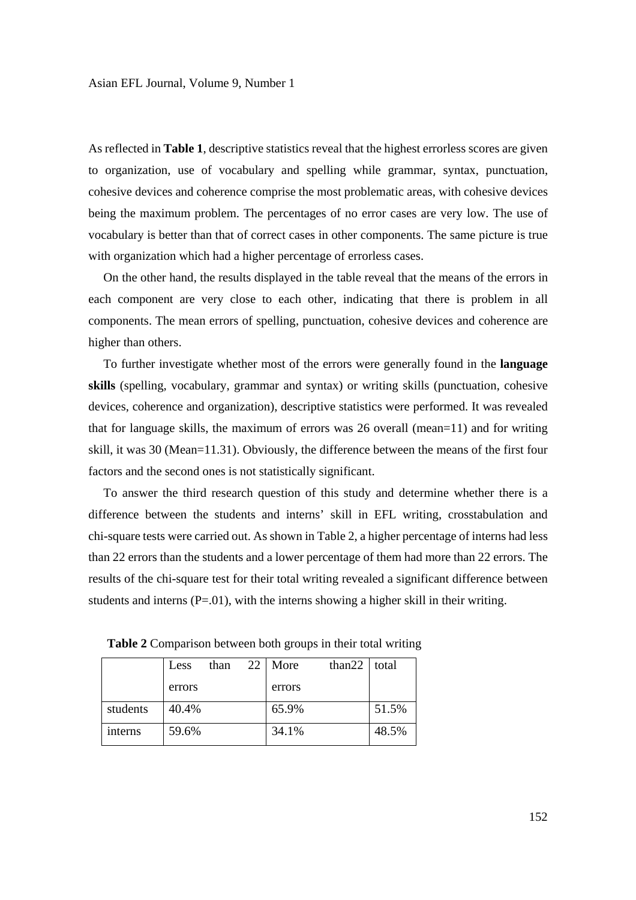As reflected in **Table 1**, descriptive statistics reveal that the highest errorless scores are given to organization, use of vocabulary and spelling while grammar, syntax, punctuation, cohesive devices and coherence comprise the most problematic areas, with cohesive devices being the maximum problem. The percentages of no error cases are very low. The use of vocabulary is better than that of correct cases in other components. The same picture is true with organization which had a higher percentage of errorless cases.

On the other hand, the results displayed in the table reveal that the means of the errors in each component are very close to each other, indicating that there is problem in all components. The mean errors of spelling, punctuation, cohesive devices and coherence are higher than others.

To further investigate whether most of the errors were generally found in the **language skills** (spelling, vocabulary, grammar and syntax) or writing skills (punctuation, cohesive devices, coherence and organization), descriptive statistics were performed. It was revealed that for language skills, the maximum of errors was 26 overall (mean=11) and for writing skill, it was 30 (Mean=11.31). Obviously, the difference between the means of the first four factors and the second ones is not statistically significant.

To answer the third research question of this study and determine whether there is a difference between the students and interns' skill in EFL writing, crosstabulation and chi-square tests were carried out. As shown in Table 2, a higher percentage of interns had less than 22 errors than the students and a lower percentage of them had more than 22 errors. The results of the chi-square test for their total writing revealed a significant difference between students and interns (P=.01), with the interns showing a higher skill in their writing.

**Table 2** Comparison between both groups in their total writing

| | Less than 22 errors | More than22 errors | total |
|---|---|---|---|
| students | 40.4% | 65.9% | 51.5% |
| interns | 59.6% | 34.1% | 48.5% |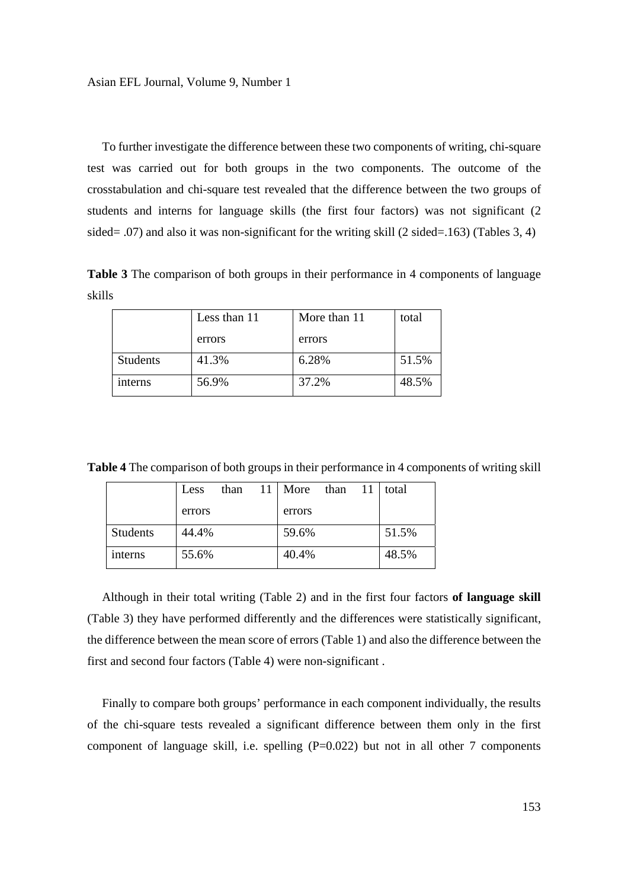To further investigate the difference between these two components of writing, chi-square test was carried out for both groups in the two components. The outcome of the crosstabulation and chi-square test revealed that the difference between the two groups of students and interns for language skills (the first four factors) was not significant (2 sided= .07) and also it was non-significant for the writing skill (2 sided=.163) (Tables 3, 4)

**Table 3** The comparison of both groups in their performance in 4 components of language skills

| | Less than 11 errors | More than 11 errors | total |
|---|---|---|---|
| Students | 41.3% | 6.28% | 51.5% |
| interns | 56.9% | 37.2% | 48.5% |

**Table 4** The comparison of both groups in their performance in 4 components of writing skill

| | Less than 11 errors | More than 11 errors | total |
|---|---|---|---|
| Students | 44.4% | 59.6% | 51.5% |
| interns | 55.6% | 40.4% | 48.5% |

Although in their total writing (Table 2) and in the first four factors **of language skill** (Table 3) they have performed differently and the differences were statistically significant, the difference between the mean score of errors (Table 1) and also the difference between the first and second four factors (Table 4) were non-significant .

Finally to compare both groups' performance in each component individually, the results of the chi-square tests revealed a significant difference between them only in the first component of language skill, i.e. spelling (P=0.022) but not in all other 7 components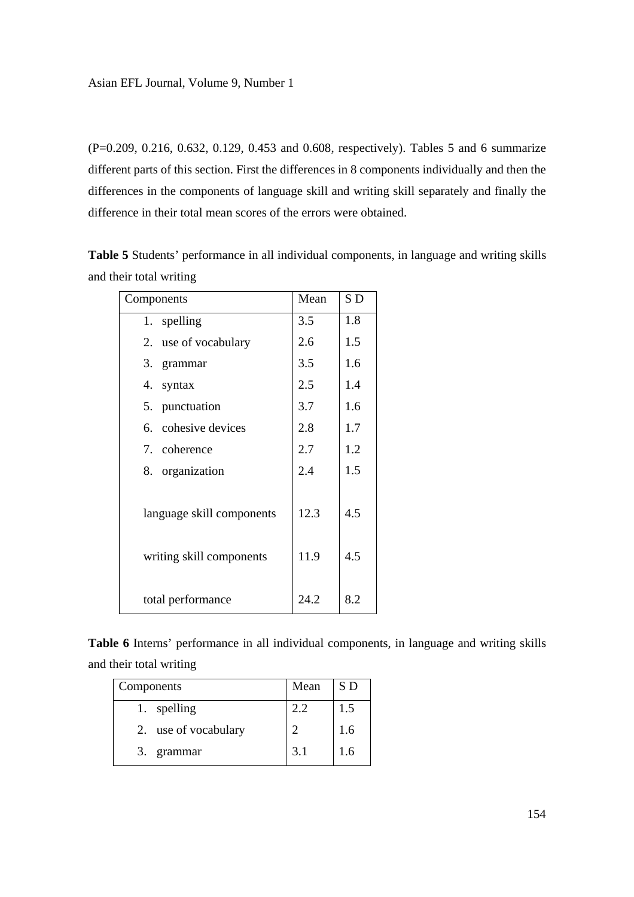(P=0.209, 0.216, 0.632, 0.129, 0.453 and 0.608, respectively). Tables 5 and 6 summarize different parts of this section. First the differences in 8 components individually and then the differences in the components of language skill and writing skill separately and finally the difference in their total mean scores of the errors were obtained.

**Table 5** Students' performance in all individual components, in language and writing skills and their total writing

| Components | Mean | S D |
|---|---|---|
| 1. spelling | 3.5 | 1.8 |
| 2. use of vocabulary | 2.6 | 1.5 |
| 3. grammar | 3.5 | 1.6 |
| 4. syntax | 2.5 | 1.4 |
| 5. punctuation | 3.7 | 1.6 |
| 6. cohesive devices | 2.8 | 1.7 |
| 7. coherence | 2.7 | 1.2 |
| 8. organization | 2.4 | 1.5 |
| language skill components | 12.3 | 4.5 |
| writing skill components | 11.9 | 4.5 |
| total performance | 24.2 | 8.2 |

**Table 6** Interns' performance in all individual components, in language and writing skills and their total writing

| Components | Mean | S D |
|---|---|---|
| 1. spelling | 2.2 | 1.5 |
| 2. use of vocabulary | 2 | 1.6 |
| 3. grammar | 3.1 | 1.6 |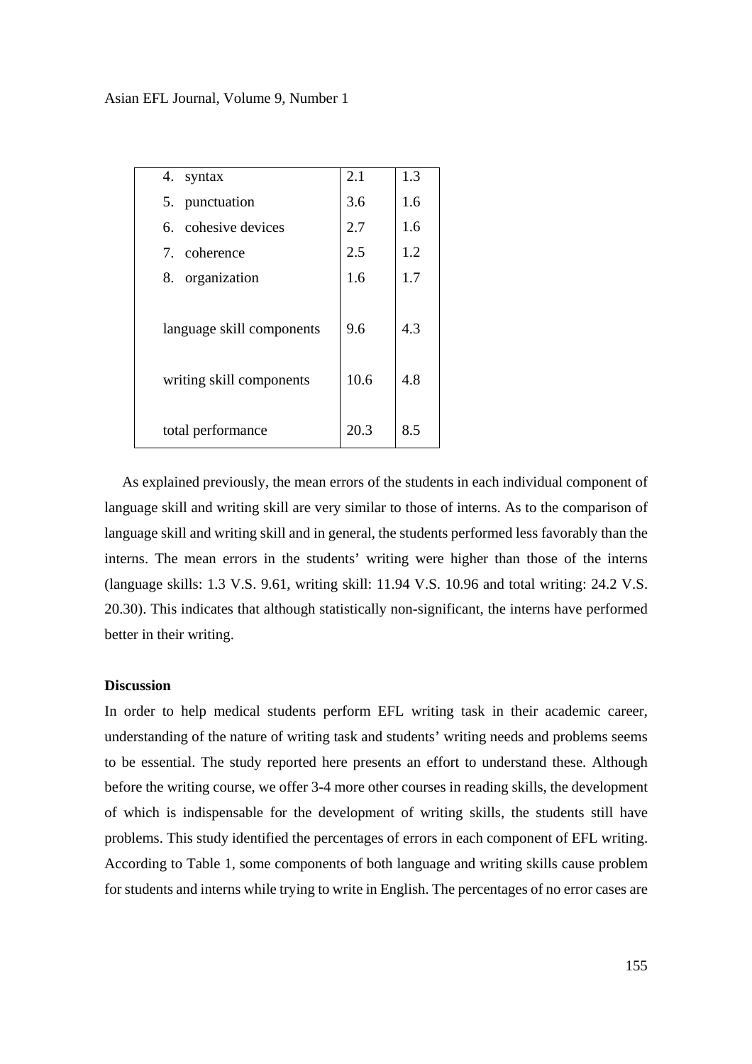| | | |
|---|---|---|
| 4. syntax | 2.1 | 1.3 |
| 5. punctuation | 3.6 | 1.6 |
| 6. cohesive devices | 2.7 | 1.6 |
| 7. coherence | 2.5 | 1.2 |
| 8. organization | 1.6 | 1.7 |
| language skill components | 9.6 | 4.3 |
| writing skill components | 10.6 | 4.8 |
| total performance | 20.3 | 8.5 |

As explained previously, the mean errors of the students in each individual component of language skill and writing skill are very similar to those of interns. As to the comparison of language skill and writing skill and in general, the students performed less favorably than the interns. The mean errors in the students' writing were higher than those of the interns (language skills: 1.3 V.S. 9.61, writing skill: 11.94 V.S. 10.96 and total writing: 24.2 V.S. 20.30). This indicates that although statistically non-significant, the interns have performed better in their writing.

**Discussion**

In order to help medical students perform EFL writing task in their academic career, understanding of the nature of writing task and students' writing needs and problems seems to be essential. The study reported here presents an effort to understand these. Although before the writing course, we offer 3-4 more other courses in reading skills, the development of which is indispensable for the development of writing skills, the students still have problems. This study identified the percentages of errors in each component of EFL writing. According to Table 1, some components of both language and writing skills cause problem for students and interns while trying to write in English. The percentages of no error cases are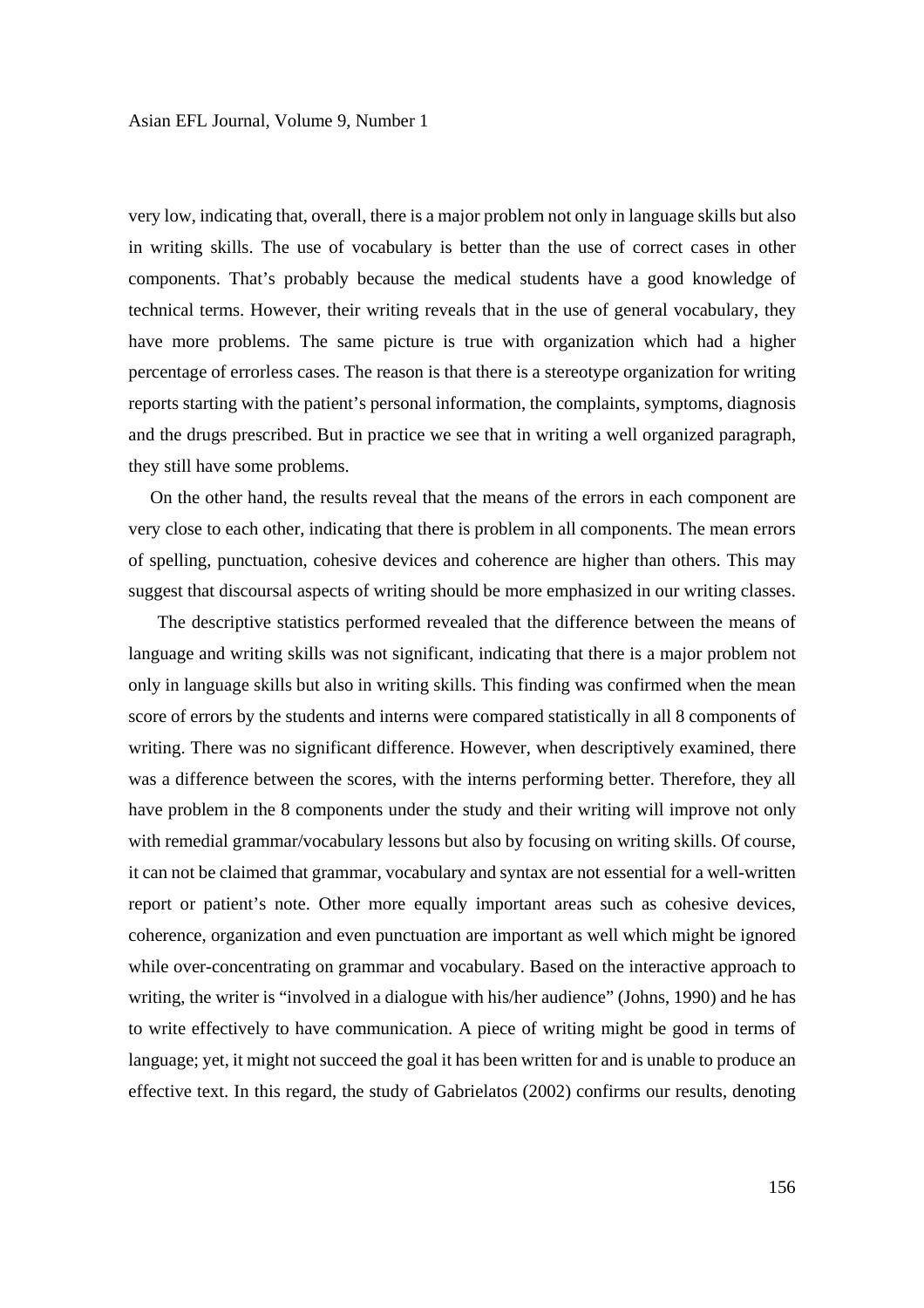very low, indicating that, overall, there is a major problem not only in language skills but also in writing skills. The use of vocabulary is better than the use of correct cases in other components. That's probably because the medical students have a good knowledge of technical terms. However, their writing reveals that in the use of general vocabulary, they have more problems. The same picture is true with organization which had a higher percentage of errorless cases. The reason is that there is a stereotype organization for writing reports starting with the patient's personal information, the complaints, symptoms, diagnosis and the drugs prescribed. But in practice we see that in writing a well organized paragraph, they still have some problems.

On the other hand, the results reveal that the means of the errors in each component are very close to each other, indicating that there is problem in all components. The mean errors of spelling, punctuation, cohesive devices and coherence are higher than others. This may suggest that discoursal aspects of writing should be more emphasized in our writing classes.

The descriptive statistics performed revealed that the difference between the means of language and writing skills was not significant, indicating that there is a major problem not only in language skills but also in writing skills. This finding was confirmed when the mean score of errors by the students and interns were compared statistically in all 8 components of writing. There was no significant difference. However, when descriptively examined, there was a difference between the scores, with the interns performing better. Therefore, they all have problem in the 8 components under the study and their writing will improve not only with remedial grammar/vocabulary lessons but also by focusing on writing skills. Of course, it can not be claimed that grammar, vocabulary and syntax are not essential for a well-written report or patient's note. Other more equally important areas such as cohesive devices, coherence, organization and even punctuation are important as well which might be ignored while over-concentrating on grammar and vocabulary. Based on the interactive approach to writing, the writer is "involved in a dialogue with his/her audience" (Johns, 1990) and he has to write effectively to have communication. A piece of writing might be good in terms of language; yet, it might not succeed the goal it has been written for and is unable to produce an effective text. In this regard, the study of Gabrielatos (2002) confirms our results, denoting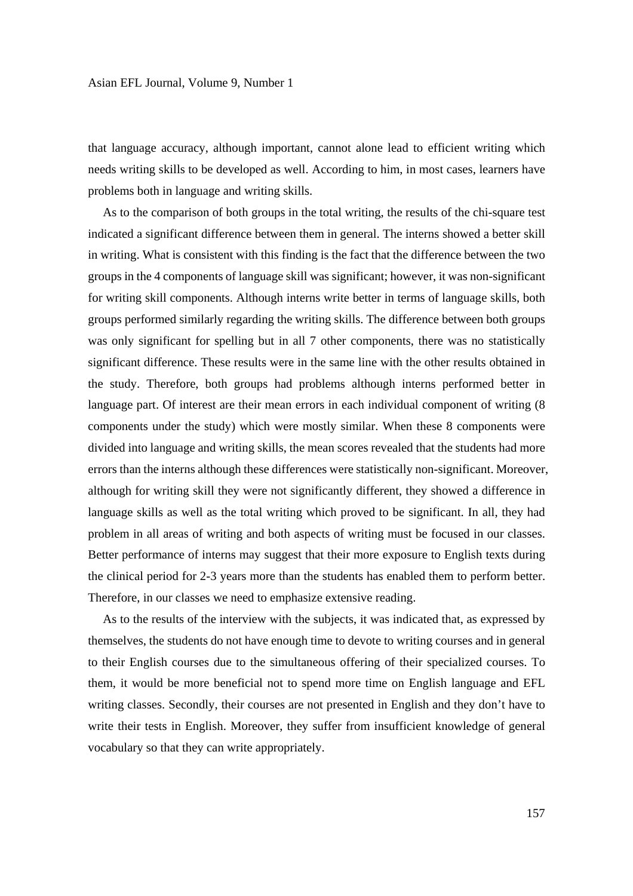that language accuracy, although important, cannot alone lead to efficient writing which needs writing skills to be developed as well. According to him, in most cases, learners have problems both in language and writing skills.

As to the comparison of both groups in the total writing, the results of the chi-square test indicated a significant difference between them in general. The interns showed a better skill in writing. What is consistent with this finding is the fact that the difference between the two groups in the 4 components of language skill was significant; however, it was non-significant for writing skill components. Although interns write better in terms of language skills, both groups performed similarly regarding the writing skills. The difference between both groups was only significant for spelling but in all 7 other components, there was no statistically significant difference. These results were in the same line with the other results obtained in the study. Therefore, both groups had problems although interns performed better in language part. Of interest are their mean errors in each individual component of writing (8 components under the study) which were mostly similar. When these 8 components were divided into language and writing skills, the mean scores revealed that the students had more errors than the interns although these differences were statistically non-significant. Moreover, although for writing skill they were not significantly different, they showed a difference in language skills as well as the total writing which proved to be significant. In all, they had problem in all areas of writing and both aspects of writing must be focused in our classes. Better performance of interns may suggest that their more exposure to English texts during the clinical period for 2-3 years more than the students has enabled them to perform better. Therefore, in our classes we need to emphasize extensive reading.

As to the results of the interview with the subjects, it was indicated that, as expressed by themselves, the students do not have enough time to devote to writing courses and in general to their English courses due to the simultaneous offering of their specialized courses. To them, it would be more beneficial not to spend more time on English language and EFL writing classes. Secondly, their courses are not presented in English and they don't have to write their tests in English. Moreover, they suffer from insufficient knowledge of general vocabulary so that they can write appropriately.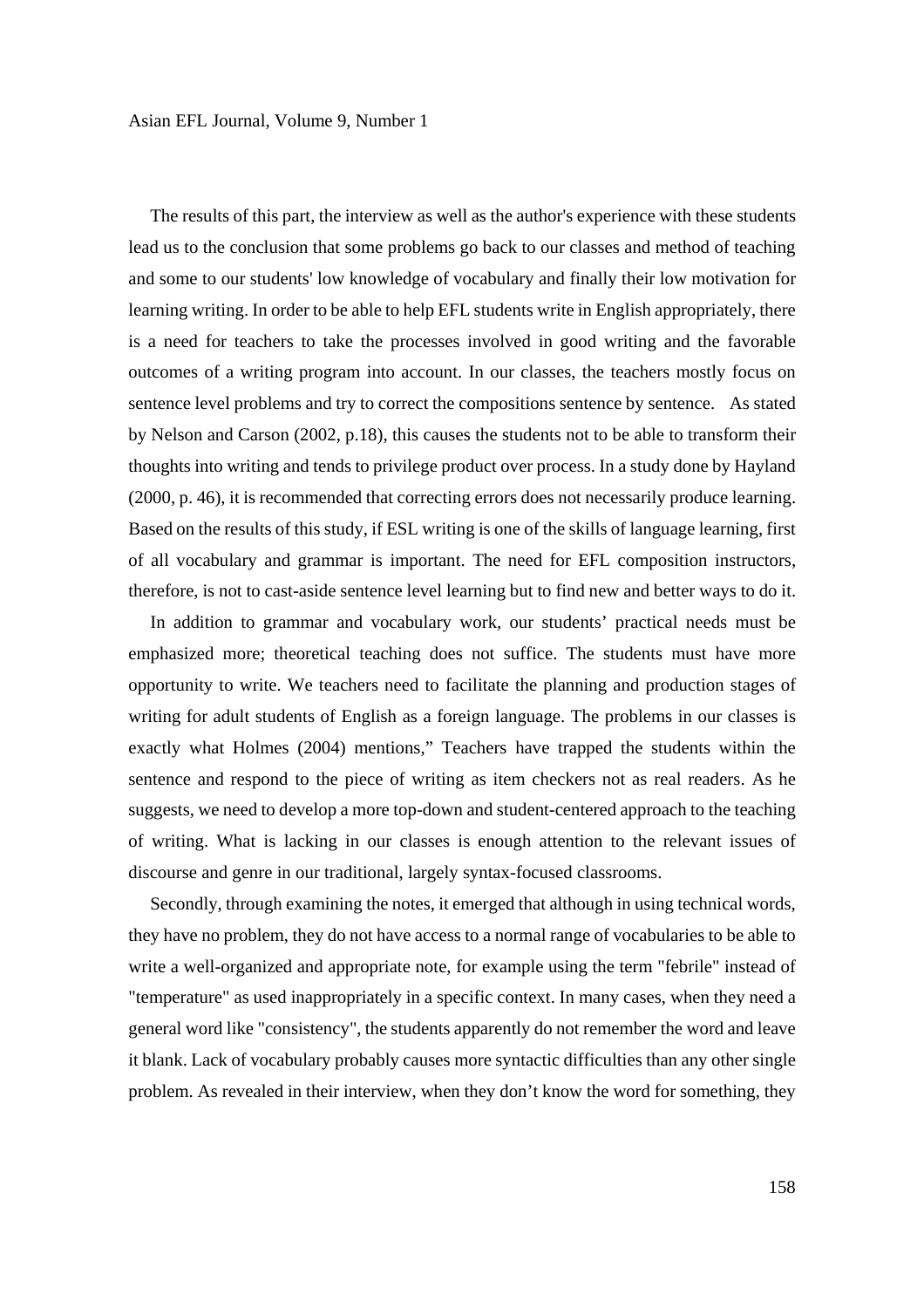The results of this part, the interview as well as the author's experience with these students lead us to the conclusion that some problems go back to our classes and method of teaching and some to our students' low knowledge of vocabulary and finally their low motivation for learning writing. In order to be able to help EFL students write in English appropriately, there is a need for teachers to take the processes involved in good writing and the favorable outcomes of a writing program into account. In our classes, the teachers mostly focus on sentence level problems and try to correct the compositions sentence by sentence. As stated by Nelson and Carson (2002, p.18), this causes the students not to be able to transform their thoughts into writing and tends to privilege product over process. In a study done by Hayland (2000, p. 46), it is recommended that correcting errors does not necessarily produce learning. Based on the results of this study, if ESL writing is one of the skills of language learning, first of all vocabulary and grammar is important. The need for EFL composition instructors, therefore, is not to cast-aside sentence level learning but to find new and better ways to do it.

In addition to grammar and vocabulary work, our students' practical needs must be emphasized more; theoretical teaching does not suffice. The students must have more opportunity to write. We teachers need to facilitate the planning and production stages of writing for adult students of English as a foreign language. The problems in our classes is exactly what Holmes (2004) mentions," Teachers have trapped the students within the sentence and respond to the piece of writing as item checkers not as real readers. As he suggests, we need to develop a more top-down and student-centered approach to the teaching of writing. What is lacking in our classes is enough attention to the relevant issues of discourse and genre in our traditional, largely syntax-focused classrooms.

Secondly, through examining the notes, it emerged that although in using technical words, they have no problem, they do not have access to a normal range of vocabularies to be able to write a well-organized and appropriate note, for example using the term "febrile" instead of "temperature" as used inappropriately in a specific context. In many cases, when they need a general word like "consistency", the students apparently do not remember the word and leave it blank. Lack of vocabulary probably causes more syntactic difficulties than any other single problem. As revealed in their interview, when they don't know the word for something, they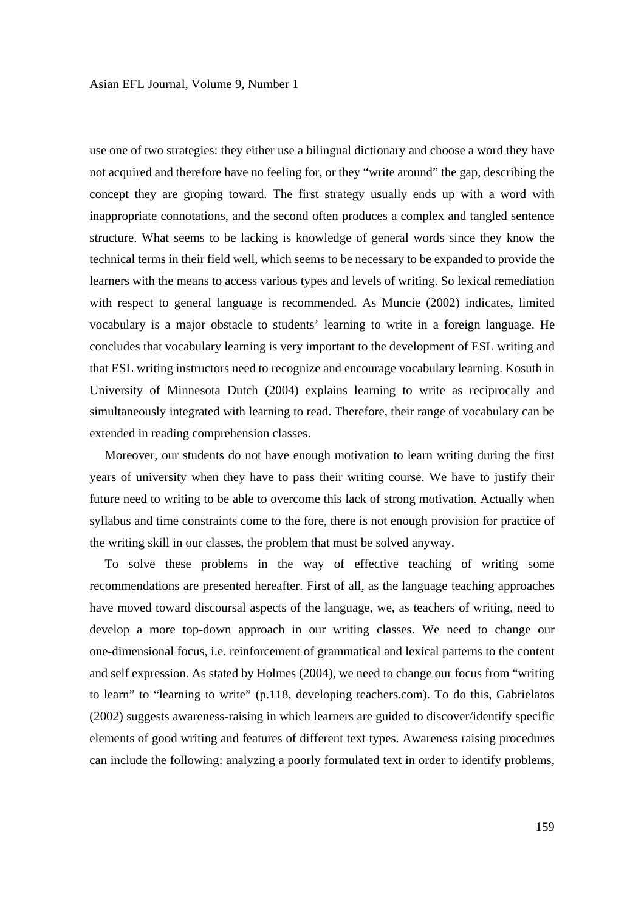use one of two strategies: they either use a bilingual dictionary and choose a word they have not acquired and therefore have no feeling for, or they "write around" the gap, describing the concept they are groping toward. The first strategy usually ends up with a word with inappropriate connotations, and the second often produces a complex and tangled sentence structure. What seems to be lacking is knowledge of general words since they know the technical terms in their field well, which seems to be necessary to be expanded to provide the learners with the means to access various types and levels of writing. So lexical remediation with respect to general language is recommended. As Muncie (2002) indicates, limited vocabulary is a major obstacle to students' learning to write in a foreign language. He concludes that vocabulary learning is very important to the development of ESL writing and that ESL writing instructors need to recognize and encourage vocabulary learning. Kosuth in University of Minnesota Dutch (2004) explains learning to write as reciprocally and simultaneously integrated with learning to read. Therefore, their range of vocabulary can be extended in reading comprehension classes.

Moreover, our students do not have enough motivation to learn writing during the first years of university when they have to pass their writing course. We have to justify their future need to writing to be able to overcome this lack of strong motivation. Actually when syllabus and time constraints come to the fore, there is not enough provision for practice of the writing skill in our classes, the problem that must be solved anyway.

To solve these problems in the way of effective teaching of writing some recommendations are presented hereafter. First of all, as the language teaching approaches have moved toward discoursal aspects of the language, we, as teachers of writing, need to develop a more top-down approach in our writing classes. We need to change our one-dimensional focus, i.e. reinforcement of grammatical and lexical patterns to the content and self expression. As stated by Holmes (2004), we need to change our focus from "writing to learn" to "learning to write" (p.118, developing teachers.com). To do this, Gabrielatos (2002) suggests awareness-raising in which learners are guided to discover/identify specific elements of good writing and features of different text types. Awareness raising procedures can include the following: analyzing a poorly formulated text in order to identify problems,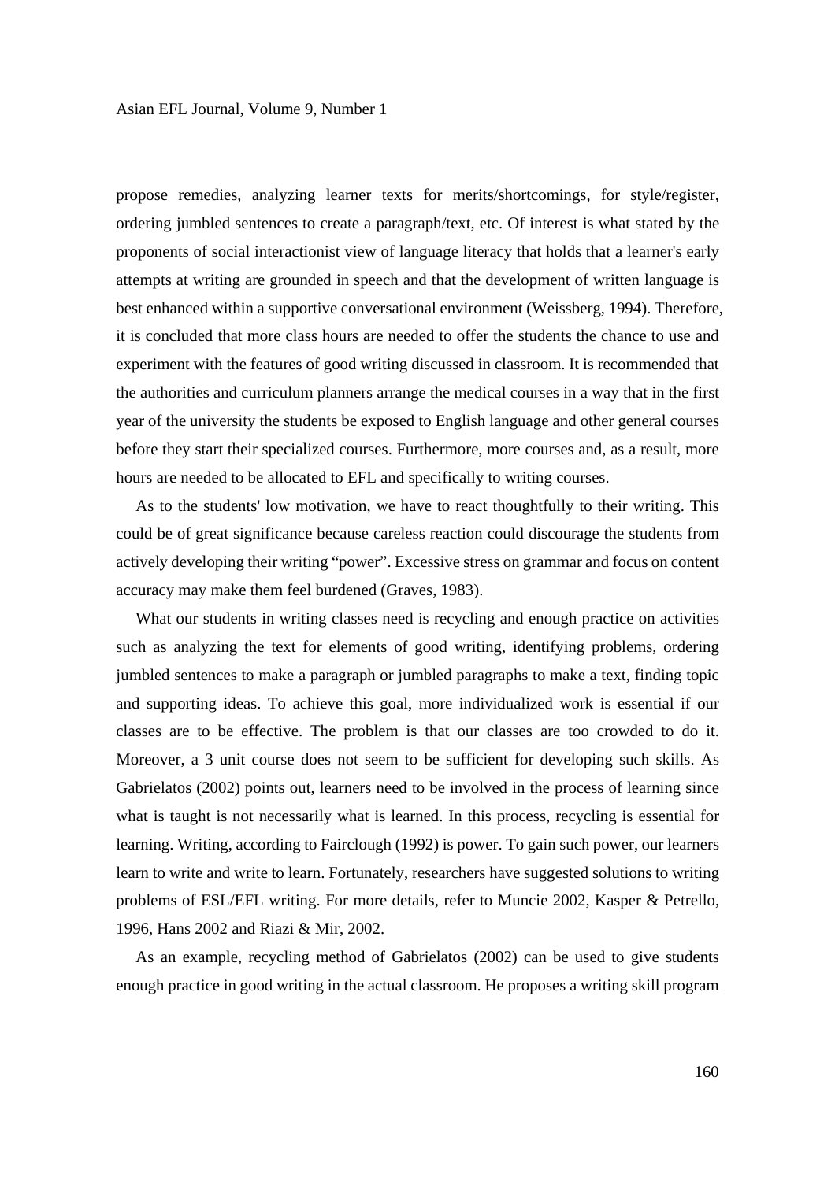propose remedies, analyzing learner texts for merits/shortcomings, for style/register, ordering jumbled sentences to create a paragraph/text, etc. Of interest is what stated by the proponents of social interactionist view of language literacy that holds that a learner's early attempts at writing are grounded in speech and that the development of written language is best enhanced within a supportive conversational environment (Weissberg, 1994). Therefore, it is concluded that more class hours are needed to offer the students the chance to use and experiment with the features of good writing discussed in classroom. It is recommended that the authorities and curriculum planners arrange the medical courses in a way that in the first year of the university the students be exposed to English language and other general courses before they start their specialized courses. Furthermore, more courses and, as a result, more hours are needed to be allocated to EFL and specifically to writing courses.

As to the students' low motivation, we have to react thoughtfully to their writing. This could be of great significance because careless reaction could discourage the students from actively developing their writing "power". Excessive stress on grammar and focus on content accuracy may make them feel burdened (Graves, 1983).

What our students in writing classes need is recycling and enough practice on activities such as analyzing the text for elements of good writing, identifying problems, ordering jumbled sentences to make a paragraph or jumbled paragraphs to make a text, finding topic and supporting ideas. To achieve this goal, more individualized work is essential if our classes are to be effective. The problem is that our classes are too crowded to do it. Moreover, a 3 unit course does not seem to be sufficient for developing such skills. As Gabrielatos (2002) points out, learners need to be involved in the process of learning since what is taught is not necessarily what is learned. In this process, recycling is essential for learning. Writing, according to Fairclough (1992) is power. To gain such power, our learners learn to write and write to learn. Fortunately, researchers have suggested solutions to writing problems of ESL/EFL writing. For more details, refer to Muncie 2002, Kasper & Petrello, 1996, Hans 2002 and Riazi & Mir, 2002.

As an example, recycling method of Gabrielatos (2002) can be used to give students enough practice in good writing in the actual classroom. He proposes a writing skill program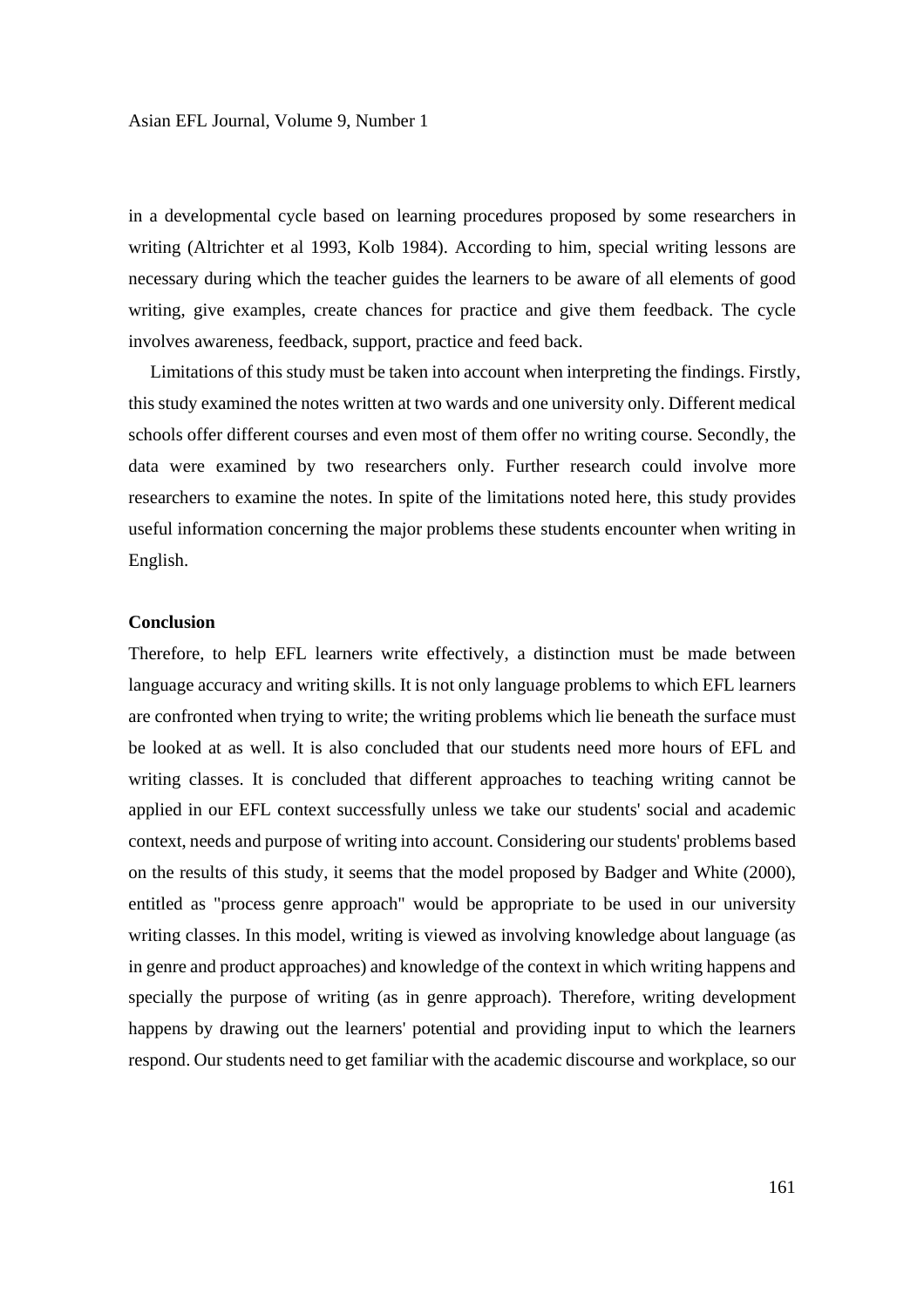in a developmental cycle based on learning procedures proposed by some researchers in writing (Altrichter et al 1993, Kolb 1984). According to him, special writing lessons are necessary during which the teacher guides the learners to be aware of all elements of good writing, give examples, create chances for practice and give them feedback. The cycle involves awareness, feedback, support, practice and feed back.

Limitations of this study must be taken into account when interpreting the findings. Firstly, this study examined the notes written at two wards and one university only. Different medical schools offer different courses and even most of them offer no writing course. Secondly, the data were examined by two researchers only. Further research could involve more researchers to examine the notes. In spite of the limitations noted here, this study provides useful information concerning the major problems these students encounter when writing in English.

**Conclusion**

Therefore, to help EFL learners write effectively, a distinction must be made between language accuracy and writing skills. It is not only language problems to which EFL learners are confronted when trying to write; the writing problems which lie beneath the surface must be looked at as well. It is also concluded that our students need more hours of EFL and writing classes. It is concluded that different approaches to teaching writing cannot be applied in our EFL context successfully unless we take our students' social and academic context, needs and purpose of writing into account. Considering our students' problems based on the results of this study, it seems that the model proposed by Badger and White (2000), entitled as "process genre approach" would be appropriate to be used in our university writing classes. In this model, writing is viewed as involving knowledge about language (as in genre and product approaches) and knowledge of the context in which writing happens and specially the purpose of writing (as in genre approach). Therefore, writing development happens by drawing out the learners' potential and providing input to which the learners respond. Our students need to get familiar with the academic discourse and workplace, so our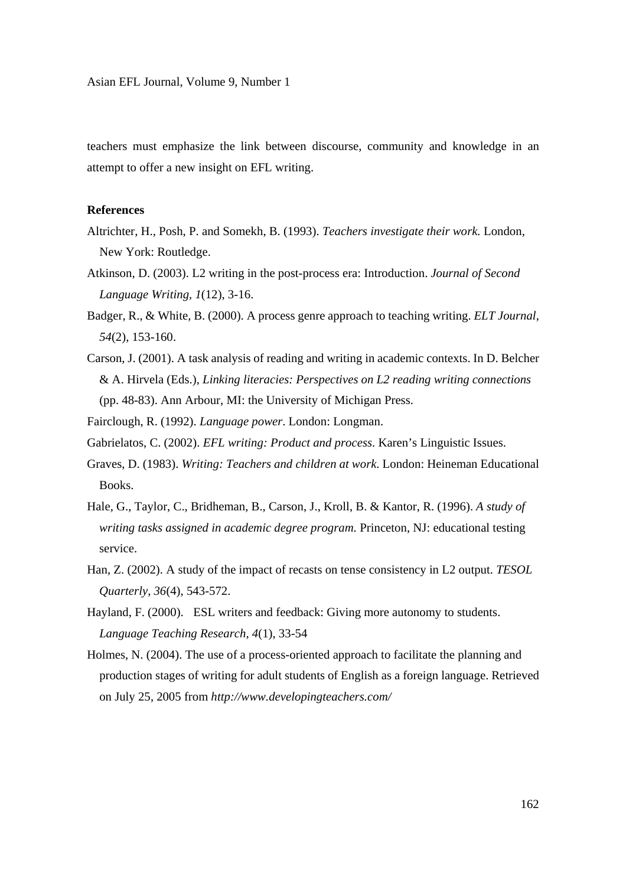teachers must emphasize the link between discourse, community and knowledge in an attempt to offer a new insight on EFL writing.

**References**

Altrichter, H., Posh, P. and Somekh, B. (1993). *Teachers investigate their work.* London, New York: Routledge.

Atkinson, D. (2003). L2 writing in the post-process era: Introduction. *Journal of Second Language Writing, 1*(12), 3-16.

Badger, R., & White, B. (2000). A process genre approach to teaching writing. *ELT Journal, 54*(2), 153-160.

Carson, J. (2001). A task analysis of reading and writing in academic contexts. In D. Belcher & A. Hirvela (Eds.), *Linking literacies: Perspectives on L2 reading writing connections* (pp. 48-83). Ann Arbour, MI: the University of Michigan Press.

Fairclough, R. (1992). *Language power*. London: Longman.

Gabrielatos, C. (2002). *EFL writing: Product and process*. Karen's Linguistic Issues.

Graves, D. (1983). *Writing: Teachers and children at work*. London: Heineman Educational Books.

Hale, G., Taylor, C., Bridheman, B., Carson, J., Kroll, B. & Kantor, R. (1996). *A study of writing tasks assigned in academic degree program*. Princeton, NJ: educational testing service.

Han, Z. (2002). A study of the impact of recasts on tense consistency in L2 output. *TESOL Quarterly, 36*(4), 543-572.

Hayland, F. (2000). ESL writers and feedback: Giving more autonomy to students. *Language Teaching Research, 4*(1), 33-54

Holmes, N. (2004). The use of a process-oriented approach to facilitate the planning and production stages of writing for adult students of English as a foreign language. Retrieved on July 25, 2005 from *http://www.developingteachers.com/*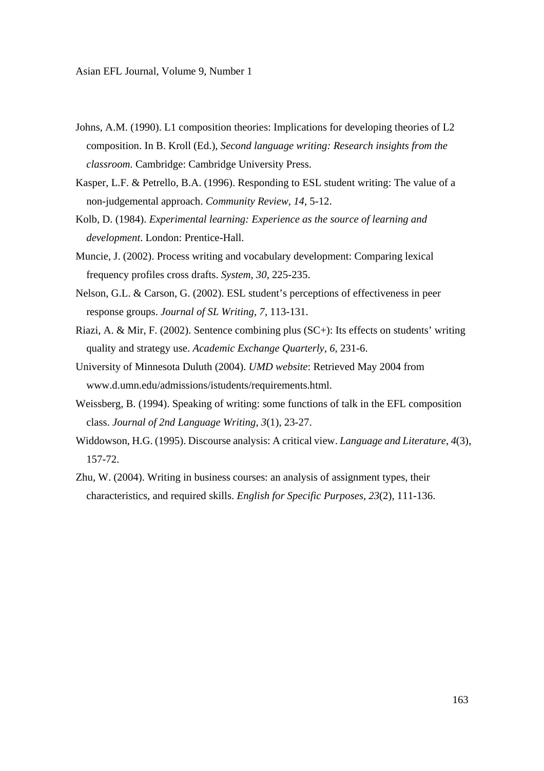Johns, A.M. (1990). L1 composition theories: Implications for developing theories of L2 composition. In B. Kroll (Ed.), *Second language writing: Research insights from the classroom*. Cambridge: Cambridge University Press.

Kasper, L.F. & Petrello, B.A. (1996). Responding to ESL student writing: The value of a non-judgemental approach. *Community Review, 14*, 5-12.

Kolb, D. (1984). *Experimental learning: Experience as the source of learning and development*. London: Prentice-Hall.

Muncie, J. (2002). Process writing and vocabulary development: Comparing lexical frequency profiles cross drafts. *System, 30*, 225-235.

Nelson, G.L. & Carson, G. (2002). ESL student's perceptions of effectiveness in peer response groups. *Journal of SL Writing, 7*, 113-131.

Riazi, A. & Mir, F. (2002). Sentence combining plus (SC+): Its effects on students' writing quality and strategy use. *Academic Exchange Quarterly*, *6*, 231-6.

University of Minnesota Duluth (2004). *UMD website*: Retrieved May 2004 from www.d.umn.edu/admissions/istudents/requirements.html.

Weissberg, B. (1994). Speaking of writing: some functions of talk in the EFL composition class. *Journal of 2nd Language Writing*, *3*(1), 23-27.

Widdowson, H.G. (1995). Discourse analysis: A critical view. *Language and Literature*, *4*(3), 157-72.

Zhu, W. (2004). Writing in business courses: an analysis of assignment types, their characteristics, and required skills. *English for Specific Purposes*, *23*(2), 111-136.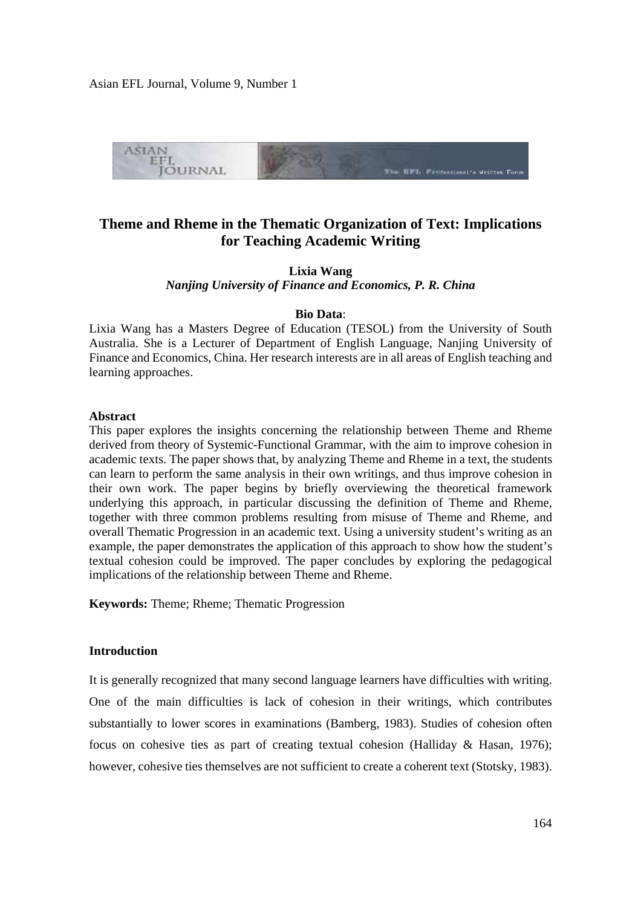# Theme and Rheme in the Thematic Organization of Text: Implications for Teaching Academic Writing

**Lixia Wang**
*Nanjing University of Finance and Economics, P. R. China*

**Bio Data**:

Lixia Wang has a Masters Degree of Education (TESOL) from the University of South Australia. She is a Lecturer of Department of English Language, Nanjing University of Finance and Economics, China. Her research interests are in all areas of English teaching and learning approaches.

**Abstract**

This paper explores the insights concerning the relationship between Theme and Rheme derived from theory of Systemic-Functional Grammar, with the aim to improve cohesion in academic texts. The paper shows that, by analyzing Theme and Rheme in a text, the students can learn to perform the same analysis in their own writings, and thus improve cohesion in their own work. The paper begins by briefly overviewing the theoretical framework underlying this approach, in particular discussing the definition of Theme and Rheme, together with three common problems resulting from misuse of Theme and Rheme, and overall Thematic Progression in an academic text. Using a university student's writing as an example, the paper demonstrates the application of this approach to show how the student's textual cohesion could be improved. The paper concludes by exploring the pedagogical implications of the relationship between Theme and Rheme.

**Keywords:** Theme; Rheme; Thematic Progression

**Introduction**

It is generally recognized that many second language learners have difficulties with writing. One of the main difficulties is lack of cohesion in their writings, which contributes substantially to lower scores in examinations (Bamberg, 1983). Studies of cohesion often focus on cohesive ties as part of creating textual cohesion (Halliday & Hasan, 1976); however, cohesive ties themselves are not sufficient to create a coherent text (Stotsky, 1983).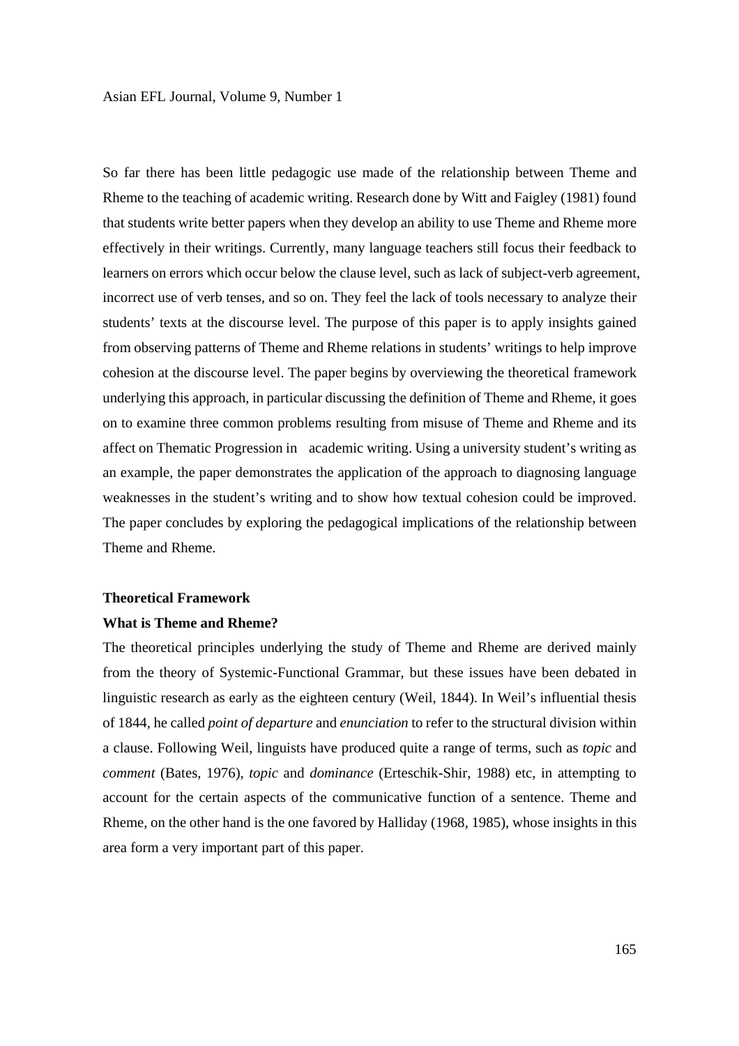So far there has been little pedagogic use made of the relationship between Theme and Rheme to the teaching of academic writing. Research done by Witt and Faigley (1981) found that students write better papers when they develop an ability to use Theme and Rheme more effectively in their writings. Currently, many language teachers still focus their feedback to learners on errors which occur below the clause level, such as lack of subject-verb agreement, incorrect use of verb tenses, and so on. They feel the lack of tools necessary to analyze their students' texts at the discourse level. The purpose of this paper is to apply insights gained from observing patterns of Theme and Rheme relations in students' writings to help improve cohesion at the discourse level. The paper begins by overviewing the theoretical framework underlying this approach, in particular discussing the definition of Theme and Rheme, it goes on to examine three common problems resulting from misuse of Theme and Rheme and its affect on Thematic Progression in academic writing. Using a university student's writing as an example, the paper demonstrates the application of the approach to diagnosing language weaknesses in the student's writing and to show how textual cohesion could be improved. The paper concludes by exploring the pedagogical implications of the relationship between Theme and Rheme.

## Theoretical Framework

### What is Theme and Rheme?

The theoretical principles underlying the study of Theme and Rheme are derived mainly from the theory of Systemic-Functional Grammar, but these issues have been debated in linguistic research as early as the eighteen century (Weil, 1844). In Weil's influential thesis of 1844, he called *point of departure* and *enunciation* to refer to the structural division within a clause. Following Weil, linguists have produced quite a range of terms, such as *topic* and *comment* (Bates, 1976), *topic* and *dominance* (Erteschik-Shir, 1988) etc, in attempting to account for the certain aspects of the communicative function of a sentence. Theme and Rheme, on the other hand is the one favored by Halliday (1968, 1985), whose insights in this area form a very important part of this paper.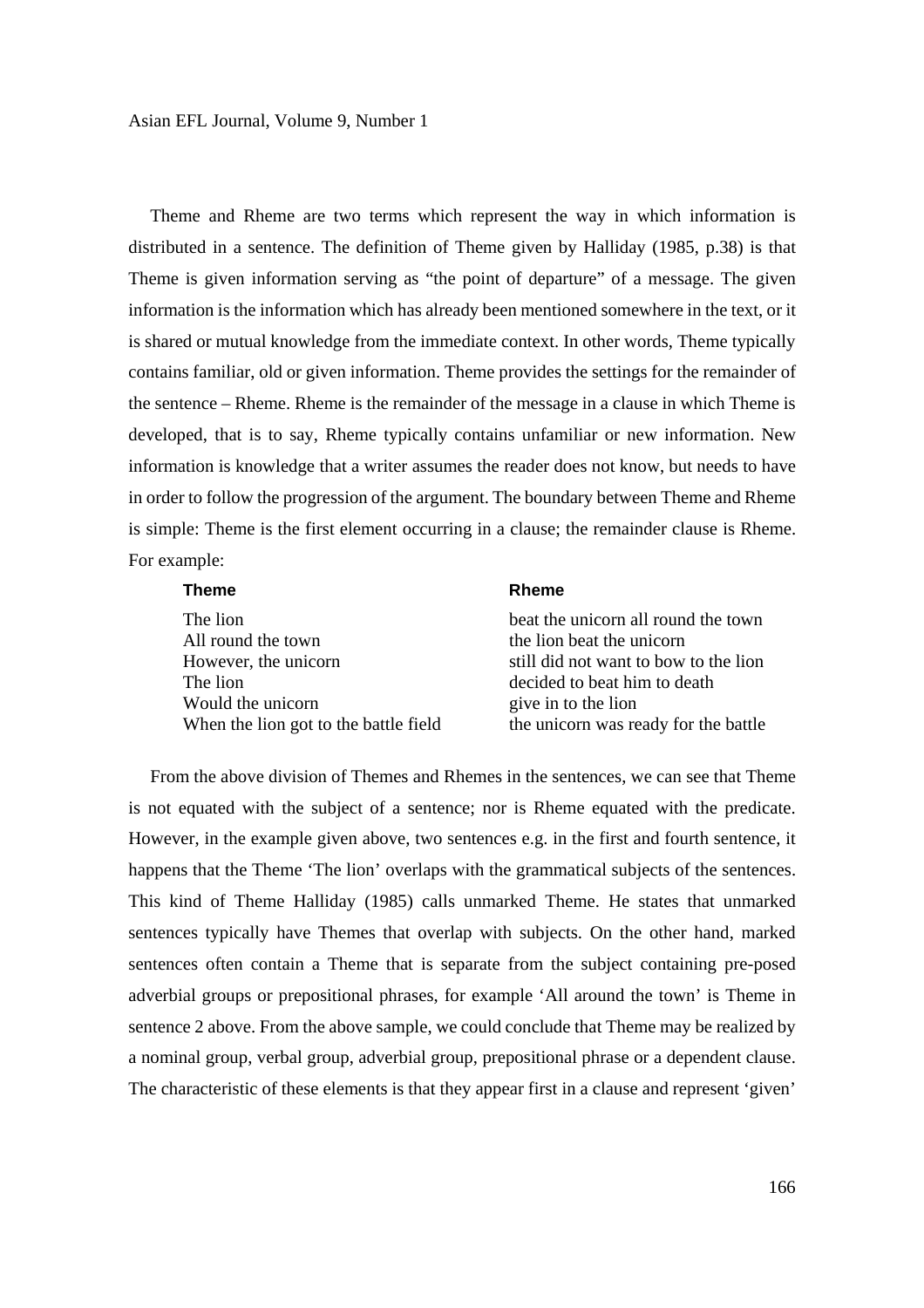Theme and Rheme are two terms which represent the way in which information is distributed in a sentence. The definition of Theme given by Halliday (1985, p.38) is that Theme is given information serving as "the point of departure" of a message. The given information is the information which has already been mentioned somewhere in the text, or it is shared or mutual knowledge from the immediate context. In other words, Theme typically contains familiar, old or given information. Theme provides the settings for the remainder of the sentence – Rheme. Rheme is the remainder of the message in a clause in which Theme is developed, that is to say, Rheme typically contains unfamiliar or new information. New information is knowledge that a writer assumes the reader does not know, but needs to have in order to follow the progression of the argument. The boundary between Theme and Rheme is simple: Theme is the first element occurring in a clause; the remainder clause is Rheme. For example:

| Theme | Rheme |
| --- | --- |
| The lion | beat the unicorn all round the town |
| All round the town | the lion beat the unicorn |
| However, the unicorn | still did not want to bow to the lion |
| The lion | decided to beat him to death |
| Would the unicorn | give in to the lion |
| When the lion got to the battle field | the unicorn was ready for the battle |

From the above division of Themes and Rhemes in the sentences, we can see that Theme is not equated with the subject of a sentence; nor is Rheme equated with the predicate. However, in the example given above, two sentences e.g. in the first and fourth sentence, it happens that the Theme 'The lion' overlaps with the grammatical subjects of the sentences. This kind of Theme Halliday (1985) calls unmarked Theme. He states that unmarked sentences typically have Themes that overlap with subjects. On the other hand, marked sentences often contain a Theme that is separate from the subject containing pre-posed adverbial groups or prepositional phrases, for example 'All around the town' is Theme in sentence 2 above. From the above sample, we could conclude that Theme may be realized by a nominal group, verbal group, adverbial group, prepositional phrase or a dependent clause. The characteristic of these elements is that they appear first in a clause and represent 'given'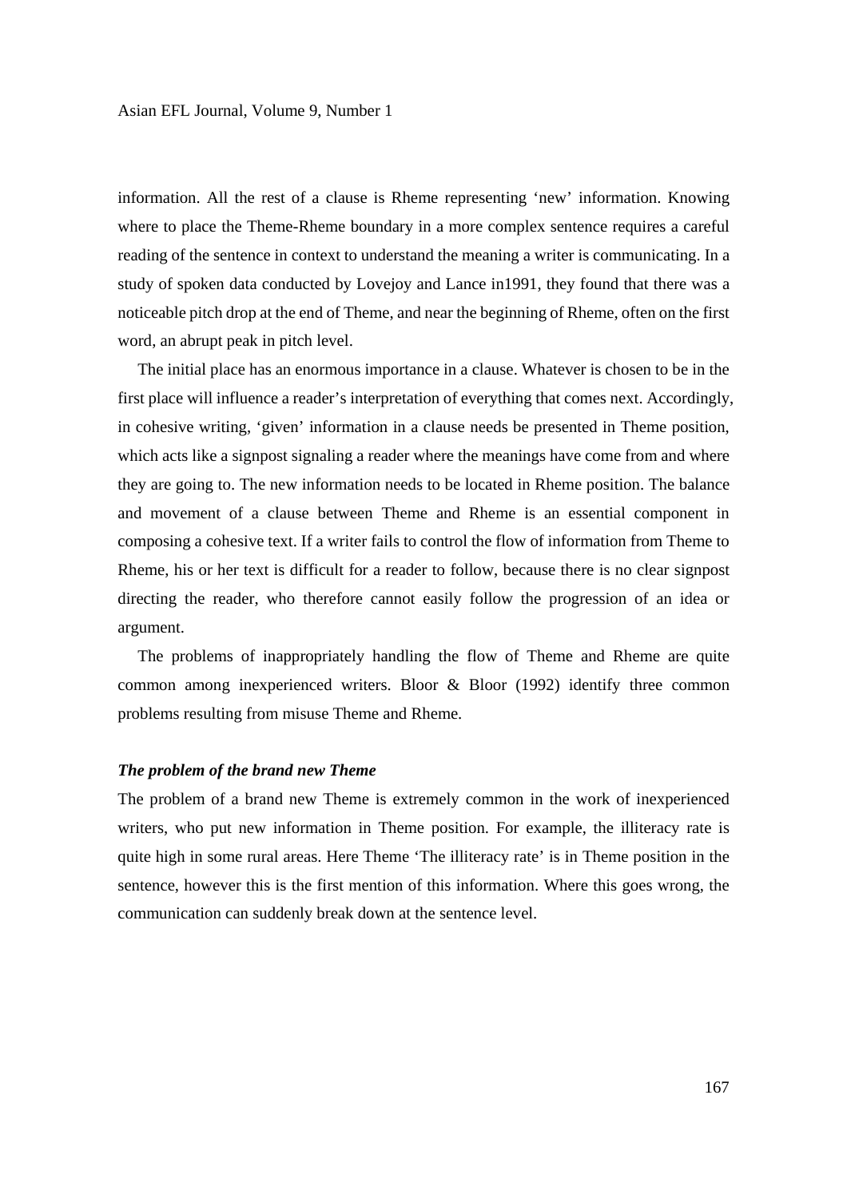information. All the rest of a clause is Rheme representing 'new' information. Knowing where to place the Theme-Rheme boundary in a more complex sentence requires a careful reading of the sentence in context to understand the meaning a writer is communicating. In a study of spoken data conducted by Lovejoy and Lance in1991, they found that there was a noticeable pitch drop at the end of Theme, and near the beginning of Rheme, often on the first word, an abrupt peak in pitch level.

The initial place has an enormous importance in a clause. Whatever is chosen to be in the first place will influence a reader's interpretation of everything that comes next. Accordingly, in cohesive writing, 'given' information in a clause needs be presented in Theme position, which acts like a signpost signaling a reader where the meanings have come from and where they are going to. The new information needs to be located in Rheme position. The balance and movement of a clause between Theme and Rheme is an essential component in composing a cohesive text. If a writer fails to control the flow of information from Theme to Rheme, his or her text is difficult for a reader to follow, because there is no clear signpost directing the reader, who therefore cannot easily follow the progression of an idea or argument.

The problems of inappropriately handling the flow of Theme and Rheme are quite common among inexperienced writers. Bloor & Bloor (1992) identify three common problems resulting from misuse Theme and Rheme.

***The problem of the brand new Theme***

The problem of a brand new Theme is extremely common in the work of inexperienced writers, who put new information in Theme position. For example, the illiteracy rate is quite high in some rural areas. Here Theme 'The illiteracy rate' is in Theme position in the sentence, however this is the first mention of this information. Where this goes wrong, the communication can suddenly break down at the sentence level.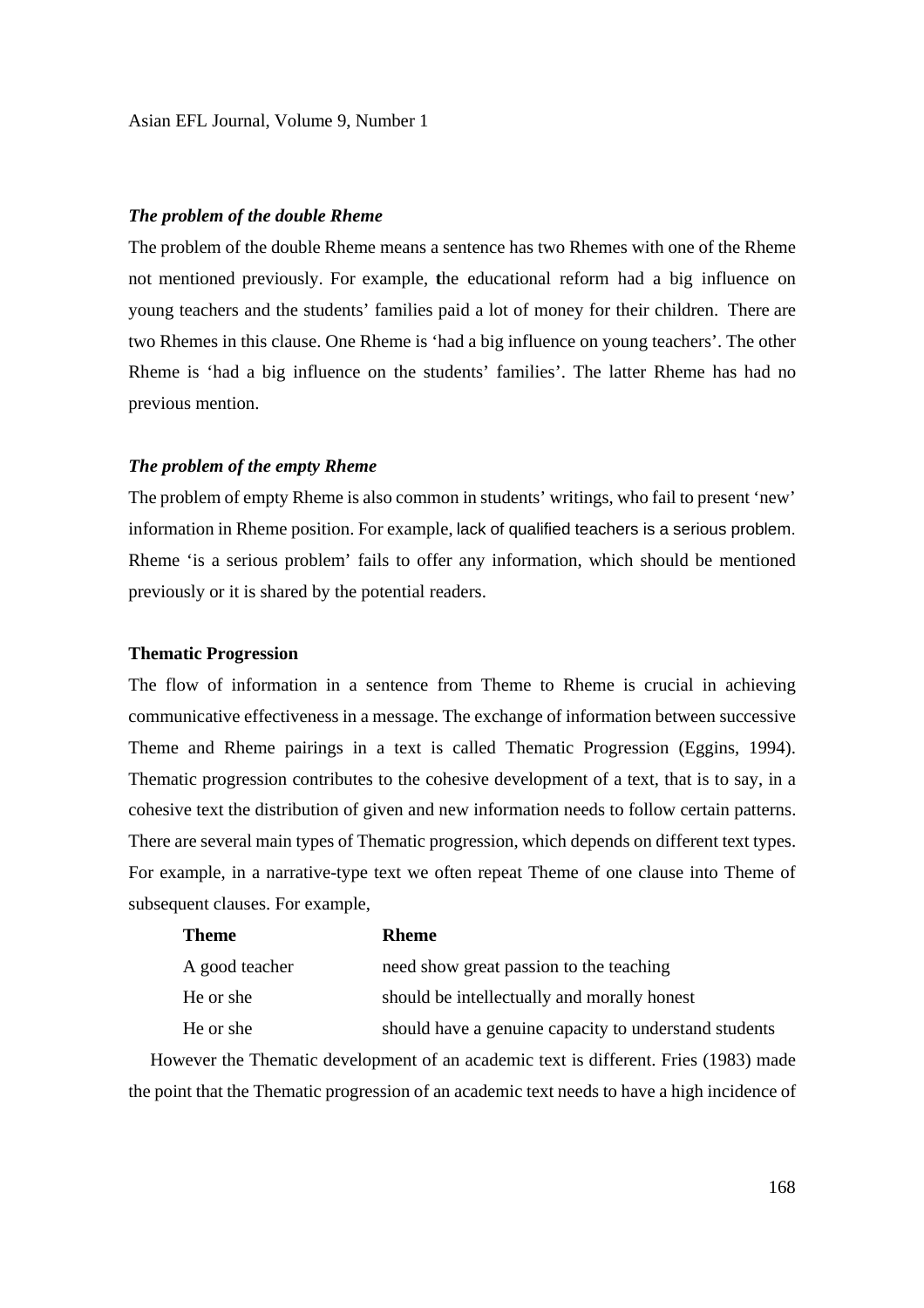*The problem of the double Rheme*

The problem of the double Rheme means a sentence has two Rhemes with one of the Rheme not mentioned previously. For example, the educational reform had a big influence on young teachers and the students' families paid a lot of money for their children. There are two Rhemes in this clause. One Rheme is 'had a big influence on young teachers'. The other Rheme is 'had a big influence on the students' families'. The latter Rheme has had no previous mention.

*The problem of the empty Rheme*

The problem of empty Rheme is also common in students' writings, who fail to present 'new' information in Rheme position. For example, lack of qualified teachers is a serious problem. Rheme 'is a serious problem' fails to offer any information, which should be mentioned previously or it is shared by the potential readers.

**Thematic Progression**

The flow of information in a sentence from Theme to Rheme is crucial in achieving communicative effectiveness in a message. The exchange of information between successive Theme and Rheme pairings in a text is called Thematic Progression (Eggins, 1994). Thematic progression contributes to the cohesive development of a text, that is to say, in a cohesive text the distribution of given and new information needs to follow certain patterns. There are several main types of Thematic progression, which depends on different text types. For example, in a narrative-type text we often repeat Theme of one clause into Theme of subsequent clauses. For example,

| **Theme** | **Rheme** |
|---|---|
| A good teacher | need show great passion to the teaching |
| He or she | should be intellectually and morally honest |
| He or she | should have a genuine capacity to understand students |

However the Thematic development of an academic text is different. Fries (1983) made the point that the Thematic progression of an academic text needs to have a high incidence of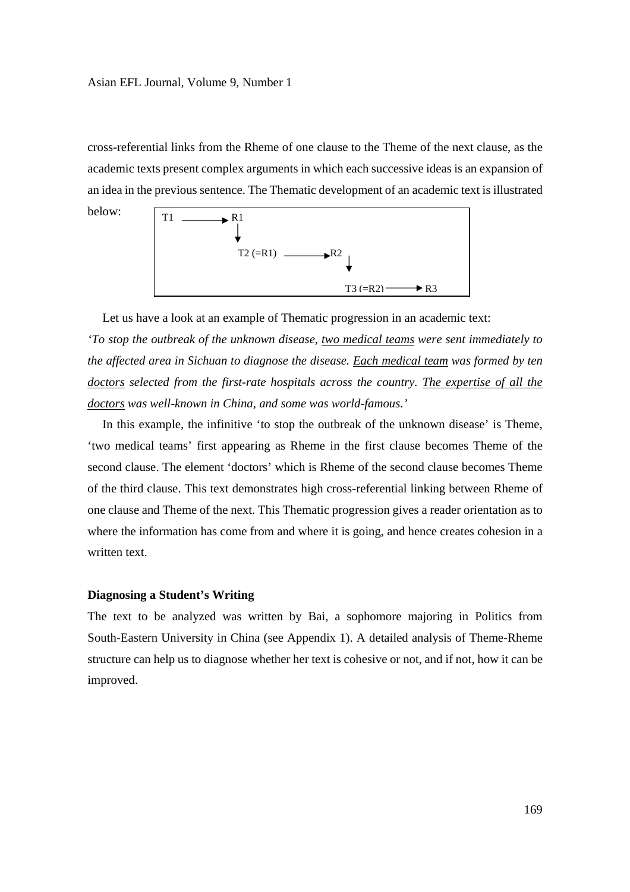cross-referential links from the Rheme of one clause to the Theme of the next clause, as the academic texts present complex arguments in which each successive ideas is an expansion of an idea in the previous sentence. The Thematic development of an academic text is illustrated below:

```
T1 ————→ R1
          ↓
          T2 (=R1) ————→ R2
                          ↓
                          T3 (=R2) ————→ R3
```

Let us have a look at an example of Thematic progression in an academic text:

*'To stop the outbreak of the unknown disease, two medical teams were sent immediately to the affected area in Sichuan to diagnose the disease. Each medical team was formed by ten doctors selected from the first-rate hospitals across the country. The expertise of all the doctors was well-known in China, and some was world-famous.'*

In this example, the infinitive 'to stop the outbreak of the unknown disease' is Theme, 'two medical teams' first appearing as Rheme in the first clause becomes Theme of the second clause. The element 'doctors' which is Rheme of the second clause becomes Theme of the third clause. This text demonstrates high cross-referential linking between Rheme of one clause and Theme of the next. This Thematic progression gives a reader orientation as to where the information has come from and where it is going, and hence creates cohesion in a written text.

### Diagnosing a Student's Writing

The text to be analyzed was written by Bai, a sophomore majoring in Politics from South-Eastern University in China (see Appendix 1). A detailed analysis of Theme-Rheme structure can help us to diagnose whether her text is cohesive or not, and if not, how it can be improved.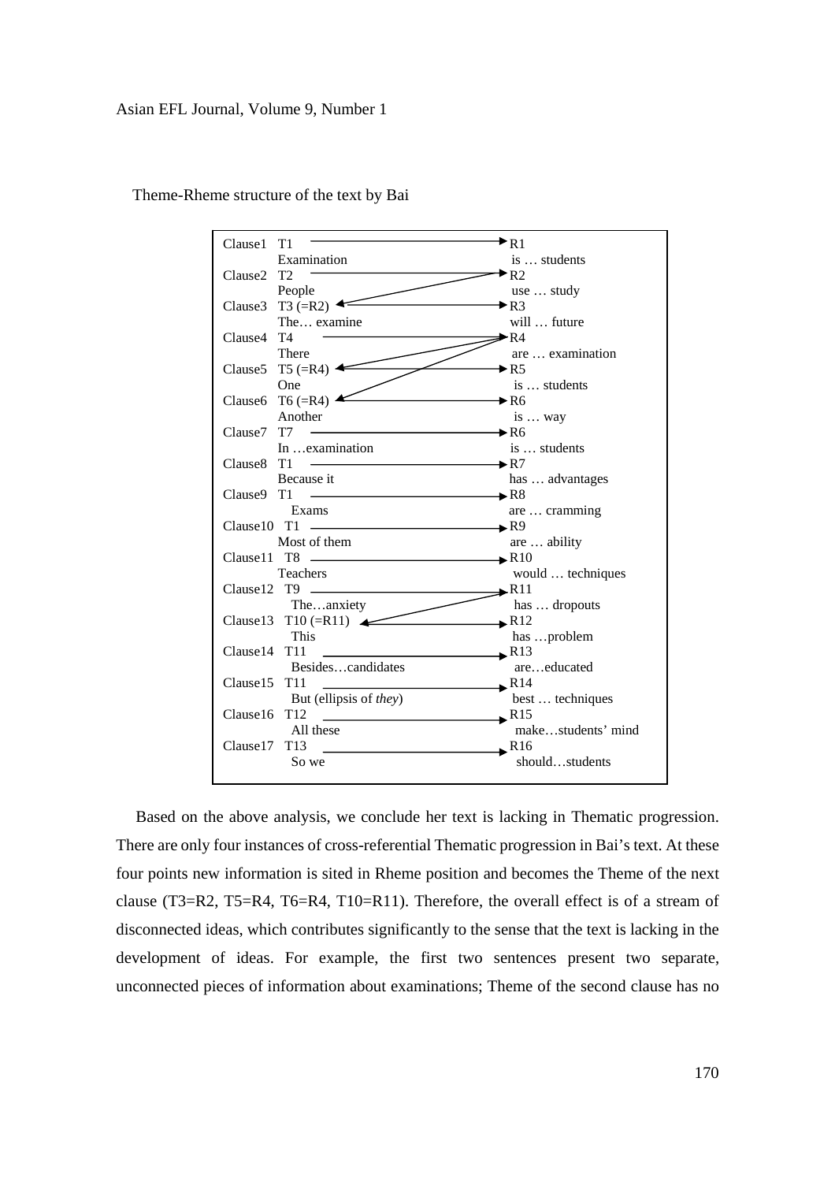Theme-Rheme structure of the text by Bai

| Clause | Theme | Rheme |
|---|---|---|
| Clause1 | T1 Examination | R1 is … students |
| Clause2 | T2 People | R2 use … study |
| Clause3 | T3 (=R2) The… examine | R3 will … future |
| Clause4 | T4 There | R4 are … examination |
| Clause5 | T5 (=R4) One | R5 is … students |
| Clause6 | T6 (=R4) Another | R6 is … way |
| Clause7 | T7 In …examination | R6 is … students |
| Clause8 | T1 Because it | R7 has … advantages |
| Clause9 | T1 Exams | R8 are … cramming |
| Clause10 | T1 Most of them | R9 are … ability |
| Clause11 | T8 Teachers | R10 would … techniques |
| Clause12 | T9 The…anxiety | R11 has … dropouts |
| Clause13 | T10 (=R11) This | R12 has …problem |
| Clause14 | T11 Besides…candidates | R13 are…educated |
| Clause15 | T11 But (ellipsis of *they*) | R14 best … techniques |
| Clause16 | T12 All these | R15 make…students' mind |
| Clause17 | T13 So we | R16 should…students |

Based on the above analysis, we conclude her text is lacking in Thematic progression. There are only four instances of cross-referential Thematic progression in Bai's text. At these four points new information is sited in Rheme position and becomes the Theme of the next clause (T3=R2, T5=R4, T6=R4, T10=R11). Therefore, the overall effect is of a stream of disconnected ideas, which contributes significantly to the sense that the text is lacking in the development of ideas. For example, the first two sentences present two separate, unconnected pieces of information about examinations; Theme of the second clause has no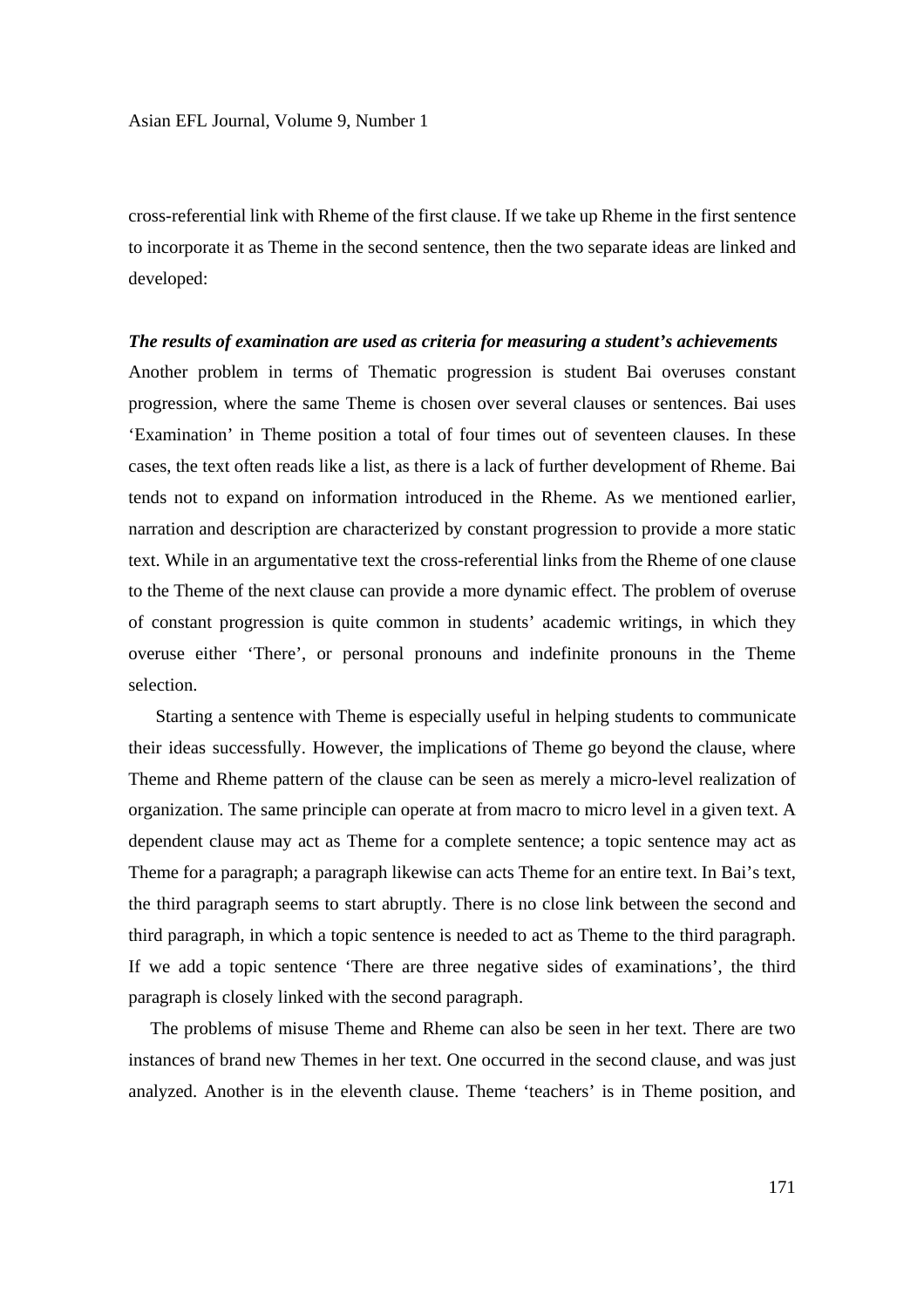cross-referential link with Rheme of the first clause. If we take up Rheme in the first sentence to incorporate it as Theme in the second sentence, then the two separate ideas are linked and developed:

***The results of examination are used as criteria for measuring a student's achievements***

Another problem in terms of Thematic progression is student Bai overuses constant progression, where the same Theme is chosen over several clauses or sentences. Bai uses 'Examination' in Theme position a total of four times out of seventeen clauses. In these cases, the text often reads like a list, as there is a lack of further development of Rheme. Bai tends not to expand on information introduced in the Rheme. As we mentioned earlier, narration and description are characterized by constant progression to provide a more static text. While in an argumentative text the cross-referential links from the Rheme of one clause to the Theme of the next clause can provide a more dynamic effect. The problem of overuse of constant progression is quite common in students' academic writings, in which they overuse either 'There', or personal pronouns and indefinite pronouns in the Theme selection.

Starting a sentence with Theme is especially useful in helping students to communicate their ideas successfully. However, the implications of Theme go beyond the clause, where Theme and Rheme pattern of the clause can be seen as merely a micro-level realization of organization. The same principle can operate at from macro to micro level in a given text. A dependent clause may act as Theme for a complete sentence; a topic sentence may act as Theme for a paragraph; a paragraph likewise can acts Theme for an entire text. In Bai's text, the third paragraph seems to start abruptly. There is no close link between the second and third paragraph, in which a topic sentence is needed to act as Theme to the third paragraph. If we add a topic sentence 'There are three negative sides of examinations', the third paragraph is closely linked with the second paragraph.

The problems of misuse Theme and Rheme can also be seen in her text. There are two instances of brand new Themes in her text. One occurred in the second clause, and was just analyzed. Another is in the eleventh clause. Theme 'teachers' is in Theme position, and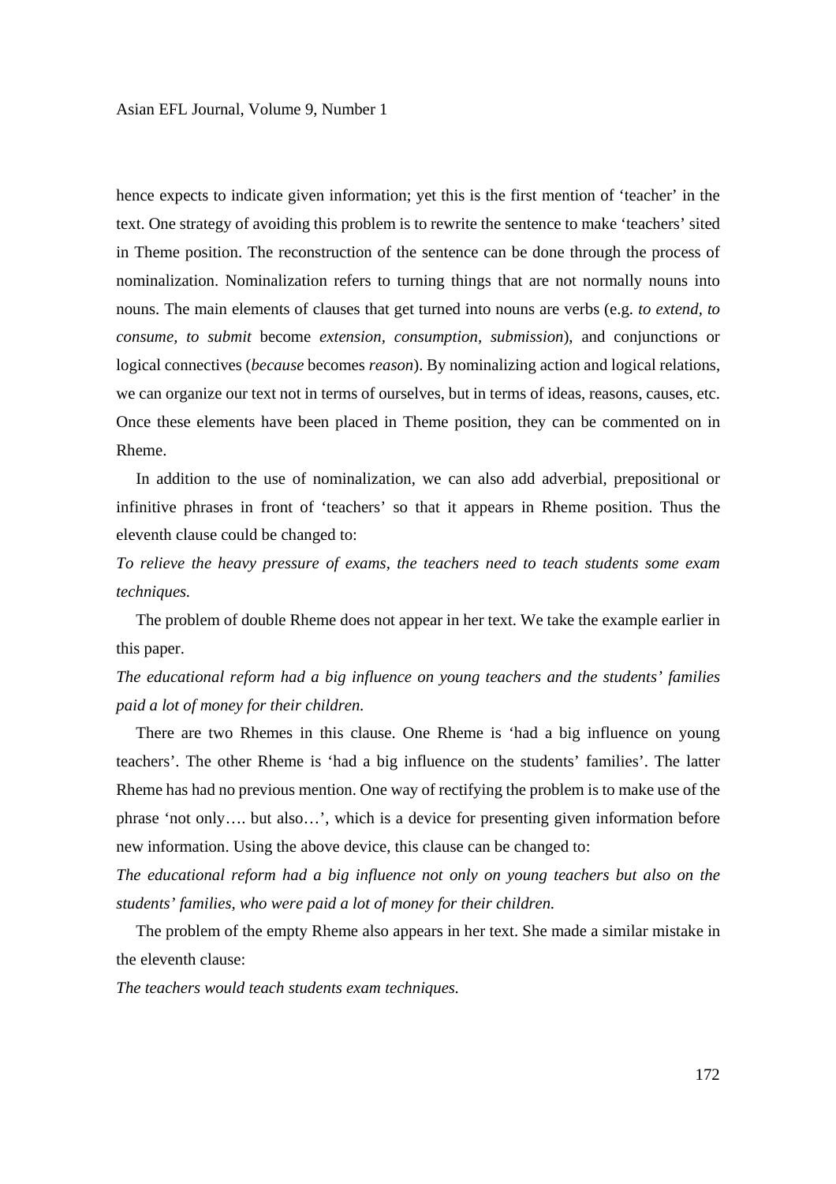hence expects to indicate given information; yet this is the first mention of 'teacher' in the text. One strategy of avoiding this problem is to rewrite the sentence to make 'teachers' sited in Theme position. The reconstruction of the sentence can be done through the process of nominalization. Nominalization refers to turning things that are not normally nouns into nouns. The main elements of clauses that get turned into nouns are verbs (e.g. *to extend, to consume, to submit* become *extension, consumption, submission*), and conjunctions or logical connectives (*because* becomes *reason*). By nominalizing action and logical relations, we can organize our text not in terms of ourselves, but in terms of ideas, reasons, causes, etc. Once these elements have been placed in Theme position, they can be commented on in Rheme.

In addition to the use of nominalization, we can also add adverbial, prepositional or infinitive phrases in front of 'teachers' so that it appears in Rheme position. Thus the eleventh clause could be changed to:

*To relieve the heavy pressure of exams, the teachers need to teach students some exam techniques.*

The problem of double Rheme does not appear in her text. We take the example earlier in this paper.

*The educational reform had a big influence on young teachers and the students' families paid a lot of money for their children.*

There are two Rhemes in this clause. One Rheme is 'had a big influence on young teachers'. The other Rheme is 'had a big influence on the students' families'. The latter Rheme has had no previous mention. One way of rectifying the problem is to make use of the phrase 'not only…. but also…', which is a device for presenting given information before new information. Using the above device, this clause can be changed to:

*The educational reform had a big influence not only on young teachers but also on the students' families, who were paid a lot of money for their children.*

The problem of the empty Rheme also appears in her text. She made a similar mistake in the eleventh clause:

*The teachers would teach students exam techniques.*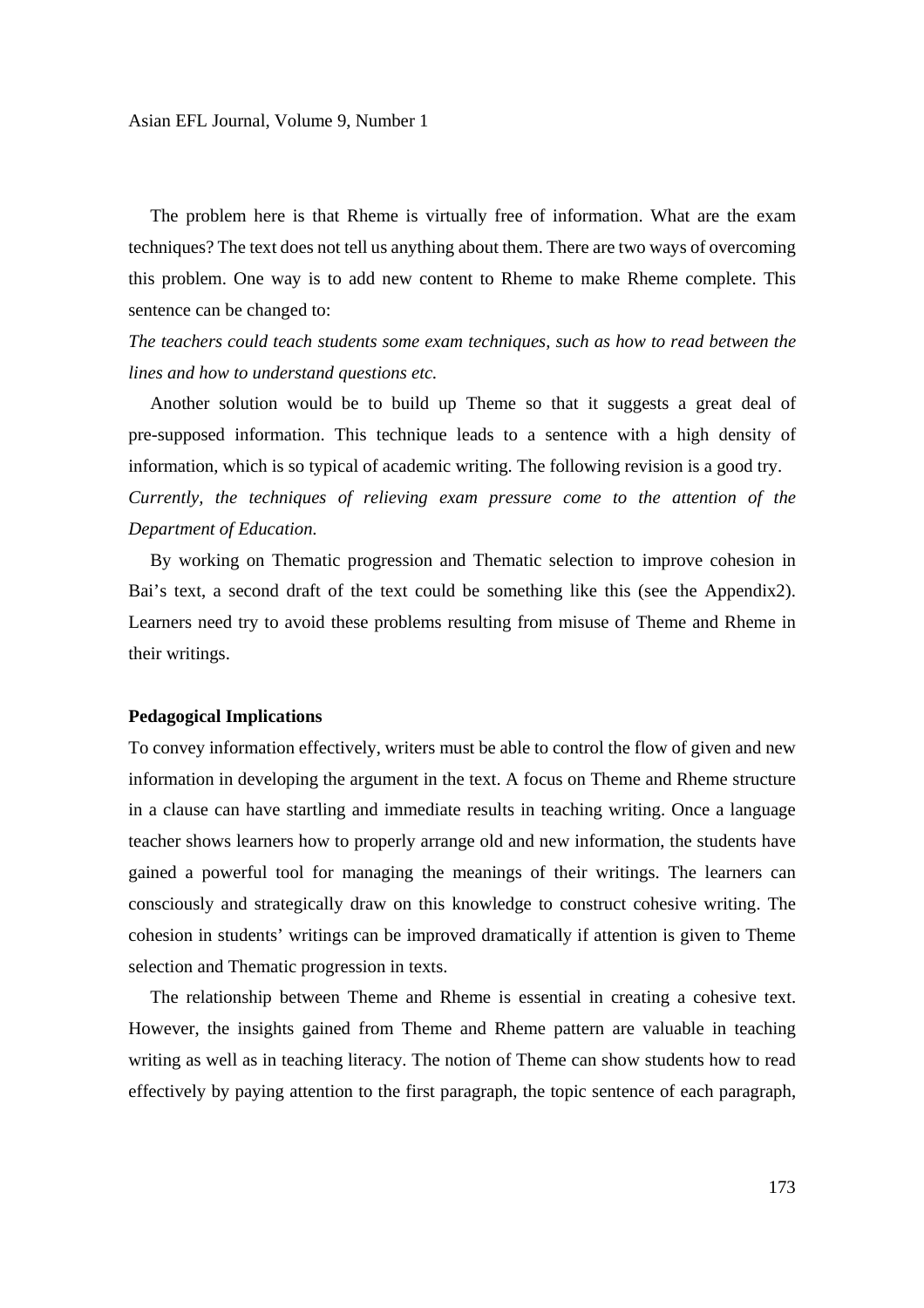The problem here is that Rheme is virtually free of information. What are the exam techniques? The text does not tell us anything about them. There are two ways of overcoming this problem. One way is to add new content to Rheme to make Rheme complete. This sentence can be changed to:

*The teachers could teach students some exam techniques, such as how to read between the lines and how to understand questions etc.*

Another solution would be to build up Theme so that it suggests a great deal of pre-supposed information. This technique leads to a sentence with a high density of information, which is so typical of academic writing. The following revision is a good try.

*Currently, the techniques of relieving exam pressure come to the attention of the Department of Education.*

By working on Thematic progression and Thematic selection to improve cohesion in Bai's text, a second draft of the text could be something like this (see the Appendix2). Learners need try to avoid these problems resulting from misuse of Theme and Rheme in their writings.

**Pedagogical Implications**

To convey information effectively, writers must be able to control the flow of given and new information in developing the argument in the text. A focus on Theme and Rheme structure in a clause can have startling and immediate results in teaching writing. Once a language teacher shows learners how to properly arrange old and new information, the students have gained a powerful tool for managing the meanings of their writings. The learners can consciously and strategically draw on this knowledge to construct cohesive writing. The cohesion in students' writings can be improved dramatically if attention is given to Theme selection and Thematic progression in texts.

The relationship between Theme and Rheme is essential in creating a cohesive text. However, the insights gained from Theme and Rheme pattern are valuable in teaching writing as well as in teaching literacy. The notion of Theme can show students how to read effectively by paying attention to the first paragraph, the topic sentence of each paragraph,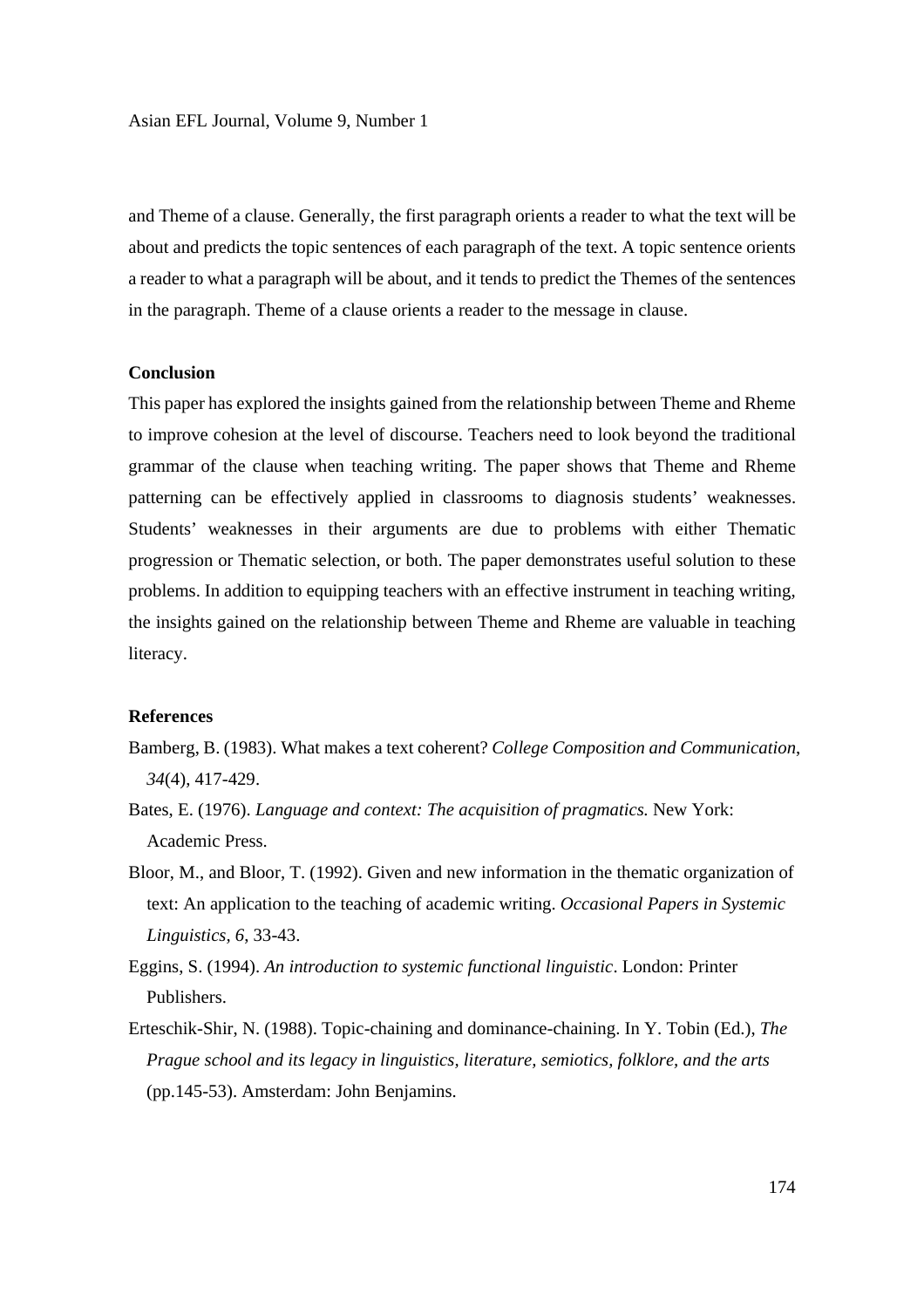and Theme of a clause. Generally, the first paragraph orients a reader to what the text will be about and predicts the topic sentences of each paragraph of the text. A topic sentence orients a reader to what a paragraph will be about, and it tends to predict the Themes of the sentences in the paragraph. Theme of a clause orients a reader to the message in clause.

## Conclusion

This paper has explored the insights gained from the relationship between Theme and Rheme to improve cohesion at the level of discourse. Teachers need to look beyond the traditional grammar of the clause when teaching writing. The paper shows that Theme and Rheme patterning can be effectively applied in classrooms to diagnosis students' weaknesses. Students' weaknesses in their arguments are due to problems with either Thematic progression or Thematic selection, or both. The paper demonstrates useful solution to these problems. In addition to equipping teachers with an effective instrument in teaching writing, the insights gained on the relationship between Theme and Rheme are valuable in teaching literacy.

## References

Bamberg, B. (1983). What makes a text coherent? *College Composition and Communication*, *34*(4), 417-429.

Bates, E. (1976). *Language and context: The acquisition of pragmatics.* New York: Academic Press.

Bloor, M., and Bloor, T. (1992). Given and new information in the thematic organization of text: An application to the teaching of academic writing. *Occasional Papers in Systemic Linguistics, 6*, 33-43.

Eggins, S. (1994). *An introduction to systemic functional linguistic*. London: Printer Publishers.

Erteschik-Shir, N. (1988). Topic-chaining and dominance-chaining. In Y. Tobin (Ed.), *The Prague school and its legacy in linguistics, literature, semiotics, folklore, and the arts* (pp.145-53). Amsterdam: John Benjamins.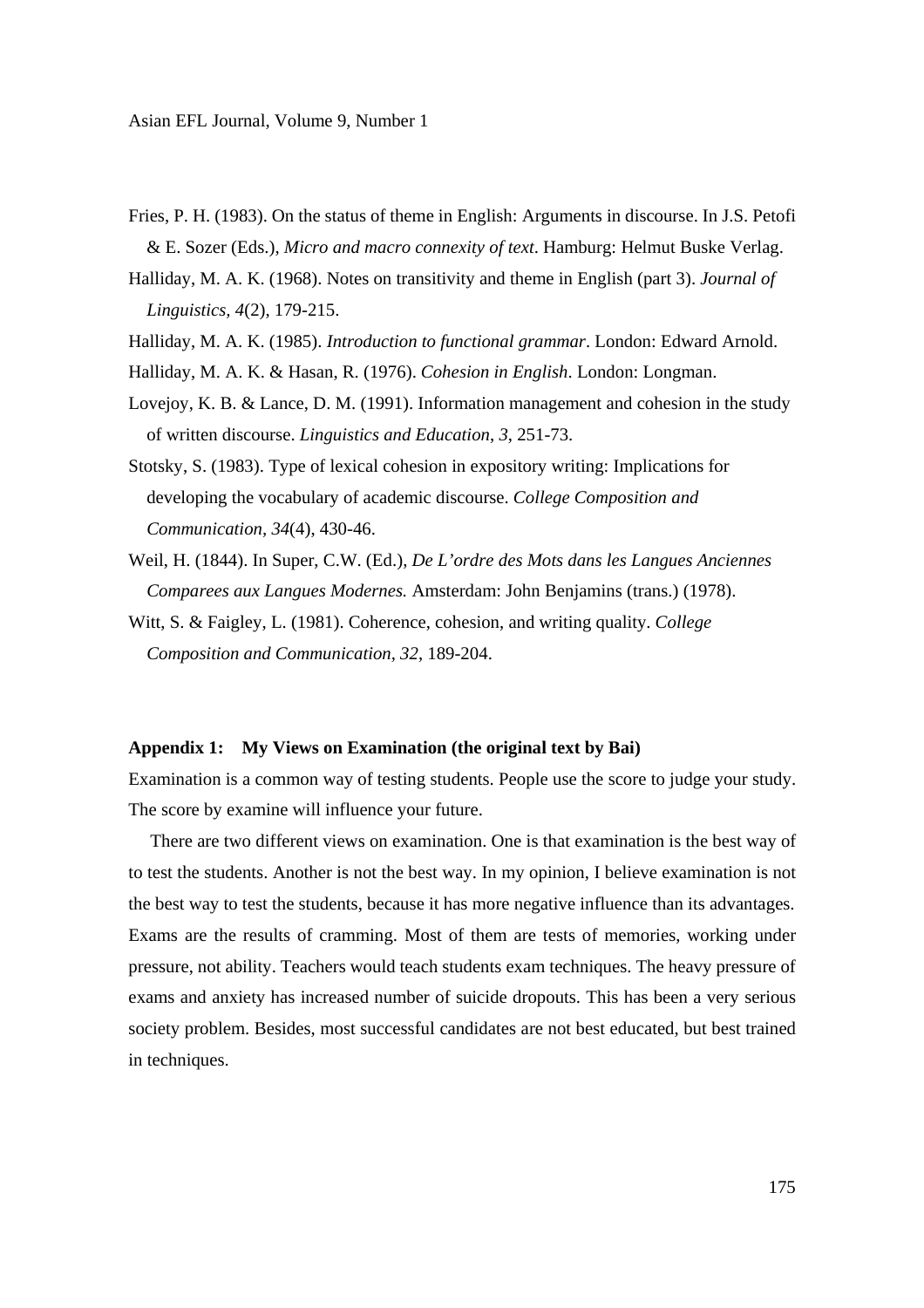Fries, P. H. (1983). On the status of theme in English: Arguments in discourse. In J.S. Petofi & E. Sozer (Eds.), *Micro and macro connexity of text*. Hamburg: Helmut Buske Verlag.

Halliday, M. A. K. (1968). Notes on transitivity and theme in English (part 3). *Journal of Linguistics, 4*(2), 179-215.

Halliday, M. A. K. (1985). *Introduction to functional grammar*. London: Edward Arnold.

Halliday, M. A. K. & Hasan, R. (1976). *Cohesion in English*. London: Longman.

Lovejoy, K. B. & Lance, D. M. (1991). Information management and cohesion in the study of written discourse. *Linguistics and Education, 3*, 251-73.

Stotsky, S. (1983). Type of lexical cohesion in expository writing: Implications for developing the vocabulary of academic discourse. *College Composition and Communication, 34*(4), 430-46.

Weil, H. (1844). In Super, C.W. (Ed.), *De L'ordre des Mots dans les Langues Anciennes Comparees aux Langues Modernes.* Amsterdam: John Benjamins (trans.) (1978).

Witt, S. & Faigley, L. (1981). Coherence, cohesion, and writing quality. *College Composition and Communication, 32*, 189-204.

**Appendix 1: My Views on Examination (the original text by Bai)**

Examination is a common way of testing students. People use the score to judge your study. The score by examine will influence your future.

There are two different views on examination. One is that examination is the best way of to test the students. Another is not the best way. In my opinion, I believe examination is not the best way to test the students, because it has more negative influence than its advantages. Exams are the results of cramming. Most of them are tests of memories, working under pressure, not ability. Teachers would teach students exam techniques. The heavy pressure of exams and anxiety has increased number of suicide dropouts. This has been a very serious society problem. Besides, most successful candidates are not best educated, but best trained in techniques.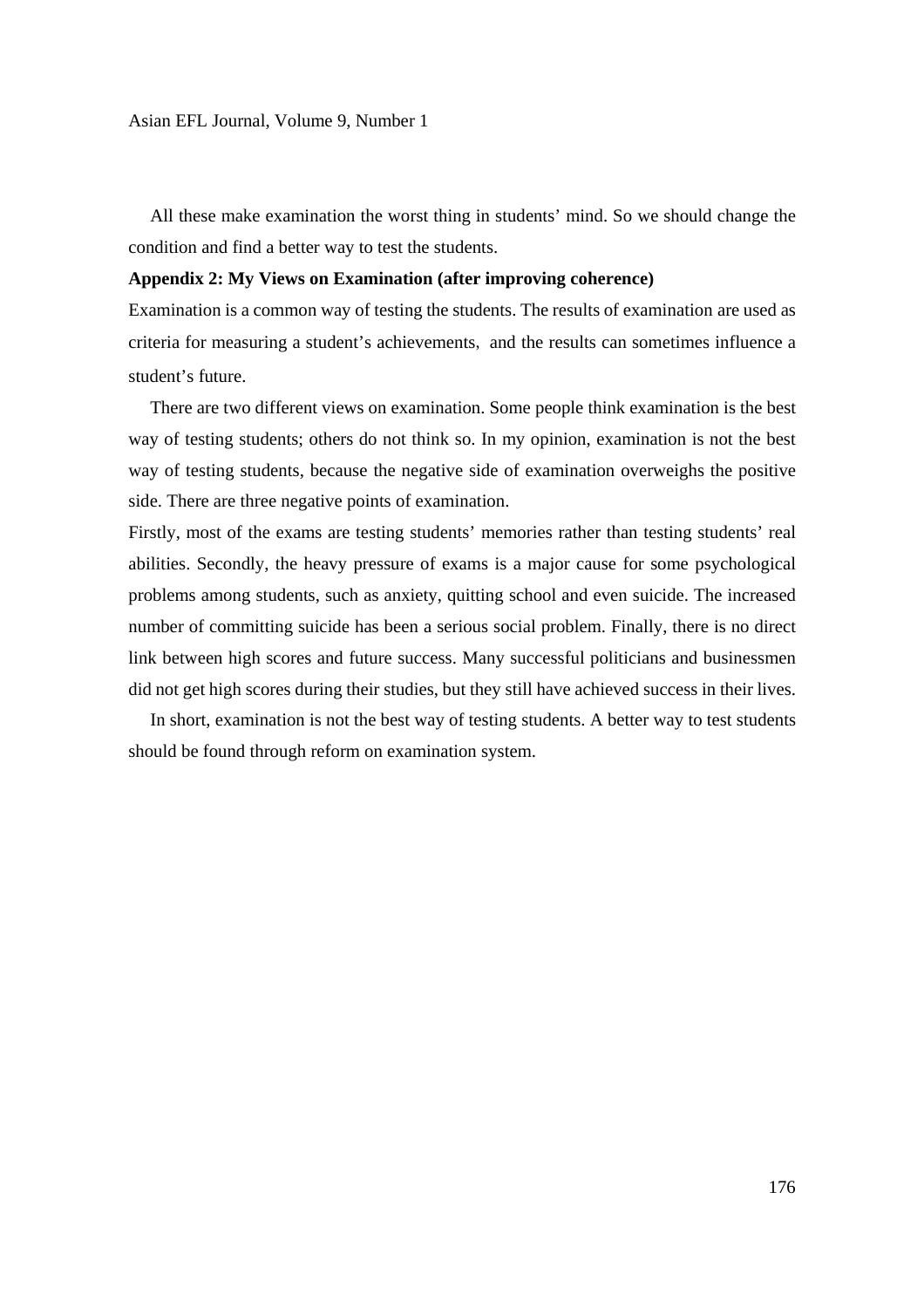All these make examination the worst thing in students' mind. So we should change the condition and find a better way to test the students.

**Appendix 2: My Views on Examination (after improving coherence)**

Examination is a common way of testing the students. The results of examination are used as criteria for measuring a student's achievements, and the results can sometimes influence a student's future.

There are two different views on examination. Some people think examination is the best way of testing students; others do not think so. In my opinion, examination is not the best way of testing students, because the negative side of examination overweighs the positive side. There are three negative points of examination.

Firstly, most of the exams are testing students' memories rather than testing students' real abilities. Secondly, the heavy pressure of exams is a major cause for some psychological problems among students, such as anxiety, quitting school and even suicide. The increased number of committing suicide has been a serious social problem. Finally, there is no direct link between high scores and future success. Many successful politicians and businessmen did not get high scores during their studies, but they still have achieved success in their lives.

In short, examination is not the best way of testing students. A better way to test students should be found through reform on examination system.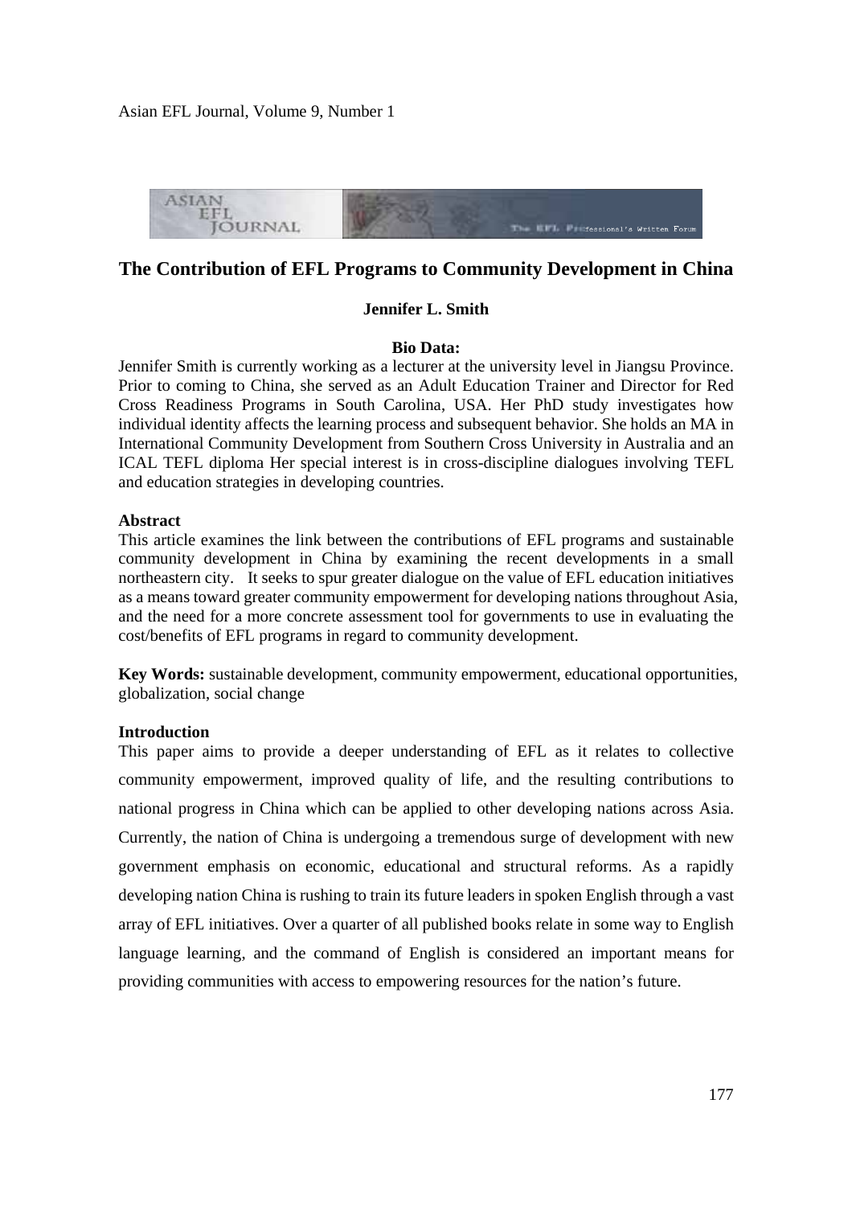# The Contribution of EFL Programs to Community Development in China

**Jennifer L. Smith**

**Bio Data:**

Jennifer Smith is currently working as a lecturer at the university level in Jiangsu Province. Prior to coming to China, she served as an Adult Education Trainer and Director for Red Cross Readiness Programs in South Carolina, USA. Her PhD study investigates how individual identity affects the learning process and subsequent behavior. She holds an MA in International Community Development from Southern Cross University in Australia and an ICAL TEFL diploma Her special interest is in cross-discipline dialogues involving TEFL and education strategies in developing countries.

**Abstract**

This article examines the link between the contributions of EFL programs and sustainable community development in China by examining the recent developments in a small northeastern city. It seeks to spur greater dialogue on the value of EFL education initiatives as a means toward greater community empowerment for developing nations throughout Asia, and the need for a more concrete assessment tool for governments to use in evaluating the cost/benefits of EFL programs in regard to community development.

**Key Words:** sustainable development, community empowerment, educational opportunities, globalization, social change

**Introduction**

This paper aims to provide a deeper understanding of EFL as it relates to collective community empowerment, improved quality of life, and the resulting contributions to national progress in China which can be applied to other developing nations across Asia. Currently, the nation of China is undergoing a tremendous surge of development with new government emphasis on economic, educational and structural reforms. As a rapidly developing nation China is rushing to train its future leaders in spoken English through a vast array of EFL initiatives. Over a quarter of all published books relate in some way to English language learning, and the command of English is considered an important means for providing communities with access to empowering resources for the nation's future.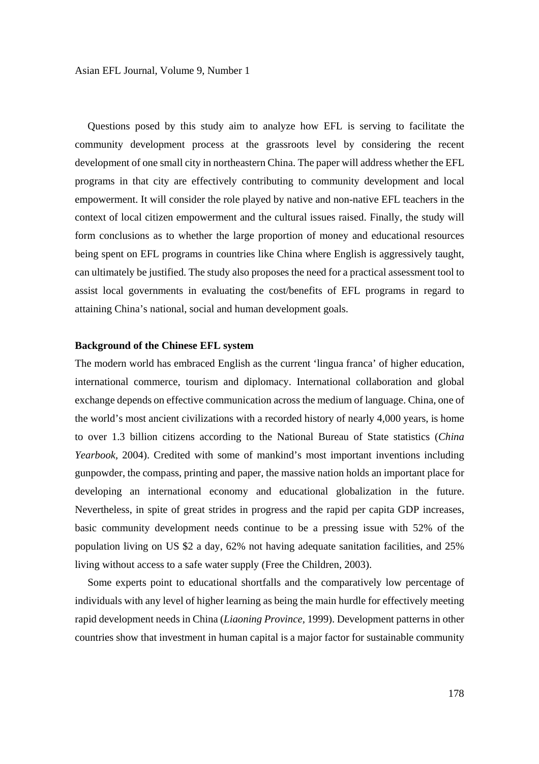Questions posed by this study aim to analyze how EFL is serving to facilitate the community development process at the grassroots level by considering the recent development of one small city in northeastern China. The paper will address whether the EFL programs in that city are effectively contributing to community development and local empowerment. It will consider the role played by native and non-native EFL teachers in the context of local citizen empowerment and the cultural issues raised. Finally, the study will form conclusions as to whether the large proportion of money and educational resources being spent on EFL programs in countries like China where English is aggressively taught, can ultimately be justified. The study also proposes the need for a practical assessment tool to assist local governments in evaluating the cost/benefits of EFL programs in regard to attaining China's national, social and human development goals.

**Background of the Chinese EFL system**

The modern world has embraced English as the current 'lingua franca' of higher education, international commerce, tourism and diplomacy. International collaboration and global exchange depends on effective communication across the medium of language. China, one of the world's most ancient civilizations with a recorded history of nearly 4,000 years, is home to over 1.3 billion citizens according to the National Bureau of State statistics (*China Yearbook*, 2004). Credited with some of mankind's most important inventions including gunpowder, the compass, printing and paper, the massive nation holds an important place for developing an international economy and educational globalization in the future. Nevertheless, in spite of great strides in progress and the rapid per capita GDP increases, basic community development needs continue to be a pressing issue with 52% of the population living on US $2 a day, 62% not having adequate sanitation facilities, and 25% living without access to a safe water supply (Free the Children, 2003).

Some experts point to educational shortfalls and the comparatively low percentage of individuals with any level of higher learning as being the main hurdle for effectively meeting rapid development needs in China (*Liaoning Province*, 1999). Development patterns in other countries show that investment in human capital is a major factor for sustainable community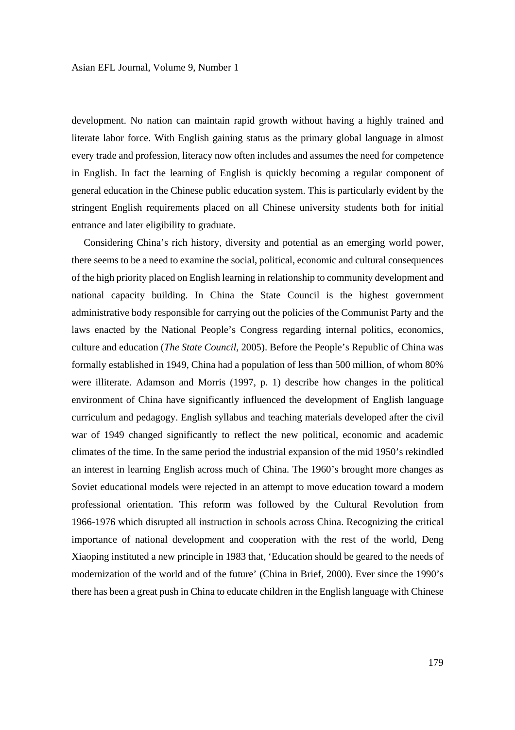development. No nation can maintain rapid growth without having a highly trained and literate labor force. With English gaining status as the primary global language in almost every trade and profession, literacy now often includes and assumes the need for competence in English. In fact the learning of English is quickly becoming a regular component of general education in the Chinese public education system. This is particularly evident by the stringent English requirements placed on all Chinese university students both for initial entrance and later eligibility to graduate.

Considering China's rich history, diversity and potential as an emerging world power, there seems to be a need to examine the social, political, economic and cultural consequences of the high priority placed on English learning in relationship to community development and national capacity building. In China the State Council is the highest government administrative body responsible for carrying out the policies of the Communist Party and the laws enacted by the National People's Congress regarding internal politics, economics, culture and education (*The State Council,* 2005). Before the People's Republic of China was formally established in 1949, China had a population of less than 500 million, of whom 80% were illiterate. Adamson and Morris (1997, p. 1) describe how changes in the political environment of China have significantly influenced the development of English language curriculum and pedagogy. English syllabus and teaching materials developed after the civil war of 1949 changed significantly to reflect the new political, economic and academic climates of the time. In the same period the industrial expansion of the mid 1950's rekindled an interest in learning English across much of China. The 1960's brought more changes as Soviet educational models were rejected in an attempt to move education toward a modern professional orientation. This reform was followed by the Cultural Revolution from 1966-1976 which disrupted all instruction in schools across China. Recognizing the critical importance of national development and cooperation with the rest of the world, Deng Xiaoping instituted a new principle in 1983 that, 'Education should be geared to the needs of modernization of the world and of the future' (China in Brief, 2000). Ever since the 1990's there has been a great push in China to educate children in the English language with Chinese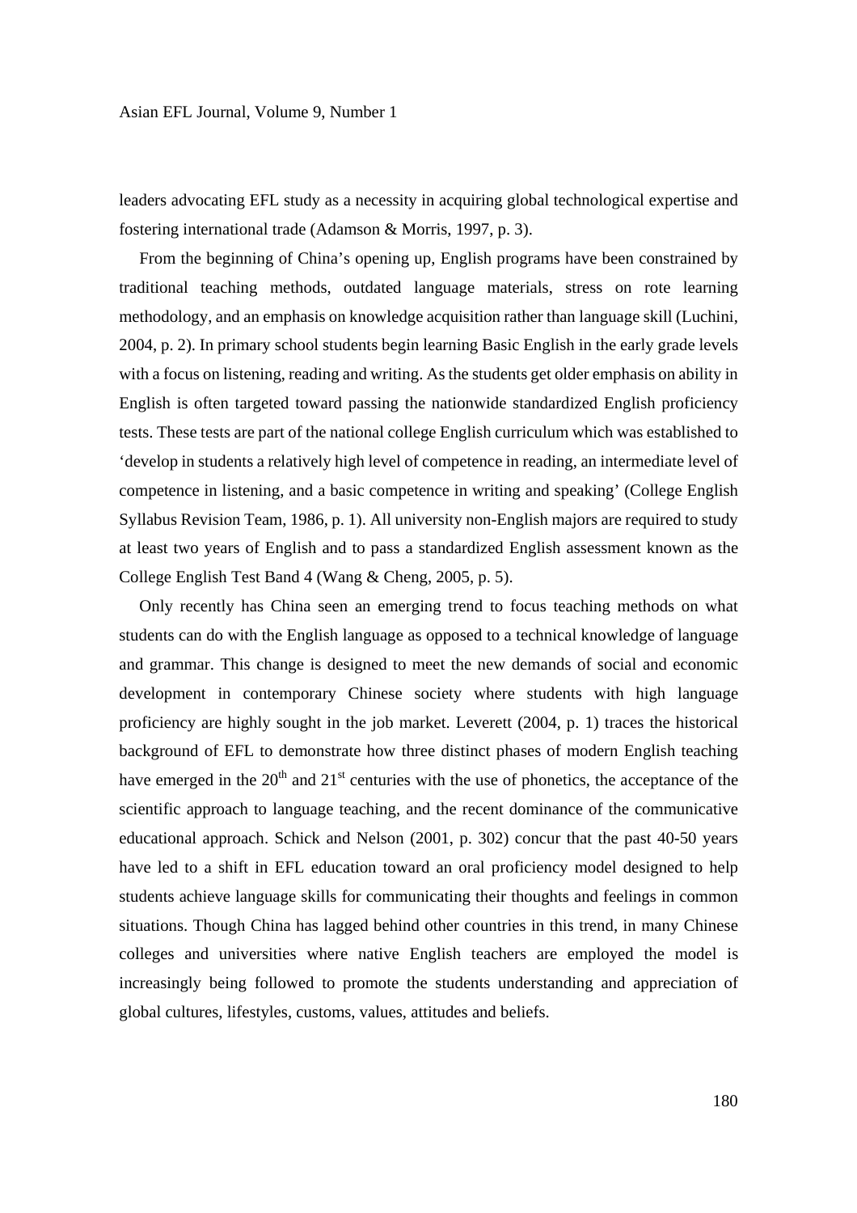leaders advocating EFL study as a necessity in acquiring global technological expertise and fostering international trade (Adamson & Morris, 1997, p. 3).

From the beginning of China's opening up, English programs have been constrained by traditional teaching methods, outdated language materials, stress on rote learning methodology, and an emphasis on knowledge acquisition rather than language skill (Luchini, 2004, p. 2). In primary school students begin learning Basic English in the early grade levels with a focus on listening, reading and writing. As the students get older emphasis on ability in English is often targeted toward passing the nationwide standardized English proficiency tests. These tests are part of the national college English curriculum which was established to 'develop in students a relatively high level of competence in reading, an intermediate level of competence in listening, and a basic competence in writing and speaking' (College English Syllabus Revision Team, 1986, p. 1). All university non-English majors are required to study at least two years of English and to pass a standardized English assessment known as the College English Test Band 4 (Wang & Cheng, 2005, p. 5).

Only recently has China seen an emerging trend to focus teaching methods on what students can do with the English language as opposed to a technical knowledge of language and grammar. This change is designed to meet the new demands of social and economic development in contemporary Chinese society where students with high language proficiency are highly sought in the job market. Leverett (2004, p. 1) traces the historical background of EFL to demonstrate how three distinct phases of modern English teaching have emerged in the 20th and 21st centuries with the use of phonetics, the acceptance of the scientific approach to language teaching, and the recent dominance of the communicative educational approach. Schick and Nelson (2001, p. 302) concur that the past 40-50 years have led to a shift in EFL education toward an oral proficiency model designed to help students achieve language skills for communicating their thoughts and feelings in common situations. Though China has lagged behind other countries in this trend, in many Chinese colleges and universities where native English teachers are employed the model is increasingly being followed to promote the students understanding and appreciation of global cultures, lifestyles, customs, values, attitudes and beliefs.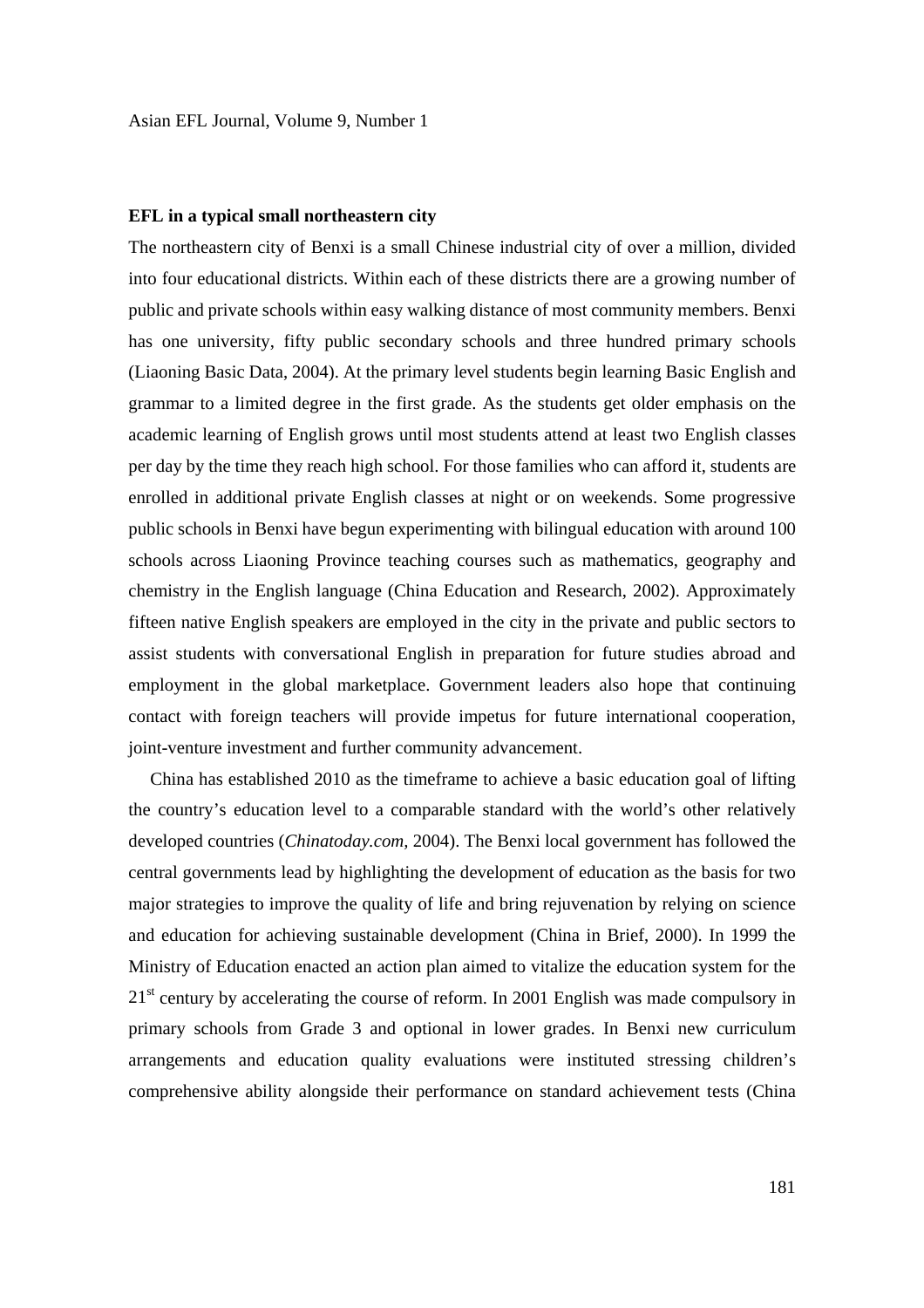**EFL in a typical small northeastern city**

The northeastern city of Benxi is a small Chinese industrial city of over a million, divided into four educational districts. Within each of these districts there are a growing number of public and private schools within easy walking distance of most community members. Benxi has one university, fifty public secondary schools and three hundred primary schools (Liaoning Basic Data, 2004). At the primary level students begin learning Basic English and grammar to a limited degree in the first grade. As the students get older emphasis on the academic learning of English grows until most students attend at least two English classes per day by the time they reach high school. For those families who can afford it, students are enrolled in additional private English classes at night or on weekends. Some progressive public schools in Benxi have begun experimenting with bilingual education with around 100 schools across Liaoning Province teaching courses such as mathematics, geography and chemistry in the English language (China Education and Research, 2002). Approximately fifteen native English speakers are employed in the city in the private and public sectors to assist students with conversational English in preparation for future studies abroad and employment in the global marketplace. Government leaders also hope that continuing contact with foreign teachers will provide impetus for future international cooperation, joint-venture investment and further community advancement.

China has established 2010 as the timeframe to achieve a basic education goal of lifting the country's education level to a comparable standard with the world's other relatively developed countries (*Chinatoday.com,* 2004). The Benxi local government has followed the central governments lead by highlighting the development of education as the basis for two major strategies to improve the quality of life and bring rejuvenation by relying on science and education for achieving sustainable development (China in Brief, 2000). In 1999 the Ministry of Education enacted an action plan aimed to vitalize the education system for the 21st century by accelerating the course of reform. In 2001 English was made compulsory in primary schools from Grade 3 and optional in lower grades. In Benxi new curriculum arrangements and education quality evaluations were instituted stressing children's comprehensive ability alongside their performance on standard achievement tests (China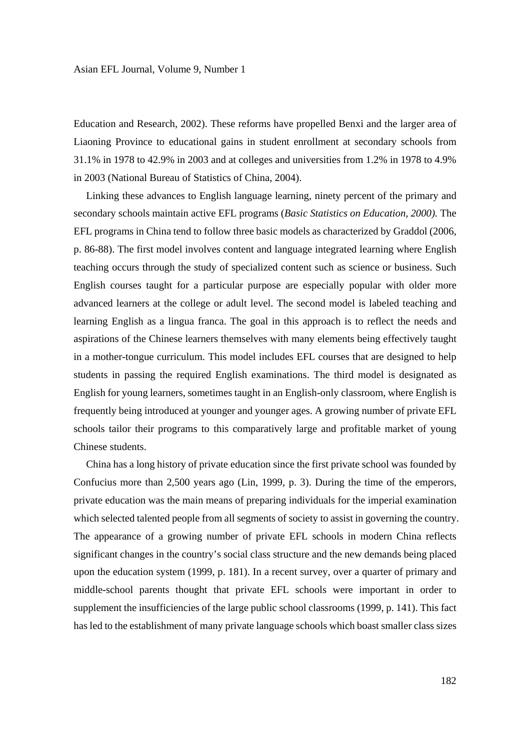Education and Research, 2002). These reforms have propelled Benxi and the larger area of Liaoning Province to educational gains in student enrollment at secondary schools from 31.1% in 1978 to 42.9% in 2003 and at colleges and universities from 1.2% in 1978 to 4.9% in 2003 (National Bureau of Statistics of China, 2004).

Linking these advances to English language learning, ninety percent of the primary and secondary schools maintain active EFL programs (*Basic Statistics on Education, 2000).* The EFL programs in China tend to follow three basic models as characterized by Graddol (2006, p. 86-88). The first model involves content and language integrated learning where English teaching occurs through the study of specialized content such as science or business. Such English courses taught for a particular purpose are especially popular with older more advanced learners at the college or adult level. The second model is labeled teaching and learning English as a lingua franca. The goal in this approach is to reflect the needs and aspirations of the Chinese learners themselves with many elements being effectively taught in a mother-tongue curriculum. This model includes EFL courses that are designed to help students in passing the required English examinations. The third model is designated as English for young learners, sometimes taught in an English-only classroom, where English is frequently being introduced at younger and younger ages. A growing number of private EFL schools tailor their programs to this comparatively large and profitable market of young Chinese students.

China has a long history of private education since the first private school was founded by Confucius more than 2,500 years ago (Lin, 1999, p. 3). During the time of the emperors, private education was the main means of preparing individuals for the imperial examination which selected talented people from all segments of society to assist in governing the country. The appearance of a growing number of private EFL schools in modern China reflects significant changes in the country's social class structure and the new demands being placed upon the education system (1999, p. 181). In a recent survey, over a quarter of primary and middle-school parents thought that private EFL schools were important in order to supplement the insufficiencies of the large public school classrooms (1999, p. 141). This fact has led to the establishment of many private language schools which boast smaller class sizes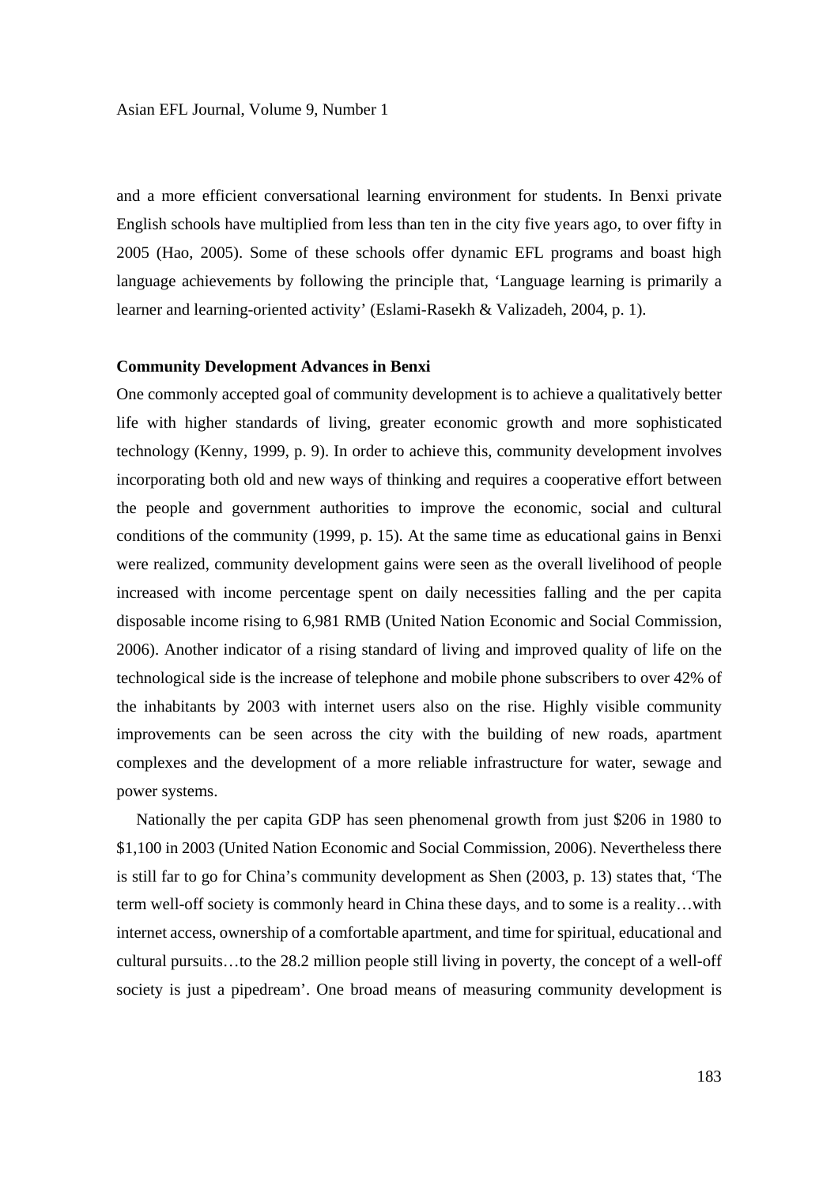and a more efficient conversational learning environment for students. In Benxi private English schools have multiplied from less than ten in the city five years ago, to over fifty in 2005 (Hao, 2005). Some of these schools offer dynamic EFL programs and boast high language achievements by following the principle that, 'Language learning is primarily a learner and learning-oriented activity' (Eslami-Rasekh & Valizadeh, 2004, p. 1).

**Community Development Advances in Benxi**

One commonly accepted goal of community development is to achieve a qualitatively better life with higher standards of living, greater economic growth and more sophisticated technology (Kenny, 1999, p. 9). In order to achieve this, community development involves incorporating both old and new ways of thinking and requires a cooperative effort between the people and government authorities to improve the economic, social and cultural conditions of the community (1999, p. 15). At the same time as educational gains in Benxi were realized, community development gains were seen as the overall livelihood of people increased with income percentage spent on daily necessities falling and the per capita disposable income rising to 6,981 RMB (United Nation Economic and Social Commission, 2006). Another indicator of a rising standard of living and improved quality of life on the technological side is the increase of telephone and mobile phone subscribers to over 42% of the inhabitants by 2003 with internet users also on the rise. Highly visible community improvements can be seen across the city with the building of new roads, apartment complexes and the development of a more reliable infrastructure for water, sewage and power systems.

Nationally the per capita GDP has seen phenomenal growth from just \$206 in 1980 to \$1,100 in 2003 (United Nation Economic and Social Commission, 2006). Nevertheless there is still far to go for China's community development as Shen (2003, p. 13) states that, 'The term well-off society is commonly heard in China these days, and to some is a reality…with internet access, ownership of a comfortable apartment, and time for spiritual, educational and cultural pursuits…to the 28.2 million people still living in poverty, the concept of a well-off society is just a pipedream'. One broad means of measuring community development is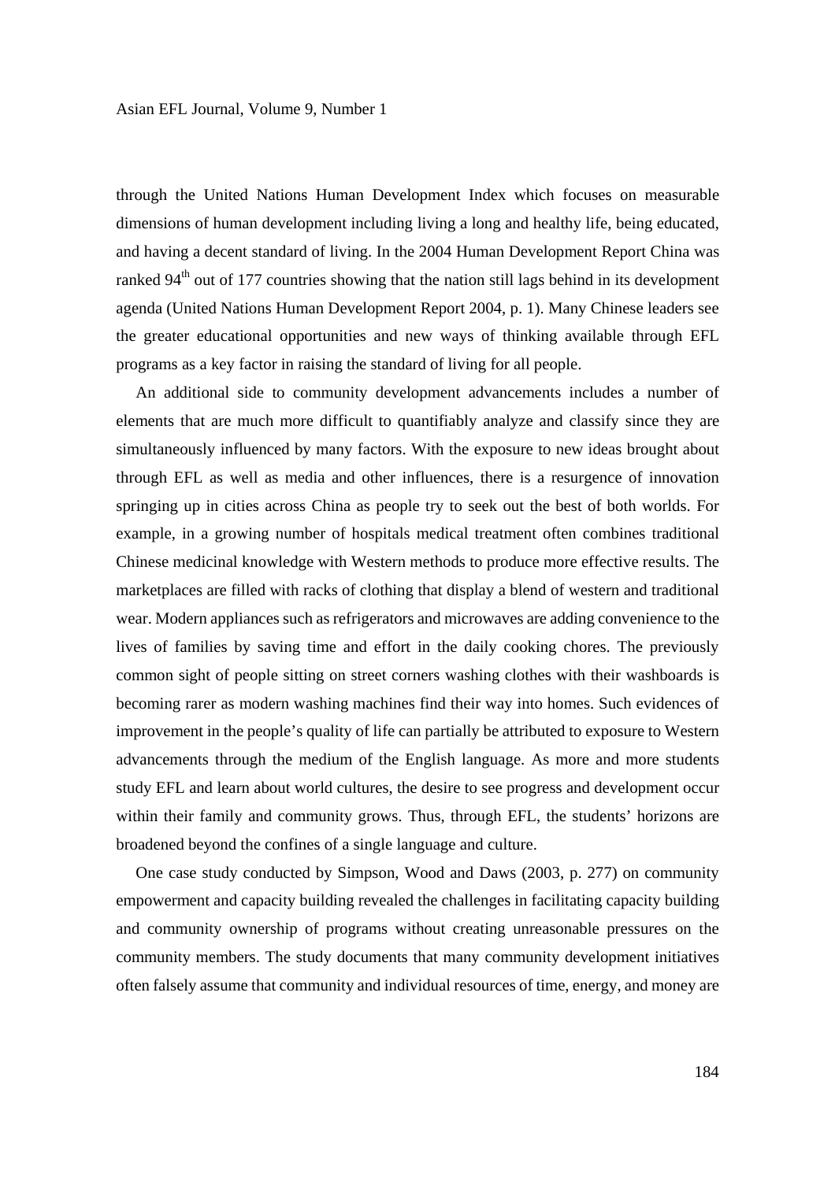through the United Nations Human Development Index which focuses on measurable dimensions of human development including living a long and healthy life, being educated, and having a decent standard of living. In the 2004 Human Development Report China was ranked 94th out of 177 countries showing that the nation still lags behind in its development agenda (United Nations Human Development Report 2004, p. 1). Many Chinese leaders see the greater educational opportunities and new ways of thinking available through EFL programs as a key factor in raising the standard of living for all people.

An additional side to community development advancements includes a number of elements that are much more difficult to quantifiably analyze and classify since they are simultaneously influenced by many factors. With the exposure to new ideas brought about through EFL as well as media and other influences, there is a resurgence of innovation springing up in cities across China as people try to seek out the best of both worlds. For example, in a growing number of hospitals medical treatment often combines traditional Chinese medicinal knowledge with Western methods to produce more effective results. The marketplaces are filled with racks of clothing that display a blend of western and traditional wear. Modern appliances such as refrigerators and microwaves are adding convenience to the lives of families by saving time and effort in the daily cooking chores. The previously common sight of people sitting on street corners washing clothes with their washboards is becoming rarer as modern washing machines find their way into homes. Such evidences of improvement in the people's quality of life can partially be attributed to exposure to Western advancements through the medium of the English language. As more and more students study EFL and learn about world cultures, the desire to see progress and development occur within their family and community grows. Thus, through EFL, the students' horizons are broadened beyond the confines of a single language and culture.

One case study conducted by Simpson, Wood and Daws (2003, p. 277) on community empowerment and capacity building revealed the challenges in facilitating capacity building and community ownership of programs without creating unreasonable pressures on the community members. The study documents that many community development initiatives often falsely assume that community and individual resources of time, energy, and money are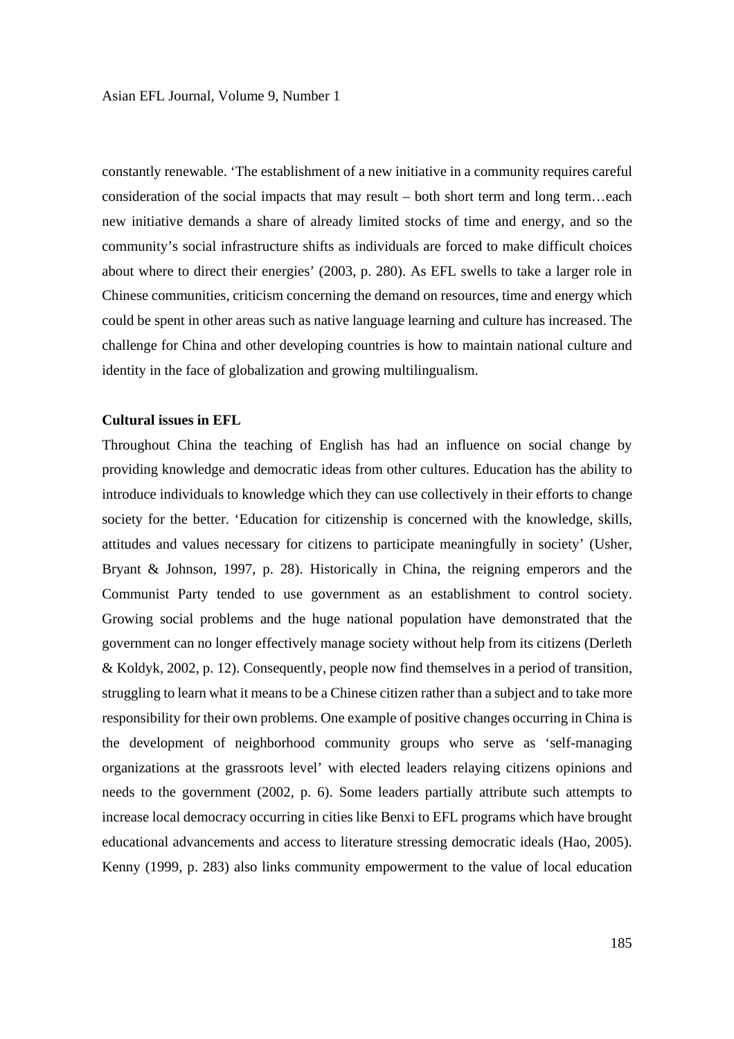constantly renewable. 'The establishment of a new initiative in a community requires careful consideration of the social impacts that may result – both short term and long term…each new initiative demands a share of already limited stocks of time and energy, and so the community's social infrastructure shifts as individuals are forced to make difficult choices about where to direct their energies' (2003, p. 280). As EFL swells to take a larger role in Chinese communities, criticism concerning the demand on resources, time and energy which could be spent in other areas such as native language learning and culture has increased. The challenge for China and other developing countries is how to maintain national culture and identity in the face of globalization and growing multilingualism.

**Cultural issues in EFL**

Throughout China the teaching of English has had an influence on social change by providing knowledge and democratic ideas from other cultures. Education has the ability to introduce individuals to knowledge which they can use collectively in their efforts to change society for the better. 'Education for citizenship is concerned with the knowledge, skills, attitudes and values necessary for citizens to participate meaningfully in society' (Usher, Bryant & Johnson, 1997, p. 28). Historically in China, the reigning emperors and the Communist Party tended to use government as an establishment to control society. Growing social problems and the huge national population have demonstrated that the government can no longer effectively manage society without help from its citizens (Derleth & Koldyk, 2002, p. 12). Consequently, people now find themselves in a period of transition, struggling to learn what it means to be a Chinese citizen rather than a subject and to take more responsibility for their own problems. One example of positive changes occurring in China is the development of neighborhood community groups who serve as 'self-managing organizations at the grassroots level' with elected leaders relaying citizens opinions and needs to the government (2002, p. 6). Some leaders partially attribute such attempts to increase local democracy occurring in cities like Benxi to EFL programs which have brought educational advancements and access to literature stressing democratic ideals (Hao, 2005). Kenny (1999, p. 283) also links community empowerment to the value of local education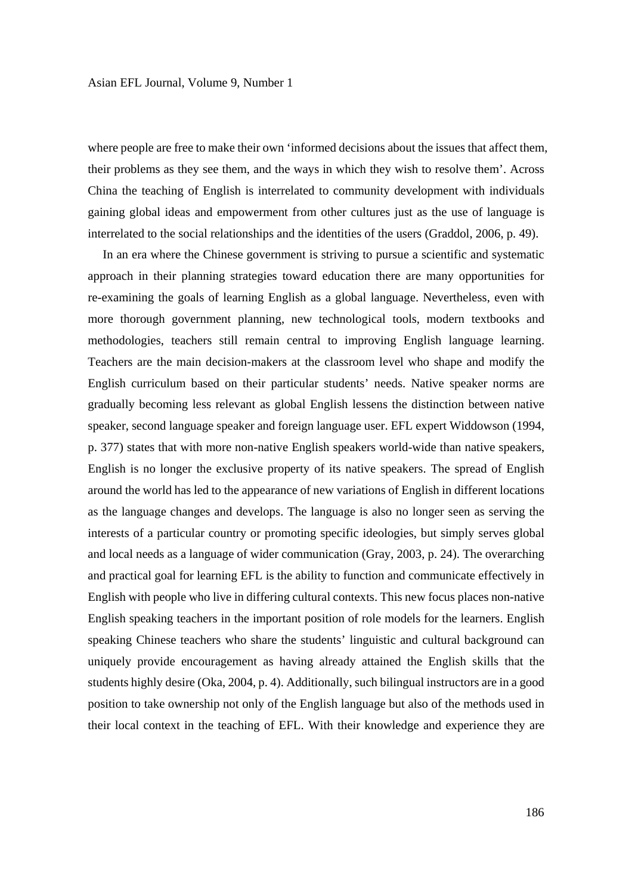where people are free to make their own 'informed decisions about the issues that affect them, their problems as they see them, and the ways in which they wish to resolve them'. Across China the teaching of English is interrelated to community development with individuals gaining global ideas and empowerment from other cultures just as the use of language is interrelated to the social relationships and the identities of the users (Graddol, 2006, p. 49).

In an era where the Chinese government is striving to pursue a scientific and systematic approach in their planning strategies toward education there are many opportunities for re-examining the goals of learning English as a global language. Nevertheless, even with more thorough government planning, new technological tools, modern textbooks and methodologies, teachers still remain central to improving English language learning. Teachers are the main decision-makers at the classroom level who shape and modify the English curriculum based on their particular students' needs. Native speaker norms are gradually becoming less relevant as global English lessens the distinction between native speaker, second language speaker and foreign language user. EFL expert Widdowson (1994, p. 377) states that with more non-native English speakers world-wide than native speakers, English is no longer the exclusive property of its native speakers. The spread of English around the world has led to the appearance of new variations of English in different locations as the language changes and develops. The language is also no longer seen as serving the interests of a particular country or promoting specific ideologies, but simply serves global and local needs as a language of wider communication (Gray, 2003, p. 24). The overarching and practical goal for learning EFL is the ability to function and communicate effectively in English with people who live in differing cultural contexts. This new focus places non-native English speaking teachers in the important position of role models for the learners. English speaking Chinese teachers who share the students' linguistic and cultural background can uniquely provide encouragement as having already attained the English skills that the students highly desire (Oka, 2004, p. 4). Additionally, such bilingual instructors are in a good position to take ownership not only of the English language but also of the methods used in their local context in the teaching of EFL. With their knowledge and experience they are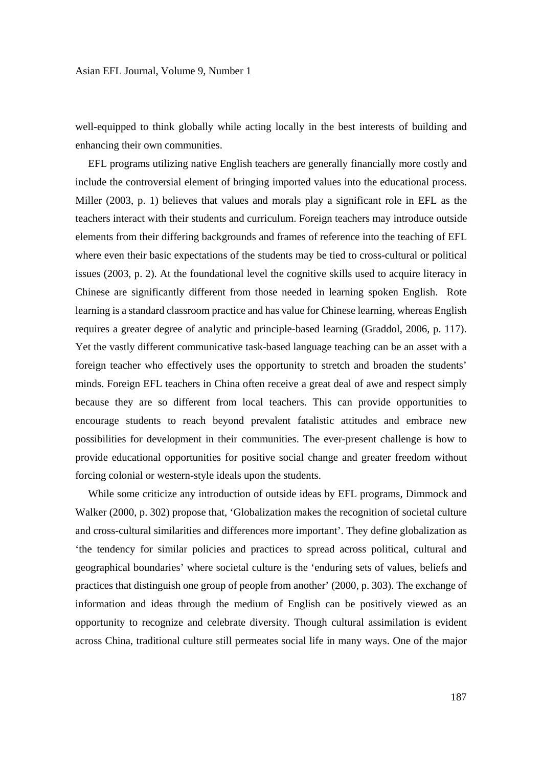well-equipped to think globally while acting locally in the best interests of building and enhancing their own communities.

EFL programs utilizing native English teachers are generally financially more costly and include the controversial element of bringing imported values into the educational process. Miller (2003, p. 1) believes that values and morals play a significant role in EFL as the teachers interact with their students and curriculum. Foreign teachers may introduce outside elements from their differing backgrounds and frames of reference into the teaching of EFL where even their basic expectations of the students may be tied to cross-cultural or political issues (2003, p. 2). At the foundational level the cognitive skills used to acquire literacy in Chinese are significantly different from those needed in learning spoken English. Rote learning is a standard classroom practice and has value for Chinese learning, whereas English requires a greater degree of analytic and principle-based learning (Graddol, 2006, p. 117). Yet the vastly different communicative task-based language teaching can be an asset with a foreign teacher who effectively uses the opportunity to stretch and broaden the students' minds. Foreign EFL teachers in China often receive a great deal of awe and respect simply because they are so different from local teachers. This can provide opportunities to encourage students to reach beyond prevalent fatalistic attitudes and embrace new possibilities for development in their communities. The ever-present challenge is how to provide educational opportunities for positive social change and greater freedom without forcing colonial or western-style ideals upon the students.

While some criticize any introduction of outside ideas by EFL programs, Dimmock and Walker (2000, p. 302) propose that, 'Globalization makes the recognition of societal culture and cross-cultural similarities and differences more important'. They define globalization as 'the tendency for similar policies and practices to spread across political, cultural and geographical boundaries' where societal culture is the 'enduring sets of values, beliefs and practices that distinguish one group of people from another' (2000, p. 303). The exchange of information and ideas through the medium of English can be positively viewed as an opportunity to recognize and celebrate diversity. Though cultural assimilation is evident across China, traditional culture still permeates social life in many ways. One of the major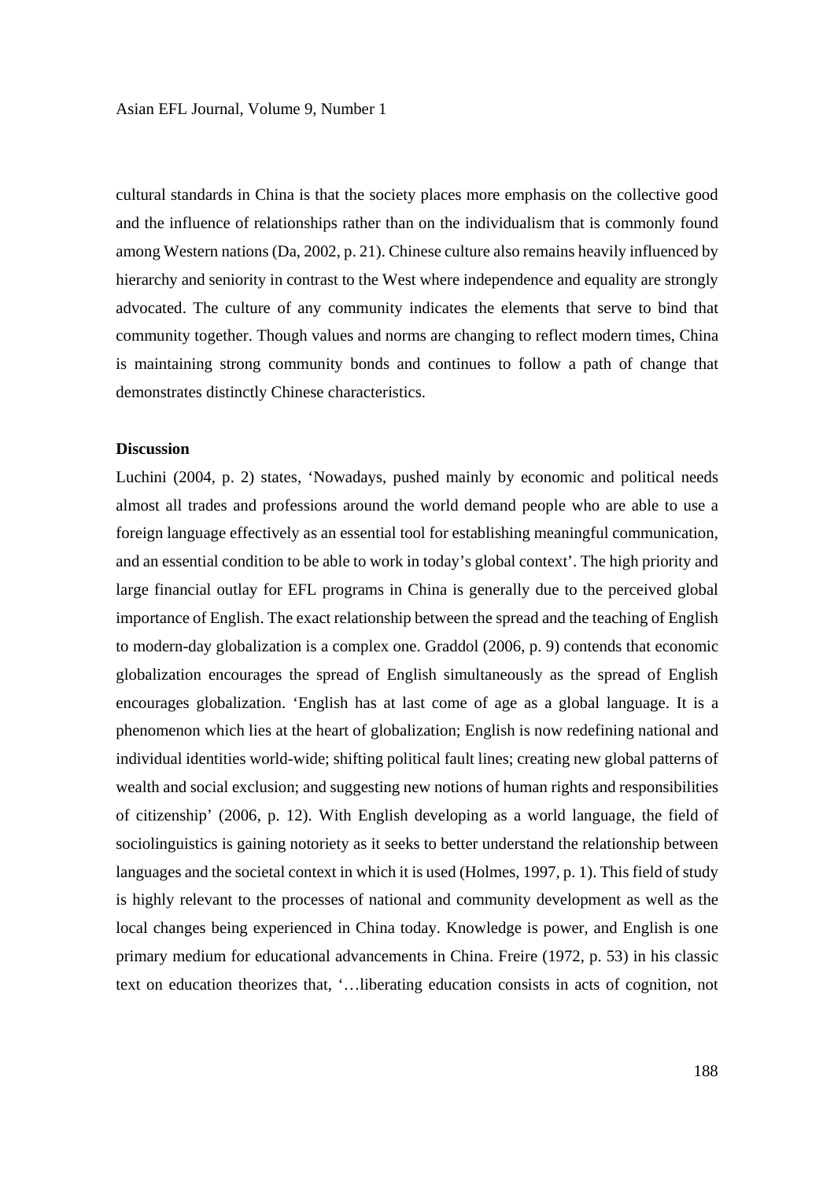cultural standards in China is that the society places more emphasis on the collective good and the influence of relationships rather than on the individualism that is commonly found among Western nations (Da, 2002, p. 21). Chinese culture also remains heavily influenced by hierarchy and seniority in contrast to the West where independence and equality are strongly advocated. The culture of any community indicates the elements that serve to bind that community together. Though values and norms are changing to reflect modern times, China is maintaining strong community bonds and continues to follow a path of change that demonstrates distinctly Chinese characteristics.

**Discussion**

Luchini (2004, p. 2) states, 'Nowadays, pushed mainly by economic and political needs almost all trades and professions around the world demand people who are able to use a foreign language effectively as an essential tool for establishing meaningful communication, and an essential condition to be able to work in today's global context'. The high priority and large financial outlay for EFL programs in China is generally due to the perceived global importance of English. The exact relationship between the spread and the teaching of English to modern-day globalization is a complex one. Graddol (2006, p. 9) contends that economic globalization encourages the spread of English simultaneously as the spread of English encourages globalization. 'English has at last come of age as a global language. It is a phenomenon which lies at the heart of globalization; English is now redefining national and individual identities world-wide; shifting political fault lines; creating new global patterns of wealth and social exclusion; and suggesting new notions of human rights and responsibilities of citizenship' (2006, p. 12). With English developing as a world language, the field of sociolinguistics is gaining notoriety as it seeks to better understand the relationship between languages and the societal context in which it is used (Holmes, 1997, p. 1). This field of study is highly relevant to the processes of national and community development as well as the local changes being experienced in China today. Knowledge is power, and English is one primary medium for educational advancements in China. Freire (1972, p. 53) in his classic text on education theorizes that, '…liberating education consists in acts of cognition, not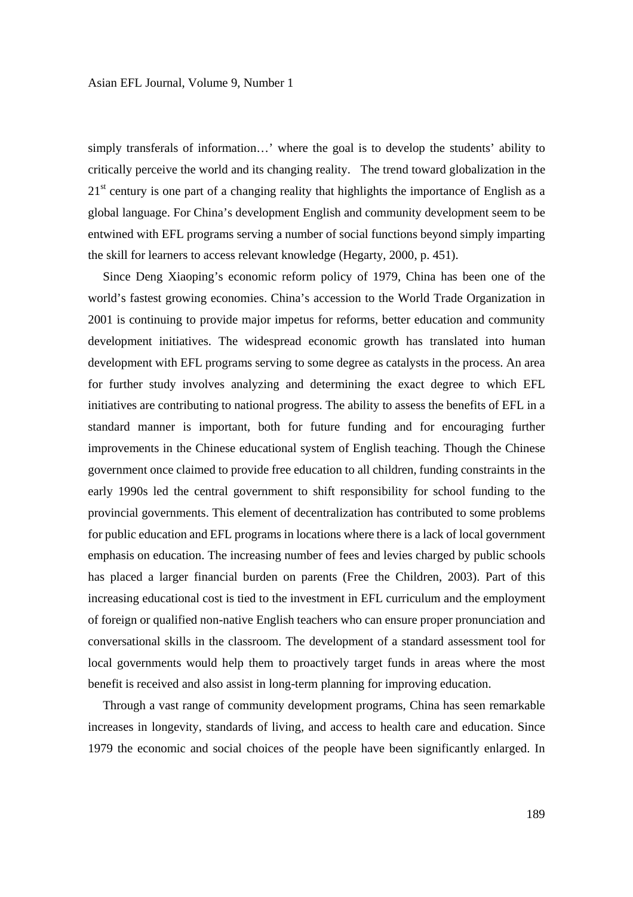simply transferals of information…' where the goal is to develop the students' ability to critically perceive the world and its changing reality. The trend toward globalization in the 21st century is one part of a changing reality that highlights the importance of English as a global language. For China's development English and community development seem to be entwined with EFL programs serving a number of social functions beyond simply imparting the skill for learners to access relevant knowledge (Hegarty, 2000, p. 451).

Since Deng Xiaoping's economic reform policy of 1979, China has been one of the world's fastest growing economies. China's accession to the World Trade Organization in 2001 is continuing to provide major impetus for reforms, better education and community development initiatives. The widespread economic growth has translated into human development with EFL programs serving to some degree as catalysts in the process. An area for further study involves analyzing and determining the exact degree to which EFL initiatives are contributing to national progress. The ability to assess the benefits of EFL in a standard manner is important, both for future funding and for encouraging further improvements in the Chinese educational system of English teaching. Though the Chinese government once claimed to provide free education to all children, funding constraints in the early 1990s led the central government to shift responsibility for school funding to the provincial governments. This element of decentralization has contributed to some problems for public education and EFL programs in locations where there is a lack of local government emphasis on education. The increasing number of fees and levies charged by public schools has placed a larger financial burden on parents (Free the Children, 2003). Part of this increasing educational cost is tied to the investment in EFL curriculum and the employment of foreign or qualified non-native English teachers who can ensure proper pronunciation and conversational skills in the classroom. The development of a standard assessment tool for local governments would help them to proactively target funds in areas where the most benefit is received and also assist in long-term planning for improving education.

Through a vast range of community development programs, China has seen remarkable increases in longevity, standards of living, and access to health care and education. Since 1979 the economic and social choices of the people have been significantly enlarged. In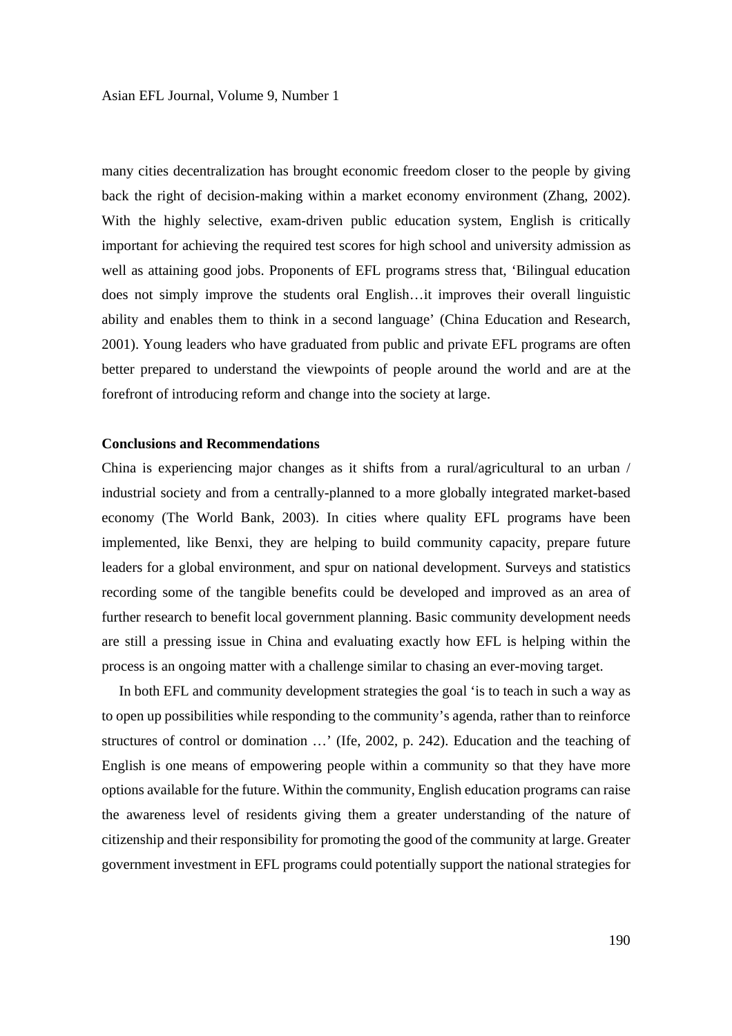many cities decentralization has brought economic freedom closer to the people by giving back the right of decision-making within a market economy environment (Zhang, 2002). With the highly selective, exam-driven public education system, English is critically important for achieving the required test scores for high school and university admission as well as attaining good jobs. Proponents of EFL programs stress that, 'Bilingual education does not simply improve the students oral English…it improves their overall linguistic ability and enables them to think in a second language' (China Education and Research, 2001). Young leaders who have graduated from public and private EFL programs are often better prepared to understand the viewpoints of people around the world and are at the forefront of introducing reform and change into the society at large.

**Conclusions and Recommendations**

China is experiencing major changes as it shifts from a rural/agricultural to an urban / industrial society and from a centrally-planned to a more globally integrated market-based economy (The World Bank, 2003). In cities where quality EFL programs have been implemented, like Benxi, they are helping to build community capacity, prepare future leaders for a global environment, and spur on national development. Surveys and statistics recording some of the tangible benefits could be developed and improved as an area of further research to benefit local government planning. Basic community development needs are still a pressing issue in China and evaluating exactly how EFL is helping within the process is an ongoing matter with a challenge similar to chasing an ever-moving target.

In both EFL and community development strategies the goal 'is to teach in such a way as to open up possibilities while responding to the community's agenda, rather than to reinforce structures of control or domination …' (Ife, 2002, p. 242). Education and the teaching of English is one means of empowering people within a community so that they have more options available for the future. Within the community, English education programs can raise the awareness level of residents giving them a greater understanding of the nature of citizenship and their responsibility for promoting the good of the community at large. Greater government investment in EFL programs could potentially support the national strategies for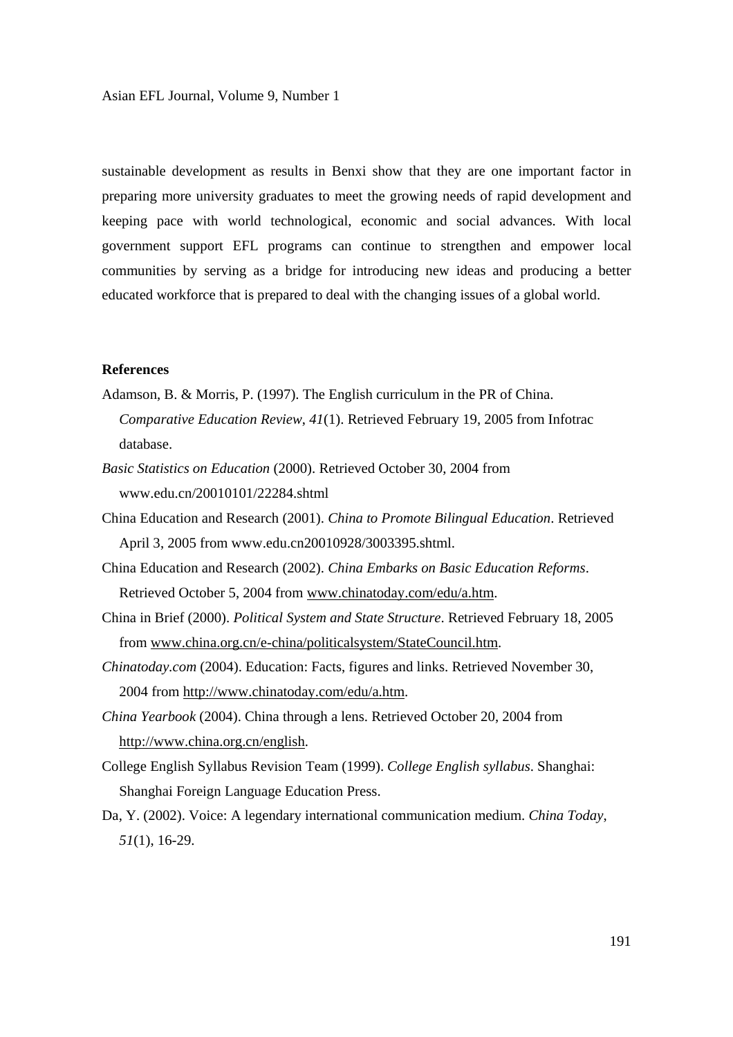sustainable development as results in Benxi show that they are one important factor in preparing more university graduates to meet the growing needs of rapid development and keeping pace with world technological, economic and social advances. With local government support EFL programs can continue to strengthen and empower local communities by serving as a bridge for introducing new ideas and producing a better educated workforce that is prepared to deal with the changing issues of a global world.

**References**

Adamson, B. & Morris, P. (1997). The English curriculum in the PR of China. *Comparative Education Review*, *41*(1). Retrieved February 19, 2005 from Infotrac database.

*Basic Statistics on Education* (2000). Retrieved October 30, 2004 from www.edu.cn/20010101/22284.shtml

China Education and Research (2001). *China to Promote Bilingual Education*. Retrieved April 3, 2005 from www.edu.cn20010928/3003395.shtml.

China Education and Research (2002). *China Embarks on Basic Education Reforms*. Retrieved October 5, 2004 from www.chinatoday.com/edu/a.htm.

China in Brief (2000). *Political System and State Structure*. Retrieved February 18, 2005 from www.china.org.cn/e-china/politicalsystem/StateCouncil.htm.

*Chinatoday.com* (2004). Education: Facts, figures and links. Retrieved November 30, 2004 from http://www.chinatoday.com/edu/a.htm.

*China Yearbook* (2004). China through a lens. Retrieved October 20, 2004 from http://www.china.org.cn/english.

College English Syllabus Revision Team (1999). *College English syllabus*. Shanghai: Shanghai Foreign Language Education Press.

Da, Y. (2002). Voice: A legendary international communication medium. *China Today*, *51*(1), 16-29.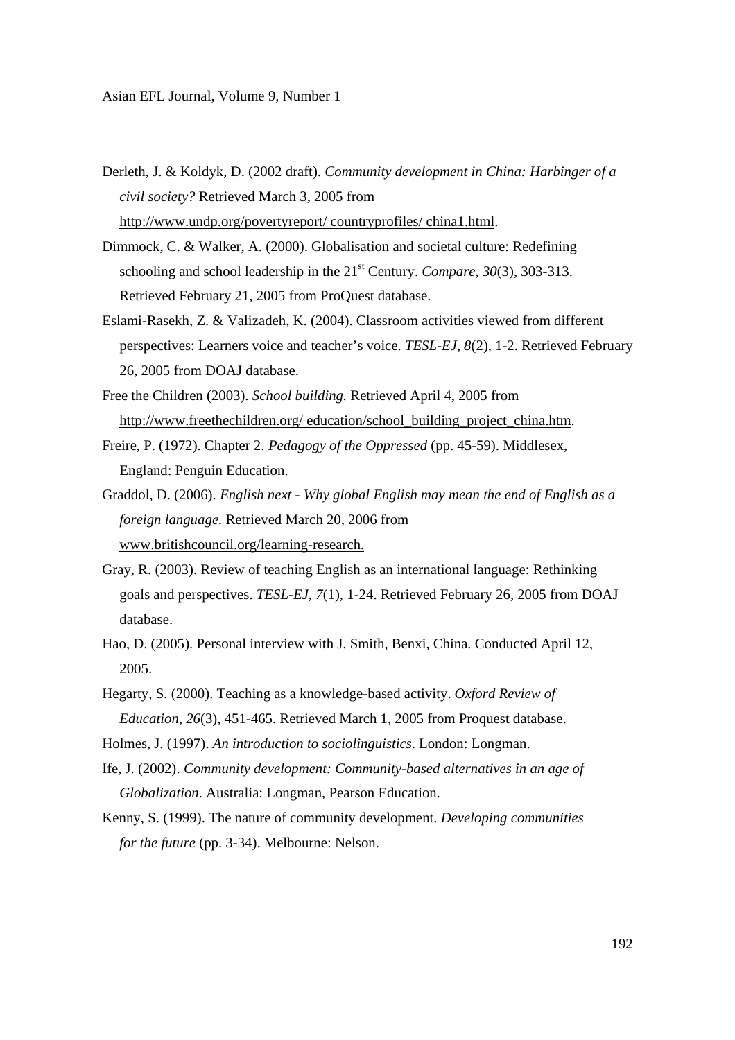Derleth, J. & Koldyk, D. (2002 draft). *Community development in China: Harbinger of a civil society?* Retrieved March 3, 2005 from http://www.undp.org/povertyreport/ countryprofiles/ china1.html.

Dimmock, C. & Walker, A. (2000). Globalisation and societal culture: Redefining schooling and school leadership in the 21st Century. *Compare*, *30*(3), 303-313. Retrieved February 21, 2005 from ProQuest database.

Eslami-Rasekh, Z. & Valizadeh, K. (2004). Classroom activities viewed from different perspectives: Learners voice and teacher's voice. *TESL-EJ*, *8*(2), 1-2. Retrieved February 26, 2005 from DOAJ database.

Free the Children (2003). *School building.* Retrieved April 4, 2005 from http://www.freethechildren.org/ education/school_building_project_china.htm.

Freire, P. (1972). Chapter 2. *Pedagogy of the Oppressed* (pp. 45-59). Middlesex, England: Penguin Education.

Graddol, D. (2006). *English next - Why global English may mean the end of English as a foreign language.* Retrieved March 20, 2006 from www.britishcouncil.org/learning-research.

Gray, R. (2003). Review of teaching English as an international language: Rethinking goals and perspectives. *TESL-EJ*, *7*(1), 1-24. Retrieved February 26, 2005 from DOAJ database.

Hao, D. (2005). Personal interview with J. Smith, Benxi, China. Conducted April 12, 2005.

Hegarty, S. (2000). Teaching as a knowledge-based activity. *Oxford Review of Education*, *26*(3), 451-465. Retrieved March 1, 2005 from Proquest database.

Holmes, J. (1997). *An introduction to sociolinguistics*. London: Longman.

Ife, J. (2002). *Community development: Community-based alternatives in an age of Globalization*. Australia: Longman, Pearson Education.

Kenny, S. (1999). The nature of community development. *Developing communities for the future* (pp. 3-34). Melbourne: Nelson.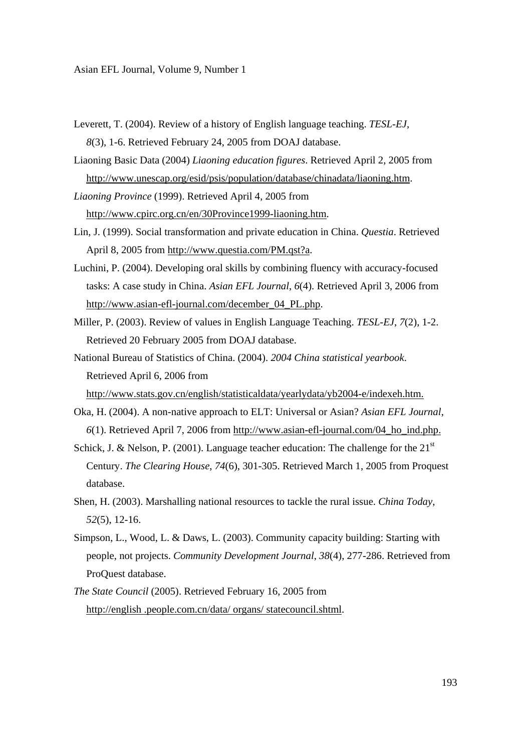Leverett, T. (2004). Review of a history of English language teaching. *TESL-EJ*, *8*(3), 1-6. Retrieved February 24, 2005 from DOAJ database.

Liaoning Basic Data (2004) *Liaoning education figures*. Retrieved April 2, 2005 from http://www.unescap.org/esid/psis/population/database/chinadata/liaoning.htm.

*Liaoning Province* (1999). Retrieved April 4, 2005 from http://www.cpirc.org.cn/en/30Province1999-liaoning.htm.

Lin, J. (1999). Social transformation and private education in China. *Questia*. Retrieved April 8, 2005 from http://www.questia.com/PM.qst?a.

Luchini, P. (2004). Developing oral skills by combining fluency with accuracy-focused tasks: A case study in China. *Asian EFL Journal*, *6*(4). Retrieved April 3, 2006 from http://www.asian-efl-journal.com/december_04_PL.php.

Miller, P. (2003). Review of values in English Language Teaching. *TESL-EJ*, *7*(2), 1-2. Retrieved 20 February 2005 from DOAJ database.

National Bureau of Statistics of China. (2004). *2004 China statistical yearbook*. Retrieved April 6, 2006 from http://www.stats.gov.cn/english/statisticaldata/yearlydata/yb2004-e/indexeh.htm.

Oka, H. (2004). A non-native approach to ELT: Universal or Asian? *Asian EFL Journal*, *6*(1). Retrieved April 7, 2006 from http://www.asian-efl-journal.com/04_ho_ind.php.

Schick, J. & Nelson, P. (2001). Language teacher education: The challenge for the 21st Century. *The Clearing House*, *74*(6), 301-305. Retrieved March 1, 2005 from Proquest database.

Shen, H. (2003). Marshalling national resources to tackle the rural issue. *China Today*, *52*(5), 12-16.

Simpson, L., Wood, L. & Daws, L. (2003). Community capacity building: Starting with people, not projects. *Community Development Journal*, *38*(4), 277-286. Retrieved from ProQuest database.

*The State Council* (2005). Retrieved February 16, 2005 from http://english .people.com.cn/data/ organs/ statecouncil.shtml.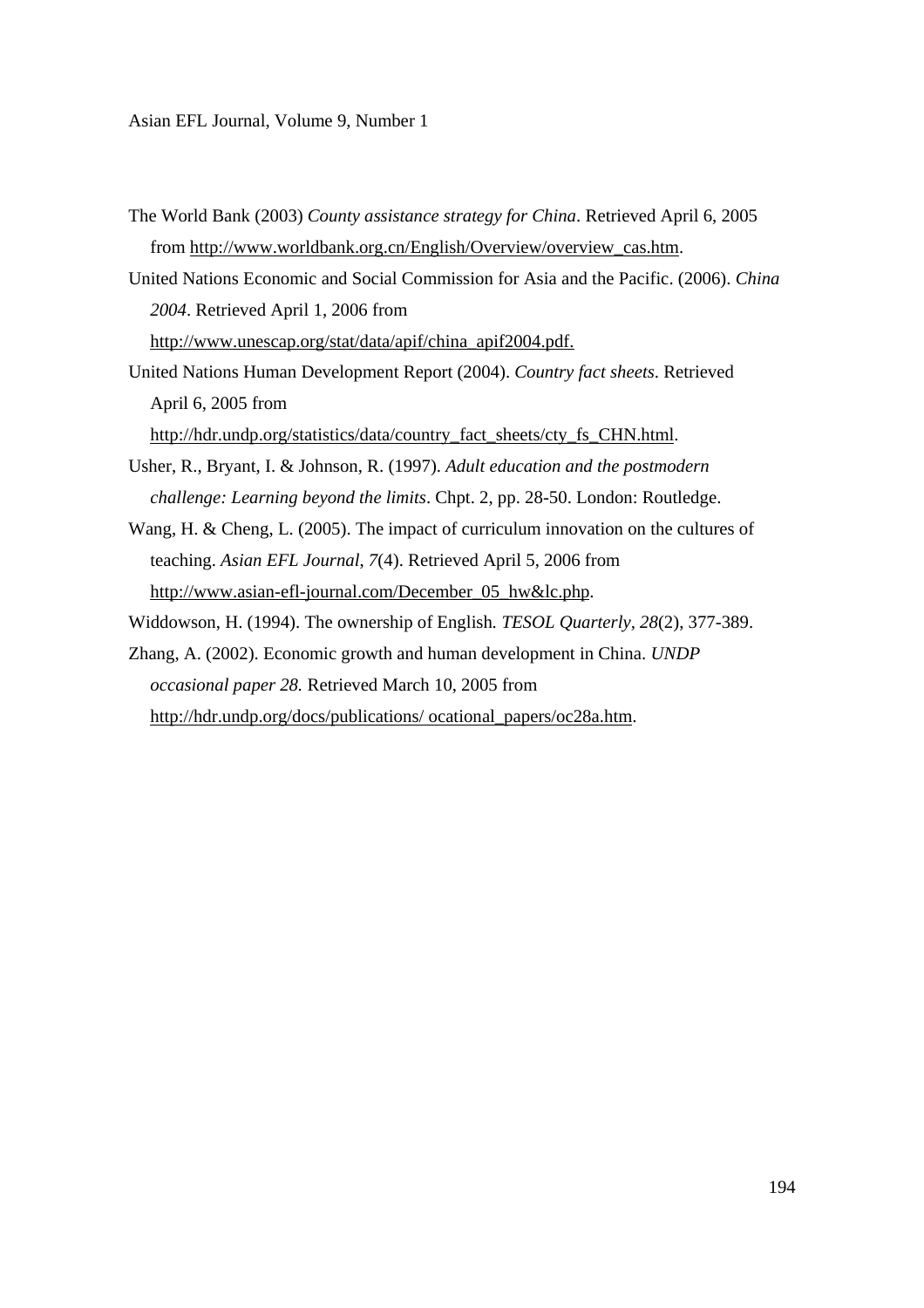The World Bank (2003) *County assistance strategy for China*. Retrieved April 6, 2005 from http://www.worldbank.org.cn/English/Overview/overview_cas.htm.

United Nations Economic and Social Commission for Asia and the Pacific. (2006). *China 2004*. Retrieved April 1, 2006 from http://www.unescap.org/stat/data/apif/china_apif2004.pdf.

United Nations Human Development Report (2004). *Country fact sheets*. Retrieved April 6, 2005 from http://hdr.undp.org/statistics/data/country_fact_sheets/cty_fs_CHN.html.

Usher, R., Bryant, I. & Johnson, R. (1997). *Adult education and the postmodern challenge: Learning beyond the limits*. Chpt. 2, pp. 28-50. London: Routledge.

Wang, H. & Cheng, L. (2005). The impact of curriculum innovation on the cultures of teaching. *Asian EFL Journal*, *7*(4). Retrieved April 5, 2006 from http://www.asian-efl-journal.com/December_05_hw&lc.php.

Widdowson, H. (1994). The ownership of English. *TESOL Quarterly*, *28*(2), 377-389.

Zhang, A. (2002). Economic growth and human development in China. *UNDP occasional paper 28.* Retrieved March 10, 2005 from http://hdr.undp.org/docs/publications/ ocational_papers/oc28a.htm.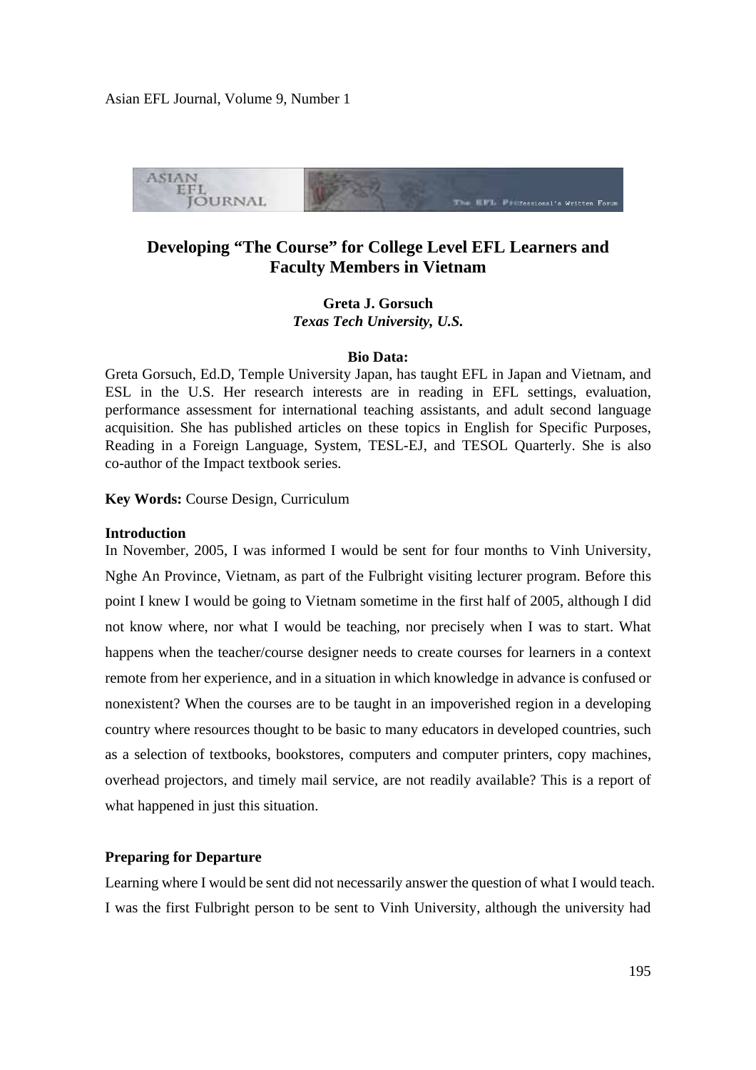# Developing "The Course" for College Level EFL Learners and Faculty Members in Vietnam

**Greta J. Gorsuch**
***Texas Tech University, U.S.***

**Bio Data:**

Greta Gorsuch, Ed.D, Temple University Japan, has taught EFL in Japan and Vietnam, and ESL in the U.S. Her research interests are in reading in EFL settings, evaluation, performance assessment for international teaching assistants, and adult second language acquisition. She has published articles on these topics in English for Specific Purposes, Reading in a Foreign Language, System, TESL-EJ, and TESOL Quarterly. She is also co-author of the Impact textbook series.

**Key Words:** Course Design, Curriculum

## Introduction

In November, 2005, I was informed I would be sent for four months to Vinh University, Nghe An Province, Vietnam, as part of the Fulbright visiting lecturer program. Before this point I knew I would be going to Vietnam sometime in the first half of 2005, although I did not know where, nor what I would be teaching, nor precisely when I was to start. What happens when the teacher/course designer needs to create courses for learners in a context remote from her experience, and in a situation in which knowledge in advance is confused or nonexistent? When the courses are to be taught in an impoverished region in a developing country where resources thought to be basic to many educators in developed countries, such as a selection of textbooks, bookstores, computers and computer printers, copy machines, overhead projectors, and timely mail service, are not readily available? This is a report of what happened in just this situation.

## Preparing for Departure

Learning where I would be sent did not necessarily answer the question of what I would teach. I was the first Fulbright person to be sent to Vinh University, although the university had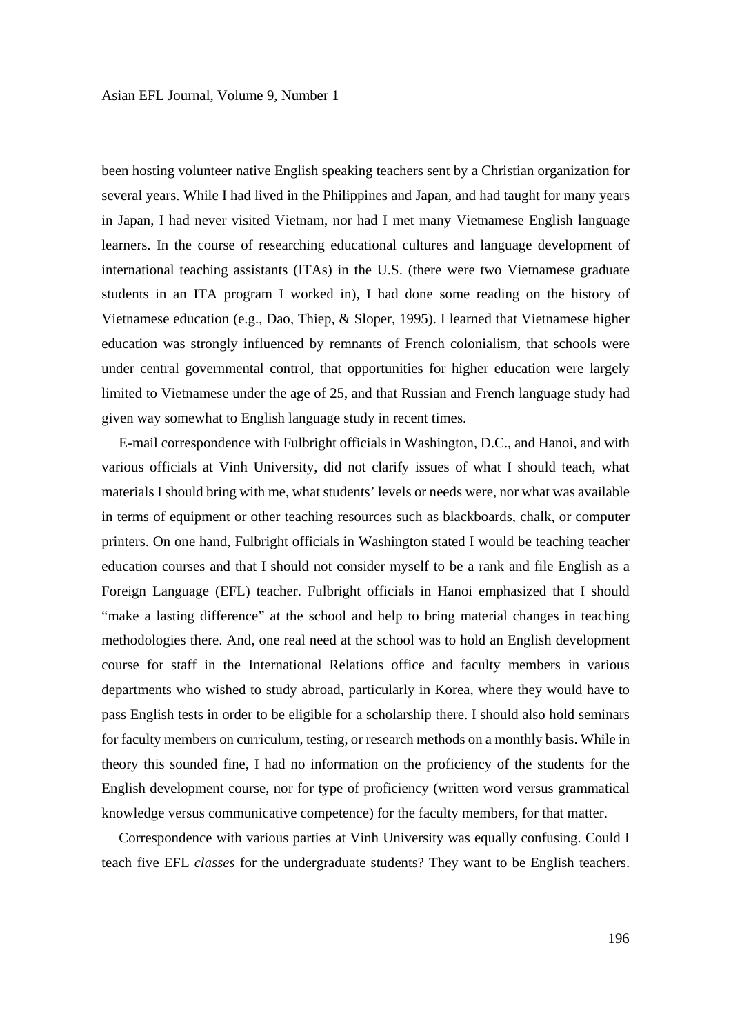been hosting volunteer native English speaking teachers sent by a Christian organization for several years. While I had lived in the Philippines and Japan, and had taught for many years in Japan, I had never visited Vietnam, nor had I met many Vietnamese English language learners. In the course of researching educational cultures and language development of international teaching assistants (ITAs) in the U.S. (there were two Vietnamese graduate students in an ITA program I worked in), I had done some reading on the history of Vietnamese education (e.g., Dao, Thiep, & Sloper, 1995). I learned that Vietnamese higher education was strongly influenced by remnants of French colonialism, that schools were under central governmental control, that opportunities for higher education were largely limited to Vietnamese under the age of 25, and that Russian and French language study had given way somewhat to English language study in recent times.

E-mail correspondence with Fulbright officials in Washington, D.C., and Hanoi, and with various officials at Vinh University, did not clarify issues of what I should teach, what materials I should bring with me, what students' levels or needs were, nor what was available in terms of equipment or other teaching resources such as blackboards, chalk, or computer printers. On one hand, Fulbright officials in Washington stated I would be teaching teacher education courses and that I should not consider myself to be a rank and file English as a Foreign Language (EFL) teacher. Fulbright officials in Hanoi emphasized that I should "make a lasting difference" at the school and help to bring material changes in teaching methodologies there. And, one real need at the school was to hold an English development course for staff in the International Relations office and faculty members in various departments who wished to study abroad, particularly in Korea, where they would have to pass English tests in order to be eligible for a scholarship there. I should also hold seminars for faculty members on curriculum, testing, or research methods on a monthly basis. While in theory this sounded fine, I had no information on the proficiency of the students for the English development course, nor for type of proficiency (written word versus grammatical knowledge versus communicative competence) for the faculty members, for that matter.

Correspondence with various parties at Vinh University was equally confusing. Could I teach five EFL *classes* for the undergraduate students? They want to be English teachers.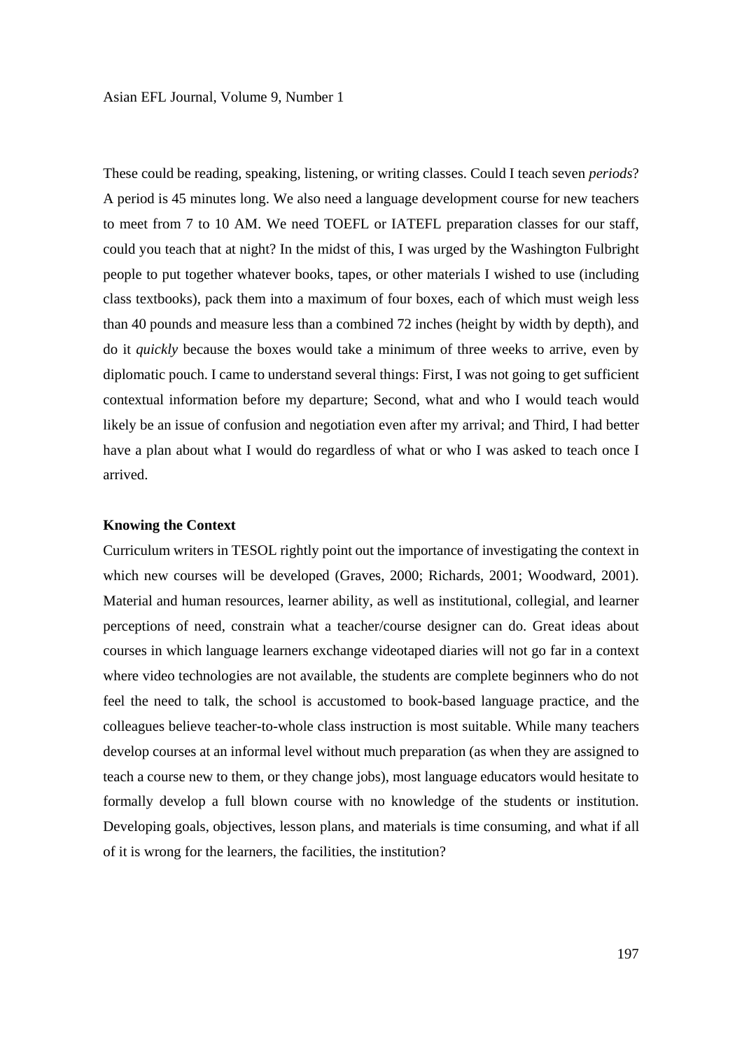These could be reading, speaking, listening, or writing classes. Could I teach seven *periods*? A period is 45 minutes long. We also need a language development course for new teachers to meet from 7 to 10 AM. We need TOEFL or IATEFL preparation classes for our staff, could you teach that at night? In the midst of this, I was urged by the Washington Fulbright people to put together whatever books, tapes, or other materials I wished to use (including class textbooks), pack them into a maximum of four boxes, each of which must weigh less than 40 pounds and measure less than a combined 72 inches (height by width by depth), and do it *quickly* because the boxes would take a minimum of three weeks to arrive, even by diplomatic pouch. I came to understand several things: First, I was not going to get sufficient contextual information before my departure; Second, what and who I would teach would likely be an issue of confusion and negotiation even after my arrival; and Third, I had better have a plan about what I would do regardless of what or who I was asked to teach once I arrived.

**Knowing the Context**

Curriculum writers in TESOL rightly point out the importance of investigating the context in which new courses will be developed (Graves, 2000; Richards, 2001; Woodward, 2001). Material and human resources, learner ability, as well as institutional, collegial, and learner perceptions of need, constrain what a teacher/course designer can do. Great ideas about courses in which language learners exchange videotaped diaries will not go far in a context where video technologies are not available, the students are complete beginners who do not feel the need to talk, the school is accustomed to book-based language practice, and the colleagues believe teacher-to-whole class instruction is most suitable. While many teachers develop courses at an informal level without much preparation (as when they are assigned to teach a course new to them, or they change jobs), most language educators would hesitate to formally develop a full blown course with no knowledge of the students or institution. Developing goals, objectives, lesson plans, and materials is time consuming, and what if all of it is wrong for the learners, the facilities, the institution?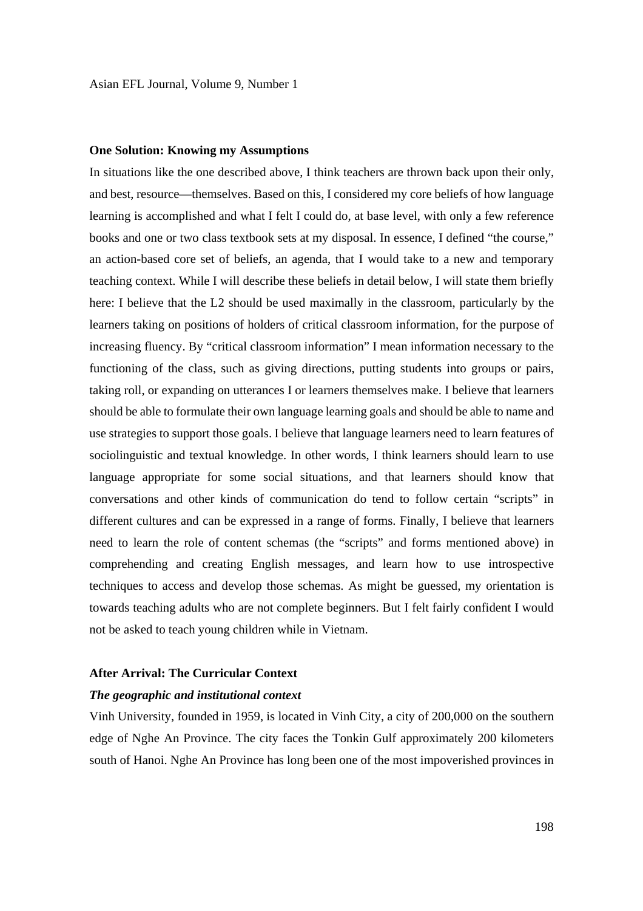**One Solution: Knowing my Assumptions**

In situations like the one described above, I think teachers are thrown back upon their only, and best, resource—themselves. Based on this, I considered my core beliefs of how language learning is accomplished and what I felt I could do, at base level, with only a few reference books and one or two class textbook sets at my disposal. In essence, I defined "the course," an action-based core set of beliefs, an agenda, that I would take to a new and temporary teaching context. While I will describe these beliefs in detail below, I will state them briefly here: I believe that the L2 should be used maximally in the classroom, particularly by the learners taking on positions of holders of critical classroom information, for the purpose of increasing fluency. By "critical classroom information" I mean information necessary to the functioning of the class, such as giving directions, putting students into groups or pairs, taking roll, or expanding on utterances I or learners themselves make. I believe that learners should be able to formulate their own language learning goals and should be able to name and use strategies to support those goals. I believe that language learners need to learn features of sociolinguistic and textual knowledge. In other words, I think learners should learn to use language appropriate for some social situations, and that learners should know that conversations and other kinds of communication do tend to follow certain "scripts" in different cultures and can be expressed in a range of forms. Finally, I believe that learners need to learn the role of content schemas (the "scripts" and forms mentioned above) in comprehending and creating English messages, and learn how to use introspective techniques to access and develop those schemas. As might be guessed, my orientation is towards teaching adults who are not complete beginners. But I felt fairly confident I would not be asked to teach young children while in Vietnam.

**After Arrival: The Curricular Context**

***The geographic and institutional context***

Vinh University, founded in 1959, is located in Vinh City, a city of 200,000 on the southern edge of Nghe An Province. The city faces the Tonkin Gulf approximately 200 kilometers south of Hanoi. Nghe An Province has long been one of the most impoverished provinces in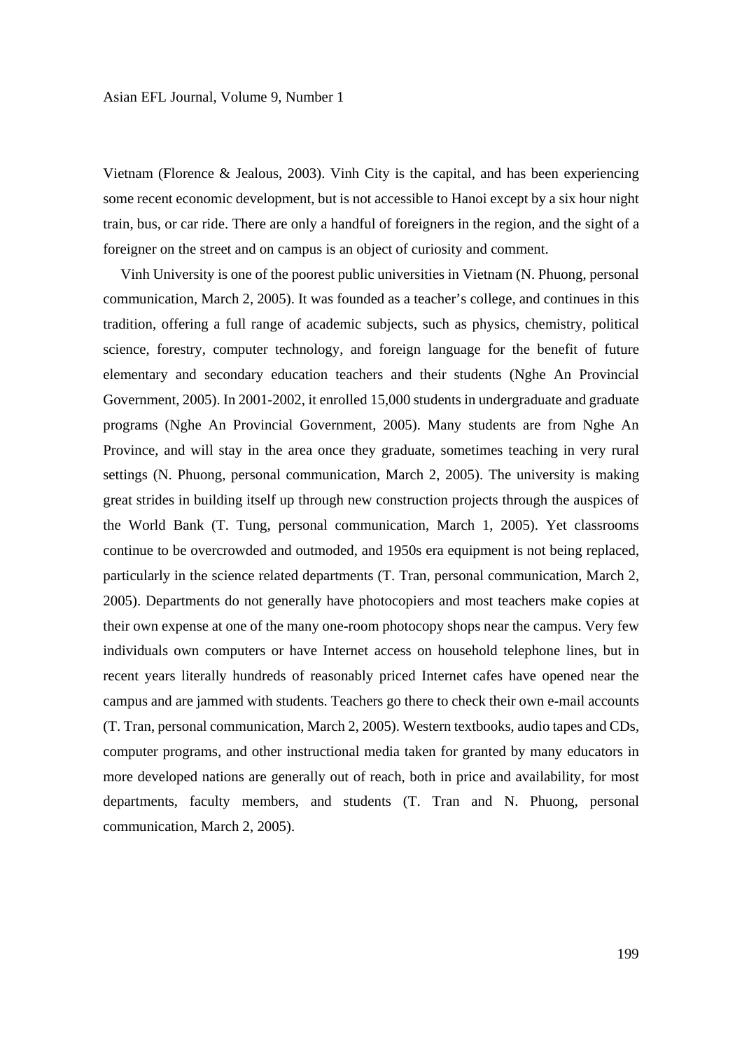Vietnam (Florence & Jealous, 2003). Vinh City is the capital, and has been experiencing some recent economic development, but is not accessible to Hanoi except by a six hour night train, bus, or car ride. There are only a handful of foreigners in the region, and the sight of a foreigner on the street and on campus is an object of curiosity and comment.

Vinh University is one of the poorest public universities in Vietnam (N. Phuong, personal communication, March 2, 2005). It was founded as a teacher's college, and continues in this tradition, offering a full range of academic subjects, such as physics, chemistry, political science, forestry, computer technology, and foreign language for the benefit of future elementary and secondary education teachers and their students (Nghe An Provincial Government, 2005). In 2001-2002, it enrolled 15,000 students in undergraduate and graduate programs (Nghe An Provincial Government, 2005). Many students are from Nghe An Province, and will stay in the area once they graduate, sometimes teaching in very rural settings (N. Phuong, personal communication, March 2, 2005). The university is making great strides in building itself up through new construction projects through the auspices of the World Bank (T. Tung, personal communication, March 1, 2005). Yet classrooms continue to be overcrowded and outmoded, and 1950s era equipment is not being replaced, particularly in the science related departments (T. Tran, personal communication, March 2, 2005). Departments do not generally have photocopiers and most teachers make copies at their own expense at one of the many one-room photocopy shops near the campus. Very few individuals own computers or have Internet access on household telephone lines, but in recent years literally hundreds of reasonably priced Internet cafes have opened near the campus and are jammed with students. Teachers go there to check their own e-mail accounts (T. Tran, personal communication, March 2, 2005). Western textbooks, audio tapes and CDs, computer programs, and other instructional media taken for granted by many educators in more developed nations are generally out of reach, both in price and availability, for most departments, faculty members, and students (T. Tran and N. Phuong, personal communication, March 2, 2005).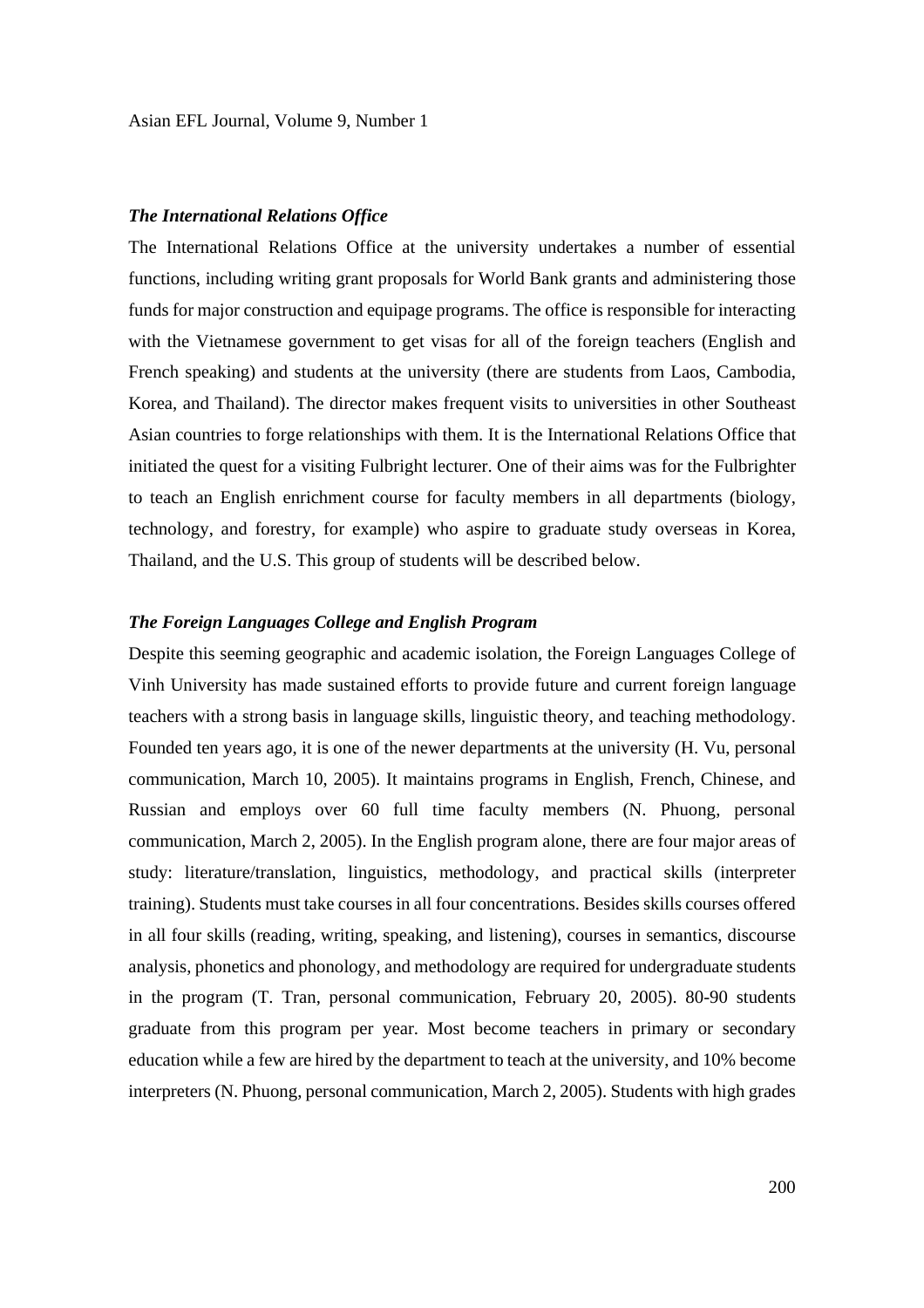### *The International Relations Office*

The International Relations Office at the university undertakes a number of essential functions, including writing grant proposals for World Bank grants and administering those funds for major construction and equipage programs. The office is responsible for interacting with the Vietnamese government to get visas for all of the foreign teachers (English and French speaking) and students at the university (there are students from Laos, Cambodia, Korea, and Thailand). The director makes frequent visits to universities in other Southeast Asian countries to forge relationships with them. It is the International Relations Office that initiated the quest for a visiting Fulbright lecturer. One of their aims was for the Fulbrighter to teach an English enrichment course for faculty members in all departments (biology, technology, and forestry, for example) who aspire to graduate study overseas in Korea, Thailand, and the U.S. This group of students will be described below.

### *The Foreign Languages College and English Program*

Despite this seeming geographic and academic isolation, the Foreign Languages College of Vinh University has made sustained efforts to provide future and current foreign language teachers with a strong basis in language skills, linguistic theory, and teaching methodology. Founded ten years ago, it is one of the newer departments at the university (H. Vu, personal communication, March 10, 2005). It maintains programs in English, French, Chinese, and Russian and employs over 60 full time faculty members (N. Phuong, personal communication, March 2, 2005). In the English program alone, there are four major areas of study: literature/translation, linguistics, methodology, and practical skills (interpreter training). Students must take courses in all four concentrations. Besides skills courses offered in all four skills (reading, writing, speaking, and listening), courses in semantics, discourse analysis, phonetics and phonology, and methodology are required for undergraduate students in the program (T. Tran, personal communication, February 20, 2005). 80-90 students graduate from this program per year. Most become teachers in primary or secondary education while a few are hired by the department to teach at the university, and 10% become interpreters (N. Phuong, personal communication, March 2, 2005). Students with high grades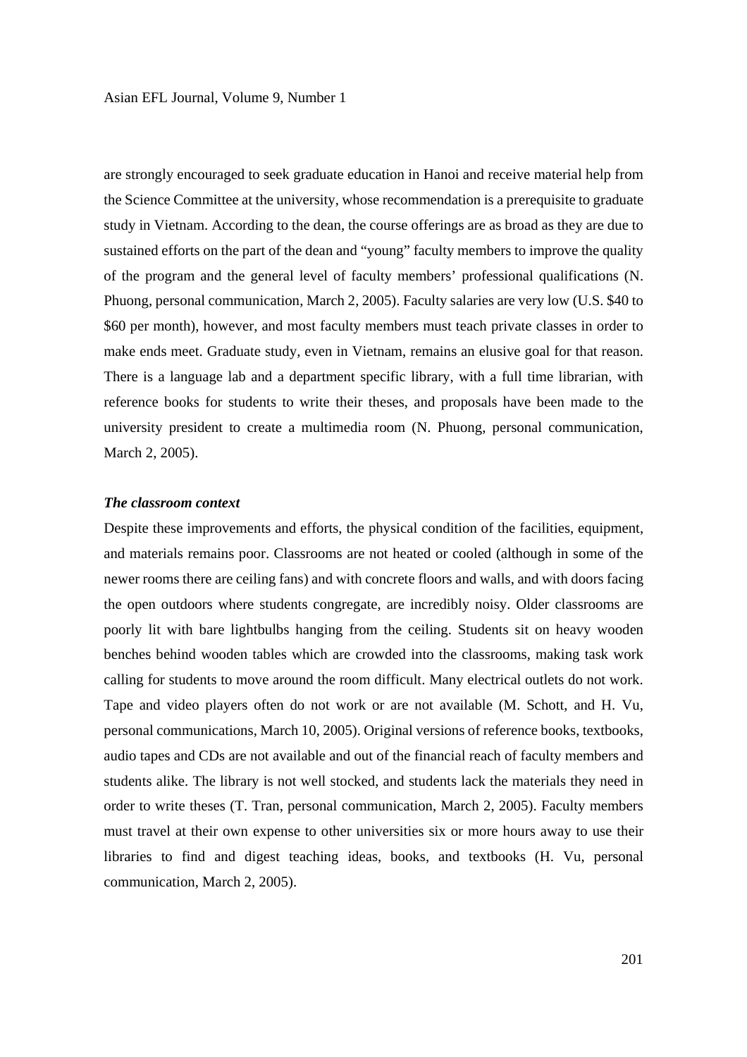are strongly encouraged to seek graduate education in Hanoi and receive material help from the Science Committee at the university, whose recommendation is a prerequisite to graduate study in Vietnam. According to the dean, the course offerings are as broad as they are due to sustained efforts on the part of the dean and "young" faculty members to improve the quality of the program and the general level of faculty members' professional qualifications (N. Phuong, personal communication, March 2, 2005). Faculty salaries are very low (U.S. $40 to $60 per month), however, and most faculty members must teach private classes in order to make ends meet. Graduate study, even in Vietnam, remains an elusive goal for that reason. There is a language lab and a department specific library, with a full time librarian, with reference books for students to write their theses, and proposals have been made to the university president to create a multimedia room (N. Phuong, personal communication, March 2, 2005).

***The classroom context***

Despite these improvements and efforts, the physical condition of the facilities, equipment, and materials remains poor. Classrooms are not heated or cooled (although in some of the newer rooms there are ceiling fans) and with concrete floors and walls, and with doors facing the open outdoors where students congregate, are incredibly noisy. Older classrooms are poorly lit with bare lightbulbs hanging from the ceiling. Students sit on heavy wooden benches behind wooden tables which are crowded into the classrooms, making task work calling for students to move around the room difficult. Many electrical outlets do not work. Tape and video players often do not work or are not available (M. Schott, and H. Vu, personal communications, March 10, 2005). Original versions of reference books, textbooks, audio tapes and CDs are not available and out of the financial reach of faculty members and students alike. The library is not well stocked, and students lack the materials they need in order to write theses (T. Tran, personal communication, March 2, 2005). Faculty members must travel at their own expense to other universities six or more hours away to use their libraries to find and digest teaching ideas, books, and textbooks (H. Vu, personal communication, March 2, 2005).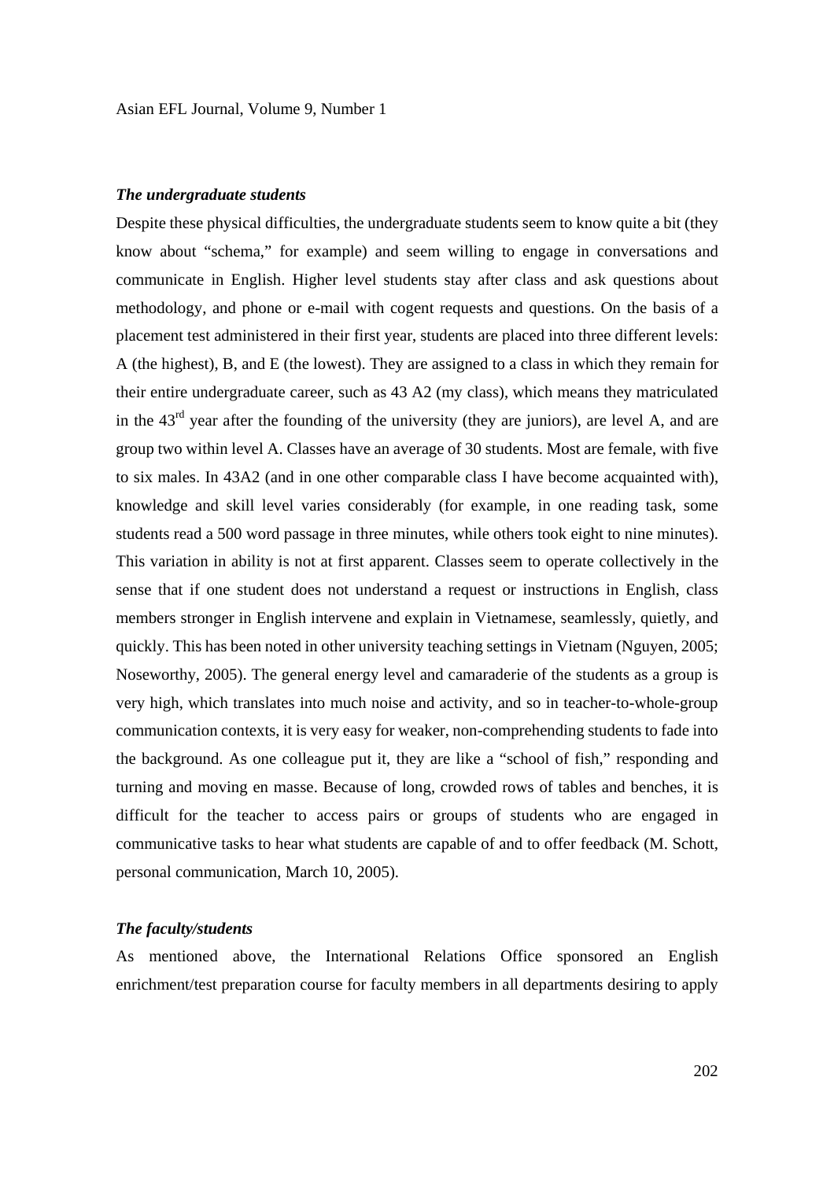### *The undergraduate students*

Despite these physical difficulties, the undergraduate students seem to know quite a bit (they know about "schema," for example) and seem willing to engage in conversations and communicate in English. Higher level students stay after class and ask questions about methodology, and phone or e-mail with cogent requests and questions. On the basis of a placement test administered in their first year, students are placed into three different levels: A (the highest), B, and E (the lowest). They are assigned to a class in which they remain for their entire undergraduate career, such as 43 A2 (my class), which means they matriculated in the 43rd year after the founding of the university (they are juniors), are level A, and are group two within level A. Classes have an average of 30 students. Most are female, with five to six males. In 43A2 (and in one other comparable class I have become acquainted with), knowledge and skill level varies considerably (for example, in one reading task, some students read a 500 word passage in three minutes, while others took eight to nine minutes). This variation in ability is not at first apparent. Classes seem to operate collectively in the sense that if one student does not understand a request or instructions in English, class members stronger in English intervene and explain in Vietnamese, seamlessly, quietly, and quickly. This has been noted in other university teaching settings in Vietnam (Nguyen, 2005; Noseworthy, 2005). The general energy level and camaraderie of the students as a group is very high, which translates into much noise and activity, and so in teacher-to-whole-group communication contexts, it is very easy for weaker, non-comprehending students to fade into the background. As one colleague put it, they are like a "school of fish," responding and turning and moving en masse. Because of long, crowded rows of tables and benches, it is difficult for the teacher to access pairs or groups of students who are engaged in communicative tasks to hear what students are capable of and to offer feedback (M. Schott, personal communication, March 10, 2005).

### *The faculty/students*

As mentioned above, the International Relations Office sponsored an English enrichment/test preparation course for faculty members in all departments desiring to apply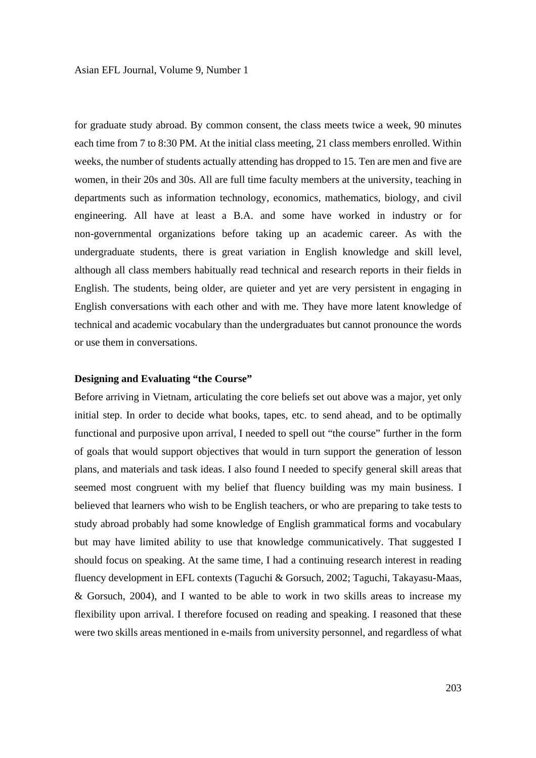for graduate study abroad. By common consent, the class meets twice a week, 90 minutes each time from 7 to 8:30 PM. At the initial class meeting, 21 class members enrolled. Within weeks, the number of students actually attending has dropped to 15. Ten are men and five are women, in their 20s and 30s. All are full time faculty members at the university, teaching in departments such as information technology, economics, mathematics, biology, and civil engineering. All have at least a B.A. and some have worked in industry or for non-governmental organizations before taking up an academic career. As with the undergraduate students, there is great variation in English knowledge and skill level, although all class members habitually read technical and research reports in their fields in English. The students, being older, are quieter and yet are very persistent in engaging in English conversations with each other and with me. They have more latent knowledge of technical and academic vocabulary than the undergraduates but cannot pronounce the words or use them in conversations.

### Designing and Evaluating "the Course"

Before arriving in Vietnam, articulating the core beliefs set out above was a major, yet only initial step. In order to decide what books, tapes, etc. to send ahead, and to be optimally functional and purposive upon arrival, I needed to spell out "the course" further in the form of goals that would support objectives that would in turn support the generation of lesson plans, and materials and task ideas. I also found I needed to specify general skill areas that seemed most congruent with my belief that fluency building was my main business. I believed that learners who wish to be English teachers, or who are preparing to take tests to study abroad probably had some knowledge of English grammatical forms and vocabulary but may have limited ability to use that knowledge communicatively. That suggested I should focus on speaking. At the same time, I had a continuing research interest in reading fluency development in EFL contexts (Taguchi & Gorsuch, 2002; Taguchi, Takayasu-Maas, & Gorsuch, 2004), and I wanted to be able to work in two skills areas to increase my flexibility upon arrival. I therefore focused on reading and speaking. I reasoned that these were two skills areas mentioned in e-mails from university personnel, and regardless of what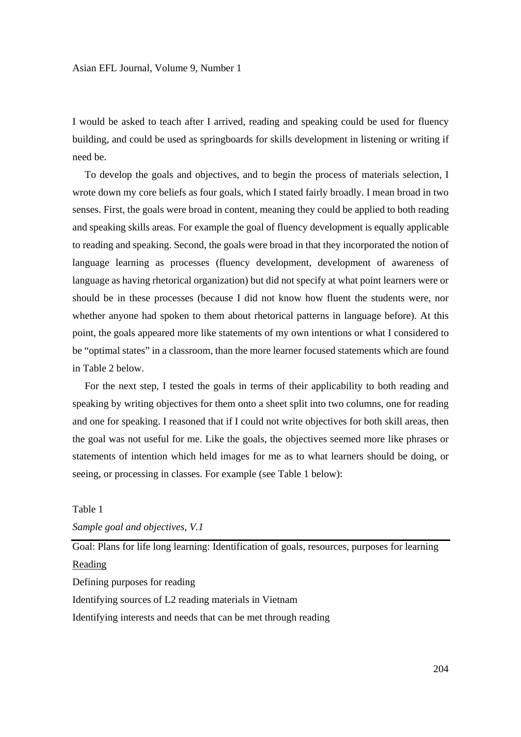I would be asked to teach after I arrived, reading and speaking could be used for fluency building, and could be used as springboards for skills development in listening or writing if need be.

To develop the goals and objectives, and to begin the process of materials selection, I wrote down my core beliefs as four goals, which I stated fairly broadly. I mean broad in two senses. First, the goals were broad in content, meaning they could be applied to both reading and speaking skills areas. For example the goal of fluency development is equally applicable to reading and speaking. Second, the goals were broad in that they incorporated the notion of language learning as processes (fluency development, development of awareness of language as having rhetorical organization) but did not specify at what point learners were or should be in these processes (because I did not know how fluent the students were, nor whether anyone had spoken to them about rhetorical patterns in language before). At this point, the goals appeared more like statements of my own intentions or what I considered to be "optimal states" in a classroom, than the more learner focused statements which are found in Table 2 below.

For the next step, I tested the goals in terms of their applicability to both reading and speaking by writing objectives for them onto a sheet split into two columns, one for reading and one for speaking. I reasoned that if I could not write objectives for both skill areas, then the goal was not useful for me. Like the goals, the objectives seemed more like phrases or statements of intention which held images for me as to what learners should be doing, or seeing, or processing in classes. For example (see Table 1 below):

Table 1

*Sample goal and objectives, V.1*

| Goal: Plans for life long learning: Identification of goals, resources, purposes for learning |
|---|
| <u>Reading</u> |
| Defining purposes for reading |
| Identifying sources of L2 reading materials in Vietnam |
| Identifying interests and needs that can be met through reading |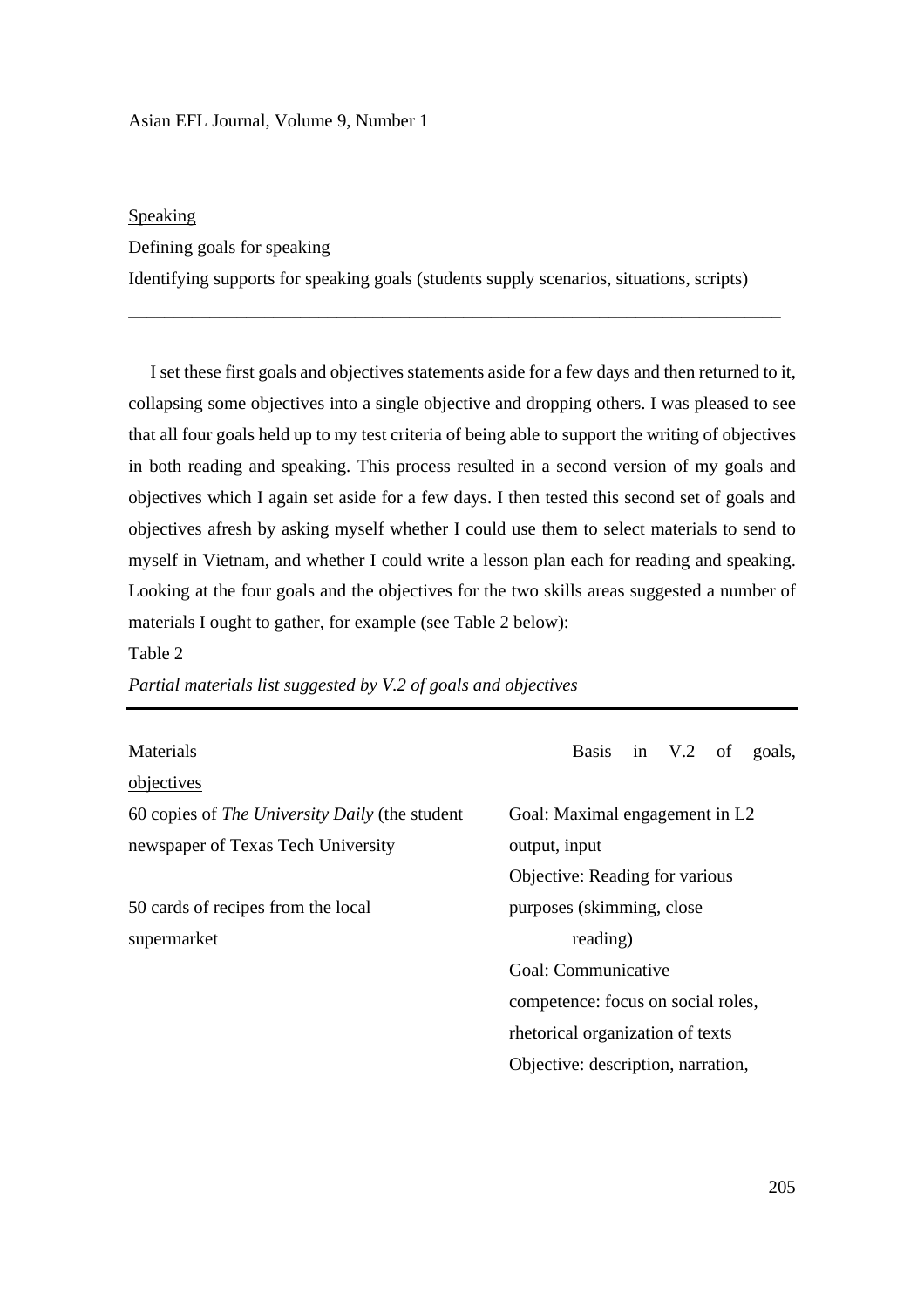Speaking

Defining goals for speaking

Identifying supports for speaking goals (students supply scenarios, situations, scripts)

---

I set these first goals and objectives statements aside for a few days and then returned to it, collapsing some objectives into a single objective and dropping others. I was pleased to see that all four goals held up to my test criteria of being able to support the writing of objectives in both reading and speaking. This process resulted in a second version of my goals and objectives which I again set aside for a few days. I then tested this second set of goals and objectives afresh by asking myself whether I could use them to select materials to send to myself in Vietnam, and whether I could write a lesson plan each for reading and speaking. Looking at the four goals and the objectives for the two skills areas suggested a number of materials I ought to gather, for example (see Table 2 below):

Table 2

*Partial materials list suggested by V.2 of goals and objectives*

| Materials | Basis in V.2 of goals, objectives |
|---|---|
| 60 copies of *The University Daily* (the student newspaper of Texas Tech University | Goal: Maximal engagement in L2 output, input<br>Objective: Reading for various purposes (skimming, close reading) |
| 50 cards of recipes from the local supermarket | Goal: Communicative competence: focus on social roles, rhetorical organization of texts<br>Objective: description, narration, |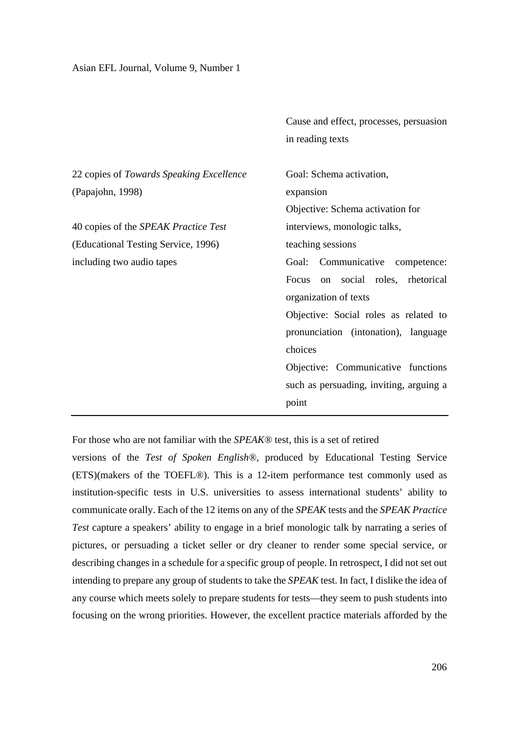| | |
|---|---|
| | Cause and effect, processes, persuasion in reading texts |
| 22 copies of *Towards Speaking Excellence* (Papajohn, 1998)<br><br>40 copies of the *SPEAK Practice Test* (Educational Testing Service, 1996) including two audio tapes | Goal: Schema activation, expansion<br>Objective: Schema activation for interviews, monologic talks, teaching sessions<br>Goal: Communicative competence: Focus on social roles, rhetorical organization of texts<br>Objective: Social roles as related to pronunciation (intonation), language choices<br>Objective: Communicative functions such as persuading, inviting, arguing a point |

For those who are not familiar with the *SPEAK®* test, this is a set of retired versions of the *Test of Spoken English®*, produced by Educational Testing Service (ETS)(makers of the TOEFL®). This is a 12-item performance test commonly used as institution-specific tests in U.S. universities to assess international students' ability to communicate orally. Each of the 12 items on any of the *SPEAK* tests and the *SPEAK Practice Test* capture a speakers' ability to engage in a brief monologic talk by narrating a series of pictures, or persuading a ticket seller or dry cleaner to render some special service, or describing changes in a schedule for a specific group of people. In retrospect, I did not set out intending to prepare any group of students to take the *SPEAK* test. In fact, I dislike the idea of any course which meets solely to prepare students for tests—they seem to push students into focusing on the wrong priorities. However, the excellent practice materials afforded by the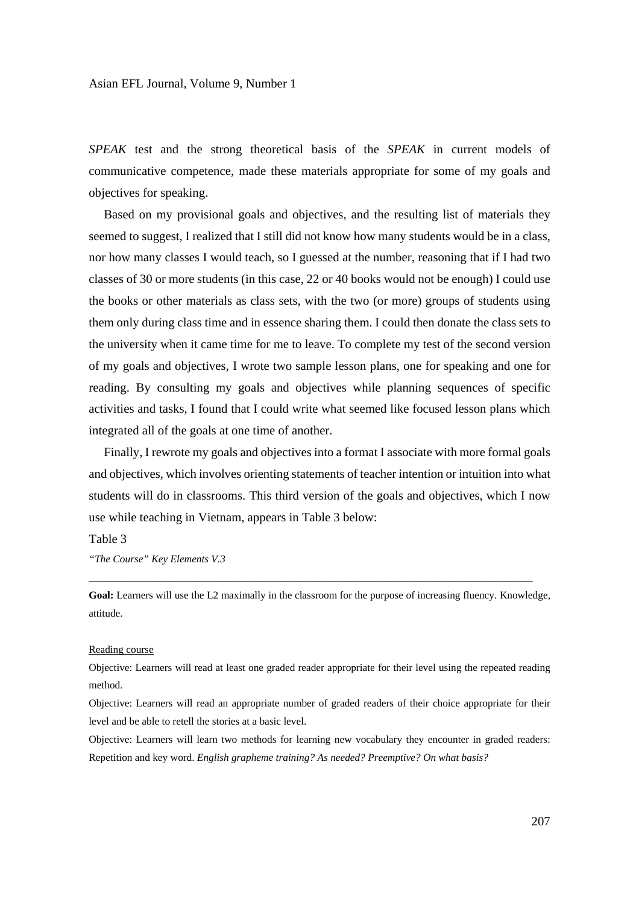*SPEAK* test and the strong theoretical basis of the *SPEAK* in current models of communicative competence, made these materials appropriate for some of my goals and objectives for speaking.

Based on my provisional goals and objectives, and the resulting list of materials they seemed to suggest, I realized that I still did not know how many students would be in a class, nor how many classes I would teach, so I guessed at the number, reasoning that if I had two classes of 30 or more students (in this case, 22 or 40 books would not be enough) I could use the books or other materials as class sets, with the two (or more) groups of students using them only during class time and in essence sharing them. I could then donate the class sets to the university when it came time for me to leave. To complete my test of the second version of my goals and objectives, I wrote two sample lesson plans, one for speaking and one for reading. By consulting my goals and objectives while planning sequences of specific activities and tasks, I found that I could write what seemed like focused lesson plans which integrated all of the goals at one time of another.

Finally, I rewrote my goals and objectives into a format I associate with more formal goals and objectives, which involves orienting statements of teacher intention or intuition into what students will do in classrooms. This third version of the goals and objectives, which I now use while teaching in Vietnam, appears in Table 3 below:

Table 3

*"The Course" Key Elements V.3*

---

**Goal:** Learners will use the L2 maximally in the classroom for the purpose of increasing fluency. Knowledge, attitude.

Reading course

Objective: Learners will read at least one graded reader appropriate for their level using the repeated reading method.

Objective: Learners will read an appropriate number of graded readers of their choice appropriate for their level and be able to retell the stories at a basic level.

Objective: Learners will learn two methods for learning new vocabulary they encounter in graded readers: Repetition and key word. *English grapheme training? As needed? Preemptive? On what basis?*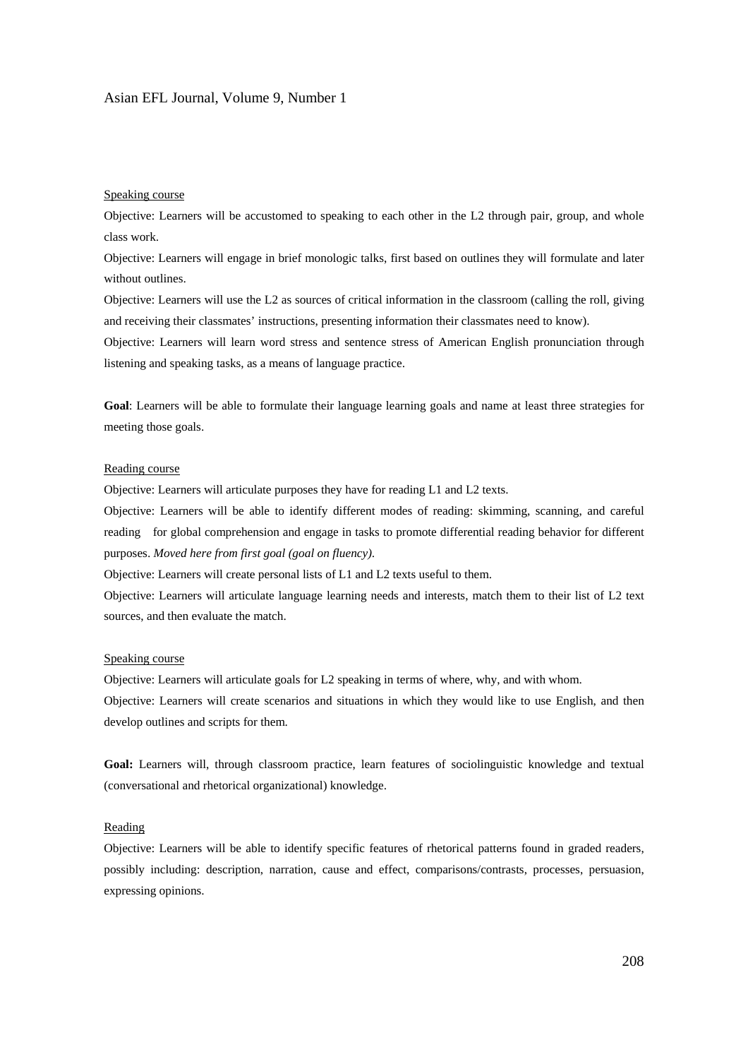<u>Speaking course</u>

Objective: Learners will be accustomed to speaking to each other in the L2 through pair, group, and whole class work.

Objective: Learners will engage in brief monologic talks, first based on outlines they will formulate and later without outlines.

Objective: Learners will use the L2 as sources of critical information in the classroom (calling the roll, giving and receiving their classmates' instructions, presenting information their classmates need to know).

Objective: Learners will learn word stress and sentence stress of American English pronunciation through listening and speaking tasks, as a means of language practice.

**Goal**: Learners will be able to formulate their language learning goals and name at least three strategies for meeting those goals.

<u>Reading course</u>

Objective: Learners will articulate purposes they have for reading L1 and L2 texts.

Objective: Learners will be able to identify different modes of reading: skimming, scanning, and careful reading for global comprehension and engage in tasks to promote differential reading behavior for different purposes. *Moved here from first goal (goal on fluency).*

Objective: Learners will create personal lists of L1 and L2 texts useful to them.

Objective: Learners will articulate language learning needs and interests, match them to their list of L2 text sources, and then evaluate the match.

<u>Speaking course</u>

Objective: Learners will articulate goals for L2 speaking in terms of where, why, and with whom.

Objective: Learners will create scenarios and situations in which they would like to use English, and then develop outlines and scripts for them.

**Goal:** Learners will, through classroom practice, learn features of sociolinguistic knowledge and textual (conversational and rhetorical organizational) knowledge.

<u>Reading</u>

Objective: Learners will be able to identify specific features of rhetorical patterns found in graded readers, possibly including: description, narration, cause and effect, comparisons/contrasts, processes, persuasion, expressing opinions.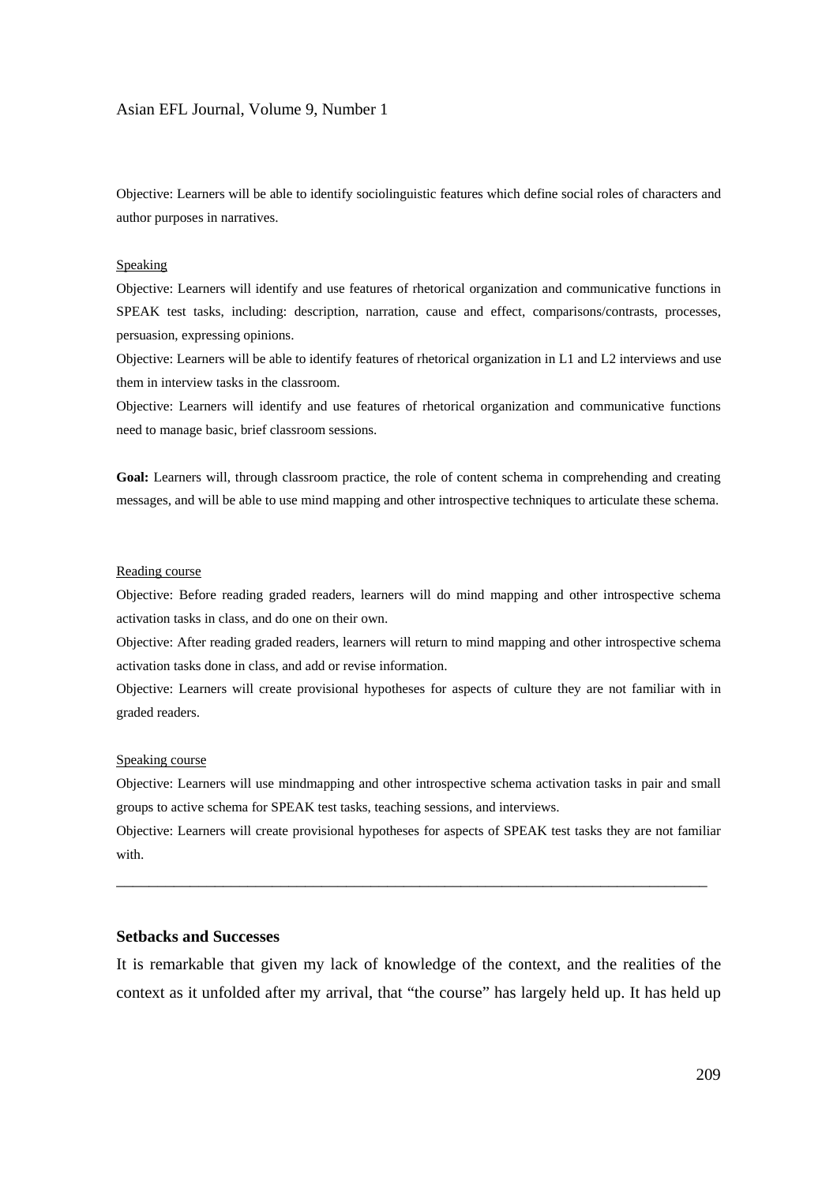Objective: Learners will be able to identify sociolinguistic features which define social roles of characters and author purposes in narratives.

<u>Speaking</u>

Objective: Learners will identify and use features of rhetorical organization and communicative functions in SPEAK test tasks, including: description, narration, cause and effect, comparisons/contrasts, processes, persuasion, expressing opinions.

Objective: Learners will be able to identify features of rhetorical organization in L1 and L2 interviews and use them in interview tasks in the classroom.

Objective: Learners will identify and use features of rhetorical organization and communicative functions need to manage basic, brief classroom sessions.

**Goal:** Learners will, through classroom practice, the role of content schema in comprehending and creating messages, and will be able to use mind mapping and other introspective techniques to articulate these schema.

<u>Reading course</u>

Objective: Before reading graded readers, learners will do mind mapping and other introspective schema activation tasks in class, and do one on their own.

Objective: After reading graded readers, learners will return to mind mapping and other introspective schema activation tasks done in class, and add or revise information.

Objective: Learners will create provisional hypotheses for aspects of culture they are not familiar with in graded readers.

<u>Speaking course</u>

Objective: Learners will use mindmapping and other introspective schema activation tasks in pair and small groups to active schema for SPEAK test tasks, teaching sessions, and interviews.

Objective: Learners will create provisional hypotheses for aspects of SPEAK test tasks they are not familiar with.

---

### Setbacks and Successes

It is remarkable that given my lack of knowledge of the context, and the realities of the context as it unfolded after my arrival, that "the course" has largely held up. It has held up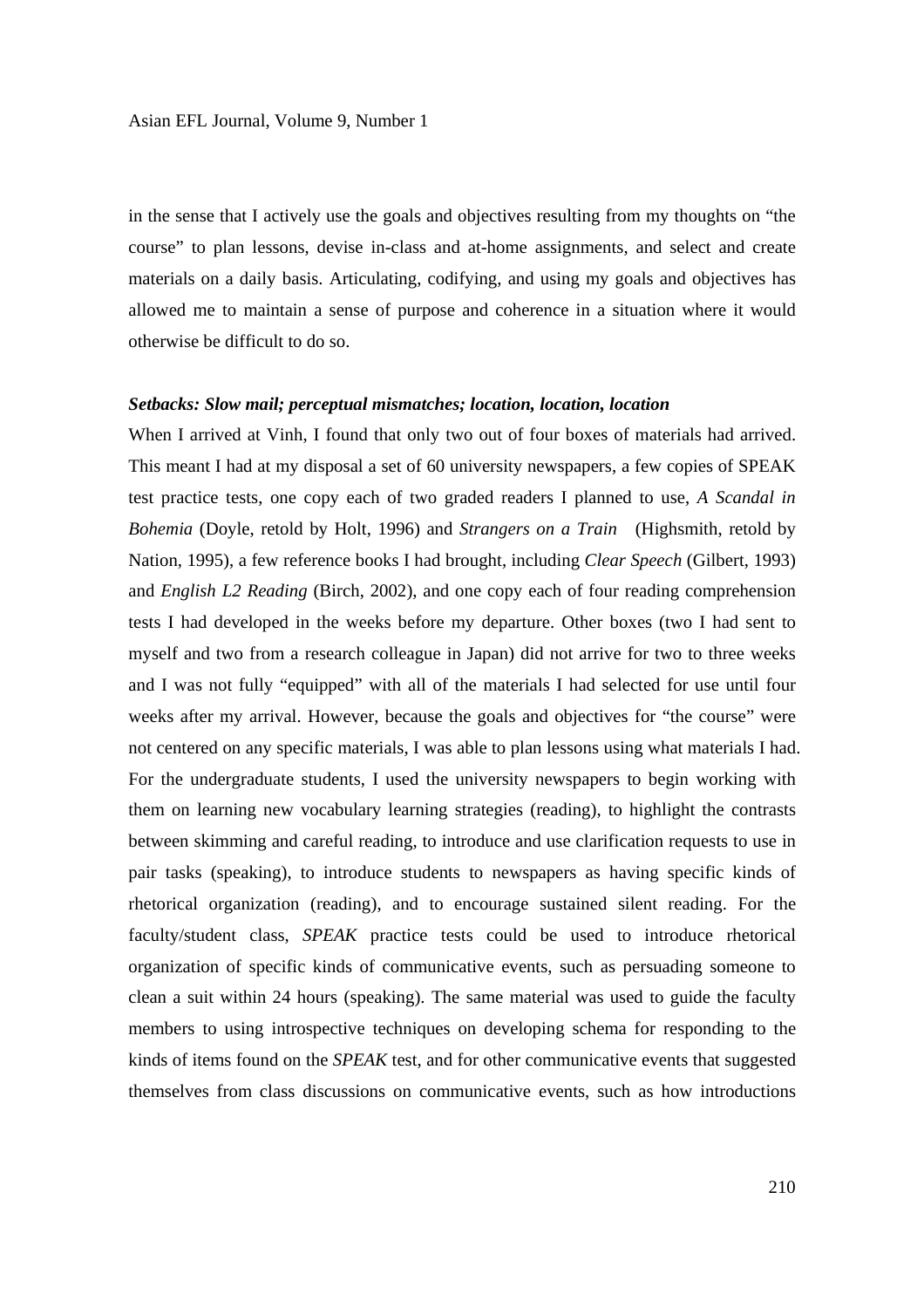in the sense that I actively use the goals and objectives resulting from my thoughts on "the course" to plan lessons, devise in-class and at-home assignments, and select and create materials on a daily basis. Articulating, codifying, and using my goals and objectives has allowed me to maintain a sense of purpose and coherence in a situation where it would otherwise be difficult to do so.

***Setbacks: Slow mail; perceptual mismatches; location, location, location***

When I arrived at Vinh, I found that only two out of four boxes of materials had arrived. This meant I had at my disposal a set of 60 university newspapers, a few copies of SPEAK test practice tests, one copy each of two graded readers I planned to use, *A Scandal in Bohemia* (Doyle, retold by Holt, 1996) and *Strangers on a Train* (Highsmith, retold by Nation, 1995), a few reference books I had brought, including *Clear Speech* (Gilbert, 1993) and *English L2 Reading* (Birch, 2002), and one copy each of four reading comprehension tests I had developed in the weeks before my departure. Other boxes (two I had sent to myself and two from a research colleague in Japan) did not arrive for two to three weeks and I was not fully "equipped" with all of the materials I had selected for use until four weeks after my arrival. However, because the goals and objectives for "the course" were not centered on any specific materials, I was able to plan lessons using what materials I had. For the undergraduate students, I used the university newspapers to begin working with them on learning new vocabulary learning strategies (reading), to highlight the contrasts between skimming and careful reading, to introduce and use clarification requests to use in pair tasks (speaking), to introduce students to newspapers as having specific kinds of rhetorical organization (reading), and to encourage sustained silent reading. For the faculty/student class, *SPEAK* practice tests could be used to introduce rhetorical organization of specific kinds of communicative events, such as persuading someone to clean a suit within 24 hours (speaking). The same material was used to guide the faculty members to using introspective techniques on developing schema for responding to the kinds of items found on the *SPEAK* test, and for other communicative events that suggested themselves from class discussions on communicative events, such as how introductions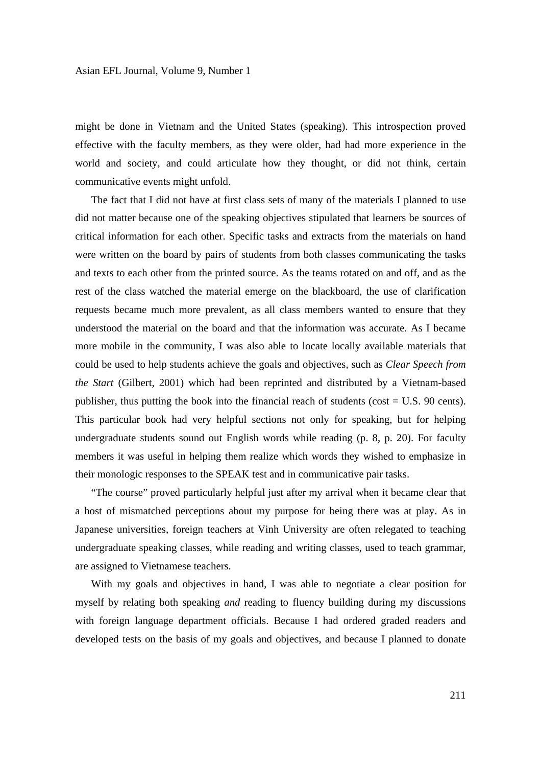might be done in Vietnam and the United States (speaking). This introspection proved effective with the faculty members, as they were older, had had more experience in the world and society, and could articulate how they thought, or did not think, certain communicative events might unfold.

The fact that I did not have at first class sets of many of the materials I planned to use did not matter because one of the speaking objectives stipulated that learners be sources of critical information for each other. Specific tasks and extracts from the materials on hand were written on the board by pairs of students from both classes communicating the tasks and texts to each other from the printed source. As the teams rotated on and off, and as the rest of the class watched the material emerge on the blackboard, the use of clarification requests became much more prevalent, as all class members wanted to ensure that they understood the material on the board and that the information was accurate. As I became more mobile in the community, I was also able to locate locally available materials that could be used to help students achieve the goals and objectives, such as *Clear Speech from the Start* (Gilbert, 2001) which had been reprinted and distributed by a Vietnam-based publisher, thus putting the book into the financial reach of students (cost = U.S. 90 cents). This particular book had very helpful sections not only for speaking, but for helping undergraduate students sound out English words while reading (p. 8, p. 20). For faculty members it was useful in helping them realize which words they wished to emphasize in their monologic responses to the SPEAK test and in communicative pair tasks.

"The course" proved particularly helpful just after my arrival when it became clear that a host of mismatched perceptions about my purpose for being there was at play. As in Japanese universities, foreign teachers at Vinh University are often relegated to teaching undergraduate speaking classes, while reading and writing classes, used to teach grammar, are assigned to Vietnamese teachers.

With my goals and objectives in hand, I was able to negotiate a clear position for myself by relating both speaking *and* reading to fluency building during my discussions with foreign language department officials. Because I had ordered graded readers and developed tests on the basis of my goals and objectives, and because I planned to donate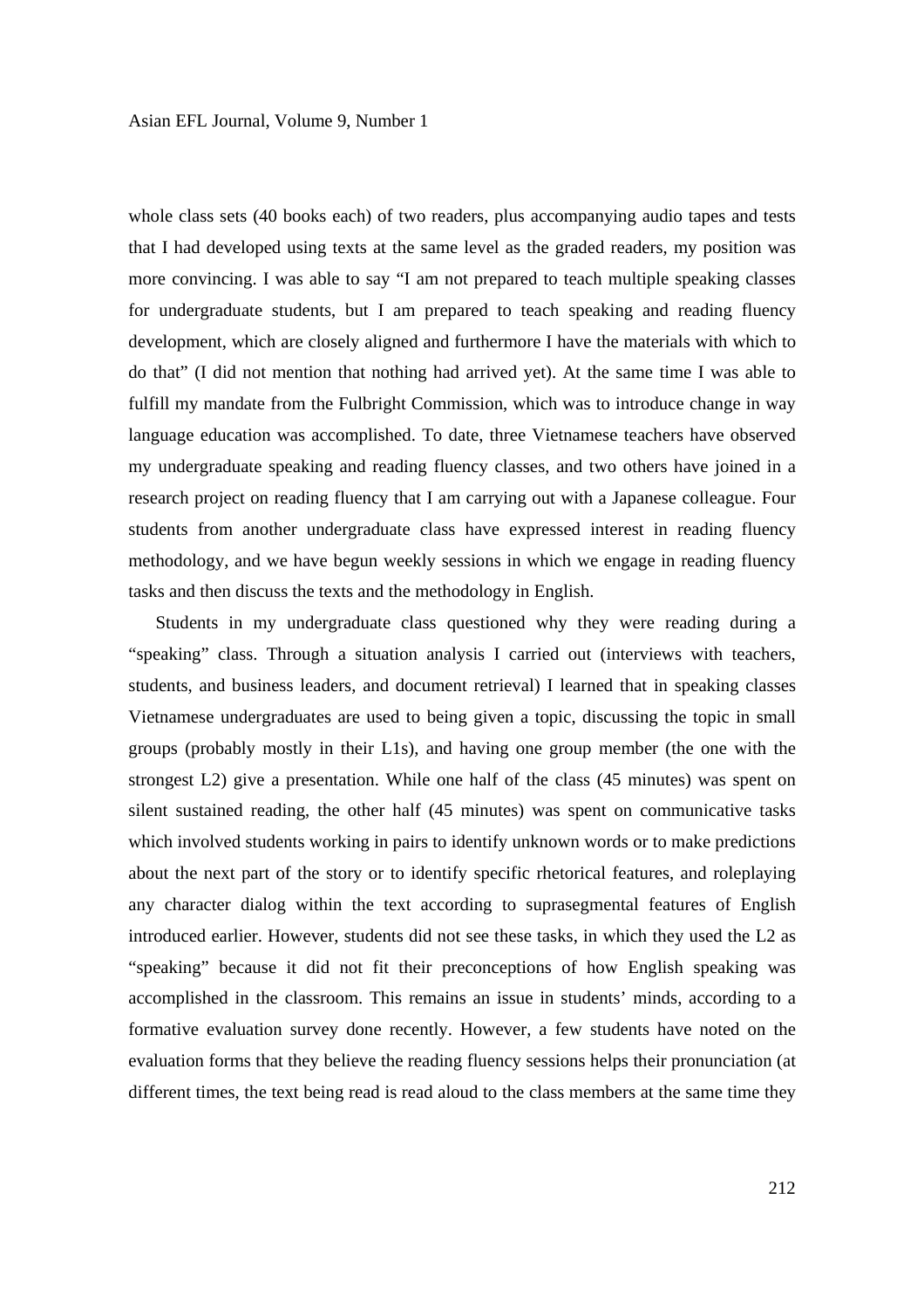whole class sets (40 books each) of two readers, plus accompanying audio tapes and tests that I had developed using texts at the same level as the graded readers, my position was more convincing. I was able to say "I am not prepared to teach multiple speaking classes for undergraduate students, but I am prepared to teach speaking and reading fluency development, which are closely aligned and furthermore I have the materials with which to do that" (I did not mention that nothing had arrived yet). At the same time I was able to fulfill my mandate from the Fulbright Commission, which was to introduce change in way language education was accomplished. To date, three Vietnamese teachers have observed my undergraduate speaking and reading fluency classes, and two others have joined in a research project on reading fluency that I am carrying out with a Japanese colleague. Four students from another undergraduate class have expressed interest in reading fluency methodology, and we have begun weekly sessions in which we engage in reading fluency tasks and then discuss the texts and the methodology in English.

Students in my undergraduate class questioned why they were reading during a "speaking" class. Through a situation analysis I carried out (interviews with teachers, students, and business leaders, and document retrieval) I learned that in speaking classes Vietnamese undergraduates are used to being given a topic, discussing the topic in small groups (probably mostly in their L1s), and having one group member (the one with the strongest L2) give a presentation. While one half of the class (45 minutes) was spent on silent sustained reading, the other half (45 minutes) was spent on communicative tasks which involved students working in pairs to identify unknown words or to make predictions about the next part of the story or to identify specific rhetorical features, and roleplaying any character dialog within the text according to suprasegmental features of English introduced earlier. However, students did not see these tasks, in which they used the L2 as "speaking" because it did not fit their preconceptions of how English speaking was accomplished in the classroom. This remains an issue in students' minds, according to a formative evaluation survey done recently. However, a few students have noted on the evaluation forms that they believe the reading fluency sessions helps their pronunciation (at different times, the text being read is read aloud to the class members at the same time they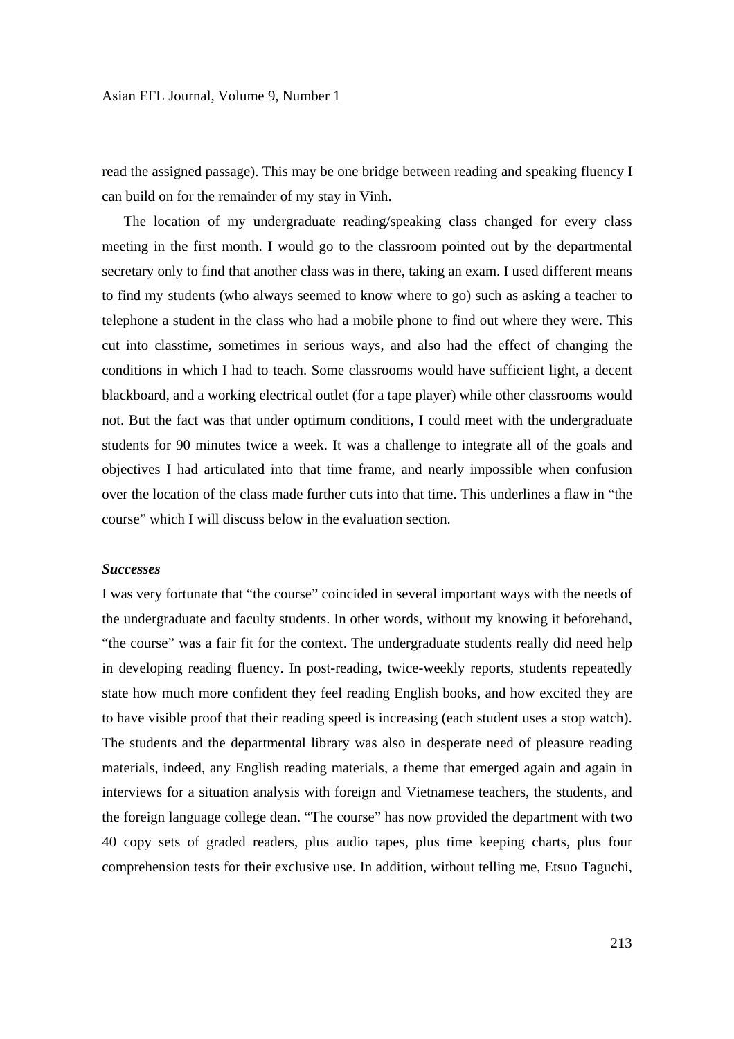read the assigned passage). This may be one bridge between reading and speaking fluency I can build on for the remainder of my stay in Vinh.

The location of my undergraduate reading/speaking class changed for every class meeting in the first month. I would go to the classroom pointed out by the departmental secretary only to find that another class was in there, taking an exam. I used different means to find my students (who always seemed to know where to go) such as asking a teacher to telephone a student in the class who had a mobile phone to find out where they were. This cut into classtime, sometimes in serious ways, and also had the effect of changing the conditions in which I had to teach. Some classrooms would have sufficient light, a decent blackboard, and a working electrical outlet (for a tape player) while other classrooms would not. But the fact was that under optimum conditions, I could meet with the undergraduate students for 90 minutes twice a week. It was a challenge to integrate all of the goals and objectives I had articulated into that time frame, and nearly impossible when confusion over the location of the class made further cuts into that time. This underlines a flaw in "the course" which I will discuss below in the evaluation section.

***Successes***

I was very fortunate that "the course" coincided in several important ways with the needs of the undergraduate and faculty students. In other words, without my knowing it beforehand, "the course" was a fair fit for the context. The undergraduate students really did need help in developing reading fluency. In post-reading, twice-weekly reports, students repeatedly state how much more confident they feel reading English books, and how excited they are to have visible proof that their reading speed is increasing (each student uses a stop watch). The students and the departmental library was also in desperate need of pleasure reading materials, indeed, any English reading materials, a theme that emerged again and again in interviews for a situation analysis with foreign and Vietnamese teachers, the students, and the foreign language college dean. "The course" has now provided the department with two 40 copy sets of graded readers, plus audio tapes, plus time keeping charts, plus four comprehension tests for their exclusive use. In addition, without telling me, Etsuo Taguchi,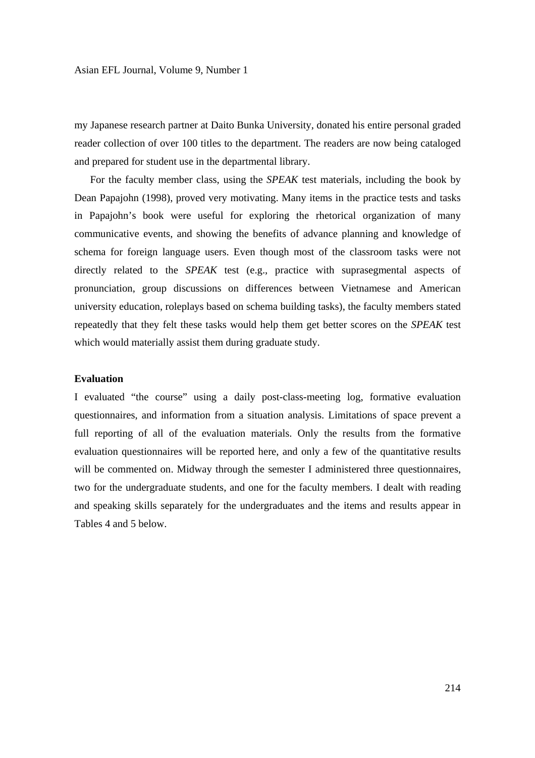my Japanese research partner at Daito Bunka University, donated his entire personal graded reader collection of over 100 titles to the department. The readers are now being cataloged and prepared for student use in the departmental library.

For the faculty member class, using the *SPEAK* test materials, including the book by Dean Papajohn (1998), proved very motivating. Many items in the practice tests and tasks in Papajohn's book were useful for exploring the rhetorical organization of many communicative events, and showing the benefits of advance planning and knowledge of schema for foreign language users. Even though most of the classroom tasks were not directly related to the *SPEAK* test (e.g., practice with suprasegmental aspects of pronunciation, group discussions on differences between Vietnamese and American university education, roleplays based on schema building tasks), the faculty members stated repeatedly that they felt these tasks would help them get better scores on the *SPEAK* test which would materially assist them during graduate study.

**Evaluation**

I evaluated "the course" using a daily post-class-meeting log, formative evaluation questionnaires, and information from a situation analysis. Limitations of space prevent a full reporting of all of the evaluation materials. Only the results from the formative evaluation questionnaires will be reported here, and only a few of the quantitative results will be commented on. Midway through the semester I administered three questionnaires, two for the undergraduate students, and one for the faculty members. I dealt with reading and speaking skills separately for the undergraduates and the items and results appear in Tables 4 and 5 below.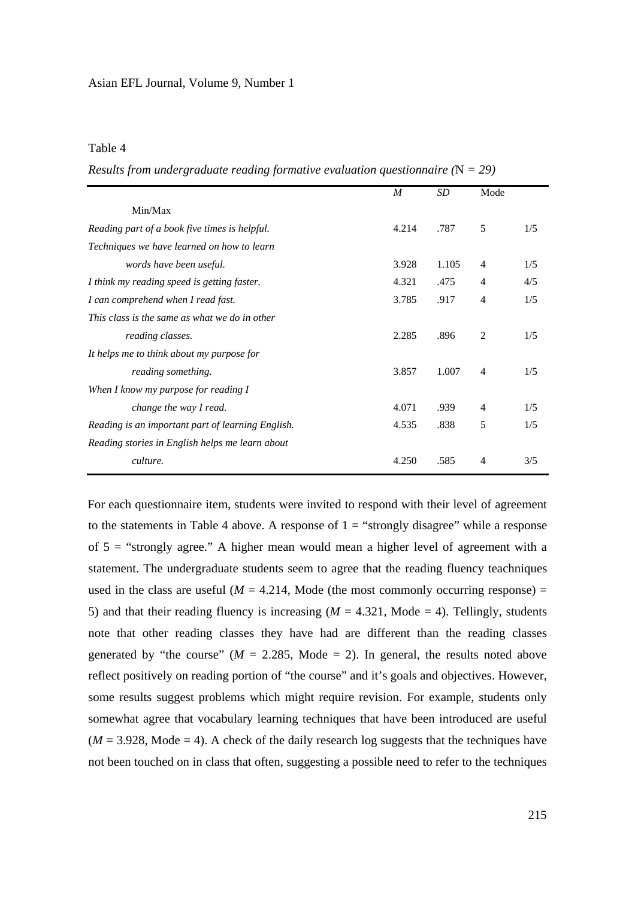Table 4

*Results from undergraduate reading formative evaluation questionnaire (*N *= 29)*

| | *M* | *SD* | Mode | Min/Max |
|---|---|---|---|---|
| *Reading part of a book five times is helpful.* | 4.214 | .787 | 5 | 1/5 |
| *Techniques we have learned on how to learn words have been useful.* | 3.928 | 1.105 | 4 | 1/5 |
| *I think my reading speed is getting faster.* | 4.321 | .475 | 4 | 4/5 |
| *I can comprehend when I read fast.* | 3.785 | .917 | 4 | 1/5 |
| *This class is the same as what we do in other reading classes.* | 2.285 | .896 | 2 | 1/5 |
| *It helps me to think about my purpose for reading something.* | 3.857 | 1.007 | 4 | 1/5 |
| *When I know my purpose for reading I change the way I read.* | 4.071 | .939 | 4 | 1/5 |
| *Reading is an important part of learning English.* | 4.535 | .838 | 5 | 1/5 |
| *Reading stories in English helps me learn about culture.* | 4.250 | .585 | 4 | 3/5 |

For each questionnaire item, students were invited to respond with their level of agreement to the statements in Table 4 above. A response of 1 = "strongly disagree" while a response of 5 = "strongly agree." A higher mean would mean a higher level of agreement with a statement. The undergraduate students seem to agree that the reading fluency teachniques used in the class are useful ($M$ = 4.214, Mode (the most commonly occurring response) = 5) and that their reading fluency is increasing ($M$ = 4.321, Mode = 4). Tellingly, students note that other reading classes they have had are different than the reading classes generated by "the course" ($M$ = 2.285, Mode = 2). In general, the results noted above reflect positively on reading portion of "the course" and it's goals and objectives. However, some results suggest problems which might require revision. For example, students only somewhat agree that vocabulary learning techniques that have been introduced are useful ($M$ = 3.928, Mode = 4). A check of the daily research log suggests that the techniques have not been touched on in class that often, suggesting a possible need to refer to the techniques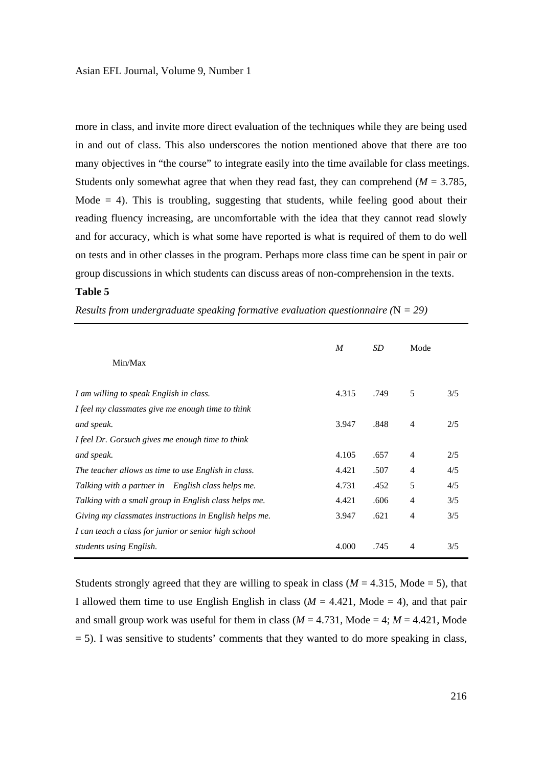more in class, and invite more direct evaluation of the techniques while they are being used in and out of class. This also underscores the notion mentioned above that there are too many objectives in "the course" to integrate easily into the time available for class meetings. Students only somewhat agree that when they read fast, they can comprehend (*M* = 3.785, Mode = 4). This is troubling, suggesting that students, while feeling good about their reading fluency increasing, are uncomfortable with the idea that they cannot read slowly and for accuracy, which is what some have reported is what is required of them to do well on tests and in other classes in the program. Perhaps more class time can be spent in pair or group discussions in which students can discuss areas of non-comprehension in the texts.

**Table 5**

*Results from undergraduate speaking formative evaluation questionnaire (*N *= 29)*

| | *M* | *SD* | Mode | Min/Max |
|---|---|---|---|---|
| *I am willing to speak English in class.* | 4.315 | .749 | 5 | 3/5 |
| *I feel my classmates give me enough time to think and speak.* | 3.947 | .848 | 4 | 2/5 |
| *I feel Dr. Gorsuch gives me enough time to think and speak.* | 4.105 | .657 | 4 | 2/5 |
| *The teacher allows us time to use English in class.* | 4.421 | .507 | 4 | 4/5 |
| *Talking with a partner in English class helps me.* | 4.731 | .452 | 5 | 4/5 |
| *Talking with a small group in English class helps me.* | 4.421 | .606 | 4 | 3/5 |
| *Giving my classmates instructions in English helps me.* | 3.947 | .621 | 4 | 3/5 |
| *I can teach a class for junior or senior high school students using English.* | 4.000 | .745 | 4 | 3/5 |

Students strongly agreed that they are willing to speak in class (*M* = 4.315, Mode = 5), that I allowed them time to use English English in class (*M* = 4.421, Mode = 4), and that pair and small group work was useful for them in class (*M* = 4.731, Mode = 4; *M* = 4.421, Mode = 5). I was sensitive to students' comments that they wanted to do more speaking in class,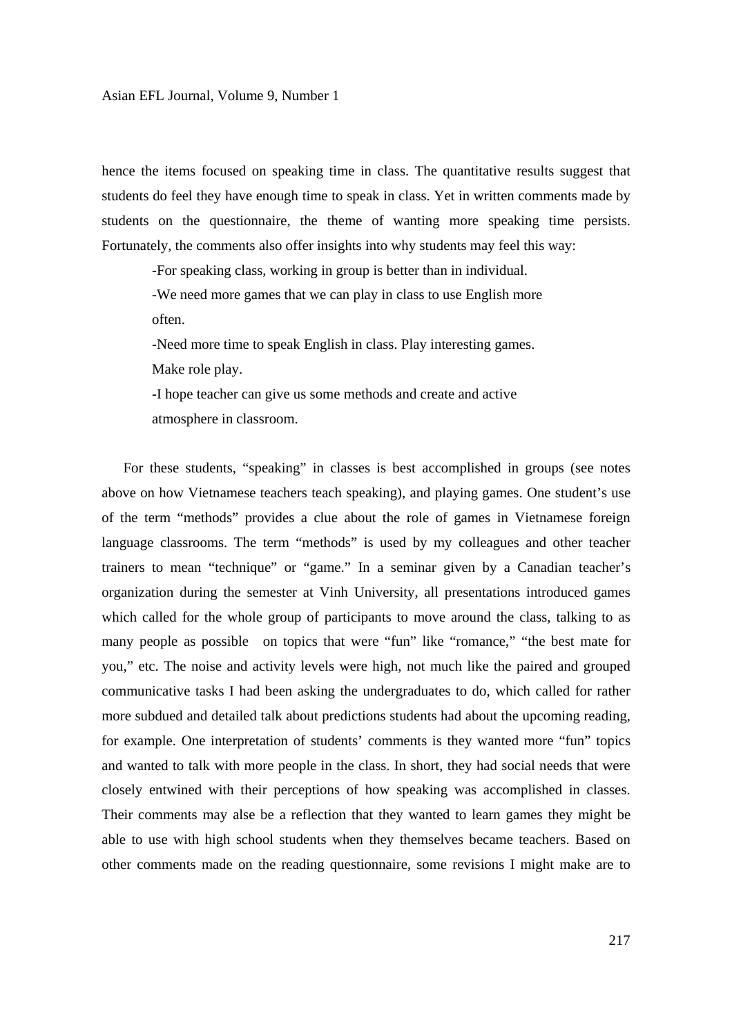hence the items focused on speaking time in class. The quantitative results suggest that students do feel they have enough time to speak in class. Yet in written comments made by students on the questionnaire, the theme of wanting more speaking time persists. Fortunately, the comments also offer insights into why students may feel this way:

> -For speaking class, working in group is better than in individual.
>
> -We need more games that we can play in class to use English more often.
>
> -Need more time to speak English in class. Play interesting games. Make role play.
>
> -I hope teacher can give us some methods and create and active atmosphere in classroom.

For these students, "speaking" in classes is best accomplished in groups (see notes above on how Vietnamese teachers teach speaking), and playing games. One student's use of the term "methods" provides a clue about the role of games in Vietnamese foreign language classrooms. The term "methods" is used by my colleagues and other teacher trainers to mean "technique" or "game." In a seminar given by a Canadian teacher's organization during the semester at Vinh University, all presentations introduced games which called for the whole group of participants to move around the class, talking to as many people as possible on topics that were "fun" like "romance," "the best mate for you," etc. The noise and activity levels were high, not much like the paired and grouped communicative tasks I had been asking the undergraduates to do, which called for rather more subdued and detailed talk about predictions students had about the upcoming reading, for example. One interpretation of students' comments is they wanted more "fun" topics and wanted to talk with more people in the class. In short, they had social needs that were closely entwined with their perceptions of how speaking was accomplished in classes. Their comments may alse be a reflection that they wanted to learn games they might be able to use with high school students when they themselves became teachers. Based on other comments made on the reading questionnaire, some revisions I might make are to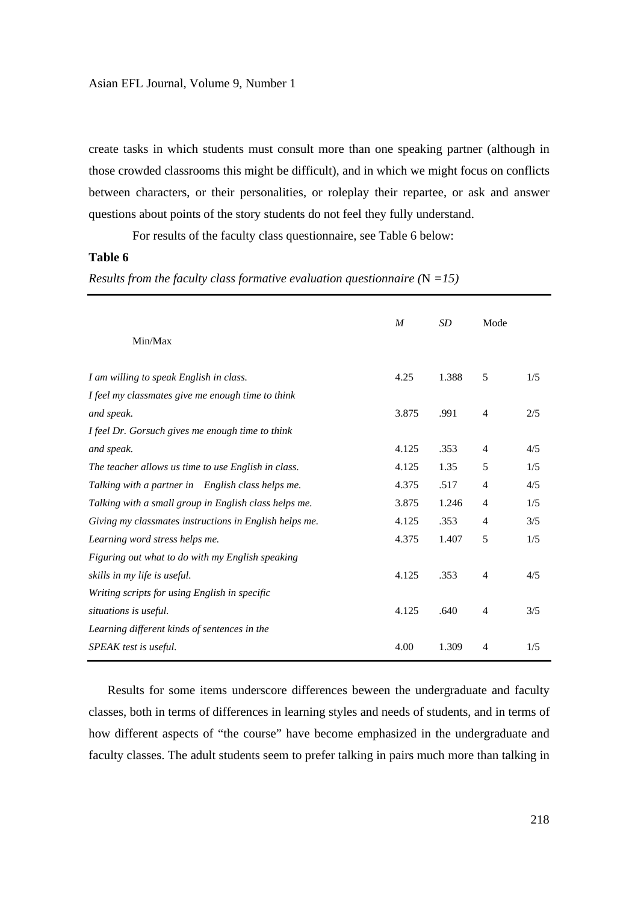create tasks in which students must consult more than one speaking partner (although in those crowded classrooms this might be difficult), and in which we might focus on conflicts between characters, or their personalities, or roleplay their repartee, or ask and answer questions about points of the story students do not feel they fully understand.

For results of the faculty class questionnaire, see Table 6 below:

**Table 6**

*Results from the faculty class formative evaluation questionnaire (*N *=15)*

| | *M* | *SD* | Mode | Min/Max |
|---|---|---|---|---|
| *I am willing to speak English in class.* | 4.25 | 1.388 | 5 | 1/5 |
| *I feel my classmates give me enough time to think and speak.* | 3.875 | .991 | 4 | 2/5 |
| *I feel Dr. Gorsuch gives me enough time to think and speak.* | 4.125 | .353 | 4 | 4/5 |
| *The teacher allows us time to use English in class.* | 4.125 | 1.35 | 5 | 1/5 |
| *Talking with a partner in English class helps me.* | 4.375 | .517 | 4 | 4/5 |
| *Talking with a small group in English class helps me.* | 3.875 | 1.246 | 4 | 1/5 |
| *Giving my classmates instructions in English helps me.* | 4.125 | .353 | 4 | 3/5 |
| *Learning word stress helps me.* | 4.375 | 1.407 | 5 | 1/5 |
| *Figuring out what to do with my English speaking skills in my life is useful.* | 4.125 | .353 | 4 | 4/5 |
| *Writing scripts for using English in specific situations is useful.* | 4.125 | .640 | 4 | 3/5 |
| *Learning different kinds of sentences in the SPEAK test is useful.* | 4.00 | 1.309 | 4 | 1/5 |

Results for some items underscore differences beween the undergraduate and faculty classes, both in terms of differences in learning styles and needs of students, and in terms of how different aspects of "the course" have become emphasized in the undergraduate and faculty classes. The adult students seem to prefer talking in pairs much more than talking in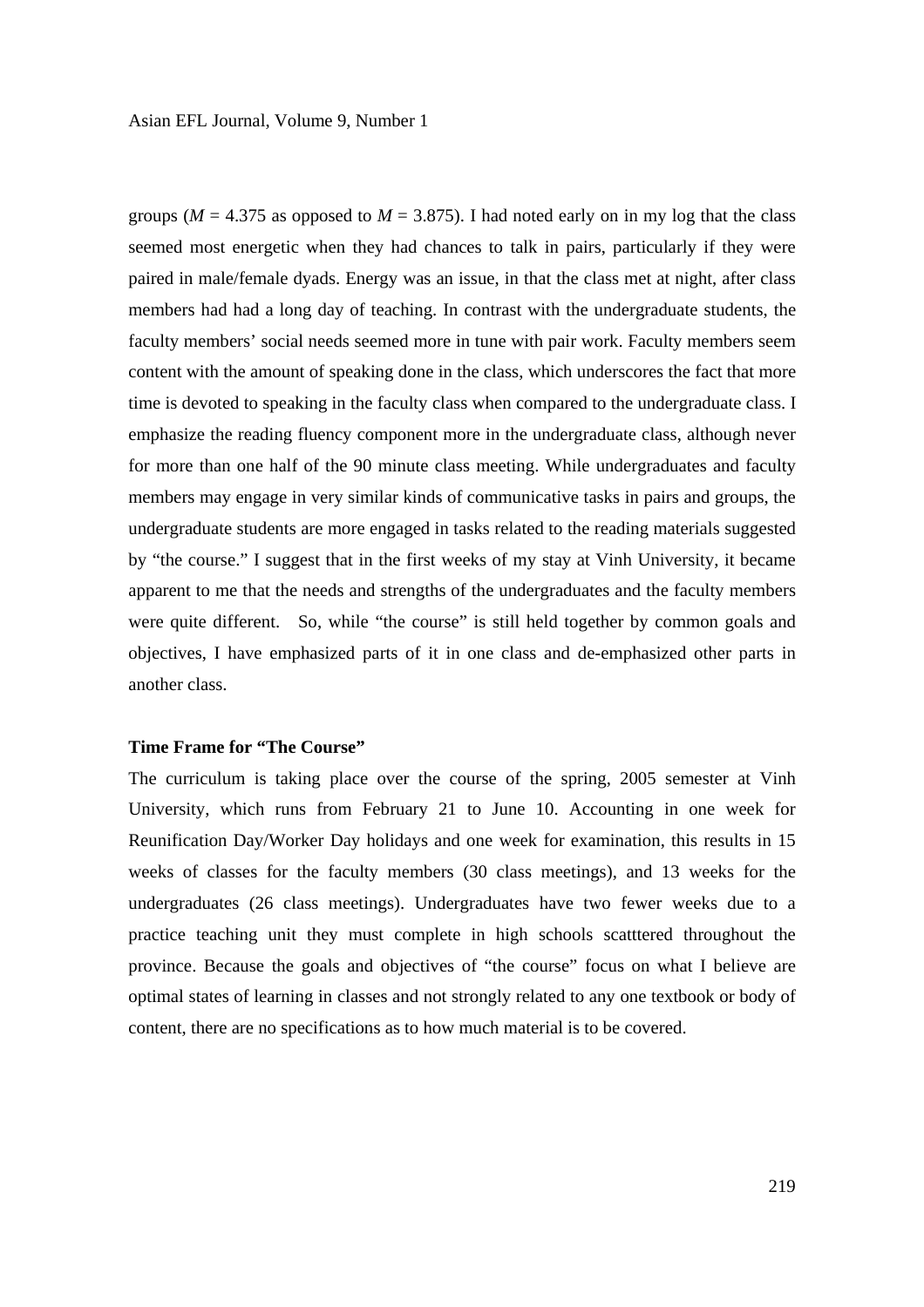groups ($M = 4.375$ as opposed to $M = 3.875$). I had noted early on in my log that the class seemed most energetic when they had chances to talk in pairs, particularly if they were paired in male/female dyads. Energy was an issue, in that the class met at night, after class members had had a long day of teaching. In contrast with the undergraduate students, the faculty members' social needs seemed more in tune with pair work. Faculty members seem content with the amount of speaking done in the class, which underscores the fact that more time is devoted to speaking in the faculty class when compared to the undergraduate class. I emphasize the reading fluency component more in the undergraduate class, although never for more than one half of the 90 minute class meeting. While undergraduates and faculty members may engage in very similar kinds of communicative tasks in pairs and groups, the undergraduate students are more engaged in tasks related to the reading materials suggested by "the course." I suggest that in the first weeks of my stay at Vinh University, it became apparent to me that the needs and strengths of the undergraduates and the faculty members were quite different. So, while "the course" is still held together by common goals and objectives, I have emphasized parts of it in one class and de-emphasized other parts in another class.

**Time Frame for "The Course"**

The curriculum is taking place over the course of the spring, 2005 semester at Vinh University, which runs from February 21 to June 10. Accounting in one week for Reunification Day/Worker Day holidays and one week for examination, this results in 15 weeks of classes for the faculty members (30 class meetings), and 13 weeks for the undergraduates (26 class meetings). Undergraduates have two fewer weeks due to a practice teaching unit they must complete in high schools scatttered throughout the province. Because the goals and objectives of "the course" focus on what I believe are optimal states of learning in classes and not strongly related to any one textbook or body of content, there are no specifications as to how much material is to be covered.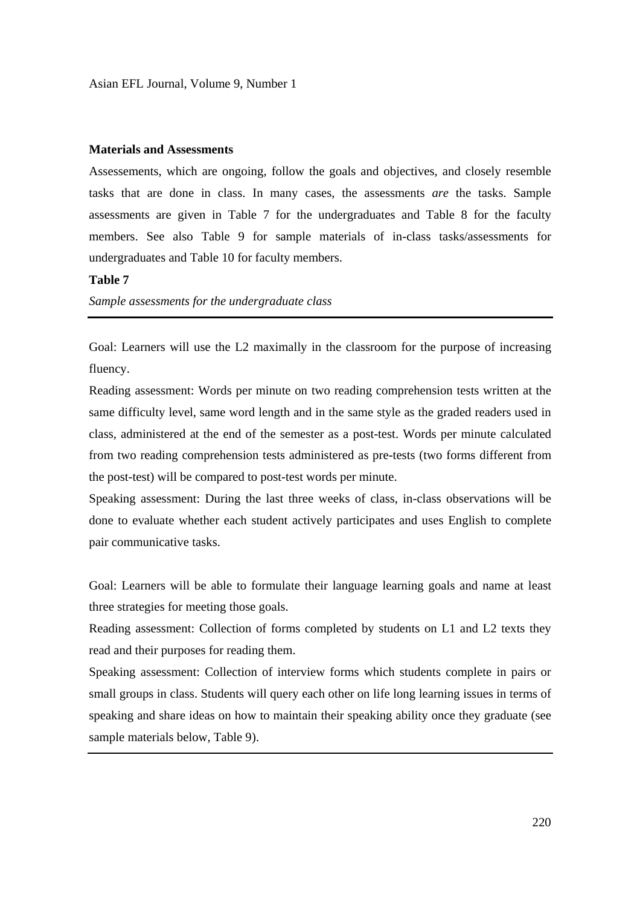### Materials and Assessments

Assessements, which are ongoing, follow the goals and objectives, and closely resemble tasks that are done in class. In many cases, the assessments *are* the tasks. Sample assessments are given in Table 7 for the undergraduates and Table 8 for the faculty members. See also Table 9 for sample materials of in-class tasks/assessments for undergraduates and Table 10 for faculty members.

**Table 7**

*Sample assessments for the undergraduate class*

---

Goal: Learners will use the L2 maximally in the classroom for the purpose of increasing fluency.

Reading assessment: Words per minute on two reading comprehension tests written at the same difficulty level, same word length and in the same style as the graded readers used in class, administered at the end of the semester as a post-test. Words per minute calculated from two reading comprehension tests administered as pre-tests (two forms different from the post-test) will be compared to post-test words per minute.

Speaking assessment: During the last three weeks of class, in-class observations will be done to evaluate whether each student actively participates and uses English to complete pair communicative tasks.

Goal: Learners will be able to formulate their language learning goals and name at least three strategies for meeting those goals.

Reading assessment: Collection of forms completed by students on L1 and L2 texts they read and their purposes for reading them.

Speaking assessment: Collection of interview forms which students complete in pairs or small groups in class. Students will query each other on life long learning issues in terms of speaking and share ideas on how to maintain their speaking ability once they graduate (see sample materials below, Table 9).

---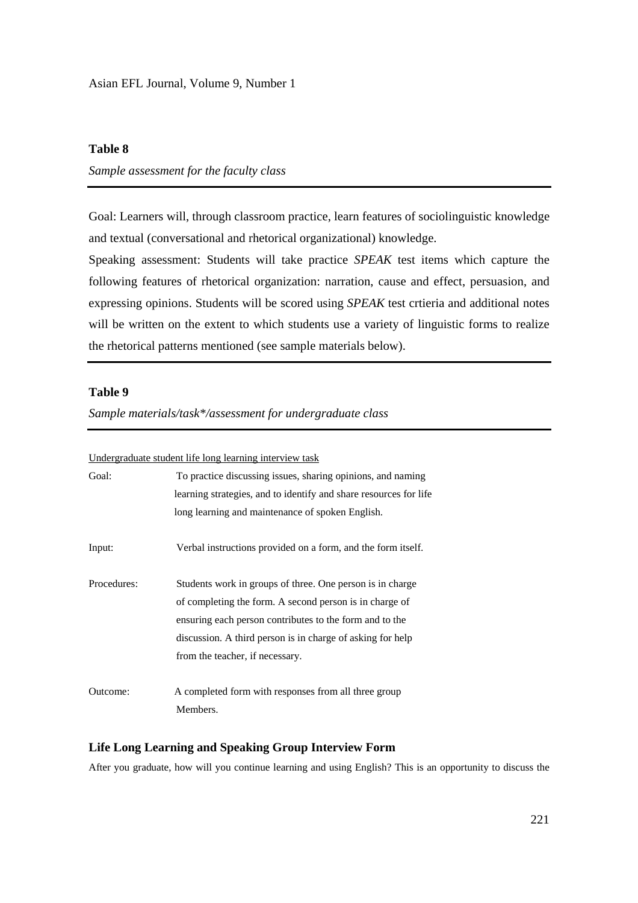**Table 8**

*Sample assessment for the faculty class*

Goal: Learners will, through classroom practice, learn features of sociolinguistic knowledge and textual (conversational and rhetorical organizational) knowledge.

Speaking assessment: Students will take practice *SPEAK* test items which capture the following features of rhetorical organization: narration, cause and effect, persuasion, and expressing opinions. Students will be scored using *SPEAK* test crtieria and additional notes will be written on the extent to which students use a variety of linguistic forms to realize the rhetorical patterns mentioned (see sample materials below).

**Table 9**

*Sample materials/task*/assessment for undergraduate class*

Undergraduate student life long learning interview task

| | |
|---|---|
| Goal: | To practice discussing issues, sharing opinions, and naming learning strategies, and to identify and share resources for life long learning and maintenance of spoken English. |
| Input: | Verbal instructions provided on a form, and the form itself. |
| Procedures: | Students work in groups of three. One person is in charge of completing the form. A second person is in charge of ensuring each person contributes to the form and to the discussion. A third person is in charge of asking for help from the teacher, if necessary. |
| Outcome: | A completed form with responses from all three group Members. |

### Life Long Learning and Speaking Group Interview Form

After you graduate, how will you continue learning and using English? This is an opportunity to discuss the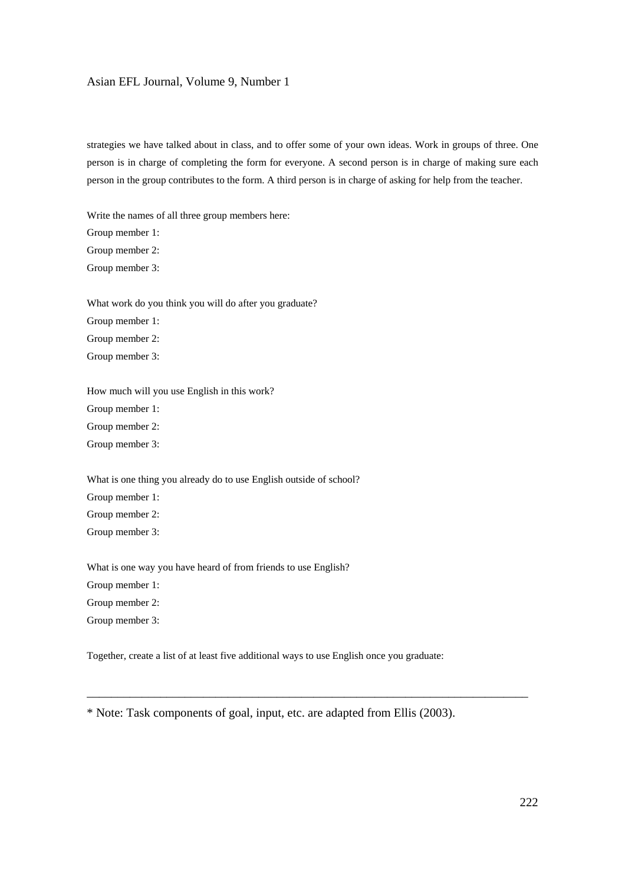strategies we have talked about in class, and to offer some of your own ideas. Work in groups of three. One person is in charge of completing the form for everyone. A second person is in charge of making sure each person in the group contributes to the form. A third person is in charge of asking for help from the teacher.

Write the names of all three group members here:
Group member 1:
Group member 2:
Group member 3:

What work do you think you will do after you graduate?
Group member 1:
Group member 2:
Group member 3:

How much will you use English in this work?
Group member 1:
Group member 2:
Group member 3:

What is one thing you already do to use English outside of school?
Group member 1:
Group member 2:
Group member 3:

What is one way you have heard of from friends to use English?
Group member 1:
Group member 2:
Group member 3:

Together, create a list of at least five additional ways to use English once you graduate:

---

* Note: Task components of goal, input, etc. are adapted from Ellis (2003).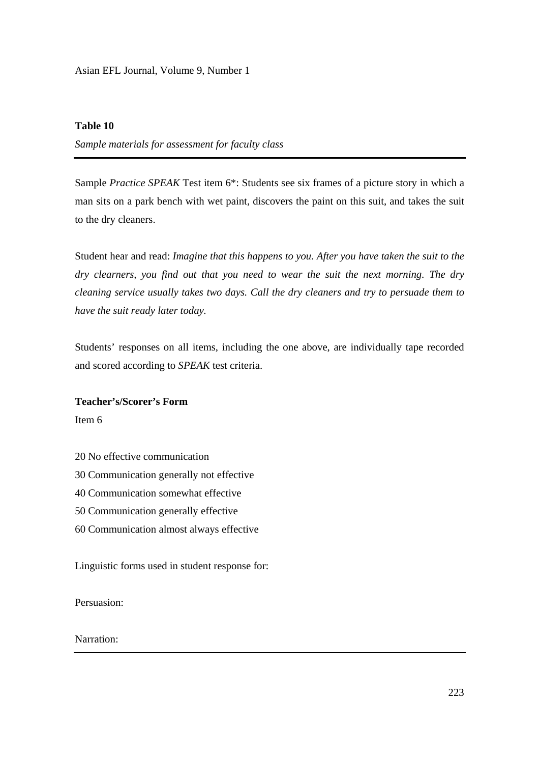**Table 10**

*Sample materials for assessment for faculty class*

---

Sample *Practice SPEAK* Test item 6*: Students see six frames of a picture story in which a man sits on a park bench with wet paint, discovers the paint on this suit, and takes the suit to the dry cleaners.

Student hear and read: *Imagine that this happens to you. After you have taken the suit to the dry clearners, you find out that you need to wear the suit the next morning. The dry cleaning service usually takes two days. Call the dry cleaners and try to persuade them to have the suit ready later today.*

Students' responses on all items, including the one above, are individually tape recorded and scored according to *SPEAK* test criteria.

**Teacher's/Scorer's Form**

Item 6

20 No effective communication

30 Communication generally not effective

40 Communication somewhat effective

50 Communication generally effective

60 Communication almost always effective

Linguistic forms used in student response for:

Persuasion:

Narration:

---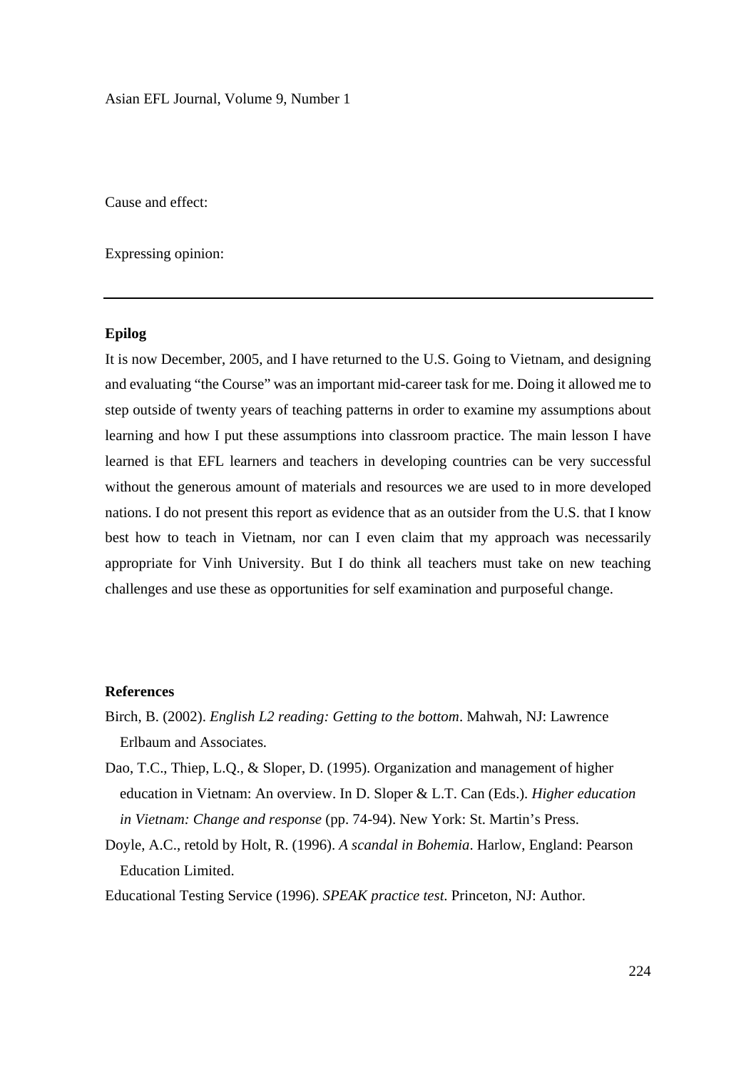Cause and effect:

Expressing opinion:

---

**Epilog**

It is now December, 2005, and I have returned to the U.S. Going to Vietnam, and designing and evaluating "the Course" was an important mid-career task for me. Doing it allowed me to step outside of twenty years of teaching patterns in order to examine my assumptions about learning and how I put these assumptions into classroom practice. The main lesson I have learned is that EFL learners and teachers in developing countries can be very successful without the generous amount of materials and resources we are used to in more developed nations. I do not present this report as evidence that as an outsider from the U.S. that I know best how to teach in Vietnam, nor can I even claim that my approach was necessarily appropriate for Vinh University. But I do think all teachers must take on new teaching challenges and use these as opportunities for self examination and purposeful change.

**References**

Birch, B. (2002). *English L2 reading: Getting to the bottom*. Mahwah, NJ: Lawrence Erlbaum and Associates.

Dao, T.C., Thiep, L.Q., & Sloper, D. (1995). Organization and management of higher education in Vietnam: An overview. In D. Sloper & L.T. Can (Eds.). *Higher education in Vietnam: Change and response* (pp. 74-94). New York: St. Martin's Press.

Doyle, A.C., retold by Holt, R. (1996). *A scandal in Bohemia*. Harlow, England: Pearson Education Limited.

Educational Testing Service (1996). *SPEAK practice test*. Princeton, NJ: Author.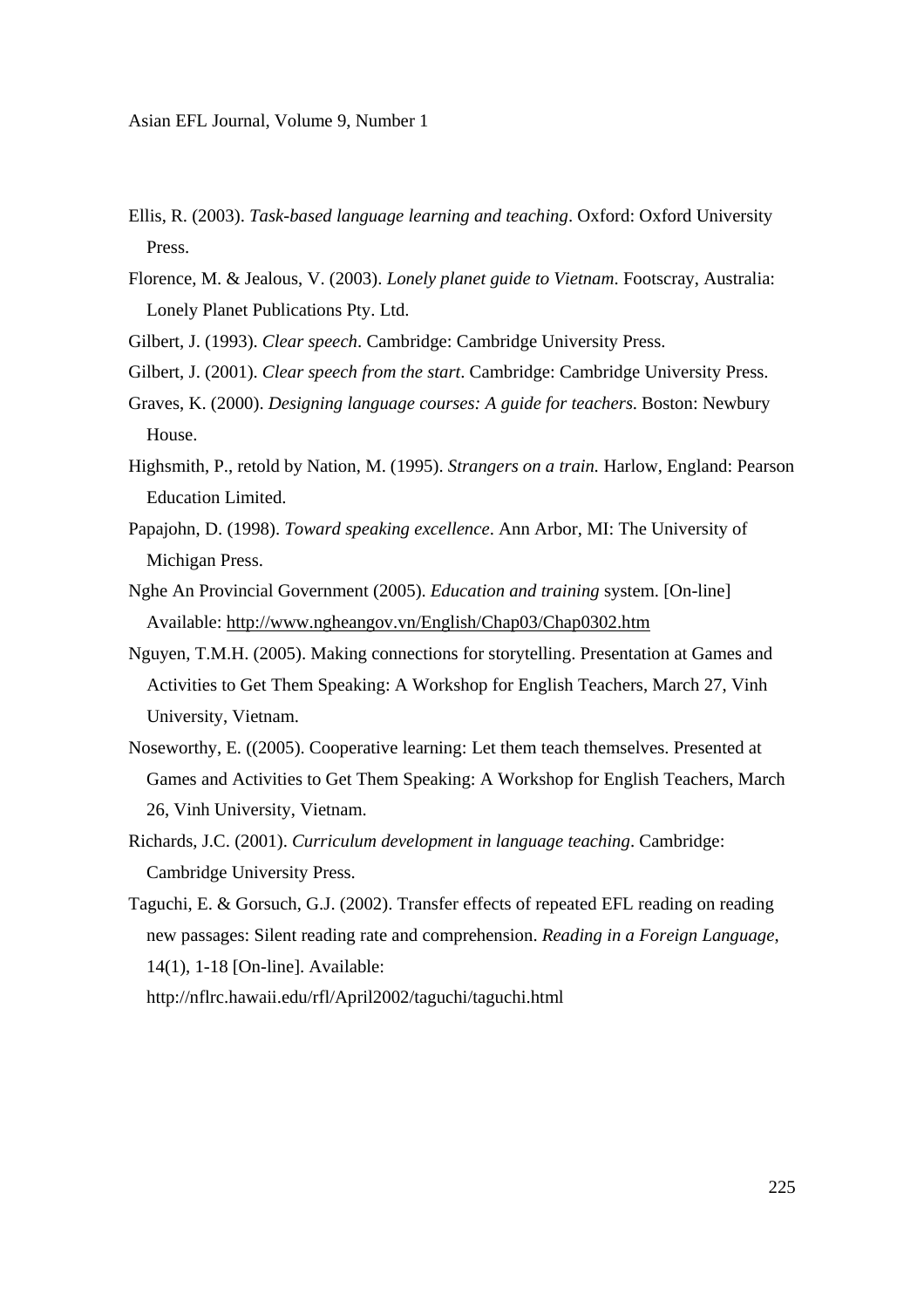Ellis, R. (2003). *Task-based language learning and teaching*. Oxford: Oxford University Press.

Florence, M. & Jealous, V. (2003). *Lonely planet guide to Vietnam*. Footscray, Australia: Lonely Planet Publications Pty. Ltd.

Gilbert, J. (1993). *Clear speech*. Cambridge: Cambridge University Press.

Gilbert, J. (2001). *Clear speech from the start*. Cambridge: Cambridge University Press.

Graves, K. (2000). *Designing language courses: A guide for teachers*. Boston: Newbury House.

Highsmith, P., retold by Nation, M. (1995). *Strangers on a train.* Harlow, England: Pearson Education Limited.

Papajohn, D. (1998). *Toward speaking excellence*. Ann Arbor, MI: The University of Michigan Press.

Nghe An Provincial Government (2005). *Education and training* system. [On-line] Available: http://www.ngheangov.vn/English/Chap03/Chap0302.htm

Nguyen, T.M.H. (2005). Making connections for storytelling. Presentation at Games and Activities to Get Them Speaking: A Workshop for English Teachers, March 27, Vinh University, Vietnam.

Noseworthy, E. ((2005). Cooperative learning: Let them teach themselves. Presented at Games and Activities to Get Them Speaking: A Workshop for English Teachers, March 26, Vinh University, Vietnam.

Richards, J.C. (2001). *Curriculum development in language teaching*. Cambridge: Cambridge University Press.

Taguchi, E. & Gorsuch, G.J. (2002). Transfer effects of repeated EFL reading on reading new passages: Silent reading rate and comprehension. *Reading in a Foreign Language*, 14(1), 1-18 [On-line]. Available: http://nflrc.hawaii.edu/rfl/April2002/taguchi/taguchi.html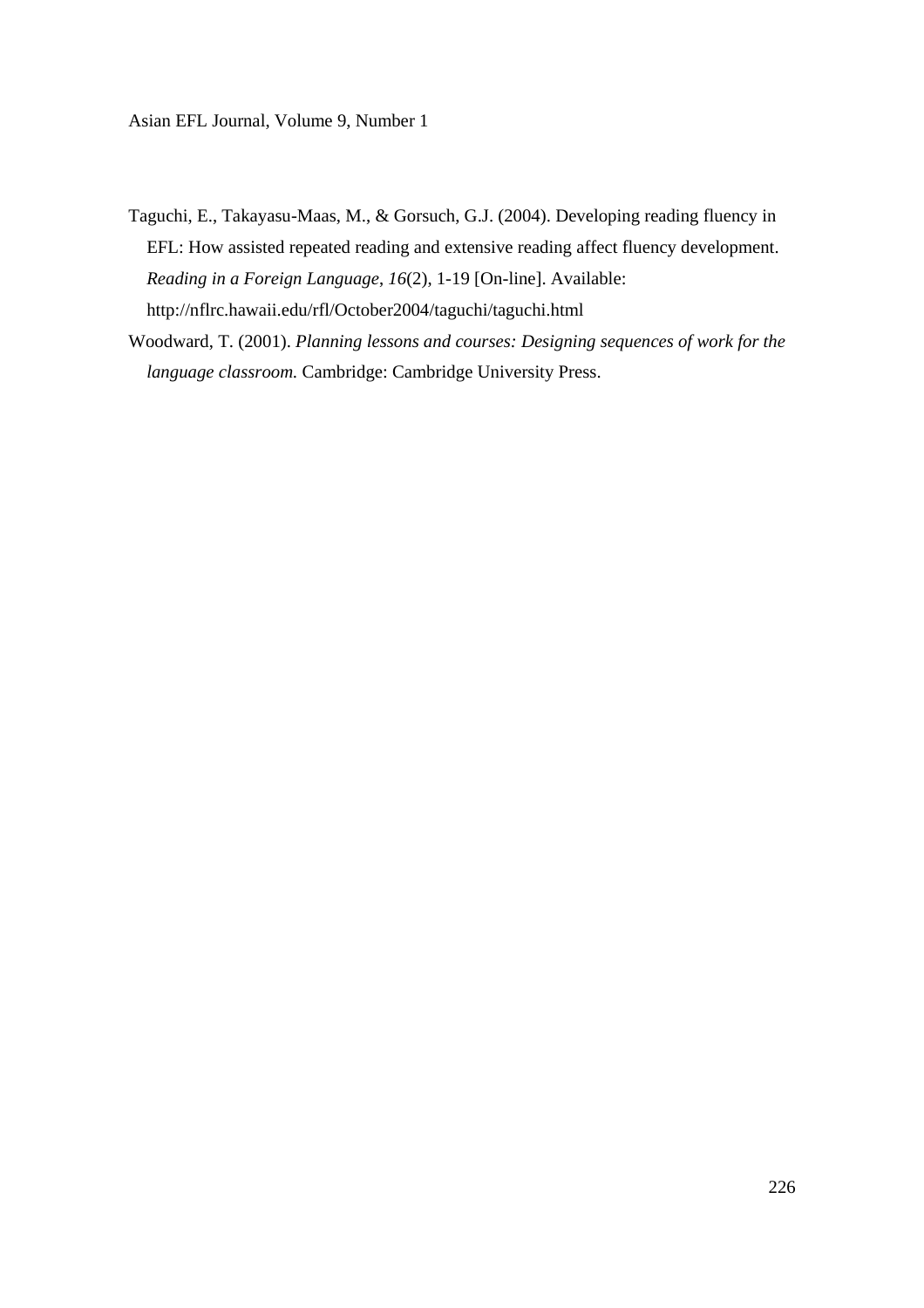Taguchi, E., Takayasu-Maas, M., & Gorsuch, G.J. (2004). Developing reading fluency in EFL: How assisted repeated reading and extensive reading affect fluency development. *Reading in a Foreign Language*, *16*(2), 1-19 [On-line]. Available: http://nflrc.hawaii.edu/rfl/October2004/taguchi/taguchi.html

Woodward, T. (2001). *Planning lessons and courses: Designing sequences of work for the language classroom.* Cambridge: Cambridge University Press.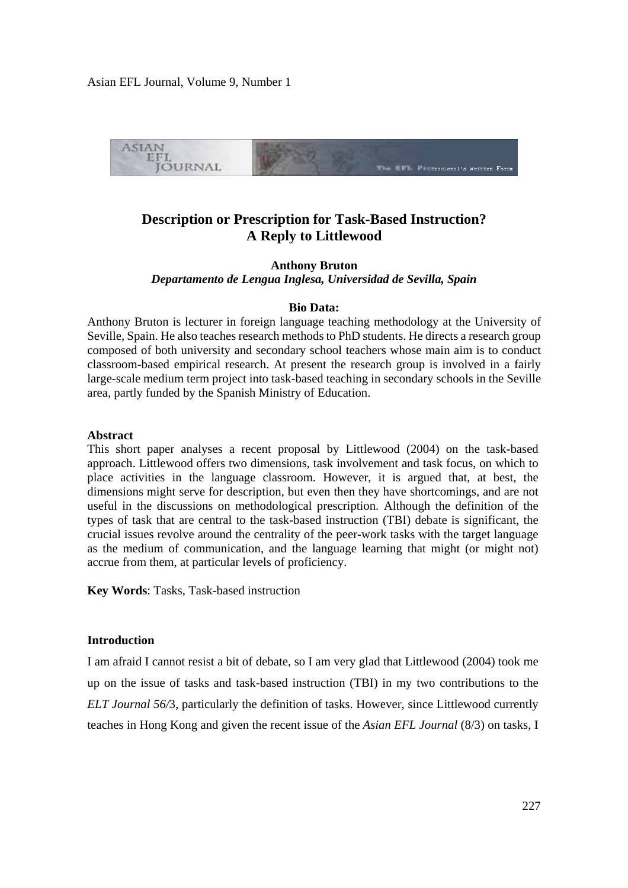# Description or Prescription for Task-Based Instruction? A Reply to Littlewood

**Anthony Bruton**
*Departamento de Lengua Inglesa, Universidad de Sevilla, Spain*

**Bio Data:**

Anthony Bruton is lecturer in foreign language teaching methodology at the University of Seville, Spain. He also teaches research methods to PhD students. He directs a research group composed of both university and secondary school teachers whose main aim is to conduct classroom-based empirical research. At present the research group is involved in a fairly large-scale medium term project into task-based teaching in secondary schools in the Seville area, partly funded by the Spanish Ministry of Education.

**Abstract**

This short paper analyses a recent proposal by Littlewood (2004) on the task-based approach. Littlewood offers two dimensions, task involvement and task focus, on which to place activities in the language classroom. However, it is argued that, at best, the dimensions might serve for description, but even then they have shortcomings, and are not useful in the discussions on methodological prescription. Although the definition of the types of task that are central to the task-based instruction (TBI) debate is significant, the crucial issues revolve around the centrality of the peer-work tasks with the target language as the medium of communication, and the language learning that might (or might not) accrue from them, at particular levels of proficiency.

**Key Words**: Tasks, Task-based instruction

**Introduction**

I am afraid I cannot resist a bit of debate, so I am very glad that Littlewood (2004) took me up on the issue of tasks and task-based instruction (TBI) in my two contributions to the *ELT Journal 56/*3, particularly the definition of tasks. However, since Littlewood currently teaches in Hong Kong and given the recent issue of the *Asian EFL Journal* (8/3) on tasks, I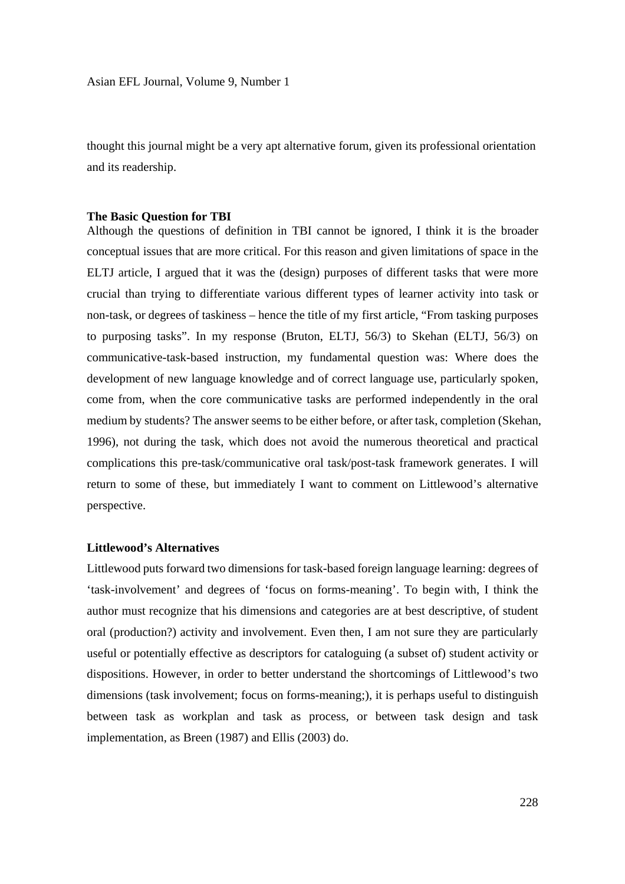thought this journal might be a very apt alternative forum, given its professional orientation and its readership.

**The Basic Question for TBI**

Although the questions of definition in TBI cannot be ignored, I think it is the broader conceptual issues that are more critical. For this reason and given limitations of space in the ELTJ article, I argued that it was the (design) purposes of different tasks that were more crucial than trying to differentiate various different types of learner activity into task or non-task, or degrees of taskiness – hence the title of my first article, "From tasking purposes to purposing tasks". In my response (Bruton, ELTJ, 56/3) to Skehan (ELTJ, 56/3) on communicative-task-based instruction, my fundamental question was: Where does the development of new language knowledge and of correct language use, particularly spoken, come from, when the core communicative tasks are performed independently in the oral medium by students? The answer seems to be either before, or after task, completion (Skehan, 1996), not during the task, which does not avoid the numerous theoretical and practical complications this pre-task/communicative oral task/post-task framework generates. I will return to some of these, but immediately I want to comment on Littlewood's alternative perspective.

**Littlewood's Alternatives**

Littlewood puts forward two dimensions for task-based foreign language learning: degrees of 'task-involvement' and degrees of 'focus on forms-meaning'. To begin with, I think the author must recognize that his dimensions and categories are at best descriptive, of student oral (production?) activity and involvement. Even then, I am not sure they are particularly useful or potentially effective as descriptors for cataloguing (a subset of) student activity or dispositions. However, in order to better understand the shortcomings of Littlewood's two dimensions (task involvement; focus on forms-meaning;), it is perhaps useful to distinguish between task as workplan and task as process, or between task design and task implementation, as Breen (1987) and Ellis (2003) do.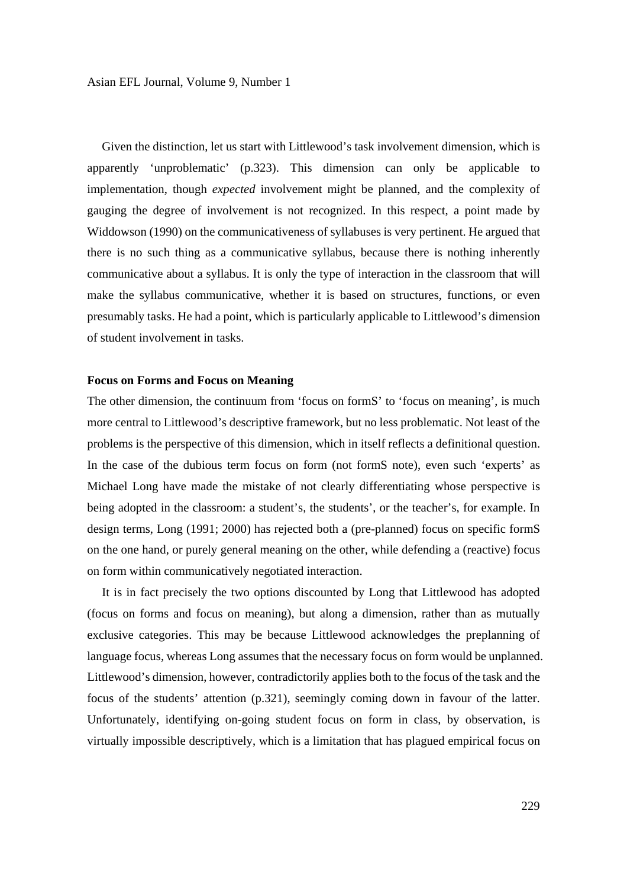Given the distinction, let us start with Littlewood's task involvement dimension, which is apparently 'unproblematic' (p.323). This dimension can only be applicable to implementation, though *expected* involvement might be planned, and the complexity of gauging the degree of involvement is not recognized. In this respect, a point made by Widdowson (1990) on the communicativeness of syllabuses is very pertinent. He argued that there is no such thing as a communicative syllabus, because there is nothing inherently communicative about a syllabus. It is only the type of interaction in the classroom that will make the syllabus communicative, whether it is based on structures, functions, or even presumably tasks. He had a point, which is particularly applicable to Littlewood's dimension of student involvement in tasks.

**Focus on Forms and Focus on Meaning**

The other dimension, the continuum from 'focus on formS' to 'focus on meaning', is much more central to Littlewood's descriptive framework, but no less problematic. Not least of the problems is the perspective of this dimension, which in itself reflects a definitional question. In the case of the dubious term focus on form (not formS note), even such 'experts' as Michael Long have made the mistake of not clearly differentiating whose perspective is being adopted in the classroom: a student's, the students', or the teacher's, for example. In design terms, Long (1991; 2000) has rejected both a (pre-planned) focus on specific formS on the one hand, or purely general meaning on the other, while defending a (reactive) focus on form within communicatively negotiated interaction.

It is in fact precisely the two options discounted by Long that Littlewood has adopted (focus on forms and focus on meaning), but along a dimension, rather than as mutually exclusive categories. This may be because Littlewood acknowledges the preplanning of language focus, whereas Long assumes that the necessary focus on form would be unplanned. Littlewood's dimension, however, contradictorily applies both to the focus of the task and the focus of the students' attention (p.321), seemingly coming down in favour of the latter. Unfortunately, identifying on-going student focus on form in class, by observation, is virtually impossible descriptively, which is a limitation that has plagued empirical focus on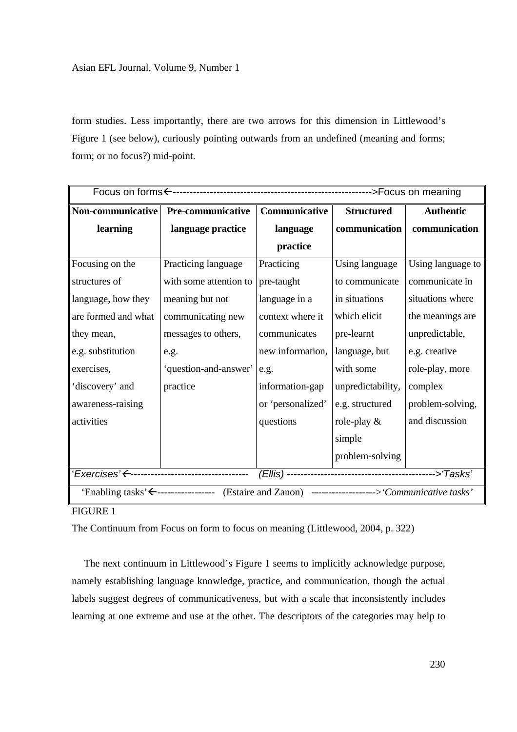form studies. Less importantly, there are two arrows for this dimension in Littlewood's Figure 1 (see below), curiously pointing outwards from an undefined (meaning and forms; form; or no focus?) mid-point.

| Focus on forms←------------------------------------------------------------>Focus on meaning | | | | |
|---|---|---|---|---|
| **Non-communicative learning** | **Pre-communicative language practice** | **Communicative language practice** | **Structured communication** | **Authentic communication** |
| Focusing on the structures of language, how they are formed and what they mean, e.g. substitution exercises, 'discovery' and awareness-raising activities | Practicing language with some attention to meaning but not communicating new messages to others, e.g. 'question-and-answer' practice | Practicing pre-taught language in a context where it communicates new information, e.g. information-gap or 'personalized' questions | Using language to communicate in situations which elicit pre-learnt language, but with some unpredictability, e.g. structured role-play & simple problem-solving | Using language to communicate in situations where the meanings are unpredictable, e.g. creative role-play, more complex problem-solving, and discussion |
| *'Exercises'*←---------------------------------- *(Ellis)* ------------------------------------------->*'Tasks'* | | | | |
| 'Enabling tasks'←----------------- (Estaire and Zanon) ------------------->*'Communicative tasks'* | | | | |

FIGURE 1

The Continuum from Focus on form to focus on meaning (Littlewood, 2004, p. 322)

The next continuum in Littlewood's Figure 1 seems to implicitly acknowledge purpose, namely establishing language knowledge, practice, and communication, though the actual labels suggest degrees of communicativeness, but with a scale that inconsistently includes learning at one extreme and use at the other. The descriptors of the categories may help to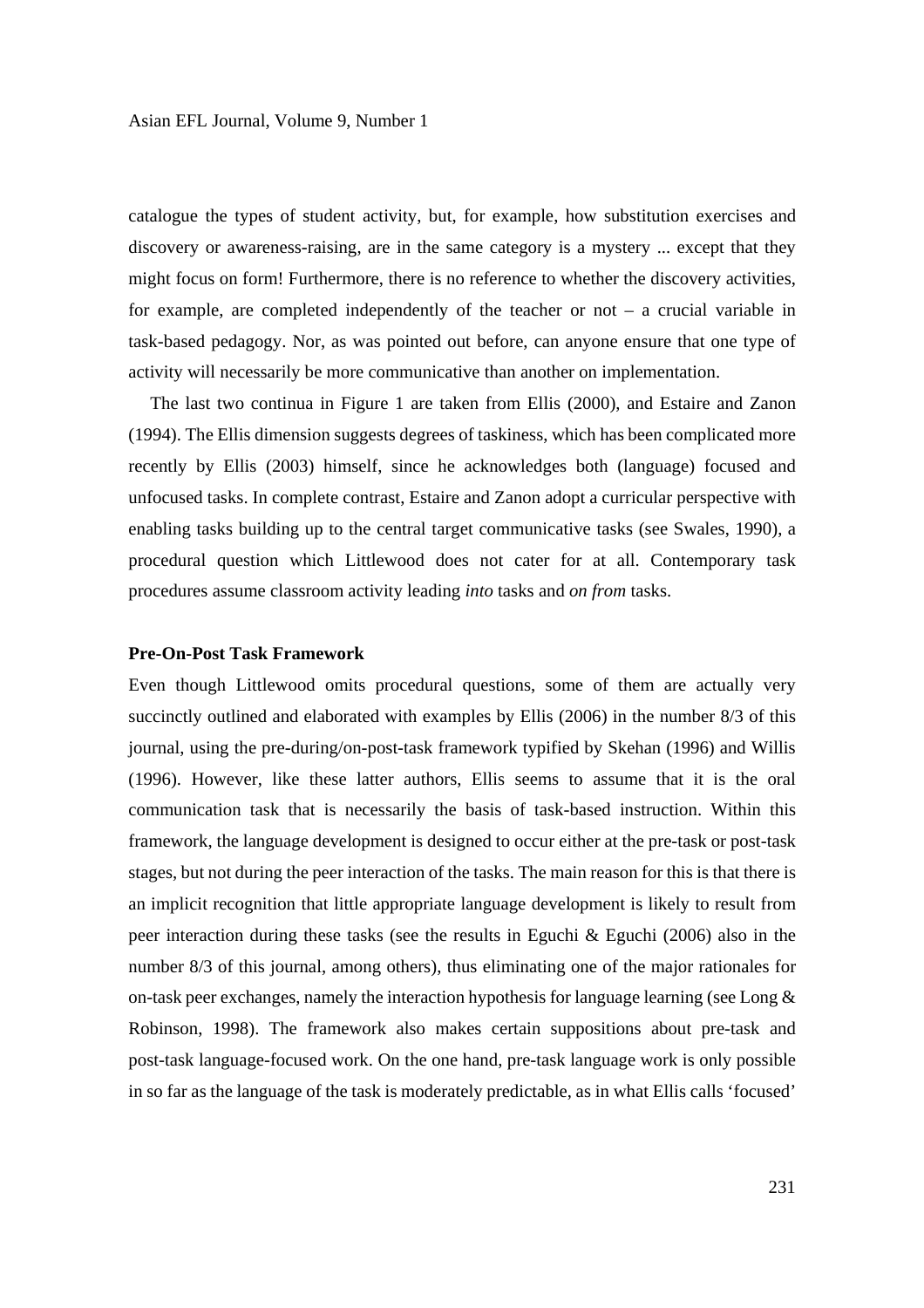catalogue the types of student activity, but, for example, how substitution exercises and discovery or awareness-raising, are in the same category is a mystery ... except that they might focus on form! Furthermore, there is no reference to whether the discovery activities, for example, are completed independently of the teacher or not – a crucial variable in task-based pedagogy. Nor, as was pointed out before, can anyone ensure that one type of activity will necessarily be more communicative than another on implementation.

The last two continua in Figure 1 are taken from Ellis (2000), and Estaire and Zanon (1994). The Ellis dimension suggests degrees of taskiness, which has been complicated more recently by Ellis (2003) himself, since he acknowledges both (language) focused and unfocused tasks. In complete contrast, Estaire and Zanon adopt a curricular perspective with enabling tasks building up to the central target communicative tasks (see Swales, 1990), a procedural question which Littlewood does not cater for at all. Contemporary task procedures assume classroom activity leading *into* tasks and *on from* tasks.

**Pre-On-Post Task Framework**

Even though Littlewood omits procedural questions, some of them are actually very succinctly outlined and elaborated with examples by Ellis (2006) in the number 8/3 of this journal, using the pre-during/on-post-task framework typified by Skehan (1996) and Willis (1996). However, like these latter authors, Ellis seems to assume that it is the oral communication task that is necessarily the basis of task-based instruction. Within this framework, the language development is designed to occur either at the pre-task or post-task stages, but not during the peer interaction of the tasks. The main reason for this is that there is an implicit recognition that little appropriate language development is likely to result from peer interaction during these tasks (see the results in Eguchi & Eguchi (2006) also in the number 8/3 of this journal, among others), thus eliminating one of the major rationales for on-task peer exchanges, namely the interaction hypothesis for language learning (see Long & Robinson, 1998). The framework also makes certain suppositions about pre-task and post-task language-focused work. On the one hand, pre-task language work is only possible in so far as the language of the task is moderately predictable, as in what Ellis calls 'focused'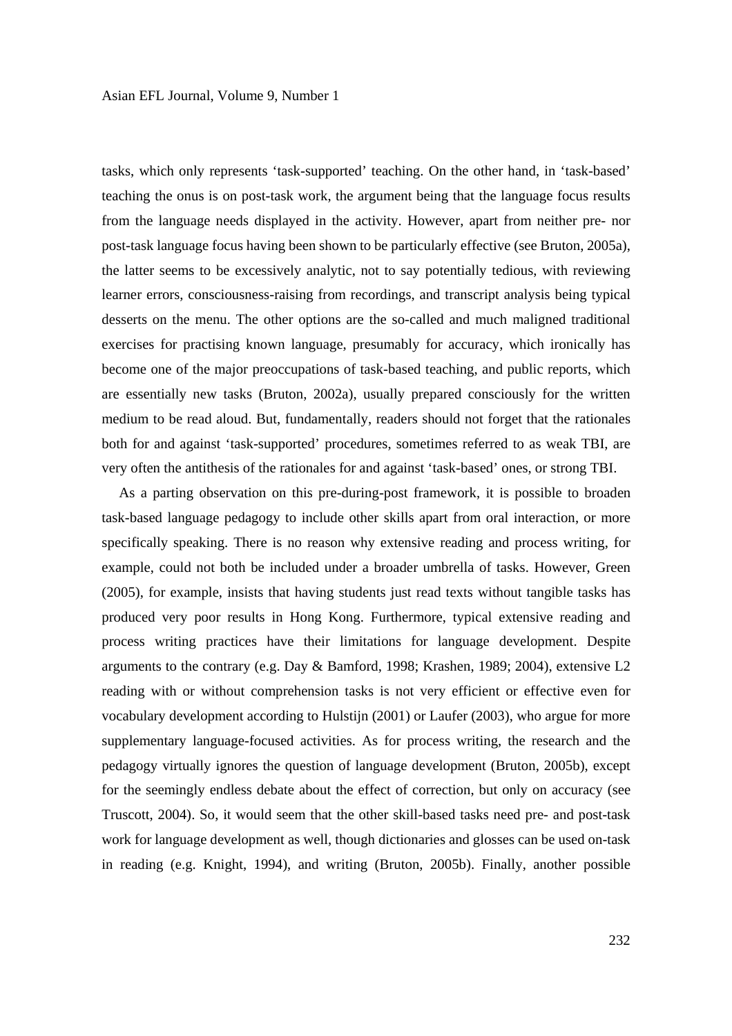tasks, which only represents 'task-supported' teaching. On the other hand, in 'task-based' teaching the onus is on post-task work, the argument being that the language focus results from the language needs displayed in the activity. However, apart from neither pre- nor post-task language focus having been shown to be particularly effective (see Bruton, 2005a), the latter seems to be excessively analytic, not to say potentially tedious, with reviewing learner errors, consciousness-raising from recordings, and transcript analysis being typical desserts on the menu. The other options are the so-called and much maligned traditional exercises for practising known language, presumably for accuracy, which ironically has become one of the major preoccupations of task-based teaching, and public reports, which are essentially new tasks (Bruton, 2002a), usually prepared consciously for the written medium to be read aloud. But, fundamentally, readers should not forget that the rationales both for and against 'task-supported' procedures, sometimes referred to as weak TBI, are very often the antithesis of the rationales for and against 'task-based' ones, or strong TBI.

As a parting observation on this pre-during-post framework, it is possible to broaden task-based language pedagogy to include other skills apart from oral interaction, or more specifically speaking. There is no reason why extensive reading and process writing, for example, could not both be included under a broader umbrella of tasks. However, Green (2005), for example, insists that having students just read texts without tangible tasks has produced very poor results in Hong Kong. Furthermore, typical extensive reading and process writing practices have their limitations for language development. Despite arguments to the contrary (e.g. Day & Bamford, 1998; Krashen, 1989; 2004), extensive L2 reading with or without comprehension tasks is not very efficient or effective even for vocabulary development according to Hulstijn (2001) or Laufer (2003), who argue for more supplementary language-focused activities. As for process writing, the research and the pedagogy virtually ignores the question of language development (Bruton, 2005b), except for the seemingly endless debate about the effect of correction, but only on accuracy (see Truscott, 2004). So, it would seem that the other skill-based tasks need pre- and post-task work for language development as well, though dictionaries and glosses can be used on-task in reading (e.g. Knight, 1994), and writing (Bruton, 2005b). Finally, another possible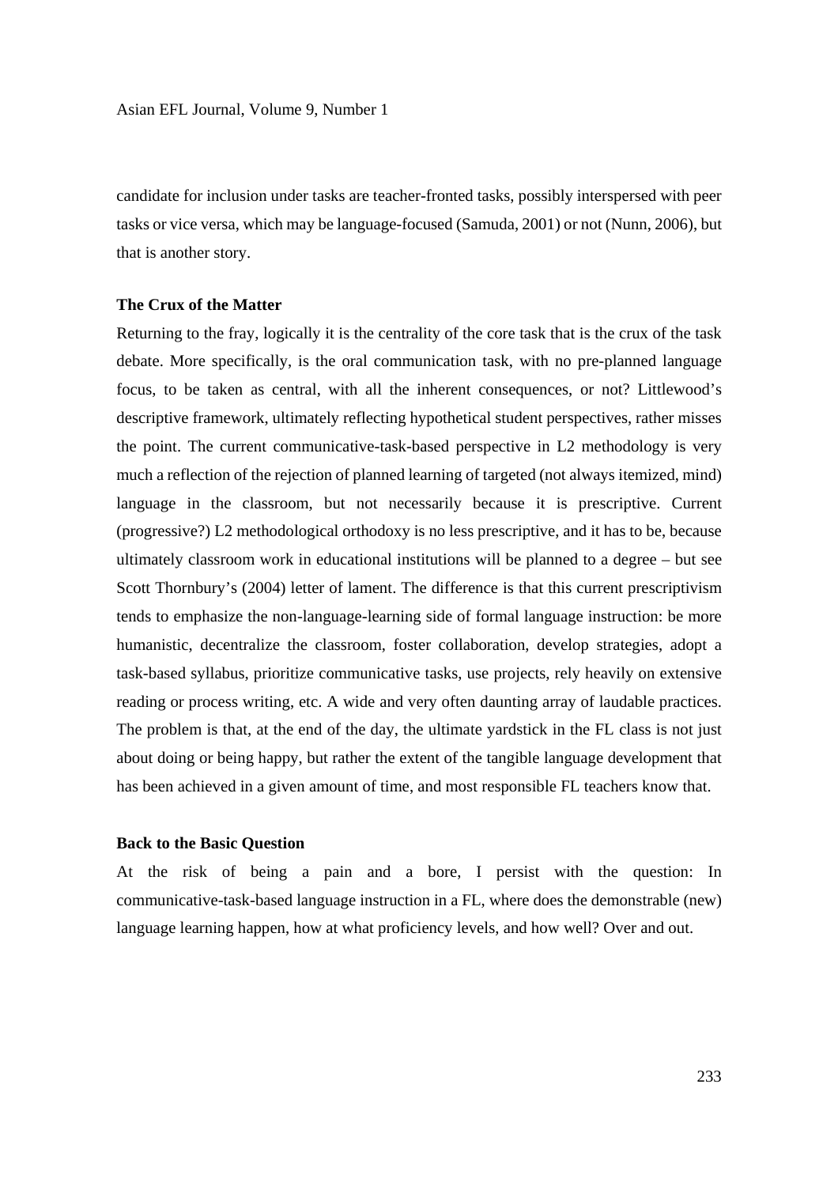candidate for inclusion under tasks are teacher-fronted tasks, possibly interspersed with peer tasks or vice versa, which may be language-focused (Samuda, 2001) or not (Nunn, 2006), but that is another story.

### The Crux of the Matter

Returning to the fray, logically it is the centrality of the core task that is the crux of the task debate. More specifically, is the oral communication task, with no pre-planned language focus, to be taken as central, with all the inherent consequences, or not? Littlewood's descriptive framework, ultimately reflecting hypothetical student perspectives, rather misses the point. The current communicative-task-based perspective in L2 methodology is very much a reflection of the rejection of planned learning of targeted (not always itemized, mind) language in the classroom, but not necessarily because it is prescriptive. Current (progressive?) L2 methodological orthodoxy is no less prescriptive, and it has to be, because ultimately classroom work in educational institutions will be planned to a degree – but see Scott Thornbury's (2004) letter of lament. The difference is that this current prescriptivism tends to emphasize the non-language-learning side of formal language instruction: be more humanistic, decentralize the classroom, foster collaboration, develop strategies, adopt a task-based syllabus, prioritize communicative tasks, use projects, rely heavily on extensive reading or process writing, etc. A wide and very often daunting array of laudable practices. The problem is that, at the end of the day, the ultimate yardstick in the FL class is not just about doing or being happy, but rather the extent of the tangible language development that has been achieved in a given amount of time, and most responsible FL teachers know that.

### Back to the Basic Question

At the risk of being a pain and a bore, I persist with the question: In communicative-task-based language instruction in a FL, where does the demonstrable (new) language learning happen, how at what proficiency levels, and how well? Over and out.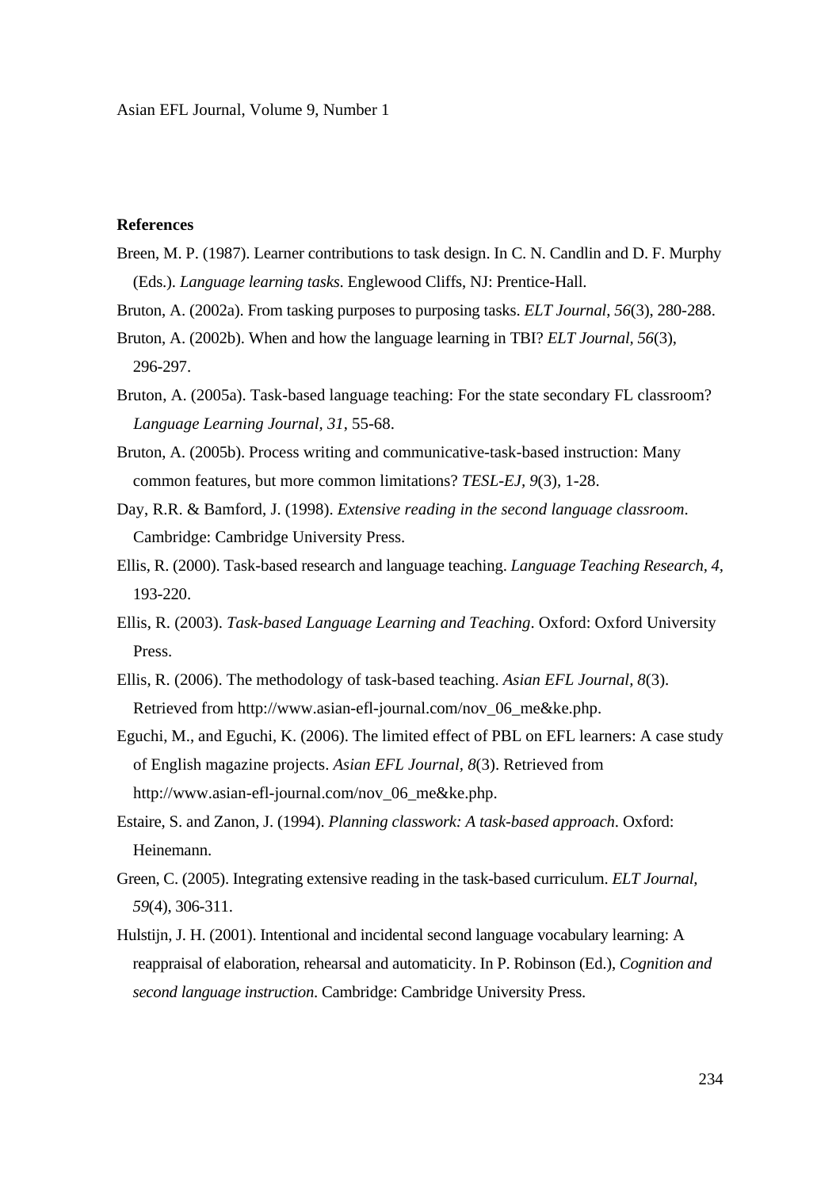**References**

Breen, M. P. (1987). Learner contributions to task design. In C. N. Candlin and D. F. Murphy (Eds.). *Language learning tasks*. Englewood Cliffs, NJ: Prentice-Hall.

Bruton, A. (2002a). From tasking purposes to purposing tasks. *ELT Journal*, *56*(3), 280-288.

Bruton, A. (2002b). When and how the language learning in TBI? *ELT Journal*, *56*(3), 296-297.

Bruton, A. (2005a). Task-based language teaching: For the state secondary FL classroom? *Language Learning Journal*, *31*, 55-68.

Bruton, A. (2005b). Process writing and communicative-task-based instruction: Many common features, but more common limitations? *TESL-EJ*, *9*(3), 1-28.

Day, R.R. & Bamford, J. (1998). *Extensive reading in the second language classroom*. Cambridge: Cambridge University Press.

Ellis, R. (2000). Task-based research and language teaching. *Language Teaching Research, 4*, 193-220.

Ellis, R. (2003). *Task-based Language Learning and Teaching*. Oxford: Oxford University Press.

Ellis, R. (2006). The methodology of task-based teaching. *Asian EFL Journal*, *8*(3). Retrieved from http://www.asian-efl-journal.com/nov_06_me&ke.php.

Eguchi, M., and Eguchi, K. (2006). The limited effect of PBL on EFL learners: A case study of English magazine projects. *Asian EFL Journal*, *8*(3). Retrieved from http://www.asian-efl-journal.com/nov_06_me&ke.php.

Estaire, S. and Zanon, J. (1994). *Planning classwork: A task-based approach*. Oxford: Heinemann.

Green, C. (2005). Integrating extensive reading in the task-based curriculum. *ELT Journal, 59*(4), 306-311.

Hulstijn, J. H. (2001). Intentional and incidental second language vocabulary learning: A reappraisal of elaboration, rehearsal and automaticity. In P. Robinson (Ed.), *Cognition and second language instruction*. Cambridge: Cambridge University Press.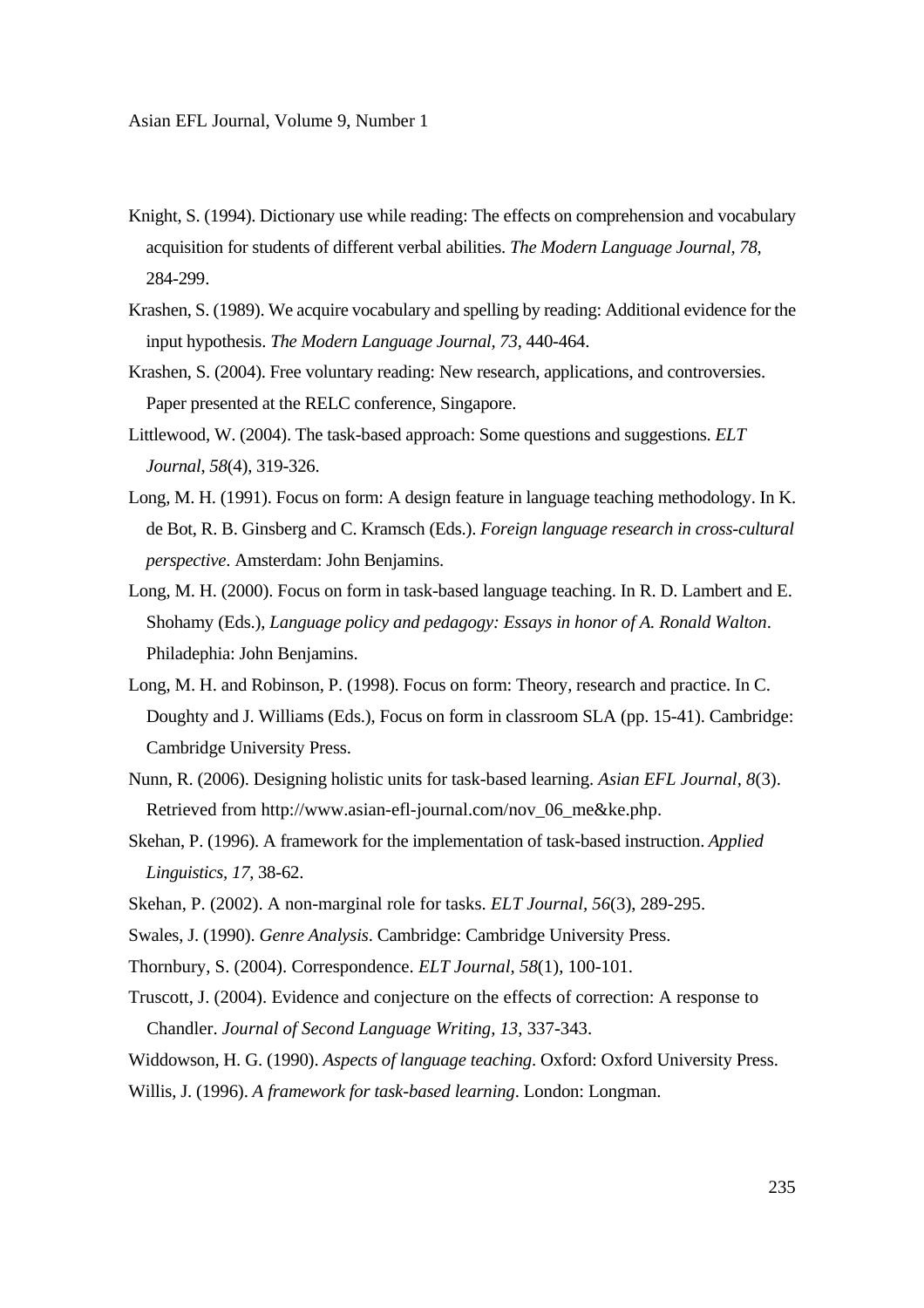Knight, S. (1994). Dictionary use while reading: The effects on comprehension and vocabulary acquisition for students of different verbal abilities. *The Modern Language Journal, 78*, 284-299.

Krashen, S. (1989). We acquire vocabulary and spelling by reading: Additional evidence for the input hypothesis. *The Modern Language Journal, 73*, 440-464.

Krashen, S. (2004). Free voluntary reading: New research, applications, and controversies. Paper presented at the RELC conference, Singapore.

Littlewood, W. (2004). The task-based approach: Some questions and suggestions. *ELT Journal*, *58*(4), 319-326.

Long, M. H. (1991). Focus on form: A design feature in language teaching methodology. In K. de Bot, R. B. Ginsberg and C. Kramsch (Eds.). *Foreign language research in cross-cultural perspective*. Amsterdam: John Benjamins.

Long, M. H. (2000). Focus on form in task-based language teaching. In R. D. Lambert and E. Shohamy (Eds.), *Language policy and pedagogy: Essays in honor of A. Ronald Walton*. Philadephia: John Benjamins.

Long, M. H. and Robinson, P. (1998). Focus on form: Theory, research and practice. In C. Doughty and J. Williams (Eds.), Focus on form in classroom SLA (pp. 15-41). Cambridge: Cambridge University Press.

Nunn, R. (2006). Designing holistic units for task-based learning. *Asian EFL Journal, 8*(3). Retrieved from http://www.asian-efl-journal.com/nov_06_me&ke.php.

Skehan, P. (1996). A framework for the implementation of task-based instruction. *Applied Linguistics, 17*, 38-62.

Skehan, P. (2002). A non-marginal role for tasks. *ELT Journal, 56*(3), 289-295.

Swales, J. (1990). *Genre Analysis*. Cambridge: Cambridge University Press.

Thornbury, S. (2004). Correspondence. *ELT Journal, 58*(1), 100-101.

Truscott, J. (2004). Evidence and conjecture on the effects of correction: A response to Chandler. *Journal of Second Language Writing, 13*, 337-343.

Widdowson, H. G. (1990). *Aspects of language teaching*. Oxford: Oxford University Press.

Willis, J. (1996). *A framework for task-based learning*. London: Longman.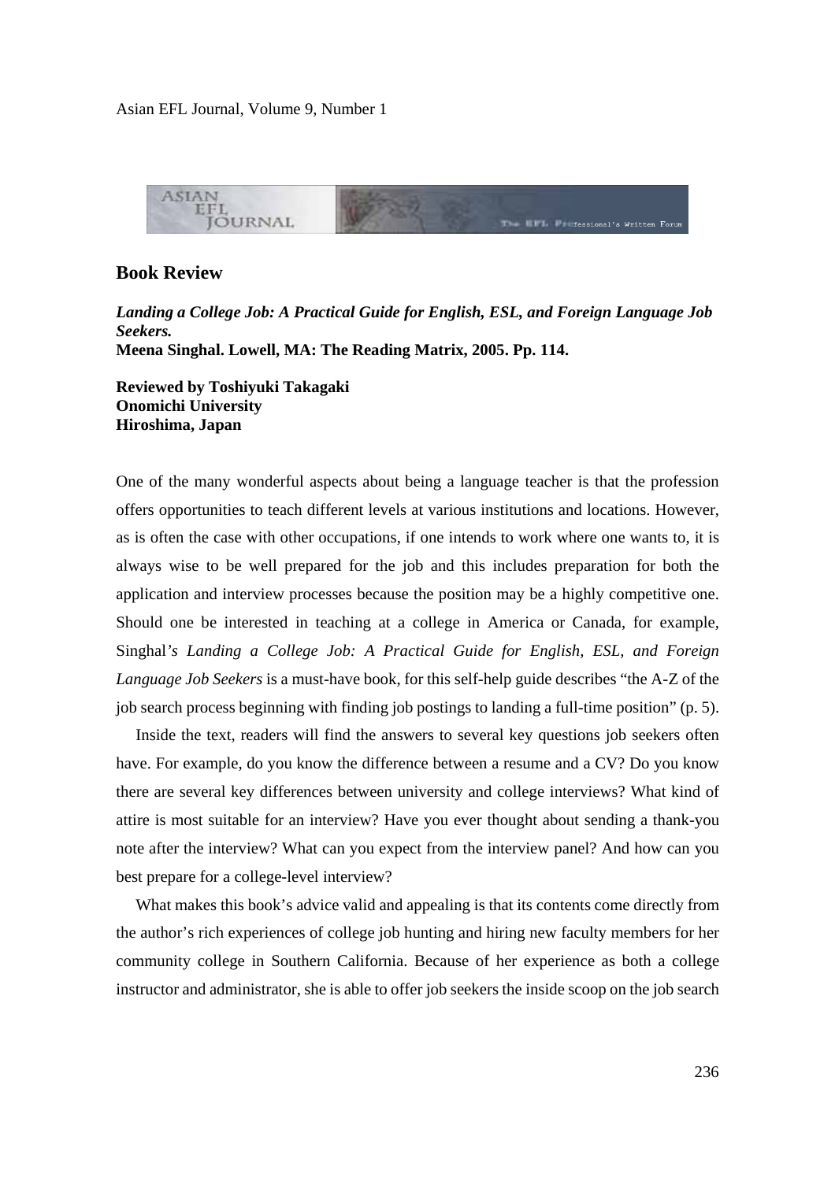## Book Review

***Landing a College Job: A Practical Guide for English, ESL, and Foreign Language Job Seekers.***
**Meena Singhal. Lowell, MA: The Reading Matrix, 2005. Pp. 114.**

**Reviewed by Toshiyuki Takagaki**
**Onomichi University**
**Hiroshima, Japan**

One of the many wonderful aspects about being a language teacher is that the profession offers opportunities to teach different levels at various institutions and locations. However, as is often the case with other occupations, if one intends to work where one wants to, it is always wise to be well prepared for the job and this includes preparation for both the application and interview processes because the position may be a highly competitive one. Should one be interested in teaching at a college in America or Canada, for example, Singhal*'s Landing a College Job: A Practical Guide for English, ESL, and Foreign Language Job Seekers* is a must-have book, for this self-help guide describes "the A-Z of the job search process beginning with finding job postings to landing a full-time position" (p. 5).

Inside the text, readers will find the answers to several key questions job seekers often have. For example, do you know the difference between a resume and a CV? Do you know there are several key differences between university and college interviews? What kind of attire is most suitable for an interview? Have you ever thought about sending a thank-you note after the interview? What can you expect from the interview panel? And how can you best prepare for a college-level interview?

What makes this book's advice valid and appealing is that its contents come directly from the author's rich experiences of college job hunting and hiring new faculty members for her community college in Southern California. Because of her experience as both a college instructor and administrator, she is able to offer job seekers the inside scoop on the job search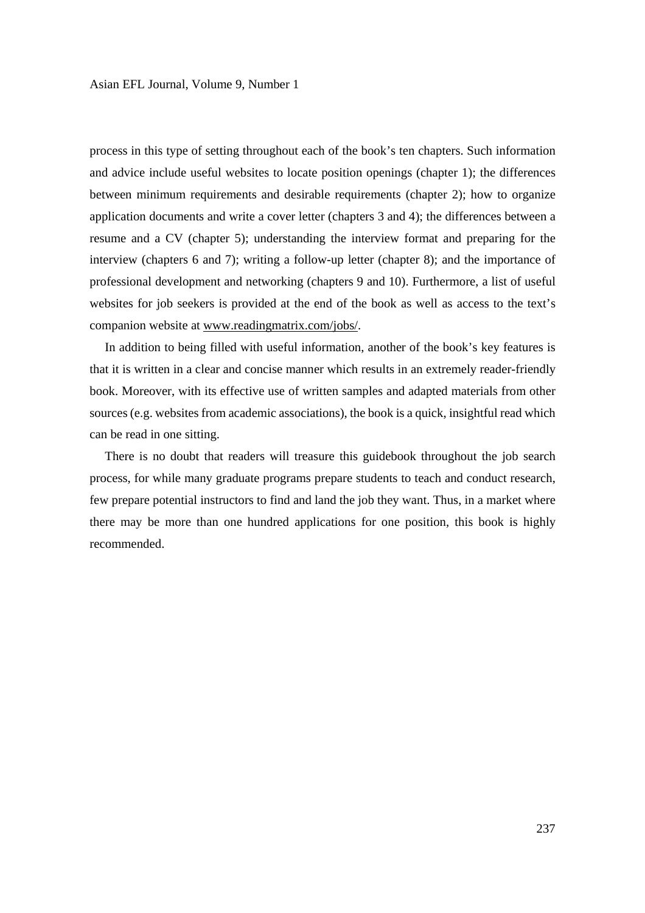process in this type of setting throughout each of the book's ten chapters. Such information and advice include useful websites to locate position openings (chapter 1); the differences between minimum requirements and desirable requirements (chapter 2); how to organize application documents and write a cover letter (chapters 3 and 4); the differences between a resume and a CV (chapter 5); understanding the interview format and preparing for the interview (chapters 6 and 7); writing a follow-up letter (chapter 8); and the importance of professional development and networking (chapters 9 and 10). Furthermore, a list of useful websites for job seekers is provided at the end of the book as well as access to the text's companion website at www.readingmatrix.com/jobs/.

In addition to being filled with useful information, another of the book's key features is that it is written in a clear and concise manner which results in an extremely reader-friendly book. Moreover, with its effective use of written samples and adapted materials from other sources (e.g. websites from academic associations), the book is a quick, insightful read which can be read in one sitting.

There is no doubt that readers will treasure this guidebook throughout the job search process, for while many graduate programs prepare students to teach and conduct research, few prepare potential instructors to find and land the job they want. Thus, in a market where there may be more than one hundred applications for one position, this book is highly recommended.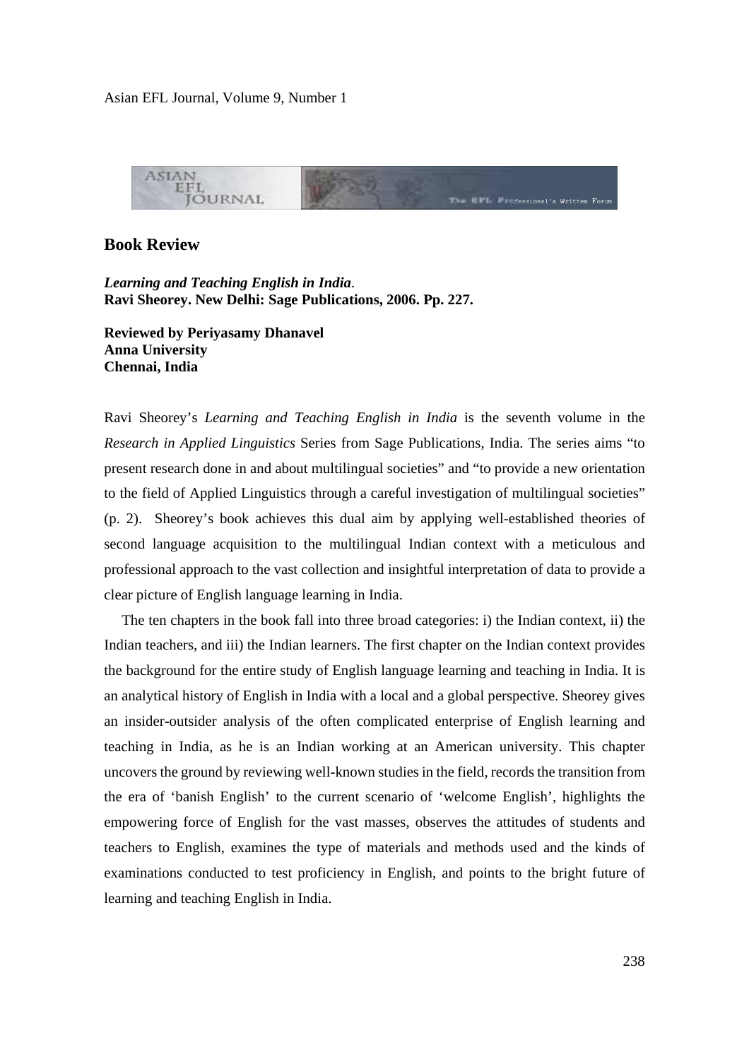## Book Review

***Learning and Teaching English in India*.**
**Ravi Sheorey. New Delhi: Sage Publications, 2006. Pp. 227.**

**Reviewed by Periyasamy Dhanavel**
**Anna University**
**Chennai, India**

Ravi Sheorey's *Learning and Teaching English in India* is the seventh volume in the *Research in Applied Linguistics* Series from Sage Publications, India. The series aims "to present research done in and about multilingual societies" and "to provide a new orientation to the field of Applied Linguistics through a careful investigation of multilingual societies" (p. 2). Sheorey's book achieves this dual aim by applying well-established theories of second language acquisition to the multilingual Indian context with a meticulous and professional approach to the vast collection and insightful interpretation of data to provide a clear picture of English language learning in India.

The ten chapters in the book fall into three broad categories: i) the Indian context, ii) the Indian teachers, and iii) the Indian learners. The first chapter on the Indian context provides the background for the entire study of English language learning and teaching in India. It is an analytical history of English in India with a local and a global perspective. Sheorey gives an insider-outsider analysis of the often complicated enterprise of English learning and teaching in India, as he is an Indian working at an American university. This chapter uncovers the ground by reviewing well-known studies in the field, records the transition from the era of 'banish English' to the current scenario of 'welcome English', highlights the empowering force of English for the vast masses, observes the attitudes of students and teachers to English, examines the type of materials and methods used and the kinds of examinations conducted to test proficiency in English, and points to the bright future of learning and teaching English in India.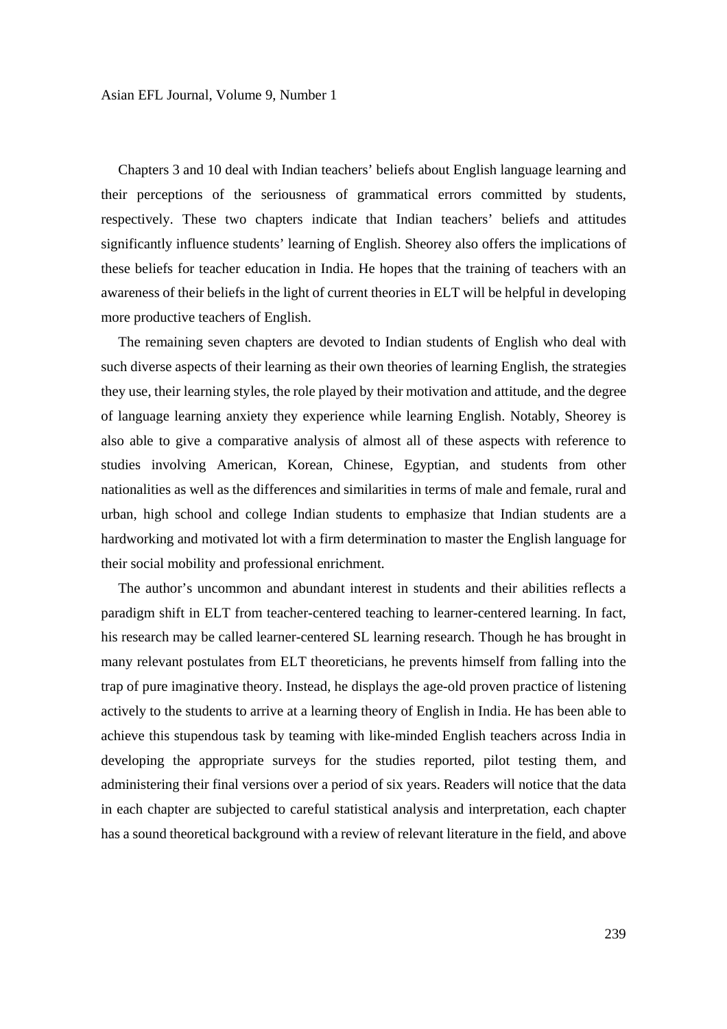Chapters 3 and 10 deal with Indian teachers' beliefs about English language learning and their perceptions of the seriousness of grammatical errors committed by students, respectively. These two chapters indicate that Indian teachers' beliefs and attitudes significantly influence students' learning of English. Sheorey also offers the implications of these beliefs for teacher education in India. He hopes that the training of teachers with an awareness of their beliefs in the light of current theories in ELT will be helpful in developing more productive teachers of English.

The remaining seven chapters are devoted to Indian students of English who deal with such diverse aspects of their learning as their own theories of learning English, the strategies they use, their learning styles, the role played by their motivation and attitude, and the degree of language learning anxiety they experience while learning English. Notably, Sheorey is also able to give a comparative analysis of almost all of these aspects with reference to studies involving American, Korean, Chinese, Egyptian, and students from other nationalities as well as the differences and similarities in terms of male and female, rural and urban, high school and college Indian students to emphasize that Indian students are a hardworking and motivated lot with a firm determination to master the English language for their social mobility and professional enrichment.

The author's uncommon and abundant interest in students and their abilities reflects a paradigm shift in ELT from teacher-centered teaching to learner-centered learning. In fact, his research may be called learner-centered SL learning research. Though he has brought in many relevant postulates from ELT theoreticians, he prevents himself from falling into the trap of pure imaginative theory. Instead, he displays the age-old proven practice of listening actively to the students to arrive at a learning theory of English in India. He has been able to achieve this stupendous task by teaming with like-minded English teachers across India in developing the appropriate surveys for the studies reported, pilot testing them, and administering their final versions over a period of six years. Readers will notice that the data in each chapter are subjected to careful statistical analysis and interpretation, each chapter has a sound theoretical background with a review of relevant literature in the field, and above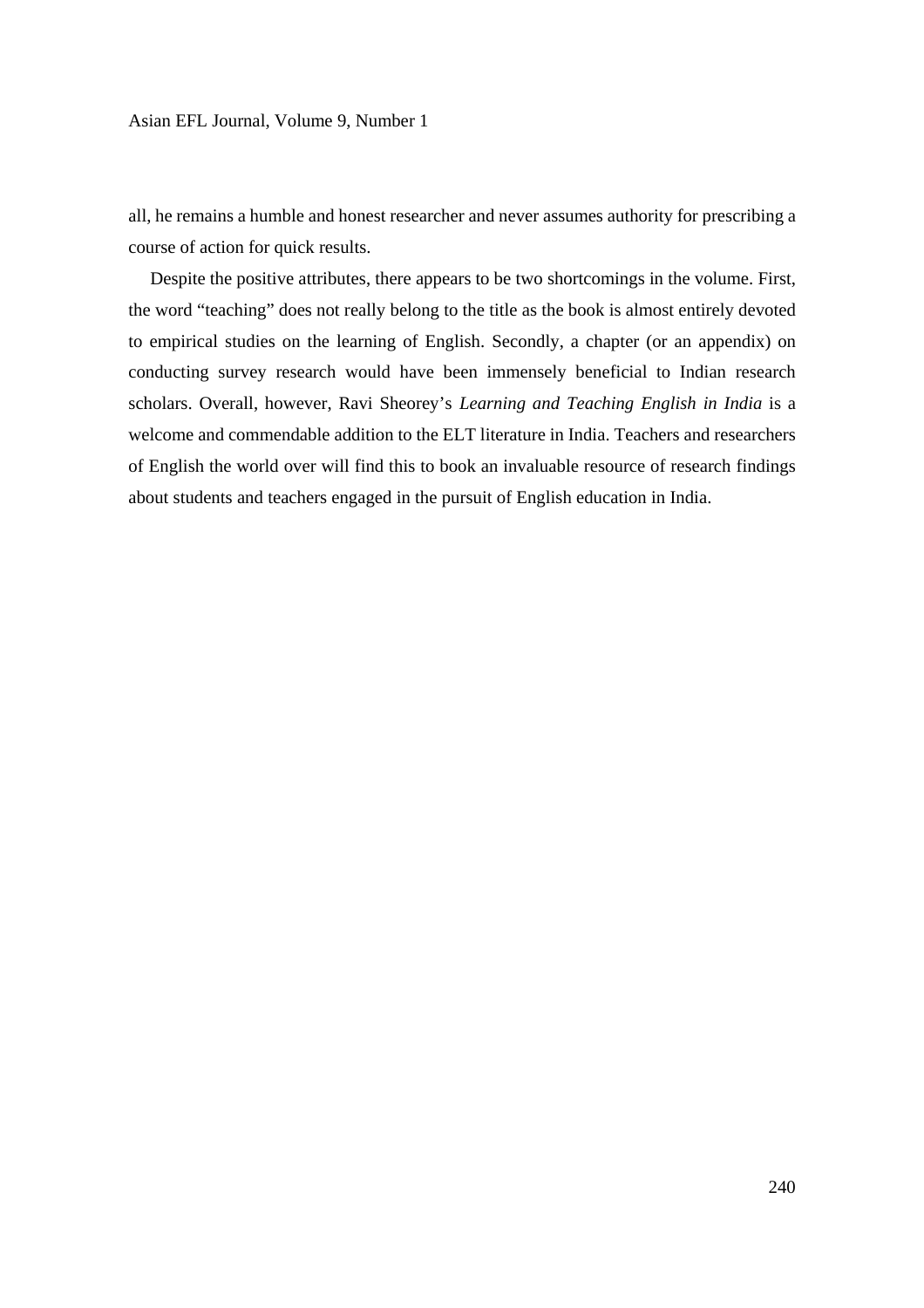all, he remains a humble and honest researcher and never assumes authority for prescribing a course of action for quick results.

Despite the positive attributes, there appears to be two shortcomings in the volume. First, the word "teaching" does not really belong to the title as the book is almost entirely devoted to empirical studies on the learning of English. Secondly, a chapter (or an appendix) on conducting survey research would have been immensely beneficial to Indian research scholars. Overall, however, Ravi Sheorey's *Learning and Teaching English in India* is a welcome and commendable addition to the ELT literature in India. Teachers and researchers of English the world over will find this to book an invaluable resource of research findings about students and teachers engaged in the pursuit of English education in India.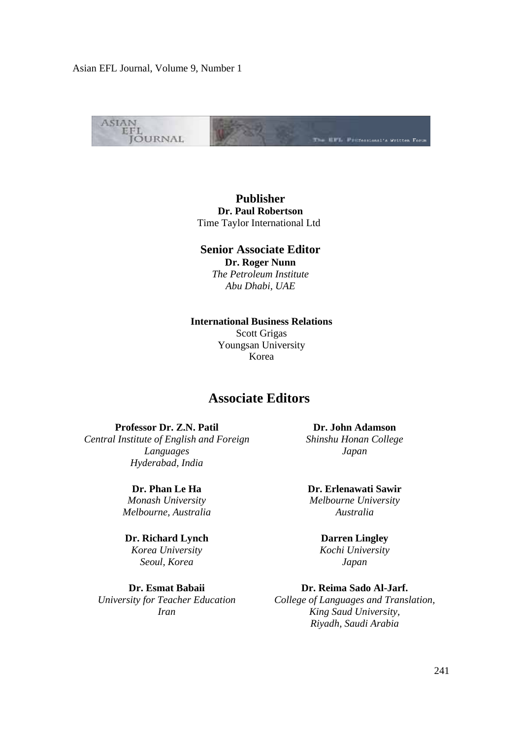**Publisher**
**Dr. Paul Robertson**
Time Taylor International Ltd

**Senior Associate Editor**
**Dr. Roger Nunn**
*The Petroleum Institute*
*Abu Dhabi, UAE*

**International Business Relations**
Scott Grigas
Youngsan University
Korea

## Associate Editors

**Professor Dr. Z.N. Patil**
*Central Institute of English and Foreign Languages*
*Hyderabad, India*

**Dr. Phan Le Ha**
*Monash University*
*Melbourne, Australia*

**Dr. Richard Lynch**
*Korea University*
*Seoul, Korea*

**Dr. Esmat Babaii**
*University for Teacher Education*
*Iran*

**Dr. John Adamson**
*Shinshu Honan College*
*Japan*

**Dr. Erlenawati Sawir**
*Melbourne University*
*Australia*

**Darren Lingley**
*Kochi University*
*Japan*

**Dr. Reima Sado Al-Jarf.**
*College of Languages and Translation,*
*King Saud University,*
*Riyadh, Saudi Arabia*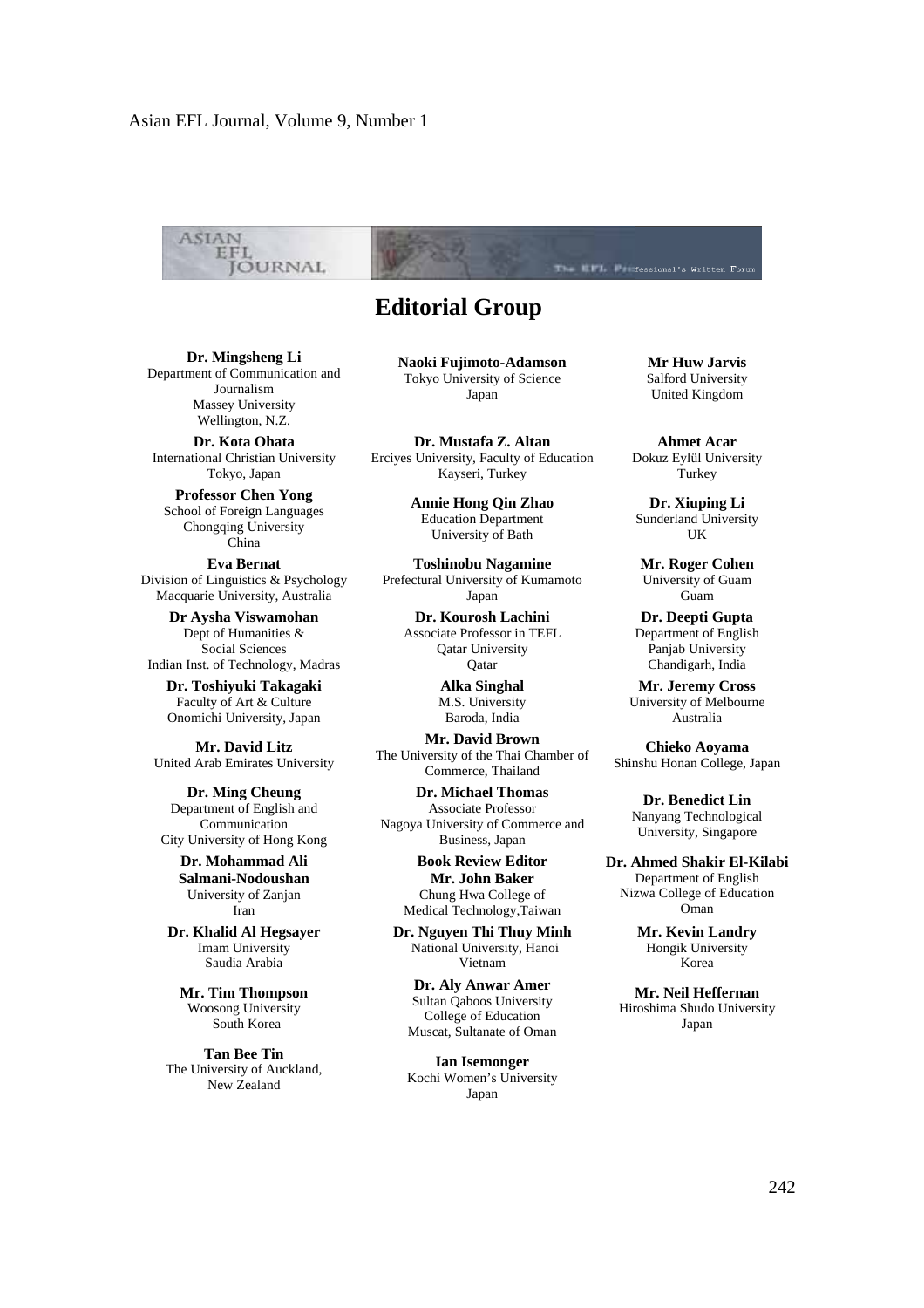# Editorial Group

**Dr. Mingsheng Li**
Department of Communication and Journalism
Massey University
Wellington, N.Z.

**Dr. Kota Ohata**
International Christian University
Tokyo, Japan

**Professor Chen Yong**
School of Foreign Languages
Chongqing University
China

**Eva Bernat**
Division of Linguistics & Psychology
Macquarie University, Australia

**Dr Aysha Viswamohan**
Dept of Humanities &
Social Sciences
Indian Inst. of Technology, Madras

**Dr. Toshiyuki Takagaki**
Faculty of Art & Culture
Onomichi University, Japan

**Mr. David Litz**
United Arab Emirates University

**Dr. Ming Cheung**
Department of English and Communication
City University of Hong Kong

**Dr. Mohammad Ali Salmani-Nodoushan**
University of Zanjan
Iran

**Dr. Khalid Al Hegsayer**
Imam University
Saudia Arabia

**Mr. Tim Thompson**
Woosong University
South Korea

**Tan Bee Tin**
The University of Auckland,
New Zealand

**Naoki Fujimoto-Adamson**
Tokyo University of Science
Japan

**Dr. Mustafa Z. Altan**
Erciyes University, Faculty of Education
Kayseri, Turkey

**Annie Hong Qin Zhao**
Education Department
University of Bath

**Toshinobu Nagamine**
Prefectural University of Kumamoto
Japan

**Dr. Kourosh Lachini**
Associate Professor in TEFL
Qatar University
Qatar

**Alka Singhal**
M.S. University
Baroda, India

**Mr. David Brown**
The University of the Thai Chamber of Commerce, Thailand

**Dr. Michael Thomas**
Associate Professor
Nagoya University of Commerce and Business, Japan

**Book Review Editor**
**Mr. John Baker**
Chung Hwa College of
Medical Technology,Taiwan

**Dr. Nguyen Thi Thuy Minh**
National University, Hanoi
Vietnam

**Dr. Aly Anwar Amer**
Sultan Qaboos University
College of Education
Muscat, Sultanate of Oman

**Ian Isemonger**
Kochi Women's University
Japan

**Mr Huw Jarvis**
Salford University
United Kingdom

**Ahmet Acar**
Dokuz Eylül University
Turkey

**Dr. Xiuping Li**
Sunderland University
UK

**Mr. Roger Cohen**
University of Guam
Guam

**Dr. Deepti Gupta**
Department of English
Panjab University
Chandigarh, India

**Mr. Jeremy Cross**
University of Melbourne
Australia

**Chieko Aoyama**
Shinshu Honan College, Japan

**Dr. Benedict Lin**
Nanyang Technological
University, Singapore

**Dr. Ahmed Shakir El-Kilabi**
Department of English
Nizwa College of Education
Oman

**Mr. Kevin Landry**
Hongik University
Korea

**Mr. Neil Heffernan**
Hiroshima Shudo University
Japan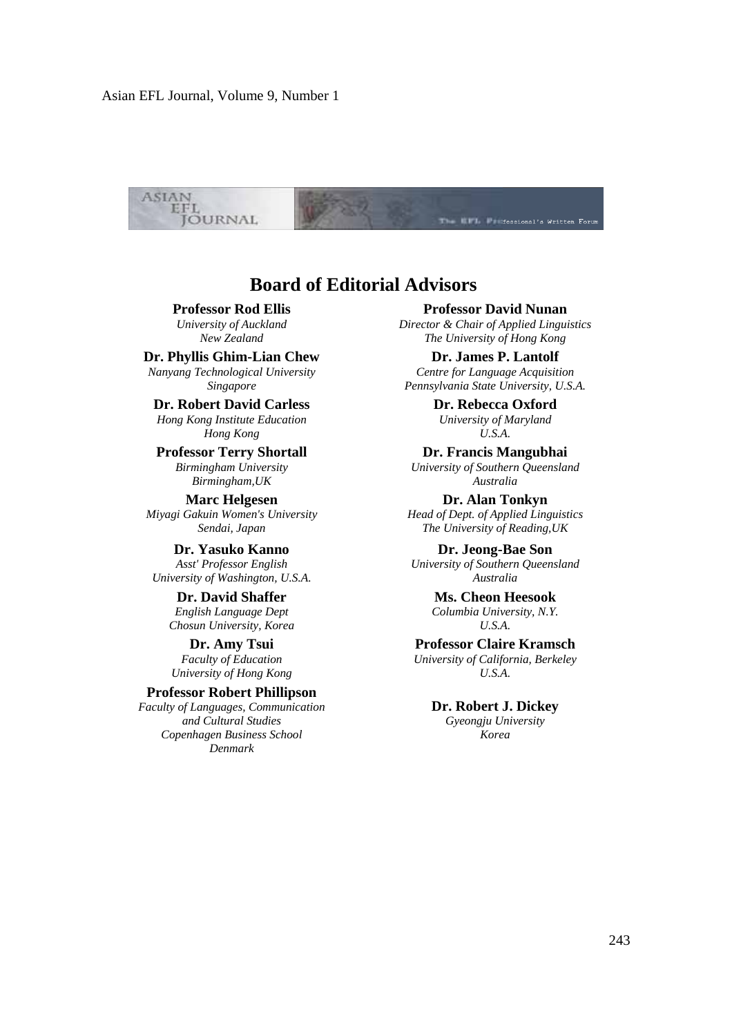# Board of Editorial Advisors

**Professor Rod Ellis**
*University of Auckland*
*New Zealand*

**Dr. Phyllis Ghim-Lian Chew**
*Nanyang Technological University*
*Singapore*

**Dr. Robert David Carless**
*Hong Kong Institute Education*
*Hong Kong*

**Professor Terry Shortall**
*Birmingham University*
*Birmingham,UK*

**Marc Helgesen**
*Miyagi Gakuin Women's University*
*Sendai, Japan*

**Dr. Yasuko Kanno**
*Asst' Professor English*
*University of Washington, U.S.A.*

**Dr. David Shaffer**
*English Language Dept*
*Chosun University, Korea*

**Dr. Amy Tsui**
*Faculty of Education*
*University of Hong Kong*

**Professor Robert Phillipson**
*Faculty of Languages, Communication and Cultural Studies*
*Copenhagen Business School*
*Denmark*

**Professor David Nunan**
*Director & Chair of Applied Linguistics*
*The University of Hong Kong*

**Dr. James P. Lantolf**
*Centre for Language Acquisition*
*Pennsylvania State University, U.S.A.*

**Dr. Rebecca Oxford**
*University of Maryland*
*U.S.A.*

**Dr. Francis Mangubhai**
*University of Southern Queensland*
*Australia*

**Dr. Alan Tonkyn**
*Head of Dept. of Applied Linguistics*
*The University of Reading,UK*

**Dr. Jeong-Bae Son**
*University of Southern Queensland*
*Australia*

**Ms. Cheon Heesook**
*Columbia University, N.Y.*
*U.S.A.*

**Professor Claire Kramsch**
*University of California, Berkeley*
*U.S.A.*

**Dr. Robert J. Dickey**
*Gyeongju University*
*Korea*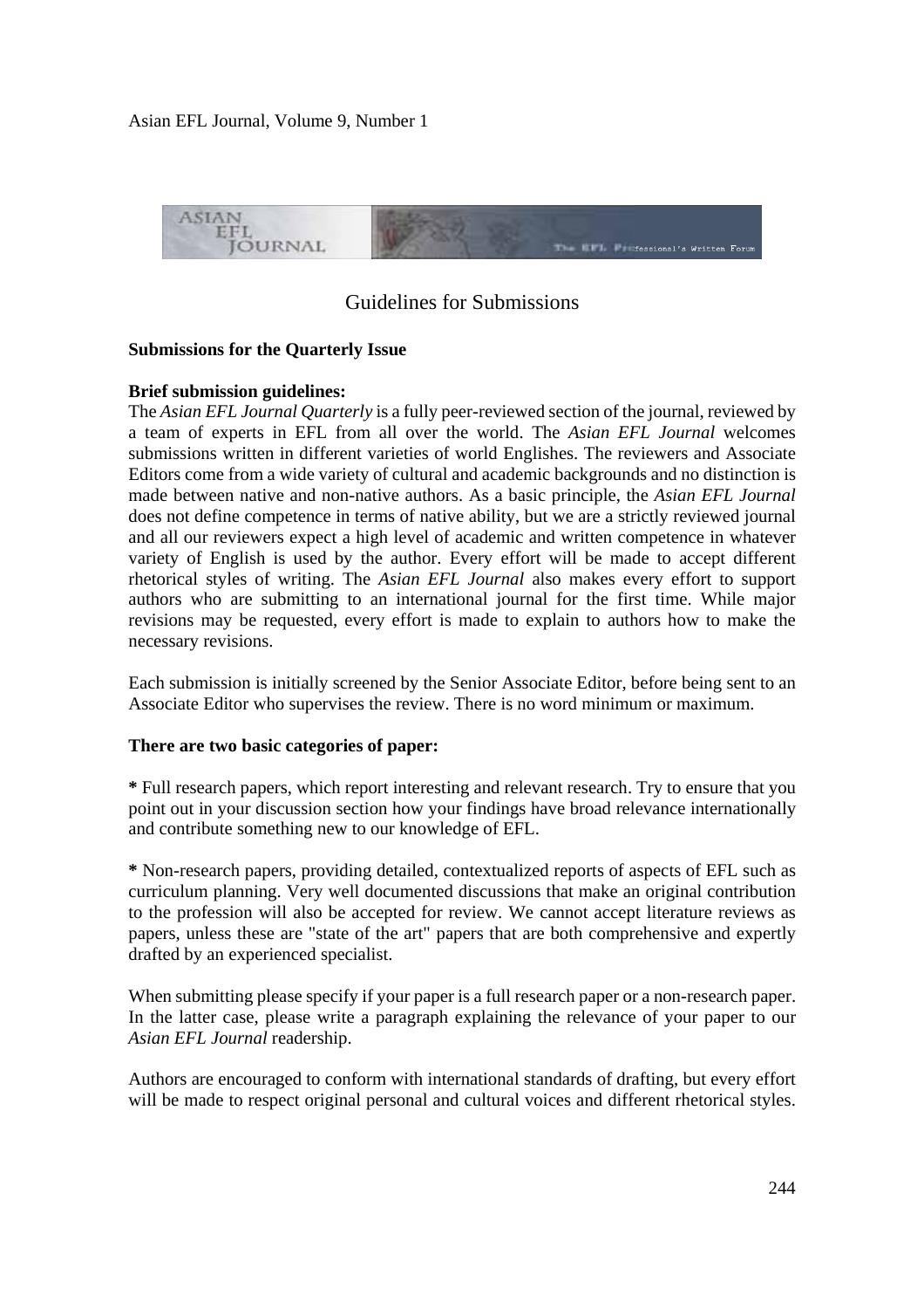# Guidelines for Submissions

**Submissions for the Quarterly Issue**

**Brief submission guidelines:**
The *Asian EFL Journal Quarterly* is a fully peer-reviewed section of the journal, reviewed by a team of experts in EFL from all over the world. The *Asian EFL Journal* welcomes submissions written in different varieties of world Englishes. The reviewers and Associate Editors come from a wide variety of cultural and academic backgrounds and no distinction is made between native and non-native authors. As a basic principle, the *Asian EFL Journal* does not define competence in terms of native ability, but we are a strictly reviewed journal and all our reviewers expect a high level of academic and written competence in whatever variety of English is used by the author. Every effort will be made to accept different rhetorical styles of writing. The *Asian EFL Journal* also makes every effort to support authors who are submitting to an international journal for the first time. While major revisions may be requested, every effort is made to explain to authors how to make the necessary revisions.

Each submission is initially screened by the Senior Associate Editor, before being sent to an Associate Editor who supervises the review. There is no word minimum or maximum.

**There are two basic categories of paper:**

**\*** Full research papers, which report interesting and relevant research. Try to ensure that you point out in your discussion section how your findings have broad relevance internationally and contribute something new to our knowledge of EFL.

**\*** Non-research papers, providing detailed, contextualized reports of aspects of EFL such as curriculum planning. Very well documented discussions that make an original contribution to the profession will also be accepted for review. We cannot accept literature reviews as papers, unless these are "state of the art" papers that are both comprehensive and expertly drafted by an experienced specialist.

When submitting please specify if your paper is a full research paper or a non-research paper. In the latter case, please write a paragraph explaining the relevance of your paper to our *Asian EFL Journal* readership.

Authors are encouraged to conform with international standards of drafting, but every effort will be made to respect original personal and cultural voices and different rhetorical styles.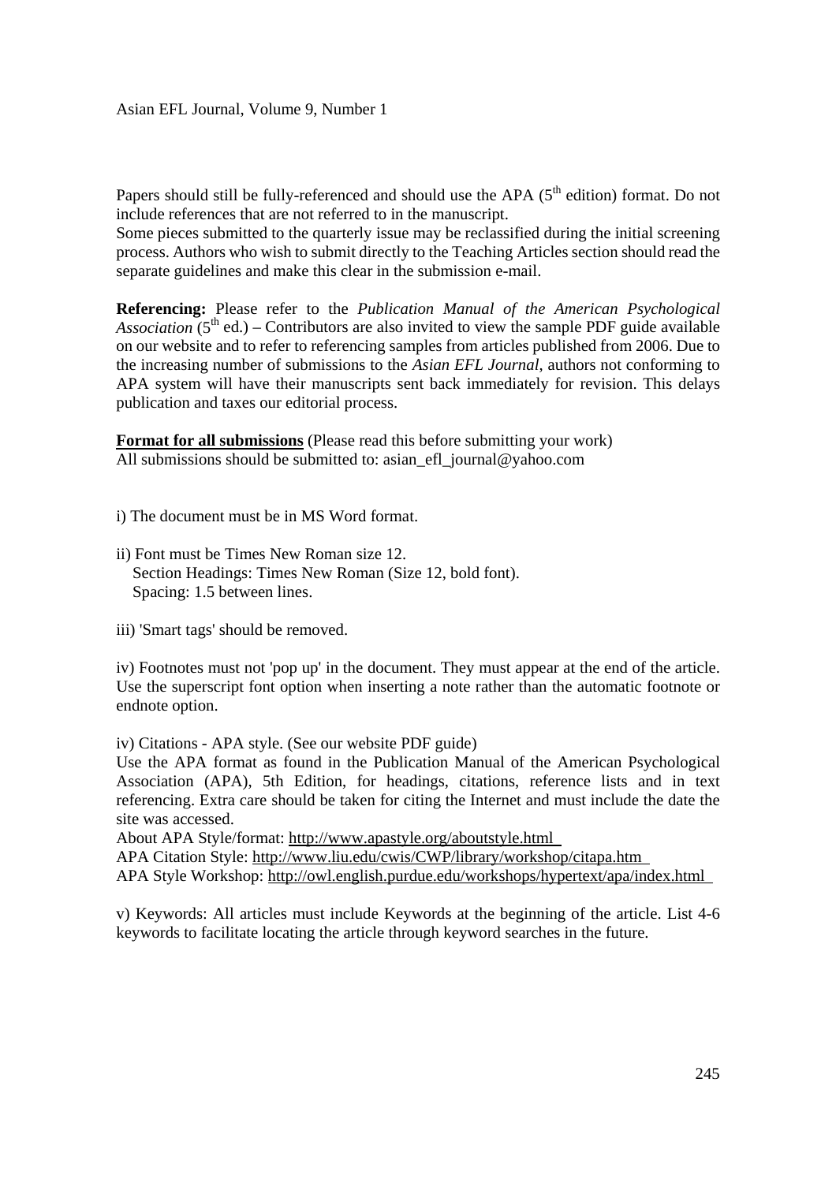Papers should still be fully-referenced and should use the APA (5th edition) format. Do not include references that are not referred to in the manuscript.
Some pieces submitted to the quarterly issue may be reclassified during the initial screening process. Authors who wish to submit directly to the Teaching Articles section should read the separate guidelines and make this clear in the submission e-mail.

**Referencing:** Please refer to the *Publication Manual of the American Psychological Association* (5th ed.) – Contributors are also invited to view the sample PDF guide available on our website and to refer to referencing samples from articles published from 2006. Due to the increasing number of submissions to the *Asian EFL Journal*, authors not conforming to APA system will have their manuscripts sent back immediately for revision. This delays publication and taxes our editorial process.

**Format for all submissions** (Please read this before submitting your work)
All submissions should be submitted to: asian_efl_journal@yahoo.com

i) The document must be in MS Word format.

ii) Font must be Times New Roman size 12.
Section Headings: Times New Roman (Size 12, bold font).
Spacing: 1.5 between lines.

iii) 'Smart tags' should be removed.

iv) Footnotes must not 'pop up' in the document. They must appear at the end of the article. Use the superscript font option when inserting a note rather than the automatic footnote or endnote option.

iv) Citations - APA style. (See our website PDF guide)
Use the APA format as found in the Publication Manual of the American Psychological Association (APA), 5th Edition, for headings, citations, reference lists and in text referencing. Extra care should be taken for citing the Internet and must include the date the site was accessed.
About APA Style/format: http://www.apastyle.org/aboutstyle.html
APA Citation Style: http://www.liu.edu/cwis/CWP/library/workshop/citapa.htm
APA Style Workshop: http://owl.english.purdue.edu/workshops/hypertext/apa/index.html

v) Keywords: All articles must include Keywords at the beginning of the article. List 4-6 keywords to facilitate locating the article through keyword searches in the future.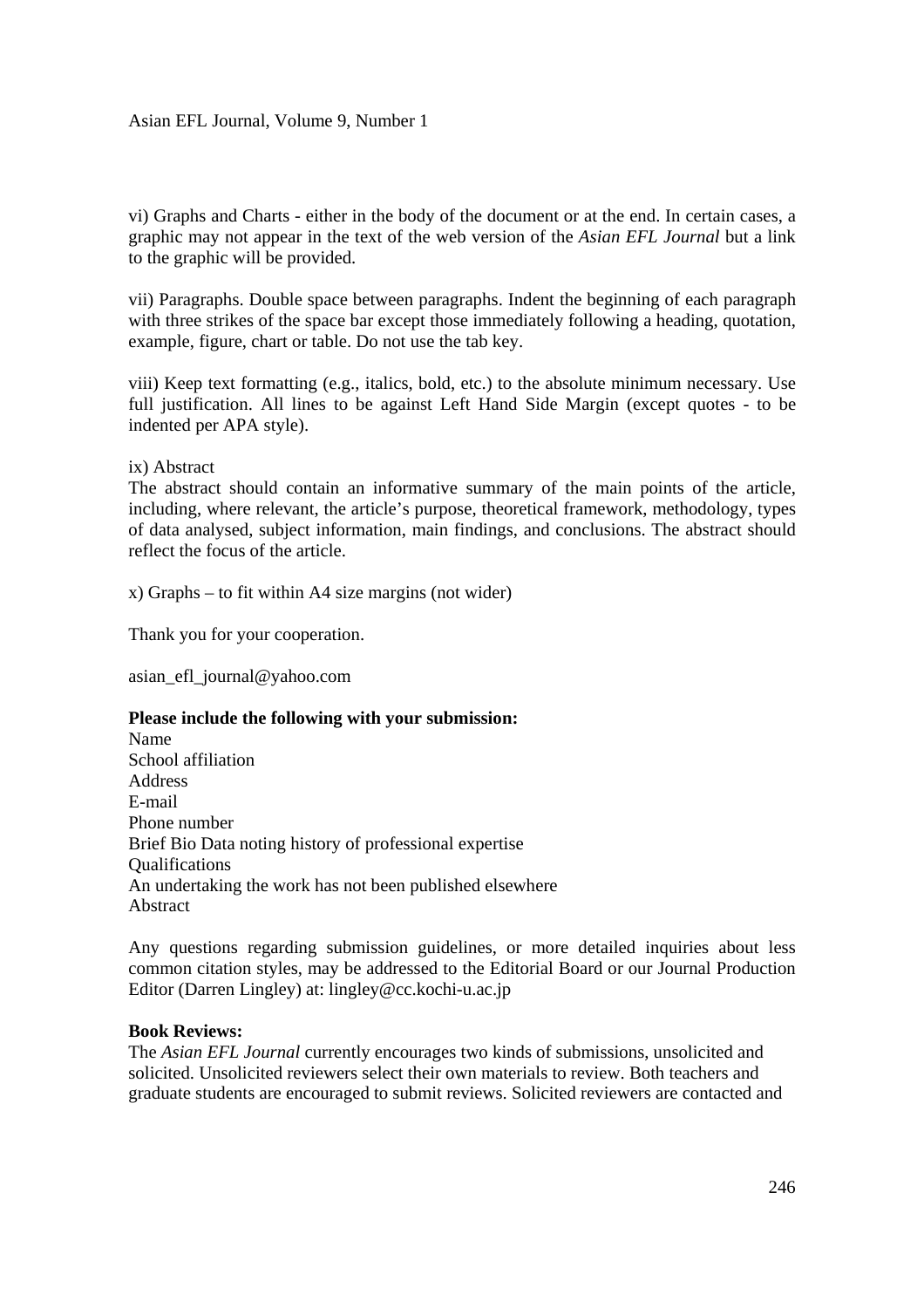vi) Graphs and Charts - either in the body of the document or at the end. In certain cases, a graphic may not appear in the text of the web version of the *Asian EFL Journal* but a link to the graphic will be provided.

vii) Paragraphs. Double space between paragraphs. Indent the beginning of each paragraph with three strikes of the space bar except those immediately following a heading, quotation, example, figure, chart or table. Do not use the tab key.

viii) Keep text formatting (e.g., italics, bold, etc.) to the absolute minimum necessary. Use full justification. All lines to be against Left Hand Side Margin (except quotes - to be indented per APA style).

ix) Abstract
The abstract should contain an informative summary of the main points of the article, including, where relevant, the article's purpose, theoretical framework, methodology, types of data analysed, subject information, main findings, and conclusions. The abstract should reflect the focus of the article.

x) Graphs – to fit within A4 size margins (not wider)

Thank you for your cooperation.

asian_efl_journal@yahoo.com

**Please include the following with your submission:**
Name
School affiliation
Address
E-mail
Phone number
Brief Bio Data noting history of professional expertise
Qualifications
An undertaking the work has not been published elsewhere
Abstract

Any questions regarding submission guidelines, or more detailed inquiries about less common citation styles, may be addressed to the Editorial Board or our Journal Production Editor (Darren Lingley) at: lingley@cc.kochi-u.ac.jp

**Book Reviews:**
The *Asian EFL Journal* currently encourages two kinds of submissions, unsolicited and solicited. Unsolicited reviewers select their own materials to review. Both teachers and graduate students are encouraged to submit reviews. Solicited reviewers are contacted and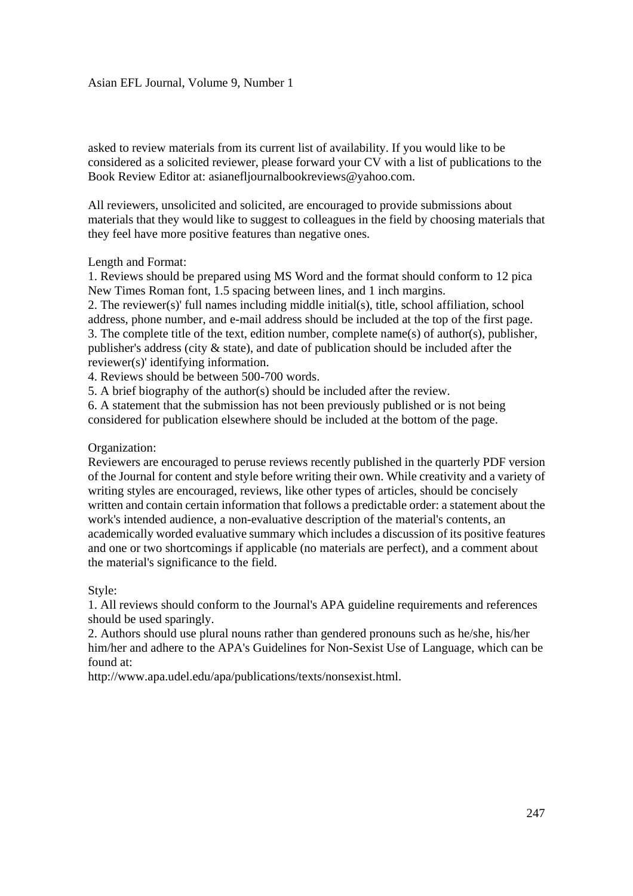asked to review materials from its current list of availability. If you would like to be considered as a solicited reviewer, please forward your CV with a list of publications to the Book Review Editor at: asianefljournalbookreviews@yahoo.com.

All reviewers, unsolicited and solicited, are encouraged to provide submissions about materials that they would like to suggest to colleagues in the field by choosing materials that they feel have more positive features than negative ones.

Length and Format:

1. Reviews should be prepared using MS Word and the format should conform to 12 pica New Times Roman font, 1.5 spacing between lines, and 1 inch margins.
2. The reviewer(s)' full names including middle initial(s), title, school affiliation, school address, phone number, and e-mail address should be included at the top of the first page.
3. The complete title of the text, edition number, complete name(s) of author(s), publisher, publisher's address (city & state), and date of publication should be included after the reviewer(s)' identifying information.
4. Reviews should be between 500-700 words.
5. A brief biography of the author(s) should be included after the review.
6. A statement that the submission has not been previously published or is not being considered for publication elsewhere should be included at the bottom of the page.

Organization:

Reviewers are encouraged to peruse reviews recently published in the quarterly PDF version of the Journal for content and style before writing their own. While creativity and a variety of writing styles are encouraged, reviews, like other types of articles, should be concisely written and contain certain information that follows a predictable order: a statement about the work's intended audience, a non-evaluative description of the material's contents, an academically worded evaluative summary which includes a discussion of its positive features and one or two shortcomings if applicable (no materials are perfect), and a comment about the material's significance to the field.

Style:

1. All reviews should conform to the Journal's APA guideline requirements and references should be used sparingly.
2. Authors should use plural nouns rather than gendered pronouns such as he/she, his/her him/her and adhere to the APA's Guidelines for Non-Sexist Use of Language, which can be found at:

http://www.apa.udel.edu/apa/publications/texts/nonsexist.html.